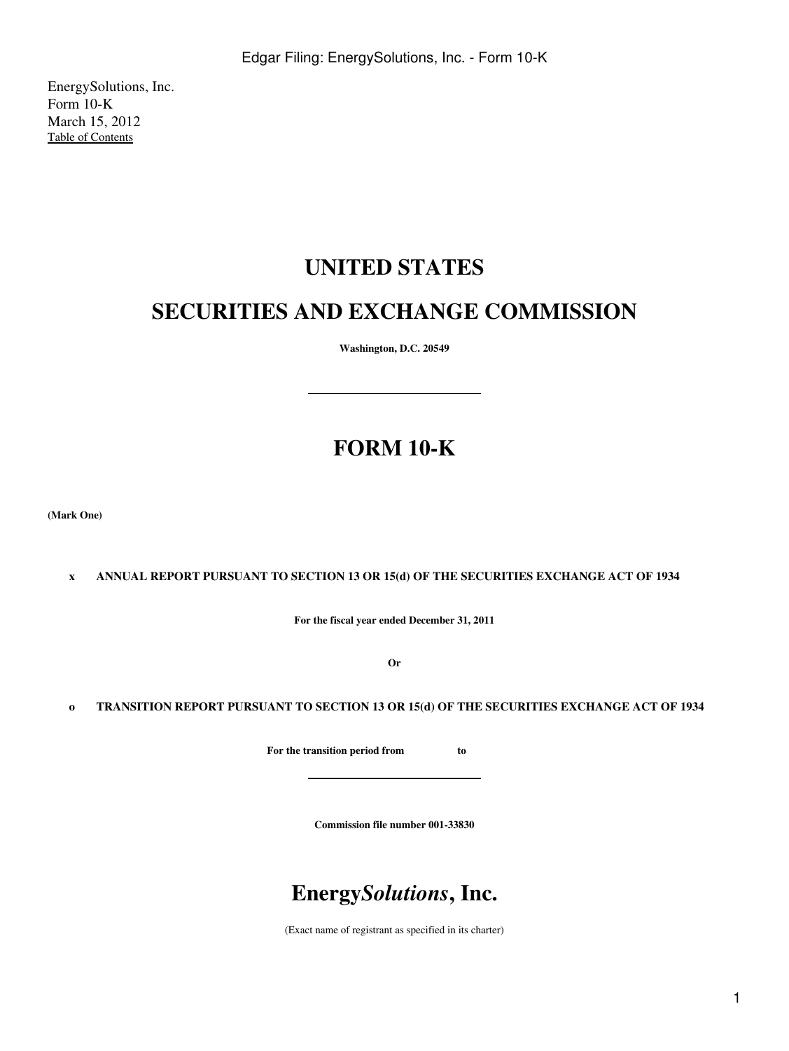EnergySolutions, Inc.
Form 10-K
March 15, 2012
Table of Contents

# UNITED STATES

# SECURITIES AND EXCHANGE COMMISSION

**Washington, D.C. 20549**

---

# FORM 10-K

**(Mark One)**

**x ANNUAL REPORT PURSUANT TO SECTION 13 OR 15(d) OF THE SECURITIES EXCHANGE ACT OF 1934**

**For the fiscal year ended December 31, 2011**

**Or**

**o TRANSITION REPORT PURSUANT TO SECTION 13 OR 15(d) OF THE SECURITIES EXCHANGE ACT OF 1934**

**For the transition period from to**

---

**Commission file number 001-33830**

# Energy*Solutions*, Inc.

(Exact name of registrant as specified in its charter)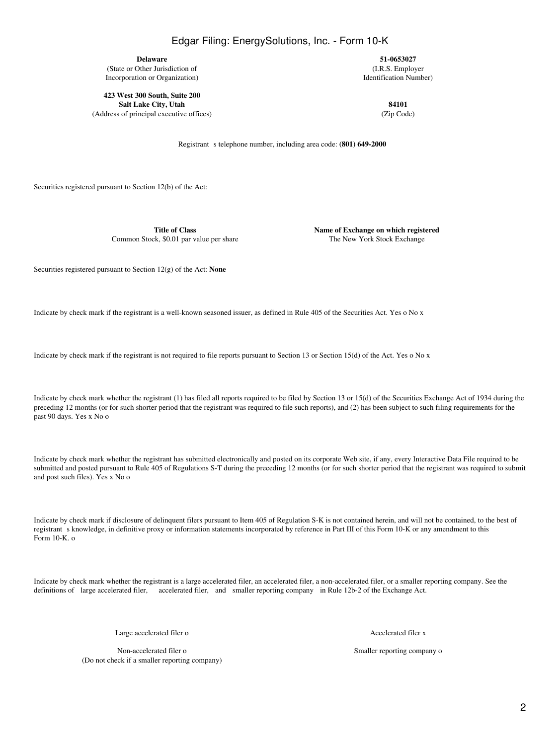| **Delaware** | **51-0653027** |
| --- | --- |
| (State or Other Jurisdiction of Incorporation or Organization) | (I.R.S. Employer Identification Number) |
| **423 West 300 South, Suite 200** **Salt Lake City, Utah** | **84101** |
| (Address of principal executive offices) | (Zip Code) |

Registrant s telephone number, including area code: **(801) 649-2000**

Securities registered pursuant to Section 12(b) of the Act:

| **Title of Class** | **Name of Exchange on which registered** |
| --- | --- |
| Common Stock, $0.01 par value per share | The New York Stock Exchange |

Securities registered pursuant to Section 12(g) of the Act: **None**

Indicate by check mark if the registrant is a well-known seasoned issuer, as defined in Rule 405 of the Securities Act. Yes o No x

Indicate by check mark if the registrant is not required to file reports pursuant to Section 13 or Section 15(d) of the Act. Yes o No x

Indicate by check mark whether the registrant (1) has filed all reports required to be filed by Section 13 or 15(d) of the Securities Exchange Act of 1934 during the preceding 12 months (or for such shorter period that the registrant was required to file such reports), and (2) has been subject to such filing requirements for the past 90 days. Yes x No o

Indicate by check mark whether the registrant has submitted electronically and posted on its corporate Web site, if any, every Interactive Data File required to be submitted and posted pursuant to Rule 405 of Regulations S-T during the preceding 12 months (or for such shorter period that the registrant was required to submit and post such files). Yes x No o

Indicate by check mark if disclosure of delinquent filers pursuant to Item 405 of Regulation S-K is not contained herein, and will not be contained, to the best of registrant s knowledge, in definitive proxy or information statements incorporated by reference in Part III of this Form 10-K or any amendment to this Form 10-K. o

Indicate by check mark whether the registrant is a large accelerated filer, an accelerated filer, a non-accelerated filer, or a smaller reporting company. See the definitions of large accelerated filer, accelerated filer, and smaller reporting company in Rule 12b-2 of the Exchange Act.

| | |
| --- | --- |
| Large accelerated filer o | Accelerated filer x |
| Non-accelerated filer o (Do not check if a smaller reporting company) | Smaller reporting company o |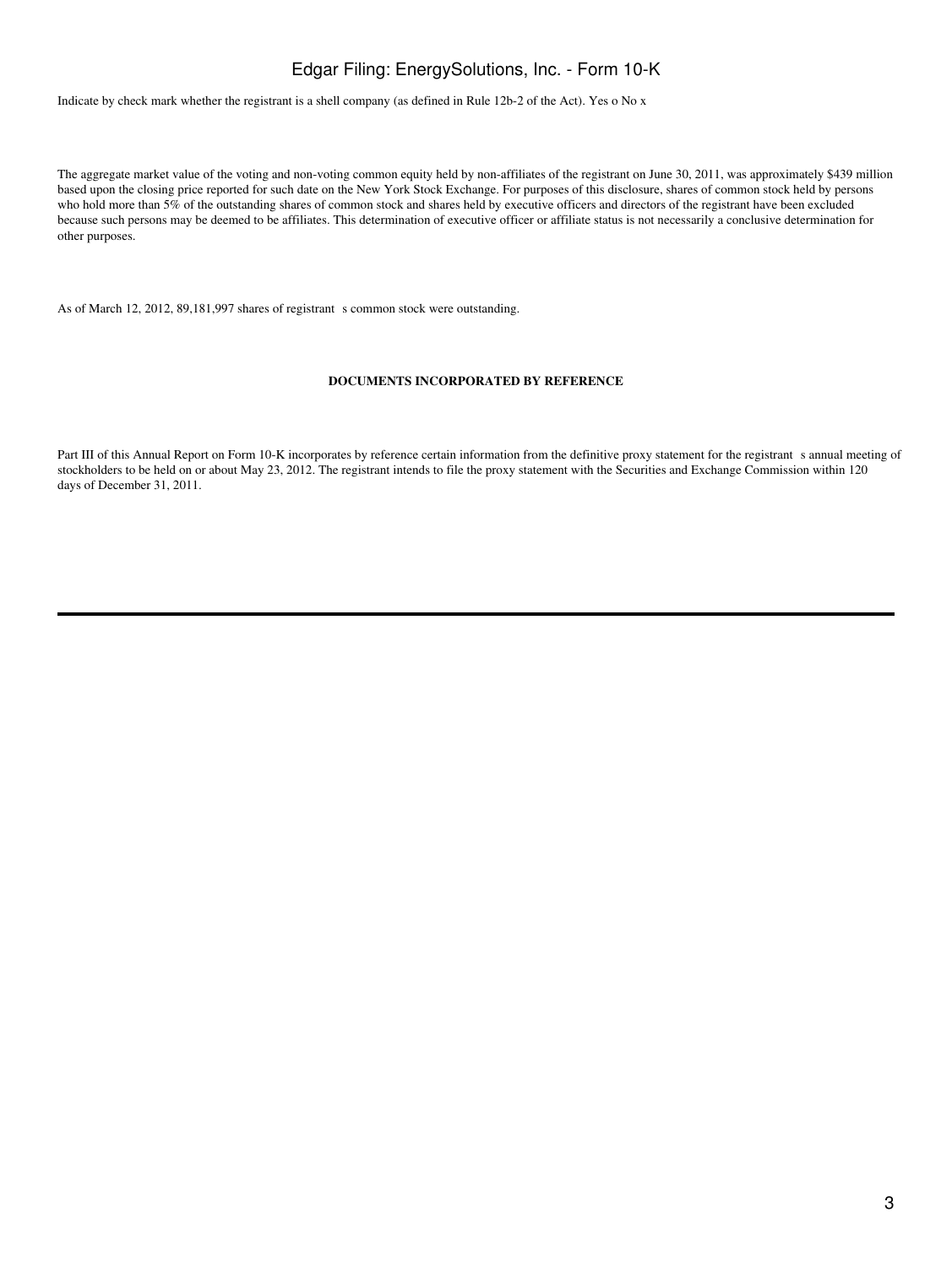Indicate by check mark whether the registrant is a shell company (as defined in Rule 12b-2 of the Act). Yes o No x

The aggregate market value of the voting and non-voting common equity held by non-affiliates of the registrant on June 30, 2011, was approximately $439 million based upon the closing price reported for such date on the New York Stock Exchange. For purposes of this disclosure, shares of common stock held by persons who hold more than 5% of the outstanding shares of common stock and shares held by executive officers and directors of the registrant have been excluded because such persons may be deemed to be affiliates. This determination of executive officer or affiliate status is not necessarily a conclusive determination for other purposes.

As of March 12, 2012, 89,181,997 shares of registrant s common stock were outstanding.

**DOCUMENTS INCORPORATED BY REFERENCE**

Part III of this Annual Report on Form 10-K incorporates by reference certain information from the definitive proxy statement for the registrant s annual meeting of stockholders to be held on or about May 23, 2012. The registrant intends to file the proxy statement with the Securities and Exchange Commission within 120 days of December 31, 2011.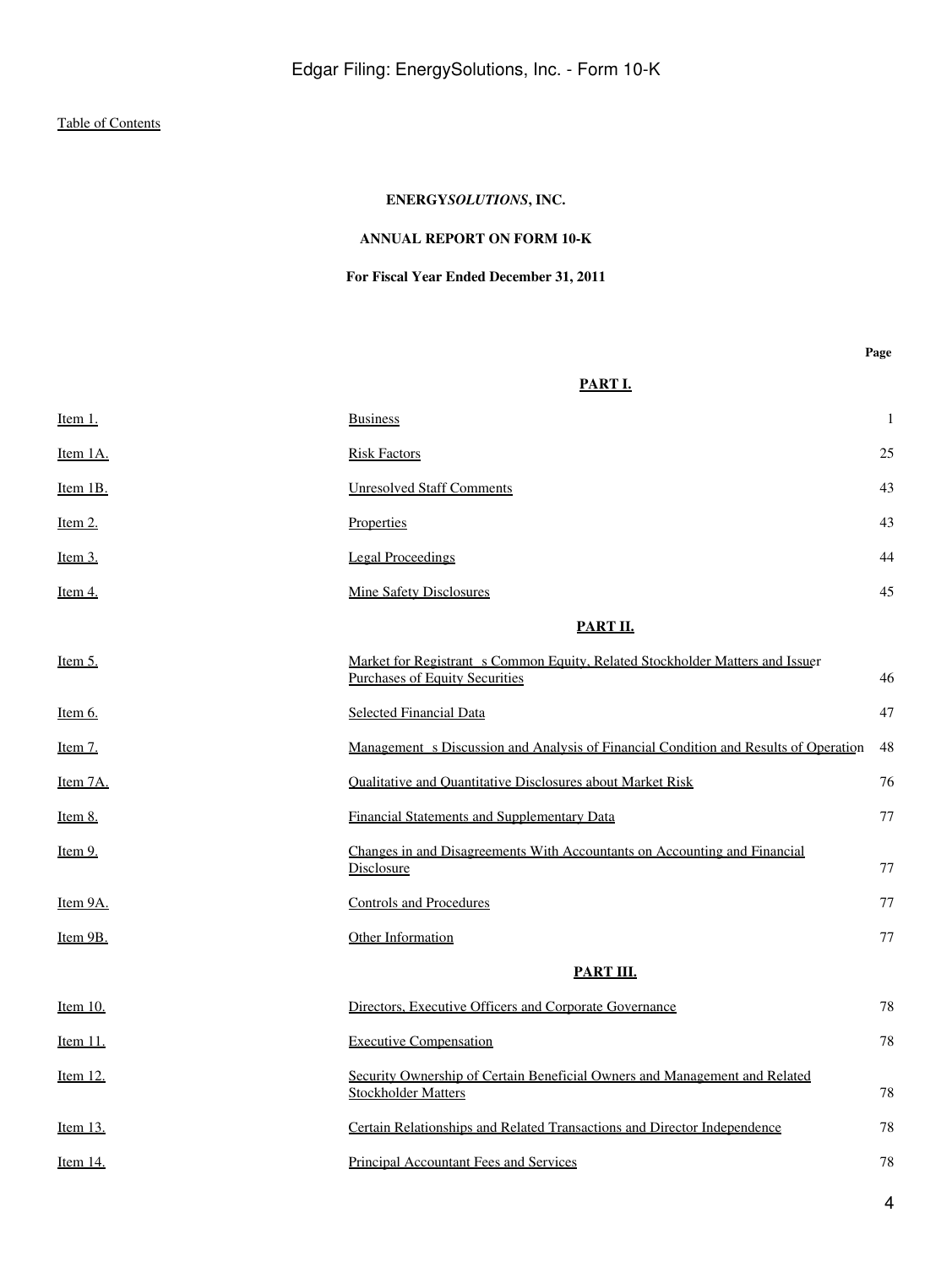Table of Contents

**ENERGY*SOLUTIONS*, INC.**

**ANNUAL REPORT ON FORM 10-K**

**For Fiscal Year Ended December 31, 2011**

| | | Page |
|---|---|---|
| | **PART I.** | |
| Item 1. | Business | 1 |
| Item 1A. | Risk Factors | 25 |
| Item 1B. | Unresolved Staff Comments | 43 |
| Item 2. | Properties | 43 |
| Item 3. | Legal Proceedings | 44 |
| Item 4. | Mine Safety Disclosures | 45 |
| | **PART II.** | |
| Item 5. | Market for Registrant s Common Equity, Related Stockholder Matters and Issuer Purchases of Equity Securities | 46 |
| Item 6. | Selected Financial Data | 47 |
| Item 7. | Management s Discussion and Analysis of Financial Condition and Results of Operation | 48 |
| Item 7A. | Qualitative and Quantitative Disclosures about Market Risk | 76 |
| Item 8. | Financial Statements and Supplementary Data | 77 |
| Item 9. | Changes in and Disagreements With Accountants on Accounting and Financial Disclosure | 77 |
| Item 9A. | Controls and Procedures | 77 |
| Item 9B. | Other Information | 77 |
| | **PART III.** | |
| Item 10. | Directors, Executive Officers and Corporate Governance | 78 |
| Item 11. | Executive Compensation | 78 |
| Item 12. | Security Ownership of Certain Beneficial Owners and Management and Related Stockholder Matters | 78 |
| Item 13. | Certain Relationships and Related Transactions and Director Independence | 78 |
| Item 14. | Principal Accountant Fees and Services | 78 |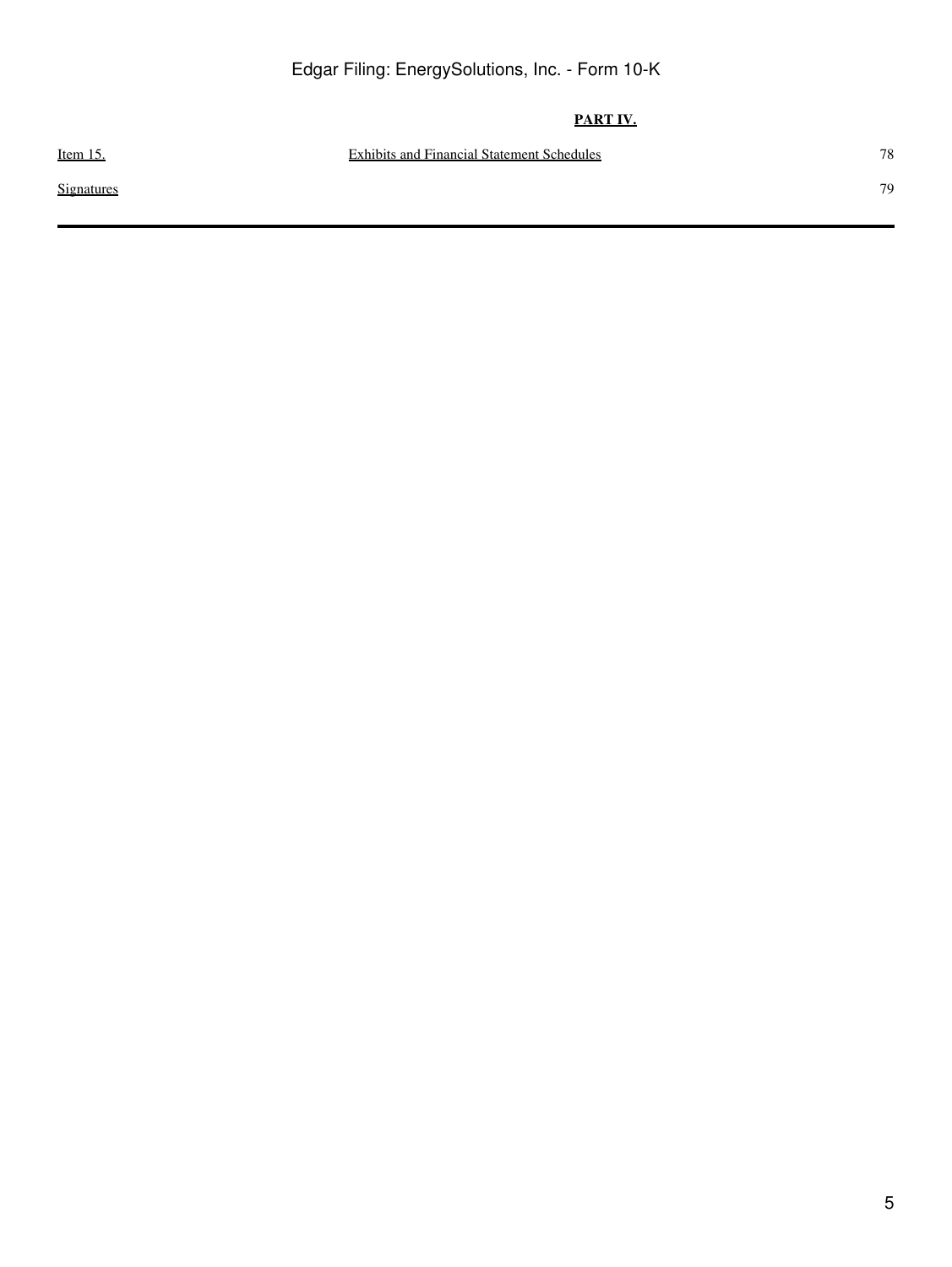**PART IV.**

| | | |
|---|---|---|
| Item 15. | Exhibits and Financial Statement Schedules | 78 |
| Signatures | | 79 |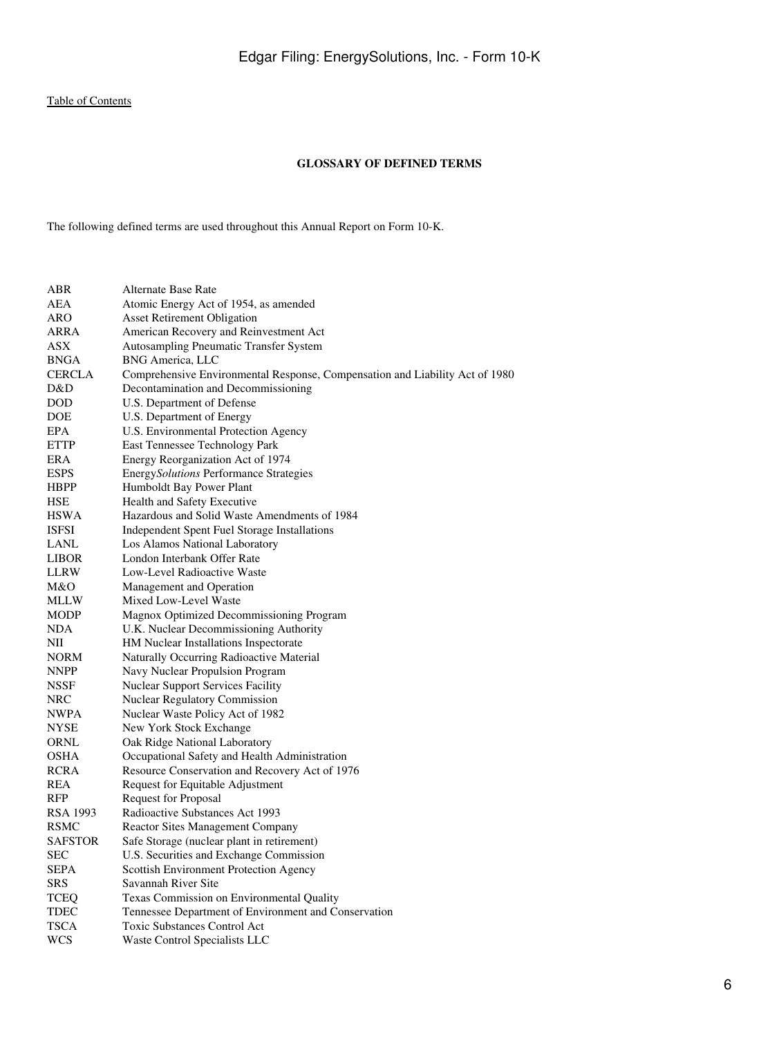[Table of Contents](#)

## GLOSSARY OF DEFINED TERMS

The following defined terms are used throughout this Annual Report on Form 10-K.

| | |
|---|---|
| ABR | Alternate Base Rate |
| AEA | Atomic Energy Act of 1954, as amended |
| ARO | Asset Retirement Obligation |
| ARRA | American Recovery and Reinvestment Act |
| ASX | Autosampling Pneumatic Transfer System |
| BNGA | BNG America, LLC |
| CERCLA | Comprehensive Environmental Response, Compensation and Liability Act of 1980 |
| D&D | Decontamination and Decommissioning |
| DOD | U.S. Department of Defense |
| DOE | U.S. Department of Energy |
| EPA | U.S. Environmental Protection Agency |
| ETTP | East Tennessee Technology Park |
| ERA | Energy Reorganization Act of 1974 |
| ESPS | Energy*Solutions* Performance Strategies |
| HBPP | Humboldt Bay Power Plant |
| HSE | Health and Safety Executive |
| HSWA | Hazardous and Solid Waste Amendments of 1984 |
| ISFSI | Independent Spent Fuel Storage Installations |
| LANL | Los Alamos National Laboratory |
| LIBOR | London Interbank Offer Rate |
| LLRW | Low-Level Radioactive Waste |
| M&O | Management and Operation |
| MLLW | Mixed Low-Level Waste |
| MODP | Magnox Optimized Decommissioning Program |
| NDA | U.K. Nuclear Decommissioning Authority |
| NII | HM Nuclear Installations Inspectorate |
| NORM | Naturally Occurring Radioactive Material |
| NNPP | Navy Nuclear Propulsion Program |
| NSSF | Nuclear Support Services Facility |
| NRC | Nuclear Regulatory Commission |
| NWPA | Nuclear Waste Policy Act of 1982 |
| NYSE | New York Stock Exchange |
| ORNL | Oak Ridge National Laboratory |
| OSHA | Occupational Safety and Health Administration |
| RCRA | Resource Conservation and Recovery Act of 1976 |
| REA | Request for Equitable Adjustment |
| RFP | Request for Proposal |
| RSA 1993 | Radioactive Substances Act 1993 |
| RSMC | Reactor Sites Management Company |
| SAFSTOR | Safe Storage (nuclear plant in retirement) |
| SEC | U.S. Securities and Exchange Commission |
| SEPA | Scottish Environment Protection Agency |
| SRS | Savannah River Site |
| TCEQ | Texas Commission on Environmental Quality |
| TDEC | Tennessee Department of Environment and Conservation |
| TSCA | Toxic Substances Control Act |
| WCS | Waste Control Specialists LLC |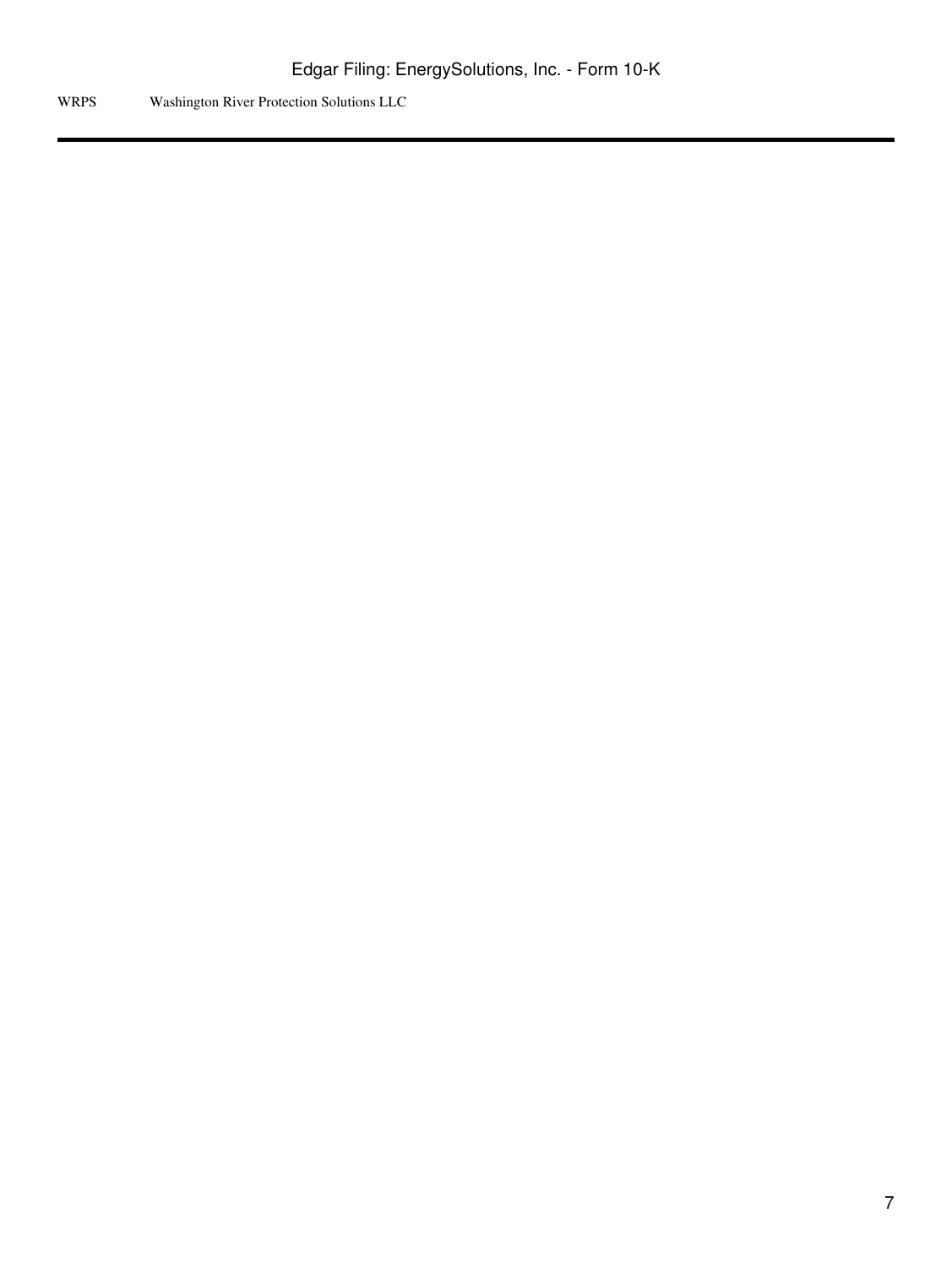| | |
|---|---|
| WRPS | Washington River Protection Solutions LLC |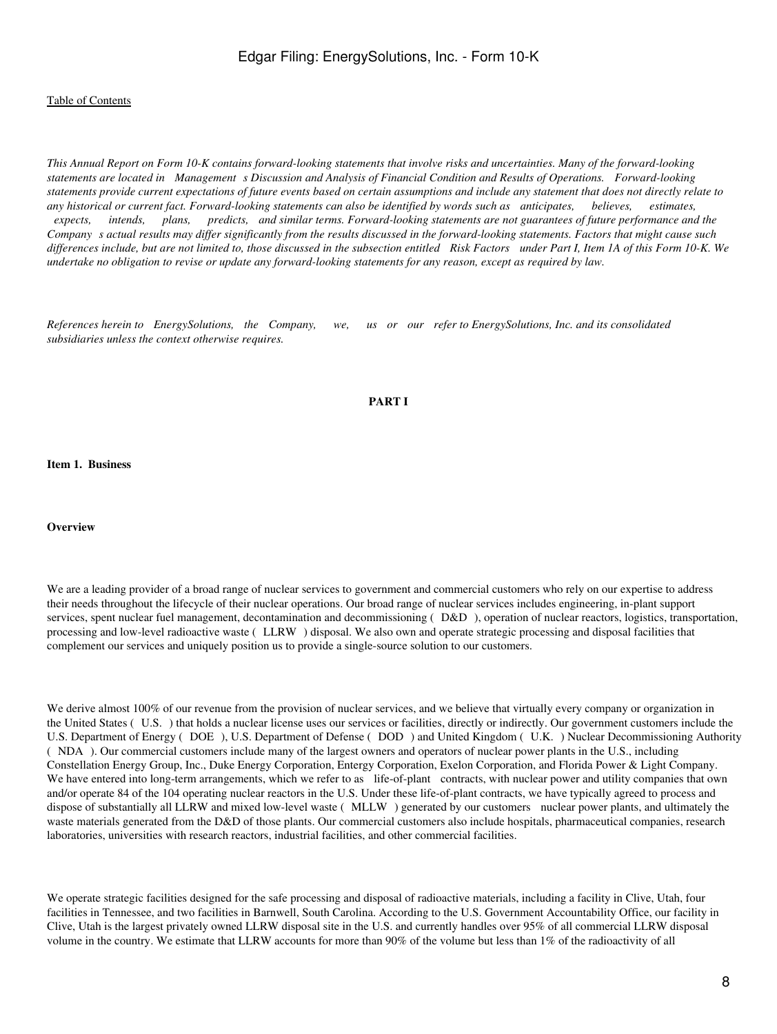[Table of Contents](#)

*This Annual Report on Form 10-K contains forward-looking statements that involve risks and uncertainties. Many of the forward-looking statements are located in "Management's Discussion and Analysis of Financial Condition and Results of Operations." Forward-looking statements provide current expectations of future events based on certain assumptions and include any statement that does not directly relate to any historical or current fact. Forward-looking statements can also be identified by words such as "anticipates," "believes," "estimates," "expects," "intends," "plans," "predicts," and similar terms. Forward-looking statements are not guarantees of future performance and the Company's actual results may differ significantly from the results discussed in the forward-looking statements. Factors that might cause such differences include, but are not limited to, those discussed in the subsection entitled "Risk Factors" under Part I, Item 1A of this Form 10-K. We undertake no obligation to revise or update any forward-looking statements for any reason, except as required by law.*

*References herein to "EnergySolutions," "the Company," "we," "us" or "our" refer to EnergySolutions, Inc. and its consolidated subsidiaries unless the context otherwise requires.*

# PART I

## Item 1. Business

### Overview

We are a leading provider of a broad range of nuclear services to government and commercial customers who rely on our expertise to address their needs throughout the lifecycle of their nuclear operations. Our broad range of nuclear services includes engineering, in-plant support services, spent nuclear fuel management, decontamination and decommissioning ("D&D"), operation of nuclear reactors, logistics, transportation, processing and low-level radioactive waste ("LLRW") disposal. We also own and operate strategic processing and disposal facilities that complement our services and uniquely position us to provide a single-source solution to our customers.

We derive almost 100% of our revenue from the provision of nuclear services, and we believe that virtually every company or organization in the United States ("U.S.") that holds a nuclear license uses our services or facilities, directly or indirectly. Our government customers include the U.S. Department of Energy ("DOE"), U.S. Department of Defense ("DOD") and United Kingdom ("U.K.") Nuclear Decommissioning Authority ("NDA"). Our commercial customers include many of the largest owners and operators of nuclear power plants in the U.S., including Constellation Energy Group, Inc., Duke Energy Corporation, Entergy Corporation, Exelon Corporation, and Florida Power & Light Company. We have entered into long-term arrangements, which we refer to as "life-of-plant" contracts, with nuclear power and utility companies that own and/or operate 84 of the 104 operating nuclear reactors in the U.S. Under these life-of-plant contracts, we have typically agreed to process and dispose of substantially all LLRW and mixed low-level waste ("MLLW") generated by our customers' nuclear power plants, and ultimately the waste materials generated from the D&D of those plants. Our commercial customers also include hospitals, pharmaceutical companies, research laboratories, universities with research reactors, industrial facilities, and other commercial facilities.

We operate strategic facilities designed for the safe processing and disposal of radioactive materials, including a facility in Clive, Utah, four facilities in Tennessee, and two facilities in Barnwell, South Carolina. According to the U.S. Government Accountability Office, our facility in Clive, Utah is the largest privately owned LLRW disposal site in the U.S. and currently handles over 95% of all commercial LLRW disposal volume in the country. We estimate that LLRW accounts for more than 90% of the volume but less than 1% of the radioactivity of all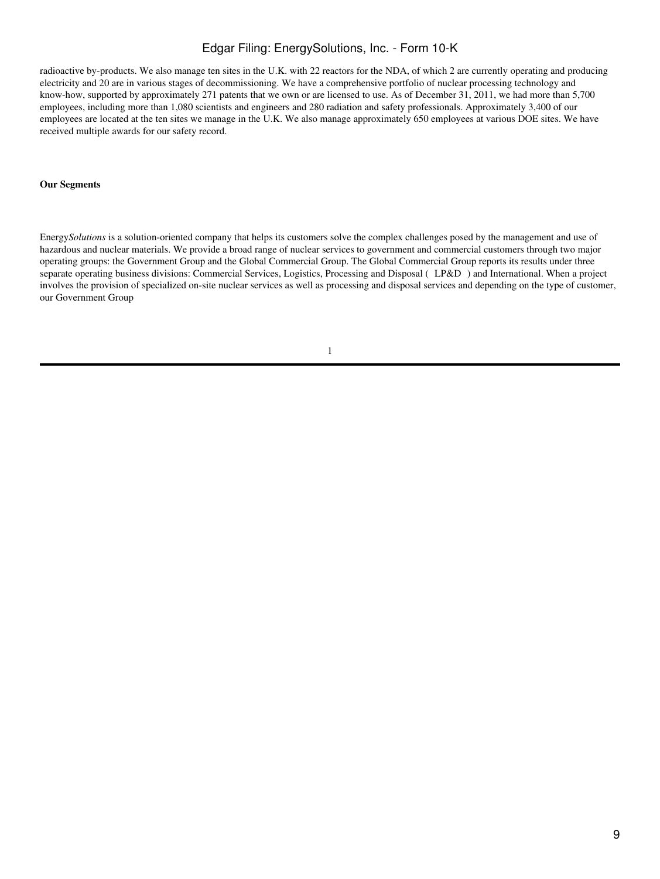radioactive by-products. We also manage ten sites in the U.K. with 22 reactors for the NDA, of which 2 are currently operating and producing electricity and 20 are in various stages of decommissioning. We have a comprehensive portfolio of nuclear processing technology and know-how, supported by approximately 271 patents that we own or are licensed to use. As of December 31, 2011, we had more than 5,700 employees, including more than 1,080 scientists and engineers and 280 radiation and safety professionals. Approximately 3,400 of our employees are located at the ten sites we manage in the U.K. We also manage approximately 650 employees at various DOE sites. We have received multiple awards for our safety record.

**Our Segments**

Energy*Solutions* is a solution-oriented company that helps its customers solve the complex challenges posed by the management and use of hazardous and nuclear materials. We provide a broad range of nuclear services to government and commercial customers through two major operating groups: the Government Group and the Global Commercial Group. The Global Commercial Group reports its results under three separate operating business divisions: Commercial Services, Logistics, Processing and Disposal ( LP&D ) and International. When a project involves the provision of specialized on-site nuclear services as well as processing and disposal services and depending on the type of customer, our Government Group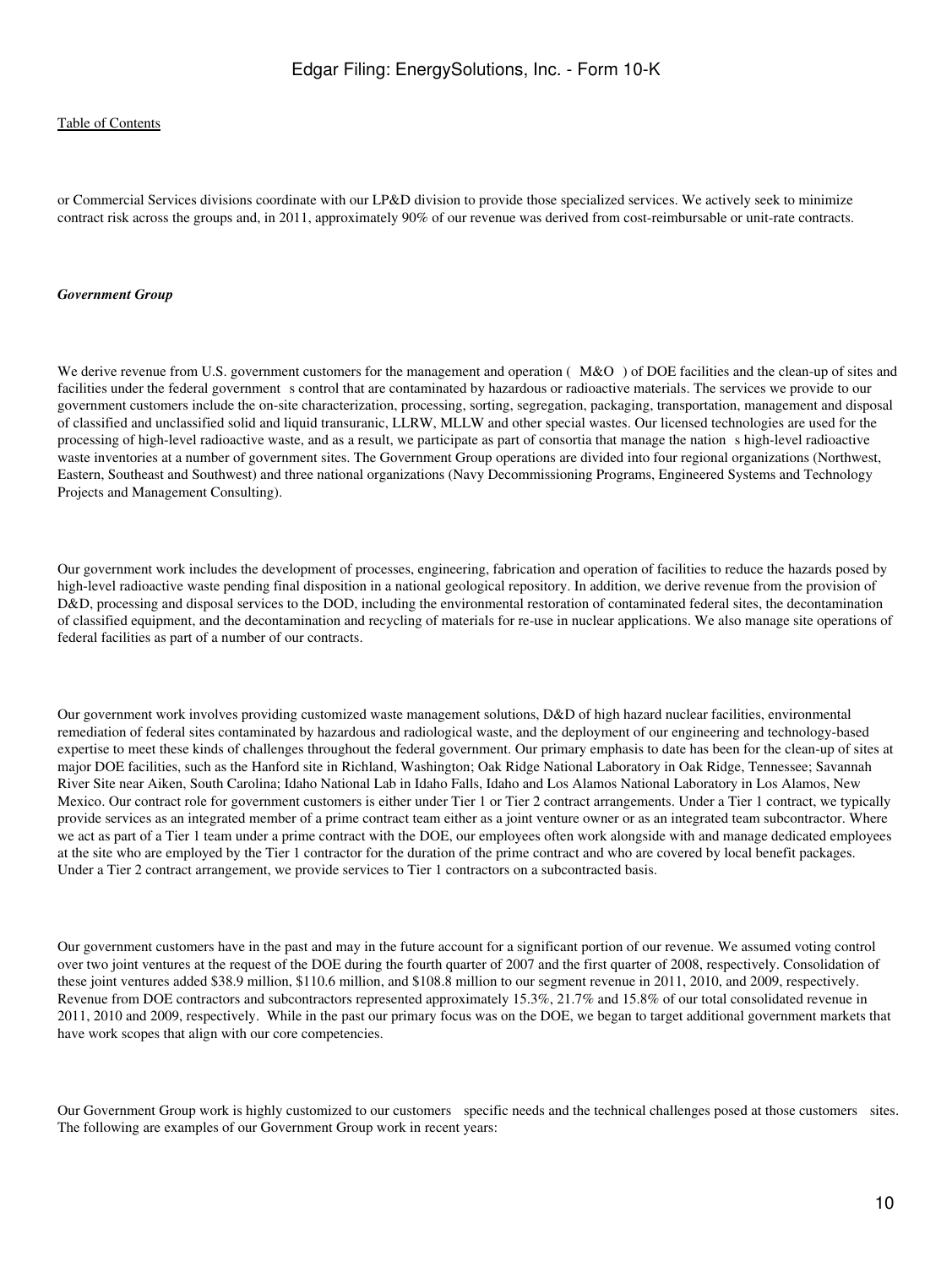or Commercial Services divisions coordinate with our LP&D division to provide those specialized services. We actively seek to minimize contract risk across the groups and, in 2011, approximately 90% of our revenue was derived from cost-reimbursable or unit-rate contracts.

***Government Group***

We derive revenue from U.S. government customers for the management and operation ( M&O ) of DOE facilities and the clean-up of sites and facilities under the federal government s control that are contaminated by hazardous or radioactive materials. The services we provide to our government customers include the on-site characterization, processing, sorting, segregation, packaging, transportation, management and disposal of classified and unclassified solid and liquid transuranic, LLRW, MLLW and other special wastes. Our licensed technologies are used for the processing of high-level radioactive waste, and as a result, we participate as part of consortia that manage the nation s high-level radioactive waste inventories at a number of government sites. The Government Group operations are divided into four regional organizations (Northwest, Eastern, Southeast and Southwest) and three national organizations (Navy Decommissioning Programs, Engineered Systems and Technology Projects and Management Consulting).

Our government work includes the development of processes, engineering, fabrication and operation of facilities to reduce the hazards posed by high-level radioactive waste pending final disposition in a national geological repository. In addition, we derive revenue from the provision of D&D, processing and disposal services to the DOD, including the environmental restoration of contaminated federal sites, the decontamination of classified equipment, and the decontamination and recycling of materials for re-use in nuclear applications. We also manage site operations of federal facilities as part of a number of our contracts.

Our government work involves providing customized waste management solutions, D&D of high hazard nuclear facilities, environmental remediation of federal sites contaminated by hazardous and radiological waste, and the deployment of our engineering and technology-based expertise to meet these kinds of challenges throughout the federal government. Our primary emphasis to date has been for the clean-up of sites at major DOE facilities, such as the Hanford site in Richland, Washington; Oak Ridge National Laboratory in Oak Ridge, Tennessee; Savannah River Site near Aiken, South Carolina; Idaho National Lab in Idaho Falls, Idaho and Los Alamos National Laboratory in Los Alamos, New Mexico. Our contract role for government customers is either under Tier 1 or Tier 2 contract arrangements. Under a Tier 1 contract, we typically provide services as an integrated member of a prime contract team either as a joint venture owner or as an integrated team subcontractor. Where we act as part of a Tier 1 team under a prime contract with the DOE, our employees often work alongside with and manage dedicated employees at the site who are employed by the Tier 1 contractor for the duration of the prime contract and who are covered by local benefit packages. Under a Tier 2 contract arrangement, we provide services to Tier 1 contractors on a subcontracted basis.

Our government customers have in the past and may in the future account for a significant portion of our revenue. We assumed voting control over two joint ventures at the request of the DOE during the fourth quarter of 2007 and the first quarter of 2008, respectively. Consolidation of these joint ventures added $38.9 million, $110.6 million, and $108.8 million to our segment revenue in 2011, 2010, and 2009, respectively. Revenue from DOE contractors and subcontractors represented approximately 15.3%, 21.7% and 15.8% of our total consolidated revenue in 2011, 2010 and 2009, respectively. While in the past our primary focus was on the DOE, we began to target additional government markets that have work scopes that align with our core competencies.

Our Government Group work is highly customized to our customers specific needs and the technical challenges posed at those customers sites. The following are examples of our Government Group work in recent years: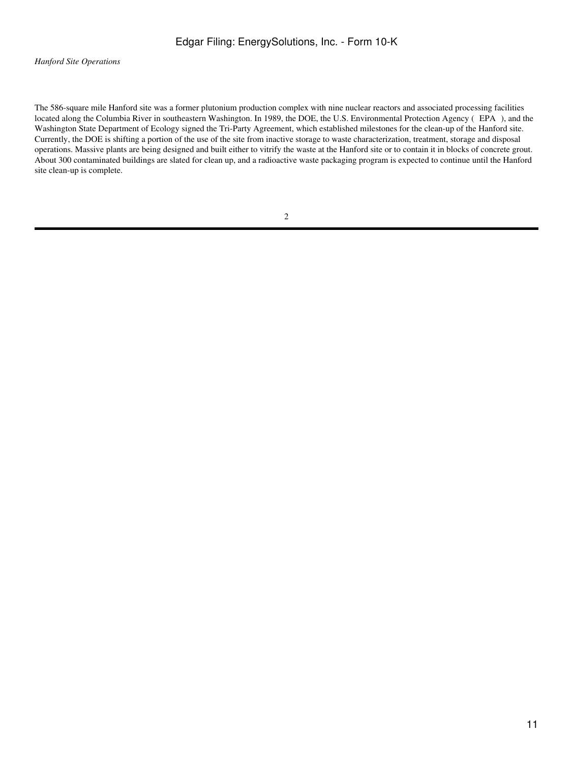*Hanford Site Operations*

The 586-square mile Hanford site was a former plutonium production complex with nine nuclear reactors and associated processing facilities located along the Columbia River in southeastern Washington. In 1989, the DOE, the U.S. Environmental Protection Agency ( EPA ), and the Washington State Department of Ecology signed the Tri-Party Agreement, which established milestones for the clean-up of the Hanford site. Currently, the DOE is shifting a portion of the use of the site from inactive storage to waste characterization, treatment, storage and disposal operations. Massive plants are being designed and built either to vitrify the waste at the Hanford site or to contain it in blocks of concrete grout. About 300 contaminated buildings are slated for clean up, and a radioactive waste packaging program is expected to continue until the Hanford site clean-up is complete.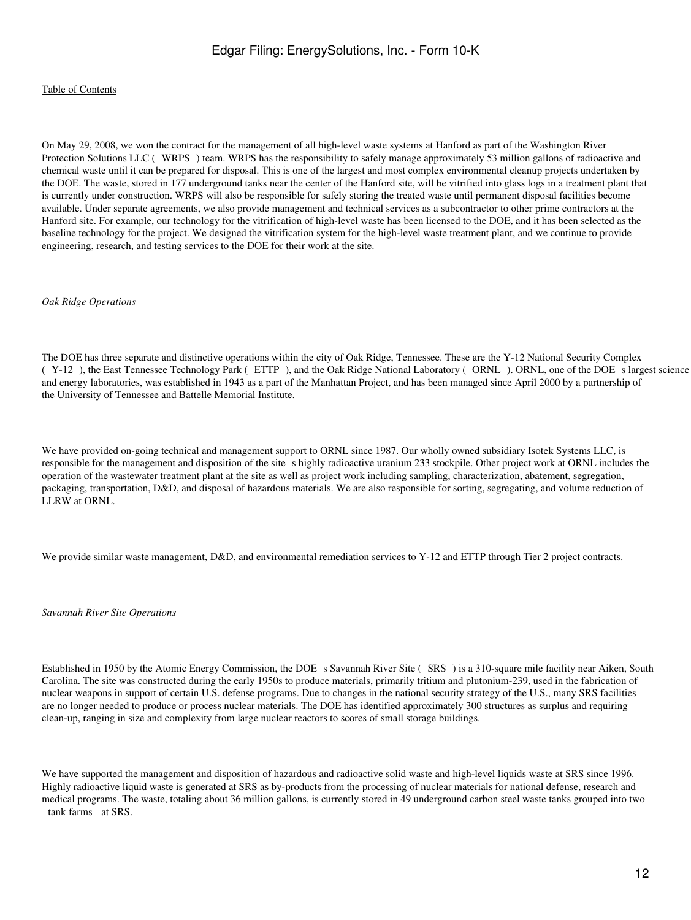On May 29, 2008, we won the contract for the management of all high-level waste systems at Hanford as part of the Washington River Protection Solutions LLC ( WRPS ) team. WRPS has the responsibility to safely manage approximately 53 million gallons of radioactive and chemical waste until it can be prepared for disposal. This is one of the largest and most complex environmental cleanup projects undertaken by the DOE. The waste, stored in 177 underground tanks near the center of the Hanford site, will be vitrified into glass logs in a treatment plant that is currently under construction. WRPS will also be responsible for safely storing the treated waste until permanent disposal facilities become available. Under separate agreements, we also provide management and technical services as a subcontractor to other prime contractors at the Hanford site. For example, our technology for the vitrification of high-level waste has been licensed to the DOE, and it has been selected as the baseline technology for the project. We designed the vitrification system for the high-level waste treatment plant, and we continue to provide engineering, research, and testing services to the DOE for their work at the site.

*Oak Ridge Operations*

The DOE has three separate and distinctive operations within the city of Oak Ridge, Tennessee. These are the Y-12 National Security Complex ( Y-12 ), the East Tennessee Technology Park ( ETTP ), and the Oak Ridge National Laboratory ( ORNL ). ORNL, one of the DOE s largest science and energy laboratories, was established in 1943 as a part of the Manhattan Project, and has been managed since April 2000 by a partnership of the University of Tennessee and Battelle Memorial Institute.

We have provided on-going technical and management support to ORNL since 1987. Our wholly owned subsidiary Isotek Systems LLC, is responsible for the management and disposition of the site s highly radioactive uranium 233 stockpile. Other project work at ORNL includes the operation of the wastewater treatment plant at the site as well as project work including sampling, characterization, abatement, segregation, packaging, transportation, D&D, and disposal of hazardous materials. We are also responsible for sorting, segregating, and volume reduction of LLRW at ORNL.

We provide similar waste management, D&D, and environmental remediation services to Y-12 and ETTP through Tier 2 project contracts.

*Savannah River Site Operations*

Established in 1950 by the Atomic Energy Commission, the DOE s Savannah River Site ( SRS ) is a 310-square mile facility near Aiken, South Carolina. The site was constructed during the early 1950s to produce materials, primarily tritium and plutonium-239, used in the fabrication of nuclear weapons in support of certain U.S. defense programs. Due to changes in the national security strategy of the U.S., many SRS facilities are no longer needed to produce or process nuclear materials. The DOE has identified approximately 300 structures as surplus and requiring clean-up, ranging in size and complexity from large nuclear reactors to scores of small storage buildings.

We have supported the management and disposition of hazardous and radioactive solid waste and high-level liquids waste at SRS since 1996. Highly radioactive liquid waste is generated at SRS as by-products from the processing of nuclear materials for national defense, research and medical programs. The waste, totaling about 36 million gallons, is currently stored in 49 underground carbon steel waste tanks grouped into two tank farms at SRS.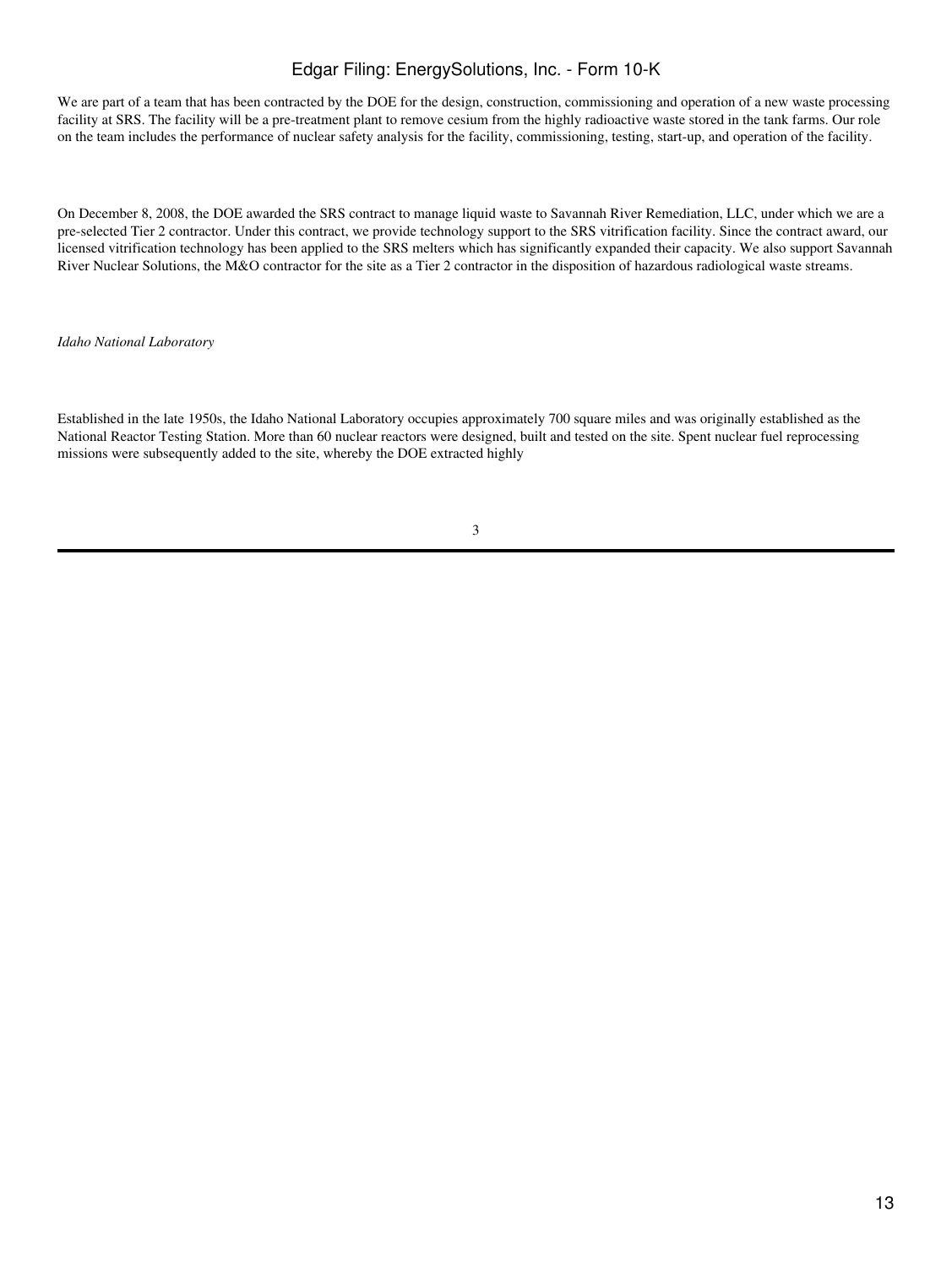We are part of a team that has been contracted by the DOE for the design, construction, commissioning and operation of a new waste processing facility at SRS. The facility will be a pre-treatment plant to remove cesium from the highly radioactive waste stored in the tank farms. Our role on the team includes the performance of nuclear safety analysis for the facility, commissioning, testing, start-up, and operation of the facility.

On December 8, 2008, the DOE awarded the SRS contract to manage liquid waste to Savannah River Remediation, LLC, under which we are a pre-selected Tier 2 contractor. Under this contract, we provide technology support to the SRS vitrification facility. Since the contract award, our licensed vitrification technology has been applied to the SRS melters which has significantly expanded their capacity. We also support Savannah River Nuclear Solutions, the M&O contractor for the site as a Tier 2 contractor in the disposition of hazardous radiological waste streams.

*Idaho National Laboratory*

Established in the late 1950s, the Idaho National Laboratory occupies approximately 700 square miles and was originally established as the National Reactor Testing Station. More than 60 nuclear reactors were designed, built and tested on the site. Spent nuclear fuel reprocessing missions were subsequently added to the site, whereby the DOE extracted highly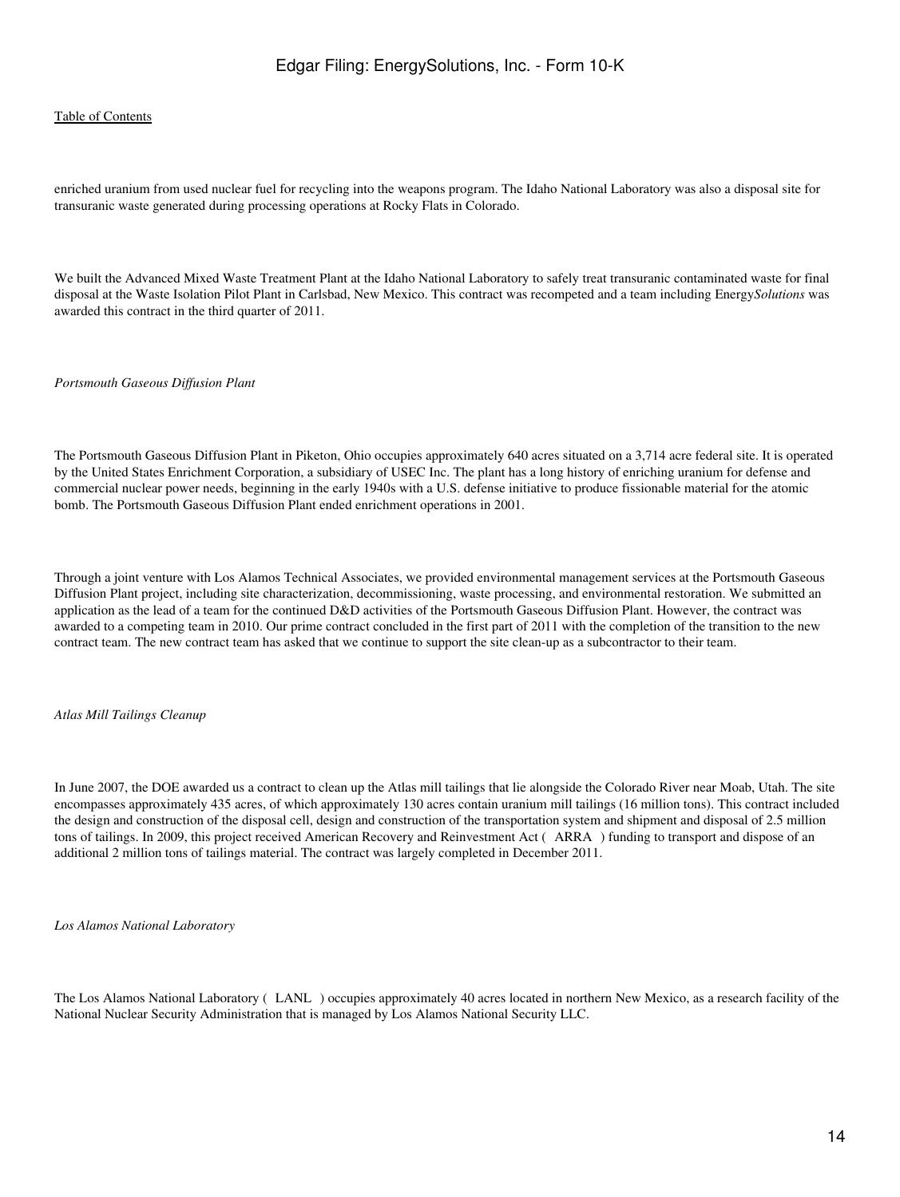enriched uranium from used nuclear fuel for recycling into the weapons program. The Idaho National Laboratory was also a disposal site for transuranic waste generated during processing operations at Rocky Flats in Colorado.

We built the Advanced Mixed Waste Treatment Plant at the Idaho National Laboratory to safely treat transuranic contaminated waste for final disposal at the Waste Isolation Pilot Plant in Carlsbad, New Mexico. This contract was recompeted and a team including Energy*Solutions* was awarded this contract in the third quarter of 2011.

*Portsmouth Gaseous Diffusion Plant*

The Portsmouth Gaseous Diffusion Plant in Piketon, Ohio occupies approximately 640 acres situated on a 3,714 acre federal site. It is operated by the United States Enrichment Corporation, a subsidiary of USEC Inc. The plant has a long history of enriching uranium for defense and commercial nuclear power needs, beginning in the early 1940s with a U.S. defense initiative to produce fissionable material for the atomic bomb. The Portsmouth Gaseous Diffusion Plant ended enrichment operations in 2001.

Through a joint venture with Los Alamos Technical Associates, we provided environmental management services at the Portsmouth Gaseous Diffusion Plant project, including site characterization, decommissioning, waste processing, and environmental restoration. We submitted an application as the lead of a team for the continued D&D activities of the Portsmouth Gaseous Diffusion Plant. However, the contract was awarded to a competing team in 2010. Our prime contract concluded in the first part of 2011 with the completion of the transition to the new contract team. The new contract team has asked that we continue to support the site clean-up as a subcontractor to their team.

*Atlas Mill Tailings Cleanup*

In June 2007, the DOE awarded us a contract to clean up the Atlas mill tailings that lie alongside the Colorado River near Moab, Utah. The site encompasses approximately 435 acres, of which approximately 130 acres contain uranium mill tailings (16 million tons). This contract included the design and construction of the disposal cell, design and construction of the transportation system and shipment and disposal of 2.5 million tons of tailings. In 2009, this project received American Recovery and Reinvestment Act ( ARRA ) funding to transport and dispose of an additional 2 million tons of tailings material. The contract was largely completed in December 2011.

*Los Alamos National Laboratory*

The Los Alamos National Laboratory ( LANL ) occupies approximately 40 acres located in northern New Mexico, as a research facility of the National Nuclear Security Administration that is managed by Los Alamos National Security LLC.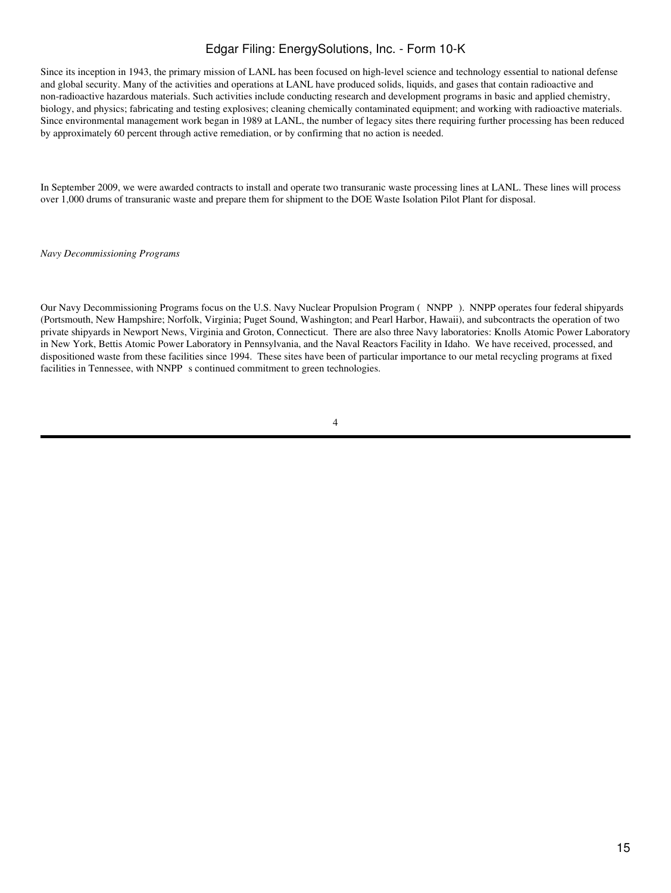Since its inception in 1943, the primary mission of LANL has been focused on high-level science and technology essential to national defense and global security. Many of the activities and operations at LANL have produced solids, liquids, and gases that contain radioactive and non-radioactive hazardous materials. Such activities include conducting research and development programs in basic and applied chemistry, biology, and physics; fabricating and testing explosives; cleaning chemically contaminated equipment; and working with radioactive materials. Since environmental management work began in 1989 at LANL, the number of legacy sites there requiring further processing has been reduced by approximately 60 percent through active remediation, or by confirming that no action is needed.

In September 2009, we were awarded contracts to install and operate two transuranic waste processing lines at LANL. These lines will process over 1,000 drums of transuranic waste and prepare them for shipment to the DOE Waste Isolation Pilot Plant for disposal.

*Navy Decommissioning Programs*

Our Navy Decommissioning Programs focus on the U.S. Navy Nuclear Propulsion Program ( NNPP ). NNPP operates four federal shipyards (Portsmouth, New Hampshire; Norfolk, Virginia; Puget Sound, Washington; and Pearl Harbor, Hawaii), and subcontracts the operation of two private shipyards in Newport News, Virginia and Groton, Connecticut. There are also three Navy laboratories: Knolls Atomic Power Laboratory in New York, Bettis Atomic Power Laboratory in Pennsylvania, and the Naval Reactors Facility in Idaho. We have received, processed, and dispositioned waste from these facilities since 1994. These sites have been of particular importance to our metal recycling programs at fixed facilities in Tennessee, with NNPP s continued commitment to green technologies.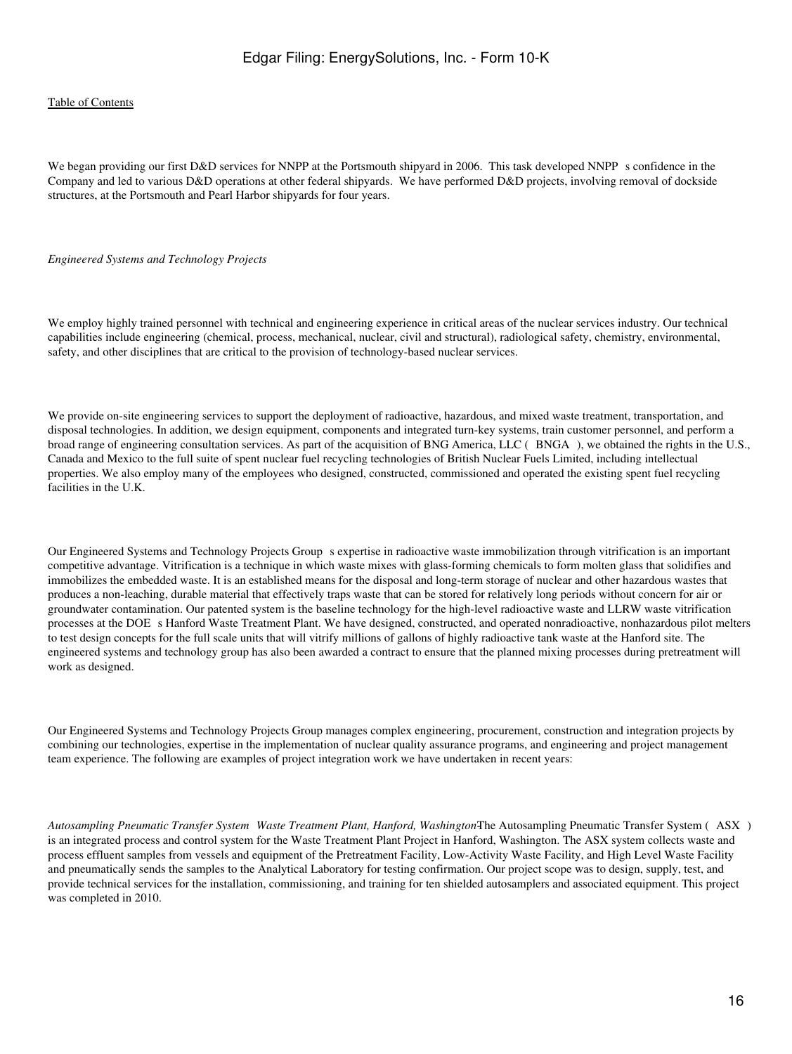We began providing our first D&D services for NNPP at the Portsmouth shipyard in 2006. This task developed NNPP s confidence in the Company and led to various D&D operations at other federal shipyards. We have performed D&D projects, involving removal of dockside structures, at the Portsmouth and Pearl Harbor shipyards for four years.

*Engineered Systems and Technology Projects*

We employ highly trained personnel with technical and engineering experience in critical areas of the nuclear services industry. Our technical capabilities include engineering (chemical, process, mechanical, nuclear, civil and structural), radiological safety, chemistry, environmental, safety, and other disciplines that are critical to the provision of technology-based nuclear services.

We provide on-site engineering services to support the deployment of radioactive, hazardous, and mixed waste treatment, transportation, and disposal technologies. In addition, we design equipment, components and integrated turn-key systems, train customer personnel, and perform a broad range of engineering consultation services. As part of the acquisition of BNG America, LLC ( BNGA ), we obtained the rights in the U.S., Canada and Mexico to the full suite of spent nuclear fuel recycling technologies of British Nuclear Fuels Limited, including intellectual properties. We also employ many of the employees who designed, constructed, commissioned and operated the existing spent fuel recycling facilities in the U.K.

Our Engineered Systems and Technology Projects Group s expertise in radioactive waste immobilization through vitrification is an important competitive advantage. Vitrification is a technique in which waste mixes with glass-forming chemicals to form molten glass that solidifies and immobilizes the embedded waste. It is an established means for the disposal and long-term storage of nuclear and other hazardous wastes that produces a non-leaching, durable material that effectively traps waste that can be stored for relatively long periods without concern for air or groundwater contamination. Our patented system is the baseline technology for the high-level radioactive waste and LLRW waste vitrification processes at the DOE s Hanford Waste Treatment Plant. We have designed, constructed, and operated nonradioactive, nonhazardous pilot melters to test design concepts for the full scale units that will vitrify millions of gallons of highly radioactive tank waste at the Hanford site. The engineered systems and technology group has also been awarded a contract to ensure that the planned mixing processes during pretreatment will work as designed.

Our Engineered Systems and Technology Projects Group manages complex engineering, procurement, construction and integration projects by combining our technologies, expertise in the implementation of nuclear quality assurance programs, and engineering and project management team experience. The following are examples of project integration work we have undertaken in recent years:

*Autosampling Pneumatic Transfer System Waste Treatment Plant, Hanford, Washington*The Autosampling Pneumatic Transfer System ( ASX ) is an integrated process and control system for the Waste Treatment Plant Project in Hanford, Washington. The ASX system collects waste and process effluent samples from vessels and equipment of the Pretreatment Facility, Low-Activity Waste Facility, and High Level Waste Facility and pneumatically sends the samples to the Analytical Laboratory for testing confirmation. Our project scope was to design, supply, test, and provide technical services for the installation, commissioning, and training for ten shielded autosamplers and associated equipment. This project was completed in 2010.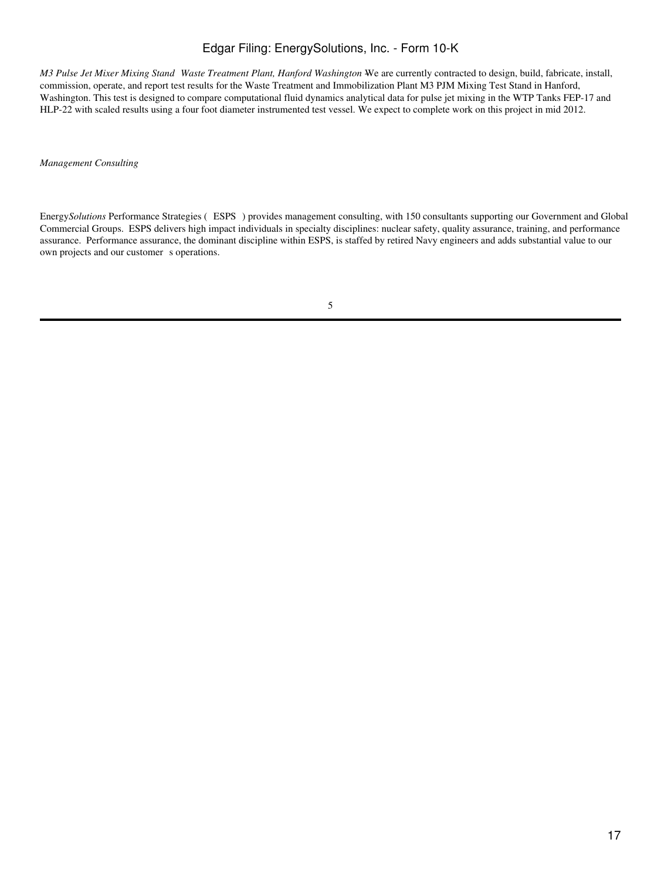*M3 Pulse Jet Mixer Mixing Stand Waste Treatment Plant, Hanford Washington* –We are currently contracted to design, build, fabricate, install, commission, operate, and report test results for the Waste Treatment and Immobilization Plant M3 PJM Mixing Test Stand in Hanford, Washington. This test is designed to compare computational fluid dynamics analytical data for pulse jet mixing in the WTP Tanks FEP-17 and HLP-22 with scaled results using a four foot diameter instrumented test vessel. We expect to complete work on this project in mid 2012.

*Management Consulting*

Energy*Solutions* Performance Strategies ( ESPS ) provides management consulting, with 150 consultants supporting our Government and Global Commercial Groups. ESPS delivers high impact individuals in specialty disciplines: nuclear safety, quality assurance, training, and performance assurance. Performance assurance, the dominant discipline within ESPS, is staffed by retired Navy engineers and adds substantial value to our own projects and our customer s operations.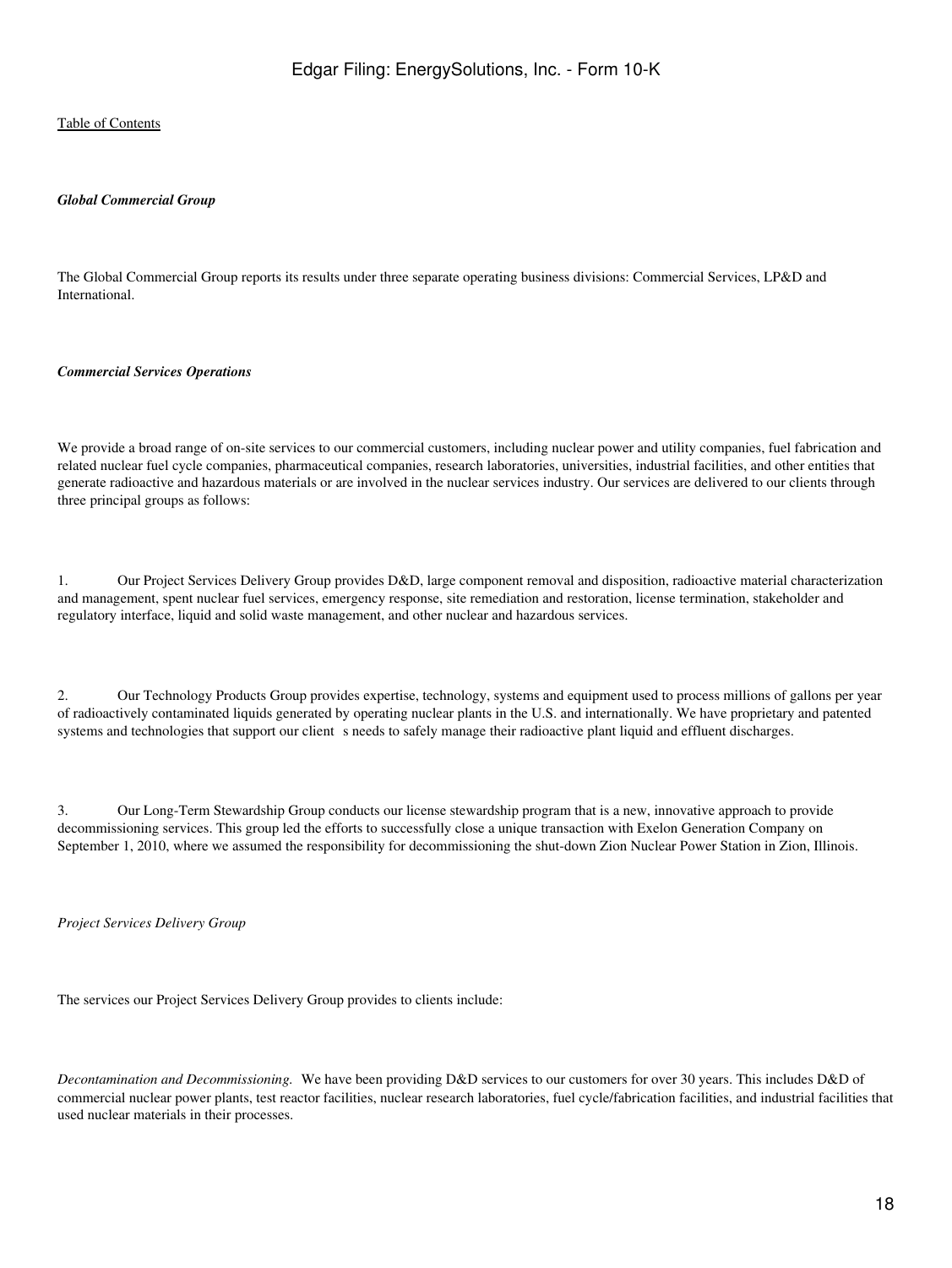*Global Commercial Group*

The Global Commercial Group reports its results under three separate operating business divisions: Commercial Services, LP&D and International.

*Commercial Services Operations*

We provide a broad range of on-site services to our commercial customers, including nuclear power and utility companies, fuel fabrication and related nuclear fuel cycle companies, pharmaceutical companies, research laboratories, universities, industrial facilities, and other entities that generate radioactive and hazardous materials or are involved in the nuclear services industry. Our services are delivered to our clients through three principal groups as follows:

1. Our Project Services Delivery Group provides D&D, large component removal and disposition, radioactive material characterization and management, spent nuclear fuel services, emergency response, site remediation and restoration, license termination, stakeholder and regulatory interface, liquid and solid waste management, and other nuclear and hazardous services.

2. Our Technology Products Group provides expertise, technology, systems and equipment used to process millions of gallons per year of radioactively contaminated liquids generated by operating nuclear plants in the U.S. and internationally. We have proprietary and patented systems and technologies that support our client s needs to safely manage their radioactive plant liquid and effluent discharges.

3. Our Long-Term Stewardship Group conducts our license stewardship program that is a new, innovative approach to provide decommissioning services. This group led the efforts to successfully close a unique transaction with Exelon Generation Company on September 1, 2010, where we assumed the responsibility for decommissioning the shut-down Zion Nuclear Power Station in Zion, Illinois.

*Project Services Delivery Group*

The services our Project Services Delivery Group provides to clients include:

*Decontamination and Decommissioning.* We have been providing D&D services to our customers for over 30 years. This includes D&D of commercial nuclear power plants, test reactor facilities, nuclear research laboratories, fuel cycle/fabrication facilities, and industrial facilities that used nuclear materials in their processes.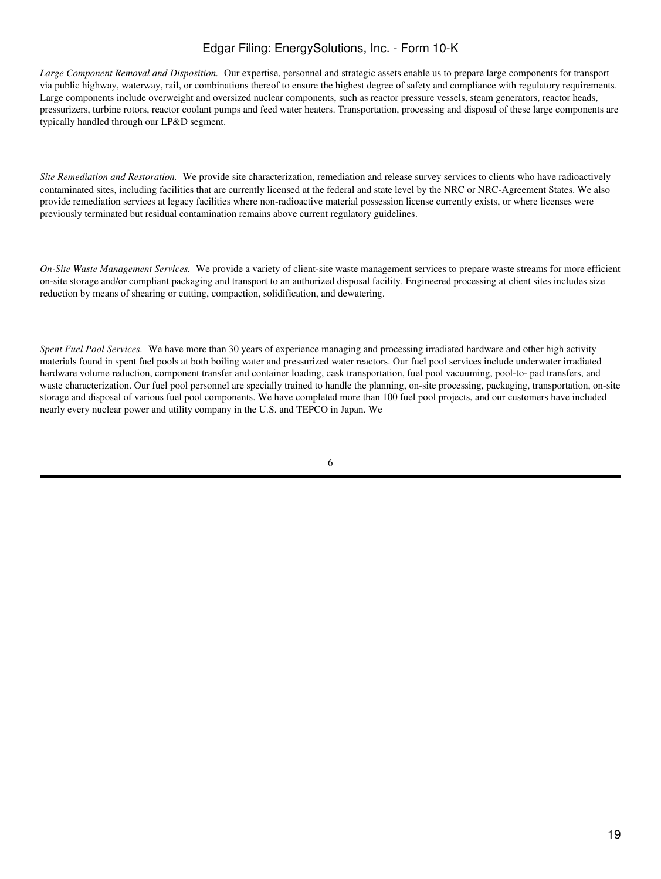*Large Component Removal and Disposition.* Our expertise, personnel and strategic assets enable us to prepare large components for transport via public highway, waterway, rail, or combinations thereof to ensure the highest degree of safety and compliance with regulatory requirements. Large components include overweight and oversized nuclear components, such as reactor pressure vessels, steam generators, reactor heads, pressurizers, turbine rotors, reactor coolant pumps and feed water heaters. Transportation, processing and disposal of these large components are typically handled through our LP&D segment.

*Site Remediation and Restoration.* We provide site characterization, remediation and release survey services to clients who have radioactively contaminated sites, including facilities that are currently licensed at the federal and state level by the NRC or NRC-Agreement States. We also provide remediation services at legacy facilities where non-radioactive material possession license currently exists, or where licenses were previously terminated but residual contamination remains above current regulatory guidelines.

*On-Site Waste Management Services.* We provide a variety of client-site waste management services to prepare waste streams for more efficient on-site storage and/or compliant packaging and transport to an authorized disposal facility. Engineered processing at client sites includes size reduction by means of shearing or cutting, compaction, solidification, and dewatering.

*Spent Fuel Pool Services.* We have more than 30 years of experience managing and processing irradiated hardware and other high activity materials found in spent fuel pools at both boiling water and pressurized water reactors. Our fuel pool services include underwater irradiated hardware volume reduction, component transfer and container loading, cask transportation, fuel pool vacuuming, pool-to- pad transfers, and waste characterization. Our fuel pool personnel are specially trained to handle the planning, on-site processing, packaging, transportation, on-site storage and disposal of various fuel pool components. We have completed more than 100 fuel pool projects, and our customers have included nearly every nuclear power and utility company in the U.S. and TEPCO in Japan. We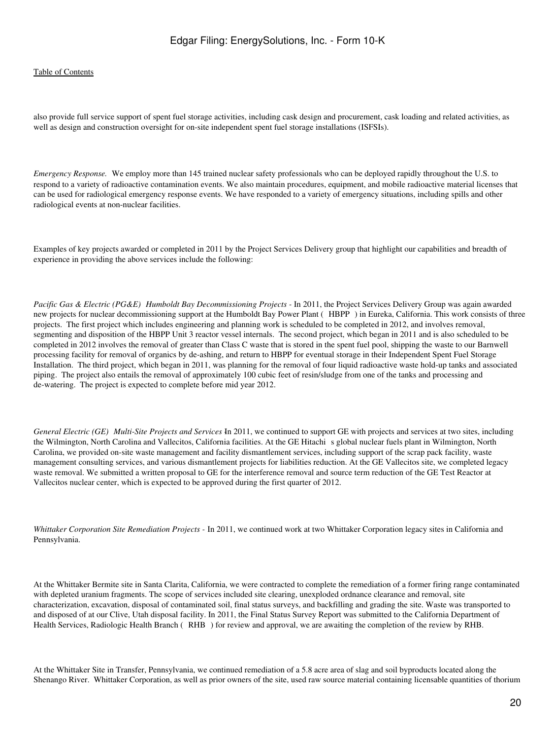also provide full service support of spent fuel storage activities, including cask design and procurement, cask loading and related activities, as well as design and construction oversight for on-site independent spent fuel storage installations (ISFSIs).

*Emergency Response.* We employ more than 145 trained nuclear safety professionals who can be deployed rapidly throughout the U.S. to respond to a variety of radioactive contamination events. We also maintain procedures, equipment, and mobile radioactive material licenses that can be used for radiological emergency response events. We have responded to a variety of emergency situations, including spills and other radiological events at non-nuclear facilities.

Examples of key projects awarded or completed in 2011 by the Project Services Delivery group that highlight our capabilities and breadth of experience in providing the above services include the following:

*Pacific Gas & Electric (PG&E) Humboldt Bay Decommissioning Projects* - In 2011, the Project Services Delivery Group was again awarded new projects for nuclear decommissioning support at the Humboldt Bay Power Plant ( HBPP ) in Eureka, California. This work consists of three projects. The first project which includes engineering and planning work is scheduled to be completed in 2012, and involves removal, segmenting and disposition of the HBPP Unit 3 reactor vessel internals. The second project, which began in 2011 and is also scheduled to be completed in 2012 involves the removal of greater than Class C waste that is stored in the spent fuel pool, shipping the waste to our Barnwell processing facility for removal of organics by de-ashing, and return to HBPP for eventual storage in their Independent Spent Fuel Storage Installation. The third project, which began in 2011, was planning for the removal of four liquid radioactive waste hold-up tanks and associated piping. The project also entails the removal of approximately 100 cubic feet of resin/sludge from one of the tanks and processing and de-watering. The project is expected to complete before mid year 2012.

*General Electric (GE) Multi-Site Projects and Services* - In 2011, we continued to support GE with projects and services at two sites, including the Wilmington, North Carolina and Vallecitos, California facilities. At the GE Hitachi s global nuclear fuels plant in Wilmington, North Carolina, we provided on-site waste management and facility dismantlement services, including support of the scrap pack facility, waste management consulting services, and various dismantlement projects for liabilities reduction. At the GE Vallecitos site, we completed legacy waste removal. We submitted a written proposal to GE for the interference removal and source term reduction of the GE Test Reactor at Vallecitos nuclear center, which is expected to be approved during the first quarter of 2012.

*Whittaker Corporation Site Remediation Projects* - In 2011, we continued work at two Whittaker Corporation legacy sites in California and Pennsylvania.

At the Whittaker Bermite site in Santa Clarita, California, we were contracted to complete the remediation of a former firing range contaminated with depleted uranium fragments. The scope of services included site clearing, unexploded ordnance clearance and removal, site characterization, excavation, disposal of contaminated soil, final status surveys, and backfilling and grading the site. Waste was transported to and disposed of at our Clive, Utah disposal facility. In 2011, the Final Status Survey Report was submitted to the California Department of Health Services, Radiologic Health Branch ( RHB ) for review and approval, we are awaiting the completion of the review by RHB.

At the Whittaker Site in Transfer, Pennsylvania, we continued remediation of a 5.8 acre area of slag and soil byproducts located along the Shenango River. Whittaker Corporation, as well as prior owners of the site, used raw source material containing licensable quantities of thorium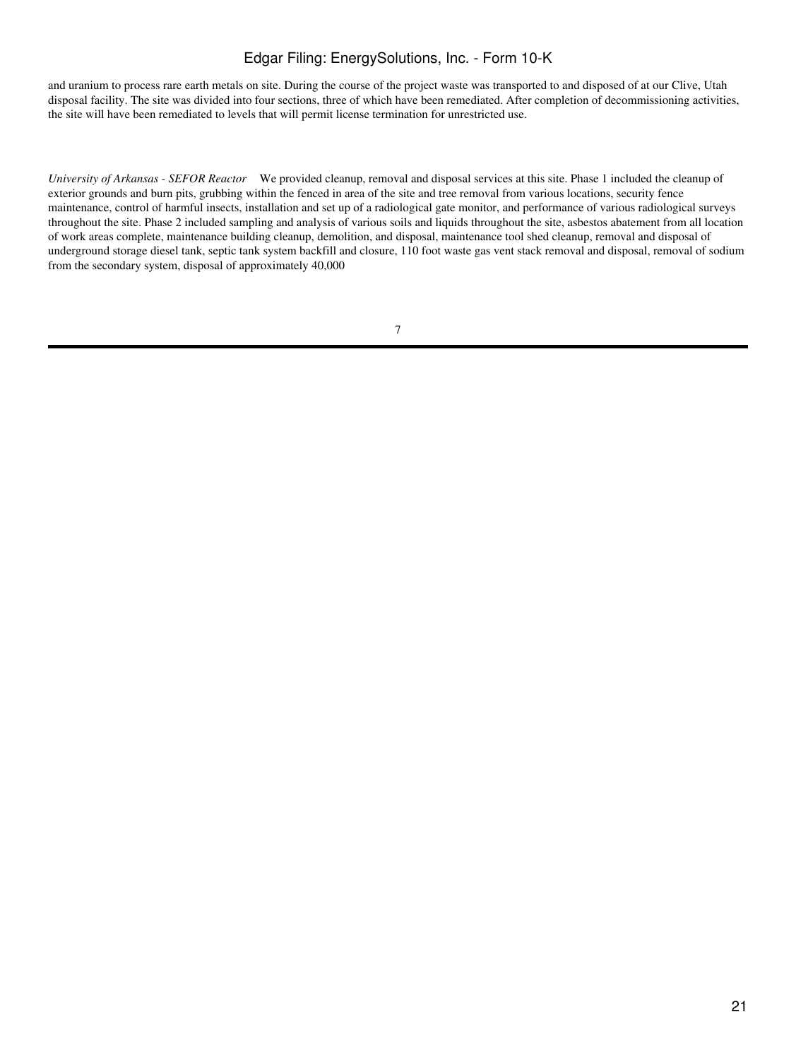and uranium to process rare earth metals on site. During the course of the project waste was transported to and disposed of at our Clive, Utah disposal facility. The site was divided into four sections, three of which have been remediated. After completion of decommissioning activities, the site will have been remediated to levels that will permit license termination for unrestricted use.

*University of Arkansas - SEFOR Reactor* We provided cleanup, removal and disposal services at this site. Phase 1 included the cleanup of exterior grounds and burn pits, grubbing within the fenced in area of the site and tree removal from various locations, security fence maintenance, control of harmful insects, installation and set up of a radiological gate monitor, and performance of various radiological surveys throughout the site. Phase 2 included sampling and analysis of various soils and liquids throughout the site, asbestos abatement from all location of work areas complete, maintenance building cleanup, demolition, and disposal, maintenance tool shed cleanup, removal and disposal of underground storage diesel tank, septic tank system backfill and closure, 110 foot waste gas vent stack removal and disposal, removal of sodium from the secondary system, disposal of approximately 40,000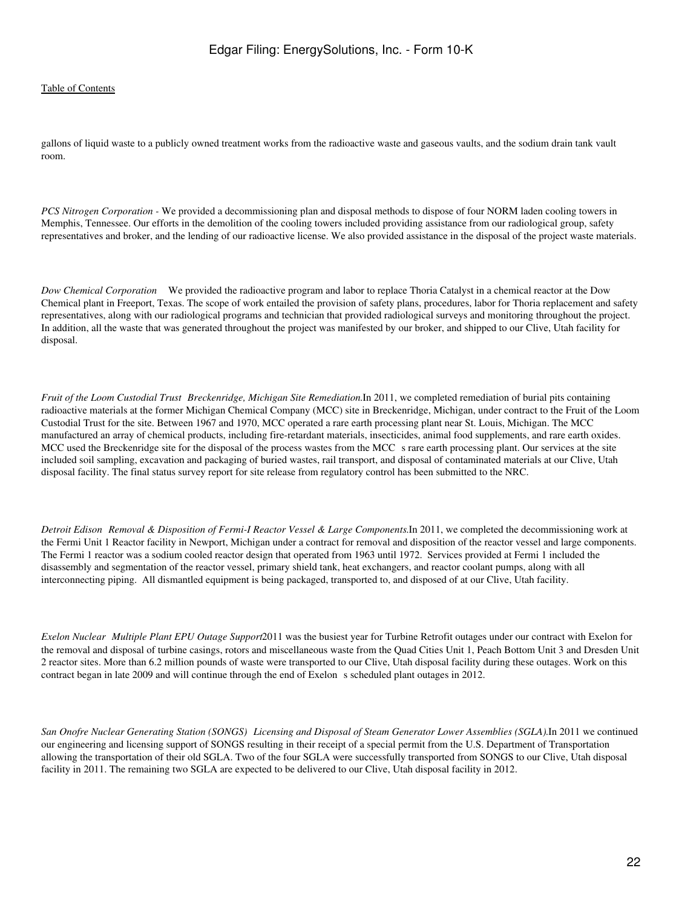gallons of liquid waste to a publicly owned treatment works from the radioactive waste and gaseous vaults, and the sodium drain tank vault room.

*PCS Nitrogen Corporation* - We provided a decommissioning plan and disposal methods to dispose of four NORM laden cooling towers in Memphis, Tennessee. Our efforts in the demolition of the cooling towers included providing assistance from our radiological group, safety representatives and broker, and the lending of our radioactive license. We also provided assistance in the disposal of the project waste materials.

*Dow Chemical Corporation* We provided the radioactive program and labor to replace Thoria Catalyst in a chemical reactor at the Dow Chemical plant in Freeport, Texas. The scope of work entailed the provision of safety plans, procedures, labor for Thoria replacement and safety representatives, along with our radiological programs and technician that provided radiological surveys and monitoring throughout the project. In addition, all the waste that was generated throughout the project was manifested by our broker, and shipped to our Clive, Utah facility for disposal.

*Fruit of the Loom Custodial Trust Breckenridge, Michigan Site Remediation.* In 2011, we completed remediation of burial pits containing radioactive materials at the former Michigan Chemical Company (MCC) site in Breckenridge, Michigan, under contract to the Fruit of the Loom Custodial Trust for the site. Between 1967 and 1970, MCC operated a rare earth processing plant near St. Louis, Michigan. The MCC manufactured an array of chemical products, including fire-retardant materials, insecticides, animal food supplements, and rare earth oxides. MCC used the Breckenridge site for the disposal of the process wastes from the MCC s rare earth processing plant. Our services at the site included soil sampling, excavation and packaging of buried wastes, rail transport, and disposal of contaminated materials at our Clive, Utah disposal facility. The final status survey report for site release from regulatory control has been submitted to the NRC.

*Detroit Edison Removal & Disposition of Fermi-I Reactor Vessel & Large Components.* In 2011, we completed the decommissioning work at the Fermi Unit 1 Reactor facility in Newport, Michigan under a contract for removal and disposition of the reactor vessel and large components. The Fermi 1 reactor was a sodium cooled reactor design that operated from 1963 until 1972. Services provided at Fermi 1 included the disassembly and segmentation of the reactor vessel, primary shield tank, heat exchangers, and reactor coolant pumps, along with all interconnecting piping. All dismantled equipment is being packaged, transported to, and disposed of at our Clive, Utah facility.

*Exelon Nuclear Multiple Plant EPU Outage Support* 2011 was the busiest year for Turbine Retrofit outages under our contract with Exelon for the removal and disposal of turbine casings, rotors and miscellaneous waste from the Quad Cities Unit 1, Peach Bottom Unit 3 and Dresden Unit 2 reactor sites. More than 6.2 million pounds of waste were transported to our Clive, Utah disposal facility during these outages. Work on this contract began in late 2009 and will continue through the end of Exelon s scheduled plant outages in 2012.

*San Onofre Nuclear Generating Station (SONGS) Licensing and Disposal of Steam Generator Lower Assemblies (SGLA).* In 2011 we continued our engineering and licensing support of SONGS resulting in their receipt of a special permit from the U.S. Department of Transportation allowing the transportation of their old SGLA. Two of the four SGLA were successfully transported from SONGS to our Clive, Utah disposal facility in 2011. The remaining two SGLA are expected to be delivered to our Clive, Utah disposal facility in 2012.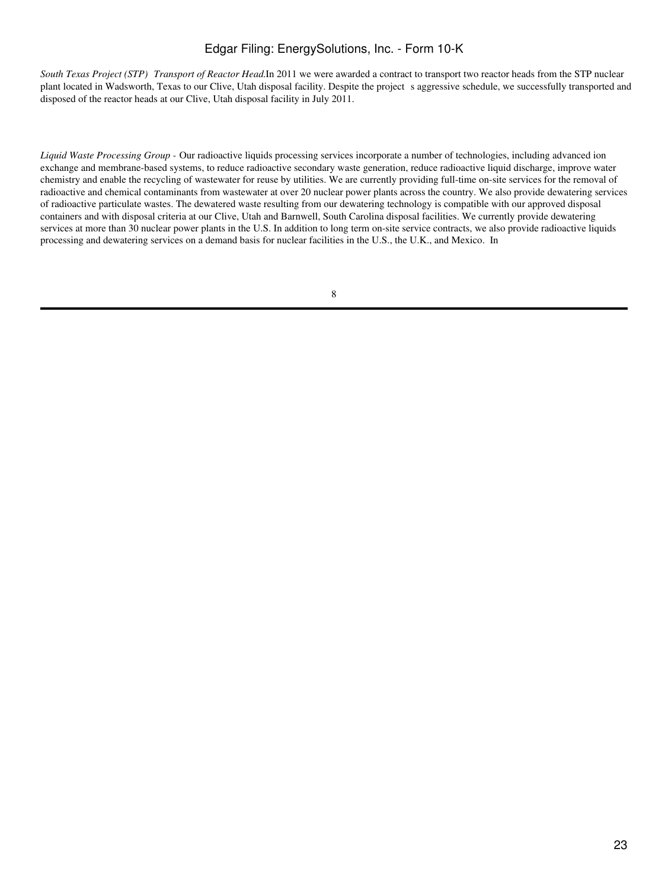*South Texas Project (STP) Transport of Reactor Head.* In 2011 we were awarded a contract to transport two reactor heads from the STP nuclear plant located in Wadsworth, Texas to our Clive, Utah disposal facility. Despite the project s aggressive schedule, we successfully transported and disposed of the reactor heads at our Clive, Utah disposal facility in July 2011.

*Liquid Waste Processing Group -* Our radioactive liquids processing services incorporate a number of technologies, including advanced ion exchange and membrane-based systems, to reduce radioactive secondary waste generation, reduce radioactive liquid discharge, improve water chemistry and enable the recycling of wastewater for reuse by utilities. We are currently providing full-time on-site services for the removal of radioactive and chemical contaminants from wastewater at over 20 nuclear power plants across the country. We also provide dewatering services of radioactive particulate wastes. The dewatered waste resulting from our dewatering technology is compatible with our approved disposal containers and with disposal criteria at our Clive, Utah and Barnwell, South Carolina disposal facilities. We currently provide dewatering services at more than 30 nuclear power plants in the U.S. In addition to long term on-site service contracts, we also provide radioactive liquids processing and dewatering services on a demand basis for nuclear facilities in the U.S., the U.K., and Mexico. In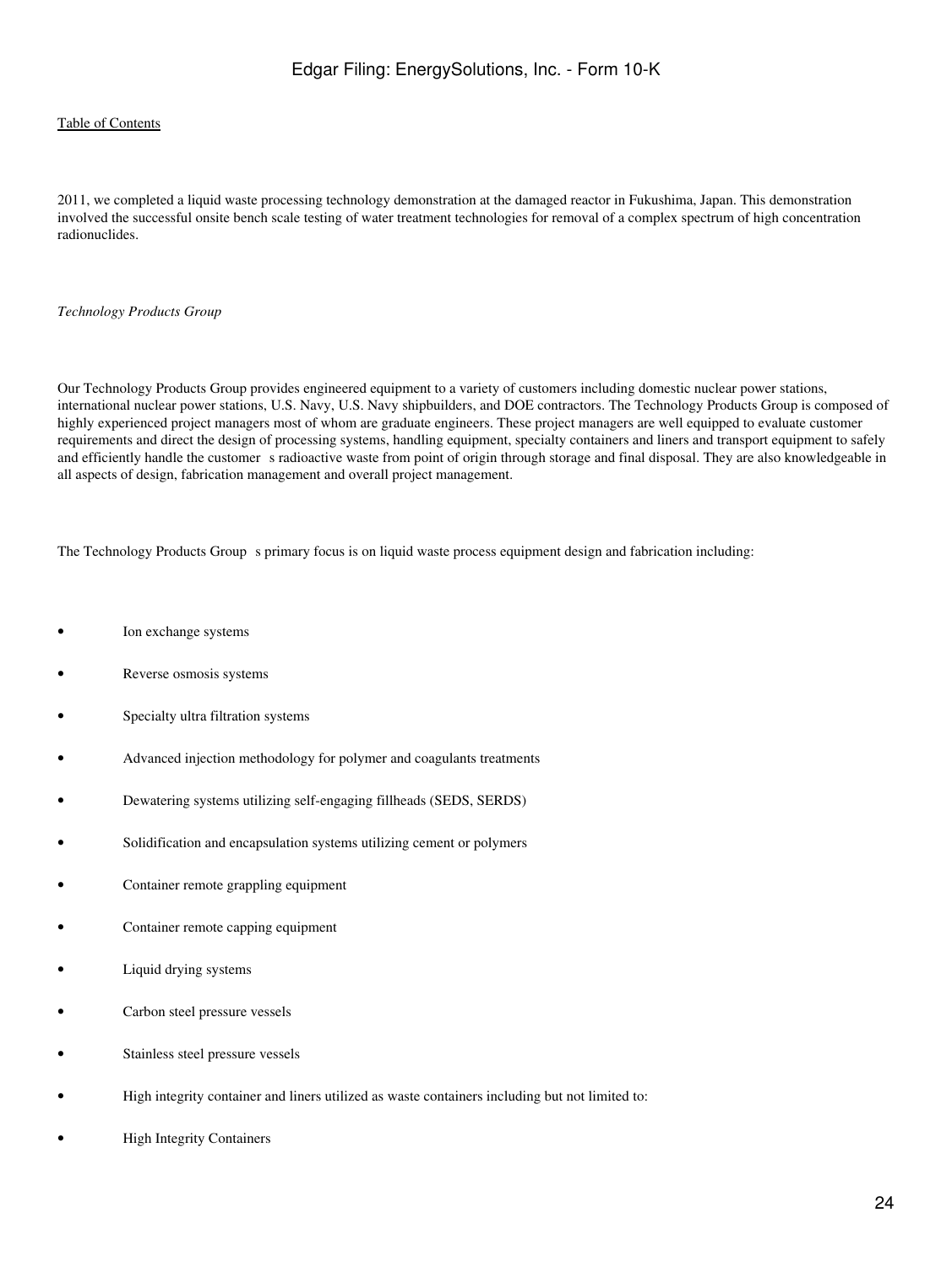2011, we completed a liquid waste processing technology demonstration at the damaged reactor in Fukushima, Japan. This demonstration involved the successful onsite bench scale testing of water treatment technologies for removal of a complex spectrum of high concentration radionuclides.

*Technology Products Group*

Our Technology Products Group provides engineered equipment to a variety of customers including domestic nuclear power stations, international nuclear power stations, U.S. Navy, U.S. Navy shipbuilders, and DOE contractors. The Technology Products Group is composed of highly experienced project managers most of whom are graduate engineers. These project managers are well equipped to evaluate customer requirements and direct the design of processing systems, handling equipment, specialty containers and liners and transport equipment to safely and efficiently handle the customer s radioactive waste from point of origin through storage and final disposal. They are also knowledgeable in all aspects of design, fabrication management and overall project management.

The Technology Products Group s primary focus is on liquid waste process equipment design and fabrication including:

- Ion exchange systems
- Reverse osmosis systems
- Specialty ultra filtration systems
- Advanced injection methodology for polymer and coagulants treatments
- Dewatering systems utilizing self-engaging fillheads (SEDS, SERDS)
- Solidification and encapsulation systems utilizing cement or polymers
- Container remote grappling equipment
- Container remote capping equipment
- Liquid drying systems
- Carbon steel pressure vessels
- Stainless steel pressure vessels
- High integrity container and liners utilized as waste containers including but not limited to:
- High Integrity Containers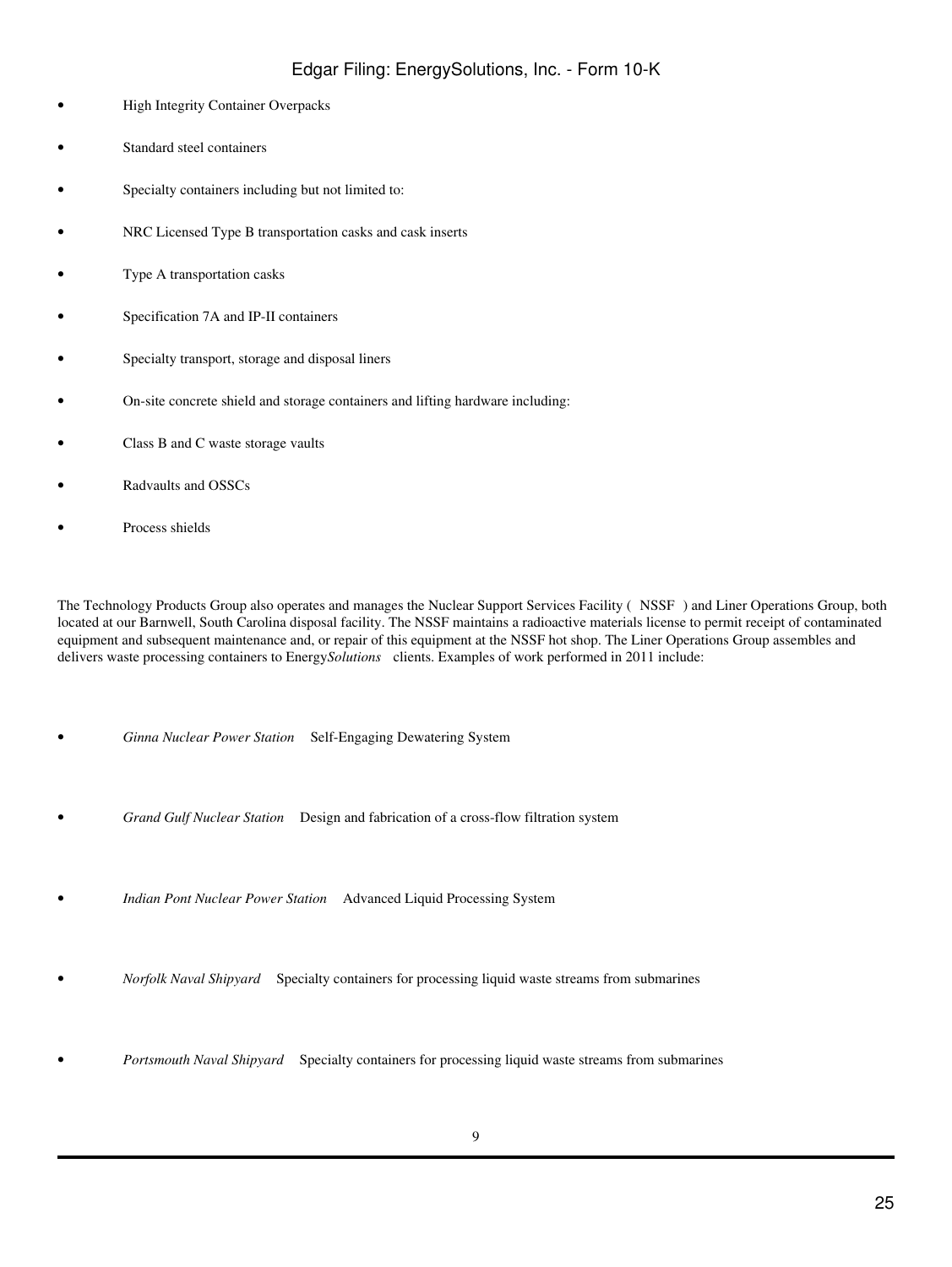- High Integrity Container Overpacks
- Standard steel containers
- Specialty containers including but not limited to:
- NRC Licensed Type B transportation casks and cask inserts
- Type A transportation casks
- Specification 7A and IP-II containers
- Specialty transport, storage and disposal liners
- On-site concrete shield and storage containers and lifting hardware including:
- Class B and C waste storage vaults
- Radvaults and OSSCs
- Process shields

The Technology Products Group also operates and manages the Nuclear Support Services Facility ( NSSF ) and Liner Operations Group, both located at our Barnwell, South Carolina disposal facility. The NSSF maintains a radioactive materials license to permit receipt of contaminated equipment and subsequent maintenance and, or repair of this equipment at the NSSF hot shop. The Liner Operations Group assembles and delivers waste processing containers to Energy*Solutions* clients. Examples of work performed in 2011 include:

- *Ginna Nuclear Power Station* Self-Engaging Dewatering System
- *Grand Gulf Nuclear Station* Design and fabrication of a cross-flow filtration system
- *Indian Pont Nuclear Power Station* Advanced Liquid Processing System
- *Norfolk Naval Shipyard* Specialty containers for processing liquid waste streams from submarines
- *Portsmouth Naval Shipyard* Specialty containers for processing liquid waste streams from submarines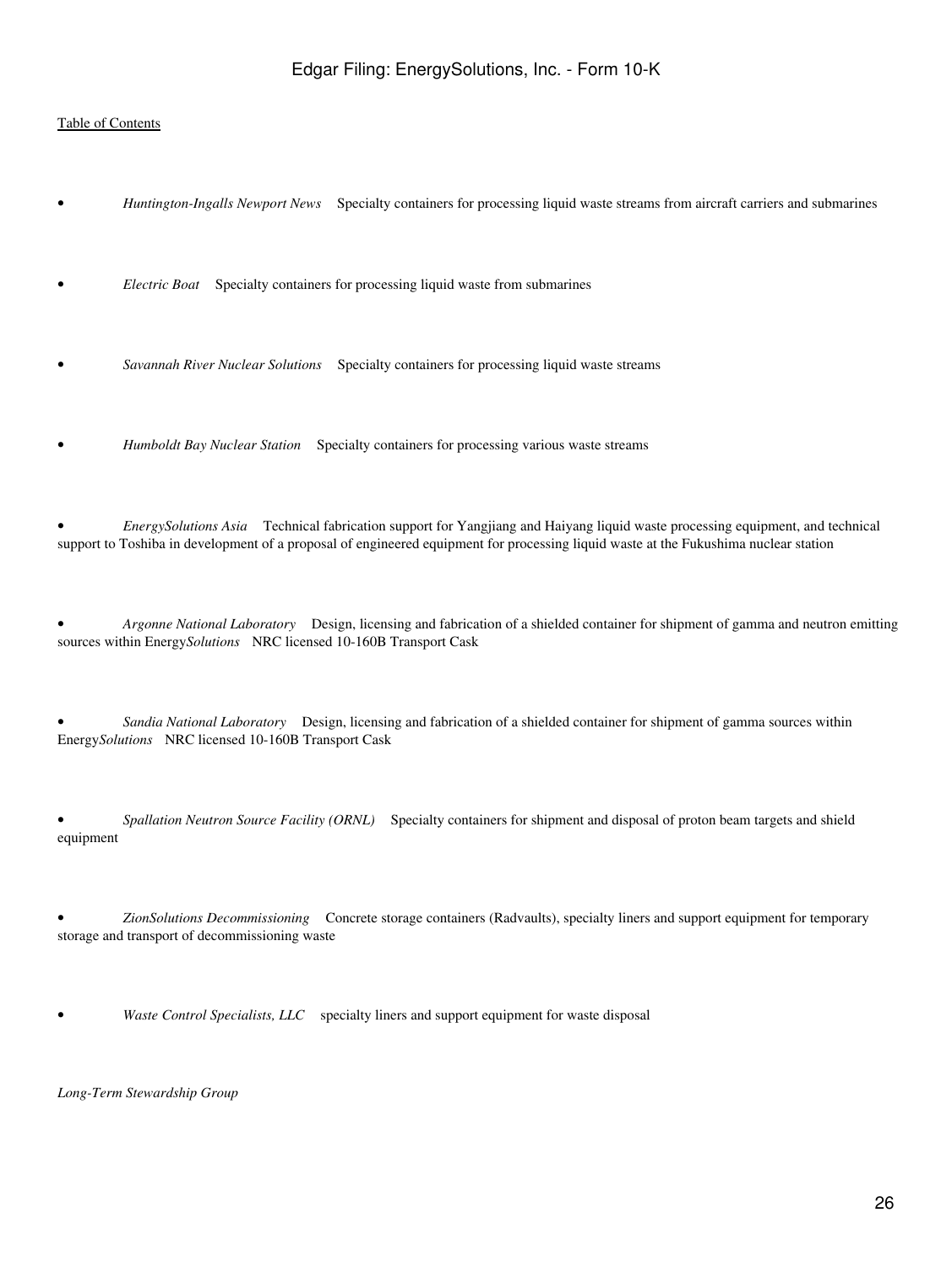- *Huntington-Ingalls Newport News* Specialty containers for processing liquid waste streams from aircraft carriers and submarines

- *Electric Boat* Specialty containers for processing liquid waste from submarines

- *Savannah River Nuclear Solutions* Specialty containers for processing liquid waste streams

- *Humboldt Bay Nuclear Station* Specialty containers for processing various waste streams

- *EnergySolutions Asia* Technical fabrication support for Yangjiang and Haiyang liquid waste processing equipment, and technical support to Toshiba in development of a proposal of engineered equipment for processing liquid waste at the Fukushima nuclear station

- *Argonne National Laboratory* Design, licensing and fabrication of a shielded container for shipment of gamma and neutron emitting sources within Energy*Solutions* NRC licensed 10-160B Transport Cask

- *Sandia National Laboratory* Design, licensing and fabrication of a shielded container for shipment of gamma sources within Energy*Solutions* NRC licensed 10-160B Transport Cask

- *Spallation Neutron Source Facility (ORNL)* Specialty containers for shipment and disposal of proton beam targets and shield equipment

- *ZionSolutions Decommissioning* Concrete storage containers (Radvaults), specialty liners and support equipment for temporary storage and transport of decommissioning waste

- *Waste Control Specialists, LLC* specialty liners and support equipment for waste disposal

*Long-Term Stewardship Group*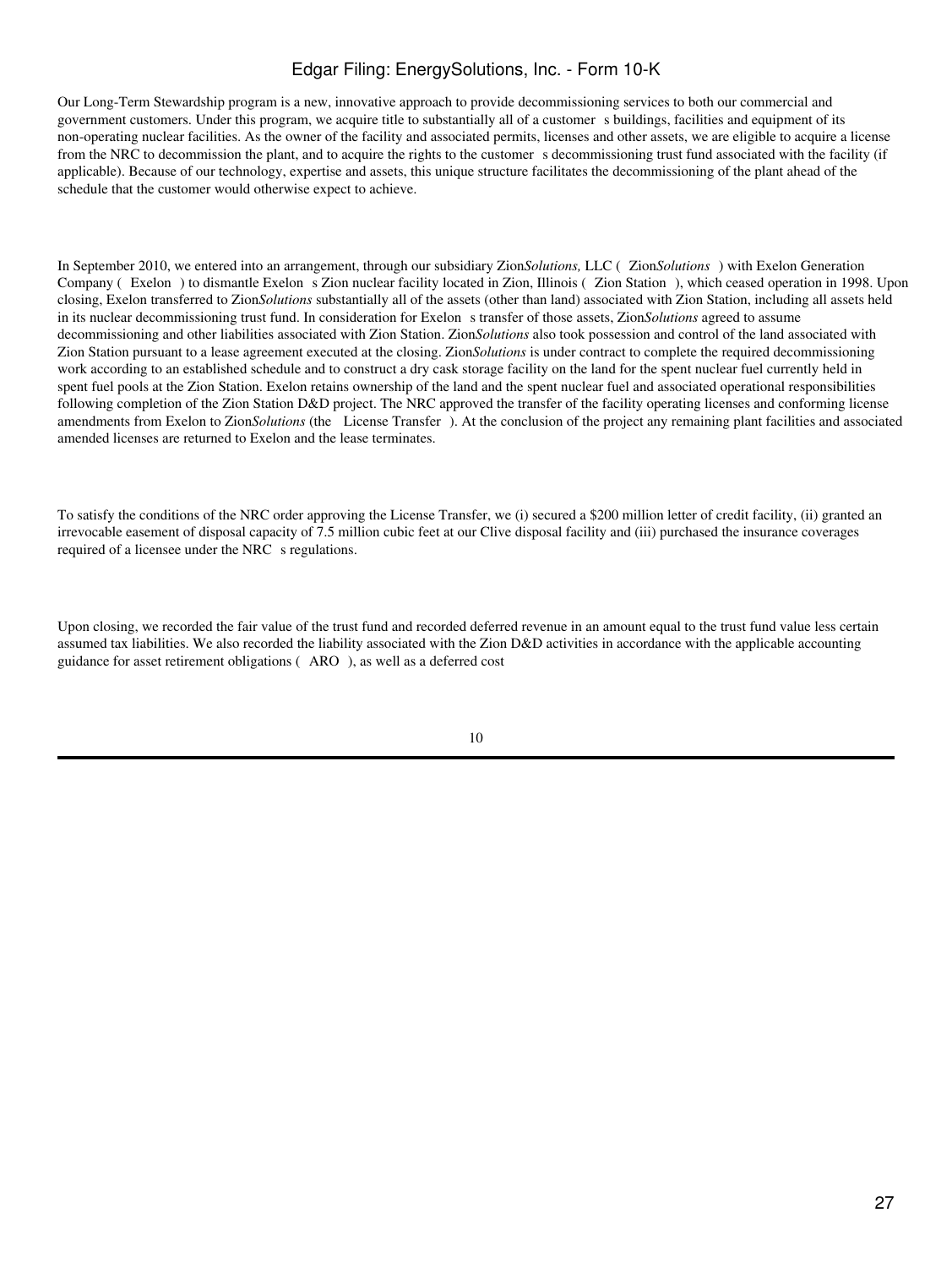Our Long-Term Stewardship program is a new, innovative approach to provide decommissioning services to both our commercial and government customers. Under this program, we acquire title to substantially all of a customer s buildings, facilities and equipment of its non-operating nuclear facilities. As the owner of the facility and associated permits, licenses and other assets, we are eligible to acquire a license from the NRC to decommission the plant, and to acquire the rights to the customer s decommissioning trust fund associated with the facility (if applicable). Because of our technology, expertise and assets, this unique structure facilitates the decommissioning of the plant ahead of the schedule that the customer would otherwise expect to achieve.

In September 2010, we entered into an arrangement, through our subsidiary Zion*Solutions,* LLC ( Zion*Solutions* ) with Exelon Generation Company ( Exelon ) to dismantle Exelon s Zion nuclear facility located in Zion, Illinois ( Zion Station ), which ceased operation in 1998. Upon closing, Exelon transferred to Zion*Solutions* substantially all of the assets (other than land) associated with Zion Station, including all assets held in its nuclear decommissioning trust fund. In consideration for Exelon s transfer of those assets, Zion*Solutions* agreed to assume decommissioning and other liabilities associated with Zion Station. Zion*Solutions* also took possession and control of the land associated with Zion Station pursuant to a lease agreement executed at the closing. Zion*Solutions* is under contract to complete the required decommissioning work according to an established schedule and to construct a dry cask storage facility on the land for the spent nuclear fuel currently held in spent fuel pools at the Zion Station. Exelon retains ownership of the land and the spent nuclear fuel and associated operational responsibilities following completion of the Zion Station D&D project. The NRC approved the transfer of the facility operating licenses and conforming license amendments from Exelon to Zion*Solutions* (the License Transfer ). At the conclusion of the project any remaining plant facilities and associated amended licenses are returned to Exelon and the lease terminates.

To satisfy the conditions of the NRC order approving the License Transfer, we (i) secured a $200 million letter of credit facility, (ii) granted an irrevocable easement of disposal capacity of 7.5 million cubic feet at our Clive disposal facility and (iii) purchased the insurance coverages required of a licensee under the NRC s regulations.

Upon closing, we recorded the fair value of the trust fund and recorded deferred revenue in an amount equal to the trust fund value less certain assumed tax liabilities. We also recorded the liability associated with the Zion D&D activities in accordance with the applicable accounting guidance for asset retirement obligations ( ARO ), as well as a deferred cost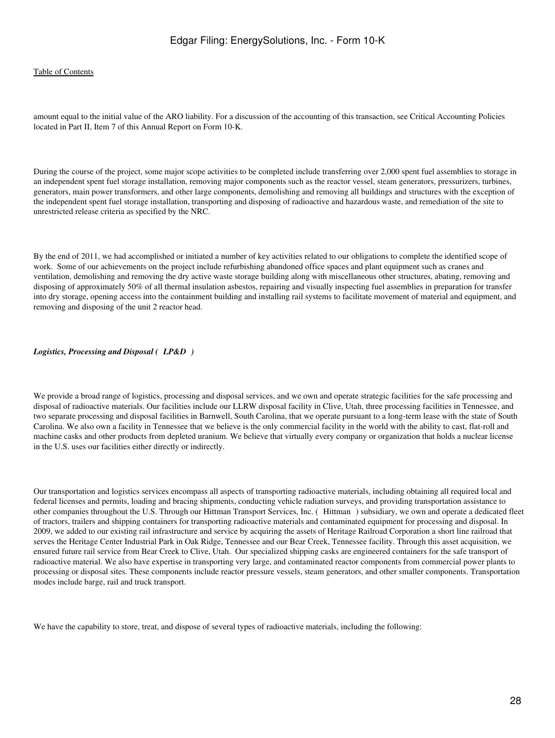amount equal to the initial value of the ARO liability. For a discussion of the accounting of this transaction, see Critical Accounting Policies located in Part II, Item 7 of this Annual Report on Form 10-K.

During the course of the project, some major scope activities to be completed include transferring over 2,000 spent fuel assemblies to storage in an independent spent fuel storage installation, removing major components such as the reactor vessel, steam generators, pressurizers, turbines, generators, main power transformers, and other large components, demolishing and removing all buildings and structures with the exception of the independent spent fuel storage installation, transporting and disposing of radioactive and hazardous waste, and remediation of the site to unrestricted release criteria as specified by the NRC.

By the end of 2011, we had accomplished or initiated a number of key activities related to our obligations to complete the identified scope of work. Some of our achievements on the project include refurbishing abandoned office spaces and plant equipment such as cranes and ventilation, demolishing and removing the dry active waste storage building along with miscellaneous other structures, abating, removing and disposing of approximately 50% of all thermal insulation asbestos, repairing and visually inspecting fuel assemblies in preparation for transfer into dry storage, opening access into the containment building and installing rail systems to facilitate movement of material and equipment, and removing and disposing of the unit 2 reactor head.

***Logistics, Processing and Disposal ( LP&D )***

We provide a broad range of logistics, processing and disposal services, and we own and operate strategic facilities for the safe processing and disposal of radioactive materials. Our facilities include our LLRW disposal facility in Clive, Utah, three processing facilities in Tennessee, and two separate processing and disposal facilities in Barnwell, South Carolina, that we operate pursuant to a long-term lease with the state of South Carolina. We also own a facility in Tennessee that we believe is the only commercial facility in the world with the ability to cast, flat-roll and machine casks and other products from depleted uranium. We believe that virtually every company or organization that holds a nuclear license in the U.S. uses our facilities either directly or indirectly.

Our transportation and logistics services encompass all aspects of transporting radioactive materials, including obtaining all required local and federal licenses and permits, loading and bracing shipments, conducting vehicle radiation surveys, and providing transportation assistance to other companies throughout the U.S. Through our Hittman Transport Services, Inc. ( Hittman ) subsidiary, we own and operate a dedicated fleet of tractors, trailers and shipping containers for transporting radioactive materials and contaminated equipment for processing and disposal. In 2009, we added to our existing rail infrastructure and service by acquiring the assets of Heritage Railroad Corporation a short line railroad that serves the Heritage Center Industrial Park in Oak Ridge, Tennessee and our Bear Creek, Tennessee facility. Through this asset acquisition, we ensured future rail service from Bear Creek to Clive, Utah. Our specialized shipping casks are engineered containers for the safe transport of radioactive material. We also have expertise in transporting very large, and contaminated reactor components from commercial power plants to processing or disposal sites. These components include reactor pressure vessels, steam generators, and other smaller components. Transportation modes include barge, rail and truck transport.

We have the capability to store, treat, and dispose of several types of radioactive materials, including the following: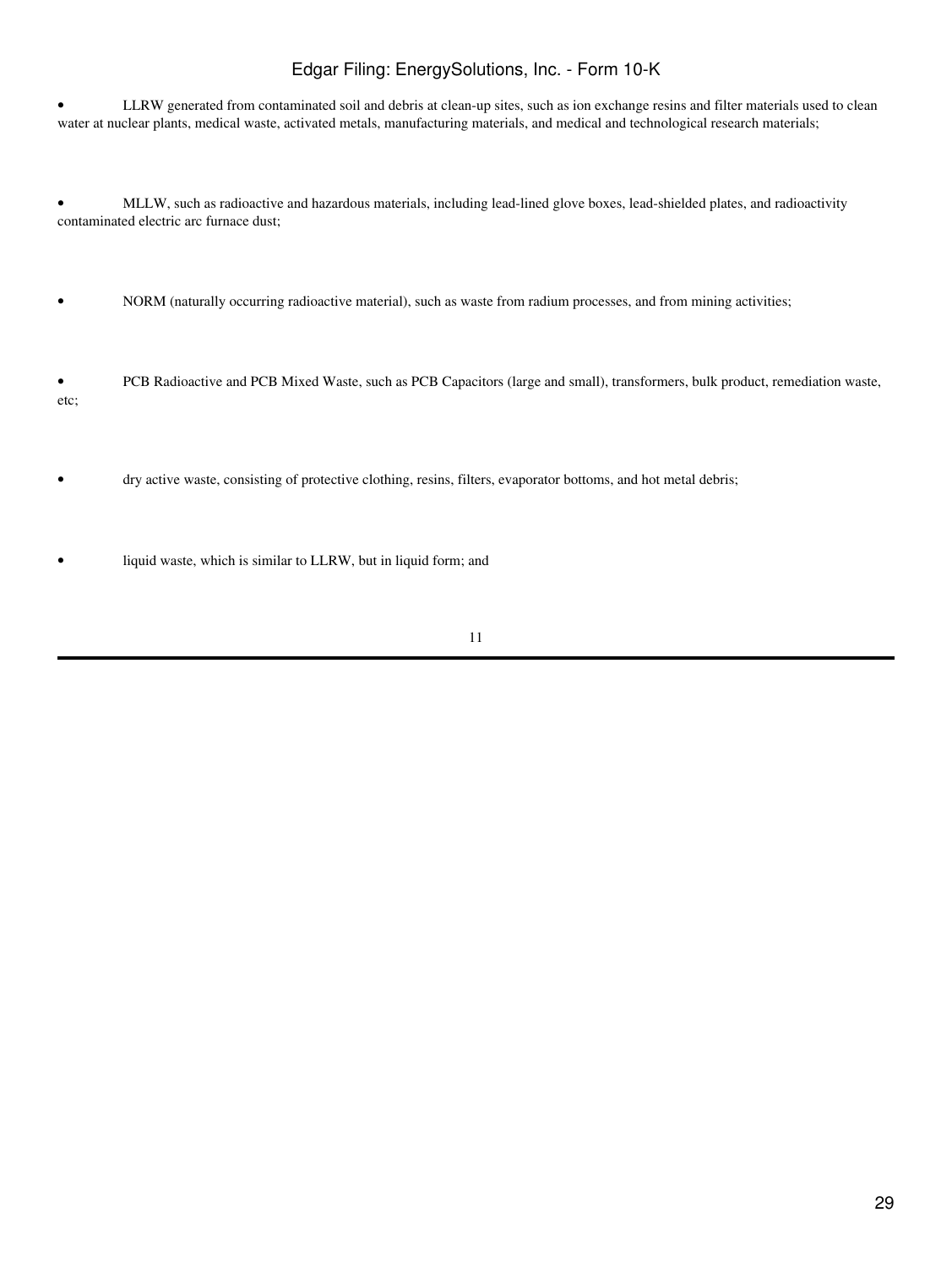- LLRW generated from contaminated soil and debris at clean-up sites, such as ion exchange resins and filter materials used to clean water at nuclear plants, medical waste, activated metals, manufacturing materials, and medical and technological research materials;
- MLLW, such as radioactive and hazardous materials, including lead-lined glove boxes, lead-shielded plates, and radioactivity contaminated electric arc furnace dust;
- NORM (naturally occurring radioactive material), such as waste from radium processes, and from mining activities;
- PCB Radioactive and PCB Mixed Waste, such as PCB Capacitors (large and small), transformers, bulk product, remediation waste, etc;
- dry active waste, consisting of protective clothing, resins, filters, evaporator bottoms, and hot metal debris;
- liquid waste, which is similar to LLRW, but in liquid form; and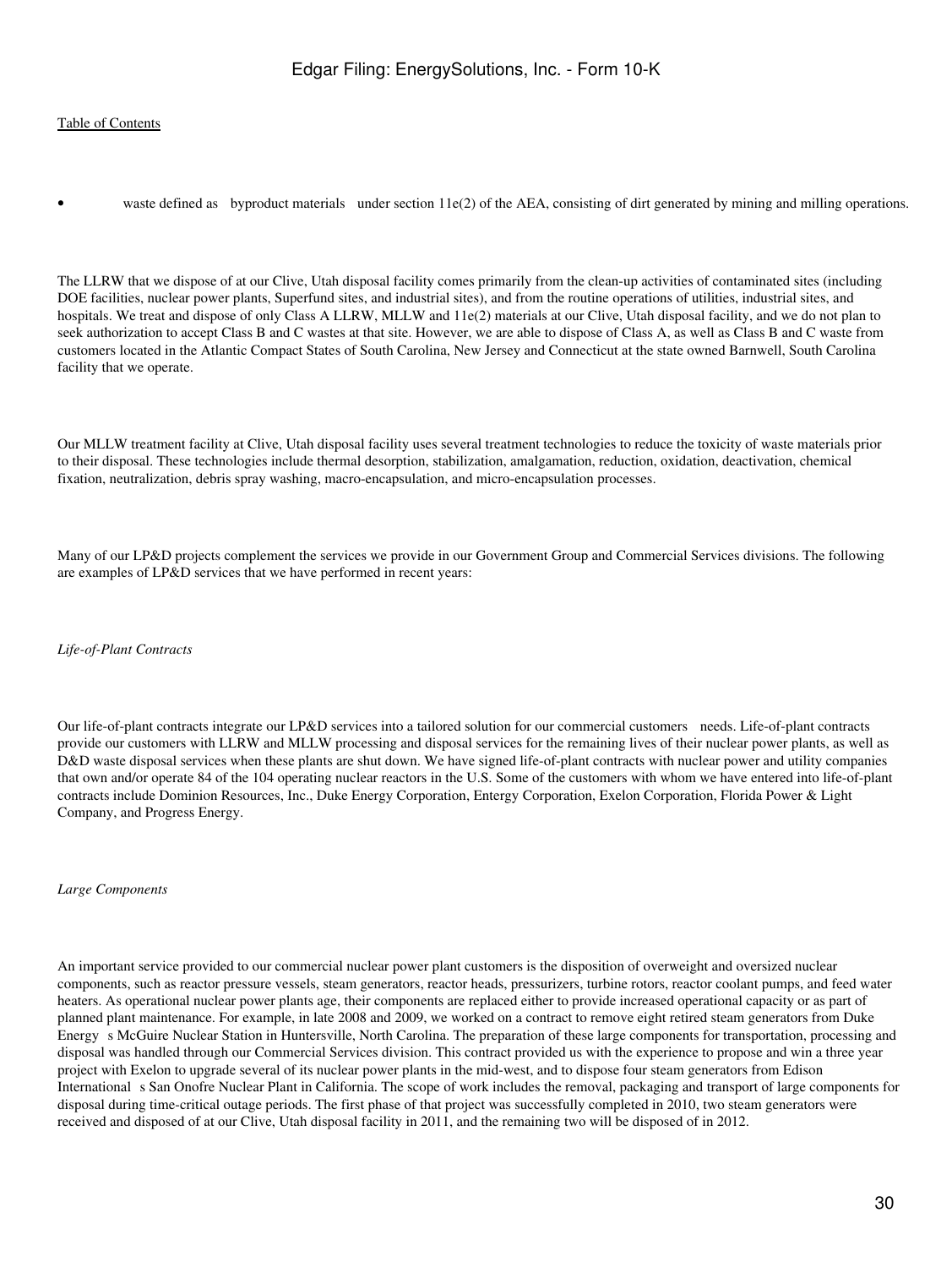- waste defined as byproduct materials under section 11e(2) of the AEA, consisting of dirt generated by mining and milling operations.

The LLRW that we dispose of at our Clive, Utah disposal facility comes primarily from the clean-up activities of contaminated sites (including DOE facilities, nuclear power plants, Superfund sites, and industrial sites), and from the routine operations of utilities, industrial sites, and hospitals. We treat and dispose of only Class A LLRW, MLLW and 11e(2) materials at our Clive, Utah disposal facility, and we do not plan to seek authorization to accept Class B and C wastes at that site. However, we are able to dispose of Class A, as well as Class B and C waste from customers located in the Atlantic Compact States of South Carolina, New Jersey and Connecticut at the state owned Barnwell, South Carolina facility that we operate.

Our MLLW treatment facility at Clive, Utah disposal facility uses several treatment technologies to reduce the toxicity of waste materials prior to their disposal. These technologies include thermal desorption, stabilization, amalgamation, reduction, oxidation, deactivation, chemical fixation, neutralization, debris spray washing, macro-encapsulation, and micro-encapsulation processes.

Many of our LP&D projects complement the services we provide in our Government Group and Commercial Services divisions. The following are examples of LP&D services that we have performed in recent years:

*Life-of-Plant Contracts*

Our life-of-plant contracts integrate our LP&D services into a tailored solution for our commercial customers needs. Life-of-plant contracts provide our customers with LLRW and MLLW processing and disposal services for the remaining lives of their nuclear power plants, as well as D&D waste disposal services when these plants are shut down. We have signed life-of-plant contracts with nuclear power and utility companies that own and/or operate 84 of the 104 operating nuclear reactors in the U.S. Some of the customers with whom we have entered into life-of-plant contracts include Dominion Resources, Inc., Duke Energy Corporation, Entergy Corporation, Exelon Corporation, Florida Power & Light Company, and Progress Energy.

*Large Components*

An important service provided to our commercial nuclear power plant customers is the disposition of overweight and oversized nuclear components, such as reactor pressure vessels, steam generators, reactor heads, pressurizers, turbine rotors, reactor coolant pumps, and feed water heaters. As operational nuclear power plants age, their components are replaced either to provide increased operational capacity or as part of planned plant maintenance. For example, in late 2008 and 2009, we worked on a contract to remove eight retired steam generators from Duke Energy s McGuire Nuclear Station in Huntersville, North Carolina. The preparation of these large components for transportation, processing and disposal was handled through our Commercial Services division. This contract provided us with the experience to propose and win a three year project with Exelon to upgrade several of its nuclear power plants in the mid-west, and to dispose four steam generators from Edison International s San Onofre Nuclear Plant in California. The scope of work includes the removal, packaging and transport of large components for disposal during time-critical outage periods. The first phase of that project was successfully completed in 2010, two steam generators were received and disposed of at our Clive, Utah disposal facility in 2011, and the remaining two will be disposed of in 2012.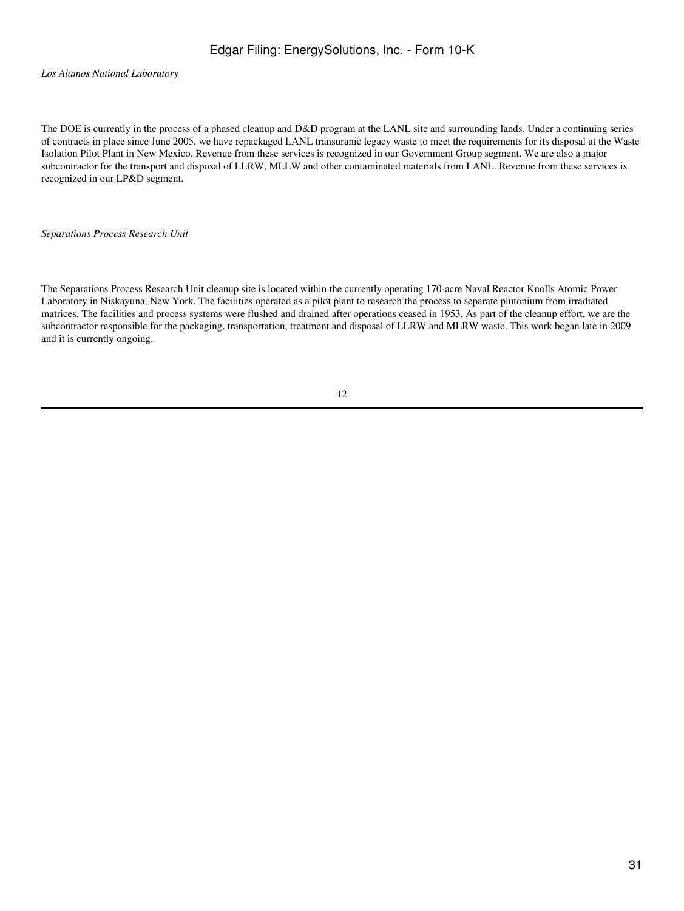*Los Alamos National Laboratory*

The DOE is currently in the process of a phased cleanup and D&D program at the LANL site and surrounding lands. Under a continuing series of contracts in place since June 2005, we have repackaged LANL transuranic legacy waste to meet the requirements for its disposal at the Waste Isolation Pilot Plant in New Mexico. Revenue from these services is recognized in our Government Group segment. We are also a major subcontractor for the transport and disposal of LLRW, MLLW and other contaminated materials from LANL. Revenue from these services is recognized in our LP&D segment.

*Separations Process Research Unit*

The Separations Process Research Unit cleanup site is located within the currently operating 170-acre Naval Reactor Knolls Atomic Power Laboratory in Niskayuna, New York. The facilities operated as a pilot plant to research the process to separate plutonium from irradiated matrices. The facilities and process systems were flushed and drained after operations ceased in 1953. As part of the cleanup effort, we are the subcontractor responsible for the packaging, transportation, treatment and disposal of LLRW and MLRW waste. This work began late in 2009 and it is currently ongoing.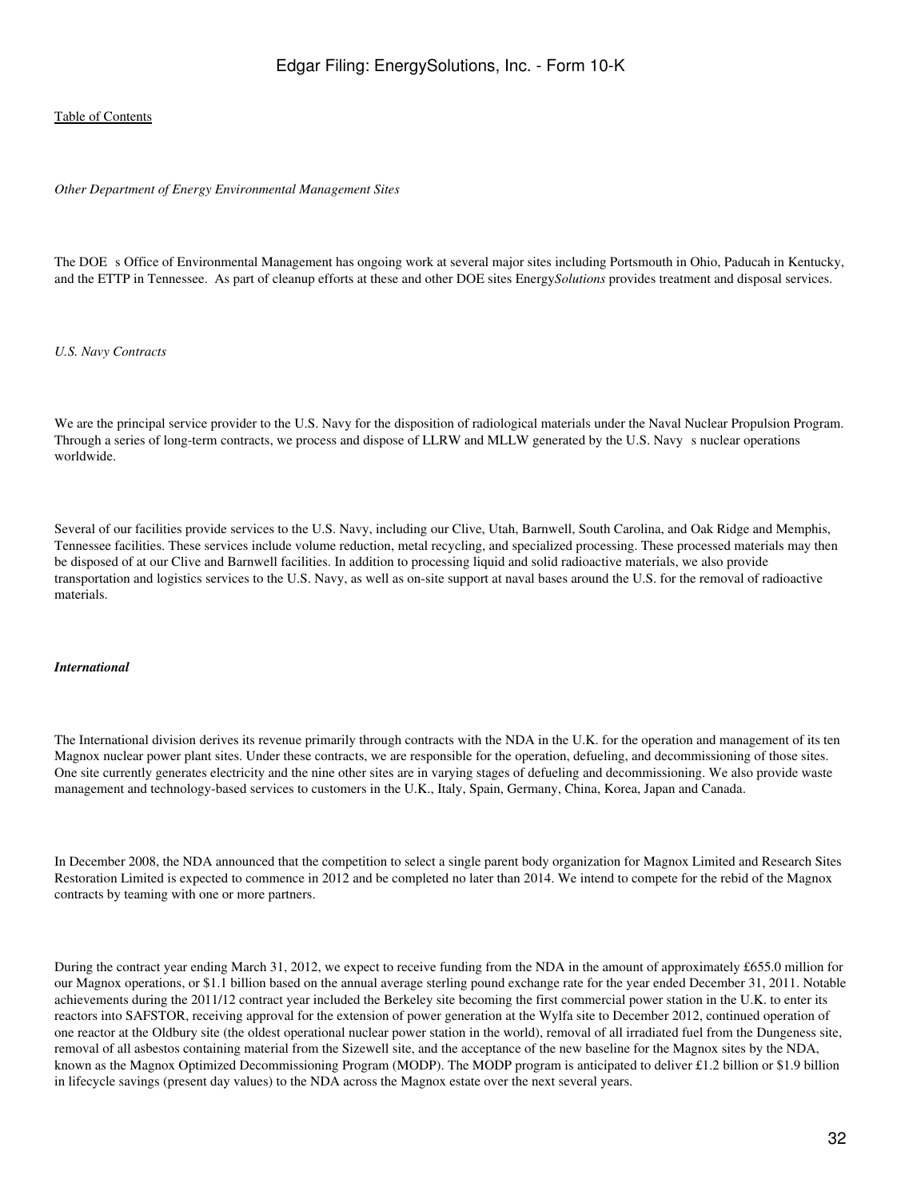*Other Department of Energy Environmental Management Sites*

The DOE s Office of Environmental Management has ongoing work at several major sites including Portsmouth in Ohio, Paducah in Kentucky, and the ETTP in Tennessee. As part of cleanup efforts at these and other DOE sites Energy*Solutions* provides treatment and disposal services.

*U.S. Navy Contracts*

We are the principal service provider to the U.S. Navy for the disposition of radiological materials under the Naval Nuclear Propulsion Program. Through a series of long-term contracts, we process and dispose of LLRW and MLLW generated by the U.S. Navy s nuclear operations worldwide.

Several of our facilities provide services to the U.S. Navy, including our Clive, Utah, Barnwell, South Carolina, and Oak Ridge and Memphis, Tennessee facilities. These services include volume reduction, metal recycling, and specialized processing. These processed materials may then be disposed of at our Clive and Barnwell facilities. In addition to processing liquid and solid radioactive materials, we also provide transportation and logistics services to the U.S. Navy, as well as on-site support at naval bases around the U.S. for the removal of radioactive materials.

***International***

The International division derives its revenue primarily through contracts with the NDA in the U.K. for the operation and management of its ten Magnox nuclear power plant sites. Under these contracts, we are responsible for the operation, defueling, and decommissioning of those sites. One site currently generates electricity and the nine other sites are in varying stages of defueling and decommissioning. We also provide waste management and technology-based services to customers in the U.K., Italy, Spain, Germany, China, Korea, Japan and Canada.

In December 2008, the NDA announced that the competition to select a single parent body organization for Magnox Limited and Research Sites Restoration Limited is expected to commence in 2012 and be completed no later than 2014. We intend to compete for the rebid of the Magnox contracts by teaming with one or more partners.

During the contract year ending March 31, 2012, we expect to receive funding from the NDA in the amount of approximately £655.0 million for our Magnox operations, or $1.1 billion based on the annual average sterling pound exchange rate for the year ended December 31, 2011. Notable achievements during the 2011/12 contract year included the Berkeley site becoming the first commercial power station in the U.K. to enter its reactors into SAFSTOR, receiving approval for the extension of power generation at the Wylfa site to December 2012, continued operation of one reactor at the Oldbury site (the oldest operational nuclear power station in the world), removal of all irradiated fuel from the Dungeness site, removal of all asbestos containing material from the Sizewell site, and the acceptance of the new baseline for the Magnox sites by the NDA, known as the Magnox Optimized Decommissioning Program (MODP). The MODP program is anticipated to deliver £1.2 billion or $1.9 billion in lifecycle savings (present day values) to the NDA across the Magnox estate over the next several years.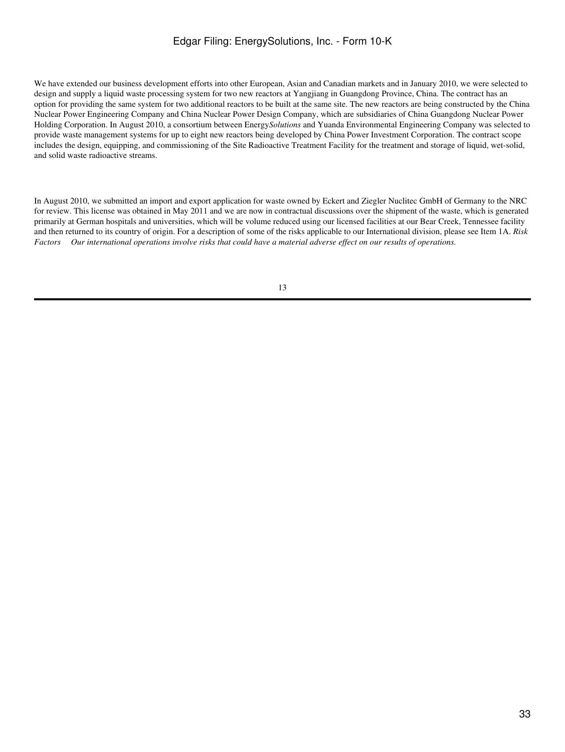We have extended our business development efforts into other European, Asian and Canadian markets and in January 2010, we were selected to design and supply a liquid waste processing system for two new reactors at Yangjiang in Guangdong Province, China. The contract has an option for providing the same system for two additional reactors to be built at the same site. The new reactors are being constructed by the China Nuclear Power Engineering Company and China Nuclear Power Design Company, which are subsidiaries of China Guangdong Nuclear Power Holding Corporation. In August 2010, a consortium between Energy*Solutions* and Yuanda Environmental Engineering Company was selected to provide waste management systems for up to eight new reactors being developed by China Power Investment Corporation. The contract scope includes the design, equipping, and commissioning of the Site Radioactive Treatment Facility for the treatment and storage of liquid, wet-solid, and solid waste radioactive streams.

In August 2010, we submitted an import and export application for waste owned by Eckert and Ziegler Nuclitec GmbH of Germany to the NRC for review. This license was obtained in May 2011 and we are now in contractual discussions over the shipment of the waste, which is generated primarily at German hospitals and universities, which will be volume reduced using our licensed facilities at our Bear Creek, Tennessee facility and then returned to its country of origin. For a description of some of the risks applicable to our International division, please see Item 1A. *Risk Factors — Our international operations involve risks that could have a material adverse effect on our results of operations.*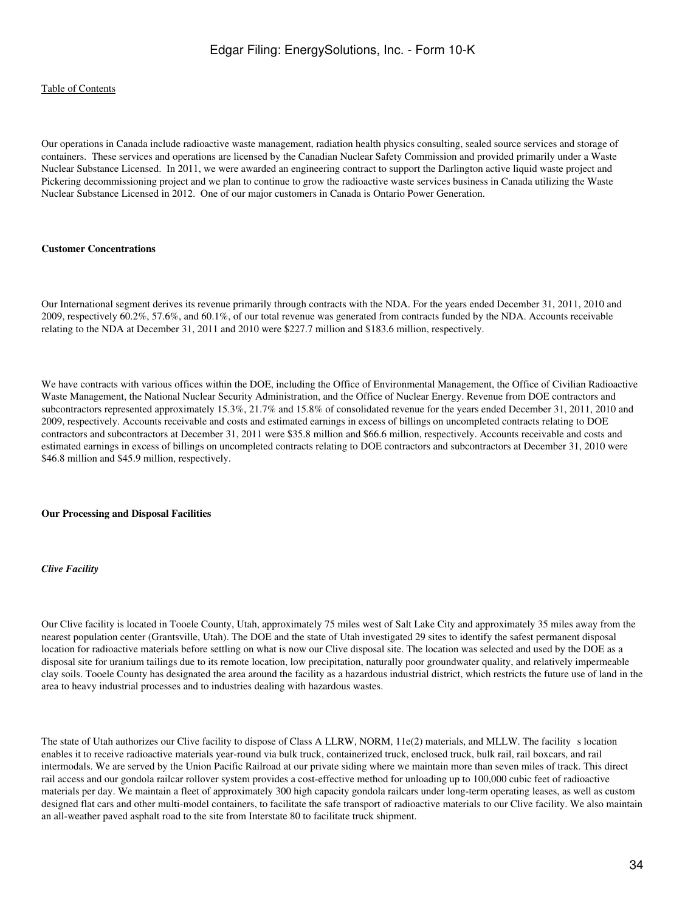Our operations in Canada include radioactive waste management, radiation health physics consulting, sealed source services and storage of containers. These services and operations are licensed by the Canadian Nuclear Safety Commission and provided primarily under a Waste Nuclear Substance Licensed. In 2011, we were awarded an engineering contract to support the Darlington active liquid waste project and Pickering decommissioning project and we plan to continue to grow the radioactive waste services business in Canada utilizing the Waste Nuclear Substance Licensed in 2012. One of our major customers in Canada is Ontario Power Generation.

**Customer Concentrations**

Our International segment derives its revenue primarily through contracts with the NDA. For the years ended December 31, 2011, 2010 and 2009, respectively 60.2%, 57.6%, and 60.1%, of our total revenue was generated from contracts funded by the NDA. Accounts receivable relating to the NDA at December 31, 2011 and 2010 were $227.7 million and $183.6 million, respectively.

We have contracts with various offices within the DOE, including the Office of Environmental Management, the Office of Civilian Radioactive Waste Management, the National Nuclear Security Administration, and the Office of Nuclear Energy. Revenue from DOE contractors and subcontractors represented approximately 15.3%, 21.7% and 15.8% of consolidated revenue for the years ended December 31, 2011, 2010 and 2009, respectively. Accounts receivable and costs and estimated earnings in excess of billings on uncompleted contracts relating to DOE contractors and subcontractors at December 31, 2011 were $35.8 million and $66.6 million, respectively. Accounts receivable and costs and estimated earnings in excess of billings on uncompleted contracts relating to DOE contractors and subcontractors at December 31, 2010 were $46.8 million and $45.9 million, respectively.

**Our Processing and Disposal Facilities**

***Clive Facility***

Our Clive facility is located in Tooele County, Utah, approximately 75 miles west of Salt Lake City and approximately 35 miles away from the nearest population center (Grantsville, Utah). The DOE and the state of Utah investigated 29 sites to identify the safest permanent disposal location for radioactive materials before settling on what is now our Clive disposal site. The location was selected and used by the DOE as a disposal site for uranium tailings due to its remote location, low precipitation, naturally poor groundwater quality, and relatively impermeable clay soils. Tooele County has designated the area around the facility as a hazardous industrial district, which restricts the future use of land in the area to heavy industrial processes and to industries dealing with hazardous wastes.

The state of Utah authorizes our Clive facility to dispose of Class A LLRW, NORM, 11e(2) materials, and MLLW. The facility s location enables it to receive radioactive materials year-round via bulk truck, containerized truck, enclosed truck, bulk rail, rail boxcars, and rail intermodals. We are served by the Union Pacific Railroad at our private siding where we maintain more than seven miles of track. This direct rail access and our gondola railcar rollover system provides a cost-effective method for unloading up to 100,000 cubic feet of radioactive materials per day. We maintain a fleet of approximately 300 high capacity gondola railcars under long-term operating leases, as well as custom designed flat cars and other multi-model containers, to facilitate the safe transport of radioactive materials to our Clive facility. We also maintain an all-weather paved asphalt road to the site from Interstate 80 to facilitate truck shipment.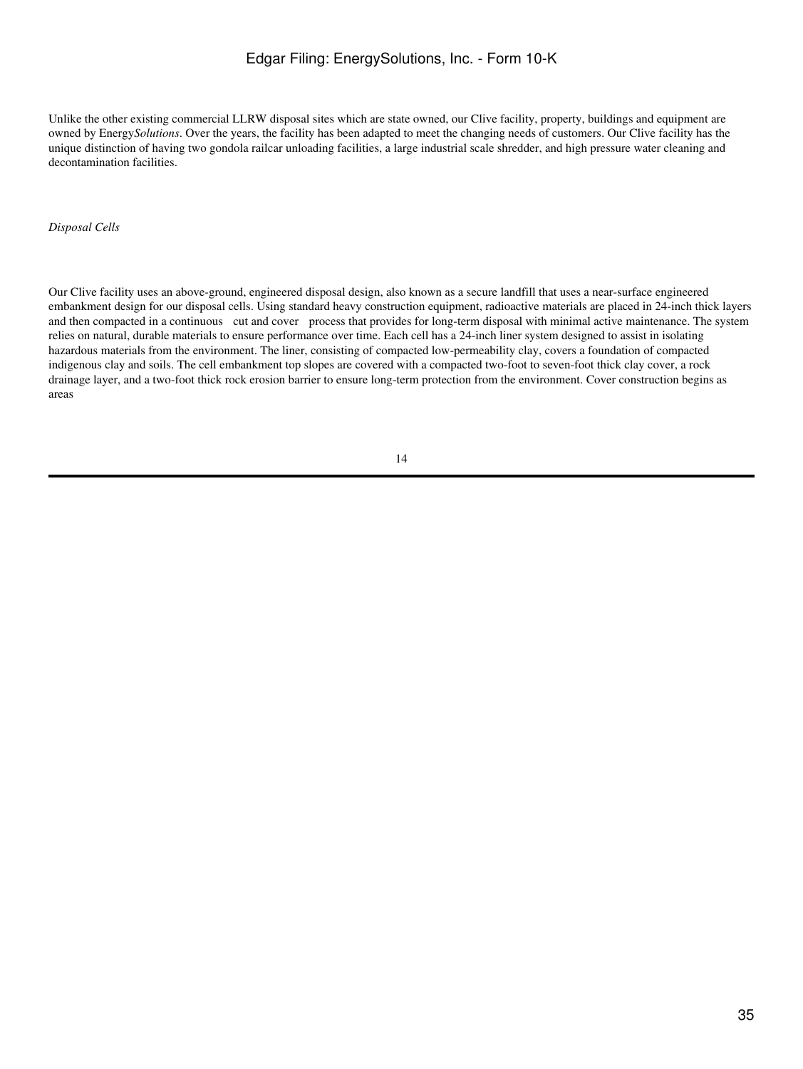Unlike the other existing commercial LLRW disposal sites which are state owned, our Clive facility, property, buildings and equipment are owned by Energy*Solutions*. Over the years, the facility has been adapted to meet the changing needs of customers. Our Clive facility has the unique distinction of having two gondola railcar unloading facilities, a large industrial scale shredder, and high pressure water cleaning and decontamination facilities.

*Disposal Cells*

Our Clive facility uses an above-ground, engineered disposal design, also known as a secure landfill that uses a near-surface engineered embankment design for our disposal cells. Using standard heavy construction equipment, radioactive materials are placed in 24-inch thick layers and then compacted in a continuous cut and cover process that provides for long-term disposal with minimal active maintenance. The system relies on natural, durable materials to ensure performance over time. Each cell has a 24-inch liner system designed to assist in isolating hazardous materials from the environment. The liner, consisting of compacted low-permeability clay, covers a foundation of compacted indigenous clay and soils. The cell embankment top slopes are covered with a compacted two-foot to seven-foot thick clay cover, a rock drainage layer, and a two-foot thick rock erosion barrier to ensure long-term protection from the environment. Cover construction begins as areas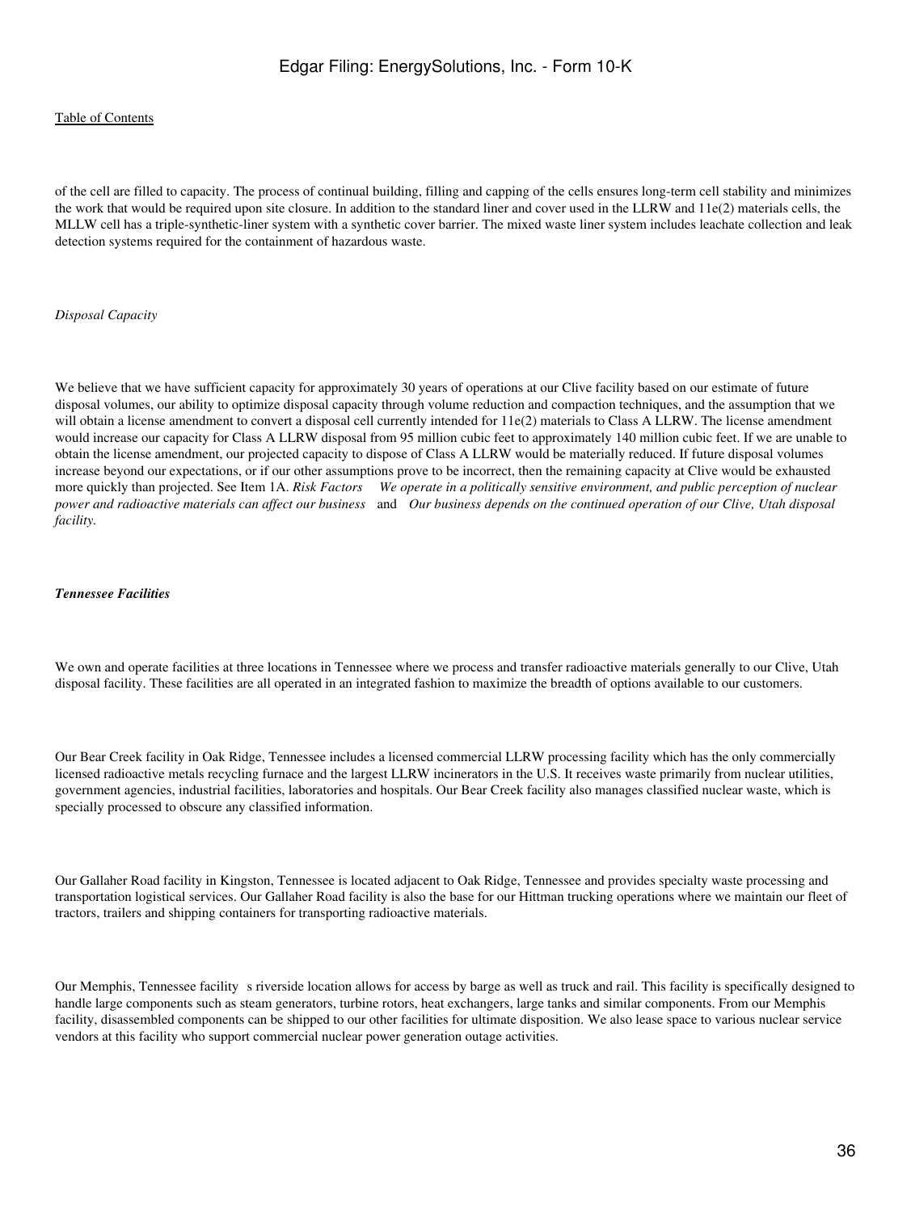of the cell are filled to capacity. The process of continual building, filling and capping of the cells ensures long-term cell stability and minimizes the work that would be required upon site closure. In addition to the standard liner and cover used in the LLRW and 11e(2) materials cells, the MLLW cell has a triple-synthetic-liner system with a synthetic cover barrier. The mixed waste liner system includes leachate collection and leak detection systems required for the containment of hazardous waste.

*Disposal Capacity*

We believe that we have sufficient capacity for approximately 30 years of operations at our Clive facility based on our estimate of future disposal volumes, our ability to optimize disposal capacity through volume reduction and compaction techniques, and the assumption that we will obtain a license amendment to convert a disposal cell currently intended for 11e(2) materials to Class A LLRW. The license amendment would increase our capacity for Class A LLRW disposal from 95 million cubic feet to approximately 140 million cubic feet. If we are unable to obtain the license amendment, our projected capacity to dispose of Class A LLRW would be materially reduced. If future disposal volumes increase beyond our expectations, or if our other assumptions prove to be incorrect, then the remaining capacity at Clive would be exhausted more quickly than projected. See Item 1A. *Risk Factors We operate in a politically sensitive environment, and public perception of nuclear power and radioactive materials can affect our business* and *Our business depends on the continued operation of our Clive, Utah disposal facility.*

***Tennessee Facilities***

We own and operate facilities at three locations in Tennessee where we process and transfer radioactive materials generally to our Clive, Utah disposal facility. These facilities are all operated in an integrated fashion to maximize the breadth of options available to our customers.

Our Bear Creek facility in Oak Ridge, Tennessee includes a licensed commercial LLRW processing facility which has the only commercially licensed radioactive metals recycling furnace and the largest LLRW incinerators in the U.S. It receives waste primarily from nuclear utilities, government agencies, industrial facilities, laboratories and hospitals. Our Bear Creek facility also manages classified nuclear waste, which is specially processed to obscure any classified information.

Our Gallaher Road facility in Kingston, Tennessee is located adjacent to Oak Ridge, Tennessee and provides specialty waste processing and transportation logistical services. Our Gallaher Road facility is also the base for our Hittman trucking operations where we maintain our fleet of tractors, trailers and shipping containers for transporting radioactive materials.

Our Memphis, Tennessee facility s riverside location allows for access by barge as well as truck and rail. This facility is specifically designed to handle large components such as steam generators, turbine rotors, heat exchangers, large tanks and similar components. From our Memphis facility, disassembled components can be shipped to our other facilities for ultimate disposition. We also lease space to various nuclear service vendors at this facility who support commercial nuclear power generation outage activities.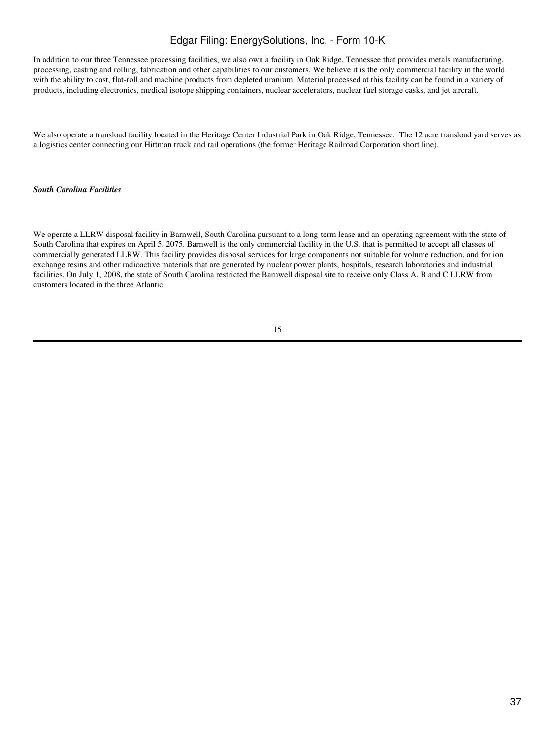In addition to our three Tennessee processing facilities, we also own a facility in Oak Ridge, Tennessee that provides metals manufacturing, processing, casting and rolling, fabrication and other capabilities to our customers. We believe it is the only commercial facility in the world with the ability to cast, flat-roll and machine products from depleted uranium. Material processed at this facility can be found in a variety of products, including electronics, medical isotope shipping containers, nuclear accelerators, nuclear fuel storage casks, and jet aircraft.

We also operate a transload facility located in the Heritage Center Industrial Park in Oak Ridge, Tennessee. The 12 acre transload yard serves as a logistics center connecting our Hittman truck and rail operations (the former Heritage Railroad Corporation short line).

***South Carolina Facilities***

We operate a LLRW disposal facility in Barnwell, South Carolina pursuant to a long-term lease and an operating agreement with the state of South Carolina that expires on April 5, 2075. Barnwell is the only commercial facility in the U.S. that is permitted to accept all classes of commercially generated LLRW. This facility provides disposal services for large components not suitable for volume reduction, and for ion exchange resins and other radioactive materials that are generated by nuclear power plants, hospitals, research laboratories and industrial facilities. On July 1, 2008, the state of South Carolina restricted the Barnwell disposal site to receive only Class A, B and C LLRW from customers located in the three Atlantic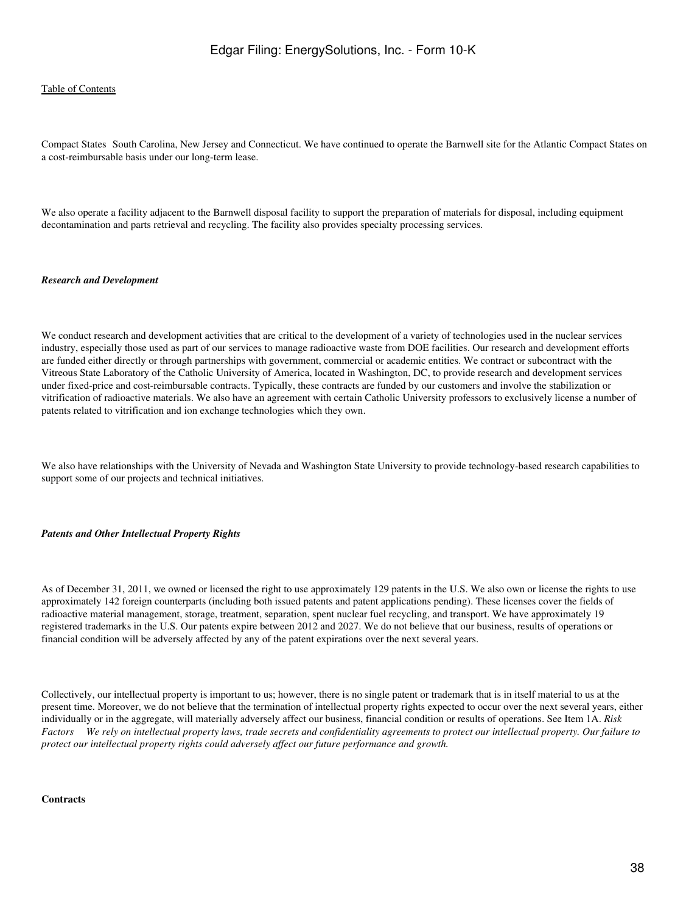Compact States South Carolina, New Jersey and Connecticut. We have continued to operate the Barnwell site for the Atlantic Compact States on a cost-reimbursable basis under our long-term lease.

We also operate a facility adjacent to the Barnwell disposal facility to support the preparation of materials for disposal, including equipment decontamination and parts retrieval and recycling. The facility also provides specialty processing services.

***Research and Development***

We conduct research and development activities that are critical to the development of a variety of technologies used in the nuclear services industry, especially those used as part of our services to manage radioactive waste from DOE facilities. Our research and development efforts are funded either directly or through partnerships with government, commercial or academic entities. We contract or subcontract with the Vitreous State Laboratory of the Catholic University of America, located in Washington, DC, to provide research and development services under fixed-price and cost-reimbursable contracts. Typically, these contracts are funded by our customers and involve the stabilization or vitrification of radioactive materials. We also have an agreement with certain Catholic University professors to exclusively license a number of patents related to vitrification and ion exchange technologies which they own.

We also have relationships with the University of Nevada and Washington State University to provide technology-based research capabilities to support some of our projects and technical initiatives.

***Patents and Other Intellectual Property Rights***

As of December 31, 2011, we owned or licensed the right to use approximately 129 patents in the U.S. We also own or license the rights to use approximately 142 foreign counterparts (including both issued patents and patent applications pending). These licenses cover the fields of radioactive material management, storage, treatment, separation, spent nuclear fuel recycling, and transport. We have approximately 19 registered trademarks in the U.S. Our patents expire between 2012 and 2027. We do not believe that our business, results of operations or financial condition will be adversely affected by any of the patent expirations over the next several years.

Collectively, our intellectual property is important to us; however, there is no single patent or trademark that is in itself material to us at the present time. Moreover, we do not believe that the termination of intellectual property rights expected to occur over the next several years, either individually or in the aggregate, will materially adversely affect our business, financial condition or results of operations. See Item 1A. *Risk Factors We rely on intellectual property laws, trade secrets and confidentiality agreements to protect our intellectual property. Our failure to protect our intellectual property rights could adversely affect our future performance and growth.*

**Contracts**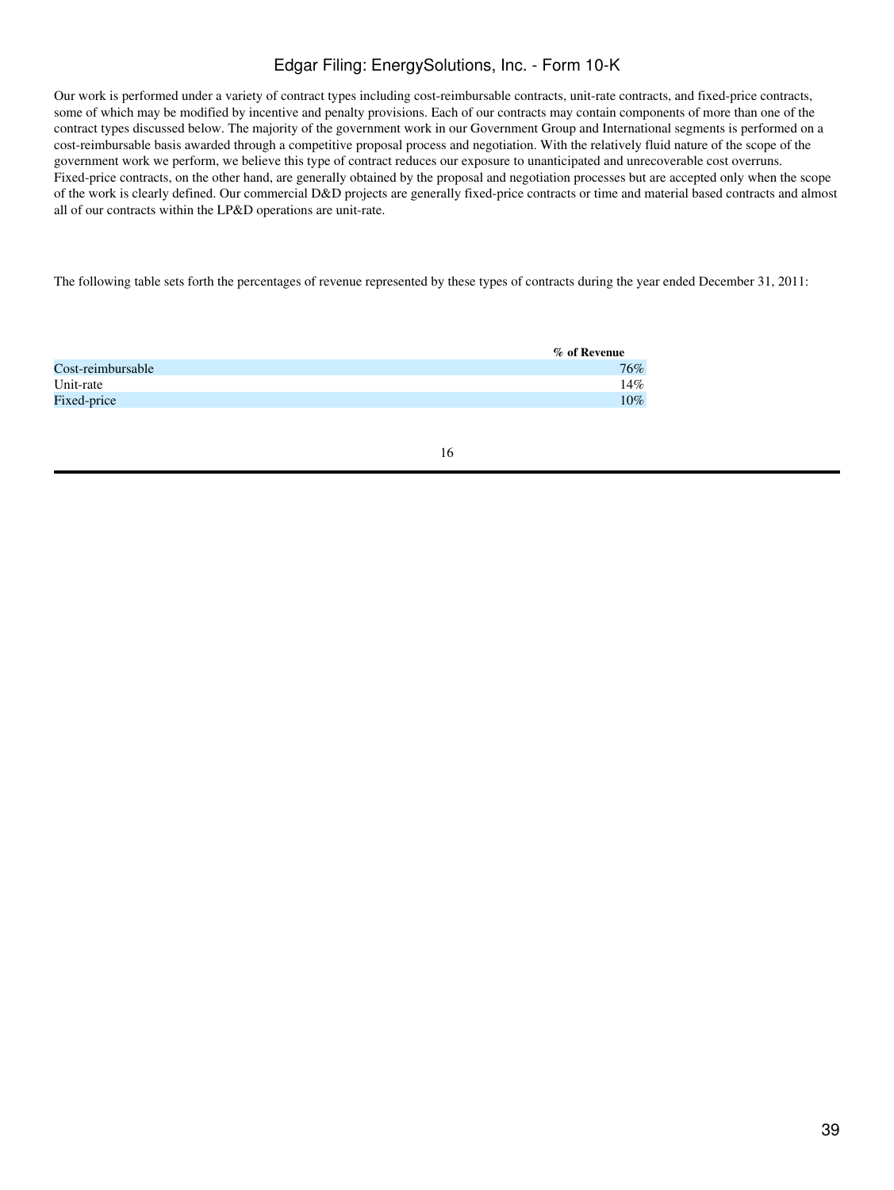Our work is performed under a variety of contract types including cost-reimbursable contracts, unit-rate contracts, and fixed-price contracts, some of which may be modified by incentive and penalty provisions. Each of our contracts may contain components of more than one of the contract types discussed below. The majority of the government work in our Government Group and International segments is performed on a cost-reimbursable basis awarded through a competitive proposal process and negotiation. With the relatively fluid nature of the scope of the government work we perform, we believe this type of contract reduces our exposure to unanticipated and unrecoverable cost overruns. Fixed-price contracts, on the other hand, are generally obtained by the proposal and negotiation processes but are accepted only when the scope of the work is clearly defined. Our commercial D&D projects are generally fixed-price contracts or time and material based contracts and almost all of our contracts within the LP&D operations are unit-rate.

The following table sets forth the percentages of revenue represented by these types of contracts during the year ended December 31, 2011:

| | % of Revenue |
|---|---|
| Cost-reimbursable | 76% |
| Unit-rate | 14% |
| Fixed-price | 10% |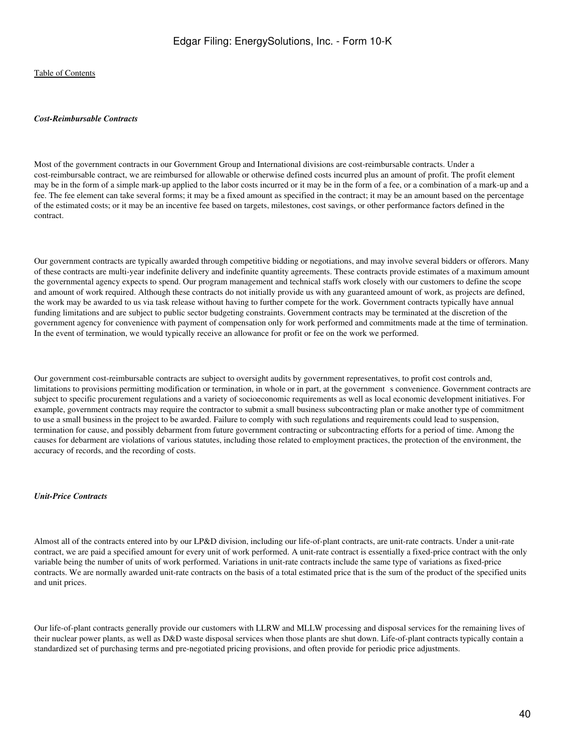***Cost-Reimbursable Contracts***

Most of the government contracts in our Government Group and International divisions are cost-reimbursable contracts. Under a cost-reimbursable contract, we are reimbursed for allowable or otherwise defined costs incurred plus an amount of profit. The profit element may be in the form of a simple mark-up applied to the labor costs incurred or it may be in the form of a fee, or a combination of a mark-up and a fee. The fee element can take several forms; it may be a fixed amount as specified in the contract; it may be an amount based on the percentage of the estimated costs; or it may be an incentive fee based on targets, milestones, cost savings, or other performance factors defined in the contract.

Our government contracts are typically awarded through competitive bidding or negotiations, and may involve several bidders or offerors. Many of these contracts are multi-year indefinite delivery and indefinite quantity agreements. These contracts provide estimates of a maximum amount the governmental agency expects to spend. Our program management and technical staffs work closely with our customers to define the scope and amount of work required. Although these contracts do not initially provide us with any guaranteed amount of work, as projects are defined, the work may be awarded to us via task release without having to further compete for the work. Government contracts typically have annual funding limitations and are subject to public sector budgeting constraints. Government contracts may be terminated at the discretion of the government agency for convenience with payment of compensation only for work performed and commitments made at the time of termination. In the event of termination, we would typically receive an allowance for profit or fee on the work we performed.

Our government cost-reimbursable contracts are subject to oversight audits by government representatives, to profit cost controls and, limitations to provisions permitting modification or termination, in whole or in part, at the government s convenience. Government contracts are subject to specific procurement regulations and a variety of socioeconomic requirements as well as local economic development initiatives. For example, government contracts may require the contractor to submit a small business subcontracting plan or make another type of commitment to use a small business in the project to be awarded. Failure to comply with such regulations and requirements could lead to suspension, termination for cause, and possibly debarment from future government contracting or subcontracting efforts for a period of time. Among the causes for debarment are violations of various statutes, including those related to employment practices, the protection of the environment, the accuracy of records, and the recording of costs.

***Unit-Price Contracts***

Almost all of the contracts entered into by our LP&D division, including our life-of-plant contracts, are unit-rate contracts. Under a unit-rate contract, we are paid a specified amount for every unit of work performed. A unit-rate contract is essentially a fixed-price contract with the only variable being the number of units of work performed. Variations in unit-rate contracts include the same type of variations as fixed-price contracts. We are normally awarded unit-rate contracts on the basis of a total estimated price that is the sum of the product of the specified units and unit prices.

Our life-of-plant contracts generally provide our customers with LLRW and MLLW processing and disposal services for the remaining lives of their nuclear power plants, as well as D&D waste disposal services when those plants are shut down. Life-of-plant contracts typically contain a standardized set of purchasing terms and pre-negotiated pricing provisions, and often provide for periodic price adjustments.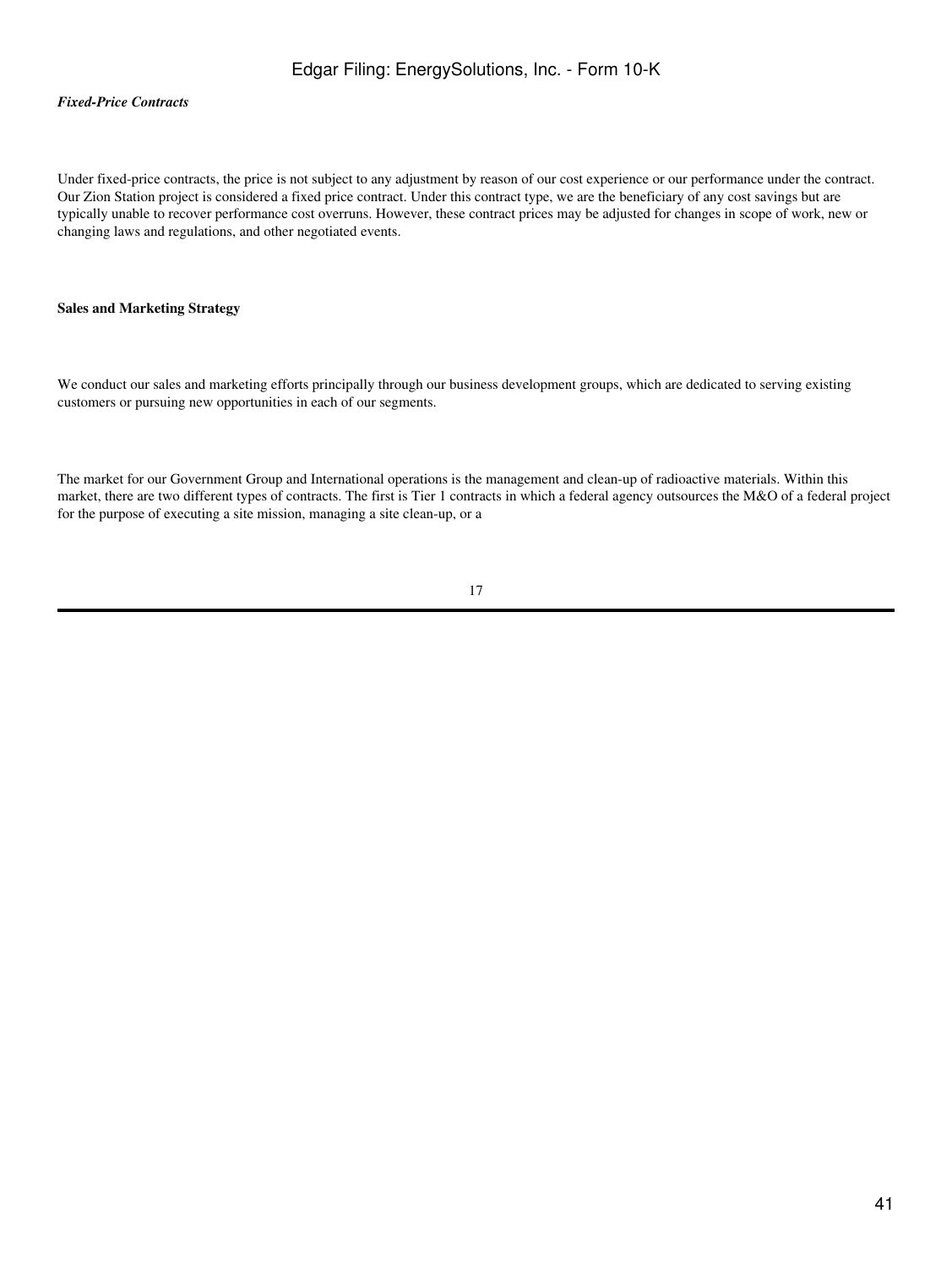*Fixed-Price Contracts*

Under fixed-price contracts, the price is not subject to any adjustment by reason of our cost experience or our performance under the contract. Our Zion Station project is considered a fixed price contract. Under this contract type, we are the beneficiary of any cost savings but are typically unable to recover performance cost overruns. However, these contract prices may be adjusted for changes in scope of work, new or changing laws and regulations, and other negotiated events.

**Sales and Marketing Strategy**

We conduct our sales and marketing efforts principally through our business development groups, which are dedicated to serving existing customers or pursuing new opportunities in each of our segments.

The market for our Government Group and International operations is the management and clean-up of radioactive materials. Within this market, there are two different types of contracts. The first is Tier 1 contracts in which a federal agency outsources the M&O of a federal project for the purpose of executing a site mission, managing a site clean-up, or a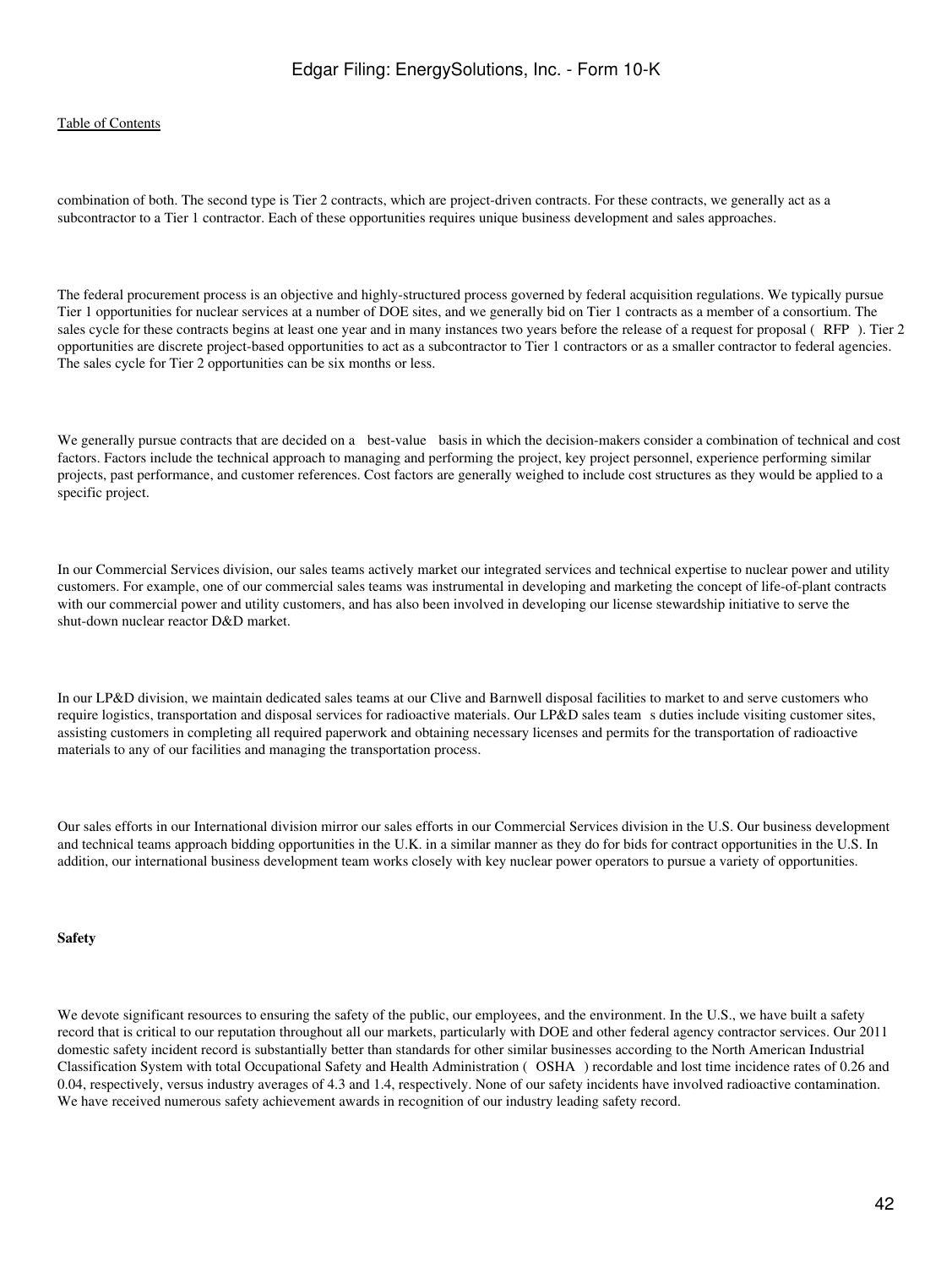combination of both. The second type is Tier 2 contracts, which are project-driven contracts. For these contracts, we generally act as a subcontractor to a Tier 1 contractor. Each of these opportunities requires unique business development and sales approaches.

The federal procurement process is an objective and highly-structured process governed by federal acquisition regulations. We typically pursue Tier 1 opportunities for nuclear services at a number of DOE sites, and we generally bid on Tier 1 contracts as a member of a consortium. The sales cycle for these contracts begins at least one year and in many instances two years before the release of a request for proposal ( RFP ). Tier 2 opportunities are discrete project-based opportunities to act as a subcontractor to Tier 1 contractors or as a smaller contractor to federal agencies. The sales cycle for Tier 2 opportunities can be six months or less.

We generally pursue contracts that are decided on a best-value basis in which the decision-makers consider a combination of technical and cost factors. Factors include the technical approach to managing and performing the project, key project personnel, experience performing similar projects, past performance, and customer references. Cost factors are generally weighed to include cost structures as they would be applied to a specific project.

In our Commercial Services division, our sales teams actively market our integrated services and technical expertise to nuclear power and utility customers. For example, one of our commercial sales teams was instrumental in developing and marketing the concept of life-of-plant contracts with our commercial power and utility customers, and has also been involved in developing our license stewardship initiative to serve the shut-down nuclear reactor D&D market.

In our LP&D division, we maintain dedicated sales teams at our Clive and Barnwell disposal facilities to market to and serve customers who require logistics, transportation and disposal services for radioactive materials. Our LP&D sales team s duties include visiting customer sites, assisting customers in completing all required paperwork and obtaining necessary licenses and permits for the transportation of radioactive materials to any of our facilities and managing the transportation process.

Our sales efforts in our International division mirror our sales efforts in our Commercial Services division in the U.S. Our business development and technical teams approach bidding opportunities in the U.K. in a similar manner as they do for bids for contract opportunities in the U.S. In addition, our international business development team works closely with key nuclear power operators to pursue a variety of opportunities.

**Safety**

We devote significant resources to ensuring the safety of the public, our employees, and the environment. In the U.S., we have built a safety record that is critical to our reputation throughout all our markets, particularly with DOE and other federal agency contractor services. Our 2011 domestic safety incident record is substantially better than standards for other similar businesses according to the North American Industrial Classification System with total Occupational Safety and Health Administration ( OSHA ) recordable and lost time incidence rates of 0.26 and 0.04, respectively, versus industry averages of 4.3 and 1.4, respectively. None of our safety incidents have involved radioactive contamination. We have received numerous safety achievement awards in recognition of our industry leading safety record.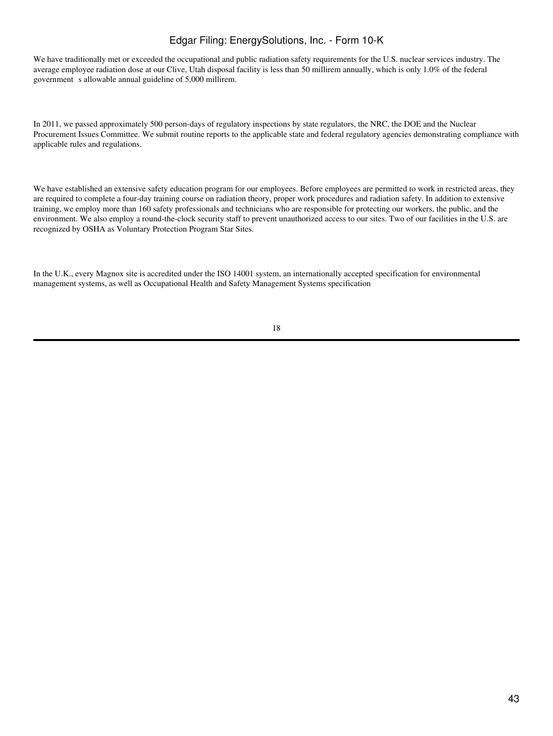We have traditionally met or exceeded the occupational and public radiation safety requirements for the U.S. nuclear services industry. The average employee radiation dose at our Clive, Utah disposal facility is less than 50 millirem annually, which is only 1.0% of the federal government s allowable annual guideline of 5,000 millirem.

In 2011, we passed approximately 500 person-days of regulatory inspections by state regulators, the NRC, the DOE and the Nuclear Procurement Issues Committee. We submit routine reports to the applicable state and federal regulatory agencies demonstrating compliance with applicable rules and regulations.

We have established an extensive safety education program for our employees. Before employees are permitted to work in restricted areas, they are required to complete a four-day training course on radiation theory, proper work procedures and radiation safety. In addition to extensive training, we employ more than 160 safety professionals and technicians who are responsible for protecting our workers, the public, and the environment. We also employ a round-the-clock security staff to prevent unauthorized access to our sites. Two of our facilities in the U.S. are recognized by OSHA as Voluntary Protection Program Star Sites.

In the U.K., every Magnox site is accredited under the ISO 14001 system, an internationally accepted specification for environmental management systems, as well as Occupational Health and Safety Management Systems specification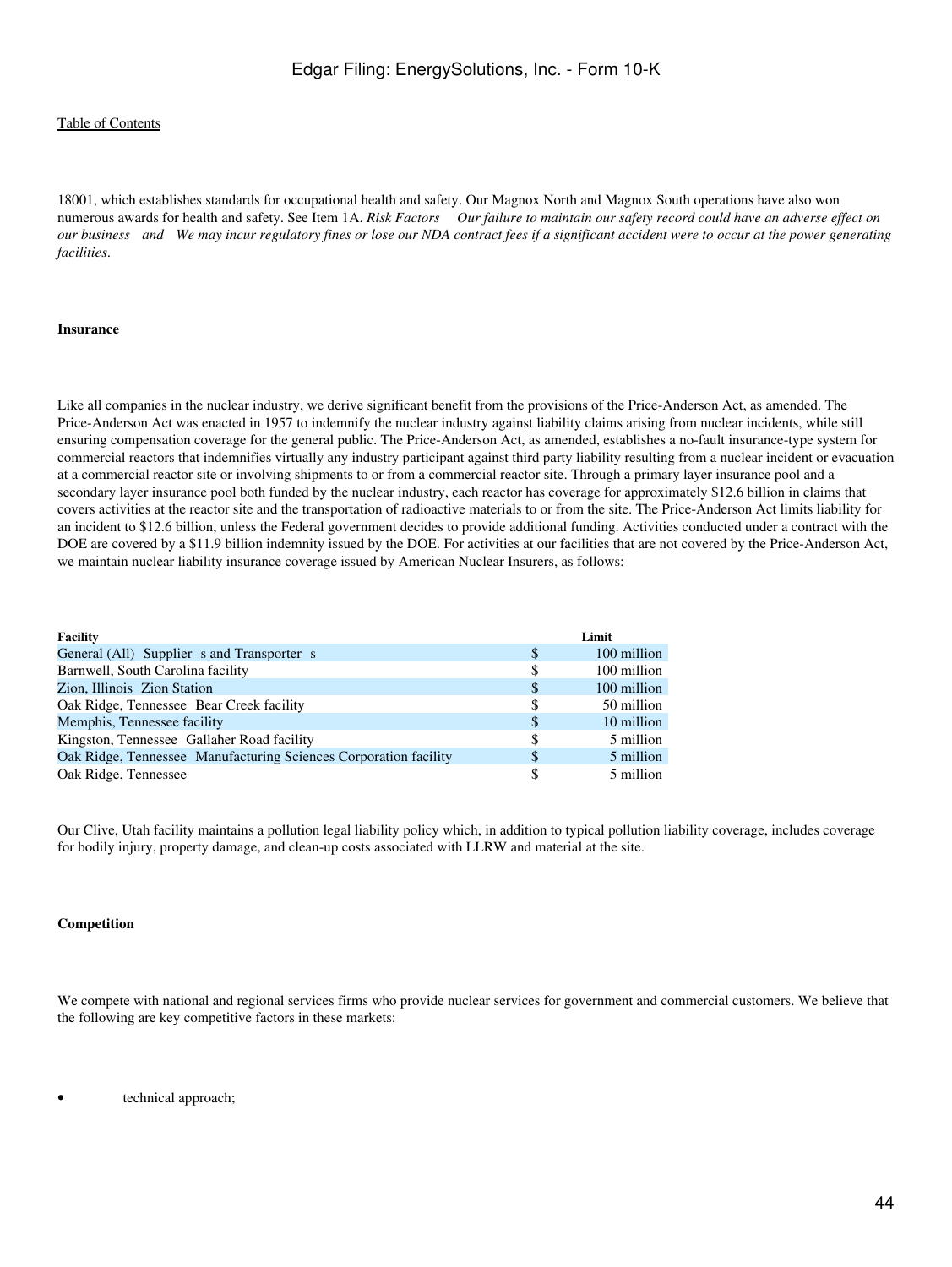18001, which establishes standards for occupational health and safety. Our Magnox North and Magnox South operations have also won numerous awards for health and safety. See Item 1A. *Risk Factors Our failure to maintain our safety record could have an adverse effect on our business and We may incur regulatory fines or lose our NDA contract fees if a significant accident were to occur at the power generating facilities*.

**Insurance**

Like all companies in the nuclear industry, we derive significant benefit from the provisions of the Price-Anderson Act, as amended. The Price-Anderson Act was enacted in 1957 to indemnify the nuclear industry against liability claims arising from nuclear incidents, while still ensuring compensation coverage for the general public. The Price-Anderson Act, as amended, establishes a no-fault insurance-type system for commercial reactors that indemnifies virtually any industry participant against third party liability resulting from a nuclear incident or evacuation at a commercial reactor site or involving shipments to or from a commercial reactor site. Through a primary layer insurance pool and a secondary layer insurance pool both funded by the nuclear industry, each reactor has coverage for approximately $12.6 billion in claims that covers activities at the reactor site and the transportation of radioactive materials to or from the site. The Price-Anderson Act limits liability for an incident to $12.6 billion, unless the Federal government decides to provide additional funding. Activities conducted under a contract with the DOE are covered by a $11.9 billion indemnity issued by the DOE. For activities at our facilities that are not covered by the Price-Anderson Act, we maintain nuclear liability insurance coverage issued by American Nuclear Insurers, as follows:

| Facility | | Limit |
|---|---|---|
| General (All) Supplier s and Transporter s | $ | 100 million |
| Barnwell, South Carolina facility | $ | 100 million |
| Zion, Illinois Zion Station | $ | 100 million |
| Oak Ridge, Tennessee Bear Creek facility | $ | 50 million |
| Memphis, Tennessee facility | $ | 10 million |
| Kingston, Tennessee Gallaher Road facility | $ | 5 million |
| Oak Ridge, Tennessee Manufacturing Sciences Corporation facility | $ | 5 million |
| Oak Ridge, Tennessee | $ | 5 million |

Our Clive, Utah facility maintains a pollution legal liability policy which, in addition to typical pollution liability coverage, includes coverage for bodily injury, property damage, and clean-up costs associated with LLRW and material at the site.

**Competition**

We compete with national and regional services firms who provide nuclear services for government and commercial customers. We believe that the following are key competitive factors in these markets:

- technical approach;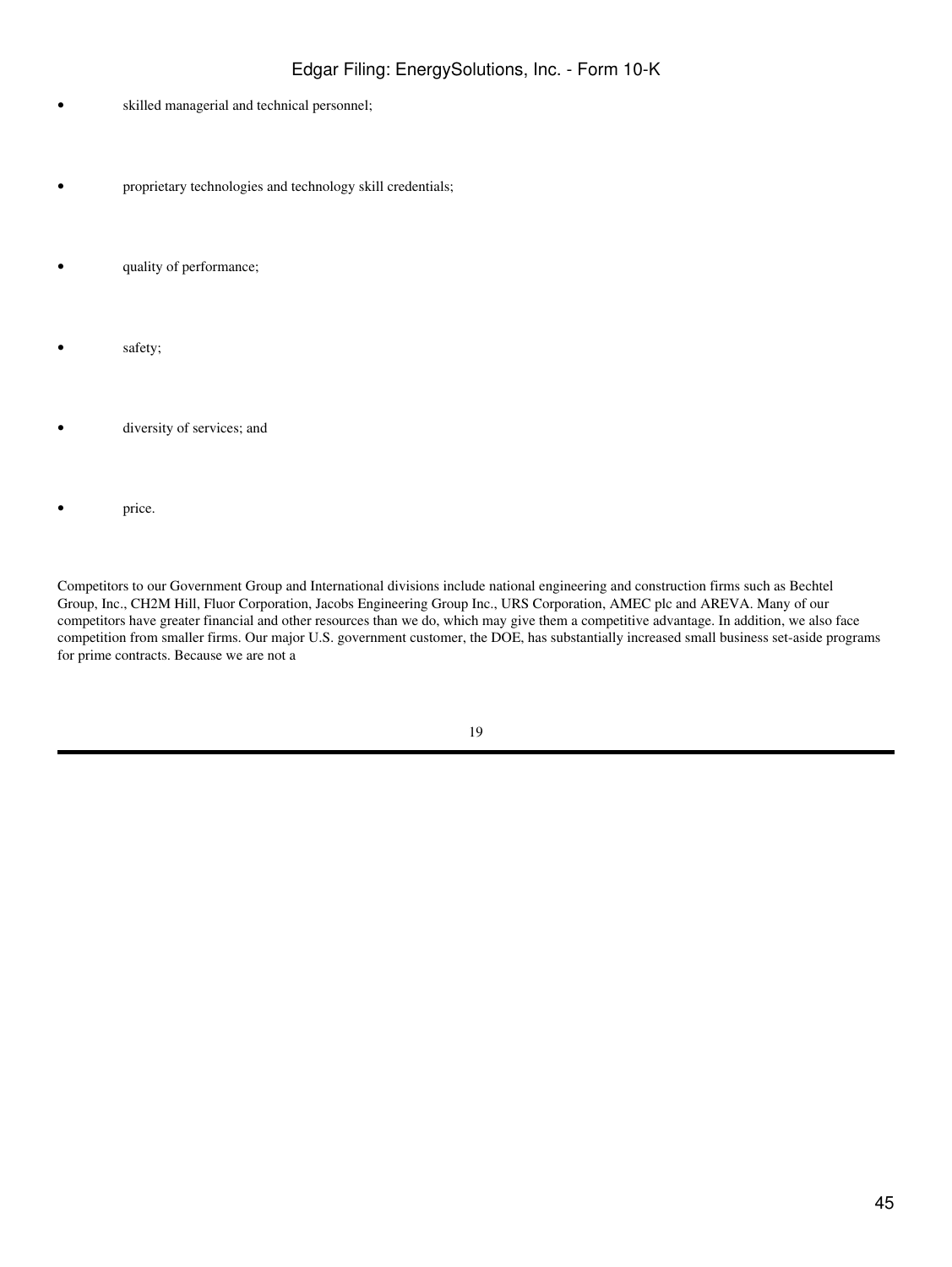- skilled managerial and technical personnel;
- proprietary technologies and technology skill credentials;
- quality of performance;
- safety;
- diversity of services; and
- price.

Competitors to our Government Group and International divisions include national engineering and construction firms such as Bechtel Group, Inc., CH2M Hill, Fluor Corporation, Jacobs Engineering Group Inc., URS Corporation, AMEC plc and AREVA. Many of our competitors have greater financial and other resources than we do, which may give them a competitive advantage. In addition, we also face competition from smaller firms. Our major U.S. government customer, the DOE, has substantially increased small business set-aside programs for prime contracts. Because we are not a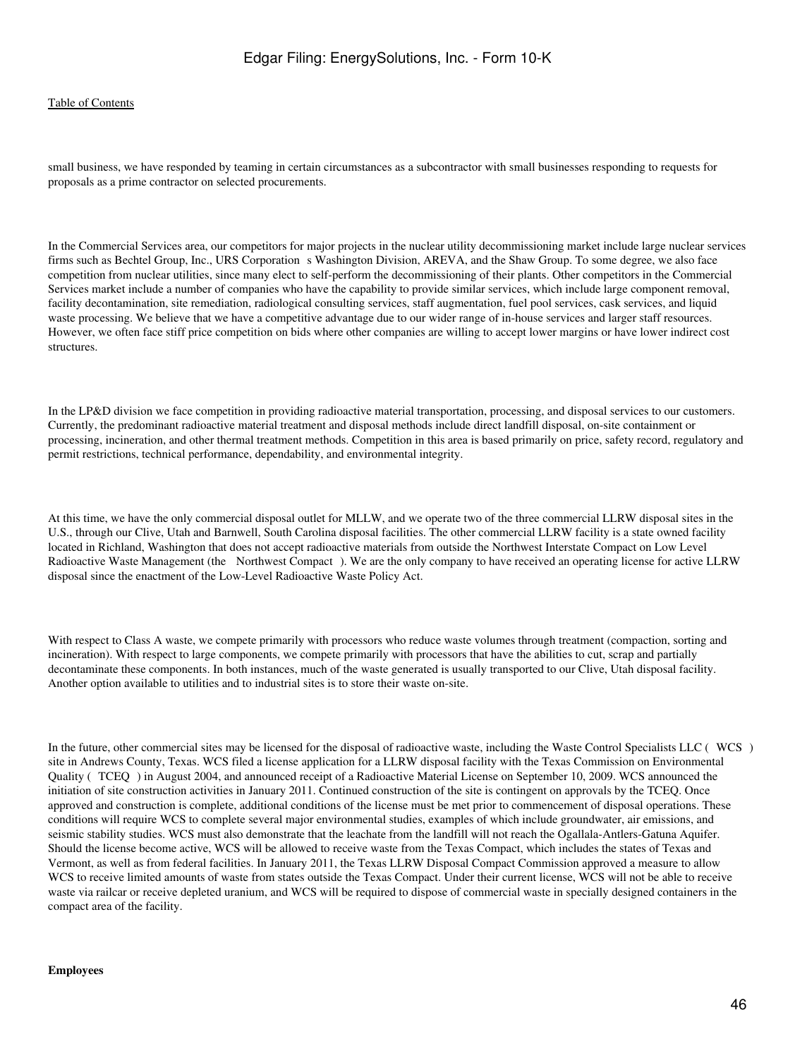small business, we have responded by teaming in certain circumstances as a subcontractor with small businesses responding to requests for proposals as a prime contractor on selected procurements.

In the Commercial Services area, our competitors for major projects in the nuclear utility decommissioning market include large nuclear services firms such as Bechtel Group, Inc., URS Corporation s Washington Division, AREVA, and the Shaw Group. To some degree, we also face competition from nuclear utilities, since many elect to self-perform the decommissioning of their plants. Other competitors in the Commercial Services market include a number of companies who have the capability to provide similar services, which include large component removal, facility decontamination, site remediation, radiological consulting services, staff augmentation, fuel pool services, cask services, and liquid waste processing. We believe that we have a competitive advantage due to our wider range of in-house services and larger staff resources. However, we often face stiff price competition on bids where other companies are willing to accept lower margins or have lower indirect cost structures.

In the LP&D division we face competition in providing radioactive material transportation, processing, and disposal services to our customers. Currently, the predominant radioactive material treatment and disposal methods include direct landfill disposal, on-site containment or processing, incineration, and other thermal treatment methods. Competition in this area is based primarily on price, safety record, regulatory and permit restrictions, technical performance, dependability, and environmental integrity.

At this time, we have the only commercial disposal outlet for MLLW, and we operate two of the three commercial LLRW disposal sites in the U.S., through our Clive, Utah and Barnwell, South Carolina disposal facilities. The other commercial LLRW facility is a state owned facility located in Richland, Washington that does not accept radioactive materials from outside the Northwest Interstate Compact on Low Level Radioactive Waste Management (the Northwest Compact ). We are the only company to have received an operating license for active LLRW disposal since the enactment of the Low-Level Radioactive Waste Policy Act.

With respect to Class A waste, we compete primarily with processors who reduce waste volumes through treatment (compaction, sorting and incineration). With respect to large components, we compete primarily with processors that have the abilities to cut, scrap and partially decontaminate these components. In both instances, much of the waste generated is usually transported to our Clive, Utah disposal facility. Another option available to utilities and to industrial sites is to store their waste on-site.

In the future, other commercial sites may be licensed for the disposal of radioactive waste, including the Waste Control Specialists LLC ( WCS ) site in Andrews County, Texas. WCS filed a license application for a LLRW disposal facility with the Texas Commission on Environmental Quality ( TCEQ ) in August 2004, and announced receipt of a Radioactive Material License on September 10, 2009. WCS announced the initiation of site construction activities in January 2011. Continued construction of the site is contingent on approvals by the TCEQ. Once approved and construction is complete, additional conditions of the license must be met prior to commencement of disposal operations. These conditions will require WCS to complete several major environmental studies, examples of which include groundwater, air emissions, and seismic stability studies. WCS must also demonstrate that the leachate from the landfill will not reach the Ogallala-Antlers-Gatuna Aquifer. Should the license become active, WCS will be allowed to receive waste from the Texas Compact, which includes the states of Texas and Vermont, as well as from federal facilities. In January 2011, the Texas LLRW Disposal Compact Commission approved a measure to allow WCS to receive limited amounts of waste from states outside the Texas Compact. Under their current license, WCS will not be able to receive waste via railcar or receive depleted uranium, and WCS will be required to dispose of commercial waste in specially designed containers in the compact area of the facility.

**Employees**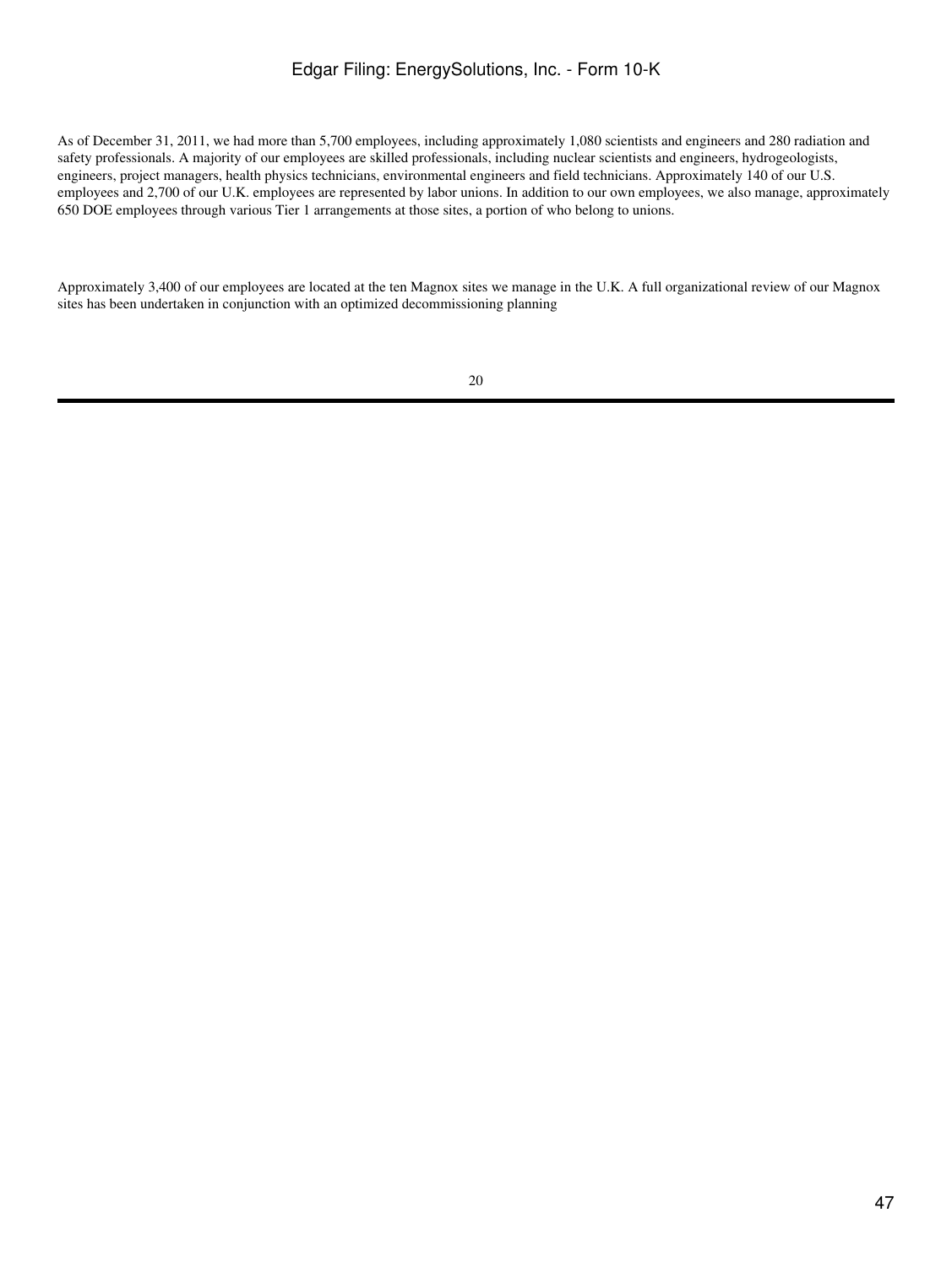As of December 31, 2011, we had more than 5,700 employees, including approximately 1,080 scientists and engineers and 280 radiation and safety professionals. A majority of our employees are skilled professionals, including nuclear scientists and engineers, hydrogeologists, engineers, project managers, health physics technicians, environmental engineers and field technicians. Approximately 140 of our U.S. employees and 2,700 of our U.K. employees are represented by labor unions. In addition to our own employees, we also manage, approximately 650 DOE employees through various Tier 1 arrangements at those sites, a portion of who belong to unions.

Approximately 3,400 of our employees are located at the ten Magnox sites we manage in the U.K. A full organizational review of our Magnox sites has been undertaken in conjunction with an optimized decommissioning planning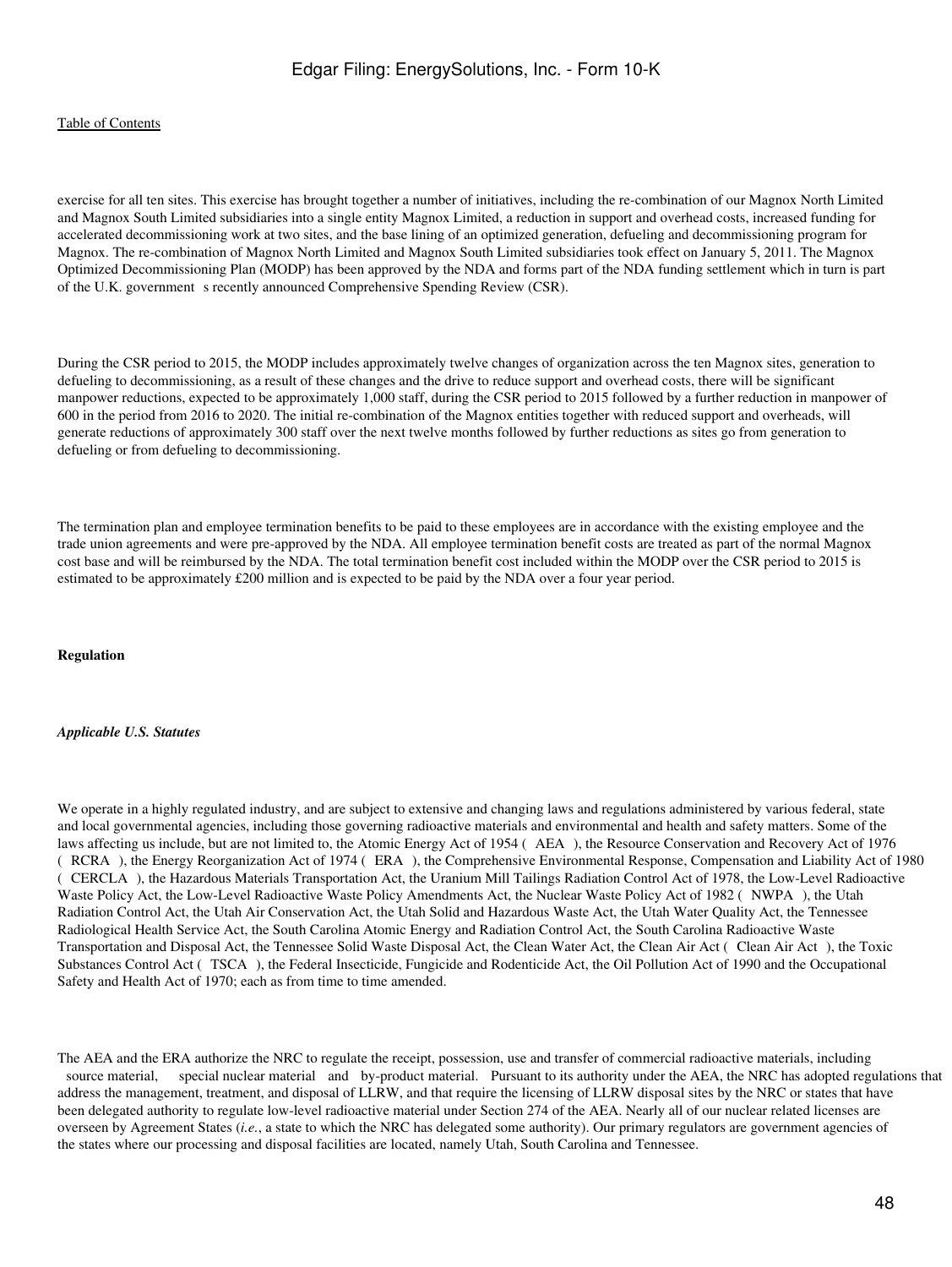exercise for all ten sites. This exercise has brought together a number of initiatives, including the re-combination of our Magnox North Limited and Magnox South Limited subsidiaries into a single entity Magnox Limited, a reduction in support and overhead costs, increased funding for accelerated decommissioning work at two sites, and the base lining of an optimized generation, defueling and decommissioning program for Magnox. The re-combination of Magnox North Limited and Magnox South Limited subsidiaries took effect on January 5, 2011. The Magnox Optimized Decommissioning Plan (MODP) has been approved by the NDA and forms part of the NDA funding settlement which in turn is part of the U.K. government s recently announced Comprehensive Spending Review (CSR).

During the CSR period to 2015, the MODP includes approximately twelve changes of organization across the ten Magnox sites, generation to defueling to decommissioning, as a result of these changes and the drive to reduce support and overhead costs, there will be significant manpower reductions, expected to be approximately 1,000 staff, during the CSR period to 2015 followed by a further reduction in manpower of 600 in the period from 2016 to 2020. The initial re-combination of the Magnox entities together with reduced support and overheads, will generate reductions of approximately 300 staff over the next twelve months followed by further reductions as sites go from generation to defueling or from defueling to decommissioning.

The termination plan and employee termination benefits to be paid to these employees are in accordance with the existing employee and the trade union agreements and were pre-approved by the NDA. All employee termination benefit costs are treated as part of the normal Magnox cost base and will be reimbursed by the NDA. The total termination benefit cost included within the MODP over the CSR period to 2015 is estimated to be approximately £200 million and is expected to be paid by the NDA over a four year period.

**Regulation**

***Applicable U.S. Statutes***

We operate in a highly regulated industry, and are subject to extensive and changing laws and regulations administered by various federal, state and local governmental agencies, including those governing radioactive materials and environmental and health and safety matters. Some of the laws affecting us include, but are not limited to, the Atomic Energy Act of 1954 ( AEA ), the Resource Conservation and Recovery Act of 1976 ( RCRA ), the Energy Reorganization Act of 1974 ( ERA ), the Comprehensive Environmental Response, Compensation and Liability Act of 1980 ( CERCLA ), the Hazardous Materials Transportation Act, the Uranium Mill Tailings Radiation Control Act of 1978, the Low-Level Radioactive Waste Policy Act, the Low-Level Radioactive Waste Policy Amendments Act, the Nuclear Waste Policy Act of 1982 ( NWPA ), the Utah Radiation Control Act, the Utah Air Conservation Act, the Utah Solid and Hazardous Waste Act, the Utah Water Quality Act, the Tennessee Radiological Health Service Act, the South Carolina Atomic Energy and Radiation Control Act, the South Carolina Radioactive Waste Transportation and Disposal Act, the Tennessee Solid Waste Disposal Act, the Clean Water Act, the Clean Air Act ( Clean Air Act ), the Toxic Substances Control Act ( TSCA ), the Federal Insecticide, Fungicide and Rodenticide Act, the Oil Pollution Act of 1990 and the Occupational Safety and Health Act of 1970; each as from time to time amended.

The AEA and the ERA authorize the NRC to regulate the receipt, possession, use and transfer of commercial radioactive materials, including source material, special nuclear material and by-product material. Pursuant to its authority under the AEA, the NRC has adopted regulations that address the management, treatment, and disposal of LLRW, and that require the licensing of LLRW disposal sites by the NRC or states that have been delegated authority to regulate low-level radioactive material under Section 274 of the AEA. Nearly all of our nuclear related licenses are overseen by Agreement States (*i.e.*, a state to which the NRC has delegated some authority). Our primary regulators are government agencies of the states where our processing and disposal facilities are located, namely Utah, South Carolina and Tennessee.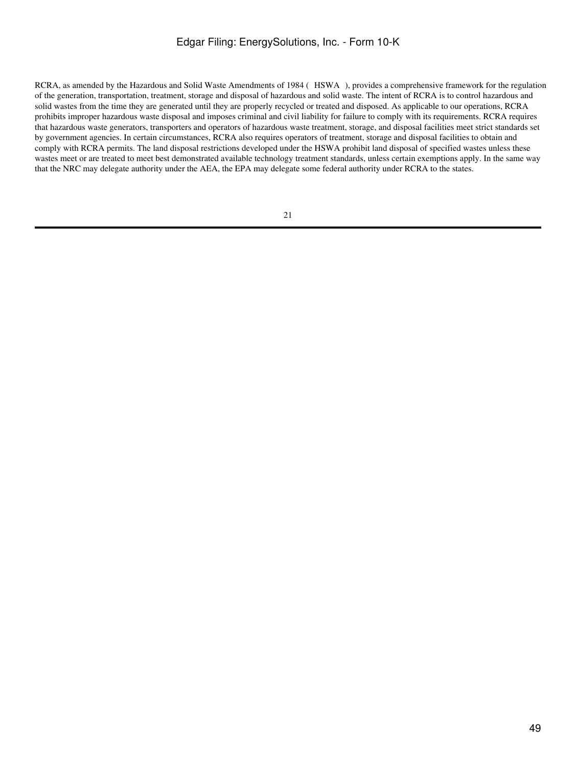RCRA, as amended by the Hazardous and Solid Waste Amendments of 1984 (HSWA), provides a comprehensive framework for the regulation of the generation, transportation, treatment, storage and disposal of hazardous and solid waste. The intent of RCRA is to control hazardous and solid wastes from the time they are generated until they are properly recycled or treated and disposed. As applicable to our operations, RCRA prohibits improper hazardous waste disposal and imposes criminal and civil liability for failure to comply with its requirements. RCRA requires that hazardous waste generators, transporters and operators of hazardous waste treatment, storage, and disposal facilities meet strict standards set by government agencies. In certain circumstances, RCRA also requires operators of treatment, storage and disposal facilities to obtain and comply with RCRA permits. The land disposal restrictions developed under the HSWA prohibit land disposal of specified wastes unless these wastes meet or are treated to meet best demonstrated available technology treatment standards, unless certain exemptions apply. In the same way that the NRC may delegate authority under the AEA, the EPA may delegate some federal authority under RCRA to the states.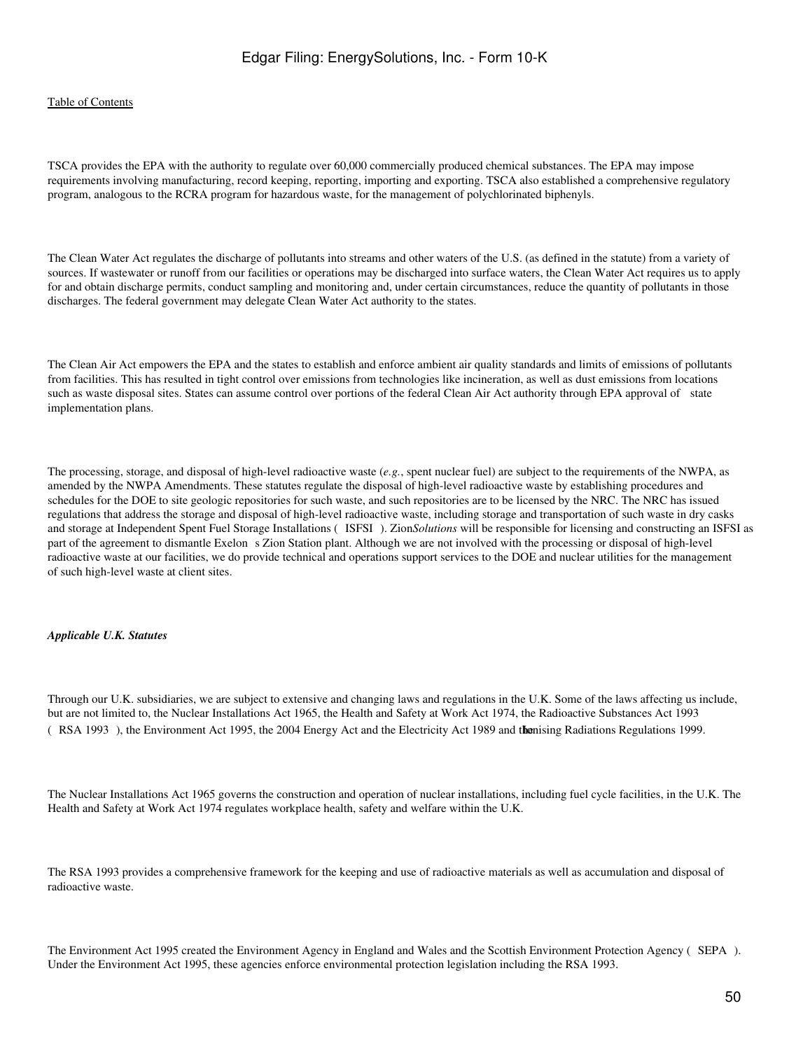TSCA provides the EPA with the authority to regulate over 60,000 commercially produced chemical substances. The EPA may impose requirements involving manufacturing, record keeping, reporting, importing and exporting. TSCA also established a comprehensive regulatory program, analogous to the RCRA program for hazardous waste, for the management of polychlorinated biphenyls.

The Clean Water Act regulates the discharge of pollutants into streams and other waters of the U.S. (as defined in the statute) from a variety of sources. If wastewater or runoff from our facilities or operations may be discharged into surface waters, the Clean Water Act requires us to apply for and obtain discharge permits, conduct sampling and monitoring and, under certain circumstances, reduce the quantity of pollutants in those discharges. The federal government may delegate Clean Water Act authority to the states.

The Clean Air Act empowers the EPA and the states to establish and enforce ambient air quality standards and limits of emissions of pollutants from facilities. This has resulted in tight control over emissions from technologies like incineration, as well as dust emissions from locations such as waste disposal sites. States can assume control over portions of the federal Clean Air Act authority through EPA approval of state implementation plans.

The processing, storage, and disposal of high-level radioactive waste (*e.g.*, spent nuclear fuel) are subject to the requirements of the NWPA, as amended by the NWPA Amendments. These statutes regulate the disposal of high-level radioactive waste by establishing procedures and schedules for the DOE to site geologic repositories for such waste, and such repositories are to be licensed by the NRC. The NRC has issued regulations that address the storage and disposal of high-level radioactive waste, including storage and transportation of such waste in dry casks and storage at Independent Spent Fuel Storage Installations ( ISFSI ). Zion*Solutions* will be responsible for licensing and constructing an ISFSI as part of the agreement to dismantle Exelon s Zion Station plant. Although we are not involved with the processing or disposal of high-level radioactive waste at our facilities, we do provide technical and operations support services to the DOE and nuclear utilities for the management of such high-level waste at client sites.

***Applicable U.K. Statutes***

Through our U.K. subsidiaries, we are subject to extensive and changing laws and regulations in the U.K. Some of the laws affecting us include, but are not limited to, the Nuclear Installations Act 1965, the Health and Safety at Work Act 1974, the Radioactive Substances Act 1993 ( RSA 1993 ), the Environment Act 1995, the 2004 Energy Act and the Electricity Act 1989 and the Ionising Radiations Regulations 1999.

The Nuclear Installations Act 1965 governs the construction and operation of nuclear installations, including fuel cycle facilities, in the U.K. The Health and Safety at Work Act 1974 regulates workplace health, safety and welfare within the U.K.

The RSA 1993 provides a comprehensive framework for the keeping and use of radioactive materials as well as accumulation and disposal of radioactive waste.

The Environment Act 1995 created the Environment Agency in England and Wales and the Scottish Environment Protection Agency ( SEPA ). Under the Environment Act 1995, these agencies enforce environmental protection legislation including the RSA 1993.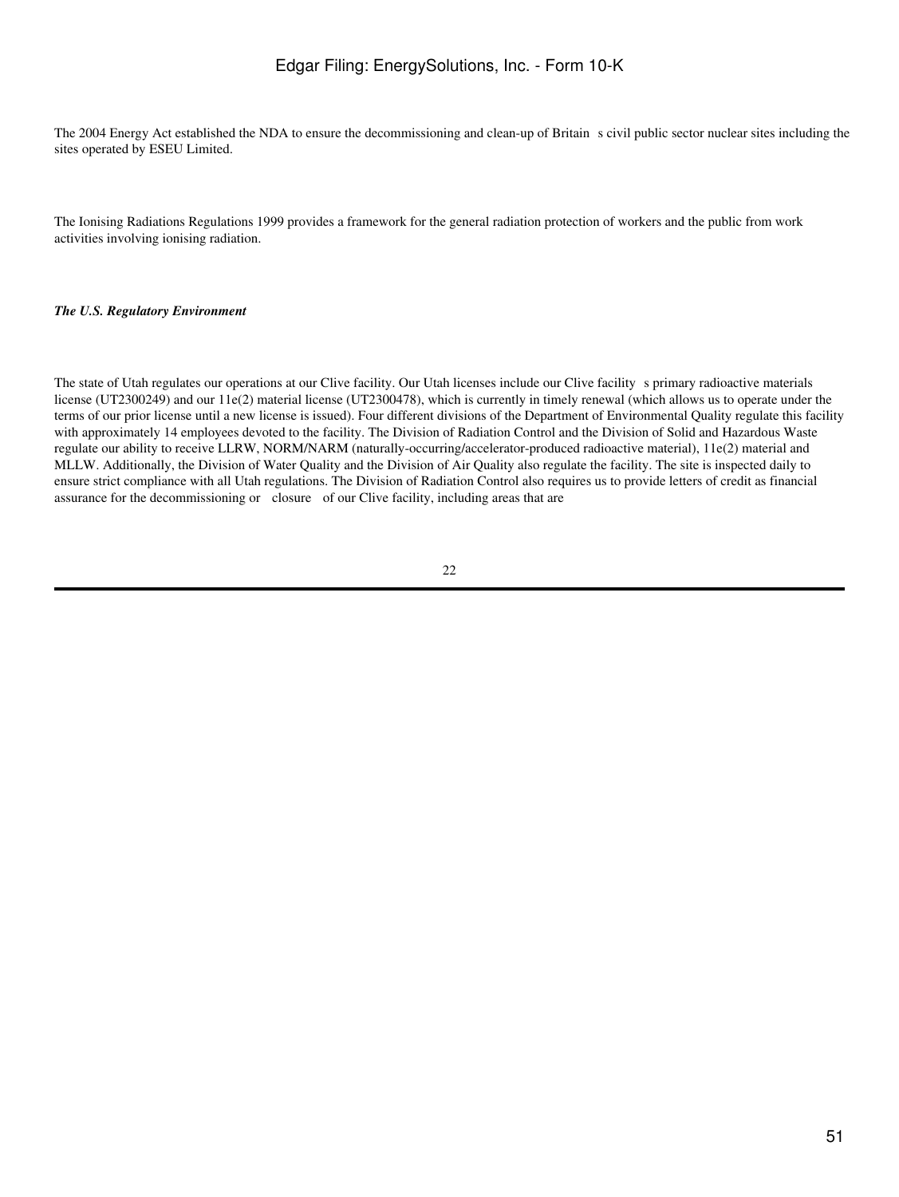The 2004 Energy Act established the NDA to ensure the decommissioning and clean-up of Britain s civil public sector nuclear sites including the sites operated by ESEU Limited.

The Ionising Radiations Regulations 1999 provides a framework for the general radiation protection of workers and the public from work activities involving ionising radiation.

***The U.S. Regulatory Environment***

The state of Utah regulates our operations at our Clive facility. Our Utah licenses include our Clive facility s primary radioactive materials license (UT2300249) and our 11e(2) material license (UT2300478), which is currently in timely renewal (which allows us to operate under the terms of our prior license until a new license is issued). Four different divisions of the Department of Environmental Quality regulate this facility with approximately 14 employees devoted to the facility. The Division of Radiation Control and the Division of Solid and Hazardous Waste regulate our ability to receive LLRW, NORM/NARM (naturally-occurring/accelerator-produced radioactive material), 11e(2) material and MLLW. Additionally, the Division of Water Quality and the Division of Air Quality also regulate the facility. The site is inspected daily to ensure strict compliance with all Utah regulations. The Division of Radiation Control also requires us to provide letters of credit as financial assurance for the decommissioning or closure of our Clive facility, including areas that are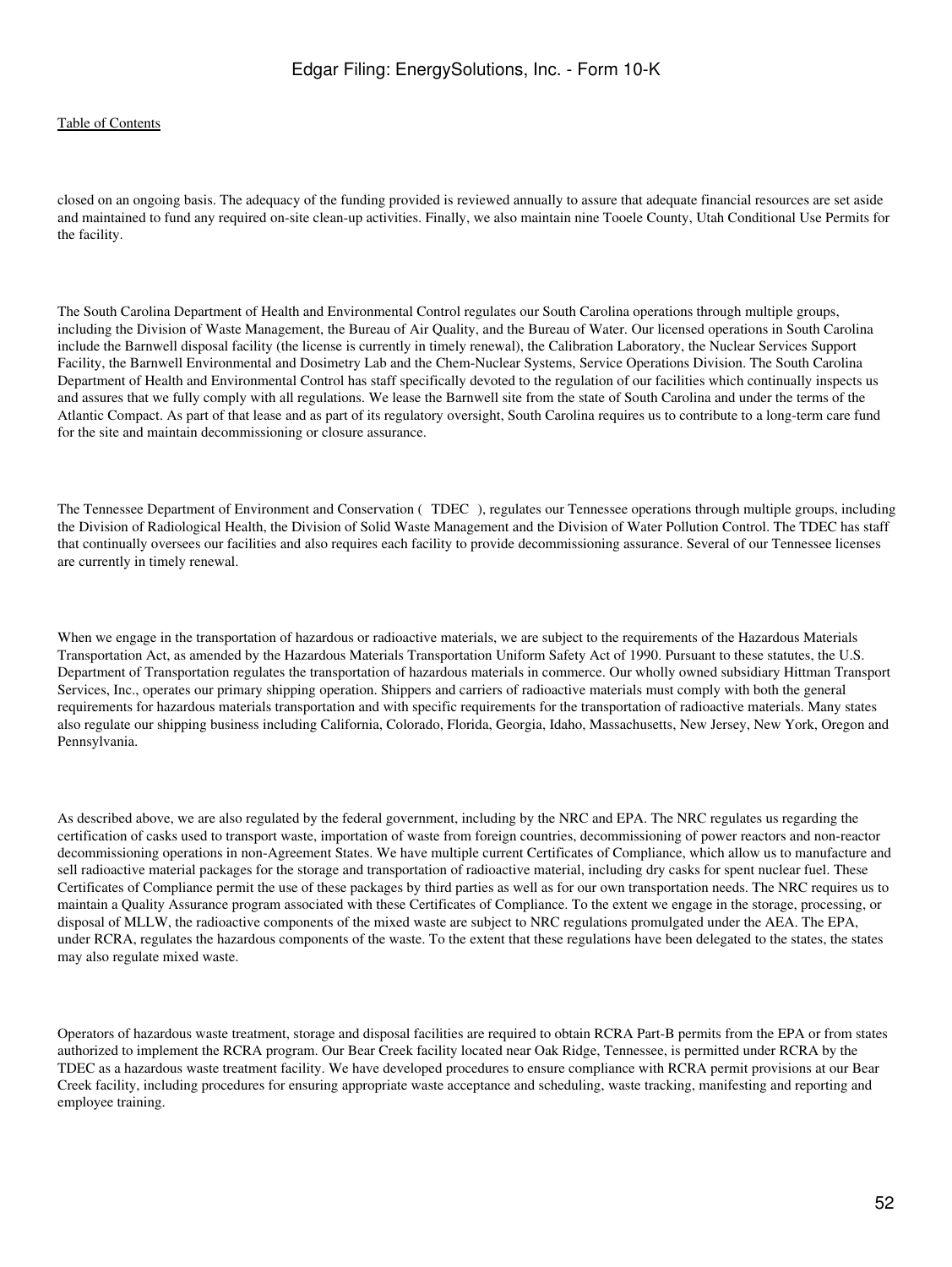closed on an ongoing basis. The adequacy of the funding provided is reviewed annually to assure that adequate financial resources are set aside and maintained to fund any required on-site clean-up activities. Finally, we also maintain nine Tooele County, Utah Conditional Use Permits for the facility.

The South Carolina Department of Health and Environmental Control regulates our South Carolina operations through multiple groups, including the Division of Waste Management, the Bureau of Air Quality, and the Bureau of Water. Our licensed operations in South Carolina include the Barnwell disposal facility (the license is currently in timely renewal), the Calibration Laboratory, the Nuclear Services Support Facility, the Barnwell Environmental and Dosimetry Lab and the Chem-Nuclear Systems, Service Operations Division. The South Carolina Department of Health and Environmental Control has staff specifically devoted to the regulation of our facilities which continually inspects us and assures that we fully comply with all regulations. We lease the Barnwell site from the state of South Carolina and under the terms of the Atlantic Compact. As part of that lease and as part of its regulatory oversight, South Carolina requires us to contribute to a long-term care fund for the site and maintain decommissioning or closure assurance.

The Tennessee Department of Environment and Conservation ( TDEC ), regulates our Tennessee operations through multiple groups, including the Division of Radiological Health, the Division of Solid Waste Management and the Division of Water Pollution Control. The TDEC has staff that continually oversees our facilities and also requires each facility to provide decommissioning assurance. Several of our Tennessee licenses are currently in timely renewal.

When we engage in the transportation of hazardous or radioactive materials, we are subject to the requirements of the Hazardous Materials Transportation Act, as amended by the Hazardous Materials Transportation Uniform Safety Act of 1990. Pursuant to these statutes, the U.S. Department of Transportation regulates the transportation of hazardous materials in commerce. Our wholly owned subsidiary Hittman Transport Services, Inc., operates our primary shipping operation. Shippers and carriers of radioactive materials must comply with both the general requirements for hazardous materials transportation and with specific requirements for the transportation of radioactive materials. Many states also regulate our shipping business including California, Colorado, Florida, Georgia, Idaho, Massachusetts, New Jersey, New York, Oregon and Pennsylvania.

As described above, we are also regulated by the federal government, including by the NRC and EPA. The NRC regulates us regarding the certification of casks used to transport waste, importation of waste from foreign countries, decommissioning of power reactors and non-reactor decommissioning operations in non-Agreement States. We have multiple current Certificates of Compliance, which allow us to manufacture and sell radioactive material packages for the storage and transportation of radioactive material, including dry casks for spent nuclear fuel. These Certificates of Compliance permit the use of these packages by third parties as well as for our own transportation needs. The NRC requires us to maintain a Quality Assurance program associated with these Certificates of Compliance. To the extent we engage in the storage, processing, or disposal of MLLW, the radioactive components of the mixed waste are subject to NRC regulations promulgated under the AEA. The EPA, under RCRA, regulates the hazardous components of the waste. To the extent that these regulations have been delegated to the states, the states may also regulate mixed waste.

Operators of hazardous waste treatment, storage and disposal facilities are required to obtain RCRA Part-B permits from the EPA or from states authorized to implement the RCRA program. Our Bear Creek facility located near Oak Ridge, Tennessee, is permitted under RCRA by the TDEC as a hazardous waste treatment facility. We have developed procedures to ensure compliance with RCRA permit provisions at our Bear Creek facility, including procedures for ensuring appropriate waste acceptance and scheduling, waste tracking, manifesting and reporting and employee training.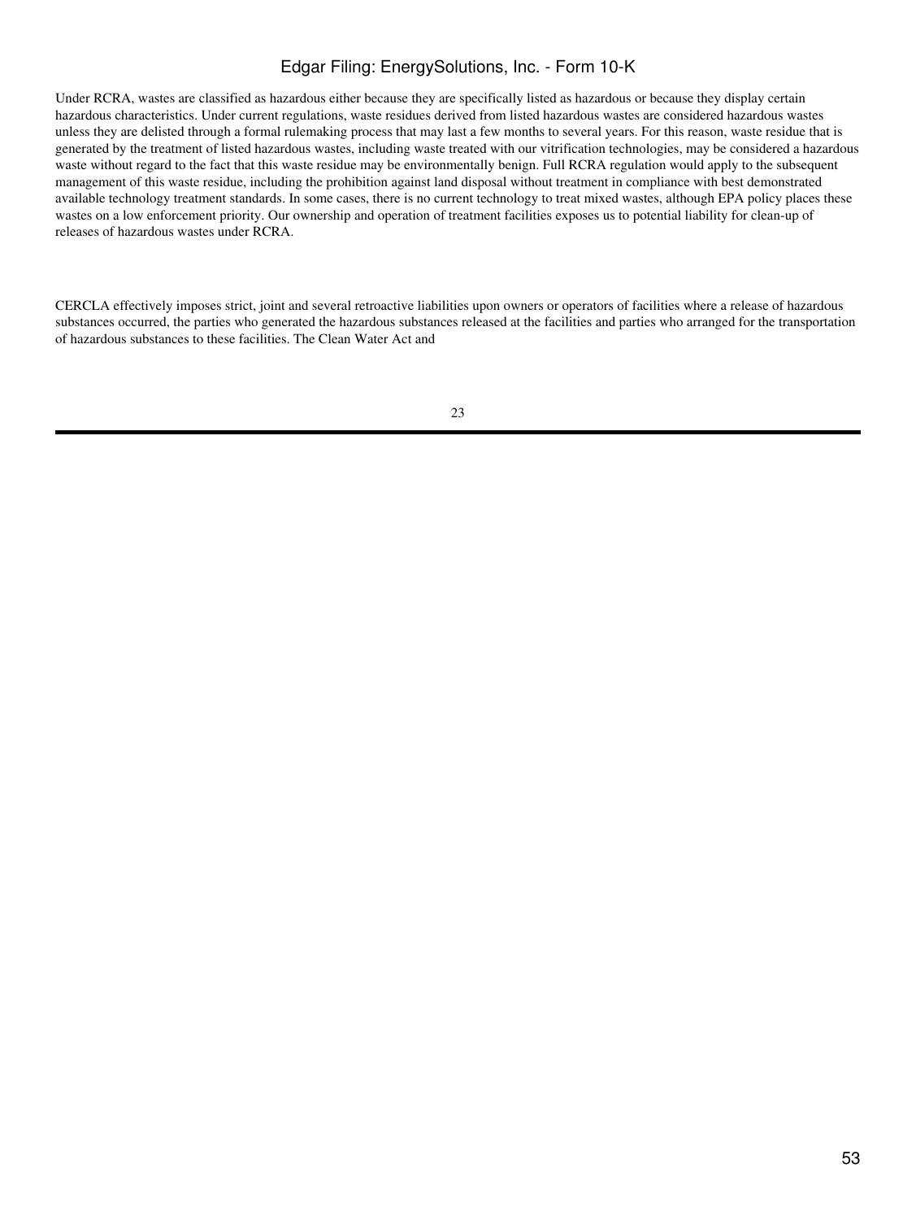Under RCRA, wastes are classified as hazardous either because they are specifically listed as hazardous or because they display certain hazardous characteristics. Under current regulations, waste residues derived from listed hazardous wastes are considered hazardous wastes unless they are delisted through a formal rulemaking process that may last a few months to several years. For this reason, waste residue that is generated by the treatment of listed hazardous wastes, including waste treated with our vitrification technologies, may be considered a hazardous waste without regard to the fact that this waste residue may be environmentally benign. Full RCRA regulation would apply to the subsequent management of this waste residue, including the prohibition against land disposal without treatment in compliance with best demonstrated available technology treatment standards. In some cases, there is no current technology to treat mixed wastes, although EPA policy places these wastes on a low enforcement priority. Our ownership and operation of treatment facilities exposes us to potential liability for clean-up of releases of hazardous wastes under RCRA.

CERCLA effectively imposes strict, joint and several retroactive liabilities upon owners or operators of facilities where a release of hazardous substances occurred, the parties who generated the hazardous substances released at the facilities and parties who arranged for the transportation of hazardous substances to these facilities. The Clean Water Act and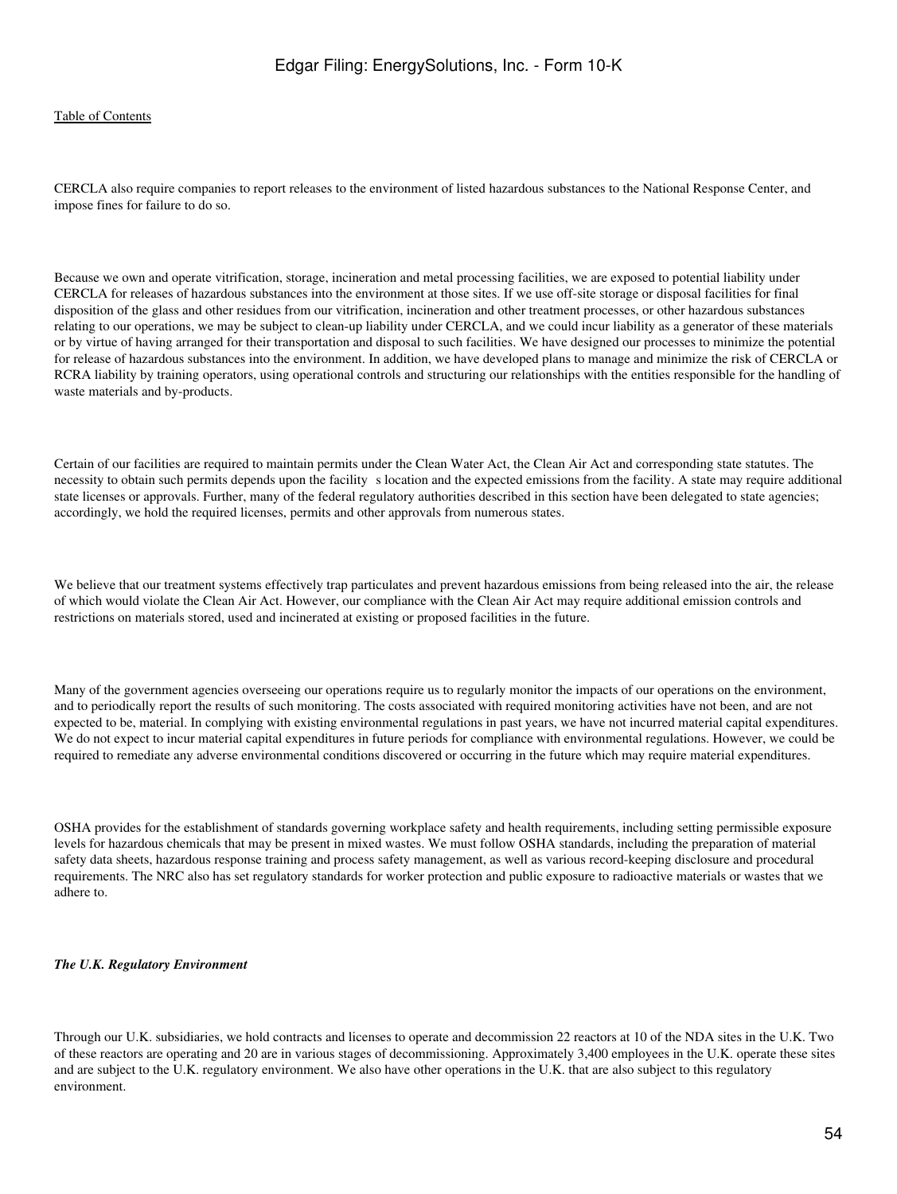CERCLA also require companies to report releases to the environment of listed hazardous substances to the National Response Center, and impose fines for failure to do so.

Because we own and operate vitrification, storage, incineration and metal processing facilities, we are exposed to potential liability under CERCLA for releases of hazardous substances into the environment at those sites. If we use off-site storage or disposal facilities for final disposition of the glass and other residues from our vitrification, incineration and other treatment processes, or other hazardous substances relating to our operations, we may be subject to clean-up liability under CERCLA, and we could incur liability as a generator of these materials or by virtue of having arranged for their transportation and disposal to such facilities. We have designed our processes to minimize the potential for release of hazardous substances into the environment. In addition, we have developed plans to manage and minimize the risk of CERCLA or RCRA liability by training operators, using operational controls and structuring our relationships with the entities responsible for the handling of waste materials and by-products.

Certain of our facilities are required to maintain permits under the Clean Water Act, the Clean Air Act and corresponding state statutes. The necessity to obtain such permits depends upon the facility s location and the expected emissions from the facility. A state may require additional state licenses or approvals. Further, many of the federal regulatory authorities described in this section have been delegated to state agencies; accordingly, we hold the required licenses, permits and other approvals from numerous states.

We believe that our treatment systems effectively trap particulates and prevent hazardous emissions from being released into the air, the release of which would violate the Clean Air Act. However, our compliance with the Clean Air Act may require additional emission controls and restrictions on materials stored, used and incinerated at existing or proposed facilities in the future.

Many of the government agencies overseeing our operations require us to regularly monitor the impacts of our operations on the environment, and to periodically report the results of such monitoring. The costs associated with required monitoring activities have not been, and are not expected to be, material. In complying with existing environmental regulations in past years, we have not incurred material capital expenditures. We do not expect to incur material capital expenditures in future periods for compliance with environmental regulations. However, we could be required to remediate any adverse environmental conditions discovered or occurring in the future which may require material expenditures.

OSHA provides for the establishment of standards governing workplace safety and health requirements, including setting permissible exposure levels for hazardous chemicals that may be present in mixed wastes. We must follow OSHA standards, including the preparation of material safety data sheets, hazardous response training and process safety management, as well as various record-keeping disclosure and procedural requirements. The NRC also has set regulatory standards for worker protection and public exposure to radioactive materials or wastes that we adhere to.

***The U.K. Regulatory Environment***

Through our U.K. subsidiaries, we hold contracts and licenses to operate and decommission 22 reactors at 10 of the NDA sites in the U.K. Two of these reactors are operating and 20 are in various stages of decommissioning. Approximately 3,400 employees in the U.K. operate these sites and are subject to the U.K. regulatory environment. We also have other operations in the U.K. that are also subject to this regulatory environment.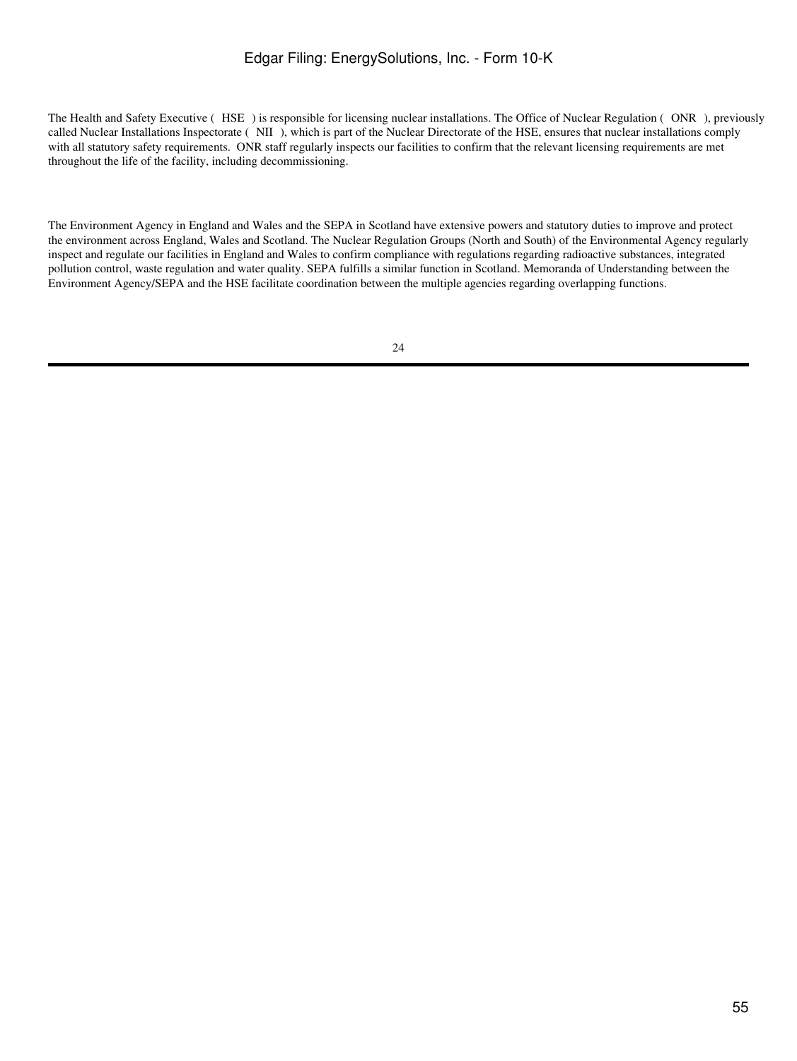The Health and Safety Executive ( HSE ) is responsible for licensing nuclear installations. The Office of Nuclear Regulation ( ONR ), previously called Nuclear Installations Inspectorate ( NII ), which is part of the Nuclear Directorate of the HSE, ensures that nuclear installations comply with all statutory safety requirements. ONR staff regularly inspects our facilities to confirm that the relevant licensing requirements are met throughout the life of the facility, including decommissioning.

The Environment Agency in England and Wales and the SEPA in Scotland have extensive powers and statutory duties to improve and protect the environment across England, Wales and Scotland. The Nuclear Regulation Groups (North and South) of the Environmental Agency regularly inspect and regulate our facilities in England and Wales to confirm compliance with regulations regarding radioactive substances, integrated pollution control, waste regulation and water quality. SEPA fulfills a similar function in Scotland. Memoranda of Understanding between the Environment Agency/SEPA and the HSE facilitate coordination between the multiple agencies regarding overlapping functions.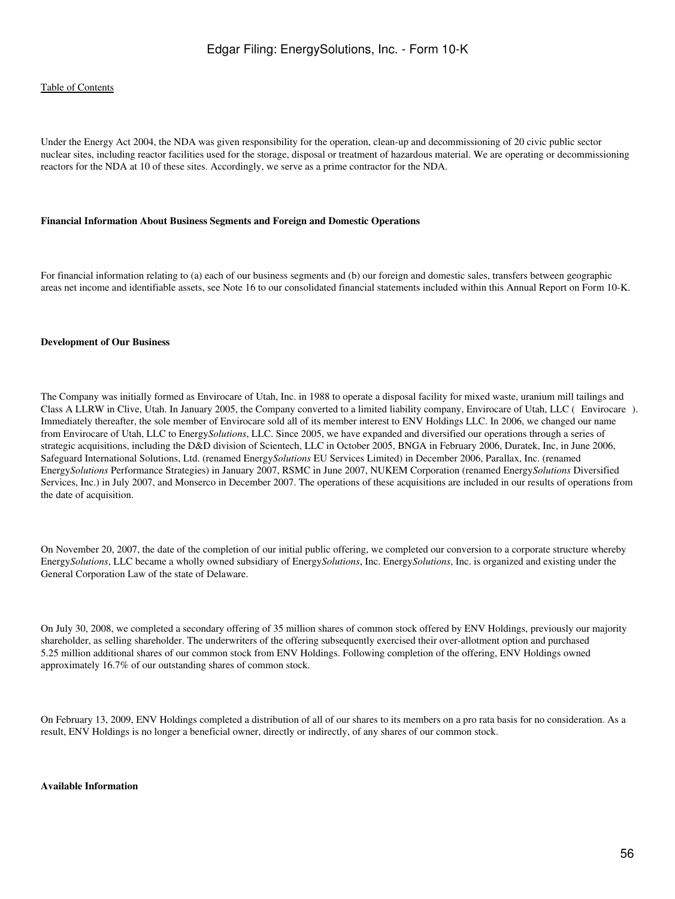Under the Energy Act 2004, the NDA was given responsibility for the operation, clean-up and decommissioning of 20 civic public sector nuclear sites, including reactor facilities used for the storage, disposal or treatment of hazardous material. We are operating or decommissioning reactors for the NDA at 10 of these sites. Accordingly, we serve as a prime contractor for the NDA.

**Financial Information About Business Segments and Foreign and Domestic Operations**

For financial information relating to (a) each of our business segments and (b) our foreign and domestic sales, transfers between geographic areas net income and identifiable assets, see Note 16 to our consolidated financial statements included within this Annual Report on Form 10-K.

**Development of Our Business**

The Company was initially formed as Envirocare of Utah, Inc. in 1988 to operate a disposal facility for mixed waste, uranium mill tailings and Class A LLRW in Clive, Utah. In January 2005, the Company converted to a limited liability company, Envirocare of Utah, LLC ( Envirocare ). Immediately thereafter, the sole member of Envirocare sold all of its member interest to ENV Holdings LLC. In 2006, we changed our name from Envirocare of Utah, LLC to Energy*Solutions*, LLC. Since 2005, we have expanded and diversified our operations through a series of strategic acquisitions, including the D&D division of Scientech, LLC in October 2005, BNGA in February 2006, Duratek, Inc, in June 2006, Safeguard International Solutions, Ltd. (renamed Energy*Solutions* EU Services Limited) in December 2006, Parallax, Inc. (renamed Energy*Solutions* Performance Strategies) in January 2007, RSMC in June 2007, NUKEM Corporation (renamed Energy*Solutions* Diversified Services, Inc.) in July 2007, and Monserco in December 2007. The operations of these acquisitions are included in our results of operations from the date of acquisition.

On November 20, 2007, the date of the completion of our initial public offering, we completed our conversion to a corporate structure whereby Energy*Solutions*, LLC became a wholly owned subsidiary of Energy*Solutions*, Inc. Energy*Solutions*, Inc. is organized and existing under the General Corporation Law of the state of Delaware.

On July 30, 2008, we completed a secondary offering of 35 million shares of common stock offered by ENV Holdings, previously our majority shareholder, as selling shareholder. The underwriters of the offering subsequently exercised their over-allotment option and purchased 5.25 million additional shares of our common stock from ENV Holdings. Following completion of the offering, ENV Holdings owned approximately 16.7% of our outstanding shares of common stock.

On February 13, 2009, ENV Holdings completed a distribution of all of our shares to its members on a pro rata basis for no consideration. As a result, ENV Holdings is no longer a beneficial owner, directly or indirectly, of any shares of our common stock.

**Available Information**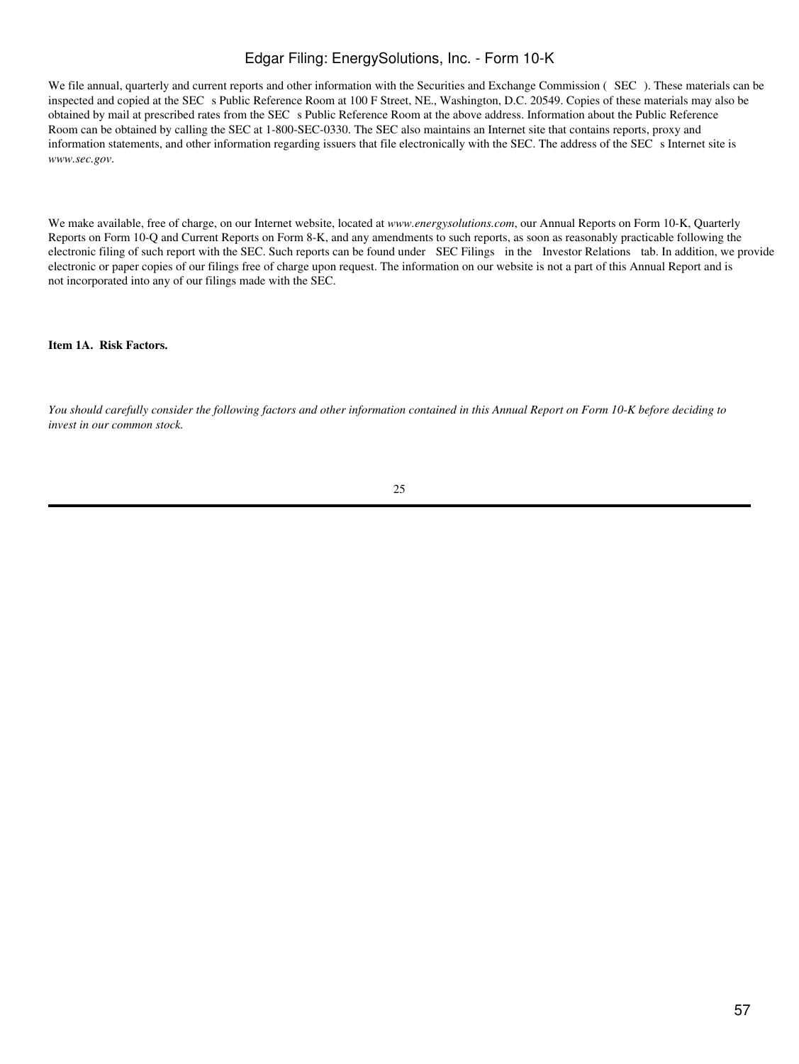We file annual, quarterly and current reports and other information with the Securities and Exchange Commission ( SEC ). These materials can be inspected and copied at the SEC s Public Reference Room at 100 F Street, NE., Washington, D.C. 20549. Copies of these materials may also be obtained by mail at prescribed rates from the SEC s Public Reference Room at the above address. Information about the Public Reference Room can be obtained by calling the SEC at 1-800-SEC-0330. The SEC also maintains an Internet site that contains reports, proxy and information statements, and other information regarding issuers that file electronically with the SEC. The address of the SEC s Internet site is *www.sec.gov*.

We make available, free of charge, on our Internet website, located at *www.energysolutions.com*, our Annual Reports on Form 10-K, Quarterly Reports on Form 10-Q and Current Reports on Form 8-K, and any amendments to such reports, as soon as reasonably practicable following the electronic filing of such report with the SEC. Such reports can be found under SEC Filings in the Investor Relations tab. In addition, we provide electronic or paper copies of our filings free of charge upon request. The information on our website is not a part of this Annual Report and is not incorporated into any of our filings made with the SEC.

**Item 1A. Risk Factors.**

*You should carefully consider the following factors and other information contained in this Annual Report on Form 10-K before deciding to invest in our common stock.*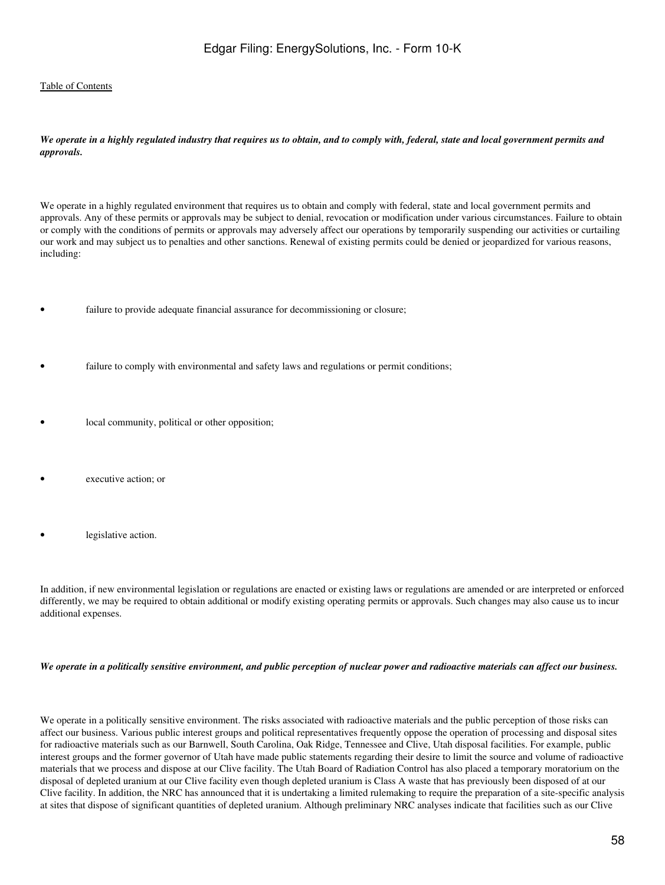***We operate in a highly regulated industry that requires us to obtain, and to comply with, federal, state and local government permits and approvals.***

We operate in a highly regulated environment that requires us to obtain and comply with federal, state and local government permits and approvals. Any of these permits or approvals may be subject to denial, revocation or modification under various circumstances. Failure to obtain or comply with the conditions of permits or approvals may adversely affect our operations by temporarily suspending our activities or curtailing our work and may subject us to penalties and other sanctions. Renewal of existing permits could be denied or jeopardized for various reasons, including:

- failure to provide adequate financial assurance for decommissioning or closure;
- failure to comply with environmental and safety laws and regulations or permit conditions;
- local community, political or other opposition;
- executive action; or
- legislative action.

In addition, if new environmental legislation or regulations are enacted or existing laws or regulations are amended or are interpreted or enforced differently, we may be required to obtain additional or modify existing operating permits or approvals. Such changes may also cause us to incur additional expenses.

***We operate in a politically sensitive environment, and public perception of nuclear power and radioactive materials can affect our business.***

We operate in a politically sensitive environment. The risks associated with radioactive materials and the public perception of those risks can affect our business. Various public interest groups and political representatives frequently oppose the operation of processing and disposal sites for radioactive materials such as our Barnwell, South Carolina, Oak Ridge, Tennessee and Clive, Utah disposal facilities. For example, public interest groups and the former governor of Utah have made public statements regarding their desire to limit the source and volume of radioactive materials that we process and dispose at our Clive facility. The Utah Board of Radiation Control has also placed a temporary moratorium on the disposal of depleted uranium at our Clive facility even though depleted uranium is Class A waste that has previously been disposed of at our Clive facility. In addition, the NRC has announced that it is undertaking a limited rulemaking to require the preparation of a site-specific analysis at sites that dispose of significant quantities of depleted uranium. Although preliminary NRC analyses indicate that facilities such as our Clive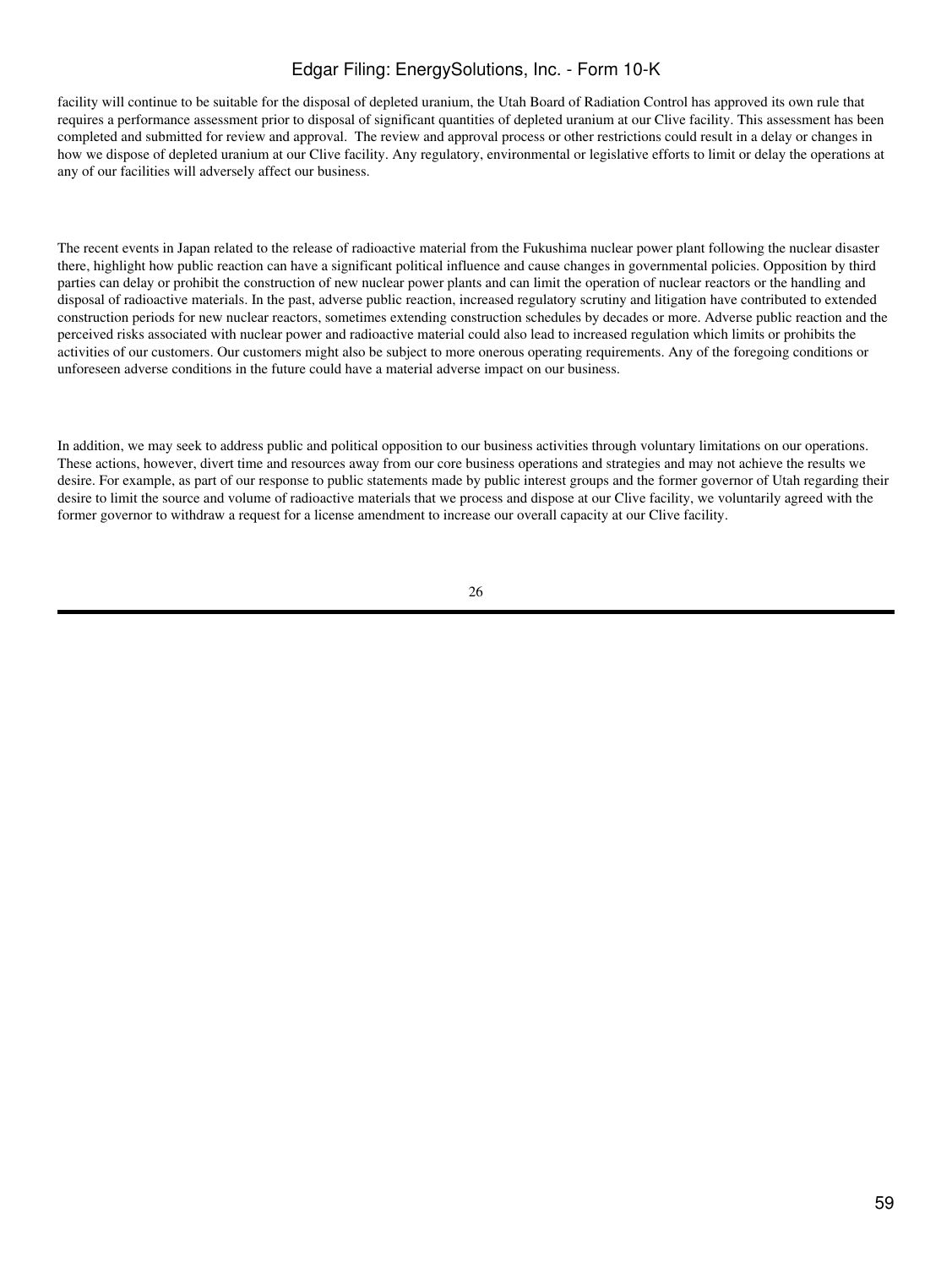facility will continue to be suitable for the disposal of depleted uranium, the Utah Board of Radiation Control has approved its own rule that requires a performance assessment prior to disposal of significant quantities of depleted uranium at our Clive facility. This assessment has been completed and submitted for review and approval.  The review and approval process or other restrictions could result in a delay or changes in how we dispose of depleted uranium at our Clive facility. Any regulatory, environmental or legislative efforts to limit or delay the operations at any of our facilities will adversely affect our business.

The recent events in Japan related to the release of radioactive material from the Fukushima nuclear power plant following the nuclear disaster there, highlight how public reaction can have a significant political influence and cause changes in governmental policies. Opposition by third parties can delay or prohibit the construction of new nuclear power plants and can limit the operation of nuclear reactors or the handling and disposal of radioactive materials. In the past, adverse public reaction, increased regulatory scrutiny and litigation have contributed to extended construction periods for new nuclear reactors, sometimes extending construction schedules by decades or more. Adverse public reaction and the perceived risks associated with nuclear power and radioactive material could also lead to increased regulation which limits or prohibits the activities of our customers. Our customers might also be subject to more onerous operating requirements. Any of the foregoing conditions or unforeseen adverse conditions in the future could have a material adverse impact on our business.

In addition, we may seek to address public and political opposition to our business activities through voluntary limitations on our operations. These actions, however, divert time and resources away from our core business operations and strategies and may not achieve the results we desire. For example, as part of our response to public statements made by public interest groups and the former governor of Utah regarding their desire to limit the source and volume of radioactive materials that we process and dispose at our Clive facility, we voluntarily agreed with the former governor to withdraw a request for a license amendment to increase our overall capacity at our Clive facility.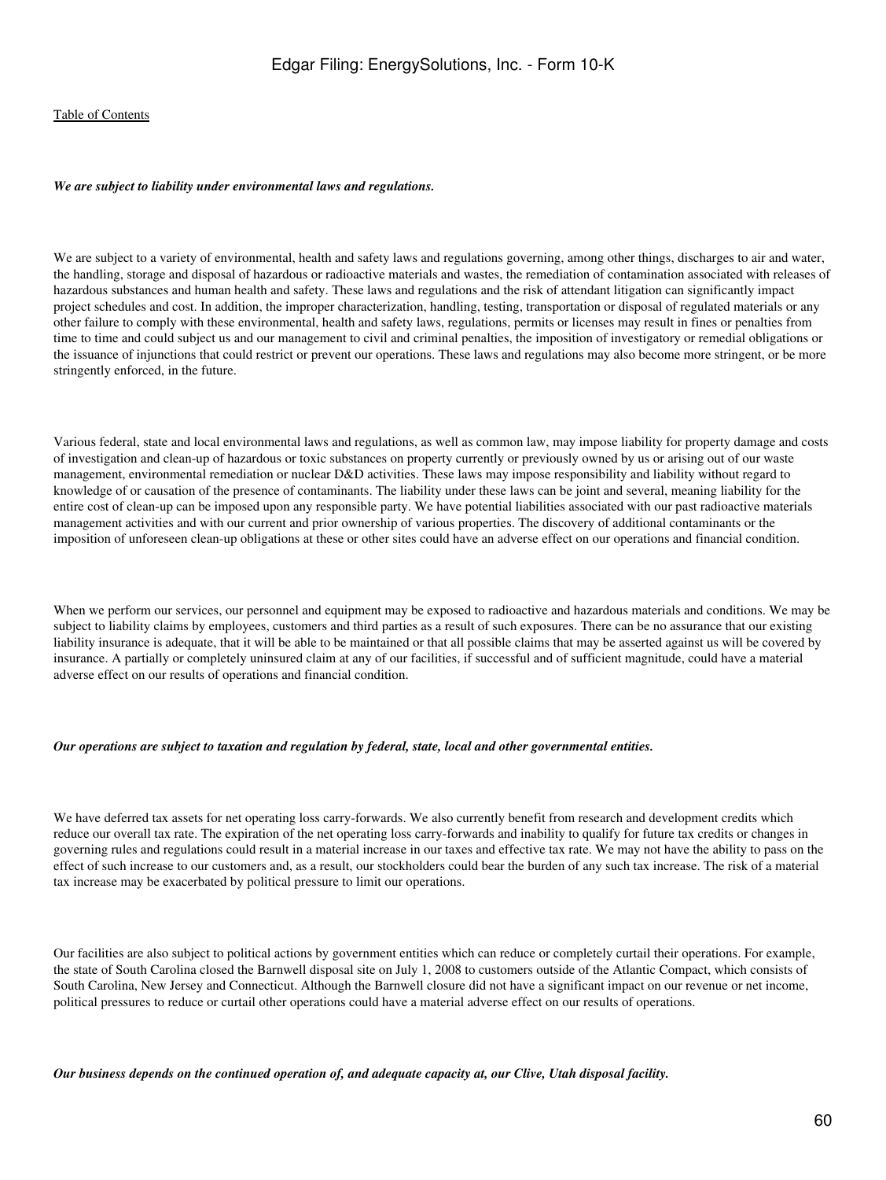***We are subject to liability under environmental laws and regulations.***

We are subject to a variety of environmental, health and safety laws and regulations governing, among other things, discharges to air and water, the handling, storage and disposal of hazardous or radioactive materials and wastes, the remediation of contamination associated with releases of hazardous substances and human health and safety. These laws and regulations and the risk of attendant litigation can significantly impact project schedules and cost. In addition, the improper characterization, handling, testing, transportation or disposal of regulated materials or any other failure to comply with these environmental, health and safety laws, regulations, permits or licenses may result in fines or penalties from time to time and could subject us and our management to civil and criminal penalties, the imposition of investigatory or remedial obligations or the issuance of injunctions that could restrict or prevent our operations. These laws and regulations may also become more stringent, or be more stringently enforced, in the future.

Various federal, state and local environmental laws and regulations, as well as common law, may impose liability for property damage and costs of investigation and clean-up of hazardous or toxic substances on property currently or previously owned by us or arising out of our waste management, environmental remediation or nuclear D&D activities. These laws may impose responsibility and liability without regard to knowledge of or causation of the presence of contaminants. The liability under these laws can be joint and several, meaning liability for the entire cost of clean-up can be imposed upon any responsible party. We have potential liabilities associated with our past radioactive materials management activities and with our current and prior ownership of various properties. The discovery of additional contaminants or the imposition of unforeseen clean-up obligations at these or other sites could have an adverse effect on our operations and financial condition.

When we perform our services, our personnel and equipment may be exposed to radioactive and hazardous materials and conditions. We may be subject to liability claims by employees, customers and third parties as a result of such exposures. There can be no assurance that our existing liability insurance is adequate, that it will be able to be maintained or that all possible claims that may be asserted against us will be covered by insurance. A partially or completely uninsured claim at any of our facilities, if successful and of sufficient magnitude, could have a material adverse effect on our results of operations and financial condition.

***Our operations are subject to taxation and regulation by federal, state, local and other governmental entities.***

We have deferred tax assets for net operating loss carry-forwards. We also currently benefit from research and development credits which reduce our overall tax rate. The expiration of the net operating loss carry-forwards and inability to qualify for future tax credits or changes in governing rules and regulations could result in a material increase in our taxes and effective tax rate. We may not have the ability to pass on the effect of such increase to our customers and, as a result, our stockholders could bear the burden of any such tax increase. The risk of a material tax increase may be exacerbated by political pressure to limit our operations.

Our facilities are also subject to political actions by government entities which can reduce or completely curtail their operations. For example, the state of South Carolina closed the Barnwell disposal site on July 1, 2008 to customers outside of the Atlantic Compact, which consists of South Carolina, New Jersey and Connecticut. Although the Barnwell closure did not have a significant impact on our revenue or net income, political pressures to reduce or curtail other operations could have a material adverse effect on our results of operations.

***Our business depends on the continued operation of, and adequate capacity at, our Clive, Utah disposal facility.***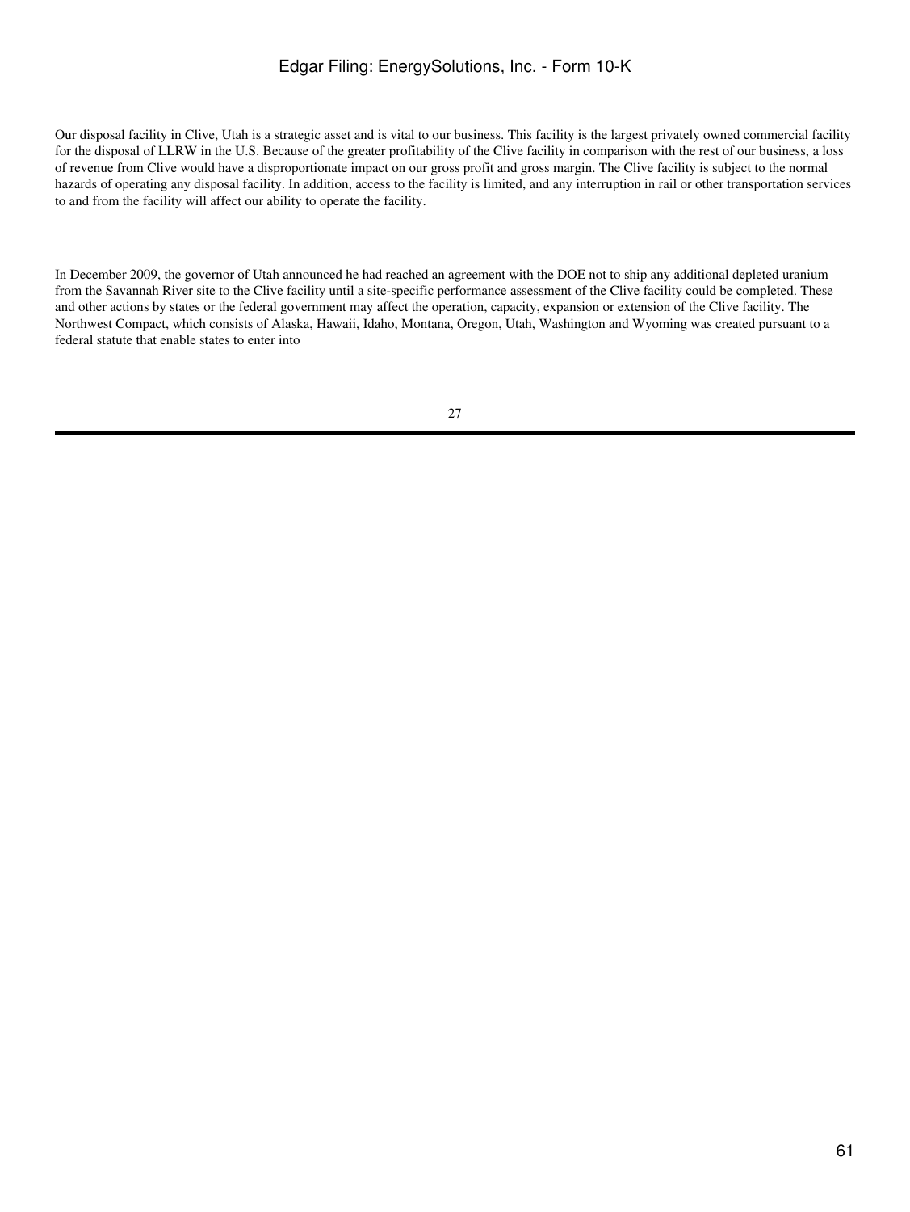Our disposal facility in Clive, Utah is a strategic asset and is vital to our business. This facility is the largest privately owned commercial facility for the disposal of LLRW in the U.S. Because of the greater profitability of the Clive facility in comparison with the rest of our business, a loss of revenue from Clive would have a disproportionate impact on our gross profit and gross margin. The Clive facility is subject to the normal hazards of operating any disposal facility. In addition, access to the facility is limited, and any interruption in rail or other transportation services to and from the facility will affect our ability to operate the facility.

In December 2009, the governor of Utah announced he had reached an agreement with the DOE not to ship any additional depleted uranium from the Savannah River site to the Clive facility until a site-specific performance assessment of the Clive facility could be completed. These and other actions by states or the federal government may affect the operation, capacity, expansion or extension of the Clive facility. The Northwest Compact, which consists of Alaska, Hawaii, Idaho, Montana, Oregon, Utah, Washington and Wyoming was created pursuant to a federal statute that enable states to enter into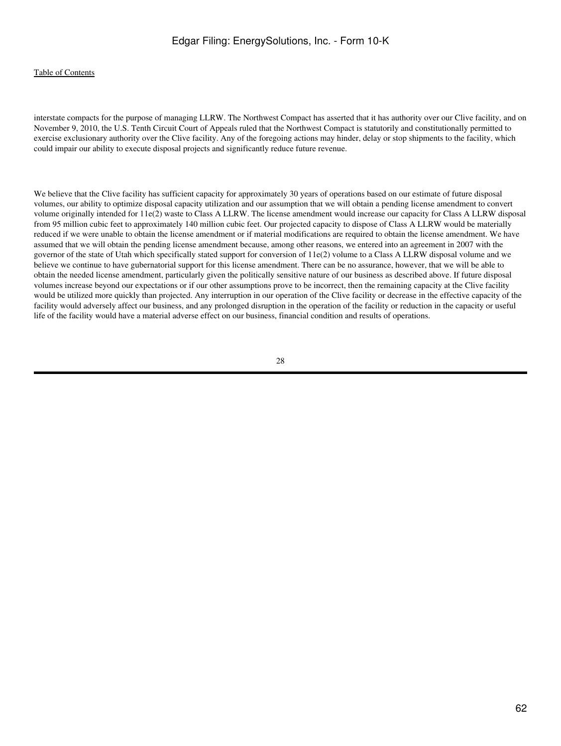interstate compacts for the purpose of managing LLRW. The Northwest Compact has asserted that it has authority over our Clive facility, and on November 9, 2010, the U.S. Tenth Circuit Court of Appeals ruled that the Northwest Compact is statutorily and constitutionally permitted to exercise exclusionary authority over the Clive facility. Any of the foregoing actions may hinder, delay or stop shipments to the facility, which could impair our ability to execute disposal projects and significantly reduce future revenue.

We believe that the Clive facility has sufficient capacity for approximately 30 years of operations based on our estimate of future disposal volumes, our ability to optimize disposal capacity utilization and our assumption that we will obtain a pending license amendment to convert volume originally intended for 11e(2) waste to Class A LLRW. The license amendment would increase our capacity for Class A LLRW disposal from 95 million cubic feet to approximately 140 million cubic feet. Our projected capacity to dispose of Class A LLRW would be materially reduced if we were unable to obtain the license amendment or if material modifications are required to obtain the license amendment. We have assumed that we will obtain the pending license amendment because, among other reasons, we entered into an agreement in 2007 with the governor of the state of Utah which specifically stated support for conversion of 11e(2) volume to a Class A LLRW disposal volume and we believe we continue to have gubernatorial support for this license amendment. There can be no assurance, however, that we will be able to obtain the needed license amendment, particularly given the politically sensitive nature of our business as described above. If future disposal volumes increase beyond our expectations or if our other assumptions prove to be incorrect, then the remaining capacity at the Clive facility would be utilized more quickly than projected. Any interruption in our operation of the Clive facility or decrease in the effective capacity of the facility would adversely affect our business, and any prolonged disruption in the operation of the facility or reduction in the capacity or useful life of the facility would have a material adverse effect on our business, financial condition and results of operations.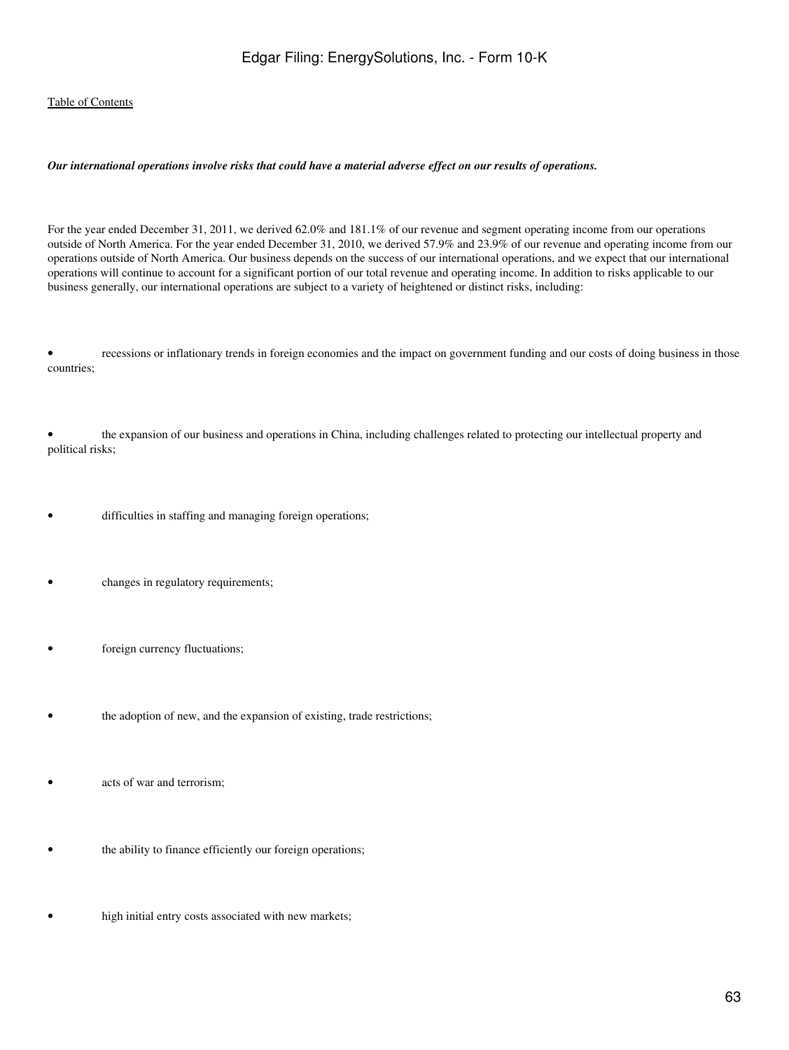***Our international operations involve risks that could have a material adverse effect on our results of operations.***

For the year ended December 31, 2011, we derived 62.0% and 181.1% of our revenue and segment operating income from our operations outside of North America. For the year ended December 31, 2010, we derived 57.9% and 23.9% of our revenue and operating income from our operations outside of North America. Our business depends on the success of our international operations, and we expect that our international operations will continue to account for a significant portion of our total revenue and operating income. In addition to risks applicable to our business generally, our international operations are subject to a variety of heightened or distinct risks, including:

- recessions or inflationary trends in foreign economies and the impact on government funding and our costs of doing business in those countries;
- the expansion of our business and operations in China, including challenges related to protecting our intellectual property and political risks;
- difficulties in staffing and managing foreign operations;
- changes in regulatory requirements;
- foreign currency fluctuations;
- the adoption of new, and the expansion of existing, trade restrictions;
- acts of war and terrorism;
- the ability to finance efficiently our foreign operations;
- high initial entry costs associated with new markets;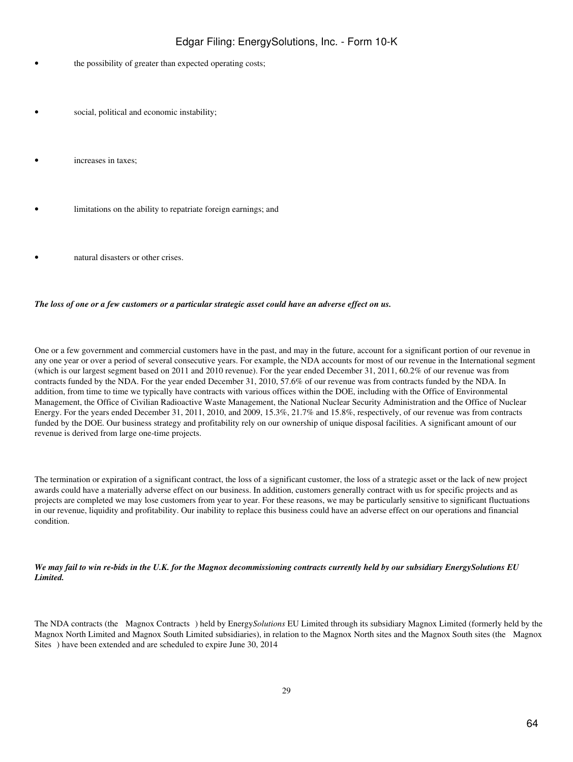- the possibility of greater than expected operating costs;
- social, political and economic instability;
- increases in taxes;
- limitations on the ability to repatriate foreign earnings; and
- natural disasters or other crises.

***The loss of one or a few customers or a particular strategic asset could have an adverse effect on us.***

One or a few government and commercial customers have in the past, and may in the future, account for a significant portion of our revenue in any one year or over a period of several consecutive years. For example, the NDA accounts for most of our revenue in the International segment (which is our largest segment based on 2011 and 2010 revenue). For the year ended December 31, 2011, 60.2% of our revenue was from contracts funded by the NDA. For the year ended December 31, 2010, 57.6% of our revenue was from contracts funded by the NDA. In addition, from time to time we typically have contracts with various offices within the DOE, including with the Office of Environmental Management, the Office of Civilian Radioactive Waste Management, the National Nuclear Security Administration and the Office of Nuclear Energy. For the years ended December 31, 2011, 2010, and 2009, 15.3%, 21.7% and 15.8%, respectively, of our revenue was from contracts funded by the DOE. Our business strategy and profitability rely on our ownership of unique disposal facilities. A significant amount of our revenue is derived from large one-time projects.

The termination or expiration of a significant contract, the loss of a significant customer, the loss of a strategic asset or the lack of new project awards could have a materially adverse effect on our business. In addition, customers generally contract with us for specific projects and as projects are completed we may lose customers from year to year. For these reasons, we may be particularly sensitive to significant fluctuations in our revenue, liquidity and profitability. Our inability to replace this business could have an adverse effect on our operations and financial condition.

***We may fail to win re-bids in the U.K. for the Magnox decommissioning contracts currently held by our subsidiary EnergySolutions EU Limited.***

The NDA contracts (the Magnox Contracts ) held by Energy*Solutions* EU Limited through its subsidiary Magnox Limited (formerly held by the Magnox North Limited and Magnox South Limited subsidiaries), in relation to the Magnox North sites and the Magnox South sites (the Magnox Sites ) have been extended and are scheduled to expire June 30, 2014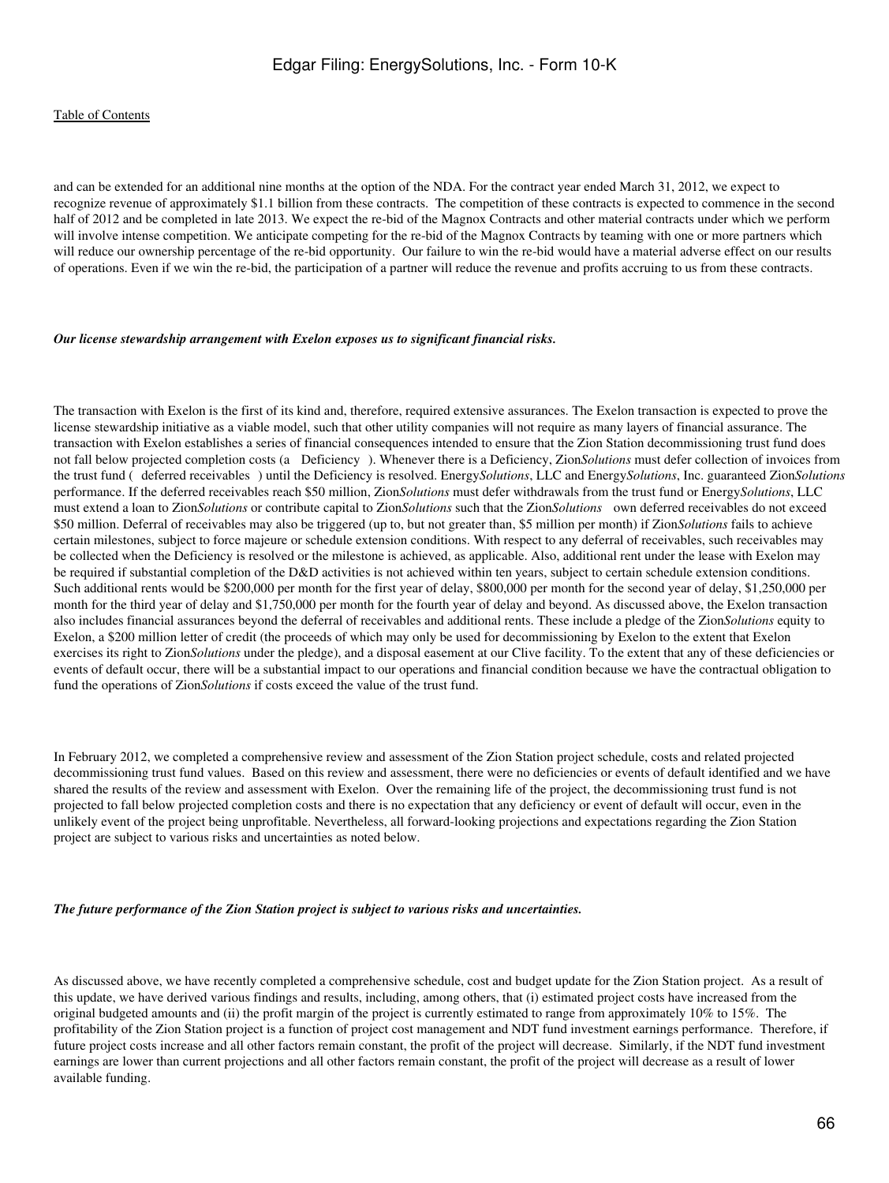and can be extended for an additional nine months at the option of the NDA. For the contract year ended March 31, 2012, we expect to recognize revenue of approximately $1.1 billion from these contracts. The competition of these contracts is expected to commence in the second half of 2012 and be completed in late 2013. We expect the re-bid of the Magnox Contracts and other material contracts under which we perform will involve intense competition. We anticipate competing for the re-bid of the Magnox Contracts by teaming with one or more partners which will reduce our ownership percentage of the re-bid opportunity. Our failure to win the re-bid would have a material adverse effect on our results of operations. Even if we win the re-bid, the participation of a partner will reduce the revenue and profits accruing to us from these contracts.

***Our license stewardship arrangement with Exelon exposes us to significant financial risks.***

The transaction with Exelon is the first of its kind and, therefore, required extensive assurances. The Exelon transaction is expected to prove the license stewardship initiative as a viable model, such that other utility companies will not require as many layers of financial assurance. The transaction with Exelon establishes a series of financial consequences intended to ensure that the Zion Station decommissioning trust fund does not fall below projected completion costs (a Deficiency ). Whenever there is a Deficiency, Zion*Solutions* must defer collection of invoices from the trust fund ( deferred receivables ) until the Deficiency is resolved. Energy*Solutions*, LLC and Energy*Solutions*, Inc. guaranteed Zion*Solutions* performance. If the deferred receivables reach $50 million, Zion*Solutions* must defer withdrawals from the trust fund or Energy*Solutions*, LLC must extend a loan to Zion*Solutions* or contribute capital to Zion*Solutions* such that the Zion*Solutions* own deferred receivables do not exceed $50 million. Deferral of receivables may also be triggered (up to, but not greater than, $5 million per month) if Zion*Solutions* fails to achieve certain milestones, subject to force majeure or schedule extension conditions. With respect to any deferral of receivables, such receivables may be collected when the Deficiency is resolved or the milestone is achieved, as applicable. Also, additional rent under the lease with Exelon may be required if substantial completion of the D&D activities is not achieved within ten years, subject to certain schedule extension conditions. Such additional rents would be $200,000 per month for the first year of delay, $800,000 per month for the second year of delay, $1,250,000 per month for the third year of delay and $1,750,000 per month for the fourth year of delay and beyond. As discussed above, the Exelon transaction also includes financial assurances beyond the deferral of receivables and additional rents. These include a pledge of the Zion*Solutions* equity to Exelon, a $200 million letter of credit (the proceeds of which may only be used for decommissioning by Exelon to the extent that Exelon exercises its right to Zion*Solutions* under the pledge), and a disposal easement at our Clive facility. To the extent that any of these deficiencies or events of default occur, there will be a substantial impact to our operations and financial condition because we have the contractual obligation to fund the operations of Zion*Solutions* if costs exceed the value of the trust fund.

In February 2012, we completed a comprehensive review and assessment of the Zion Station project schedule, costs and related projected decommissioning trust fund values. Based on this review and assessment, there were no deficiencies or events of default identified and we have shared the results of the review and assessment with Exelon. Over the remaining life of the project, the decommissioning trust fund is not projected to fall below projected completion costs and there is no expectation that any deficiency or event of default will occur, even in the unlikely event of the project being unprofitable. Nevertheless, all forward-looking projections and expectations regarding the Zion Station project are subject to various risks and uncertainties as noted below.

***The future performance of the Zion Station project is subject to various risks and uncertainties.***

As discussed above, we have recently completed a comprehensive schedule, cost and budget update for the Zion Station project. As a result of this update, we have derived various findings and results, including, among others, that (i) estimated project costs have increased from the original budgeted amounts and (ii) the profit margin of the project is currently estimated to range from approximately 10% to 15%. The profitability of the Zion Station project is a function of project cost management and NDT fund investment earnings performance. Therefore, if future project costs increase and all other factors remain constant, the profit of the project will decrease. Similarly, if the NDT fund investment earnings are lower than current projections and all other factors remain constant, the profit of the project will decrease as a result of lower available funding.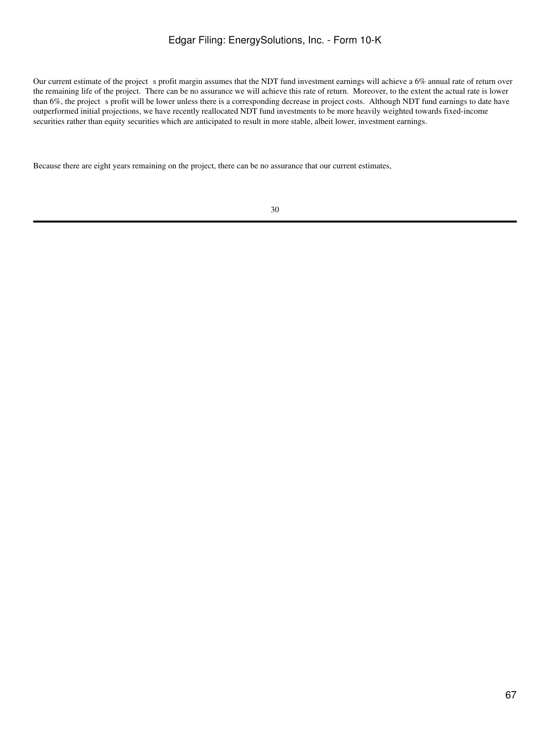Our current estimate of the project s profit margin assumes that the NDT fund investment earnings will achieve a 6% annual rate of return over the remaining life of the project. There can be no assurance we will achieve this rate of return. Moreover, to the extent the actual rate is lower than 6%, the project s profit will be lower unless there is a corresponding decrease in project costs. Although NDT fund earnings to date have outperformed initial projections, we have recently reallocated NDT fund investments to be more heavily weighted towards fixed-income securities rather than equity securities which are anticipated to result in more stable, albeit lower, investment earnings.

Because there are eight years remaining on the project, there can be no assurance that our current estimates,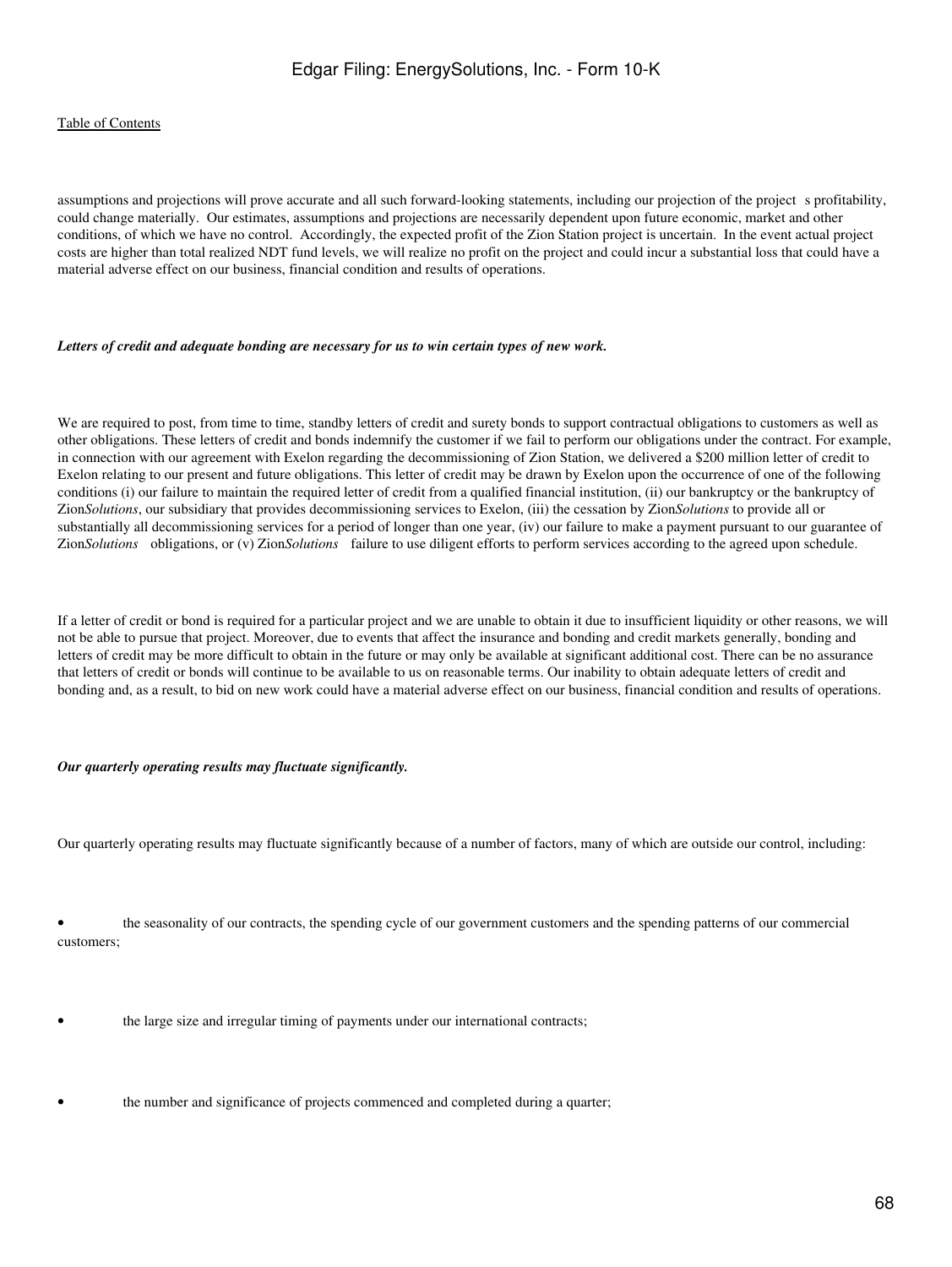assumptions and projections will prove accurate and all such forward-looking statements, including our projection of the project s profitability, could change materially. Our estimates, assumptions and projections are necessarily dependent upon future economic, market and other conditions, of which we have no control. Accordingly, the expected profit of the Zion Station project is uncertain. In the event actual project costs are higher than total realized NDT fund levels, we will realize no profit on the project and could incur a substantial loss that could have a material adverse effect on our business, financial condition and results of operations.

***Letters of credit and adequate bonding are necessary for us to win certain types of new work.***

We are required to post, from time to time, standby letters of credit and surety bonds to support contractual obligations to customers as well as other obligations. These letters of credit and bonds indemnify the customer if we fail to perform our obligations under the contract. For example, in connection with our agreement with Exelon regarding the decommissioning of Zion Station, we delivered a $200 million letter of credit to Exelon relating to our present and future obligations. This letter of credit may be drawn by Exelon upon the occurrence of one of the following conditions (i) our failure to maintain the required letter of credit from a qualified financial institution, (ii) our bankruptcy or the bankruptcy of Zion*Solutions*, our subsidiary that provides decommissioning services to Exelon, (iii) the cessation by Zion*Solutions* to provide all or substantially all decommissioning services for a period of longer than one year, (iv) our failure to make a payment pursuant to our guarantee of Zion*Solutions* obligations, or (v) Zion*Solutions* failure to use diligent efforts to perform services according to the agreed upon schedule.

If a letter of credit or bond is required for a particular project and we are unable to obtain it due to insufficient liquidity or other reasons, we will not be able to pursue that project. Moreover, due to events that affect the insurance and bonding and credit markets generally, bonding and letters of credit may be more difficult to obtain in the future or may only be available at significant additional cost. There can be no assurance that letters of credit or bonds will continue to be available to us on reasonable terms. Our inability to obtain adequate letters of credit and bonding and, as a result, to bid on new work could have a material adverse effect on our business, financial condition and results of operations.

***Our quarterly operating results may fluctuate significantly.***

Our quarterly operating results may fluctuate significantly because of a number of factors, many of which are outside our control, including:

- the seasonality of our contracts, the spending cycle of our government customers and the spending patterns of our commercial customers;
- the large size and irregular timing of payments under our international contracts;
- the number and significance of projects commenced and completed during a quarter;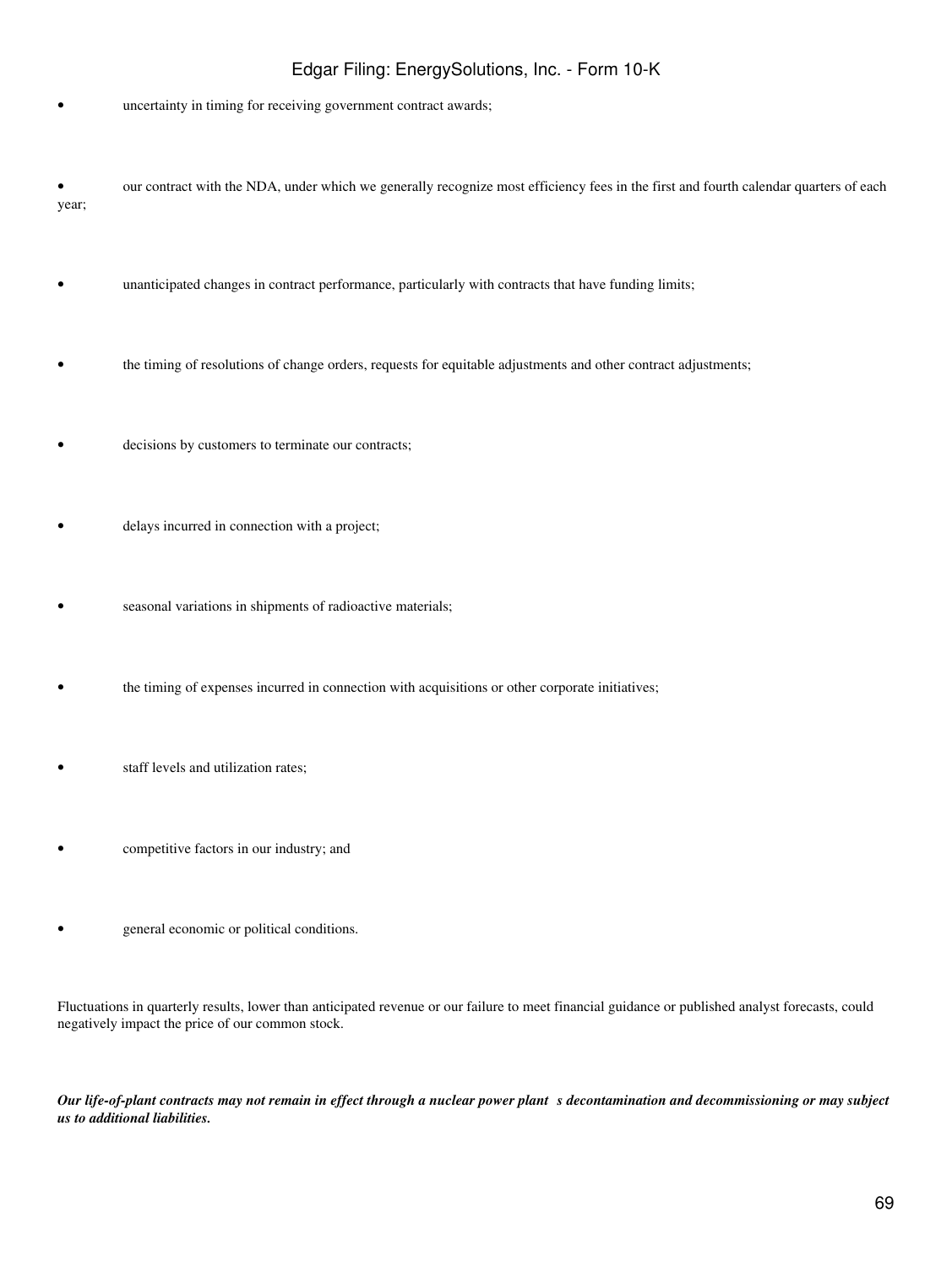- uncertainty in timing for receiving government contract awards;
- our contract with the NDA, under which we generally recognize most efficiency fees in the first and fourth calendar quarters of each year;
- unanticipated changes in contract performance, particularly with contracts that have funding limits;
- the timing of resolutions of change orders, requests for equitable adjustments and other contract adjustments;
- decisions by customers to terminate our contracts;
- delays incurred in connection with a project;
- seasonal variations in shipments of radioactive materials;
- the timing of expenses incurred in connection with acquisitions or other corporate initiatives;
- staff levels and utilization rates;
- competitive factors in our industry; and
- general economic or political conditions.

Fluctuations in quarterly results, lower than anticipated revenue or our failure to meet financial guidance or published analyst forecasts, could negatively impact the price of our common stock.

***Our life-of-plant contracts may not remain in effect through a nuclear power plant s decontamination and decommissioning or may subject us to additional liabilities.***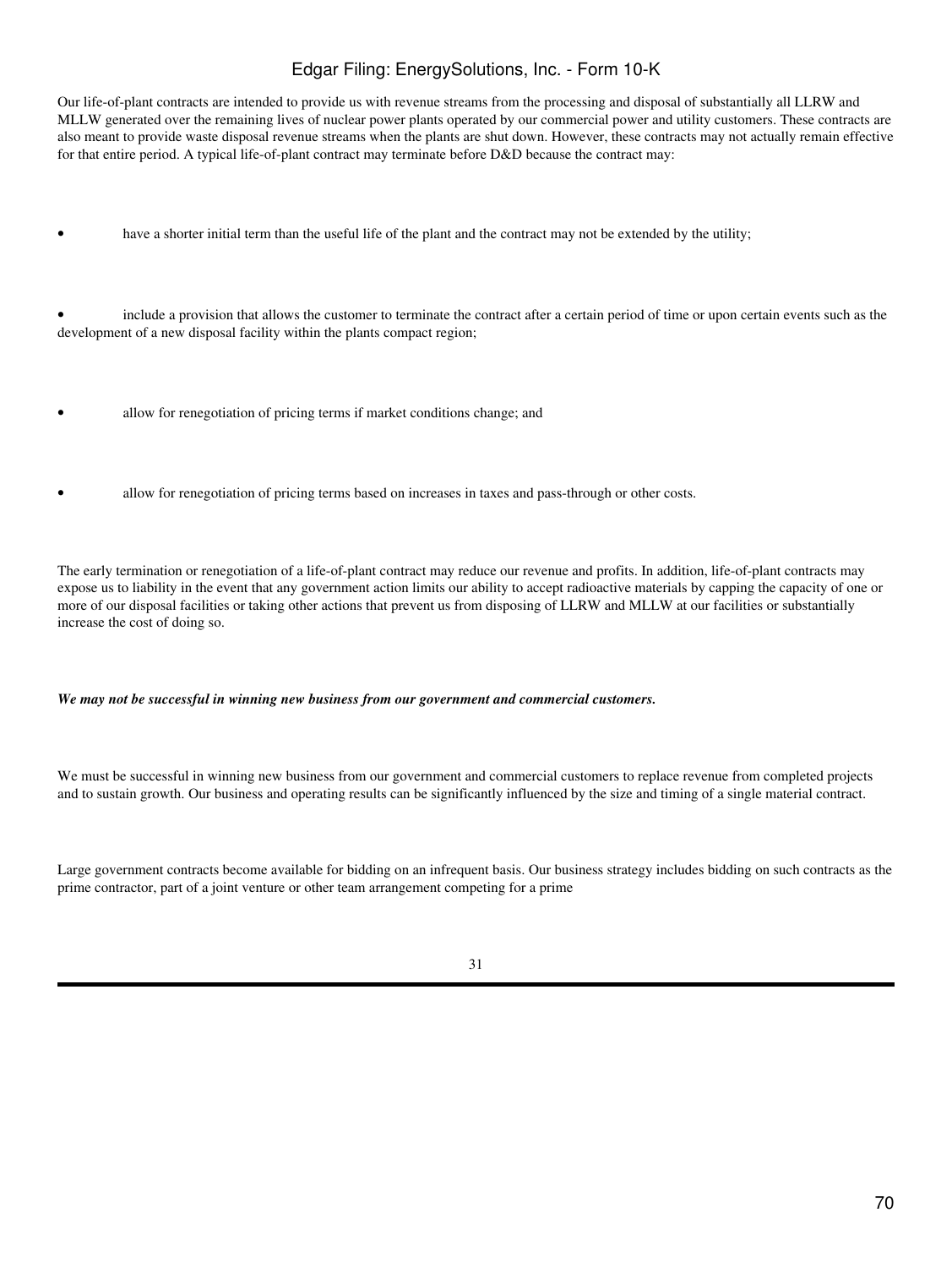Our life-of-plant contracts are intended to provide us with revenue streams from the processing and disposal of substantially all LLRW and MLLW generated over the remaining lives of nuclear power plants operated by our commercial power and utility customers. These contracts are also meant to provide waste disposal revenue streams when the plants are shut down. However, these contracts may not actually remain effective for that entire period. A typical life-of-plant contract may terminate before D&D because the contract may:

- have a shorter initial term than the useful life of the plant and the contract may not be extended by the utility;
- include a provision that allows the customer to terminate the contract after a certain period of time or upon certain events such as the development of a new disposal facility within the plants compact region;
- allow for renegotiation of pricing terms if market conditions change; and
- allow for renegotiation of pricing terms based on increases in taxes and pass-through or other costs.

The early termination or renegotiation of a life-of-plant contract may reduce our revenue and profits. In addition, life-of-plant contracts may expose us to liability in the event that any government action limits our ability to accept radioactive materials by capping the capacity of one or more of our disposal facilities or taking other actions that prevent us from disposing of LLRW and MLLW at our facilities or substantially increase the cost of doing so.

***We may not be successful in winning new business from our government and commercial customers.***

We must be successful in winning new business from our government and commercial customers to replace revenue from completed projects and to sustain growth. Our business and operating results can be significantly influenced by the size and timing of a single material contract.

Large government contracts become available for bidding on an infrequent basis. Our business strategy includes bidding on such contracts as the prime contractor, part of a joint venture or other team arrangement competing for a prime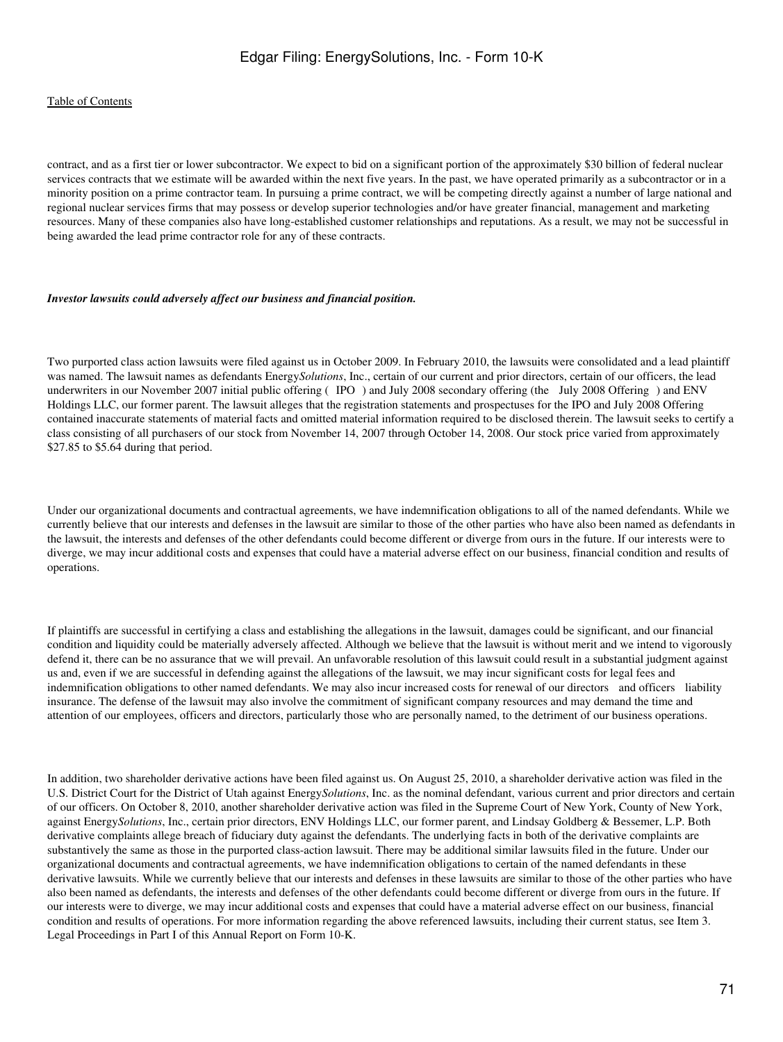contract, and as a first tier or lower subcontractor. We expect to bid on a significant portion of the approximately $30 billion of federal nuclear services contracts that we estimate will be awarded within the next five years. In the past, we have operated primarily as a subcontractor or in a minority position on a prime contractor team. In pursuing a prime contract, we will be competing directly against a number of large national and regional nuclear services firms that may possess or develop superior technologies and/or have greater financial, management and marketing resources. Many of these companies also have long-established customer relationships and reputations. As a result, we may not be successful in being awarded the lead prime contractor role for any of these contracts.

***Investor lawsuits could adversely affect our business and financial position.***

Two purported class action lawsuits were filed against us in October 2009. In February 2010, the lawsuits were consolidated and a lead plaintiff was named. The lawsuit names as defendants Energy*Solutions*, Inc., certain of our current and prior directors, certain of our officers, the lead underwriters in our November 2007 initial public offering ( IPO ) and July 2008 secondary offering (the July 2008 Offering ) and ENV Holdings LLC, our former parent. The lawsuit alleges that the registration statements and prospectuses for the IPO and July 2008 Offering contained inaccurate statements of material facts and omitted material information required to be disclosed therein. The lawsuit seeks to certify a class consisting of all purchasers of our stock from November 14, 2007 through October 14, 2008. Our stock price varied from approximately $27.85 to $5.64 during that period.

Under our organizational documents and contractual agreements, we have indemnification obligations to all of the named defendants. While we currently believe that our interests and defenses in the lawsuit are similar to those of the other parties who have also been named as defendants in the lawsuit, the interests and defenses of the other defendants could become different or diverge from ours in the future. If our interests were to diverge, we may incur additional costs and expenses that could have a material adverse effect on our business, financial condition and results of operations.

If plaintiffs are successful in certifying a class and establishing the allegations in the lawsuit, damages could be significant, and our financial condition and liquidity could be materially adversely affected. Although we believe that the lawsuit is without merit and we intend to vigorously defend it, there can be no assurance that we will prevail. An unfavorable resolution of this lawsuit could result in a substantial judgment against us and, even if we are successful in defending against the allegations of the lawsuit, we may incur significant costs for legal fees and indemnification obligations to other named defendants. We may also incur increased costs for renewal of our directors and officers liability insurance. The defense of the lawsuit may also involve the commitment of significant company resources and may demand the time and attention of our employees, officers and directors, particularly those who are personally named, to the detriment of our business operations.

In addition, two shareholder derivative actions have been filed against us. On August 25, 2010, a shareholder derivative action was filed in the U.S. District Court for the District of Utah against Energy*Solutions*, Inc. as the nominal defendant, various current and prior directors and certain of our officers. On October 8, 2010, another shareholder derivative action was filed in the Supreme Court of New York, County of New York, against Energy*Solutions*, Inc., certain prior directors, ENV Holdings LLC, our former parent, and Lindsay Goldberg & Bessemer, L.P. Both derivative complaints allege breach of fiduciary duty against the defendants. The underlying facts in both of the derivative complaints are substantively the same as those in the purported class-action lawsuit. There may be additional similar lawsuits filed in the future. Under our organizational documents and contractual agreements, we have indemnification obligations to certain of the named defendants in these derivative lawsuits. While we currently believe that our interests and defenses in these lawsuits are similar to those of the other parties who have also been named as defendants, the interests and defenses of the other defendants could become different or diverge from ours in the future. If our interests were to diverge, we may incur additional costs and expenses that could have a material adverse effect on our business, financial condition and results of operations. For more information regarding the above referenced lawsuits, including their current status, see Item 3. Legal Proceedings in Part I of this Annual Report on Form 10-K.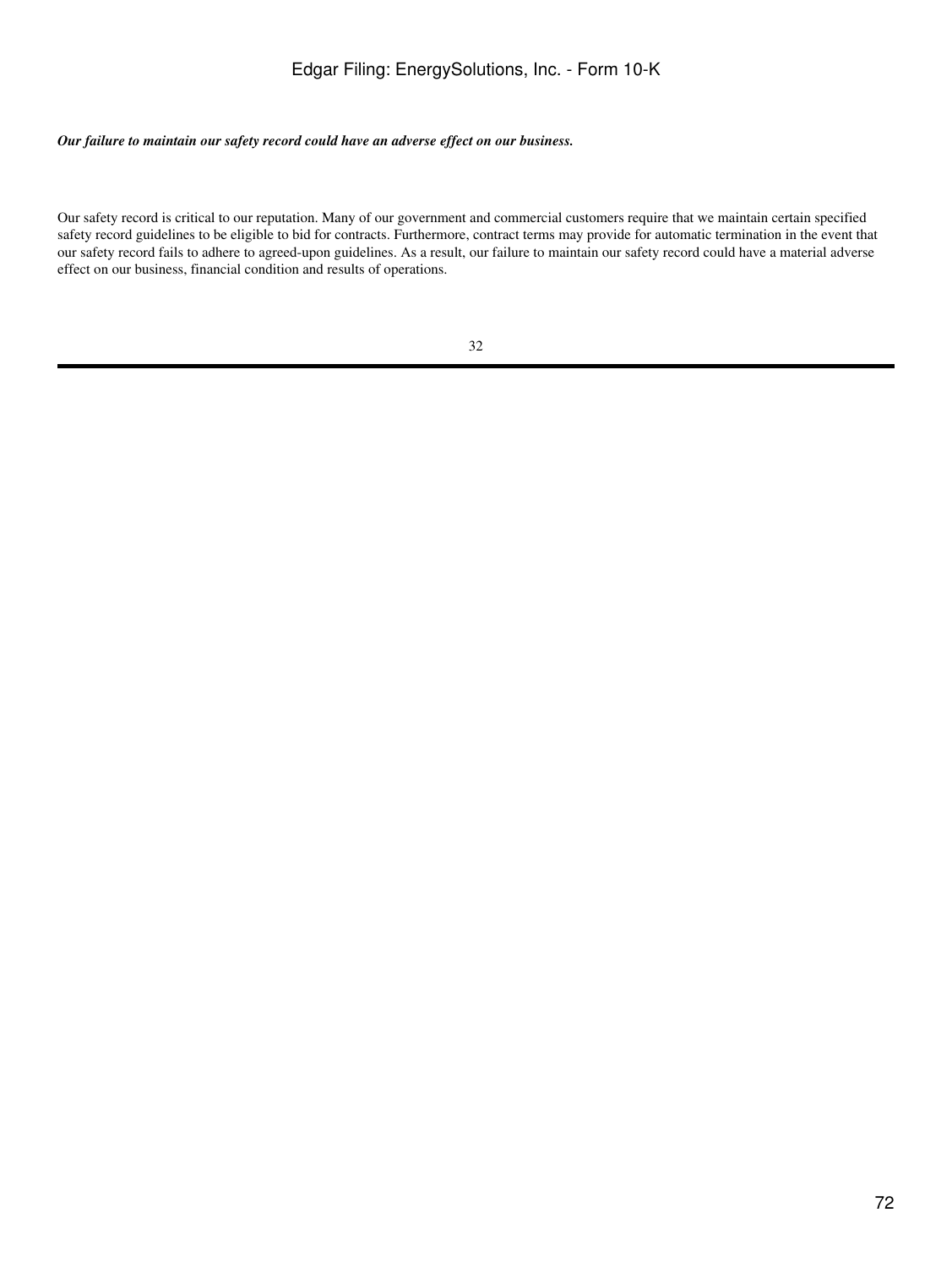***Our failure to maintain our safety record could have an adverse effect on our business.***

Our safety record is critical to our reputation. Many of our government and commercial customers require that we maintain certain specified safety record guidelines to be eligible to bid for contracts. Furthermore, contract terms may provide for automatic termination in the event that our safety record fails to adhere to agreed-upon guidelines. As a result, our failure to maintain our safety record could have a material adverse effect on our business, financial condition and results of operations.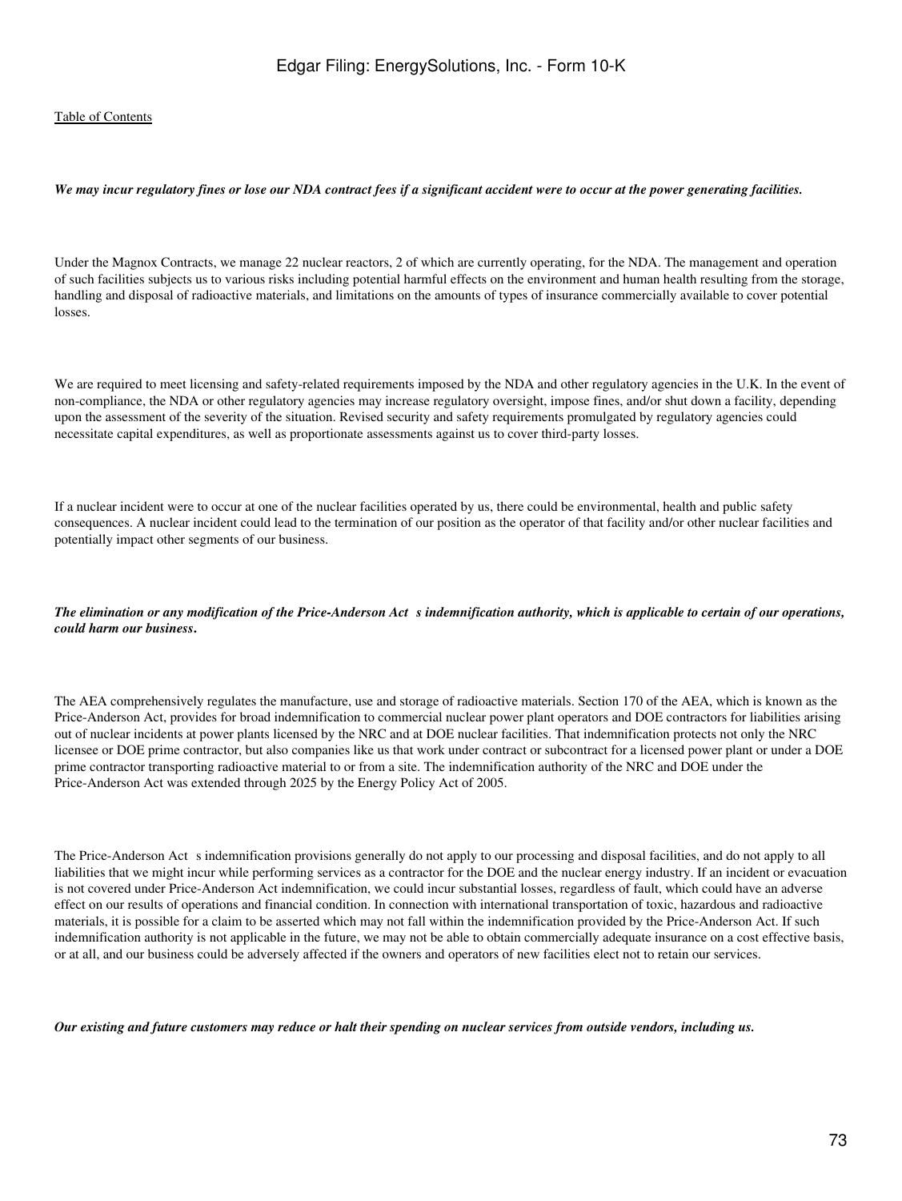*We may incur regulatory fines or lose our NDA contract fees if a significant accident were to occur at the power generating facilities.*

Under the Magnox Contracts, we manage 22 nuclear reactors, 2 of which are currently operating, for the NDA. The management and operation of such facilities subjects us to various risks including potential harmful effects on the environment and human health resulting from the storage, handling and disposal of radioactive materials, and limitations on the amounts of types of insurance commercially available to cover potential losses.

We are required to meet licensing and safety-related requirements imposed by the NDA and other regulatory agencies in the U.K. In the event of non-compliance, the NDA or other regulatory agencies may increase regulatory oversight, impose fines, and/or shut down a facility, depending upon the assessment of the severity of the situation. Revised security and safety requirements promulgated by regulatory agencies could necessitate capital expenditures, as well as proportionate assessments against us to cover third-party losses.

If a nuclear incident were to occur at one of the nuclear facilities operated by us, there could be environmental, health and public safety consequences. A nuclear incident could lead to the termination of our position as the operator of that facility and/or other nuclear facilities and potentially impact other segments of our business.

*The elimination or any modification of the Price-Anderson Act s indemnification authority, which is applicable to certain of our operations, could harm our business.*

The AEA comprehensively regulates the manufacture, use and storage of radioactive materials. Section 170 of the AEA, which is known as the Price-Anderson Act, provides for broad indemnification to commercial nuclear power plant operators and DOE contractors for liabilities arising out of nuclear incidents at power plants licensed by the NRC and at DOE nuclear facilities. That indemnification protects not only the NRC licensee or DOE prime contractor, but also companies like us that work under contract or subcontract for a licensed power plant or under a DOE prime contractor transporting radioactive material to or from a site. The indemnification authority of the NRC and DOE under the Price-Anderson Act was extended through 2025 by the Energy Policy Act of 2005.

The Price-Anderson Act s indemnification provisions generally do not apply to our processing and disposal facilities, and do not apply to all liabilities that we might incur while performing services as a contractor for the DOE and the nuclear energy industry. If an incident or evacuation is not covered under Price-Anderson Act indemnification, we could incur substantial losses, regardless of fault, which could have an adverse effect on our results of operations and financial condition. In connection with international transportation of toxic, hazardous and radioactive materials, it is possible for a claim to be asserted which may not fall within the indemnification provided by the Price-Anderson Act. If such indemnification authority is not applicable in the future, we may not be able to obtain commercially adequate insurance on a cost effective basis, or at all, and our business could be adversely affected if the owners and operators of new facilities elect not to retain our services.

*Our existing and future customers may reduce or halt their spending on nuclear services from outside vendors, including us.*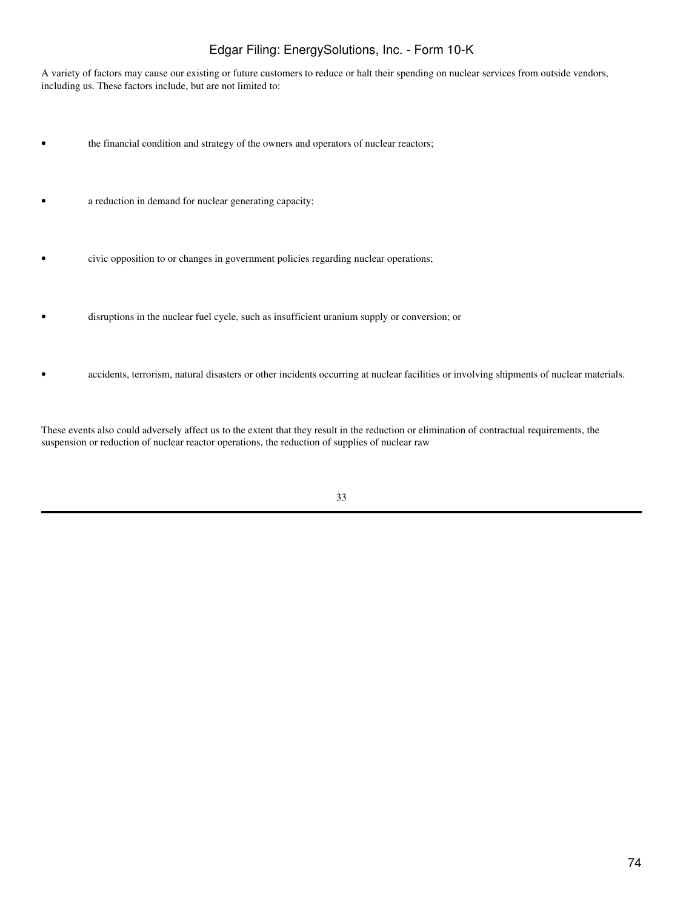A variety of factors may cause our existing or future customers to reduce or halt their spending on nuclear services from outside vendors, including us. These factors include, but are not limited to:

- the financial condition and strategy of the owners and operators of nuclear reactors;
- a reduction in demand for nuclear generating capacity;
- civic opposition to or changes in government policies regarding nuclear operations;
- disruptions in the nuclear fuel cycle, such as insufficient uranium supply or conversion; or
- accidents, terrorism, natural disasters or other incidents occurring at nuclear facilities or involving shipments of nuclear materials.

These events also could adversely affect us to the extent that they result in the reduction or elimination of contractual requirements, the suspension or reduction of nuclear reactor operations, the reduction of supplies of nuclear raw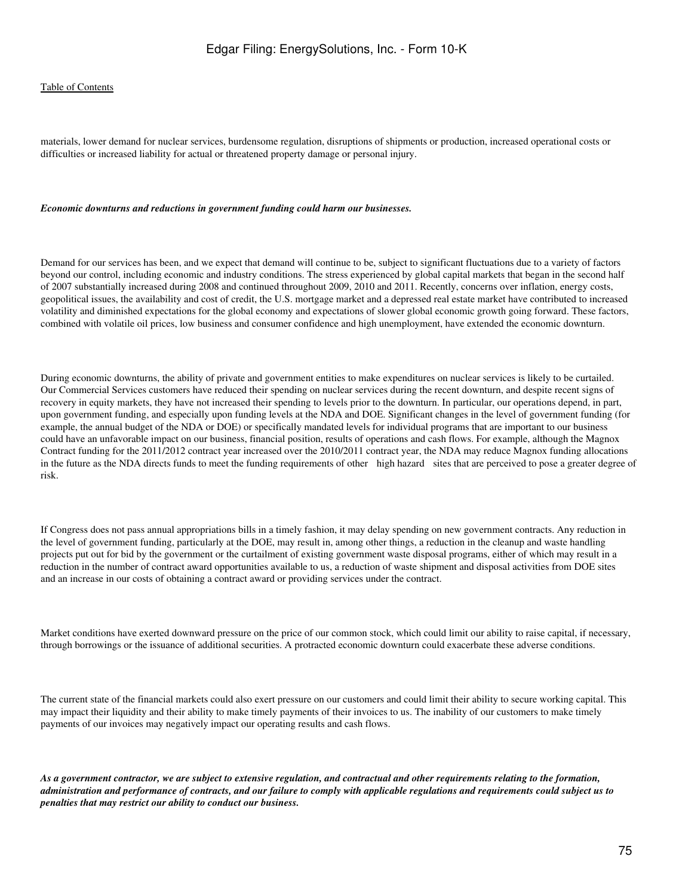materials, lower demand for nuclear services, burdensome regulation, disruptions of shipments or production, increased operational costs or difficulties or increased liability for actual or threatened property damage or personal injury.

***Economic downturns and reductions in government funding could harm our businesses.***

Demand for our services has been, and we expect that demand will continue to be, subject to significant fluctuations due to a variety of factors beyond our control, including economic and industry conditions. The stress experienced by global capital markets that began in the second half of 2007 substantially increased during 2008 and continued throughout 2009, 2010 and 2011. Recently, concerns over inflation, energy costs, geopolitical issues, the availability and cost of credit, the U.S. mortgage market and a depressed real estate market have contributed to increased volatility and diminished expectations for the global economy and expectations of slower global economic growth going forward. These factors, combined with volatile oil prices, low business and consumer confidence and high unemployment, have extended the economic downturn.

During economic downturns, the ability of private and government entities to make expenditures on nuclear services is likely to be curtailed. Our Commercial Services customers have reduced their spending on nuclear services during the recent downturn, and despite recent signs of recovery in equity markets, they have not increased their spending to levels prior to the downturn. In particular, our operations depend, in part, upon government funding, and especially upon funding levels at the NDA and DOE. Significant changes in the level of government funding (for example, the annual budget of the NDA or DOE) or specifically mandated levels for individual programs that are important to our business could have an unfavorable impact on our business, financial position, results of operations and cash flows. For example, although the Magnox Contract funding for the 2011/2012 contract year increased over the 2010/2011 contract year, the NDA may reduce Magnox funding allocations in the future as the NDA directs funds to meet the funding requirements of other high hazard sites that are perceived to pose a greater degree of risk.

If Congress does not pass annual appropriations bills in a timely fashion, it may delay spending on new government contracts. Any reduction in the level of government funding, particularly at the DOE, may result in, among other things, a reduction in the cleanup and waste handling projects put out for bid by the government or the curtailment of existing government waste disposal programs, either of which may result in a reduction in the number of contract award opportunities available to us, a reduction of waste shipment and disposal activities from DOE sites and an increase in our costs of obtaining a contract award or providing services under the contract.

Market conditions have exerted downward pressure on the price of our common stock, which could limit our ability to raise capital, if necessary, through borrowings or the issuance of additional securities. A protracted economic downturn could exacerbate these adverse conditions.

The current state of the financial markets could also exert pressure on our customers and could limit their ability to secure working capital. This may impact their liquidity and their ability to make timely payments of their invoices to us. The inability of our customers to make timely payments of our invoices may negatively impact our operating results and cash flows.

***As a government contractor, we are subject to extensive regulation, and contractual and other requirements relating to the formation, administration and performance of contracts, and our failure to comply with applicable regulations and requirements could subject us to penalties that may restrict our ability to conduct our business.***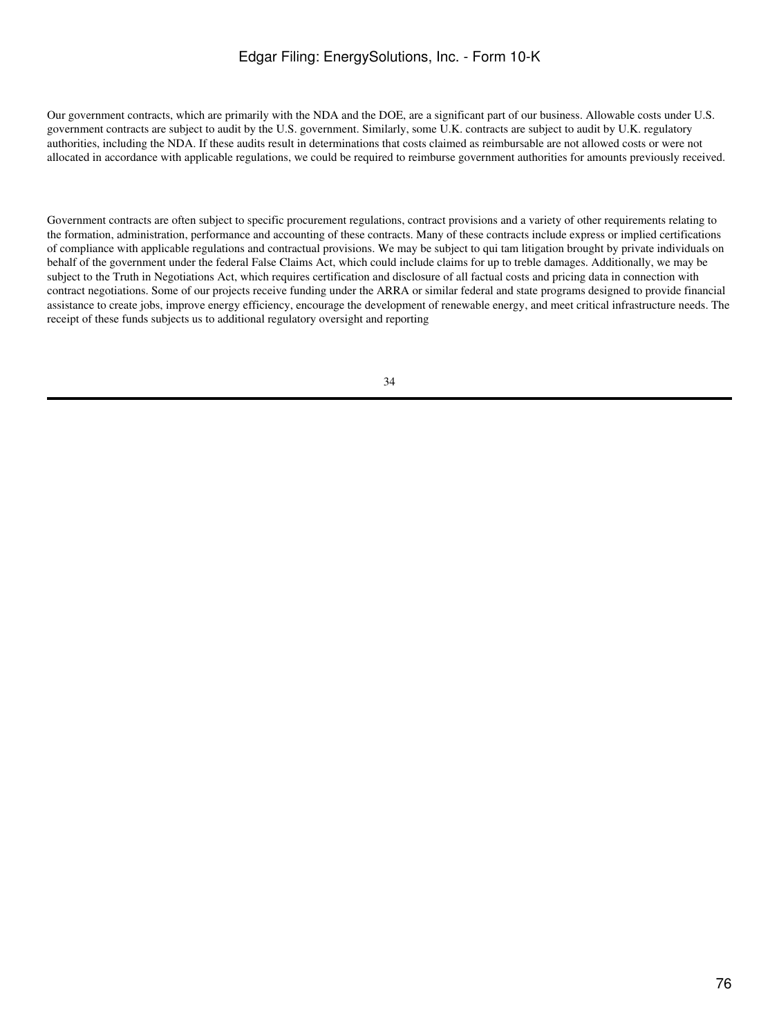Our government contracts, which are primarily with the NDA and the DOE, are a significant part of our business. Allowable costs under U.S. government contracts are subject to audit by the U.S. government. Similarly, some U.K. contracts are subject to audit by U.K. regulatory authorities, including the NDA. If these audits result in determinations that costs claimed as reimbursable are not allowed costs or were not allocated in accordance with applicable regulations, we could be required to reimburse government authorities for amounts previously received.

Government contracts are often subject to specific procurement regulations, contract provisions and a variety of other requirements relating to the formation, administration, performance and accounting of these contracts. Many of these contracts include express or implied certifications of compliance with applicable regulations and contractual provisions. We may be subject to qui tam litigation brought by private individuals on behalf of the government under the federal False Claims Act, which could include claims for up to treble damages. Additionally, we may be subject to the Truth in Negotiations Act, which requires certification and disclosure of all factual costs and pricing data in connection with contract negotiations. Some of our projects receive funding under the ARRA or similar federal and state programs designed to provide financial assistance to create jobs, improve energy efficiency, encourage the development of renewable energy, and meet critical infrastructure needs. The receipt of these funds subjects us to additional regulatory oversight and reporting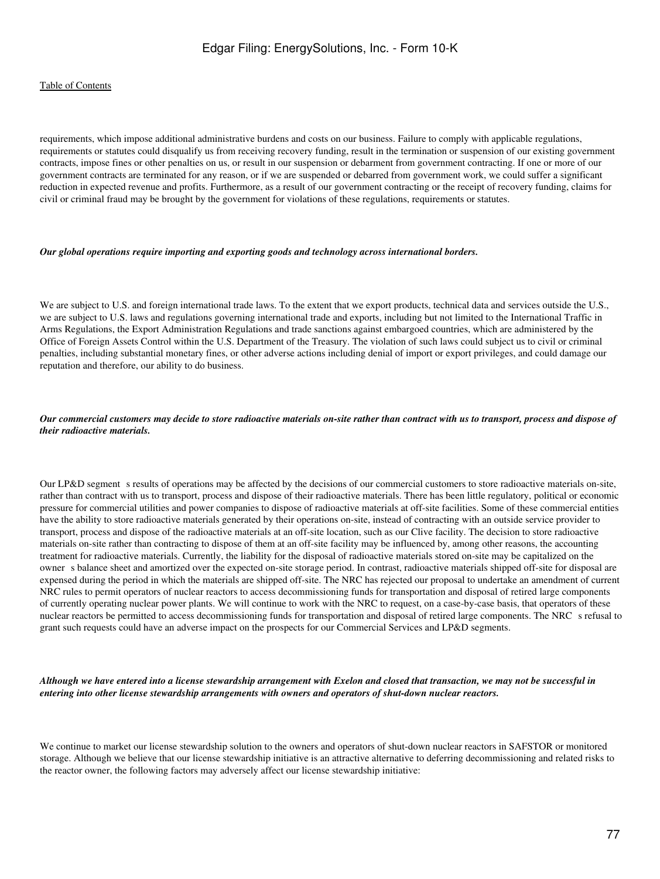requirements, which impose additional administrative burdens and costs on our business. Failure to comply with applicable regulations, requirements or statutes could disqualify us from receiving recovery funding, result in the termination or suspension of our existing government contracts, impose fines or other penalties on us, or result in our suspension or debarment from government contracting. If one or more of our government contracts are terminated for any reason, or if we are suspended or debarred from government work, we could suffer a significant reduction in expected revenue and profits. Furthermore, as a result of our government contracting or the receipt of recovery funding, claims for civil or criminal fraud may be brought by the government for violations of these regulations, requirements or statutes.

***Our global operations require importing and exporting goods and technology across international borders.***

We are subject to U.S. and foreign international trade laws. To the extent that we export products, technical data and services outside the U.S., we are subject to U.S. laws and regulations governing international trade and exports, including but not limited to the International Traffic in Arms Regulations, the Export Administration Regulations and trade sanctions against embargoed countries, which are administered by the Office of Foreign Assets Control within the U.S. Department of the Treasury. The violation of such laws could subject us to civil or criminal penalties, including substantial monetary fines, or other adverse actions including denial of import or export privileges, and could damage our reputation and therefore, our ability to do business.

***Our commercial customers may decide to store radioactive materials on-site rather than contract with us to transport, process and dispose of their radioactive materials.***

Our LP&D segment s results of operations may be affected by the decisions of our commercial customers to store radioactive materials on-site, rather than contract with us to transport, process and dispose of their radioactive materials. There has been little regulatory, political or economic pressure for commercial utilities and power companies to dispose of radioactive materials at off-site facilities. Some of these commercial entities have the ability to store radioactive materials generated by their operations on-site, instead of contracting with an outside service provider to transport, process and dispose of the radioactive materials at an off-site location, such as our Clive facility. The decision to store radioactive materials on-site rather than contracting to dispose of them at an off-site facility may be influenced by, among other reasons, the accounting treatment for radioactive materials. Currently, the liability for the disposal of radioactive materials stored on-site may be capitalized on the owner s balance sheet and amortized over the expected on-site storage period. In contrast, radioactive materials shipped off-site for disposal are expensed during the period in which the materials are shipped off-site. The NRC has rejected our proposal to undertake an amendment of current NRC rules to permit operators of nuclear reactors to access decommissioning funds for transportation and disposal of retired large components of currently operating nuclear power plants. We will continue to work with the NRC to request, on a case-by-case basis, that operators of these nuclear reactors be permitted to access decommissioning funds for transportation and disposal of retired large components. The NRC s refusal to grant such requests could have an adverse impact on the prospects for our Commercial Services and LP&D segments.

***Although we have entered into a license stewardship arrangement with Exelon and closed that transaction, we may not be successful in entering into other license stewardship arrangements with owners and operators of shut-down nuclear reactors.***

We continue to market our license stewardship solution to the owners and operators of shut-down nuclear reactors in SAFSTOR or monitored storage. Although we believe that our license stewardship initiative is an attractive alternative to deferring decommissioning and related risks to the reactor owner, the following factors may adversely affect our license stewardship initiative: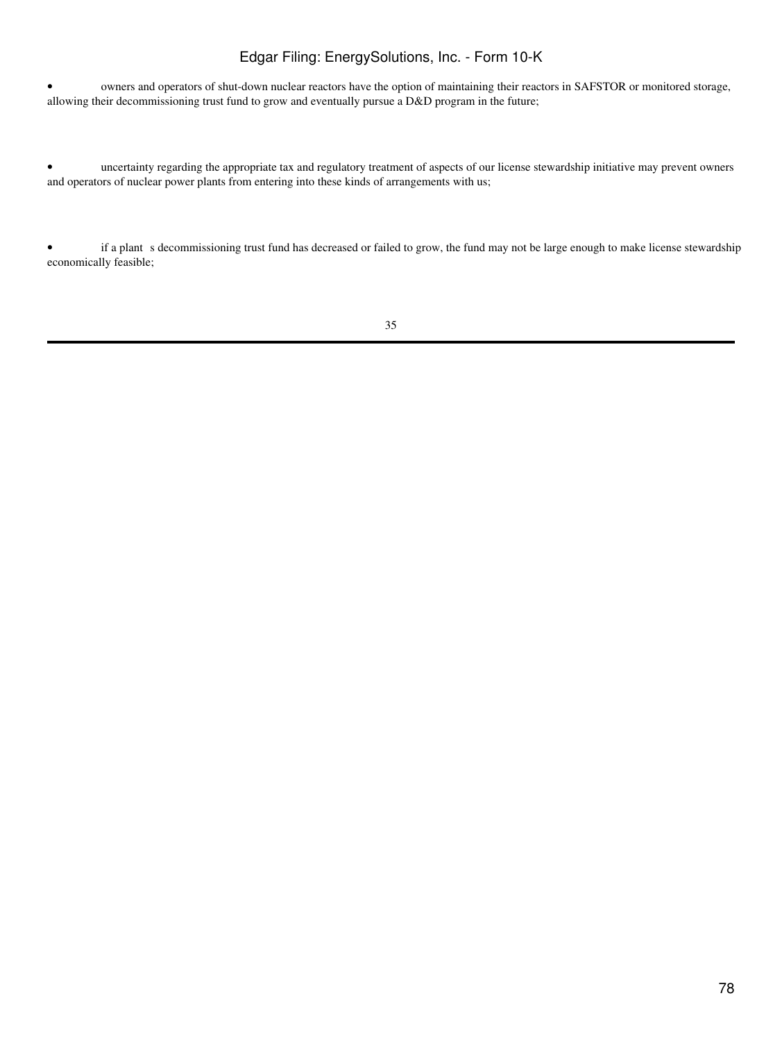- owners and operators of shut-down nuclear reactors have the option of maintaining their reactors in SAFSTOR or monitored storage, allowing their decommissioning trust fund to grow and eventually pursue a D&D program in the future;

- uncertainty regarding the appropriate tax and regulatory treatment of aspects of our license stewardship initiative may prevent owners and operators of nuclear power plants from entering into these kinds of arrangements with us;

- if a plant s decommissioning trust fund has decreased or failed to grow, the fund may not be large enough to make license stewardship economically feasible;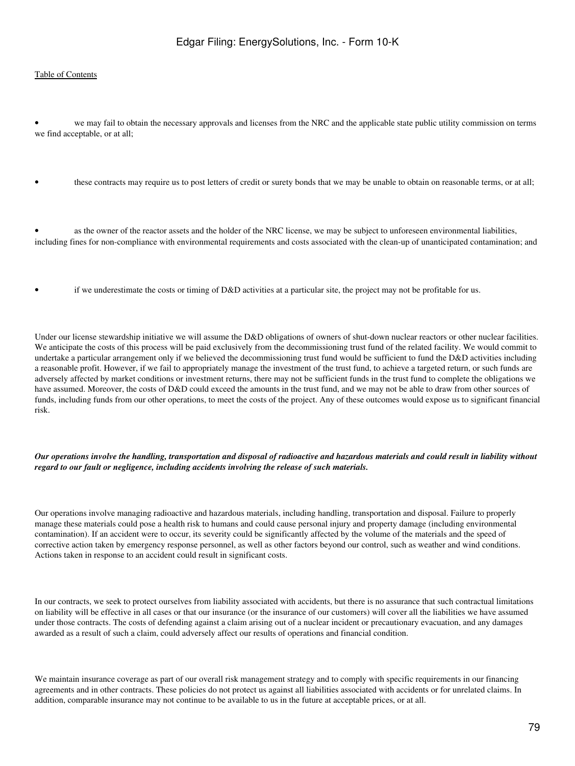- we may fail to obtain the necessary approvals and licenses from the NRC and the applicable state public utility commission on terms we find acceptable, or at all;

- these contracts may require us to post letters of credit or surety bonds that we may be unable to obtain on reasonable terms, or at all;

- as the owner of the reactor assets and the holder of the NRC license, we may be subject to unforeseen environmental liabilities, including fines for non-compliance with environmental requirements and costs associated with the clean-up of unanticipated contamination; and

- if we underestimate the costs or timing of D&D activities at a particular site, the project may not be profitable for us.

Under our license stewardship initiative we will assume the D&D obligations of owners of shut-down nuclear reactors or other nuclear facilities. We anticipate the costs of this process will be paid exclusively from the decommissioning trust fund of the related facility. We would commit to undertake a particular arrangement only if we believed the decommissioning trust fund would be sufficient to fund the D&D activities including a reasonable profit. However, if we fail to appropriately manage the investment of the trust fund, to achieve a targeted return, or such funds are adversely affected by market conditions or investment returns, there may not be sufficient funds in the trust fund to complete the obligations we have assumed. Moreover, the costs of D&D could exceed the amounts in the trust fund, and we may not be able to draw from other sources of funds, including funds from our other operations, to meet the costs of the project. Any of these outcomes would expose us to significant financial risk.

***Our operations involve the handling, transportation and disposal of radioactive and hazardous materials and could result in liability without regard to our fault or negligence, including accidents involving the release of such materials.***

Our operations involve managing radioactive and hazardous materials, including handling, transportation and disposal. Failure to properly manage these materials could pose a health risk to humans and could cause personal injury and property damage (including environmental contamination). If an accident were to occur, its severity could be significantly affected by the volume of the materials and the speed of corrective action taken by emergency response personnel, as well as other factors beyond our control, such as weather and wind conditions. Actions taken in response to an accident could result in significant costs.

In our contracts, we seek to protect ourselves from liability associated with accidents, but there is no assurance that such contractual limitations on liability will be effective in all cases or that our insurance (or the insurance of our customers) will cover all the liabilities we have assumed under those contracts. The costs of defending against a claim arising out of a nuclear incident or precautionary evacuation, and any damages awarded as a result of such a claim, could adversely affect our results of operations and financial condition.

We maintain insurance coverage as part of our overall risk management strategy and to comply with specific requirements in our financing agreements and in other contracts. These policies do not protect us against all liabilities associated with accidents or for unrelated claims. In addition, comparable insurance may not continue to be available to us in the future at acceptable prices, or at all.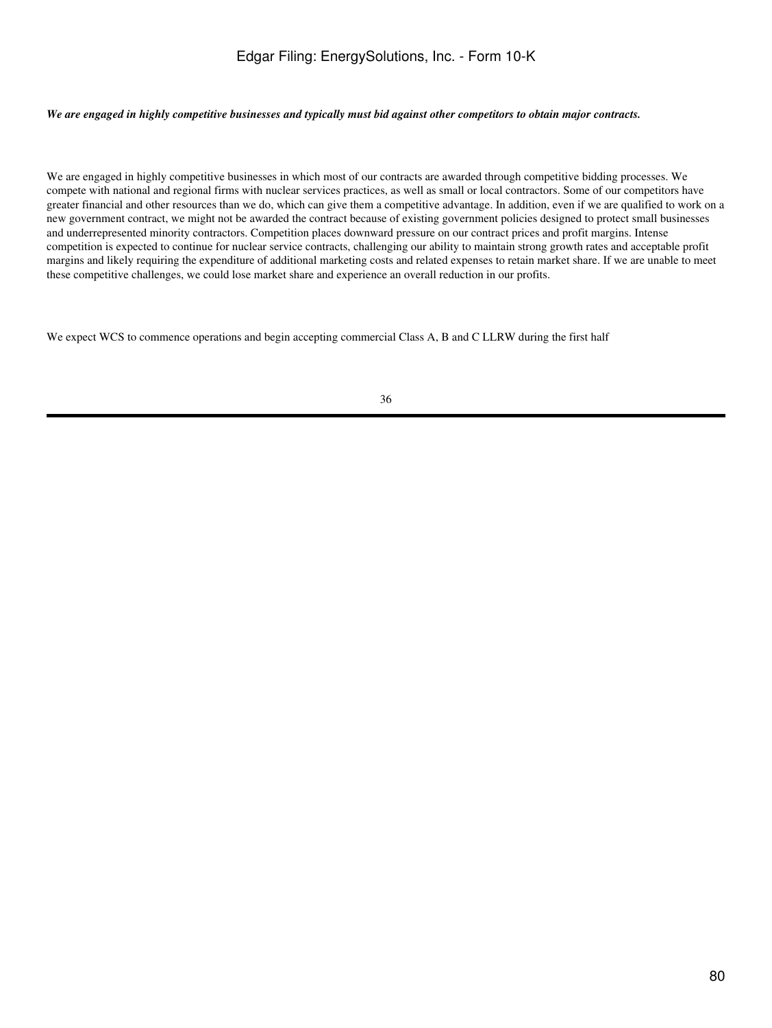***We are engaged in highly competitive businesses and typically must bid against other competitors to obtain major contracts.***

We are engaged in highly competitive businesses in which most of our contracts are awarded through competitive bidding processes. We compete with national and regional firms with nuclear services practices, as well as small or local contractors. Some of our competitors have greater financial and other resources than we do, which can give them a competitive advantage. In addition, even if we are qualified to work on a new government contract, we might not be awarded the contract because of existing government policies designed to protect small businesses and underrepresented minority contractors. Competition places downward pressure on our contract prices and profit margins. Intense competition is expected to continue for nuclear service contracts, challenging our ability to maintain strong growth rates and acceptable profit margins and likely requiring the expenditure of additional marketing costs and related expenses to retain market share. If we are unable to meet these competitive challenges, we could lose market share and experience an overall reduction in our profits.

We expect WCS to commence operations and begin accepting commercial Class A, B and C LLRW during the first half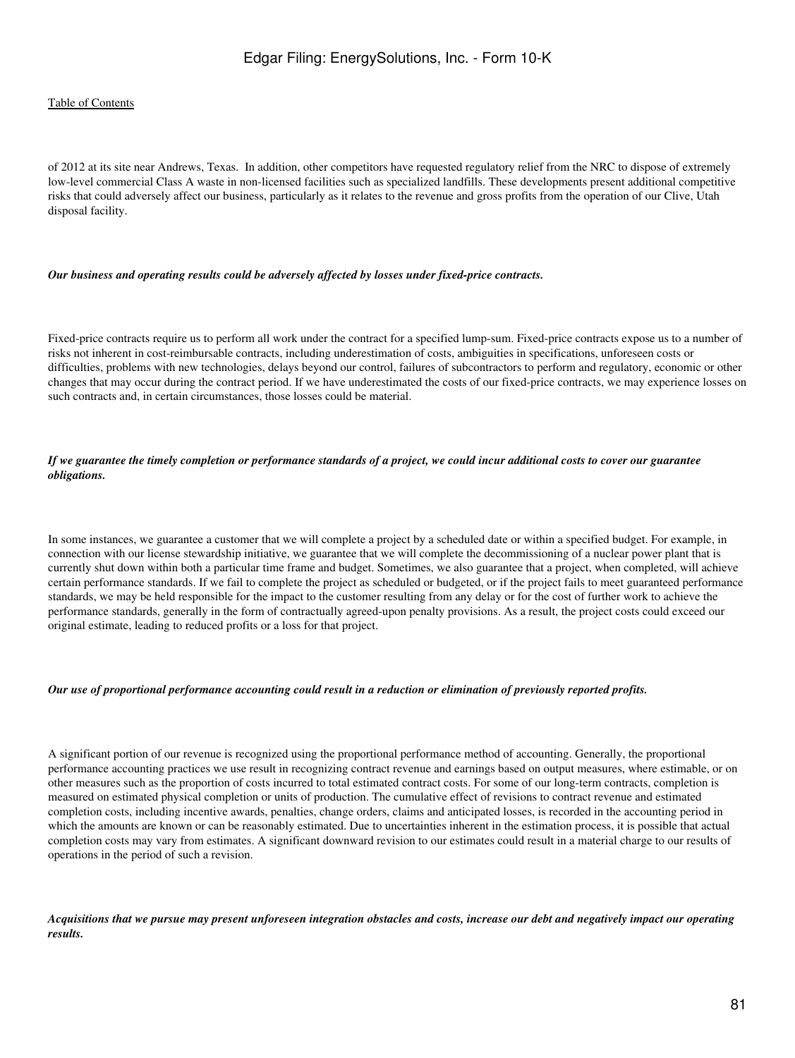of 2012 at its site near Andrews, Texas. In addition, other competitors have requested regulatory relief from the NRC to dispose of extremely low-level commercial Class A waste in non-licensed facilities such as specialized landfills. These developments present additional competitive risks that could adversely affect our business, particularly as it relates to the revenue and gross profits from the operation of our Clive, Utah disposal facility.

***Our business and operating results could be adversely affected by losses under fixed-price contracts.***

Fixed-price contracts require us to perform all work under the contract for a specified lump-sum. Fixed-price contracts expose us to a number of risks not inherent in cost-reimbursable contracts, including underestimation of costs, ambiguities in specifications, unforeseen costs or difficulties, problems with new technologies, delays beyond our control, failures of subcontractors to perform and regulatory, economic or other changes that may occur during the contract period. If we have underestimated the costs of our fixed-price contracts, we may experience losses on such contracts and, in certain circumstances, those losses could be material.

***If we guarantee the timely completion or performance standards of a project, we could incur additional costs to cover our guarantee obligations.***

In some instances, we guarantee a customer that we will complete a project by a scheduled date or within a specified budget. For example, in connection with our license stewardship initiative, we guarantee that we will complete the decommissioning of a nuclear power plant that is currently shut down within both a particular time frame and budget. Sometimes, we also guarantee that a project, when completed, will achieve certain performance standards. If we fail to complete the project as scheduled or budgeted, or if the project fails to meet guaranteed performance standards, we may be held responsible for the impact to the customer resulting from any delay or for the cost of further work to achieve the performance standards, generally in the form of contractually agreed-upon penalty provisions. As a result, the project costs could exceed our original estimate, leading to reduced profits or a loss for that project.

***Our use of proportional performance accounting could result in a reduction or elimination of previously reported profits.***

A significant portion of our revenue is recognized using the proportional performance method of accounting. Generally, the proportional performance accounting practices we use result in recognizing contract revenue and earnings based on output measures, where estimable, or on other measures such as the proportion of costs incurred to total estimated contract costs. For some of our long-term contracts, completion is measured on estimated physical completion or units of production. The cumulative effect of revisions to contract revenue and estimated completion costs, including incentive awards, penalties, change orders, claims and anticipated losses, is recorded in the accounting period in which the amounts are known or can be reasonably estimated. Due to uncertainties inherent in the estimation process, it is possible that actual completion costs may vary from estimates. A significant downward revision to our estimates could result in a material charge to our results of operations in the period of such a revision.

***Acquisitions that we pursue may present unforeseen integration obstacles and costs, increase our debt and negatively impact our operating results.***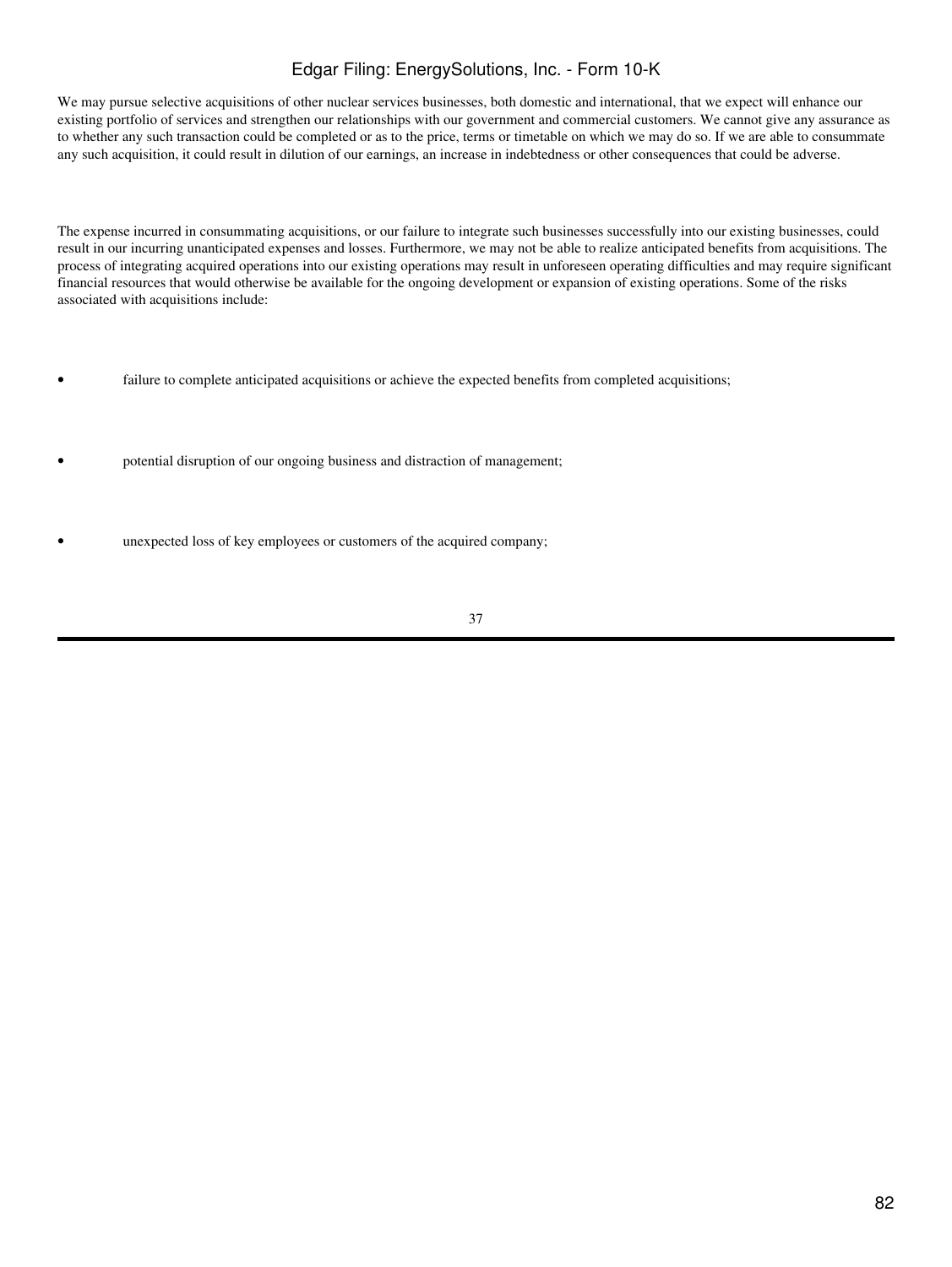We may pursue selective acquisitions of other nuclear services businesses, both domestic and international, that we expect will enhance our existing portfolio of services and strengthen our relationships with our government and commercial customers. We cannot give any assurance as to whether any such transaction could be completed or as to the price, terms or timetable on which we may do so. If we are able to consummate any such acquisition, it could result in dilution of our earnings, an increase in indebtedness or other consequences that could be adverse.

The expense incurred in consummating acquisitions, or our failure to integrate such businesses successfully into our existing businesses, could result in our incurring unanticipated expenses and losses. Furthermore, we may not be able to realize anticipated benefits from acquisitions. The process of integrating acquired operations into our existing operations may result in unforeseen operating difficulties and may require significant financial resources that would otherwise be available for the ongoing development or expansion of existing operations. Some of the risks associated with acquisitions include:

- failure to complete anticipated acquisitions or achieve the expected benefits from completed acquisitions;

- potential disruption of our ongoing business and distraction of management;

- unexpected loss of key employees or customers of the acquired company;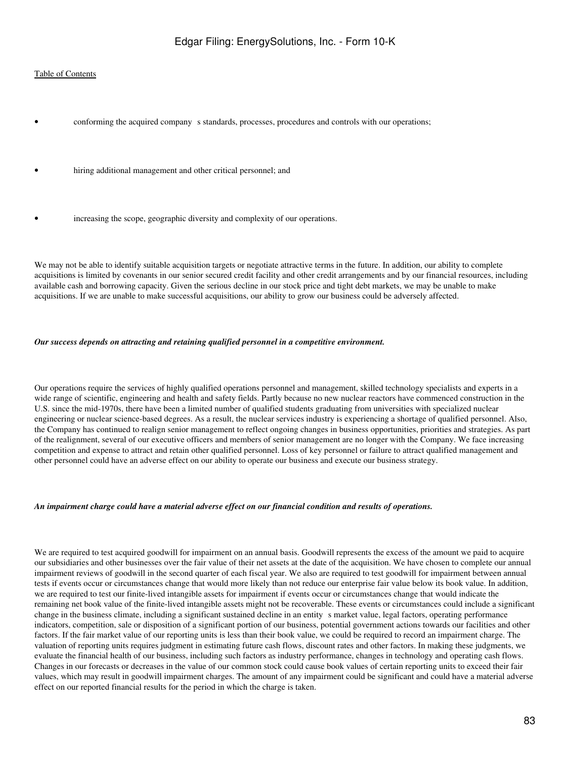- conforming the acquired company s standards, processes, procedures and controls with our operations;
- hiring additional management and other critical personnel; and
- increasing the scope, geographic diversity and complexity of our operations.

We may not be able to identify suitable acquisition targets or negotiate attractive terms in the future. In addition, our ability to complete acquisitions is limited by covenants in our senior secured credit facility and other credit arrangements and by our financial resources, including available cash and borrowing capacity. Given the serious decline in our stock price and tight debt markets, we may be unable to make acquisitions. If we are unable to make successful acquisitions, our ability to grow our business could be adversely affected.

***Our success depends on attracting and retaining qualified personnel in a competitive environment.***

Our operations require the services of highly qualified operations personnel and management, skilled technology specialists and experts in a wide range of scientific, engineering and health and safety fields. Partly because no new nuclear reactors have commenced construction in the U.S. since the mid-1970s, there have been a limited number of qualified students graduating from universities with specialized nuclear engineering or nuclear science-based degrees. As a result, the nuclear services industry is experiencing a shortage of qualified personnel. Also, the Company has continued to realign senior management to reflect ongoing changes in business opportunities, priorities and strategies. As part of the realignment, several of our executive officers and members of senior management are no longer with the Company. We face increasing competition and expense to attract and retain other qualified personnel. Loss of key personnel or failure to attract qualified management and other personnel could have an adverse effect on our ability to operate our business and execute our business strategy.

***An impairment charge could have a material adverse effect on our financial condition and results of operations.***

We are required to test acquired goodwill for impairment on an annual basis. Goodwill represents the excess of the amount we paid to acquire our subsidiaries and other businesses over the fair value of their net assets at the date of the acquisition. We have chosen to complete our annual impairment reviews of goodwill in the second quarter of each fiscal year. We also are required to test goodwill for impairment between annual tests if events occur or circumstances change that would more likely than not reduce our enterprise fair value below its book value. In addition, we are required to test our finite-lived intangible assets for impairment if events occur or circumstances change that would indicate the remaining net book value of the finite-lived intangible assets might not be recoverable. These events or circumstances could include a significant change in the business climate, including a significant sustained decline in an entity s market value, legal factors, operating performance indicators, competition, sale or disposition of a significant portion of our business, potential government actions towards our facilities and other factors. If the fair market value of our reporting units is less than their book value, we could be required to record an impairment charge. The valuation of reporting units requires judgment in estimating future cash flows, discount rates and other factors. In making these judgments, we evaluate the financial health of our business, including such factors as industry performance, changes in technology and operating cash flows. Changes in our forecasts or decreases in the value of our common stock could cause book values of certain reporting units to exceed their fair values, which may result in goodwill impairment charges. The amount of any impairment could be significant and could have a material adverse effect on our reported financial results for the period in which the charge is taken.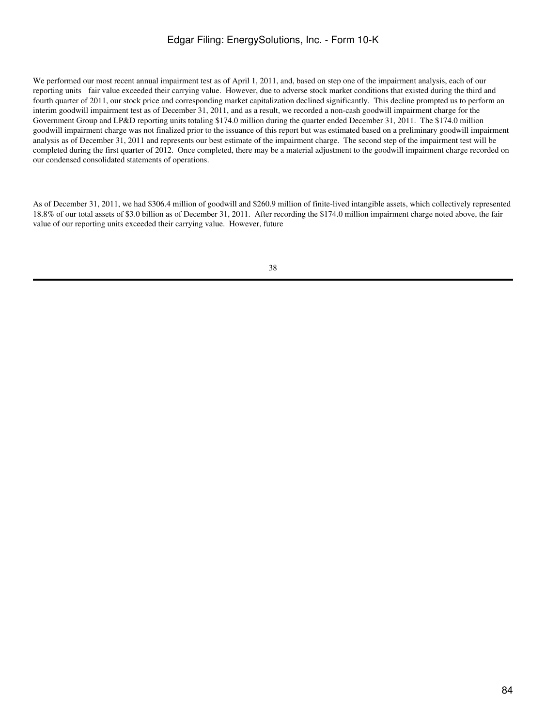We performed our most recent annual impairment test as of April 1, 2011, and, based on step one of the impairment analysis, each of our reporting units fair value exceeded their carrying value. However, due to adverse stock market conditions that existed during the third and fourth quarter of 2011, our stock price and corresponding market capitalization declined significantly. This decline prompted us to perform an interim goodwill impairment test as of December 31, 2011, and as a result, we recorded a non-cash goodwill impairment charge for the Government Group and LP&D reporting units totaling $174.0 million during the quarter ended December 31, 2011. The $174.0 million goodwill impairment charge was not finalized prior to the issuance of this report but was estimated based on a preliminary goodwill impairment analysis as of December 31, 2011 and represents our best estimate of the impairment charge. The second step of the impairment test will be completed during the first quarter of 2012. Once completed, there may be a material adjustment to the goodwill impairment charge recorded on our condensed consolidated statements of operations.

As of December 31, 2011, we had $306.4 million of goodwill and $260.9 million of finite-lived intangible assets, which collectively represented 18.8% of our total assets of $3.0 billion as of December 31, 2011. After recording the $174.0 million impairment charge noted above, the fair value of our reporting units exceeded their carrying value. However, future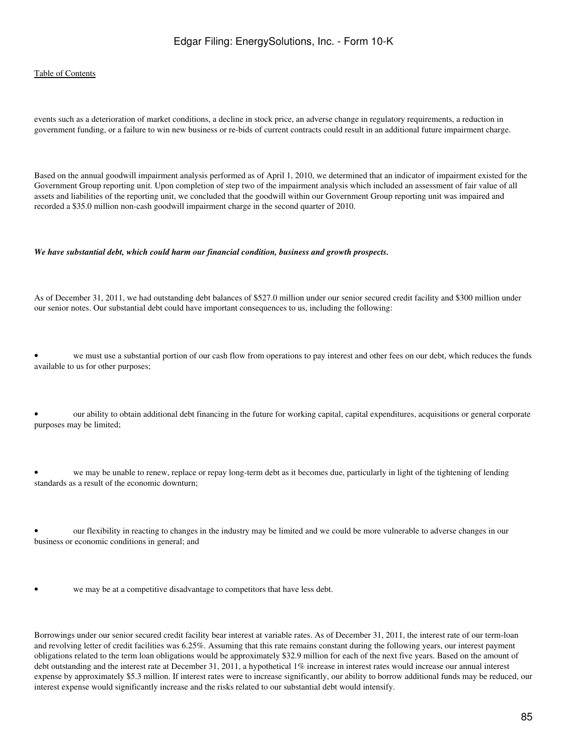events such as a deterioration of market conditions, a decline in stock price, an adverse change in regulatory requirements, a reduction in government funding, or a failure to win new business or re-bids of current contracts could result in an additional future impairment charge.

Based on the annual goodwill impairment analysis performed as of April 1, 2010, we determined that an indicator of impairment existed for the Government Group reporting unit. Upon completion of step two of the impairment analysis which included an assessment of fair value of all assets and liabilities of the reporting unit, we concluded that the goodwill within our Government Group reporting unit was impaired and recorded a $35.0 million non-cash goodwill impairment charge in the second quarter of 2010.

***We have substantial debt, which could harm our financial condition, business and growth prospects.***

As of December 31, 2011, we had outstanding debt balances of $527.0 million under our senior secured credit facility and $300 million under our senior notes. Our substantial debt could have important consequences to us, including the following:

- we must use a substantial portion of our cash flow from operations to pay interest and other fees on our debt, which reduces the funds available to us for other purposes;
- our ability to obtain additional debt financing in the future for working capital, capital expenditures, acquisitions or general corporate purposes may be limited;
- we may be unable to renew, replace or repay long-term debt as it becomes due, particularly in light of the tightening of lending standards as a result of the economic downturn;
- our flexibility in reacting to changes in the industry may be limited and we could be more vulnerable to adverse changes in our business or economic conditions in general; and
- we may be at a competitive disadvantage to competitors that have less debt.

Borrowings under our senior secured credit facility bear interest at variable rates. As of December 31, 2011, the interest rate of our term-loan and revolving letter of credit facilities was 6.25%. Assuming that this rate remains constant during the following years, our interest payment obligations related to the term loan obligations would be approximately $32.9 million for each of the next five years. Based on the amount of debt outstanding and the interest rate at December 31, 2011, a hypothetical 1% increase in interest rates would increase our annual interest expense by approximately $5.3 million. If interest rates were to increase significantly, our ability to borrow additional funds may be reduced, our interest expense would significantly increase and the risks related to our substantial debt would intensify.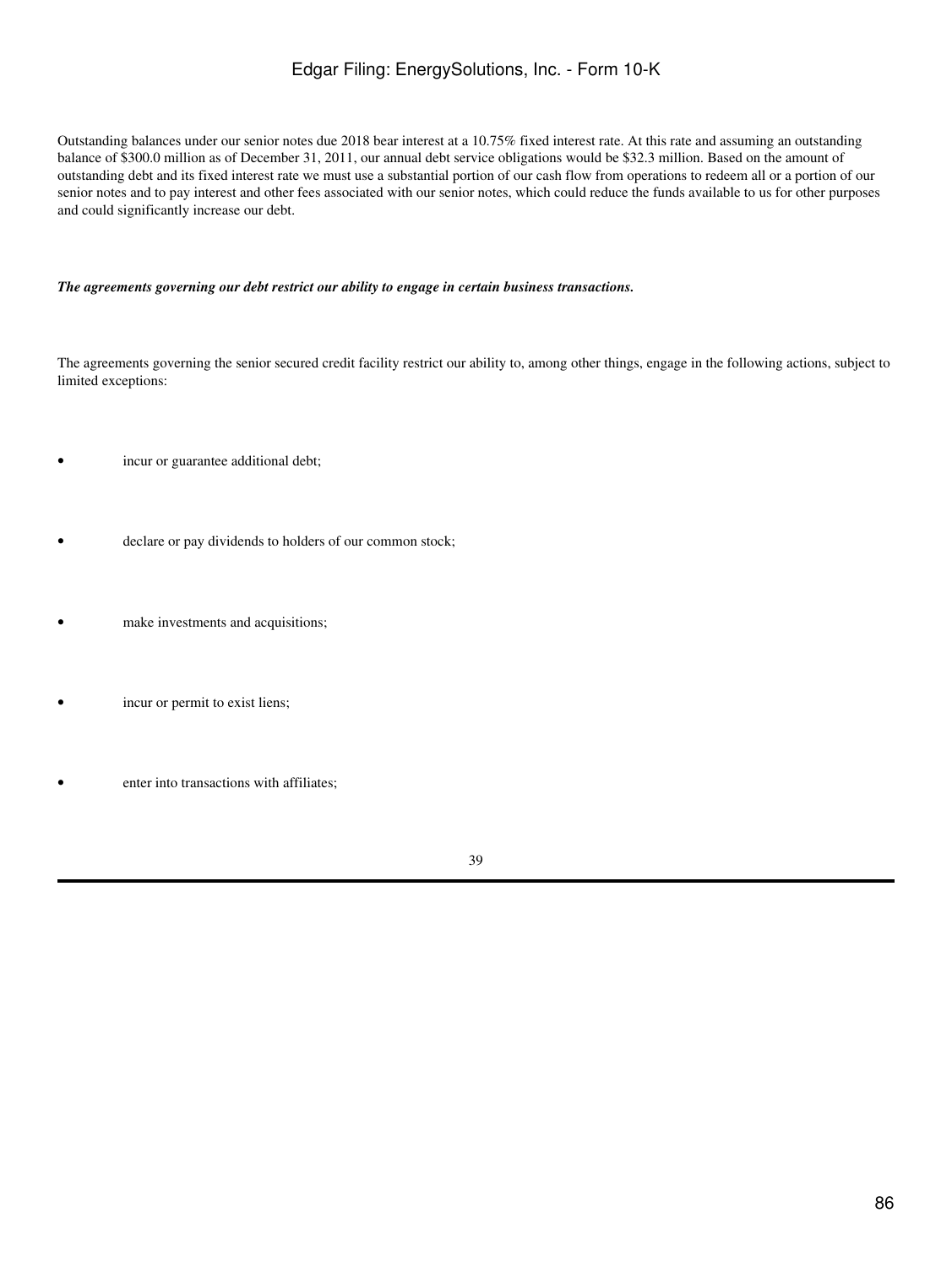Outstanding balances under our senior notes due 2018 bear interest at a 10.75% fixed interest rate. At this rate and assuming an outstanding balance of $300.0 million as of December 31, 2011, our annual debt service obligations would be $32.3 million. Based on the amount of outstanding debt and its fixed interest rate we must use a substantial portion of our cash flow from operations to redeem all or a portion of our senior notes and to pay interest and other fees associated with our senior notes, which could reduce the funds available to us for other purposes and could significantly increase our debt.

***The agreements governing our debt restrict our ability to engage in certain business transactions.***

The agreements governing the senior secured credit facility restrict our ability to, among other things, engage in the following actions, subject to limited exceptions:

- incur or guarantee additional debt;
- declare or pay dividends to holders of our common stock;
- make investments and acquisitions;
- incur or permit to exist liens;
- enter into transactions with affiliates;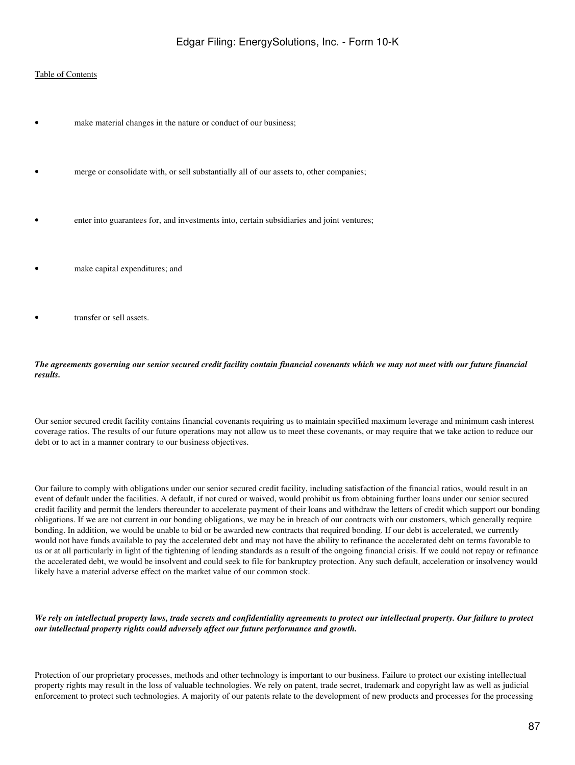- make material changes in the nature or conduct of our business;
- merge or consolidate with, or sell substantially all of our assets to, other companies;
- enter into guarantees for, and investments into, certain subsidiaries and joint ventures;
- make capital expenditures; and
- transfer or sell assets.

***The agreements governing our senior secured credit facility contain financial covenants which we may not meet with our future financial results.***

Our senior secured credit facility contains financial covenants requiring us to maintain specified maximum leverage and minimum cash interest coverage ratios. The results of our future operations may not allow us to meet these covenants, or may require that we take action to reduce our debt or to act in a manner contrary to our business objectives.

Our failure to comply with obligations under our senior secured credit facility, including satisfaction of the financial ratios, would result in an event of default under the facilities. A default, if not cured or waived, would prohibit us from obtaining further loans under our senior secured credit facility and permit the lenders thereunder to accelerate payment of their loans and withdraw the letters of credit which support our bonding obligations. If we are not current in our bonding obligations, we may be in breach of our contracts with our customers, which generally require bonding. In addition, we would be unable to bid or be awarded new contracts that required bonding. If our debt is accelerated, we currently would not have funds available to pay the accelerated debt and may not have the ability to refinance the accelerated debt on terms favorable to us or at all particularly in light of the tightening of lending standards as a result of the ongoing financial crisis. If we could not repay or refinance the accelerated debt, we would be insolvent and could seek to file for bankruptcy protection. Any such default, acceleration or insolvency would likely have a material adverse effect on the market value of our common stock.

***We rely on intellectual property laws, trade secrets and confidentiality agreements to protect our intellectual property. Our failure to protect our intellectual property rights could adversely affect our future performance and growth.***

Protection of our proprietary processes, methods and other technology is important to our business. Failure to protect our existing intellectual property rights may result in the loss of valuable technologies. We rely on patent, trade secret, trademark and copyright law as well as judicial enforcement to protect such technologies. A majority of our patents relate to the development of new products and processes for the processing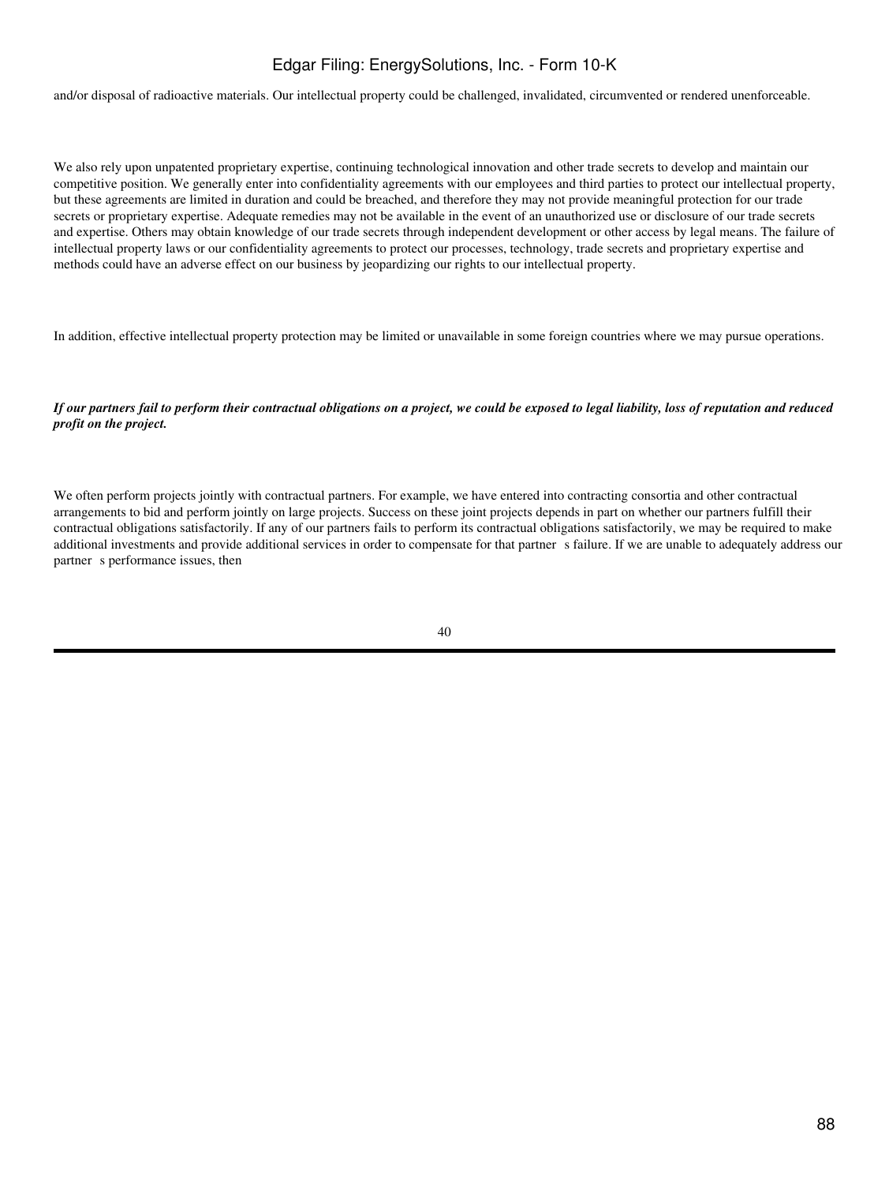and/or disposal of radioactive materials. Our intellectual property could be challenged, invalidated, circumvented or rendered unenforceable.

We also rely upon unpatented proprietary expertise, continuing technological innovation and other trade secrets to develop and maintain our competitive position. We generally enter into confidentiality agreements with our employees and third parties to protect our intellectual property, but these agreements are limited in duration and could be breached, and therefore they may not provide meaningful protection for our trade secrets or proprietary expertise. Adequate remedies may not be available in the event of an unauthorized use or disclosure of our trade secrets and expertise. Others may obtain knowledge of our trade secrets through independent development or other access by legal means. The failure of intellectual property laws or our confidentiality agreements to protect our processes, technology, trade secrets and proprietary expertise and methods could have an adverse effect on our business by jeopardizing our rights to our intellectual property.

In addition, effective intellectual property protection may be limited or unavailable in some foreign countries where we may pursue operations.

***If our partners fail to perform their contractual obligations on a project, we could be exposed to legal liability, loss of reputation and reduced profit on the project.***

We often perform projects jointly with contractual partners. For example, we have entered into contracting consortia and other contractual arrangements to bid and perform jointly on large projects. Success on these joint projects depends in part on whether our partners fulfill their contractual obligations satisfactorily. If any of our partners fails to perform its contractual obligations satisfactorily, we may be required to make additional investments and provide additional services in order to compensate for that partner s failure. If we are unable to adequately address our partner s performance issues, then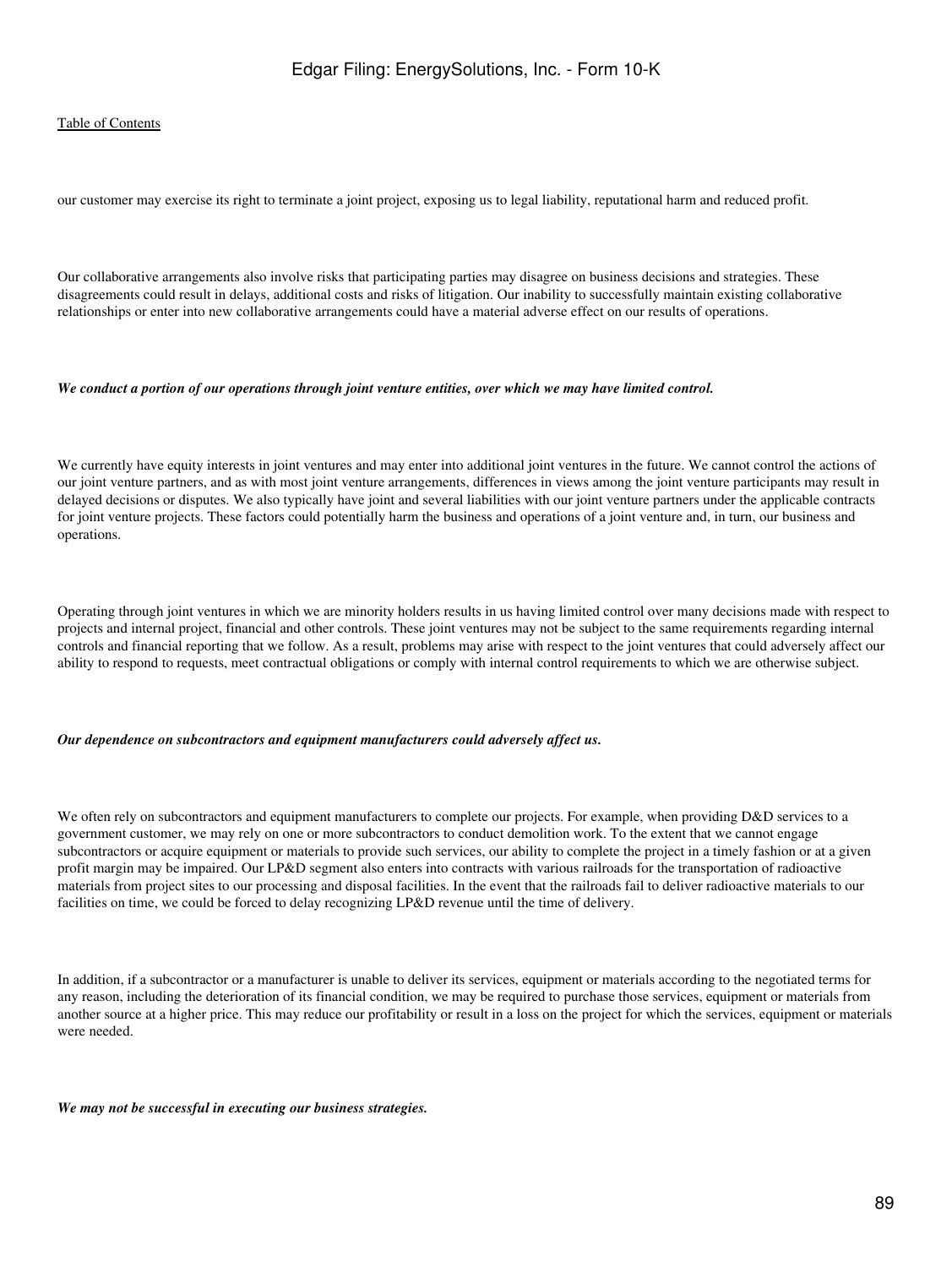our customer may exercise its right to terminate a joint project, exposing us to legal liability, reputational harm and reduced profit.

Our collaborative arrangements also involve risks that participating parties may disagree on business decisions and strategies. These disagreements could result in delays, additional costs and risks of litigation. Our inability to successfully maintain existing collaborative relationships or enter into new collaborative arrangements could have a material adverse effect on our results of operations.

***We conduct a portion of our operations through joint venture entities, over which we may have limited control.***

We currently have equity interests in joint ventures and may enter into additional joint ventures in the future. We cannot control the actions of our joint venture partners, and as with most joint venture arrangements, differences in views among the joint venture participants may result in delayed decisions or disputes. We also typically have joint and several liabilities with our joint venture partners under the applicable contracts for joint venture projects. These factors could potentially harm the business and operations of a joint venture and, in turn, our business and operations.

Operating through joint ventures in which we are minority holders results in us having limited control over many decisions made with respect to projects and internal project, financial and other controls. These joint ventures may not be subject to the same requirements regarding internal controls and financial reporting that we follow. As a result, problems may arise with respect to the joint ventures that could adversely affect our ability to respond to requests, meet contractual obligations or comply with internal control requirements to which we are otherwise subject.

***Our dependence on subcontractors and equipment manufacturers could adversely affect us.***

We often rely on subcontractors and equipment manufacturers to complete our projects. For example, when providing D&D services to a government customer, we may rely on one or more subcontractors to conduct demolition work. To the extent that we cannot engage subcontractors or acquire equipment or materials to provide such services, our ability to complete the project in a timely fashion or at a given profit margin may be impaired. Our LP&D segment also enters into contracts with various railroads for the transportation of radioactive materials from project sites to our processing and disposal facilities. In the event that the railroads fail to deliver radioactive materials to our facilities on time, we could be forced to delay recognizing LP&D revenue until the time of delivery.

In addition, if a subcontractor or a manufacturer is unable to deliver its services, equipment or materials according to the negotiated terms for any reason, including the deterioration of its financial condition, we may be required to purchase those services, equipment or materials from another source at a higher price. This may reduce our profitability or result in a loss on the project for which the services, equipment or materials were needed.

***We may not be successful in executing our business strategies.***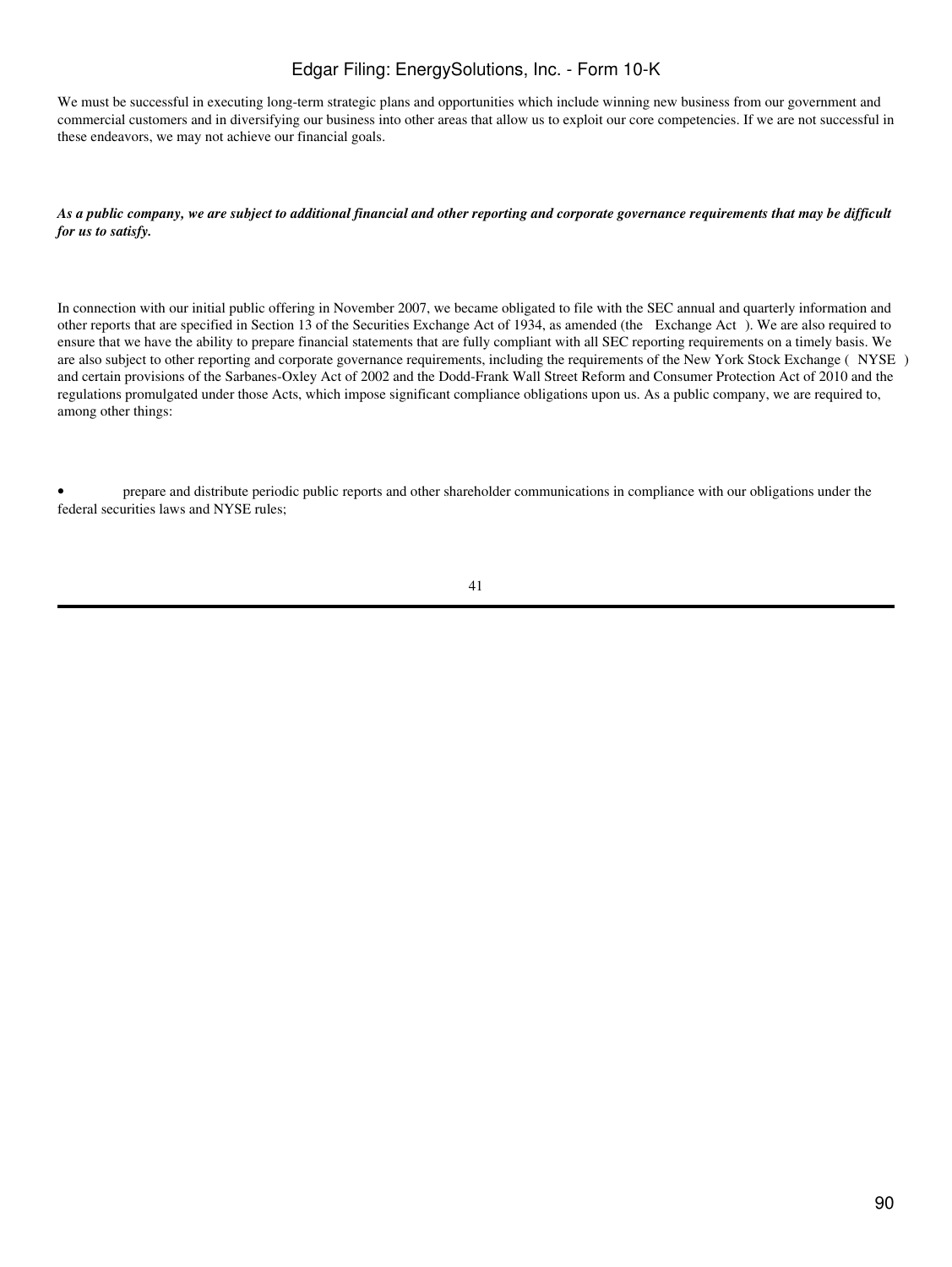We must be successful in executing long-term strategic plans and opportunities which include winning new business from our government and commercial customers and in diversifying our business into other areas that allow us to exploit our core competencies. If we are not successful in these endeavors, we may not achieve our financial goals.

***As a public company, we are subject to additional financial and other reporting and corporate governance requirements that may be difficult for us to satisfy.***

In connection with our initial public offering in November 2007, we became obligated to file with the SEC annual and quarterly information and other reports that are specified in Section 13 of the Securities Exchange Act of 1934, as amended (the Exchange Act ). We are also required to ensure that we have the ability to prepare financial statements that are fully compliant with all SEC reporting requirements on a timely basis. We are also subject to other reporting and corporate governance requirements, including the requirements of the New York Stock Exchange ( NYSE ) and certain provisions of the Sarbanes-Oxley Act of 2002 and the Dodd-Frank Wall Street Reform and Consumer Protection Act of 2010 and the regulations promulgated under those Acts, which impose significant compliance obligations upon us. As a public company, we are required to, among other things:

- prepare and distribute periodic public reports and other shareholder communications in compliance with our obligations under the federal securities laws and NYSE rules;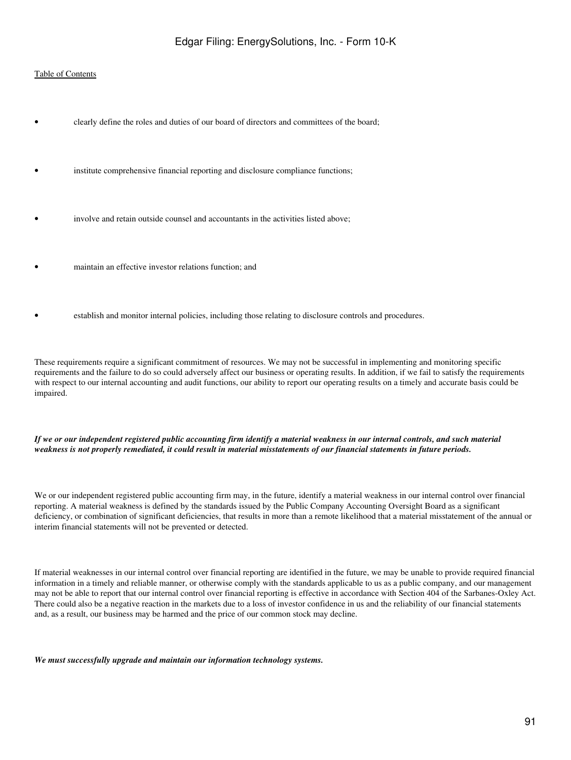- clearly define the roles and duties of our board of directors and committees of the board;
- institute comprehensive financial reporting and disclosure compliance functions;
- involve and retain outside counsel and accountants in the activities listed above;
- maintain an effective investor relations function; and
- establish and monitor internal policies, including those relating to disclosure controls and procedures.

These requirements require a significant commitment of resources. We may not be successful in implementing and monitoring specific requirements and the failure to do so could adversely affect our business or operating results. In addition, if we fail to satisfy the requirements with respect to our internal accounting and audit functions, our ability to report our operating results on a timely and accurate basis could be impaired.

***If we or our independent registered public accounting firm identify a material weakness in our internal controls, and such material weakness is not properly remediated, it could result in material misstatements of our financial statements in future periods.***

We or our independent registered public accounting firm may, in the future, identify a material weakness in our internal control over financial reporting. A material weakness is defined by the standards issued by the Public Company Accounting Oversight Board as a significant deficiency, or combination of significant deficiencies, that results in more than a remote likelihood that a material misstatement of the annual or interim financial statements will not be prevented or detected.

If material weaknesses in our internal control over financial reporting are identified in the future, we may be unable to provide required financial information in a timely and reliable manner, or otherwise comply with the standards applicable to us as a public company, and our management may not be able to report that our internal control over financial reporting is effective in accordance with Section 404 of the Sarbanes-Oxley Act. There could also be a negative reaction in the markets due to a loss of investor confidence in us and the reliability of our financial statements and, as a result, our business may be harmed and the price of our common stock may decline.

***We must successfully upgrade and maintain our information technology systems.***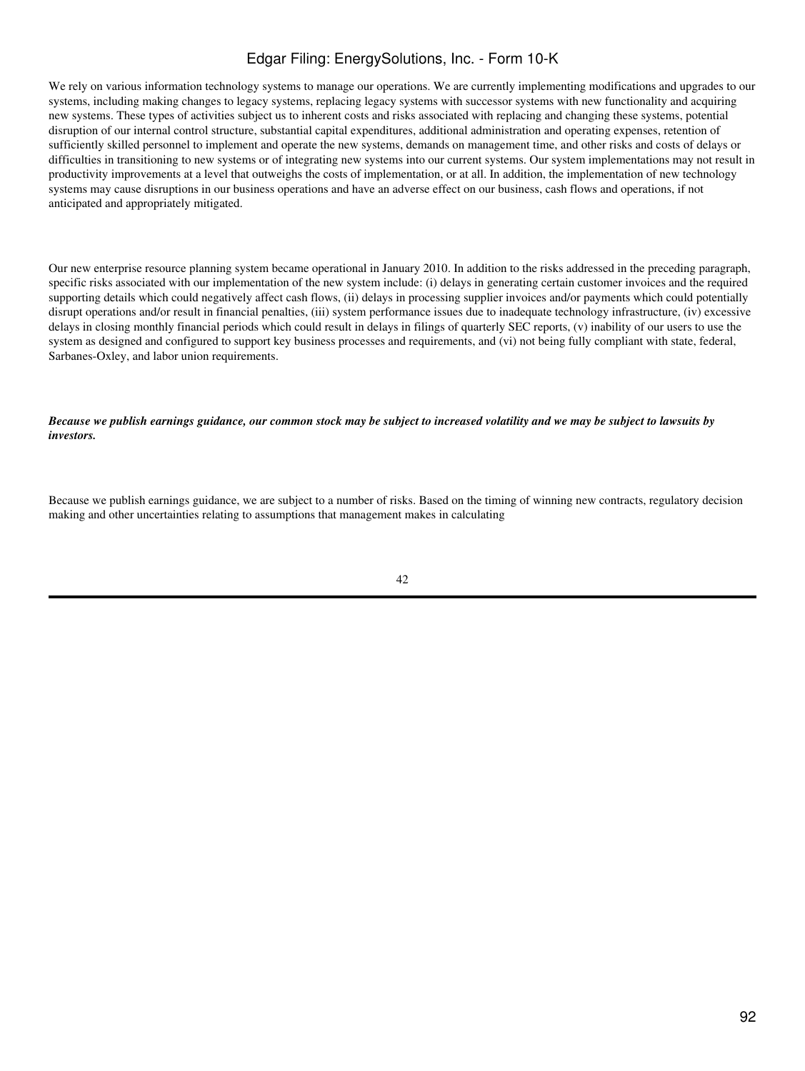We rely on various information technology systems to manage our operations. We are currently implementing modifications and upgrades to our systems, including making changes to legacy systems, replacing legacy systems with successor systems with new functionality and acquiring new systems. These types of activities subject us to inherent costs and risks associated with replacing and changing these systems, potential disruption of our internal control structure, substantial capital expenditures, additional administration and operating expenses, retention of sufficiently skilled personnel to implement and operate the new systems, demands on management time, and other risks and costs of delays or difficulties in transitioning to new systems or of integrating new systems into our current systems. Our system implementations may not result in productivity improvements at a level that outweighs the costs of implementation, or at all. In addition, the implementation of new technology systems may cause disruptions in our business operations and have an adverse effect on our business, cash flows and operations, if not anticipated and appropriately mitigated.

Our new enterprise resource planning system became operational in January 2010. In addition to the risks addressed in the preceding paragraph, specific risks associated with our implementation of the new system include: (i) delays in generating certain customer invoices and the required supporting details which could negatively affect cash flows, (ii) delays in processing supplier invoices and/or payments which could potentially disrupt operations and/or result in financial penalties, (iii) system performance issues due to inadequate technology infrastructure, (iv) excessive delays in closing monthly financial periods which could result in delays in filings of quarterly SEC reports, (v) inability of our users to use the system as designed and configured to support key business processes and requirements, and (vi) not being fully compliant with state, federal, Sarbanes-Oxley, and labor union requirements.

***Because we publish earnings guidance, our common stock may be subject to increased volatility and we may be subject to lawsuits by investors.***

Because we publish earnings guidance, we are subject to a number of risks. Based on the timing of winning new contracts, regulatory decision making and other uncertainties relating to assumptions that management makes in calculating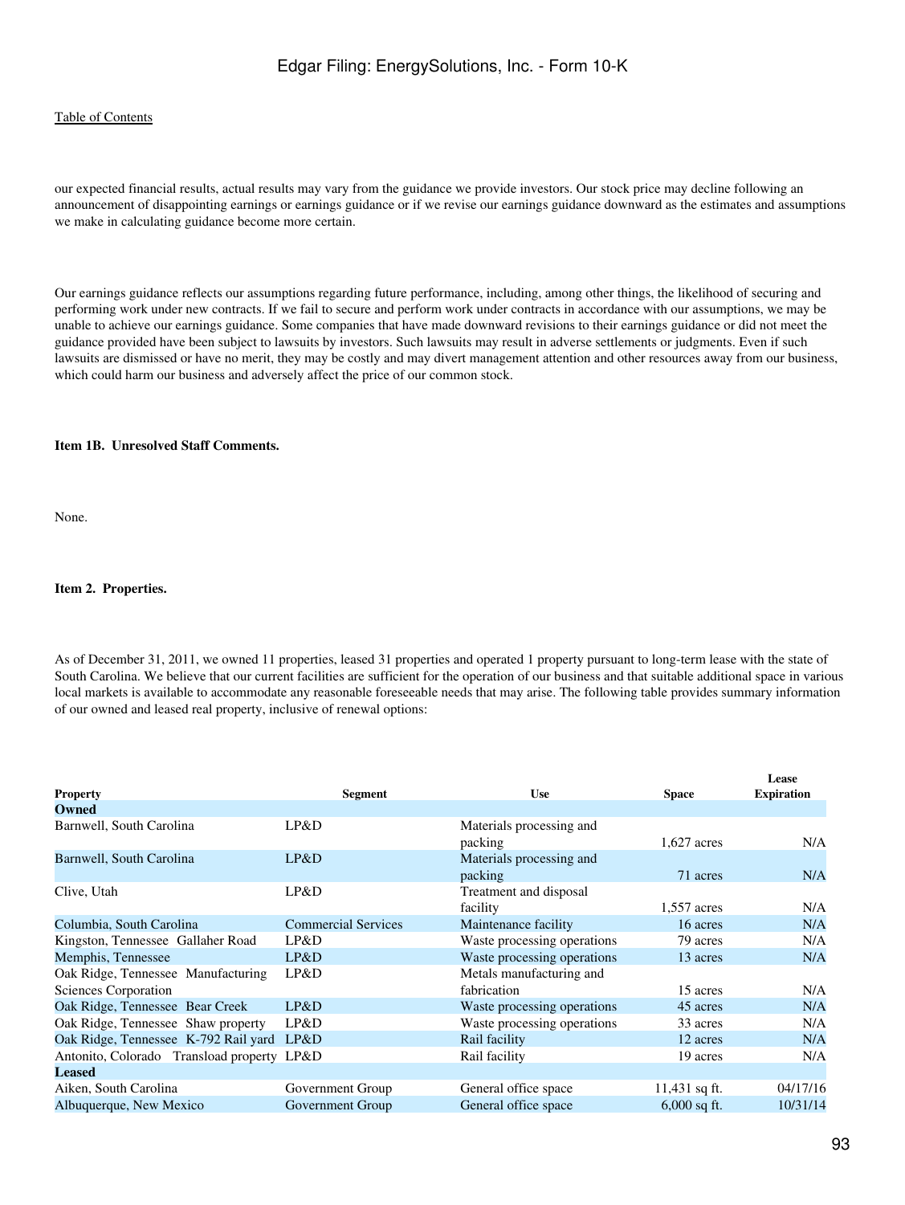our expected financial results, actual results may vary from the guidance we provide investors. Our stock price may decline following an announcement of disappointing earnings or earnings guidance or if we revise our earnings guidance downward as the estimates and assumptions we make in calculating guidance become more certain.

Our earnings guidance reflects our assumptions regarding future performance, including, among other things, the likelihood of securing and performing work under new contracts. If we fail to secure and perform work under contracts in accordance with our assumptions, we may be unable to achieve our earnings guidance. Some companies that have made downward revisions to their earnings guidance or did not meet the guidance provided have been subject to lawsuits by investors. Such lawsuits may result in adverse settlements or judgments. Even if such lawsuits are dismissed or have no merit, they may be costly and may divert management attention and other resources away from our business, which could harm our business and adversely affect the price of our common stock.

**Item 1B. Unresolved Staff Comments.**

None.

**Item 2. Properties.**

As of December 31, 2011, we owned 11 properties, leased 31 properties and operated 1 property pursuant to long-term lease with the state of South Carolina. We believe that our current facilities are sufficient for the operation of our business and that suitable additional space in various local markets is available to accommodate any reasonable foreseeable needs that may arise. The following table provides summary information of our owned and leased real property, inclusive of renewal options:

| Property | Segment | Use | Space | Lease Expiration |
|---|---|---|---|---|
| **Owned** | | | | |
| Barnwell, South Carolina | LP&D | Materials processing and packing | 1,627 acres | N/A |
| Barnwell, South Carolina | LP&D | Materials processing and packing | 71 acres | N/A |
| Clive, Utah | LP&D | Treatment and disposal facility | 1,557 acres | N/A |
| Columbia, South Carolina | Commercial Services | Maintenance facility | 16 acres | N/A |
| Kingston, Tennessee Gallaher Road | LP&D | Waste processing operations | 79 acres | N/A |
| Memphis, Tennessee | LP&D | Waste processing operations | 13 acres | N/A |
| Oak Ridge, Tennessee Manufacturing Sciences Corporation | LP&D | Metals manufacturing and fabrication | 15 acres | N/A |
| Oak Ridge, Tennessee Bear Creek | LP&D | Waste processing operations | 45 acres | N/A |
| Oak Ridge, Tennessee Shaw property | LP&D | Waste processing operations | 33 acres | N/A |
| Oak Ridge, Tennessee K-792 Rail yard | LP&D | Rail facility | 12 acres | N/A |
| Antonito, Colorado Transload property | LP&D | Rail facility | 19 acres | N/A |
| **Leased** | | | | |
| Aiken, South Carolina | Government Group | General office space | 11,431 sq ft. | 04/17/16 |
| Albuquerque, New Mexico | Government Group | General office space | 6,000 sq ft. | 10/31/14 |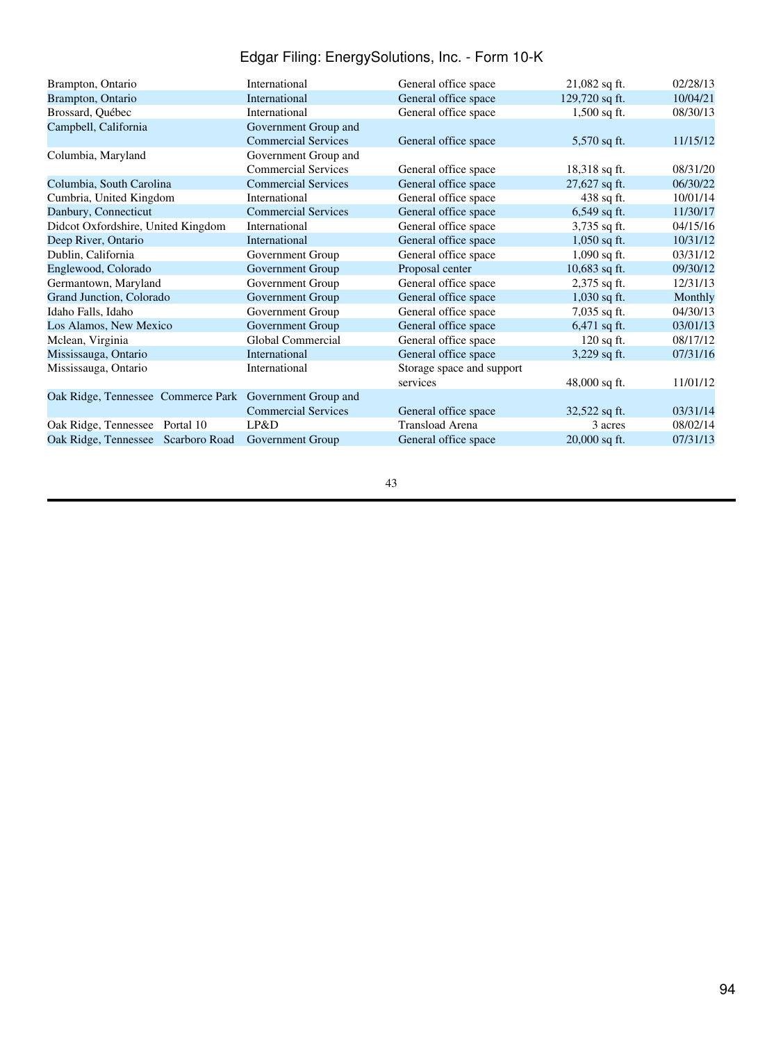| | | | | |
|---|---|---|---|---|
| Brampton, Ontario | International | General office space | 21,082 sq ft. | 02/28/13 |
| Brampton, Ontario | International | General office space | 129,720 sq ft. | 10/04/21 |
| Brossard, Québec | International | General office space | 1,500 sq ft. | 08/30/13 |
| Campbell, California | Government Group and Commercial Services | General office space | 5,570 sq ft. | 11/15/12 |
| Columbia, Maryland | Government Group and Commercial Services | General office space | 18,318 sq ft. | 08/31/20 |
| Columbia, South Carolina | Commercial Services | General office space | 27,627 sq ft. | 06/30/22 |
| Cumbria, United Kingdom | International | General office space | 438 sq ft. | 10/01/14 |
| Danbury, Connecticut | Commercial Services | General office space | 6,549 sq ft. | 11/30/17 |
| Didcot Oxfordshire, United Kingdom | International | General office space | 3,735 sq ft. | 04/15/16 |
| Deep River, Ontario | International | General office space | 1,050 sq ft. | 10/31/12 |
| Dublin, California | Government Group | General office space | 1,090 sq ft. | 03/31/12 |
| Englewood, Colorado | Government Group | Proposal center | 10,683 sq ft. | 09/30/12 |
| Germantown, Maryland | Government Group | General office space | 2,375 sq ft. | 12/31/13 |
| Grand Junction, Colorado | Government Group | General office space | 1,030 sq ft. | Monthly |
| Idaho Falls, Idaho | Government Group | General office space | 7,035 sq ft. | 04/30/13 |
| Los Alamos, New Mexico | Government Group | General office space | 6,471 sq ft. | 03/01/13 |
| Mclean, Virginia | Global Commercial | General office space | 120 sq ft. | 08/17/12 |
| Mississauga, Ontario | International | General office space | 3,229 sq ft. | 07/31/16 |
| Mississauga, Ontario | International | Storage space and support services | 48,000 sq ft. | 11/01/12 |
| Oak Ridge, Tennessee Commerce Park | Government Group and Commercial Services | General office space | 32,522 sq ft. | 03/31/14 |
| Oak Ridge, Tennessee Portal 10 | LP&D | Transload Arena | 3 acres | 08/02/14 |
| Oak Ridge, Tennessee Scarboro Road | Government Group | General office space | 20,000 sq ft. | 07/31/13 |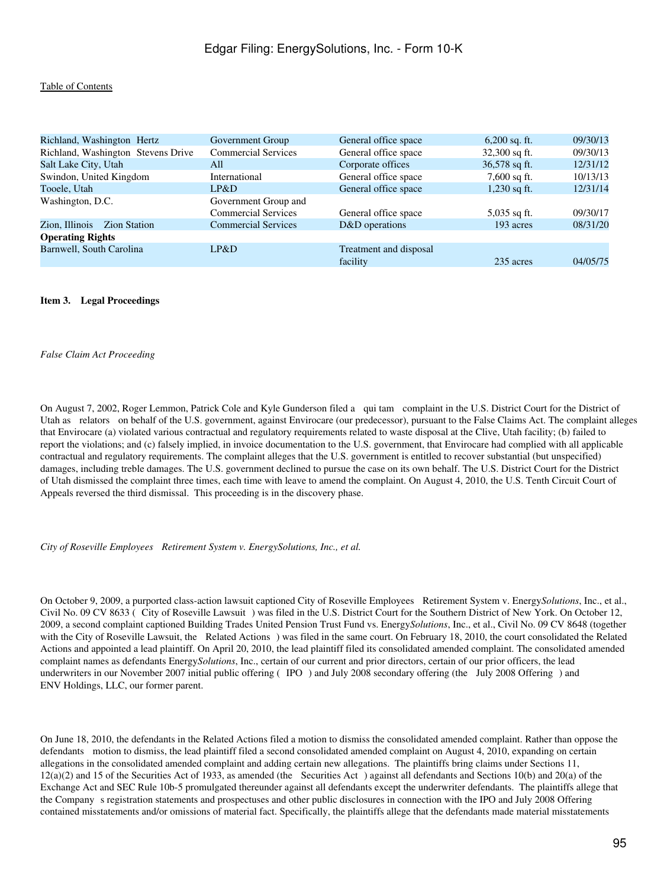[Table of Contents](#)

| | | | | |
|---|---|---|---|---|
| Richland, Washington Hertz | Government Group | General office space | 6,200 sq. ft. | 09/30/13 |
| Richland, Washington Stevens Drive | Commercial Services | General office space | 32,300 sq ft. | 09/30/13 |
| Salt Lake City, Utah | All | Corporate offices | 36,578 sq ft. | 12/31/12 |
| Swindon, United Kingdom | International | General office space | 7,600 sq ft. | 10/13/13 |
| Tooele, Utah | LP&D | General office space | 1,230 sq ft. | 12/31/14 |
| Washington, D.C. | Government Group and Commercial Services | General office space | 5,035 sq ft. | 09/30/17 |
| Zion, Illinois Zion Station | Commercial Services | D&D operations | 193 acres | 08/31/20 |
| **Operating Rights** | | | | |
| Barnwell, South Carolina | LP&D | Treatment and disposal facility | 235 acres | 04/05/75 |

**Item 3. Legal Proceedings**

*False Claim Act Proceeding*

On August 7, 2002, Roger Lemmon, Patrick Cole and Kyle Gunderson filed a qui tam complaint in the U.S. District Court for the District of Utah as relators on behalf of the U.S. government, against Envirocare (our predecessor), pursuant to the False Claims Act. The complaint alleges that Envirocare (a) violated various contractual and regulatory requirements related to waste disposal at the Clive, Utah facility; (b) failed to report the violations; and (c) falsely implied, in invoice documentation to the U.S. government, that Envirocare had complied with all applicable contractual and regulatory requirements. The complaint alleges that the U.S. government is entitled to recover substantial (but unspecified) damages, including treble damages. The U.S. government declined to pursue the case on its own behalf. The U.S. District Court for the District of Utah dismissed the complaint three times, each time with leave to amend the complaint. On August 4, 2010, the U.S. Tenth Circuit Court of Appeals reversed the third dismissal. This proceeding is in the discovery phase.

*City of Roseville Employees Retirement System v. EnergySolutions, Inc., et al.*

On October 9, 2009, a purported class-action lawsuit captioned City of Roseville Employees Retirement System v. Energy*Solutions*, Inc., et al., Civil No. 09 CV 8633 ( City of Roseville Lawsuit ) was filed in the U.S. District Court for the Southern District of New York. On October 12, 2009, a second complaint captioned Building Trades United Pension Trust Fund vs. Energy*Solutions*, Inc., et al., Civil No. 09 CV 8648 (together with the City of Roseville Lawsuit, the Related Actions ) was filed in the same court. On February 18, 2010, the court consolidated the Related Actions and appointed a lead plaintiff. On April 20, 2010, the lead plaintiff filed its consolidated amended complaint. The consolidated amended complaint names as defendants Energy*Solutions*, Inc., certain of our current and prior directors, certain of our prior officers, the lead underwriters in our November 2007 initial public offering ( IPO ) and July 2008 secondary offering (the July 2008 Offering ) and ENV Holdings, LLC, our former parent.

On June 18, 2010, the defendants in the Related Actions filed a motion to dismiss the consolidated amended complaint. Rather than oppose the defendants motion to dismiss, the lead plaintiff filed a second consolidated amended complaint on August 4, 2010, expanding on certain allegations in the consolidated amended complaint and adding certain new allegations. The plaintiffs bring claims under Sections 11, 12(a)(2) and 15 of the Securities Act of 1933, as amended (the Securities Act ) against all defendants and Sections 10(b) and 20(a) of the Exchange Act and SEC Rule 10b-5 promulgated thereunder against all defendants except the underwriter defendants. The plaintiffs allege that the Company s registration statements and prospectuses and other public disclosures in connection with the IPO and July 2008 Offering contained misstatements and/or omissions of material fact. Specifically, the plaintiffs allege that the defendants made material misstatements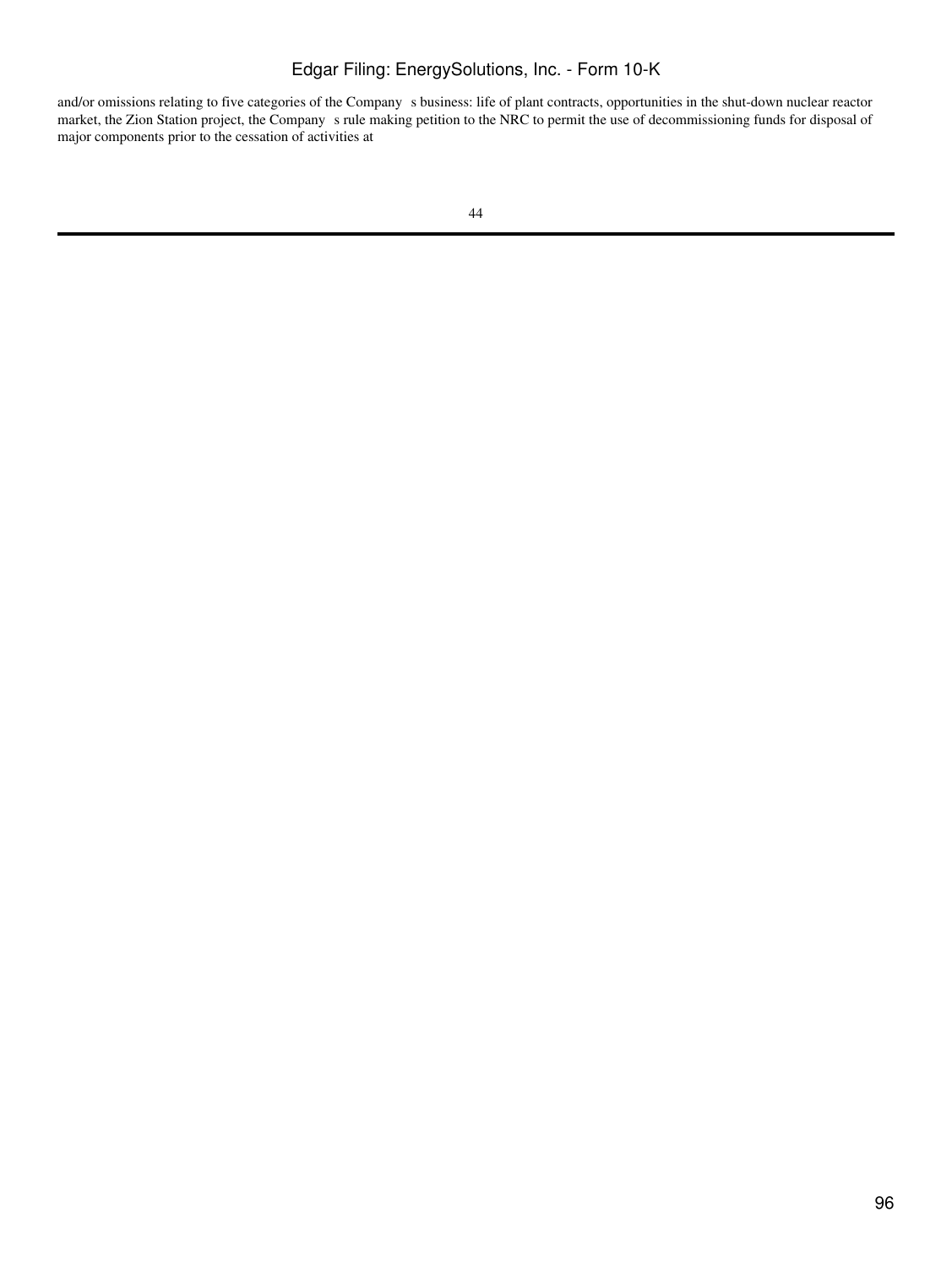and/or omissions relating to five categories of the Company s business: life of plant contracts, opportunities in the shut-down nuclear reactor market, the Zion Station project, the Company s rule making petition to the NRC to permit the use of decommissioning funds for disposal of major components prior to the cessation of activities at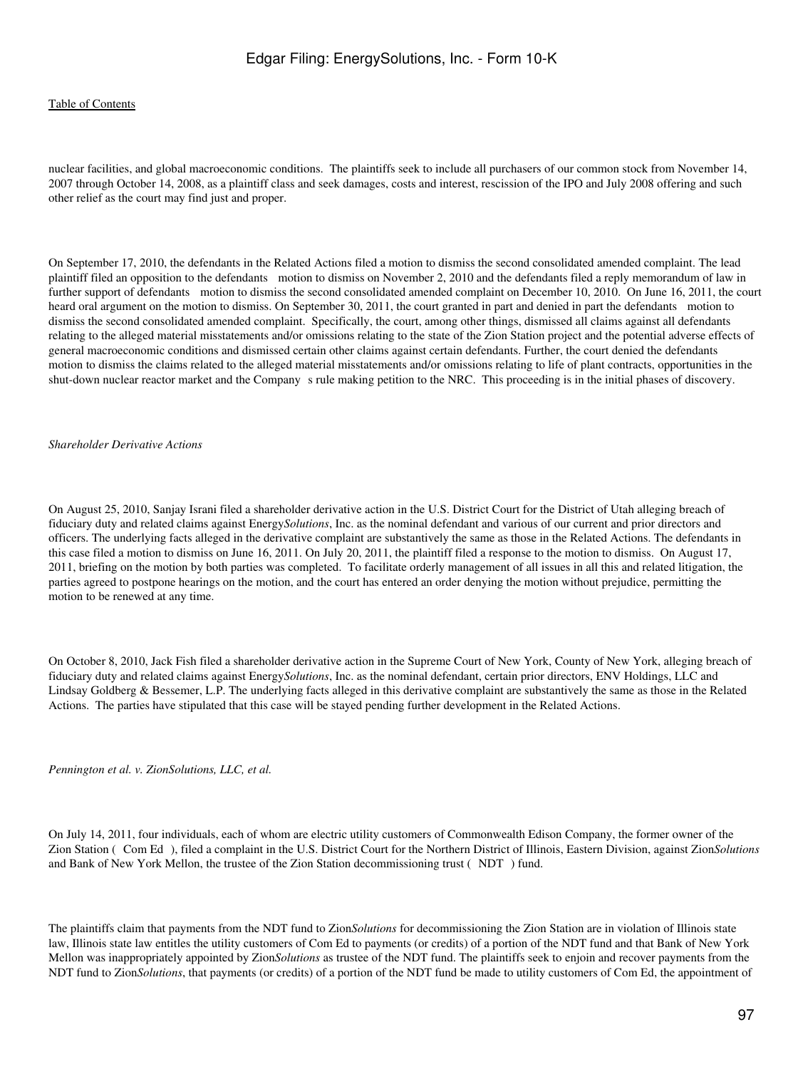nuclear facilities, and global macroeconomic conditions. The plaintiffs seek to include all purchasers of our common stock from November 14, 2007 through October 14, 2008, as a plaintiff class and seek damages, costs and interest, rescission of the IPO and July 2008 offering and such other relief as the court may find just and proper.

On September 17, 2010, the defendants in the Related Actions filed a motion to dismiss the second consolidated amended complaint. The lead plaintiff filed an opposition to the defendants motion to dismiss on November 2, 2010 and the defendants filed a reply memorandum of law in further support of defendants motion to dismiss the second consolidated amended complaint on December 10, 2010. On June 16, 2011, the court heard oral argument on the motion to dismiss. On September 30, 2011, the court granted in part and denied in part the defendants motion to dismiss the second consolidated amended complaint. Specifically, the court, among other things, dismissed all claims against all defendants relating to the alleged material misstatements and/or omissions relating to the state of the Zion Station project and the potential adverse effects of general macroeconomic conditions and dismissed certain other claims against certain defendants. Further, the court denied the defendants motion to dismiss the claims related to the alleged material misstatements and/or omissions relating to life of plant contracts, opportunities in the shut-down nuclear reactor market and the Company s rule making petition to the NRC. This proceeding is in the initial phases of discovery.

*Shareholder Derivative Actions*

On August 25, 2010, Sanjay Israni filed a shareholder derivative action in the U.S. District Court for the District of Utah alleging breach of fiduciary duty and related claims against Energy*Solutions*, Inc. as the nominal defendant and various of our current and prior directors and officers. The underlying facts alleged in the derivative complaint are substantively the same as those in the Related Actions. The defendants in this case filed a motion to dismiss on June 16, 2011. On July 20, 2011, the plaintiff filed a response to the motion to dismiss. On August 17, 2011, briefing on the motion by both parties was completed. To facilitate orderly management of all issues in all this and related litigation, the parties agreed to postpone hearings on the motion, and the court has entered an order denying the motion without prejudice, permitting the motion to be renewed at any time.

On October 8, 2010, Jack Fish filed a shareholder derivative action in the Supreme Court of New York, County of New York, alleging breach of fiduciary duty and related claims against Energy*Solutions*, Inc. as the nominal defendant, certain prior directors, ENV Holdings, LLC and Lindsay Goldberg & Bessemer, L.P. The underlying facts alleged in this derivative complaint are substantively the same as those in the Related Actions. The parties have stipulated that this case will be stayed pending further development in the Related Actions.

*Pennington et al. v. ZionSolutions, LLC, et al.*

On July 14, 2011, four individuals, each of whom are electric utility customers of Commonwealth Edison Company, the former owner of the Zion Station ( Com Ed ), filed a complaint in the U.S. District Court for the Northern District of Illinois, Eastern Division, against Zion*Solutions* and Bank of New York Mellon, the trustee of the Zion Station decommissioning trust ( NDT ) fund.

The plaintiffs claim that payments from the NDT fund to Zion*Solutions* for decommissioning the Zion Station are in violation of Illinois state law, Illinois state law entitles the utility customers of Com Ed to payments (or credits) of a portion of the NDT fund and that Bank of New York Mellon was inappropriately appointed by Zion*Solutions* as trustee of the NDT fund. The plaintiffs seek to enjoin and recover payments from the NDT fund to Zion*Solutions*, that payments (or credits) of a portion of the NDT fund be made to utility customers of Com Ed, the appointment of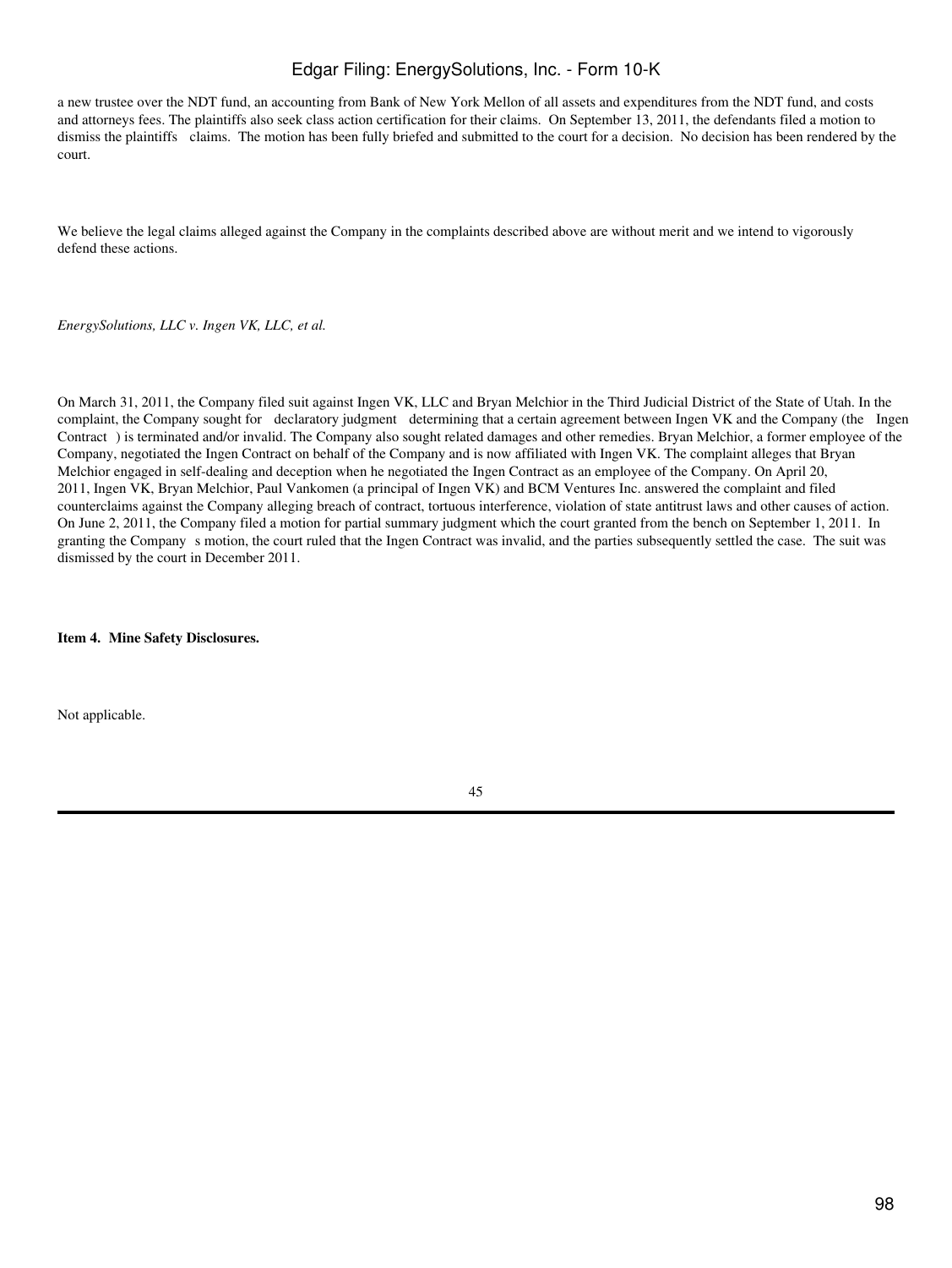a new trustee over the NDT fund, an accounting from Bank of New York Mellon of all assets and expenditures from the NDT fund, and costs and attorneys fees. The plaintiffs also seek class action certification for their claims. On September 13, 2011, the defendants filed a motion to dismiss the plaintiffs claims. The motion has been fully briefed and submitted to the court for a decision. No decision has been rendered by the court.

We believe the legal claims alleged against the Company in the complaints described above are without merit and we intend to vigorously defend these actions.

*EnergySolutions, LLC v. Ingen VK, LLC, et al.*

On March 31, 2011, the Company filed suit against Ingen VK, LLC and Bryan Melchior in the Third Judicial District of the State of Utah. In the complaint, the Company sought for declaratory judgment determining that a certain agreement between Ingen VK and the Company (the Ingen Contract ) is terminated and/or invalid. The Company also sought related damages and other remedies. Bryan Melchior, a former employee of the Company, negotiated the Ingen Contract on behalf of the Company and is now affiliated with Ingen VK. The complaint alleges that Bryan Melchior engaged in self-dealing and deception when he negotiated the Ingen Contract as an employee of the Company. On April 20, 2011, Ingen VK, Bryan Melchior, Paul Vankomen (a principal of Ingen VK) and BCM Ventures Inc. answered the complaint and filed counterclaims against the Company alleging breach of contract, tortuous interference, violation of state antitrust laws and other causes of action. On June 2, 2011, the Company filed a motion for partial summary judgment which the court granted from the bench on September 1, 2011. In granting the Company s motion, the court ruled that the Ingen Contract was invalid, and the parties subsequently settled the case. The suit was dismissed by the court in December 2011.

**Item 4. Mine Safety Disclosures.**

Not applicable.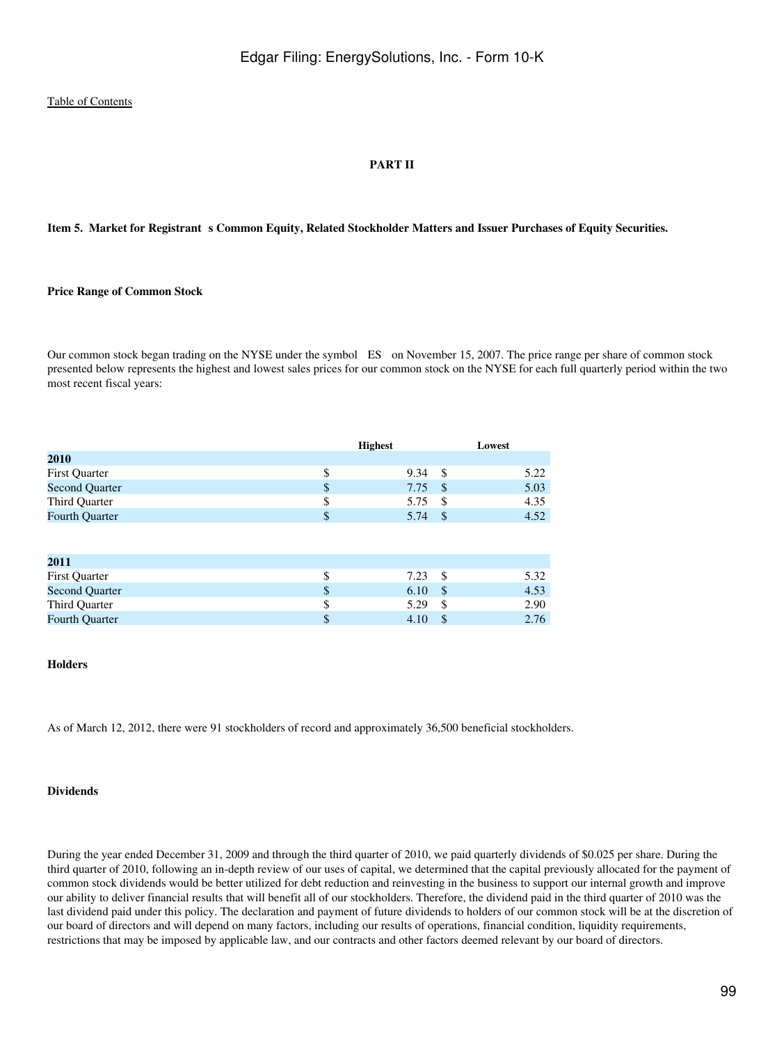[Table of Contents](#)

# PART II

## Item 5. Market for Registrant s Common Equity, Related Stockholder Matters and Issuer Purchases of Equity Securities.

### Price Range of Common Stock

Our common stock began trading on the NYSE under the symbol ES on November 15, 2007. The price range per share of common stock presented below represents the highest and lowest sales prices for our common stock on the NYSE for each full quarterly period within the two most recent fiscal years:

| | Highest | Lowest |
|---|---|---|
| **2010** | | |
| First Quarter | $ 9.34 | $ 5.22 |
| Second Quarter | $ 7.75 | $ 5.03 |
| Third Quarter | $ 5.75 | $ 4.35 |
| Fourth Quarter | $ 5.74 | $ 4.52 |
| **2011** | | |
| First Quarter | $ 7.23 | $ 5.32 |
| Second Quarter | $ 6.10 | $ 4.53 |
| Third Quarter | $ 5.29 | $ 2.90 |
| Fourth Quarter | $ 4.10 | $ 2.76 |

### Holders

As of March 12, 2012, there were 91 stockholders of record and approximately 36,500 beneficial stockholders.

### Dividends

During the year ended December 31, 2009 and through the third quarter of 2010, we paid quarterly dividends of $0.025 per share. During the third quarter of 2010, following an in-depth review of our uses of capital, we determined that the capital previously allocated for the payment of common stock dividends would be better utilized for debt reduction and reinvesting in the business to support our internal growth and improve our ability to deliver financial results that will benefit all of our stockholders. Therefore, the dividend paid in the third quarter of 2010 was the last dividend paid under this policy. The declaration and payment of future dividends to holders of our common stock will be at the discretion of our board of directors and will depend on many factors, including our results of operations, financial condition, liquidity requirements, restrictions that may be imposed by applicable law, and our contracts and other factors deemed relevant by our board of directors.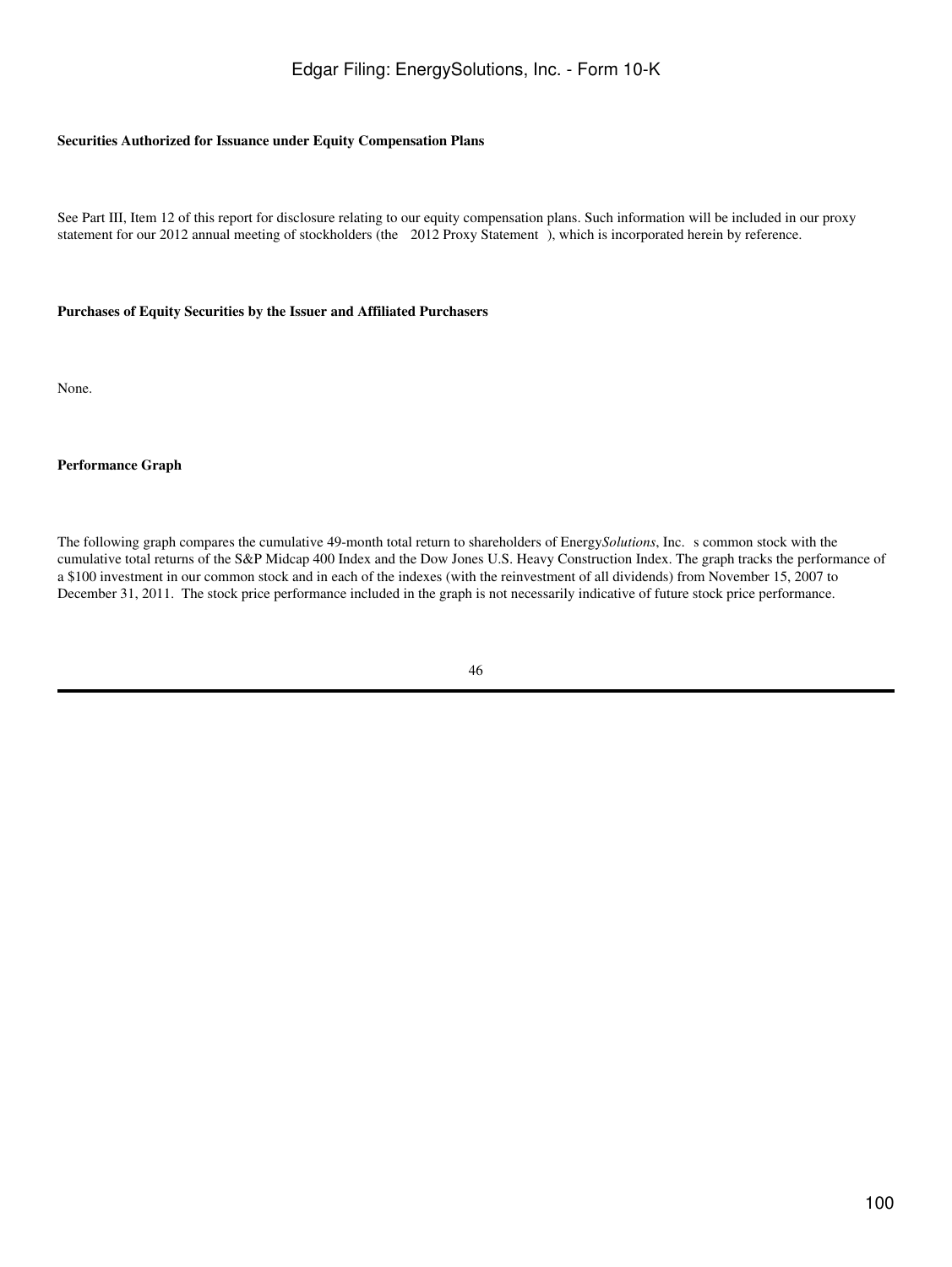**Securities Authorized for Issuance under Equity Compensation Plans**

See Part III, Item 12 of this report for disclosure relating to our equity compensation plans. Such information will be included in our proxy statement for our 2012 annual meeting of stockholders (the 2012 Proxy Statement ), which is incorporated herein by reference.

**Purchases of Equity Securities by the Issuer and Affiliated Purchasers**

None.

**Performance Graph**

The following graph compares the cumulative 49-month total return to shareholders of Energy*Solutions*, Inc. s common stock with the cumulative total returns of the S&P Midcap 400 Index and the Dow Jones U.S. Heavy Construction Index. The graph tracks the performance of a $100 investment in our common stock and in each of the indexes (with the reinvestment of all dividends) from November 15, 2007 to December 31, 2011. The stock price performance included in the graph is not necessarily indicative of future stock price performance.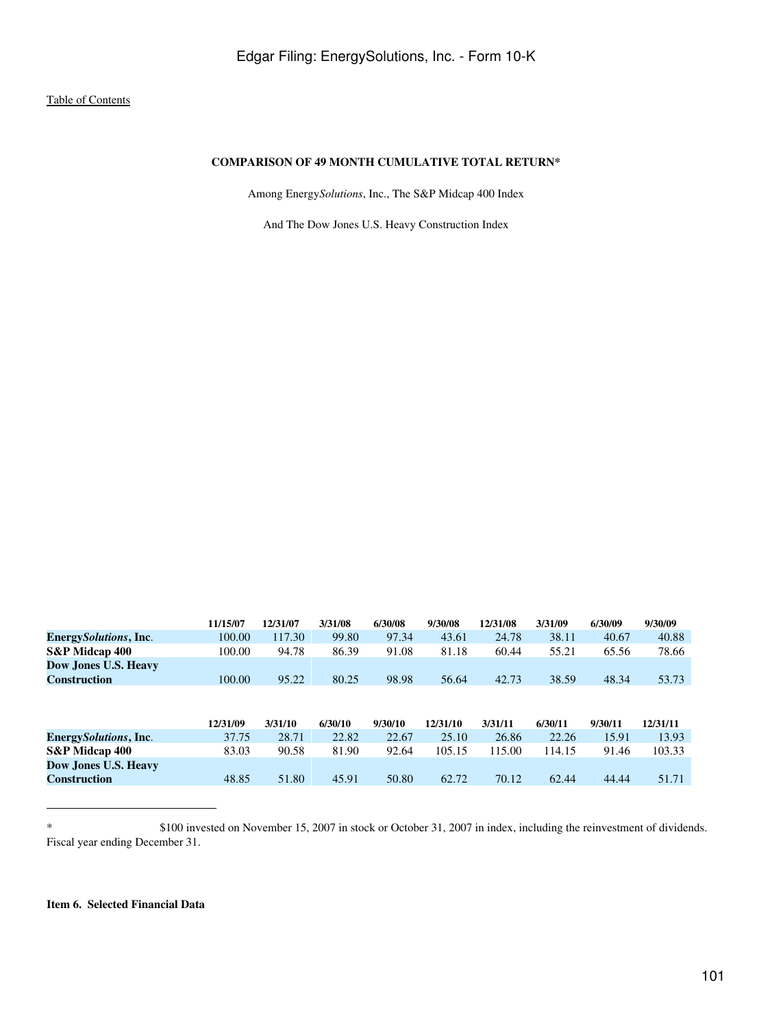[Table of Contents](#)

**COMPARISON OF 49 MONTH CUMULATIVE TOTAL RETURN***

Among Energy*Solutions*, Inc., The S&P Midcap 400 Index

And The Dow Jones U.S. Heavy Construction Index

| | 11/15/07 | 12/31/07 | 3/31/08 | 6/30/08 | 9/30/08 | 12/31/08 | 3/31/09 | 6/30/09 | 9/30/09 |
|---|---|---|---|---|---|---|---|---|---|
| **Energy*Solutions*, Inc.** | 100.00 | 117.30 | 99.80 | 97.34 | 43.61 | 24.78 | 38.11 | 40.67 | 40.88 |
| **S&P Midcap 400** | 100.00 | 94.78 | 86.39 | 91.08 | 81.18 | 60.44 | 55.21 | 65.56 | 78.66 |
| **Dow Jones U.S. Heavy Construction** | 100.00 | 95.22 | 80.25 | 98.98 | 56.64 | 42.73 | 38.59 | 48.34 | 53.73 |

| | 12/31/09 | 3/31/10 | 6/30/10 | 9/30/10 | 12/31/10 | 3/31/11 | 6/30/11 | 9/30/11 | 12/31/11 |
|---|---|---|---|---|---|---|---|---|---|
| **Energy*Solutions*, Inc.** | 37.75 | 28.71 | 22.82 | 22.67 | 25.10 | 26.86 | 22.26 | 15.91 | 13.93 |
| **S&P Midcap 400** | 83.03 | 90.58 | 81.90 | 92.64 | 105.15 | 115.00 | 114.15 | 91.46 | 103.33 |
| **Dow Jones U.S. Heavy Construction** | 48.85 | 51.80 | 45.91 | 50.80 | 62.72 | 70.12 | 62.44 | 44.44 | 51.71 |

---

* $100 invested on November 15, 2007 in stock or October 31, 2007 in index, including the reinvestment of dividends. Fiscal year ending December 31.

**Item 6. Selected Financial Data**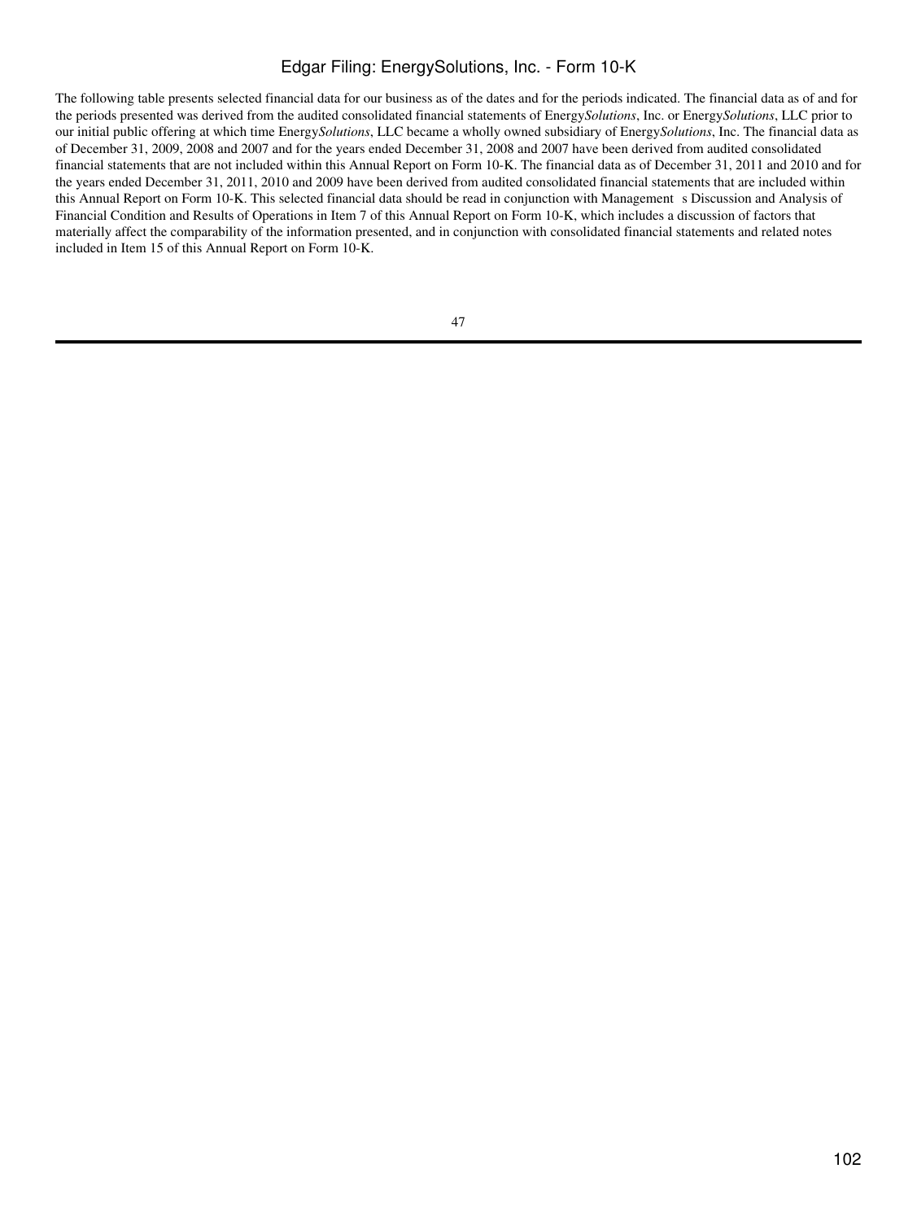The following table presents selected financial data for our business as of the dates and for the periods indicated. The financial data as of and for the periods presented was derived from the audited consolidated financial statements of Energy*Solutions*, Inc. or Energy*Solutions*, LLC prior to our initial public offering at which time Energy*Solutions*, LLC became a wholly owned subsidiary of Energy*Solutions*, Inc. The financial data as of December 31, 2009, 2008 and 2007 and for the years ended December 31, 2008 and 2007 have been derived from audited consolidated financial statements that are not included within this Annual Report on Form 10-K. The financial data as of December 31, 2011 and 2010 and for the years ended December 31, 2011, 2010 and 2009 have been derived from audited consolidated financial statements that are included within this Annual Report on Form 10-K. This selected financial data should be read in conjunction with Management s Discussion and Analysis of Financial Condition and Results of Operations in Item 7 of this Annual Report on Form 10-K, which includes a discussion of factors that materially affect the comparability of the information presented, and in conjunction with consolidated financial statements and related notes included in Item 15 of this Annual Report on Form 10-K.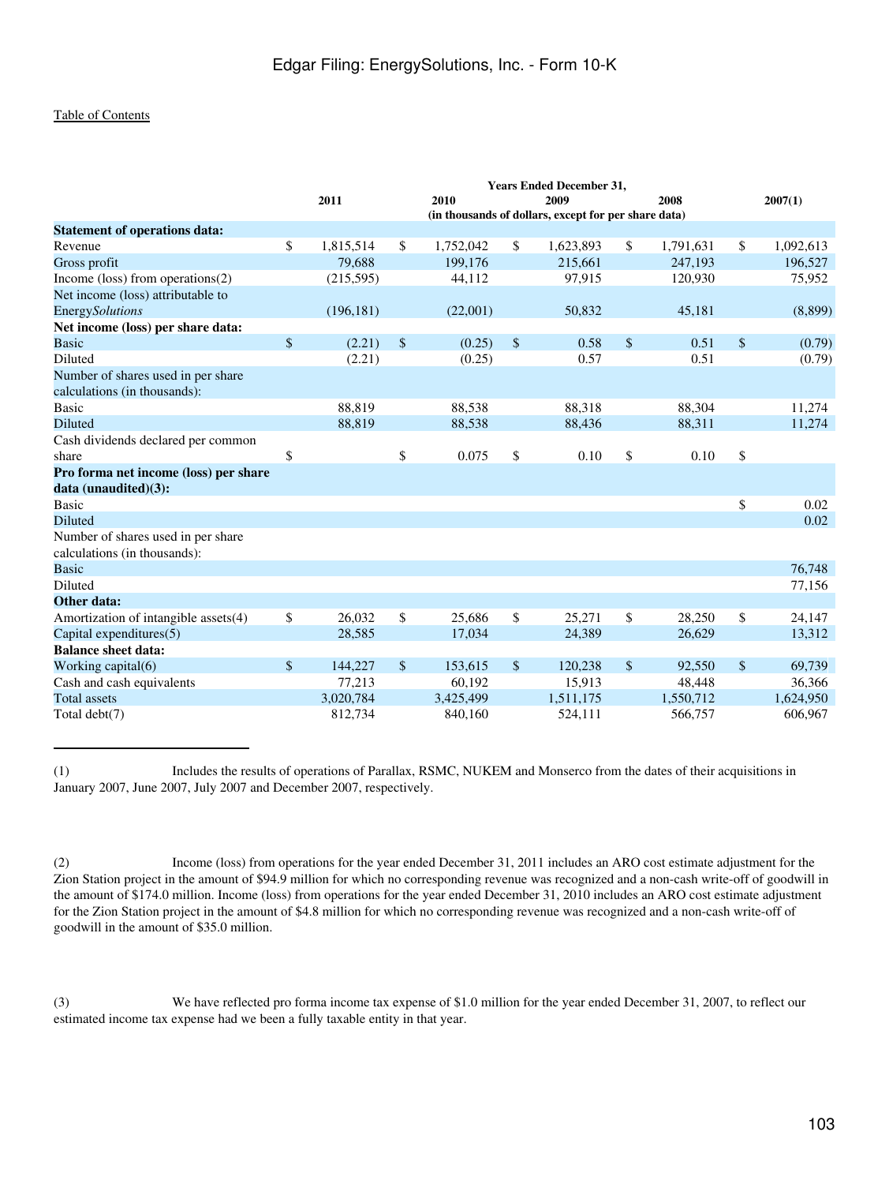Table of Contents

| | Years Ended December 31, | | | | |
|---|---|---|---|---|---|
| | 2011 | 2010 | 2009 | 2008 | 2007(1) |
| | (in thousands of dollars, except for per share data) | | | | |
| **Statement of operations data:** | | | | | |
| Revenue | $ 1,815,514 | $ 1,752,042 | $ 1,623,893 | $ 1,791,631 | $ 1,092,613 |
| Gross profit | 79,688 | 199,176 | 215,661 | 247,193 | 196,527 |
| Income (loss) from operations(2) | (215,595) | 44,112 | 97,915 | 120,930 | 75,952 |
| Net income (loss) attributable to Energy*Solutions* | (196,181) | (22,001) | 50,832 | 45,181 | (8,899) |
| **Net income (loss) per share data:** | | | | | |
| Basic | $ (2.21) | $ (0.25) | $ 0.58 | $ 0.51 | $ (0.79) |
| Diluted | (2.21) | (0.25) | 0.57 | 0.51 | (0.79) |
| Number of shares used in per share calculations (in thousands): | | | | | |
| Basic | 88,819 | 88,538 | 88,318 | 88,304 | 11,274 |
| Diluted | 88,819 | 88,538 | 88,436 | 88,311 | 11,274 |
| Cash dividends declared per common share | $ | $ 0.075 | $ 0.10 | $ 0.10 | $ |
| **Pro forma net income (loss) per share data (unaudited)(3):** | | | | | |
| Basic | | | | | $ 0.02 |
| Diluted | | | | | 0.02 |
| Number of shares used in per share calculations (in thousands): | | | | | |
| Basic | | | | | 76,748 |
| Diluted | | | | | 77,156 |
| **Other data:** | | | | | |
| Amortization of intangible assets(4) | $ 26,032 | $ 25,686 | $ 25,271 | $ 28,250 | $ 24,147 |
| Capital expenditures(5) | 28,585 | 17,034 | 24,389 | 26,629 | 13,312 |
| **Balance sheet data:** | | | | | |
| Working capital(6) | $ 144,227 | $ 153,615 | $ 120,238 | $ 92,550 | $ 69,739 |
| Cash and cash equivalents | 77,213 | 60,192 | 15,913 | 48,448 | 36,366 |
| Total assets | 3,020,784 | 3,425,499 | 1,511,175 | 1,550,712 | 1,624,950 |
| Total debt(7) | 812,734 | 840,160 | 524,111 | 566,757 | 606,967 |

---

(1) Includes the results of operations of Parallax, RSMC, NUKEM and Monserco from the dates of their acquisitions in January 2007, June 2007, July 2007 and December 2007, respectively.

(2) Income (loss) from operations for the year ended December 31, 2011 includes an ARO cost estimate adjustment for the Zion Station project in the amount of $94.9 million for which no corresponding revenue was recognized and a non-cash write-off of goodwill in the amount of $174.0 million. Income (loss) from operations for the year ended December 31, 2010 includes an ARO cost estimate adjustment for the Zion Station project in the amount of $4.8 million for which no corresponding revenue was recognized and a non-cash write-off of goodwill in the amount of $35.0 million.

(3) We have reflected pro forma income tax expense of $1.0 million for the year ended December 31, 2007, to reflect our estimated income tax expense had we been a fully taxable entity in that year.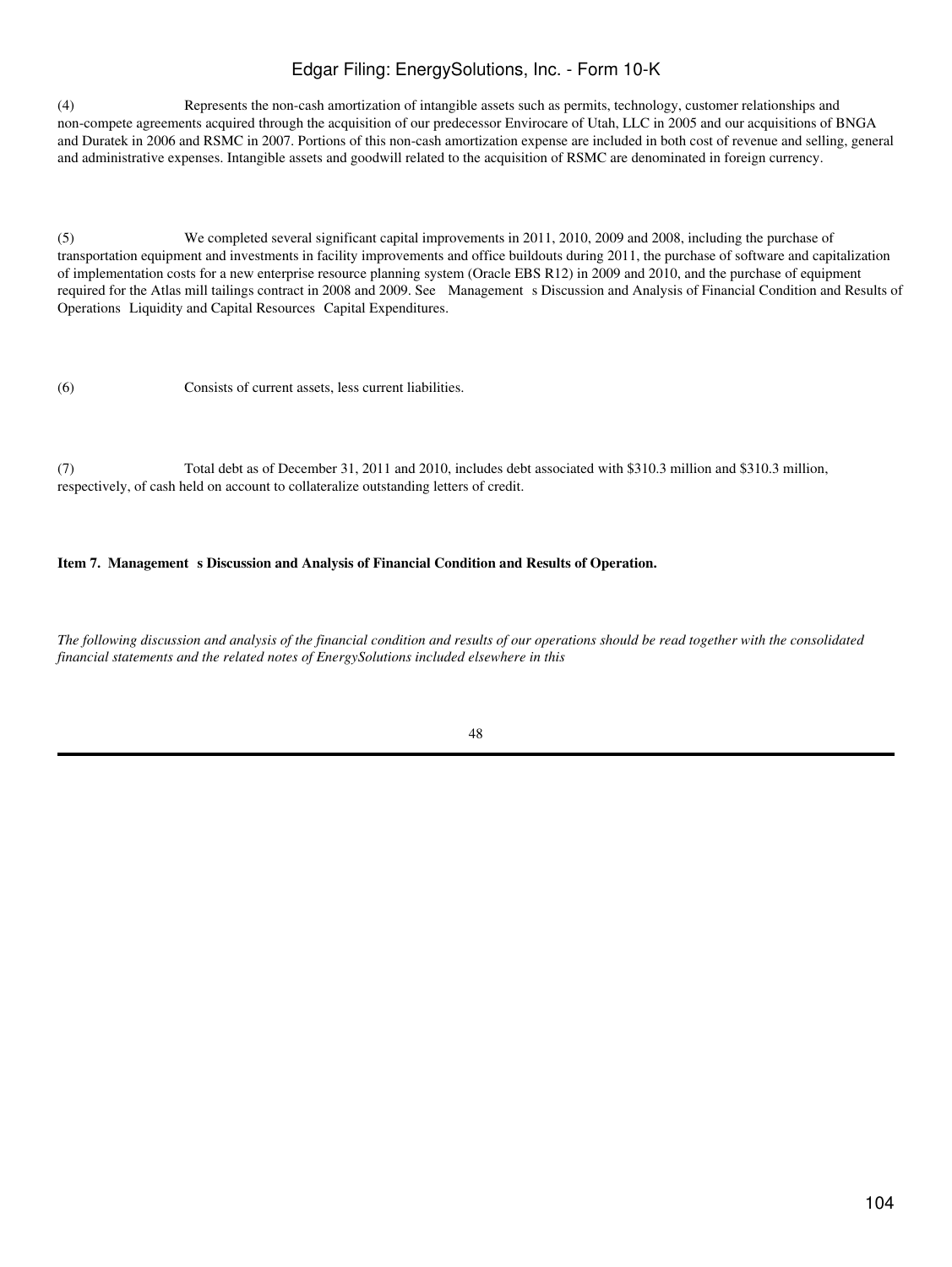(4) Represents the non-cash amortization of intangible assets such as permits, technology, customer relationships and non-compete agreements acquired through the acquisition of our predecessor Envirocare of Utah, LLC in 2005 and our acquisitions of BNGA and Duratek in 2006 and RSMC in 2007. Portions of this non-cash amortization expense are included in both cost of revenue and selling, general and administrative expenses. Intangible assets and goodwill related to the acquisition of RSMC are denominated in foreign currency.

(5) We completed several significant capital improvements in 2011, 2010, 2009 and 2008, including the purchase of transportation equipment and investments in facility improvements and office buildouts during 2011, the purchase of software and capitalization of implementation costs for a new enterprise resource planning system (Oracle EBS R12) in 2009 and 2010, and the purchase of equipment required for the Atlas mill tailings contract in 2008 and 2009. See Management s Discussion and Analysis of Financial Condition and Results of Operations Liquidity and Capital Resources Capital Expenditures.

(6) Consists of current assets, less current liabilities.

(7) Total debt as of December 31, 2011 and 2010, includes debt associated with $310.3 million and $310.3 million, respectively, of cash held on account to collateralize outstanding letters of credit.

**Item 7. Management s Discussion and Analysis of Financial Condition and Results of Operation.**

*The following discussion and analysis of the financial condition and results of our operations should be read together with the consolidated financial statements and the related notes of EnergySolutions included elsewhere in this*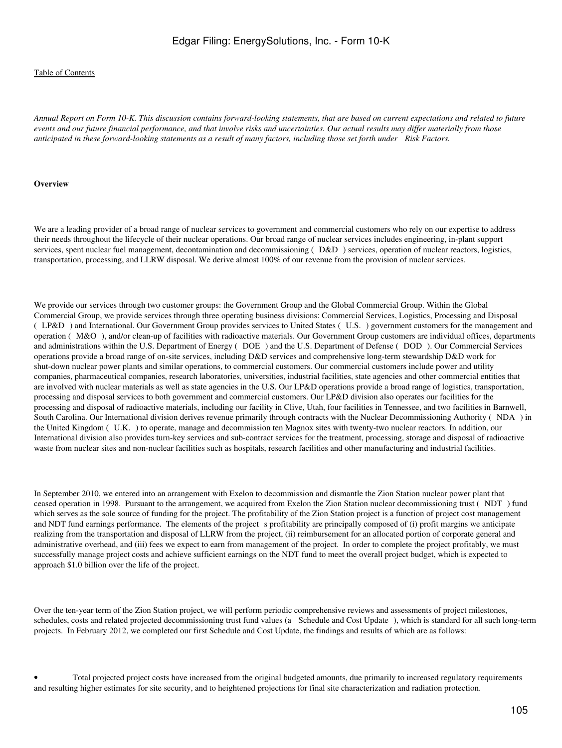*Annual Report on Form 10-K. This discussion contains forward-looking statements, that are based on current expectations and related to future events and our future financial performance, and that involve risks and uncertainties. Our actual results may differ materially from those anticipated in these forward-looking statements as a result of many factors, including those set forth under Risk Factors.*

**Overview**

We are a leading provider of a broad range of nuclear services to government and commercial customers who rely on our expertise to address their needs throughout the lifecycle of their nuclear operations. Our broad range of nuclear services includes engineering, in-plant support services, spent nuclear fuel management, decontamination and decommissioning ( D&D ) services, operation of nuclear reactors, logistics, transportation, processing, and LLRW disposal. We derive almost 100% of our revenue from the provision of nuclear services.

We provide our services through two customer groups: the Government Group and the Global Commercial Group. Within the Global Commercial Group, we provide services through three operating business divisions: Commercial Services, Logistics, Processing and Disposal ( LP&D ) and International. Our Government Group provides services to United States ( U.S. ) government customers for the management and operation ( M&O ), and/or clean-up of facilities with radioactive materials. Our Government Group customers are individual offices, departments and administrations within the U.S. Department of Energy ( DOE ) and the U.S. Department of Defense ( DOD ). Our Commercial Services operations provide a broad range of on-site services, including D&D services and comprehensive long-term stewardship D&D work for shut-down nuclear power plants and similar operations, to commercial customers. Our commercial customers include power and utility companies, pharmaceutical companies, research laboratories, universities, industrial facilities, state agencies and other commercial entities that are involved with nuclear materials as well as state agencies in the U.S. Our LP&D operations provide a broad range of logistics, transportation, processing and disposal services to both government and commercial customers. Our LP&D division also operates our facilities for the processing and disposal of radioactive materials, including our facility in Clive, Utah, four facilities in Tennessee, and two facilities in Barnwell, South Carolina. Our International division derives revenue primarily through contracts with the Nuclear Decommissioning Authority ( NDA ) in the United Kingdom ( U.K. ) to operate, manage and decommission ten Magnox sites with twenty-two nuclear reactors. In addition, our International division also provides turn-key services and sub-contract services for the treatment, processing, storage and disposal of radioactive waste from nuclear sites and non-nuclear facilities such as hospitals, research facilities and other manufacturing and industrial facilities.

In September 2010, we entered into an arrangement with Exelon to decommission and dismantle the Zion Station nuclear power plant that ceased operation in 1998. Pursuant to the arrangement, we acquired from Exelon the Zion Station nuclear decommissioning trust ( NDT ) fund which serves as the sole source of funding for the project. The profitability of the Zion Station project is a function of project cost management and NDT fund earnings performance. The elements of the project s profitability are principally composed of (i) profit margins we anticipate realizing from the transportation and disposal of LLRW from the project, (ii) reimbursement for an allocated portion of corporate general and administrative overhead, and (iii) fees we expect to earn from management of the project. In order to complete the project profitably, we must successfully manage project costs and achieve sufficient earnings on the NDT fund to meet the overall project budget, which is expected to approach $1.0 billion over the life of the project.

Over the ten-year term of the Zion Station project, we will perform periodic comprehensive reviews and assessments of project milestones, schedules, costs and related projected decommissioning trust fund values (a Schedule and Cost Update ), which is standard for all such long-term projects. In February 2012, we completed our first Schedule and Cost Update, the findings and results of which are as follows:

- Total projected project costs have increased from the original budgeted amounts, due primarily to increased regulatory requirements and resulting higher estimates for site security, and to heightened projections for final site characterization and radiation protection.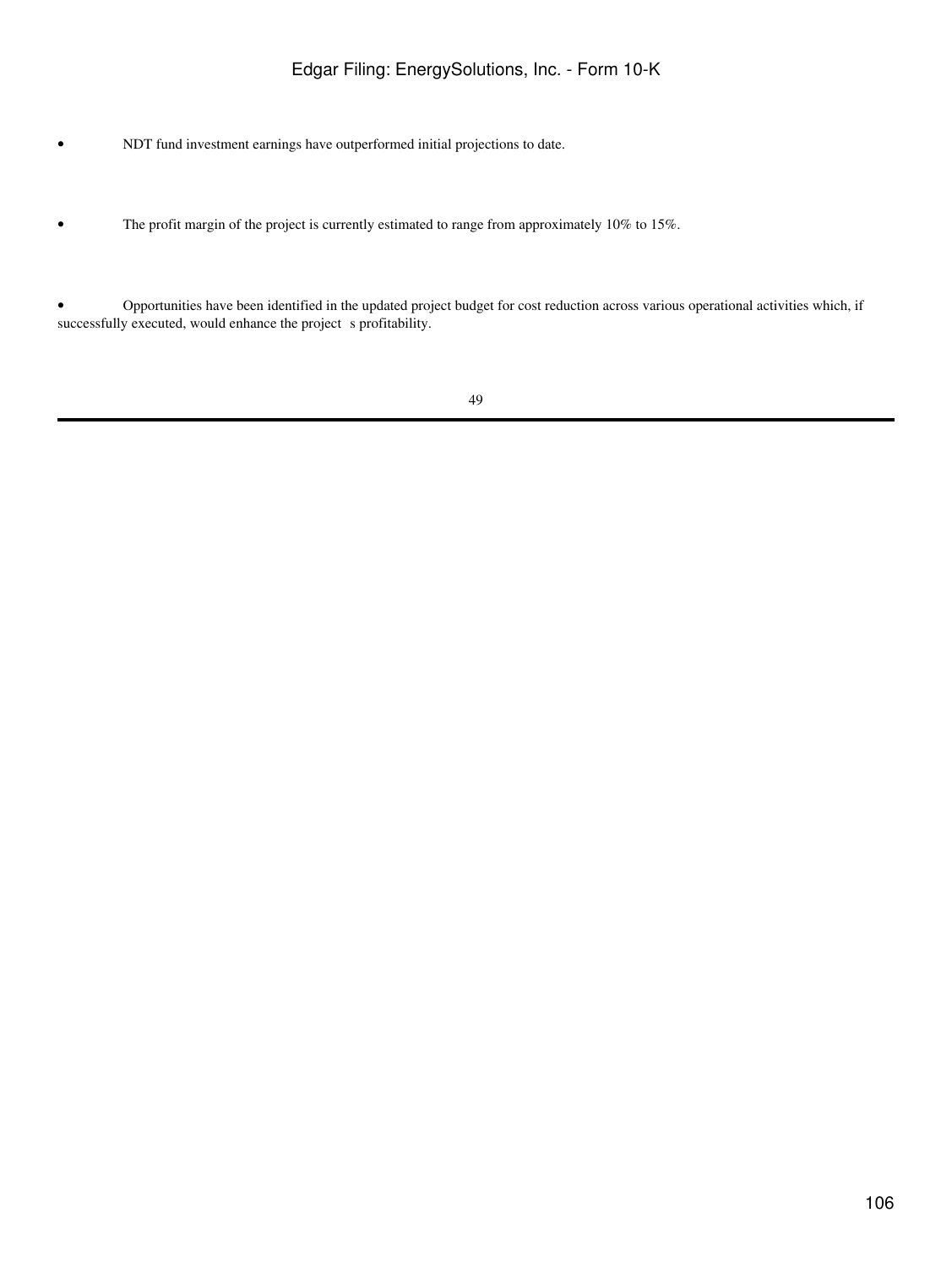- NDT fund investment earnings have outperformed initial projections to date.

- The profit margin of the project is currently estimated to range from approximately 10% to 15%.

- Opportunities have been identified in the updated project budget for cost reduction across various operational activities which, if successfully executed, would enhance the project s profitability.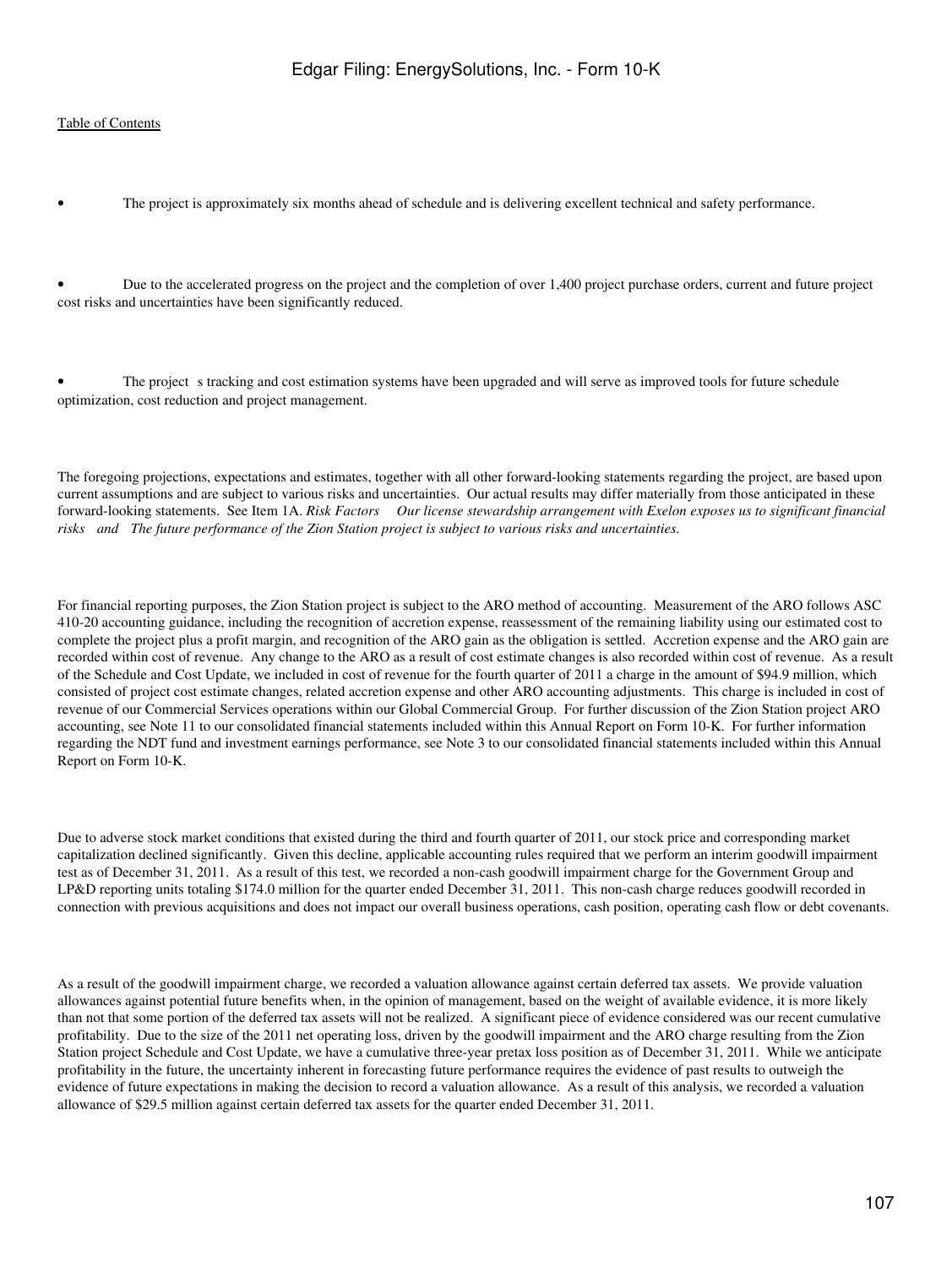- The project is approximately six months ahead of schedule and is delivering excellent technical and safety performance.

- Due to the accelerated progress on the project and the completion of over 1,400 project purchase orders, current and future project cost risks and uncertainties have been significantly reduced.

- The project s tracking and cost estimation systems have been upgraded and will serve as improved tools for future schedule optimization, cost reduction and project management.

The foregoing projections, expectations and estimates, together with all other forward-looking statements regarding the project, are based upon current assumptions and are subject to various risks and uncertainties. Our actual results may differ materially from those anticipated in these forward-looking statements. See Item 1A. *Risk Factors  Our license stewardship arrangement with Exelon exposes us to significant financial risks  and  The future performance of the Zion Station project is subject to various risks and uncertainties.*

For financial reporting purposes, the Zion Station project is subject to the ARO method of accounting. Measurement of the ARO follows ASC 410-20 accounting guidance, including the recognition of accretion expense, reassessment of the remaining liability using our estimated cost to complete the project plus a profit margin, and recognition of the ARO gain as the obligation is settled. Accretion expense and the ARO gain are recorded within cost of revenue. Any change to the ARO as a result of cost estimate changes is also recorded within cost of revenue. As a result of the Schedule and Cost Update, we included in cost of revenue for the fourth quarter of 2011 a charge in the amount of $94.9 million, which consisted of project cost estimate changes, related accretion expense and other ARO accounting adjustments. This charge is included in cost of revenue of our Commercial Services operations within our Global Commercial Group. For further discussion of the Zion Station project ARO accounting, see Note 11 to our consolidated financial statements included within this Annual Report on Form 10-K. For further information regarding the NDT fund and investment earnings performance, see Note 3 to our consolidated financial statements included within this Annual Report on Form 10-K.

Due to adverse stock market conditions that existed during the third and fourth quarter of 2011, our stock price and corresponding market capitalization declined significantly. Given this decline, applicable accounting rules required that we perform an interim goodwill impairment test as of December 31, 2011. As a result of this test, we recorded a non-cash goodwill impairment charge for the Government Group and LP&D reporting units totaling $174.0 million for the quarter ended December 31, 2011. This non-cash charge reduces goodwill recorded in connection with previous acquisitions and does not impact our overall business operations, cash position, operating cash flow or debt covenants.

As a result of the goodwill impairment charge, we recorded a valuation allowance against certain deferred tax assets. We provide valuation allowances against potential future benefits when, in the opinion of management, based on the weight of available evidence, it is more likely than not that some portion of the deferred tax assets will not be realized. A significant piece of evidence considered was our recent cumulative profitability. Due to the size of the 2011 net operating loss, driven by the goodwill impairment and the ARO charge resulting from the Zion Station project Schedule and Cost Update, we have a cumulative three-year pretax loss position as of December 31, 2011. While we anticipate profitability in the future, the uncertainty inherent in forecasting future performance requires the evidence of past results to outweigh the evidence of future expectations in making the decision to record a valuation allowance. As a result of this analysis, we recorded a valuation allowance of $29.5 million against certain deferred tax assets for the quarter ended December 31, 2011.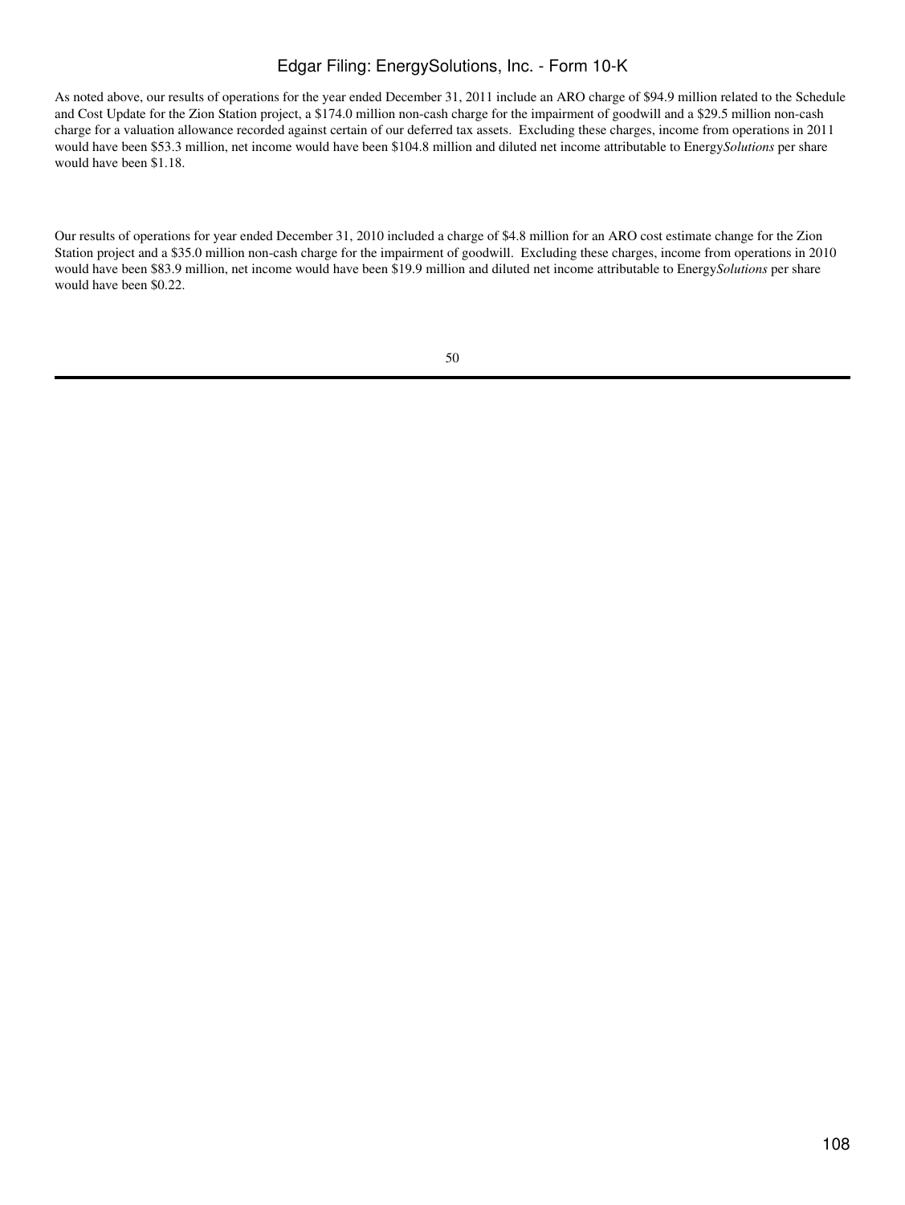As noted above, our results of operations for the year ended December 31, 2011 include an ARO charge of $94.9 million related to the Schedule and Cost Update for the Zion Station project, a $174.0 million non-cash charge for the impairment of goodwill and a $29.5 million non-cash charge for a valuation allowance recorded against certain of our deferred tax assets. Excluding these charges, income from operations in 2011 would have been $53.3 million, net income would have been $104.8 million and diluted net income attributable to Energy*Solutions* per share would have been $1.18.

Our results of operations for year ended December 31, 2010 included a charge of $4.8 million for an ARO cost estimate change for the Zion Station project and a $35.0 million non-cash charge for the impairment of goodwill. Excluding these charges, income from operations in 2010 would have been $83.9 million, net income would have been $19.9 million and diluted net income attributable to Energy*Solutions* per share would have been $0.22.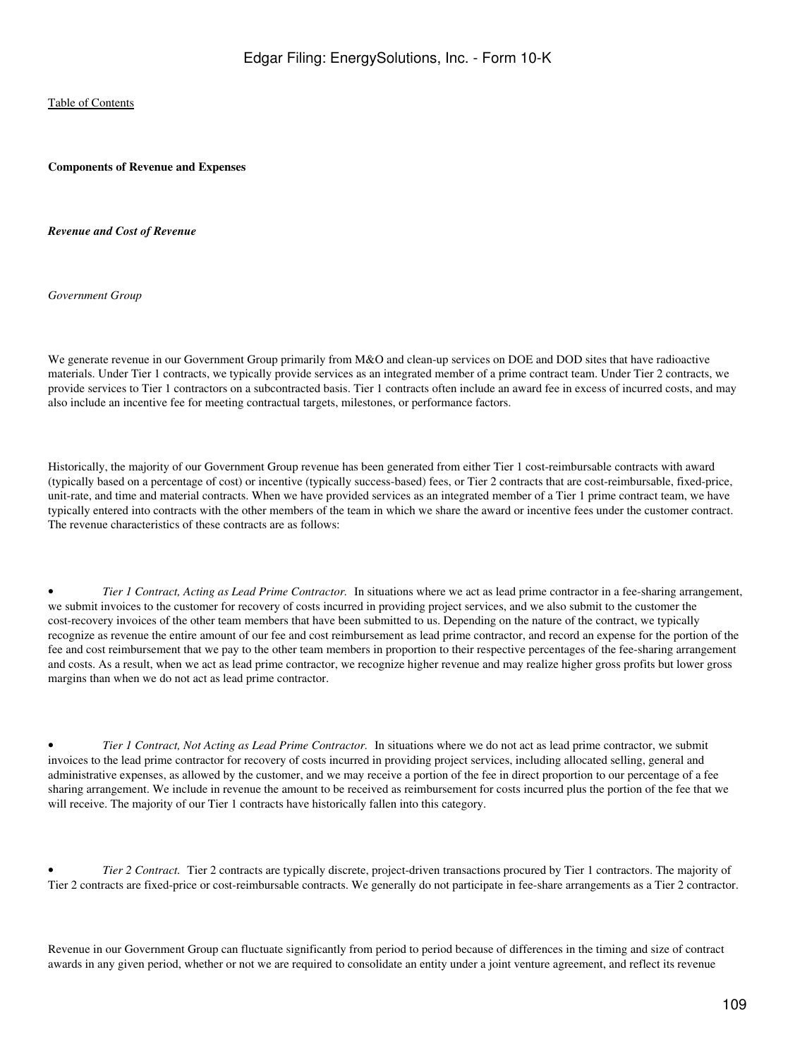**Components of Revenue and Expenses**

***Revenue and Cost of Revenue***

*Government Group*

We generate revenue in our Government Group primarily from M&O and clean-up services on DOE and DOD sites that have radioactive materials. Under Tier 1 contracts, we typically provide services as an integrated member of a prime contract team. Under Tier 2 contracts, we provide services to Tier 1 contractors on a subcontracted basis. Tier 1 contracts often include an award fee in excess of incurred costs, and may also include an incentive fee for meeting contractual targets, milestones, or performance factors.

Historically, the majority of our Government Group revenue has been generated from either Tier 1 cost-reimbursable contracts with award (typically based on a percentage of cost) or incentive (typically success-based) fees, or Tier 2 contracts that are cost-reimbursable, fixed-price, unit-rate, and time and material contracts. When we have provided services as an integrated member of a Tier 1 prime contract team, we have typically entered into contracts with the other members of the team in which we share the award or incentive fees under the customer contract. The revenue characteristics of these contracts are as follows:

- *Tier 1 Contract, Acting as Lead Prime Contractor.* In situations where we act as lead prime contractor in a fee-sharing arrangement, we submit invoices to the customer for recovery of costs incurred in providing project services, and we also submit to the customer the cost-recovery invoices of the other team members that have been submitted to us. Depending on the nature of the contract, we typically recognize as revenue the entire amount of our fee and cost reimbursement as lead prime contractor, and record an expense for the portion of the fee and cost reimbursement that we pay to the other team members in proportion to their respective percentages of the fee-sharing arrangement and costs. As a result, when we act as lead prime contractor, we recognize higher revenue and may realize higher gross profits but lower gross margins than when we do not act as lead prime contractor.

- *Tier 1 Contract, Not Acting as Lead Prime Contractor.* In situations where we do not act as lead prime contractor, we submit invoices to the lead prime contractor for recovery of costs incurred in providing project services, including allocated selling, general and administrative expenses, as allowed by the customer, and we may receive a portion of the fee in direct proportion to our percentage of a fee sharing arrangement. We include in revenue the amount to be received as reimbursement for costs incurred plus the portion of the fee that we will receive. The majority of our Tier 1 contracts have historically fallen into this category.

- *Tier 2 Contract.* Tier 2 contracts are typically discrete, project-driven transactions procured by Tier 1 contractors. The majority of Tier 2 contracts are fixed-price or cost-reimbursable contracts. We generally do not participate in fee-share arrangements as a Tier 2 contractor.

Revenue in our Government Group can fluctuate significantly from period to period because of differences in the timing and size of contract awards in any given period, whether or not we are required to consolidate an entity under a joint venture agreement, and reflect its revenue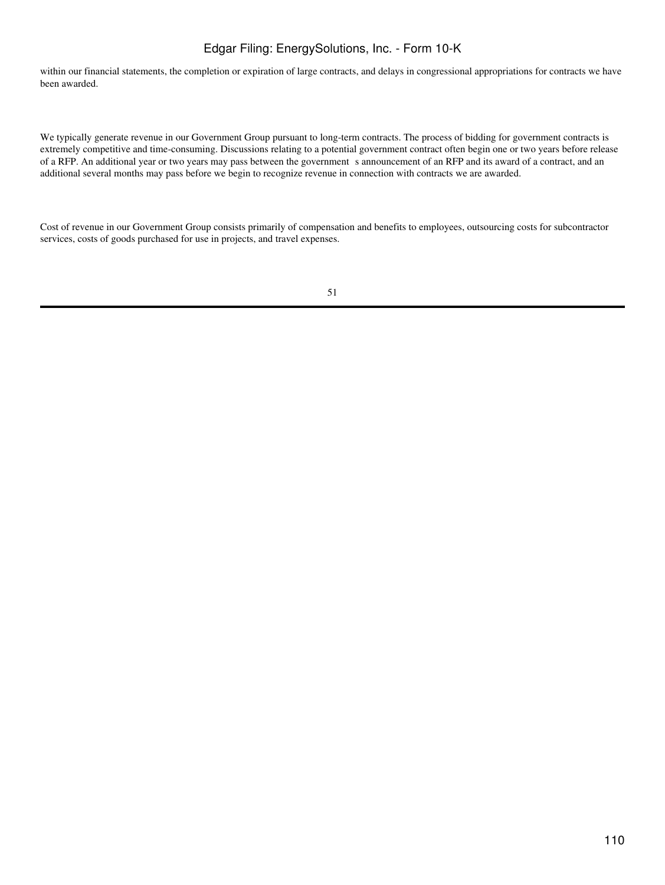within our financial statements, the completion or expiration of large contracts, and delays in congressional appropriations for contracts we have been awarded.

We typically generate revenue in our Government Group pursuant to long-term contracts. The process of bidding for government contracts is extremely competitive and time-consuming. Discussions relating to a potential government contract often begin one or two years before release of a RFP. An additional year or two years may pass between the government s announcement of an RFP and its award of a contract, and an additional several months may pass before we begin to recognize revenue in connection with contracts we are awarded.

Cost of revenue in our Government Group consists primarily of compensation and benefits to employees, outsourcing costs for subcontractor services, costs of goods purchased for use in projects, and travel expenses.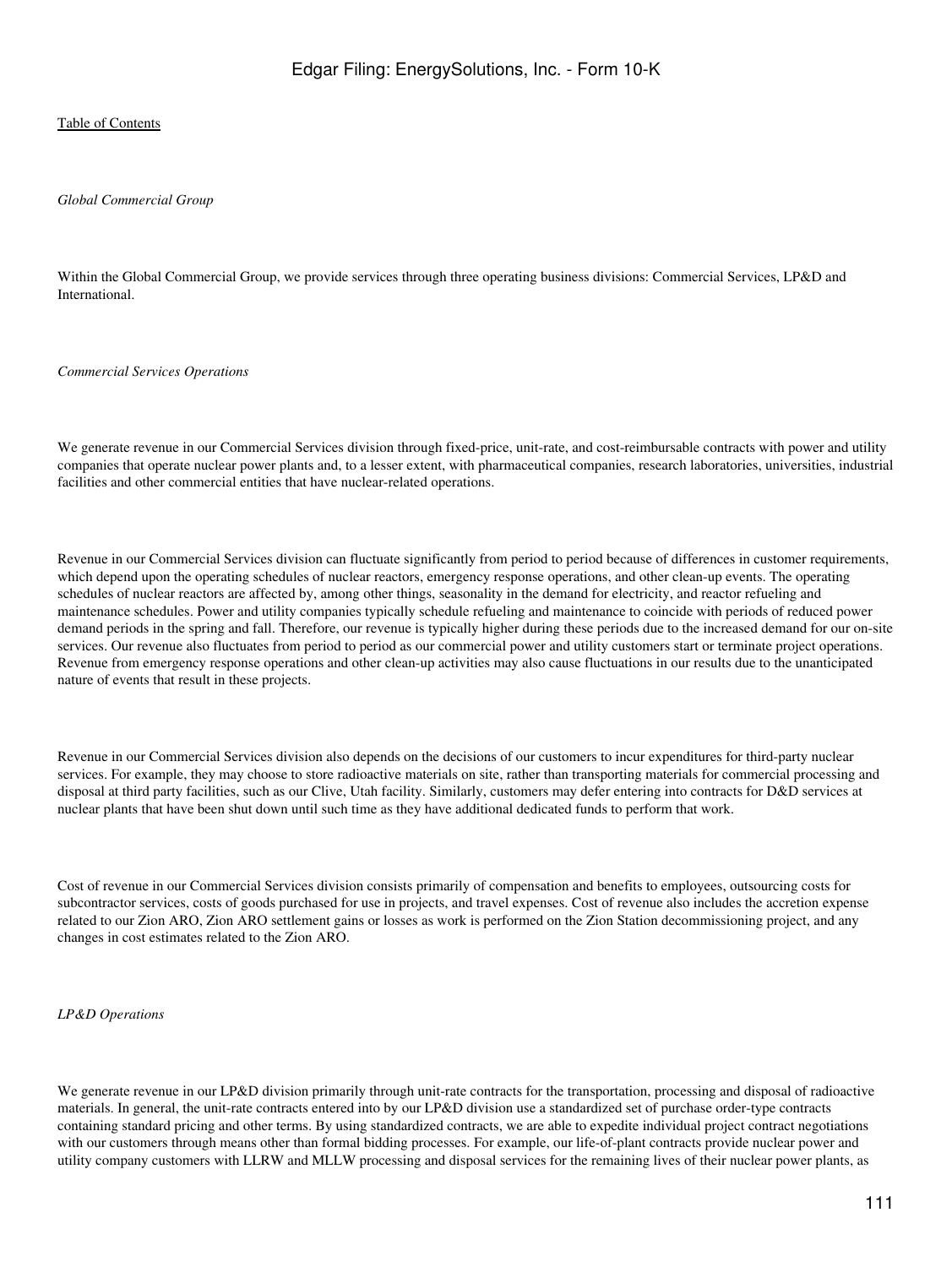*Global Commercial Group*

Within the Global Commercial Group, we provide services through three operating business divisions: Commercial Services, LP&D and International.

*Commercial Services Operations*

We generate revenue in our Commercial Services division through fixed-price, unit-rate, and cost-reimbursable contracts with power and utility companies that operate nuclear power plants and, to a lesser extent, with pharmaceutical companies, research laboratories, universities, industrial facilities and other commercial entities that have nuclear-related operations.

Revenue in our Commercial Services division can fluctuate significantly from period to period because of differences in customer requirements, which depend upon the operating schedules of nuclear reactors, emergency response operations, and other clean-up events. The operating schedules of nuclear reactors are affected by, among other things, seasonality in the demand for electricity, and reactor refueling and maintenance schedules. Power and utility companies typically schedule refueling and maintenance to coincide with periods of reduced power demand periods in the spring and fall. Therefore, our revenue is typically higher during these periods due to the increased demand for our on-site services. Our revenue also fluctuates from period to period as our commercial power and utility customers start or terminate project operations. Revenue from emergency response operations and other clean-up activities may also cause fluctuations in our results due to the unanticipated nature of events that result in these projects.

Revenue in our Commercial Services division also depends on the decisions of our customers to incur expenditures for third-party nuclear services. For example, they may choose to store radioactive materials on site, rather than transporting materials for commercial processing and disposal at third party facilities, such as our Clive, Utah facility. Similarly, customers may defer entering into contracts for D&D services at nuclear plants that have been shut down until such time as they have additional dedicated funds to perform that work.

Cost of revenue in our Commercial Services division consists primarily of compensation and benefits to employees, outsourcing costs for subcontractor services, costs of goods purchased for use in projects, and travel expenses. Cost of revenue also includes the accretion expense related to our Zion ARO, Zion ARO settlement gains or losses as work is performed on the Zion Station decommissioning project, and any changes in cost estimates related to the Zion ARO.

*LP&D Operations*

We generate revenue in our LP&D division primarily through unit-rate contracts for the transportation, processing and disposal of radioactive materials. In general, the unit-rate contracts entered into by our LP&D division use a standardized set of purchase order-type contracts containing standard pricing and other terms. By using standardized contracts, we are able to expedite individual project contract negotiations with our customers through means other than formal bidding processes. For example, our life-of-plant contracts provide nuclear power and utility company customers with LLRW and MLLW processing and disposal services for the remaining lives of their nuclear power plants, as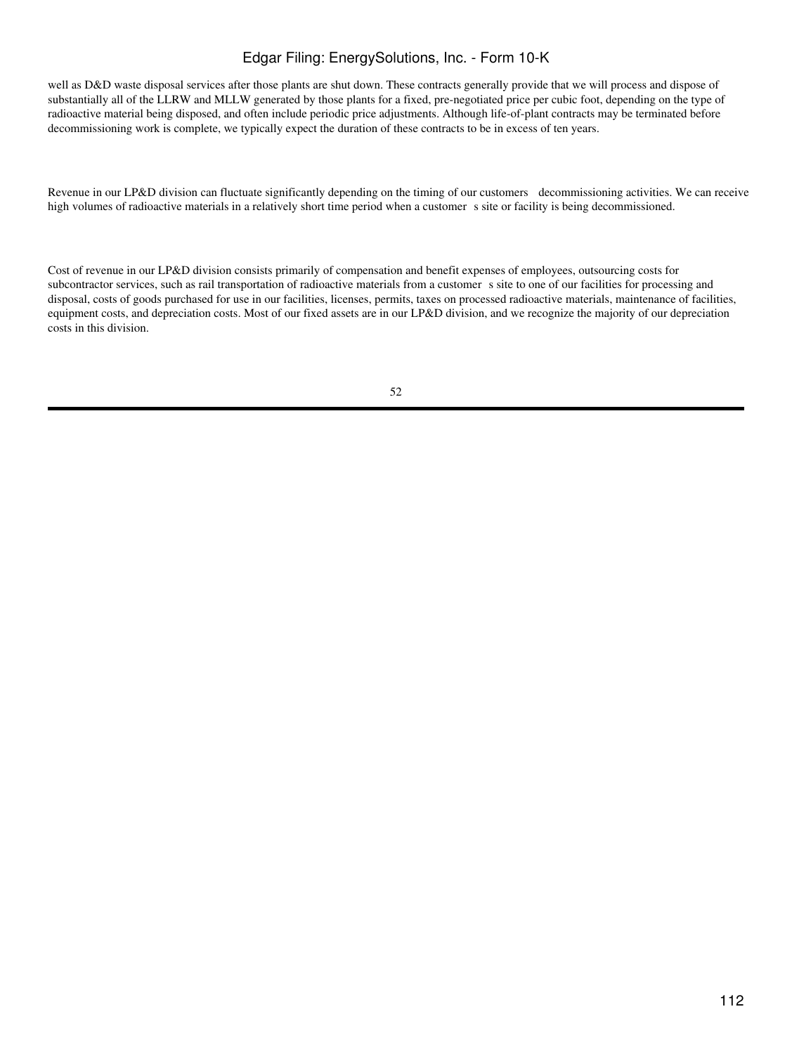well as D&D waste disposal services after those plants are shut down. These contracts generally provide that we will process and dispose of substantially all of the LLRW and MLLW generated by those plants for a fixed, pre-negotiated price per cubic foot, depending on the type of radioactive material being disposed, and often include periodic price adjustments. Although life-of-plant contracts may be terminated before decommissioning work is complete, we typically expect the duration of these contracts to be in excess of ten years.

Revenue in our LP&D division can fluctuate significantly depending on the timing of our customers decommissioning activities. We can receive high volumes of radioactive materials in a relatively short time period when a customer s site or facility is being decommissioned.

Cost of revenue in our LP&D division consists primarily of compensation and benefit expenses of employees, outsourcing costs for subcontractor services, such as rail transportation of radioactive materials from a customer s site to one of our facilities for processing and disposal, costs of goods purchased for use in our facilities, licenses, permits, taxes on processed radioactive materials, maintenance of facilities, equipment costs, and depreciation costs. Most of our fixed assets are in our LP&D division, and we recognize the majority of our depreciation costs in this division.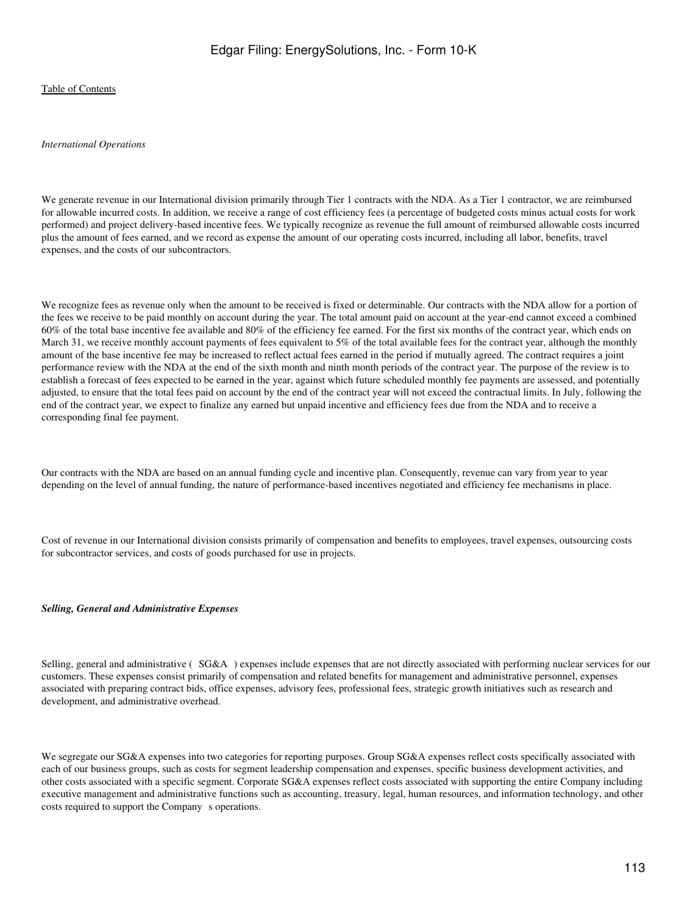*International Operations*

We generate revenue in our International division primarily through Tier 1 contracts with the NDA. As a Tier 1 contractor, we are reimbursed for allowable incurred costs. In addition, we receive a range of cost efficiency fees (a percentage of budgeted costs minus actual costs for work performed) and project delivery-based incentive fees. We typically recognize as revenue the full amount of reimbursed allowable costs incurred plus the amount of fees earned, and we record as expense the amount of our operating costs incurred, including all labor, benefits, travel expenses, and the costs of our subcontractors.

We recognize fees as revenue only when the amount to be received is fixed or determinable. Our contracts with the NDA allow for a portion of the fees we receive to be paid monthly on account during the year. The total amount paid on account at the year-end cannot exceed a combined 60% of the total base incentive fee available and 80% of the efficiency fee earned. For the first six months of the contract year, which ends on March 31, we receive monthly account payments of fees equivalent to 5% of the total available fees for the contract year, although the monthly amount of the base incentive fee may be increased to reflect actual fees earned in the period if mutually agreed. The contract requires a joint performance review with the NDA at the end of the sixth month and ninth month periods of the contract year. The purpose of the review is to establish a forecast of fees expected to be earned in the year, against which future scheduled monthly fee payments are assessed, and potentially adjusted, to ensure that the total fees paid on account by the end of the contract year will not exceed the contractual limits. In July, following the end of the contract year, we expect to finalize any earned but unpaid incentive and efficiency fees due from the NDA and to receive a corresponding final fee payment.

Our contracts with the NDA are based on an annual funding cycle and incentive plan. Consequently, revenue can vary from year to year depending on the level of annual funding, the nature of performance-based incentives negotiated and efficiency fee mechanisms in place.

Cost of revenue in our International division consists primarily of compensation and benefits to employees, travel expenses, outsourcing costs for subcontractor services, and costs of goods purchased for use in projects.

***Selling, General and Administrative Expenses***

Selling, general and administrative ( SG&A ) expenses include expenses that are not directly associated with performing nuclear services for our customers. These expenses consist primarily of compensation and related benefits for management and administrative personnel, expenses associated with preparing contract bids, office expenses, advisory fees, professional fees, strategic growth initiatives such as research and development, and administrative overhead.

We segregate our SG&A expenses into two categories for reporting purposes. Group SG&A expenses reflect costs specifically associated with each of our business groups, such as costs for segment leadership compensation and expenses, specific business development activities, and other costs associated with a specific segment. Corporate SG&A expenses reflect costs associated with supporting the entire Company including executive management and administrative functions such as accounting, treasury, legal, human resources, and information technology, and other costs required to support the Company s operations.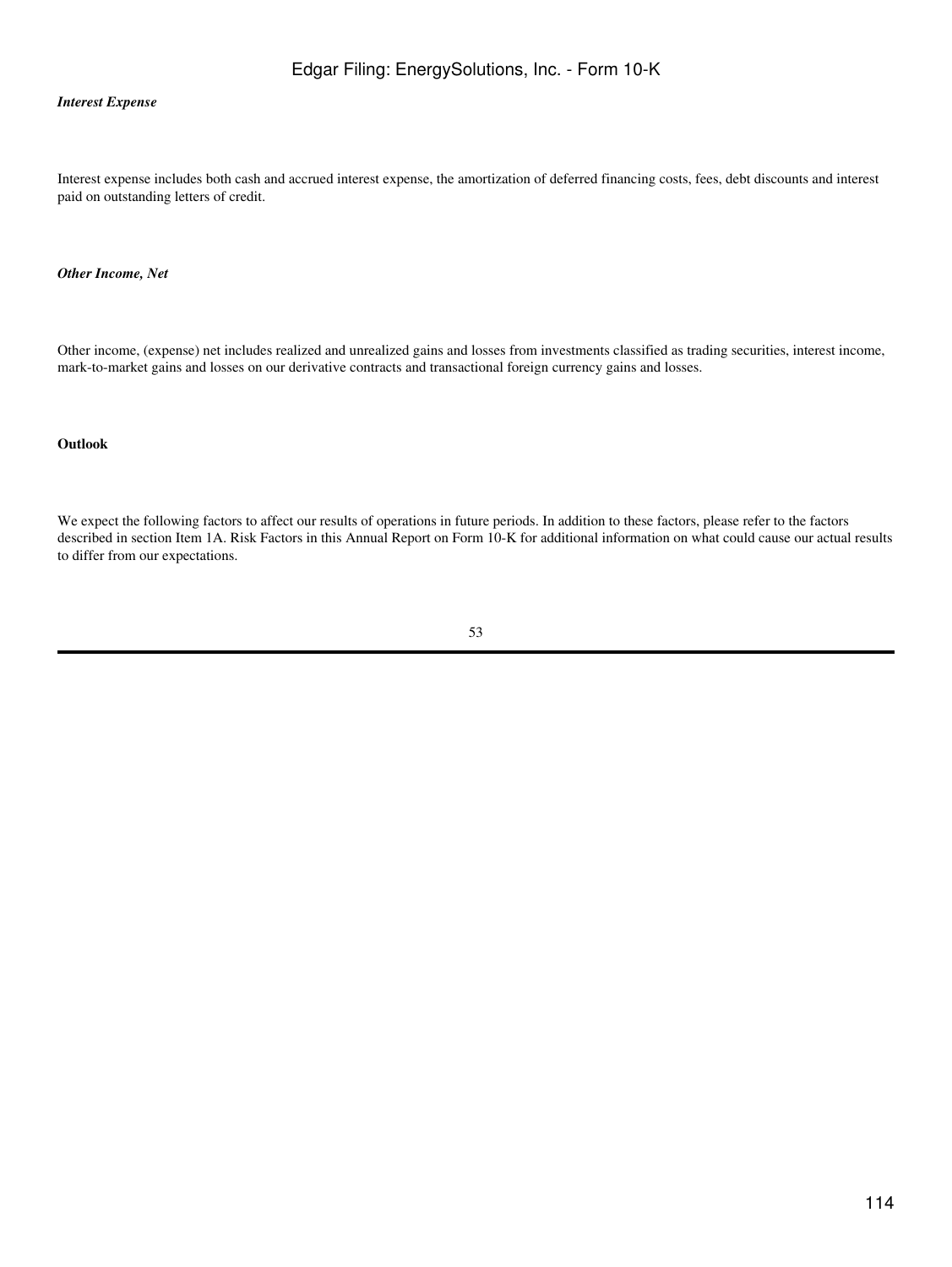*Interest Expense*

Interest expense includes both cash and accrued interest expense, the amortization of deferred financing costs, fees, debt discounts and interest paid on outstanding letters of credit.

*Other Income, Net*

Other income, (expense) net includes realized and unrealized gains and losses from investments classified as trading securities, interest income, mark-to-market gains and losses on our derivative contracts and transactional foreign currency gains and losses.

**Outlook**

We expect the following factors to affect our results of operations in future periods. In addition to these factors, please refer to the factors described in section Item 1A. Risk Factors in this Annual Report on Form 10-K for additional information on what could cause our actual results to differ from our expectations.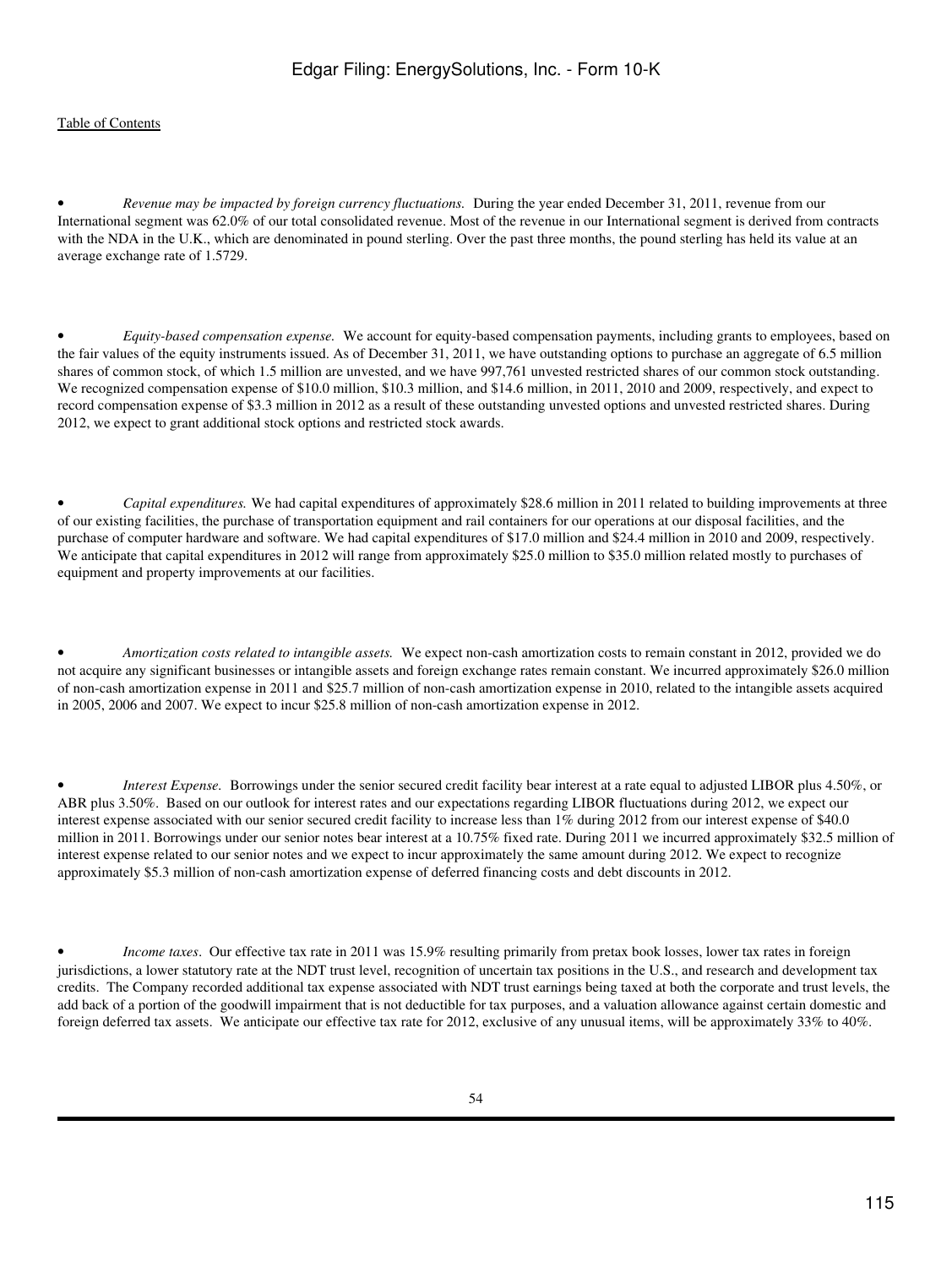- *Revenue may be impacted by foreign currency fluctuations.* During the year ended December 31, 2011, revenue from our International segment was 62.0% of our total consolidated revenue. Most of the revenue in our International segment is derived from contracts with the NDA in the U.K., which are denominated in pound sterling. Over the past three months, the pound sterling has held its value at an average exchange rate of 1.5729.

- *Equity-based compensation expense.* We account for equity-based compensation payments, including grants to employees, based on the fair values of the equity instruments issued. As of December 31, 2011, we have outstanding options to purchase an aggregate of 6.5 million shares of common stock, of which 1.5 million are unvested, and we have 997,761 unvested restricted shares of our common stock outstanding. We recognized compensation expense of $10.0 million, $10.3 million, and $14.6 million, in 2011, 2010 and 2009, respectively, and expect to record compensation expense of $3.3 million in 2012 as a result of these outstanding unvested options and unvested restricted shares. During 2012, we expect to grant additional stock options and restricted stock awards.

- *Capital expenditures.* We had capital expenditures of approximately $28.6 million in 2011 related to building improvements at three of our existing facilities, the purchase of transportation equipment and rail containers for our operations at our disposal facilities, and the purchase of computer hardware and software. We had capital expenditures of $17.0 million and $24.4 million in 2010 and 2009, respectively. We anticipate that capital expenditures in 2012 will range from approximately $25.0 million to $35.0 million related mostly to purchases of equipment and property improvements at our facilities.

- *Amortization costs related to intangible assets.* We expect non-cash amortization costs to remain constant in 2012, provided we do not acquire any significant businesses or intangible assets and foreign exchange rates remain constant. We incurred approximately $26.0 million of non-cash amortization expense in 2011 and $25.7 million of non-cash amortization expense in 2010, related to the intangible assets acquired in 2005, 2006 and 2007. We expect to incur $25.8 million of non-cash amortization expense in 2012.

- *Interest Expense.* Borrowings under the senior secured credit facility bear interest at a rate equal to adjusted LIBOR plus 4.50%, or ABR plus 3.50%. Based on our outlook for interest rates and our expectations regarding LIBOR fluctuations during 2012, we expect our interest expense associated with our senior secured credit facility to increase less than 1% during 2012 from our interest expense of $40.0 million in 2011. Borrowings under our senior notes bear interest at a 10.75% fixed rate. During 2011 we incurred approximately $32.5 million of interest expense related to our senior notes and we expect to incur approximately the same amount during 2012. We expect to recognize approximately $5.3 million of non-cash amortization expense of deferred financing costs and debt discounts in 2012.

- *Income taxes*. Our effective tax rate in 2011 was 15.9% resulting primarily from pretax book losses, lower tax rates in foreign jurisdictions, a lower statutory rate at the NDT trust level, recognition of uncertain tax positions in the U.S., and research and development tax credits. The Company recorded additional tax expense associated with NDT trust earnings being taxed at both the corporate and trust levels, the add back of a portion of the goodwill impairment that is not deductible for tax purposes, and a valuation allowance against certain domestic and foreign deferred tax assets. We anticipate our effective tax rate for 2012, exclusive of any unusual items, will be approximately 33% to 40%.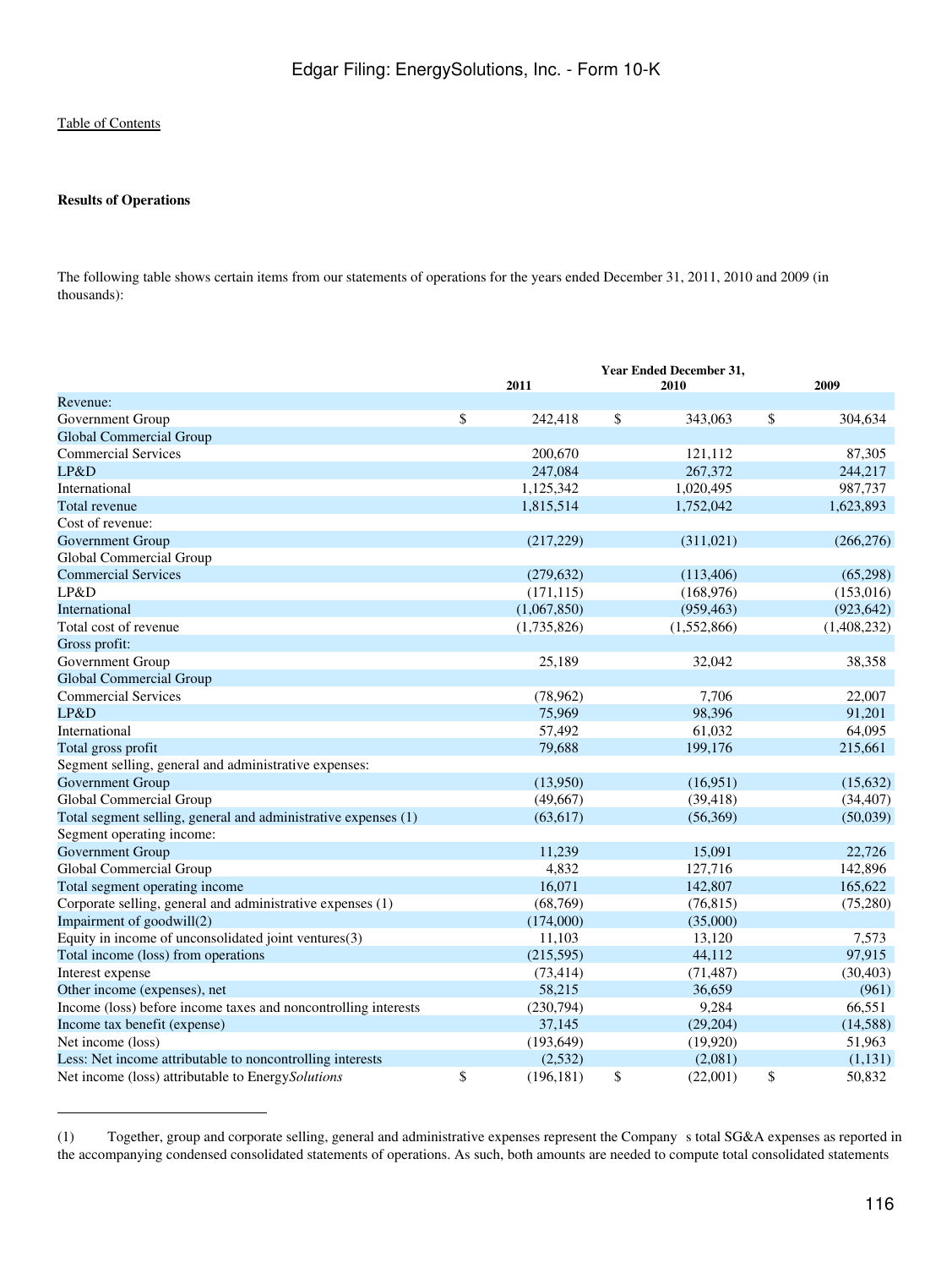Table of Contents

**Results of Operations**

The following table shows certain items from our statements of operations for the years ended December 31, 2011, 2010 and 2009 (in thousands):

| | Year Ended December 31, 2011 | 2010 | 2009 |
|---|---|---|---|
| Revenue: | | | |
| Government Group | $ 242,418 | $ 343,063 | $ 304,634 |
| Global Commercial Group | | | |
| Commercial Services | 200,670 | 121,112 | 87,305 |
| LP&D | 247,084 | 267,372 | 244,217 |
| International | 1,125,342 | 1,020,495 | 987,737 |
| Total revenue | 1,815,514 | 1,752,042 | 1,623,893 |
| Cost of revenue: | | | |
| Government Group | (217,229) | (311,021) | (266,276) |
| Global Commercial Group | | | |
| Commercial Services | (279,632) | (113,406) | (65,298) |
| LP&D | (171,115) | (168,976) | (153,016) |
| International | (1,067,850) | (959,463) | (923,642) |
| Total cost of revenue | (1,735,826) | (1,552,866) | (1,408,232) |
| Gross profit: | | | |
| Government Group | 25,189 | 32,042 | 38,358 |
| Global Commercial Group | | | |
| Commercial Services | (78,962) | 7,706 | 22,007 |
| LP&D | 75,969 | 98,396 | 91,201 |
| International | 57,492 | 61,032 | 64,095 |
| Total gross profit | 79,688 | 199,176 | 215,661 |
| Segment selling, general and administrative expenses: | | | |
| Government Group | (13,950) | (16,951) | (15,632) |
| Global Commercial Group | (49,667) | (39,418) | (34,407) |
| Total segment selling, general and administrative expenses (1) | (63,617) | (56,369) | (50,039) |
| Segment operating income: | | | |
| Government Group | 11,239 | 15,091 | 22,726 |
| Global Commercial Group | 4,832 | 127,716 | 142,896 |
| Total segment operating income | 16,071 | 142,807 | 165,622 |
| Corporate selling, general and administrative expenses (1) | (68,769) | (76,815) | (75,280) |
| Impairment of goodwill(2) | (174,000) | (35,000) | |
| Equity in income of unconsolidated joint ventures(3) | 11,103 | 13,120 | 7,573 |
| Total income (loss) from operations | (215,595) | 44,112 | 97,915 |
| Interest expense | (73,414) | (71,487) | (30,403) |
| Other income (expenses), net | 58,215 | 36,659 | (961) |
| Income (loss) before income taxes and noncontrolling interests | (230,794) | 9,284 | 66,551 |
| Income tax benefit (expense) | 37,145 | (29,204) | (14,588) |
| Net income (loss) | (193,649) | (19,920) | 51,963 |
| Less: Net income attributable to noncontrolling interests | (2,532) | (2,081) | (1,131) |
| Net income (loss) attributable to Energy*Solutions* | $ (196,181) | $ (22,001) | $ 50,832 |

---

(1) Together, group and corporate selling, general and administrative expenses represent the Company s total SG&A expenses as reported in the accompanying condensed consolidated statements of operations. As such, both amounts are needed to compute total consolidated statements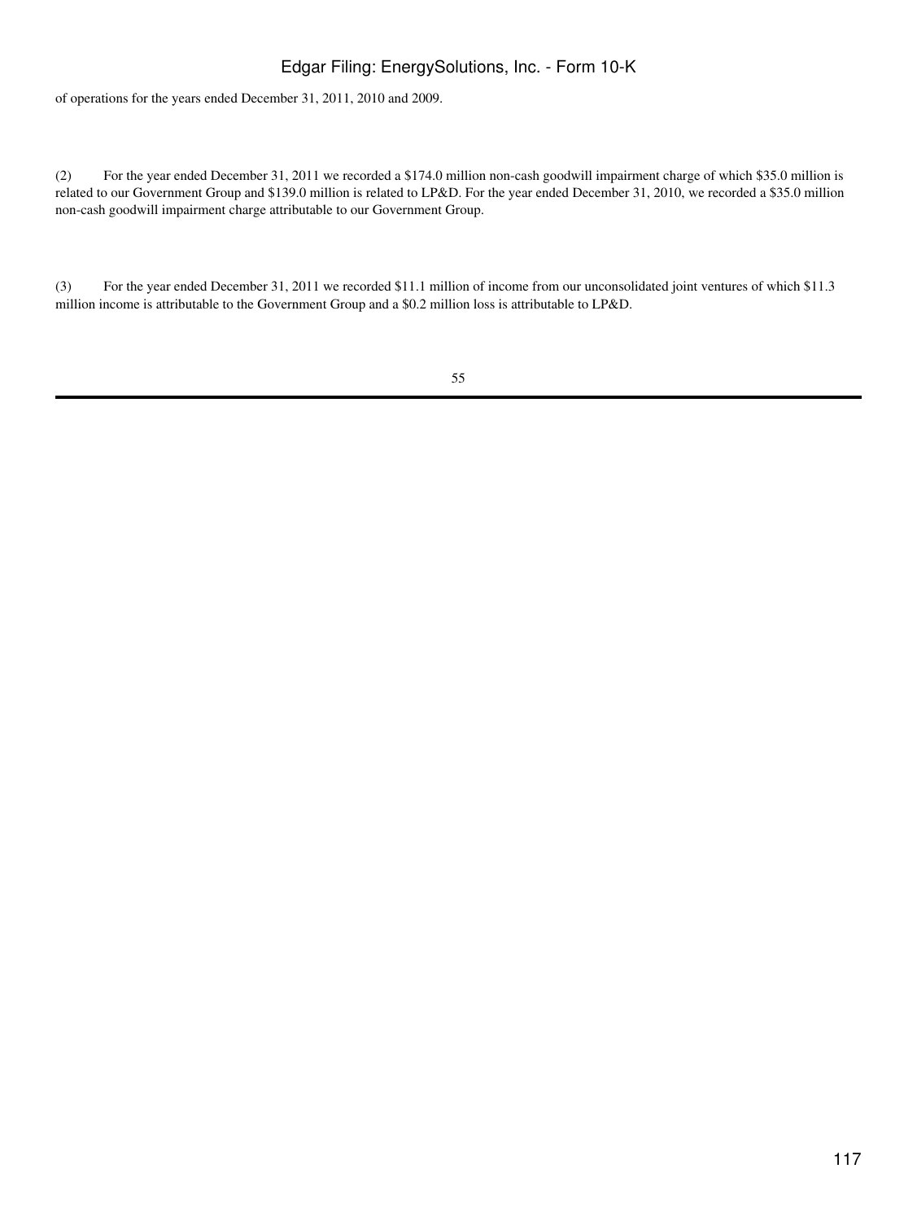of operations for the years ended December 31, 2011, 2010 and 2009.

(2) For the year ended December 31, 2011 we recorded a $174.0 million non-cash goodwill impairment charge of which $35.0 million is related to our Government Group and $139.0 million is related to LP&D. For the year ended December 31, 2010, we recorded a $35.0 million non-cash goodwill impairment charge attributable to our Government Group.

(3) For the year ended December 31, 2011 we recorded $11.1 million of income from our unconsolidated joint ventures of which $11.3 million income is attributable to the Government Group and a $0.2 million loss is attributable to LP&D.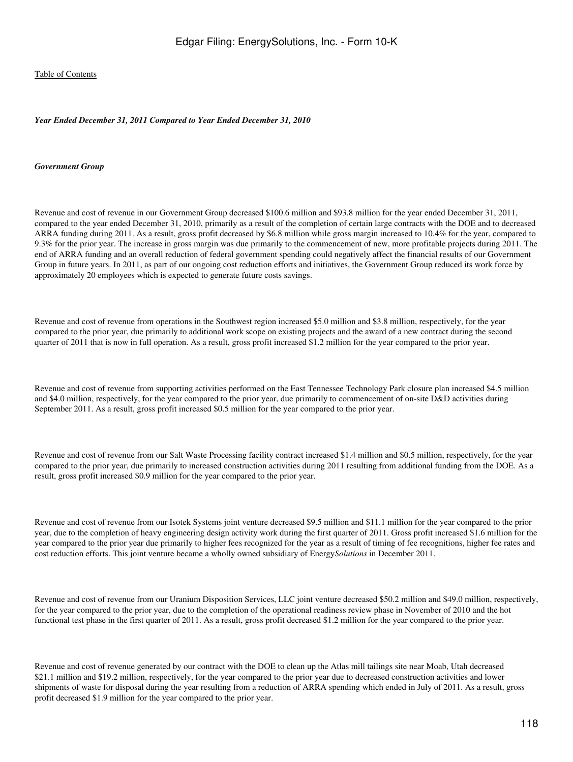*Year Ended December 31, 2011 Compared to Year Ended December 31, 2010*

*Government Group*

Revenue and cost of revenue in our Government Group decreased $100.6 million and $93.8 million for the year ended December 31, 2011, compared to the year ended December 31, 2010, primarily as a result of the completion of certain large contracts with the DOE and to decreased ARRA funding during 2011. As a result, gross profit decreased by $6.8 million while gross margin increased to 10.4% for the year, compared to 9.3% for the prior year. The increase in gross margin was due primarily to the commencement of new, more profitable projects during 2011. The end of ARRA funding and an overall reduction of federal government spending could negatively affect the financial results of our Government Group in future years. In 2011, as part of our ongoing cost reduction efforts and initiatives, the Government Group reduced its work force by approximately 20 employees which is expected to generate future costs savings.

Revenue and cost of revenue from operations in the Southwest region increased $5.0 million and $3.8 million, respectively, for the year compared to the prior year, due primarily to additional work scope on existing projects and the award of a new contract during the second quarter of 2011 that is now in full operation. As a result, gross profit increased $1.2 million for the year compared to the prior year.

Revenue and cost of revenue from supporting activities performed on the East Tennessee Technology Park closure plan increased $4.5 million and $4.0 million, respectively, for the year compared to the prior year, due primarily to commencement of on-site D&D activities during September 2011. As a result, gross profit increased $0.5 million for the year compared to the prior year.

Revenue and cost of revenue from our Salt Waste Processing facility contract increased $1.4 million and $0.5 million, respectively, for the year compared to the prior year, due primarily to increased construction activities during 2011 resulting from additional funding from the DOE. As a result, gross profit increased $0.9 million for the year compared to the prior year.

Revenue and cost of revenue from our Isotek Systems joint venture decreased $9.5 million and $11.1 million for the year compared to the prior year, due to the completion of heavy engineering design activity work during the first quarter of 2011. Gross profit increased $1.6 million for the year compared to the prior year due primarily to higher fees recognized for the year as a result of timing of fee recognitions, higher fee rates and cost reduction efforts. This joint venture became a wholly owned subsidiary of Energy*Solutions* in December 2011.

Revenue and cost of revenue from our Uranium Disposition Services, LLC joint venture decreased $50.2 million and $49.0 million, respectively, for the year compared to the prior year, due to the completion of the operational readiness review phase in November of 2010 and the hot functional test phase in the first quarter of 2011. As a result, gross profit decreased $1.2 million for the year compared to the prior year.

Revenue and cost of revenue generated by our contract with the DOE to clean up the Atlas mill tailings site near Moab, Utah decreased $21.1 million and $19.2 million, respectively, for the year compared to the prior year due to decreased construction activities and lower shipments of waste for disposal during the year resulting from a reduction of ARRA spending which ended in July of 2011. As a result, gross profit decreased $1.9 million for the year compared to the prior year.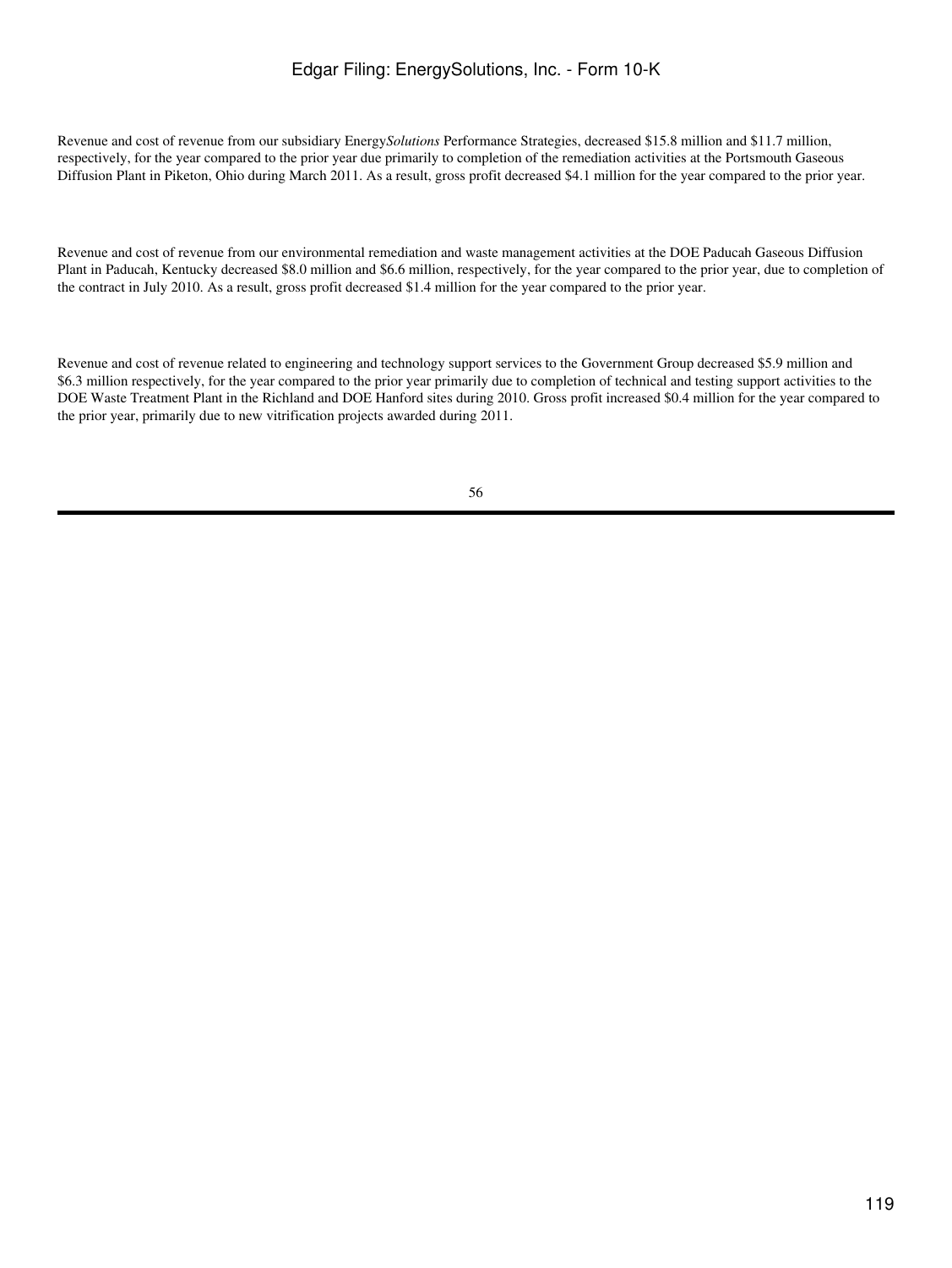Revenue and cost of revenue from our subsidiary Energy*Solutions* Performance Strategies, decreased $15.8 million and $11.7 million, respectively, for the year compared to the prior year due primarily to completion of the remediation activities at the Portsmouth Gaseous Diffusion Plant in Piketon, Ohio during March 2011. As a result, gross profit decreased $4.1 million for the year compared to the prior year.

Revenue and cost of revenue from our environmental remediation and waste management activities at the DOE Paducah Gaseous Diffusion Plant in Paducah, Kentucky decreased $8.0 million and $6.6 million, respectively, for the year compared to the prior year, due to completion of the contract in July 2010. As a result, gross profit decreased $1.4 million for the year compared to the prior year.

Revenue and cost of revenue related to engineering and technology support services to the Government Group decreased $5.9 million and $6.3 million respectively, for the year compared to the prior year primarily due to completion of technical and testing support activities to the DOE Waste Treatment Plant in the Richland and DOE Hanford sites during 2010. Gross profit increased $0.4 million for the year compared to the prior year, primarily due to new vitrification projects awarded during 2011.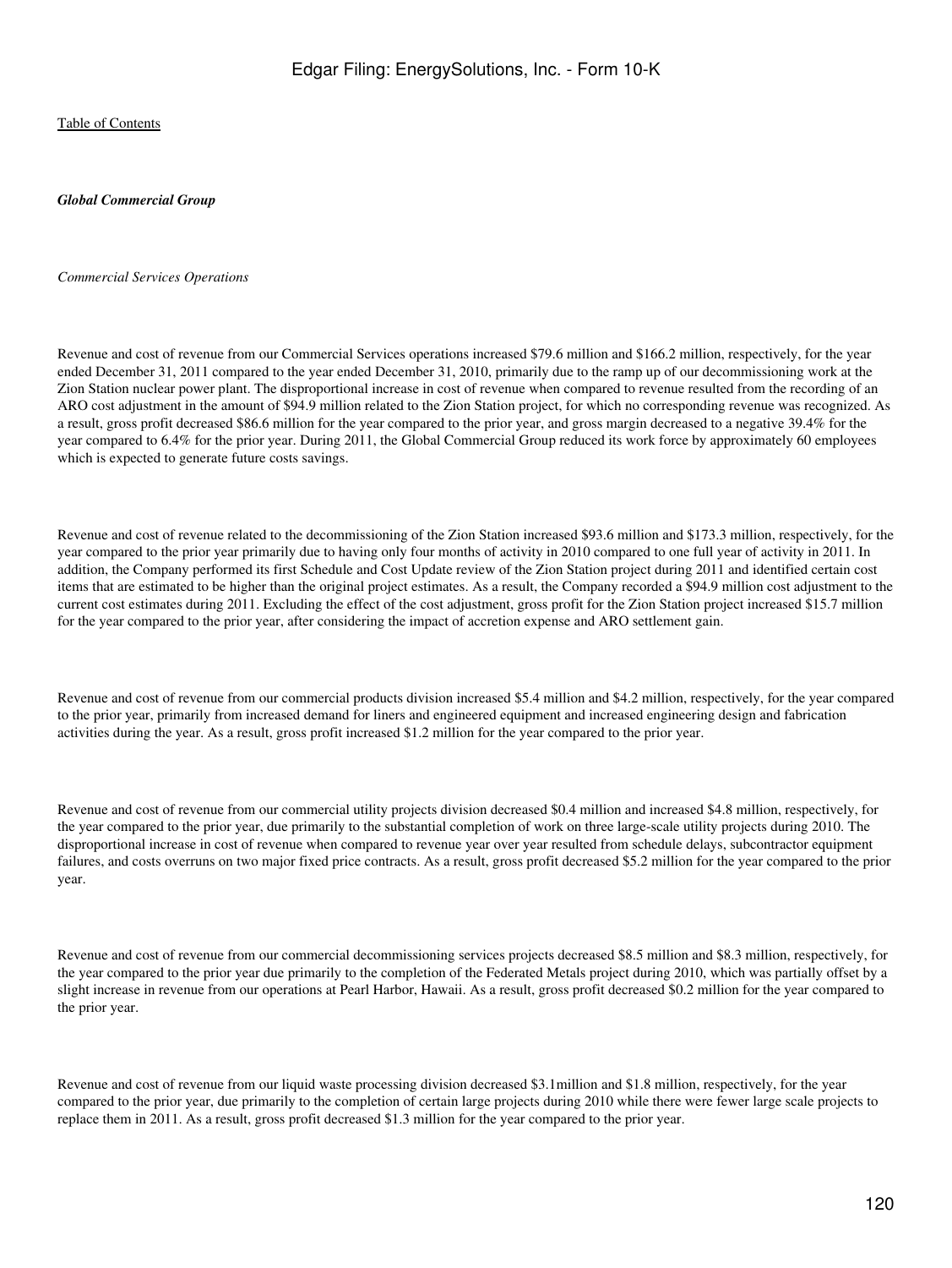***Global Commercial Group***

*Commercial Services Operations*

Revenue and cost of revenue from our Commercial Services operations increased $79.6 million and $166.2 million, respectively, for the year ended December 31, 2011 compared to the year ended December 31, 2010, primarily due to the ramp up of our decommissioning work at the Zion Station nuclear power plant. The disproportional increase in cost of revenue when compared to revenue resulted from the recording of an ARO cost adjustment in the amount of $94.9 million related to the Zion Station project, for which no corresponding revenue was recognized. As a result, gross profit decreased $86.6 million for the year compared to the prior year, and gross margin decreased to a negative 39.4% for the year compared to 6.4% for the prior year. During 2011, the Global Commercial Group reduced its work force by approximately 60 employees which is expected to generate future costs savings.

Revenue and cost of revenue related to the decommissioning of the Zion Station increased $93.6 million and $173.3 million, respectively, for the year compared to the prior year primarily due to having only four months of activity in 2010 compared to one full year of activity in 2011. In addition, the Company performed its first Schedule and Cost Update review of the Zion Station project during 2011 and identified certain cost items that are estimated to be higher than the original project estimates. As a result, the Company recorded a $94.9 million cost adjustment to the current cost estimates during 2011. Excluding the effect of the cost adjustment, gross profit for the Zion Station project increased $15.7 million for the year compared to the prior year, after considering the impact of accretion expense and ARO settlement gain.

Revenue and cost of revenue from our commercial products division increased $5.4 million and $4.2 million, respectively, for the year compared to the prior year, primarily from increased demand for liners and engineered equipment and increased engineering design and fabrication activities during the year. As a result, gross profit increased $1.2 million for the year compared to the prior year.

Revenue and cost of revenue from our commercial utility projects division decreased $0.4 million and increased $4.8 million, respectively, for the year compared to the prior year, due primarily to the substantial completion of work on three large-scale utility projects during 2010. The disproportional increase in cost of revenue when compared to revenue year over year resulted from schedule delays, subcontractor equipment failures, and costs overruns on two major fixed price contracts. As a result, gross profit decreased $5.2 million for the year compared to the prior year.

Revenue and cost of revenue from our commercial decommissioning services projects decreased $8.5 million and $8.3 million, respectively, for the year compared to the prior year due primarily to the completion of the Federated Metals project during 2010, which was partially offset by a slight increase in revenue from our operations at Pearl Harbor, Hawaii. As a result, gross profit decreased $0.2 million for the year compared to the prior year.

Revenue and cost of revenue from our liquid waste processing division decreased $3.1million and $1.8 million, respectively, for the year compared to the prior year, due primarily to the completion of certain large projects during 2010 while there were fewer large scale projects to replace them in 2011. As a result, gross profit decreased $1.3 million for the year compared to the prior year.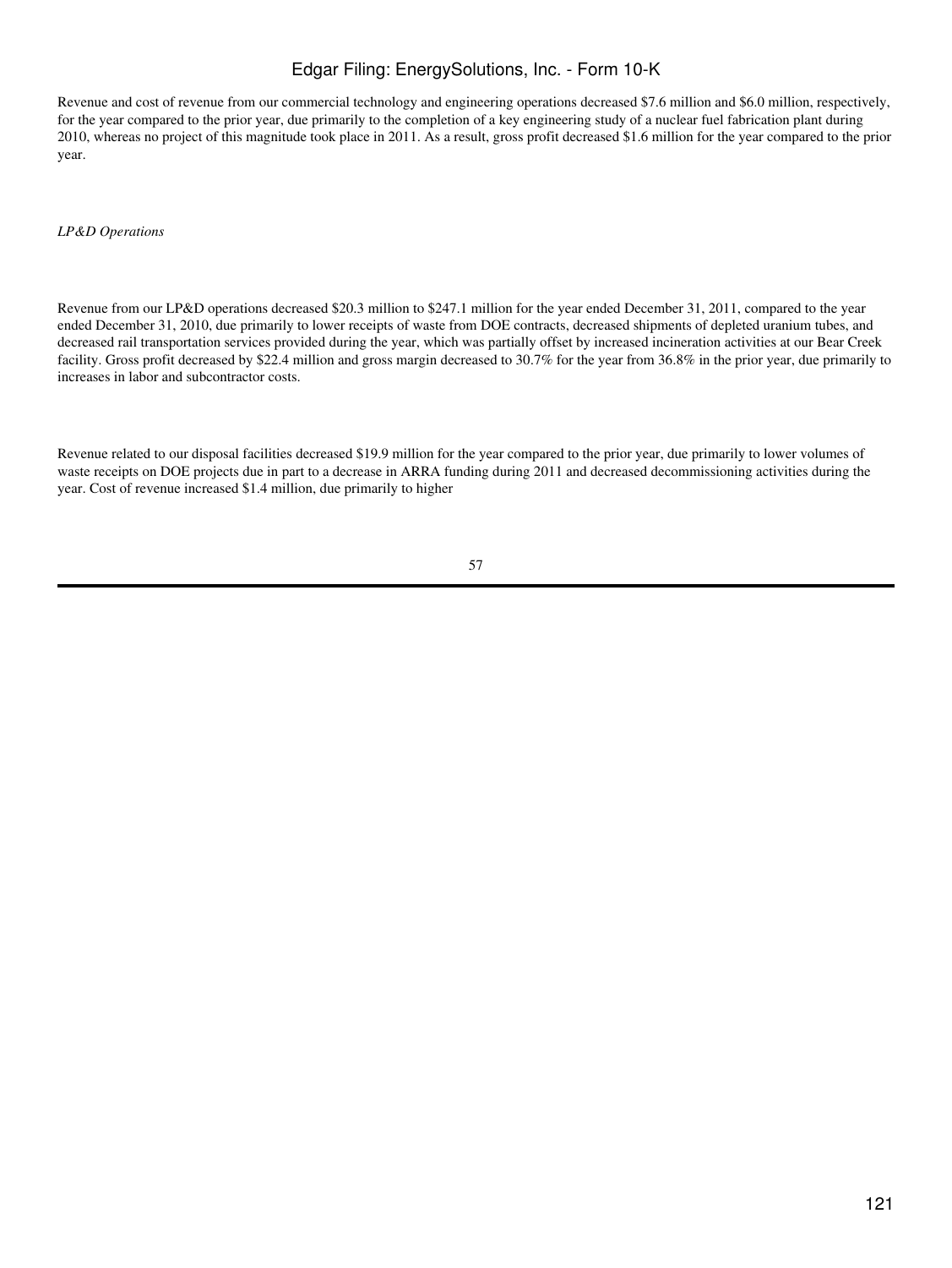Revenue and cost of revenue from our commercial technology and engineering operations decreased $7.6 million and $6.0 million, respectively, for the year compared to the prior year, due primarily to the completion of a key engineering study of a nuclear fuel fabrication plant during 2010, whereas no project of this magnitude took place in 2011. As a result, gross profit decreased $1.6 million for the year compared to the prior year.

*LP&D Operations*

Revenue from our LP&D operations decreased $20.3 million to $247.1 million for the year ended December 31, 2011, compared to the year ended December 31, 2010, due primarily to lower receipts of waste from DOE contracts, decreased shipments of depleted uranium tubes, and decreased rail transportation services provided during the year, which was partially offset by increased incineration activities at our Bear Creek facility. Gross profit decreased by $22.4 million and gross margin decreased to 30.7% for the year from 36.8% in the prior year, due primarily to increases in labor and subcontractor costs.

Revenue related to our disposal facilities decreased $19.9 million for the year compared to the prior year, due primarily to lower volumes of waste receipts on DOE projects due in part to a decrease in ARRA funding during 2011 and decreased decommissioning activities during the year. Cost of revenue increased $1.4 million, due primarily to higher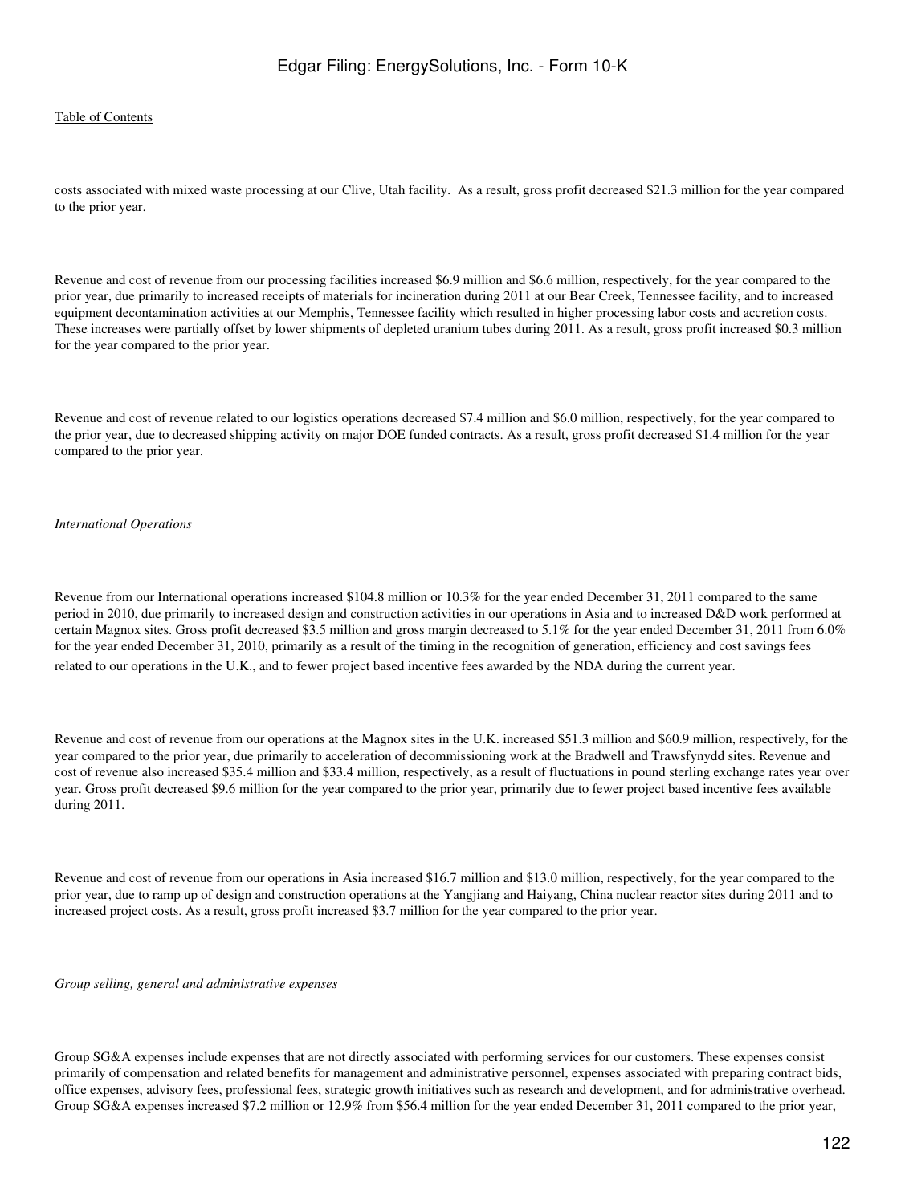costs associated with mixed waste processing at our Clive, Utah facility.  As a result, gross profit decreased $21.3 million for the year compared to the prior year.

Revenue and cost of revenue from our processing facilities increased $6.9 million and $6.6 million, respectively, for the year compared to the prior year, due primarily to increased receipts of materials for incineration during 2011 at our Bear Creek, Tennessee facility, and to increased equipment decontamination activities at our Memphis, Tennessee facility which resulted in higher processing labor costs and accretion costs. These increases were partially offset by lower shipments of depleted uranium tubes during 2011. As a result, gross profit increased $0.3 million for the year compared to the prior year.

Revenue and cost of revenue related to our logistics operations decreased $7.4 million and $6.0 million, respectively, for the year compared to the prior year, due to decreased shipping activity on major DOE funded contracts. As a result, gross profit decreased $1.4 million for the year compared to the prior year.

*International Operations*

Revenue from our International operations increased $104.8 million or 10.3% for the year ended December 31, 2011 compared to the same period in 2010, due primarily to increased design and construction activities in our operations in Asia and to increased D&D work performed at certain Magnox sites. Gross profit decreased $3.5 million and gross margin decreased to 5.1% for the year ended December 31, 2011 from 6.0% for the year ended December 31, 2010, primarily as a result of the timing in the recognition of generation, efficiency and cost savings fees related to our operations in the U.K., and to fewer project based incentive fees awarded by the NDA during the current year.

Revenue and cost of revenue from our operations at the Magnox sites in the U.K. increased $51.3 million and $60.9 million, respectively, for the year compared to the prior year, due primarily to acceleration of decommissioning work at the Bradwell and Trawsfynydd sites. Revenue and cost of revenue also increased $35.4 million and $33.4 million, respectively, as a result of fluctuations in pound sterling exchange rates year over year. Gross profit decreased $9.6 million for the year compared to the prior year, primarily due to fewer project based incentive fees available during 2011.

Revenue and cost of revenue from our operations in Asia increased $16.7 million and $13.0 million, respectively, for the year compared to the prior year, due to ramp up of design and construction operations at the Yangjiang and Haiyang, China nuclear reactor sites during 2011 and to increased project costs. As a result, gross profit increased $3.7 million for the year compared to the prior year.

*Group selling, general and administrative expenses*

Group SG&A expenses include expenses that are not directly associated with performing services for our customers. These expenses consist primarily of compensation and related benefits for management and administrative personnel, expenses associated with preparing contract bids, office expenses, advisory fees, professional fees, strategic growth initiatives such as research and development, and for administrative overhead. Group SG&A expenses increased $7.2 million or 12.9% from $56.4 million for the year ended December 31, 2011 compared to the prior year,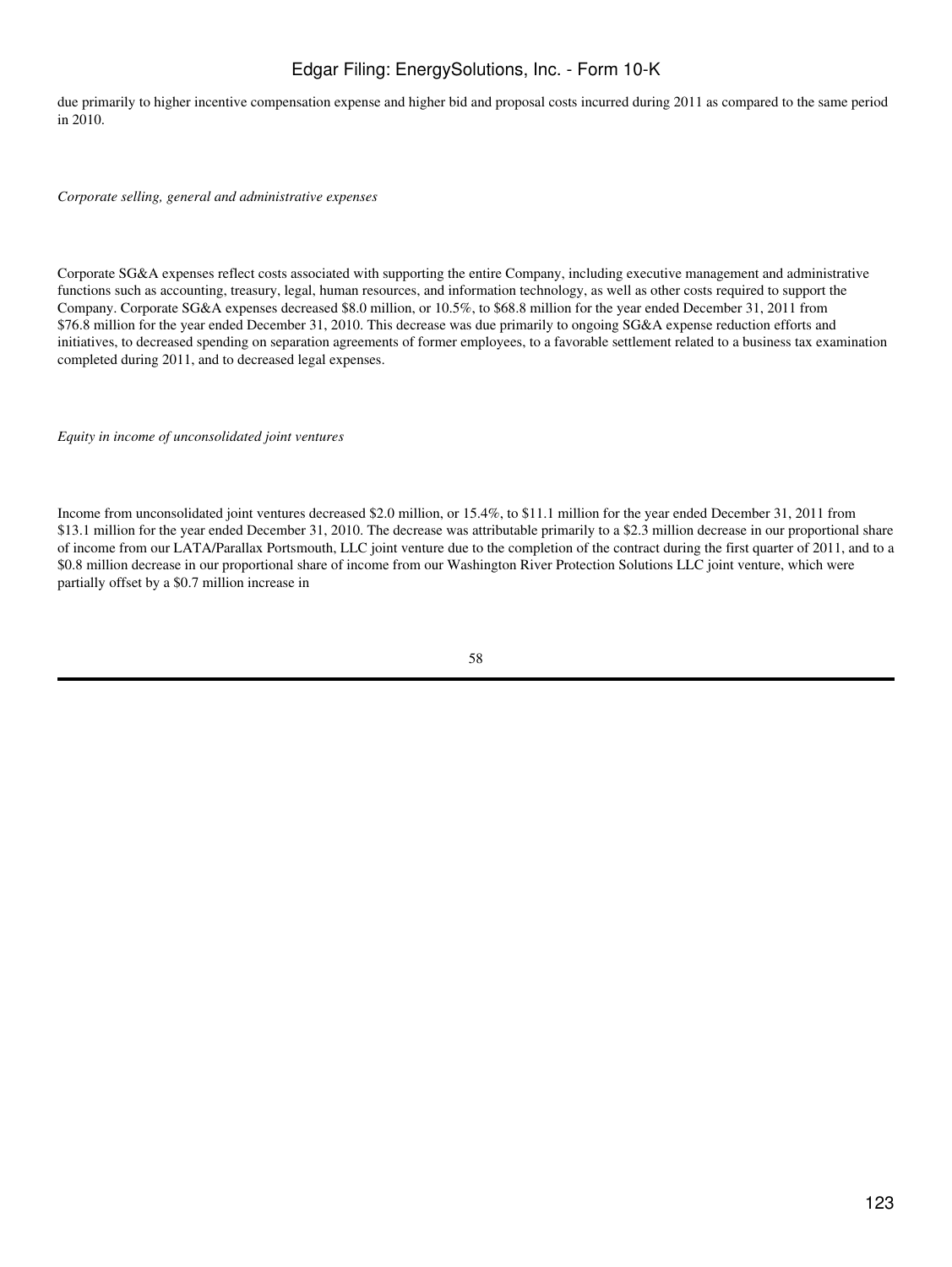due primarily to higher incentive compensation expense and higher bid and proposal costs incurred during 2011 as compared to the same period in 2010.

*Corporate selling, general and administrative expenses*

Corporate SG&A expenses reflect costs associated with supporting the entire Company, including executive management and administrative functions such as accounting, treasury, legal, human resources, and information technology, as well as other costs required to support the Company. Corporate SG&A expenses decreased $8.0 million, or 10.5%, to $68.8 million for the year ended December 31, 2011 from $76.8 million for the year ended December 31, 2010. This decrease was due primarily to ongoing SG&A expense reduction efforts and initiatives, to decreased spending on separation agreements of former employees, to a favorable settlement related to a business tax examination completed during 2011, and to decreased legal expenses.

*Equity in income of unconsolidated joint ventures*

Income from unconsolidated joint ventures decreased $2.0 million, or 15.4%, to $11.1 million for the year ended December 31, 2011 from $13.1 million for the year ended December 31, 2010. The decrease was attributable primarily to a $2.3 million decrease in our proportional share of income from our LATA/Parallax Portsmouth, LLC joint venture due to the completion of the contract during the first quarter of 2011, and to a $0.8 million decrease in our proportional share of income from our Washington River Protection Solutions LLC joint venture, which were partially offset by a $0.7 million increase in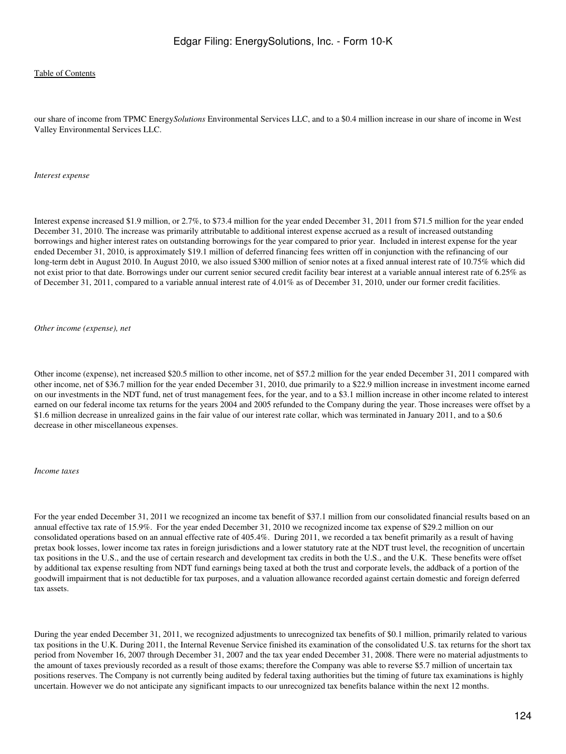our share of income from TPMC Energy*Solutions* Environmental Services LLC, and to a $0.4 million increase in our share of income in West Valley Environmental Services LLC.

*Interest expense*

Interest expense increased $1.9 million, or 2.7%, to $73.4 million for the year ended December 31, 2011 from $71.5 million for the year ended December 31, 2010. The increase was primarily attributable to additional interest expense accrued as a result of increased outstanding borrowings and higher interest rates on outstanding borrowings for the year compared to prior year. Included in interest expense for the year ended December 31, 2010, is approximately $19.1 million of deferred financing fees written off in conjunction with the refinancing of our long-term debt in August 2010. In August 2010, we also issued $300 million of senior notes at a fixed annual interest rate of 10.75% which did not exist prior to that date. Borrowings under our current senior secured credit facility bear interest at a variable annual interest rate of 6.25% as of December 31, 2011, compared to a variable annual interest rate of 4.01% as of December 31, 2010, under our former credit facilities.

*Other income (expense), net*

Other income (expense), net increased $20.5 million to other income, net of $57.2 million for the year ended December 31, 2011 compared with other income, net of $36.7 million for the year ended December 31, 2010, due primarily to a $22.9 million increase in investment income earned on our investments in the NDT fund, net of trust management fees, for the year, and to a $3.1 million increase in other income related to interest earned on our federal income tax returns for the years 2004 and 2005 refunded to the Company during the year. Those increases were offset by a $1.6 million decrease in unrealized gains in the fair value of our interest rate collar, which was terminated in January 2011, and to a $0.6 decrease in other miscellaneous expenses.

*Income taxes*

For the year ended December 31, 2011 we recognized an income tax benefit of $37.1 million from our consolidated financial results based on an annual effective tax rate of 15.9%. For the year ended December 31, 2010 we recognized income tax expense of $29.2 million on our consolidated operations based on an annual effective rate of 405.4%. During 2011, we recorded a tax benefit primarily as a result of having pretax book losses, lower income tax rates in foreign jurisdictions and a lower statutory rate at the NDT trust level, the recognition of uncertain tax positions in the U.S., and the use of certain research and development tax credits in both the U.S., and the U.K. These benefits were offset by additional tax expense resulting from NDT fund earnings being taxed at both the trust and corporate levels, the addback of a portion of the goodwill impairment that is not deductible for tax purposes, and a valuation allowance recorded against certain domestic and foreign deferred tax assets.

During the year ended December 31, 2011, we recognized adjustments to unrecognized tax benefits of $0.1 million, primarily related to various tax positions in the U.K. During 2011, the Internal Revenue Service finished its examination of the consolidated U.S. tax returns for the short tax period from November 16, 2007 through December 31, 2007 and the tax year ended December 31, 2008. There were no material adjustments to the amount of taxes previously recorded as a result of those exams; therefore the Company was able to reverse $5.7 million of uncertain tax positions reserves. The Company is not currently being audited by federal taxing authorities but the timing of future tax examinations is highly uncertain. However we do not anticipate any significant impacts to our unrecognized tax benefits balance within the next 12 months.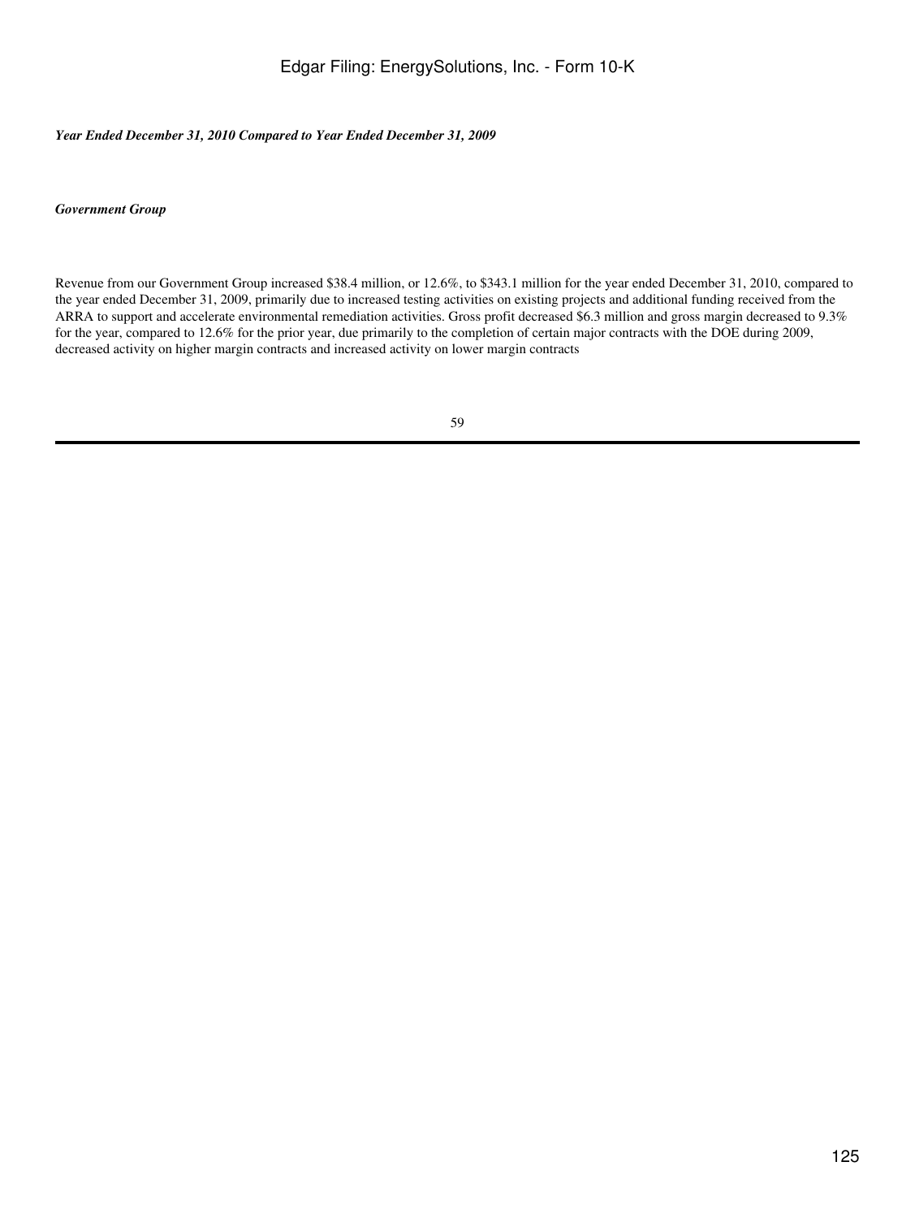*Year Ended December 31, 2010 Compared to Year Ended December 31, 2009*

*Government Group*

Revenue from our Government Group increased $38.4 million, or 12.6%, to $343.1 million for the year ended December 31, 2010, compared to the year ended December 31, 2009, primarily due to increased testing activities on existing projects and additional funding received from the ARRA to support and accelerate environmental remediation activities. Gross profit decreased $6.3 million and gross margin decreased to 9.3% for the year, compared to 12.6% for the prior year, due primarily to the completion of certain major contracts with the DOE during 2009, decreased activity on higher margin contracts and increased activity on lower margin contracts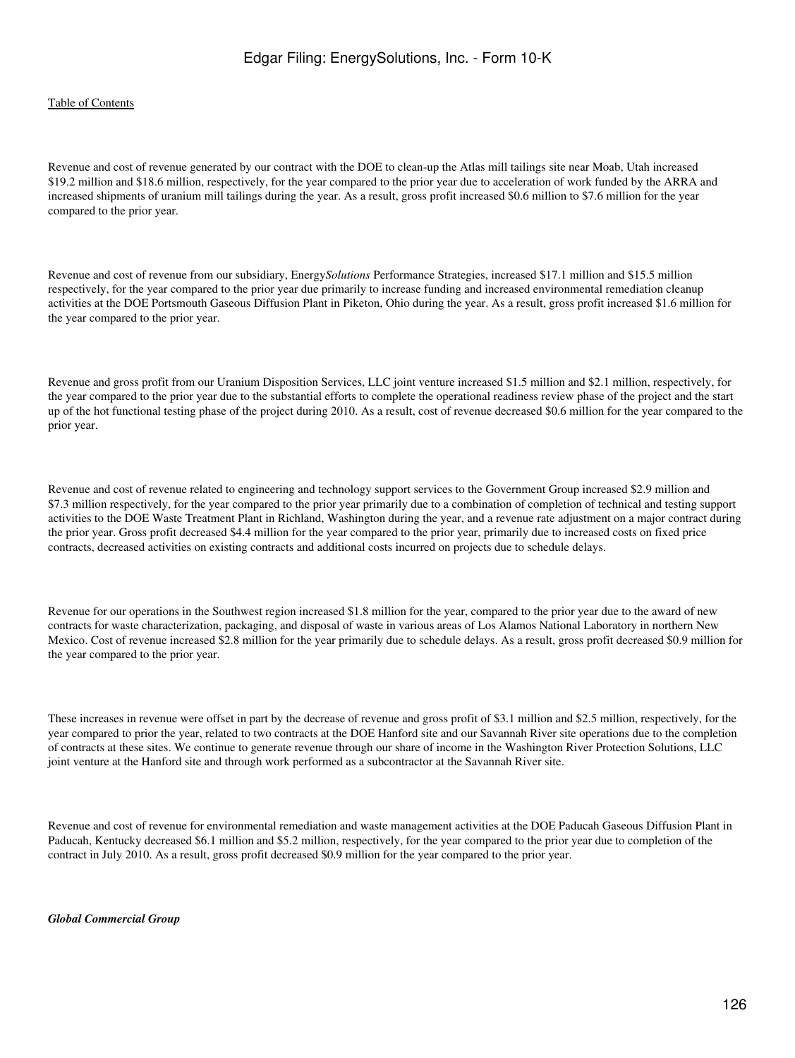Revenue and cost of revenue generated by our contract with the DOE to clean-up the Atlas mill tailings site near Moab, Utah increased $19.2 million and $18.6 million, respectively, for the year compared to the prior year due to acceleration of work funded by the ARRA and increased shipments of uranium mill tailings during the year. As a result, gross profit increased $0.6 million to $7.6 million for the year compared to the prior year.

Revenue and cost of revenue from our subsidiary, Energy*Solutions* Performance Strategies, increased $17.1 million and $15.5 million respectively, for the year compared to the prior year due primarily to increase funding and increased environmental remediation cleanup activities at the DOE Portsmouth Gaseous Diffusion Plant in Piketon, Ohio during the year. As a result, gross profit increased $1.6 million for the year compared to the prior year.

Revenue and gross profit from our Uranium Disposition Services, LLC joint venture increased $1.5 million and $2.1 million, respectively, for the year compared to the prior year due to the substantial efforts to complete the operational readiness review phase of the project and the start up of the hot functional testing phase of the project during 2010. As a result, cost of revenue decreased $0.6 million for the year compared to the prior year.

Revenue and cost of revenue related to engineering and technology support services to the Government Group increased $2.9 million and $7.3 million respectively, for the year compared to the prior year primarily due to a combination of completion of technical and testing support activities to the DOE Waste Treatment Plant in Richland, Washington during the year, and a revenue rate adjustment on a major contract during the prior year. Gross profit decreased $4.4 million for the year compared to the prior year, primarily due to increased costs on fixed price contracts, decreased activities on existing contracts and additional costs incurred on projects due to schedule delays.

Revenue for our operations in the Southwest region increased $1.8 million for the year, compared to the prior year due to the award of new contracts for waste characterization, packaging, and disposal of waste in various areas of Los Alamos National Laboratory in northern New Mexico. Cost of revenue increased $2.8 million for the year primarily due to schedule delays. As a result, gross profit decreased $0.9 million for the year compared to the prior year.

These increases in revenue were offset in part by the decrease of revenue and gross profit of $3.1 million and $2.5 million, respectively, for the year compared to prior the year, related to two contracts at the DOE Hanford site and our Savannah River site operations due to the completion of contracts at these sites. We continue to generate revenue through our share of income in the Washington River Protection Solutions, LLC joint venture at the Hanford site and through work performed as a subcontractor at the Savannah River site.

Revenue and cost of revenue for environmental remediation and waste management activities at the DOE Paducah Gaseous Diffusion Plant in Paducah, Kentucky decreased $6.1 million and $5.2 million, respectively, for the year compared to the prior year due to completion of the contract in July 2010. As a result, gross profit decreased $0.9 million for the year compared to the prior year.

***Global Commercial Group***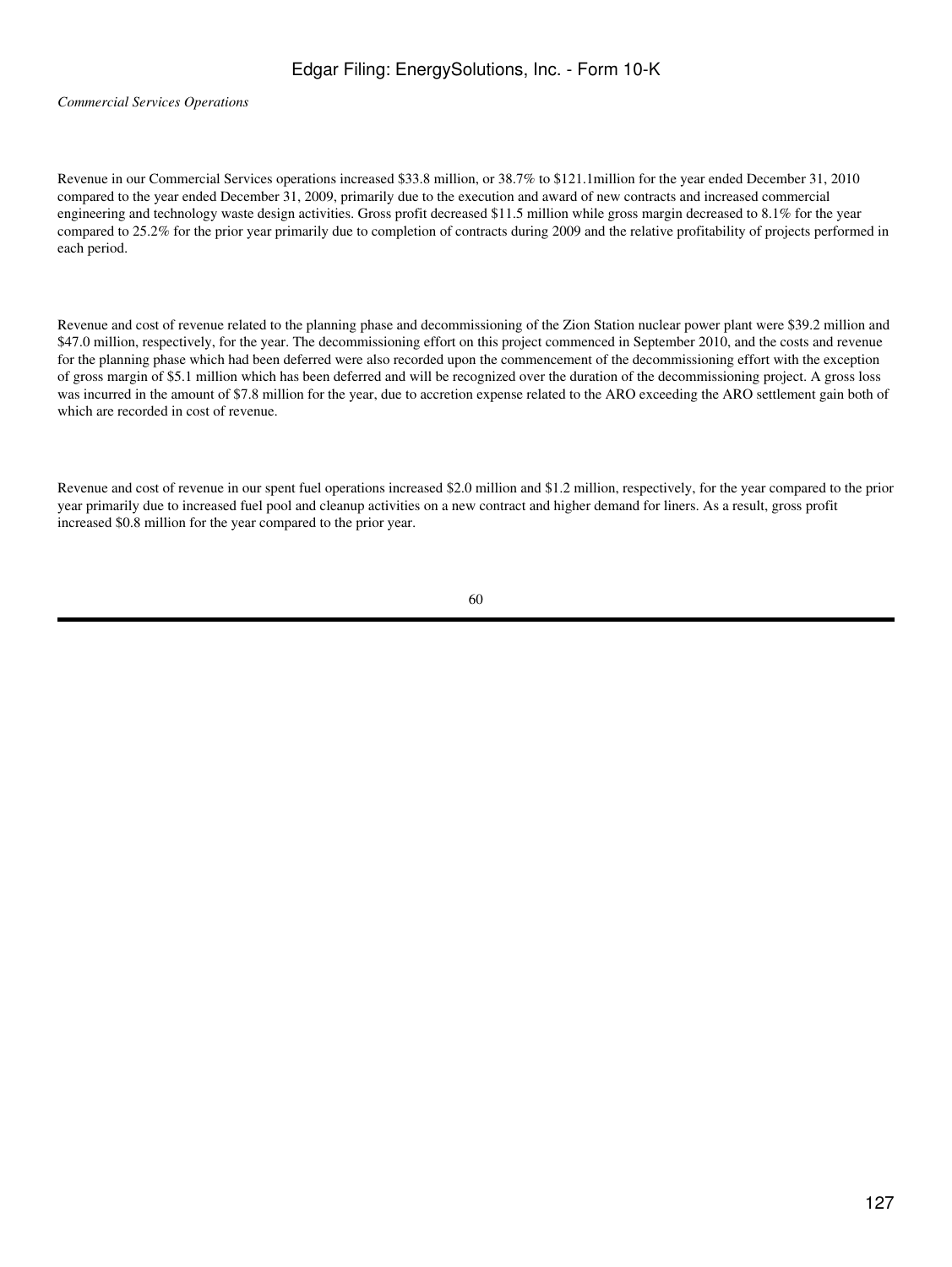*Commercial Services Operations*

Revenue in our Commercial Services operations increased $33.8 million, or 38.7% to $121.1million for the year ended December 31, 2010 compared to the year ended December 31, 2009, primarily due to the execution and award of new contracts and increased commercial engineering and technology waste design activities. Gross profit decreased $11.5 million while gross margin decreased to 8.1% for the year compared to 25.2% for the prior year primarily due to completion of contracts during 2009 and the relative profitability of projects performed in each period.

Revenue and cost of revenue related to the planning phase and decommissioning of the Zion Station nuclear power plant were $39.2 million and $47.0 million, respectively, for the year. The decommissioning effort on this project commenced in September 2010, and the costs and revenue for the planning phase which had been deferred were also recorded upon the commencement of the decommissioning effort with the exception of gross margin of $5.1 million which has been deferred and will be recognized over the duration of the decommissioning project. A gross loss was incurred in the amount of $7.8 million for the year, due to accretion expense related to the ARO exceeding the ARO settlement gain both of which are recorded in cost of revenue.

Revenue and cost of revenue in our spent fuel operations increased $2.0 million and $1.2 million, respectively, for the year compared to the prior year primarily due to increased fuel pool and cleanup activities on a new contract and higher demand for liners. As a result, gross profit increased $0.8 million for the year compared to the prior year.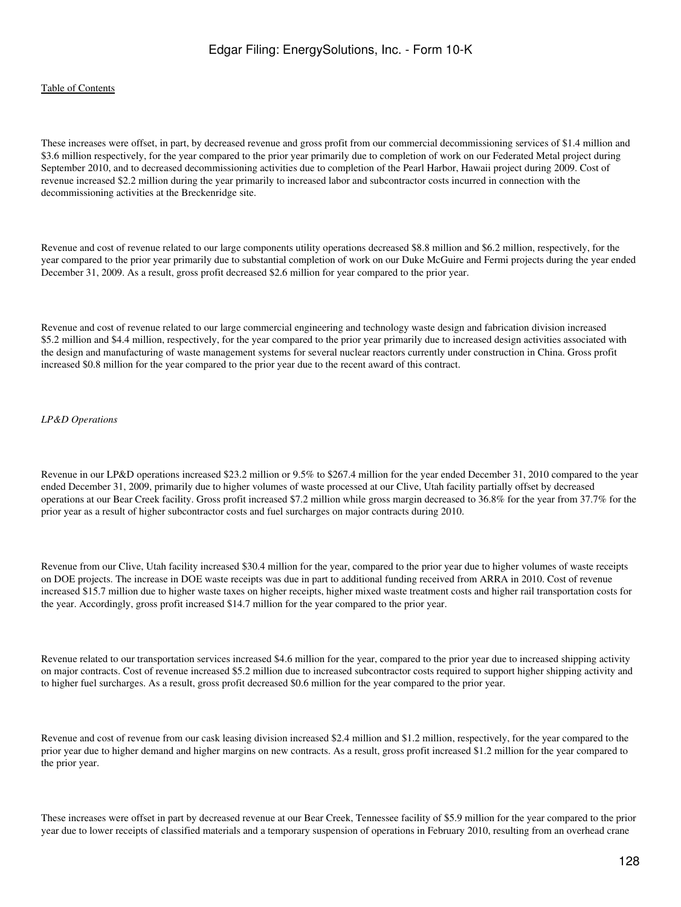These increases were offset, in part, by decreased revenue and gross profit from our commercial decommissioning services of $1.4 million and $3.6 million respectively, for the year compared to the prior year primarily due to completion of work on our Federated Metal project during September 2010, and to decreased decommissioning activities due to completion of the Pearl Harbor, Hawaii project during 2009. Cost of revenue increased $2.2 million during the year primarily to increased labor and subcontractor costs incurred in connection with the decommissioning activities at the Breckenridge site.

Revenue and cost of revenue related to our large components utility operations decreased $8.8 million and $6.2 million, respectively, for the year compared to the prior year primarily due to substantial completion of work on our Duke McGuire and Fermi projects during the year ended December 31, 2009. As a result, gross profit decreased $2.6 million for year compared to the prior year.

Revenue and cost of revenue related to our large commercial engineering and technology waste design and fabrication division increased $5.2 million and $4.4 million, respectively, for the year compared to the prior year primarily due to increased design activities associated with the design and manufacturing of waste management systems for several nuclear reactors currently under construction in China. Gross profit increased $0.8 million for the year compared to the prior year due to the recent award of this contract.

*LP&D Operations*

Revenue in our LP&D operations increased $23.2 million or 9.5% to $267.4 million for the year ended December 31, 2010 compared to the year ended December 31, 2009, primarily due to higher volumes of waste processed at our Clive, Utah facility partially offset by decreased operations at our Bear Creek facility. Gross profit increased $7.2 million while gross margin decreased to 36.8% for the year from 37.7% for the prior year as a result of higher subcontractor costs and fuel surcharges on major contracts during 2010.

Revenue from our Clive, Utah facility increased $30.4 million for the year, compared to the prior year due to higher volumes of waste receipts on DOE projects. The increase in DOE waste receipts was due in part to additional funding received from ARRA in 2010. Cost of revenue increased $15.7 million due to higher waste taxes on higher receipts, higher mixed waste treatment costs and higher rail transportation costs for the year. Accordingly, gross profit increased $14.7 million for the year compared to the prior year.

Revenue related to our transportation services increased $4.6 million for the year, compared to the prior year due to increased shipping activity on major contracts. Cost of revenue increased $5.2 million due to increased subcontractor costs required to support higher shipping activity and to higher fuel surcharges. As a result, gross profit decreased $0.6 million for the year compared to the prior year.

Revenue and cost of revenue from our cask leasing division increased $2.4 million and $1.2 million, respectively, for the year compared to the prior year due to higher demand and higher margins on new contracts. As a result, gross profit increased $1.2 million for the year compared to the prior year.

These increases were offset in part by decreased revenue at our Bear Creek, Tennessee facility of $5.9 million for the year compared to the prior year due to lower receipts of classified materials and a temporary suspension of operations in February 2010, resulting from an overhead crane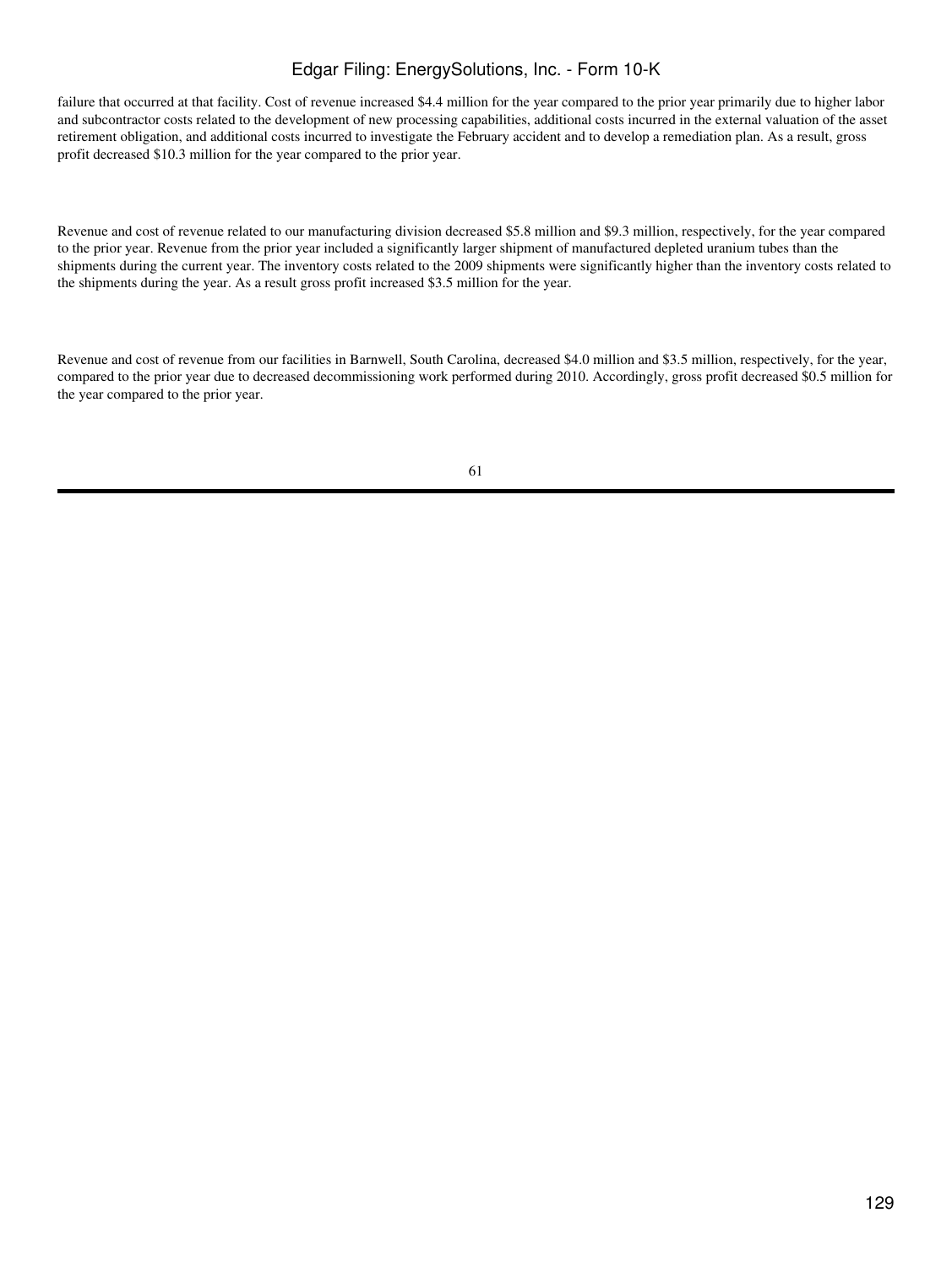failure that occurred at that facility. Cost of revenue increased $4.4 million for the year compared to the prior year primarily due to higher labor and subcontractor costs related to the development of new processing capabilities, additional costs incurred in the external valuation of the asset retirement obligation, and additional costs incurred to investigate the February accident and to develop a remediation plan. As a result, gross profit decreased $10.3 million for the year compared to the prior year.

Revenue and cost of revenue related to our manufacturing division decreased $5.8 million and $9.3 million, respectively, for the year compared to the prior year. Revenue from the prior year included a significantly larger shipment of manufactured depleted uranium tubes than the shipments during the current year. The inventory costs related to the 2009 shipments were significantly higher than the inventory costs related to the shipments during the year. As a result gross profit increased $3.5 million for the year.

Revenue and cost of revenue from our facilities in Barnwell, South Carolina, decreased $4.0 million and $3.5 million, respectively, for the year, compared to the prior year due to decreased decommissioning work performed during 2010. Accordingly, gross profit decreased $0.5 million for the year compared to the prior year.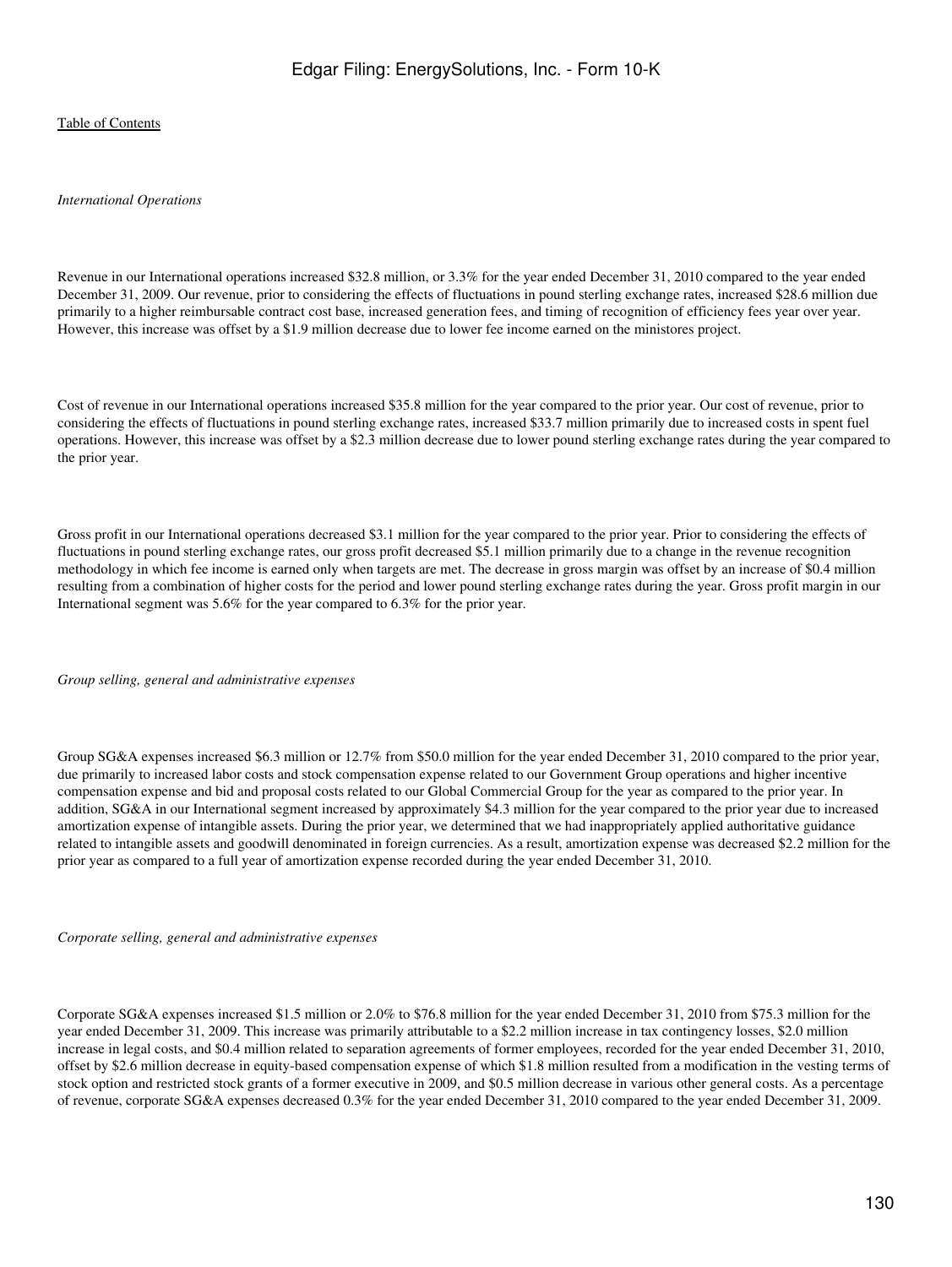*International Operations*

Revenue in our International operations increased $32.8 million, or 3.3% for the year ended December 31, 2010 compared to the year ended December 31, 2009. Our revenue, prior to considering the effects of fluctuations in pound sterling exchange rates, increased $28.6 million due primarily to a higher reimbursable contract cost base, increased generation fees, and timing of recognition of efficiency fees year over year. However, this increase was offset by a $1.9 million decrease due to lower fee income earned on the ministores project.

Cost of revenue in our International operations increased $35.8 million for the year compared to the prior year. Our cost of revenue, prior to considering the effects of fluctuations in pound sterling exchange rates, increased $33.7 million primarily due to increased costs in spent fuel operations. However, this increase was offset by a $2.3 million decrease due to lower pound sterling exchange rates during the year compared to the prior year.

Gross profit in our International operations decreased $3.1 million for the year compared to the prior year. Prior to considering the effects of fluctuations in pound sterling exchange rates, our gross profit decreased $5.1 million primarily due to a change in the revenue recognition methodology in which fee income is earned only when targets are met. The decrease in gross margin was offset by an increase of $0.4 million resulting from a combination of higher costs for the period and lower pound sterling exchange rates during the year. Gross profit margin in our International segment was 5.6% for the year compared to 6.3% for the prior year.

*Group selling, general and administrative expenses*

Group SG&A expenses increased $6.3 million or 12.7% from $50.0 million for the year ended December 31, 2010 compared to the prior year, due primarily to increased labor costs and stock compensation expense related to our Government Group operations and higher incentive compensation expense and bid and proposal costs related to our Global Commercial Group for the year as compared to the prior year. In addition, SG&A in our International segment increased by approximately $4.3 million for the year compared to the prior year due to increased amortization expense of intangible assets. During the prior year, we determined that we had inappropriately applied authoritative guidance related to intangible assets and goodwill denominated in foreign currencies. As a result, amortization expense was decreased $2.2 million for the prior year as compared to a full year of amortization expense recorded during the year ended December 31, 2010.

*Corporate selling, general and administrative expenses*

Corporate SG&A expenses increased $1.5 million or 2.0% to $76.8 million for the year ended December 31, 2010 from $75.3 million for the year ended December 31, 2009. This increase was primarily attributable to a $2.2 million increase in tax contingency losses, $2.0 million increase in legal costs, and $0.4 million related to separation agreements of former employees, recorded for the year ended December 31, 2010, offset by $2.6 million decrease in equity-based compensation expense of which $1.8 million resulted from a modification in the vesting terms of stock option and restricted stock grants of a former executive in 2009, and $0.5 million decrease in various other general costs. As a percentage of revenue, corporate SG&A expenses decreased 0.3% for the year ended December 31, 2010 compared to the year ended December 31, 2009.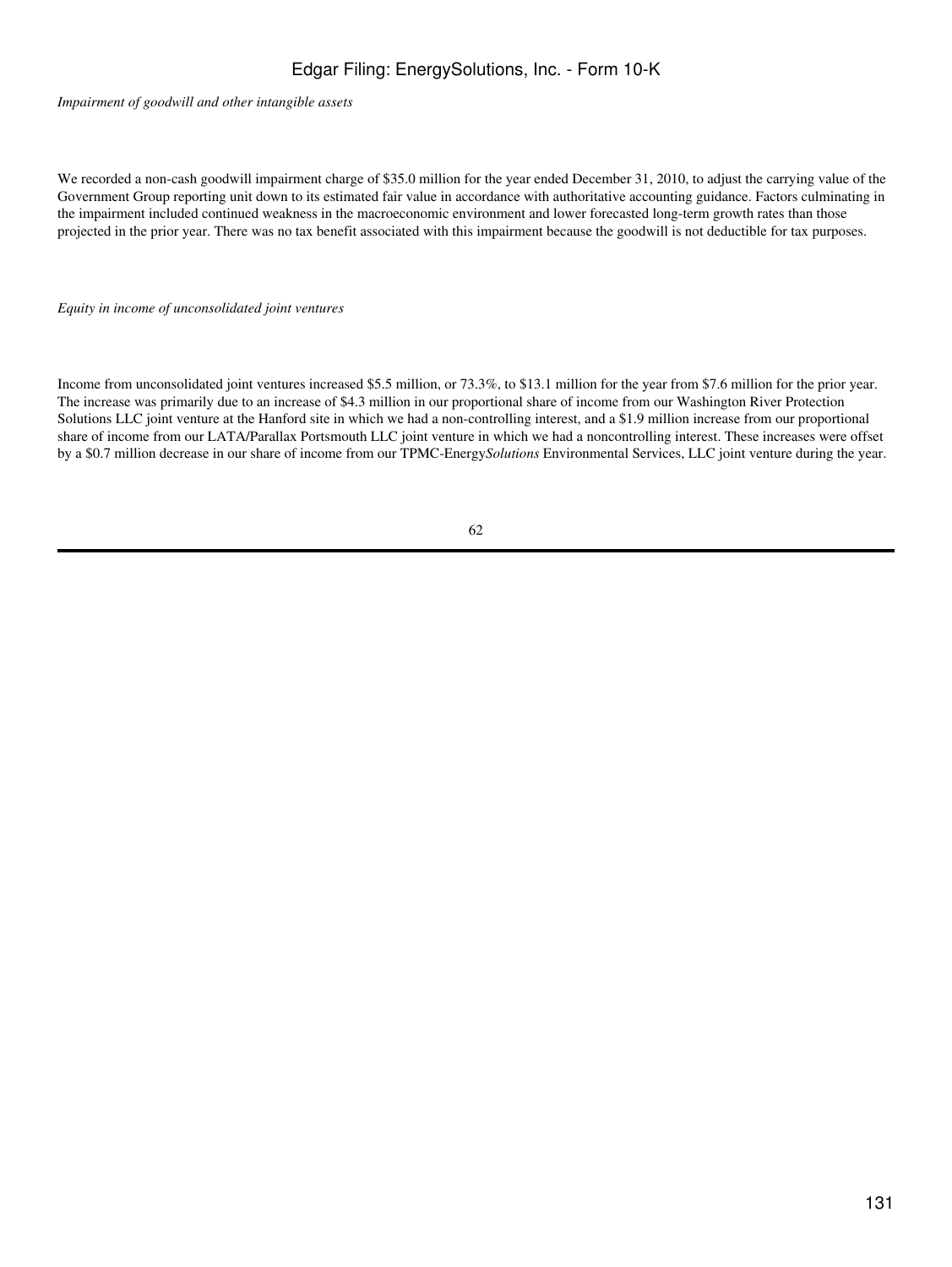*Impairment of goodwill and other intangible assets*

We recorded a non-cash goodwill impairment charge of $35.0 million for the year ended December 31, 2010, to adjust the carrying value of the Government Group reporting unit down to its estimated fair value in accordance with authoritative accounting guidance. Factors culminating in the impairment included continued weakness in the macroeconomic environment and lower forecasted long-term growth rates than those projected in the prior year. There was no tax benefit associated with this impairment because the goodwill is not deductible for tax purposes.

*Equity in income of unconsolidated joint ventures*

Income from unconsolidated joint ventures increased $5.5 million, or 73.3%, to $13.1 million for the year from $7.6 million for the prior year. The increase was primarily due to an increase of $4.3 million in our proportional share of income from our Washington River Protection Solutions LLC joint venture at the Hanford site in which we had a non-controlling interest, and a $1.9 million increase from our proportional share of income from our LATA/Parallax Portsmouth LLC joint venture in which we had a noncontrolling interest. These increases were offset by a $0.7 million decrease in our share of income from our TPMC-Energy*Solutions* Environmental Services, LLC joint venture during the year.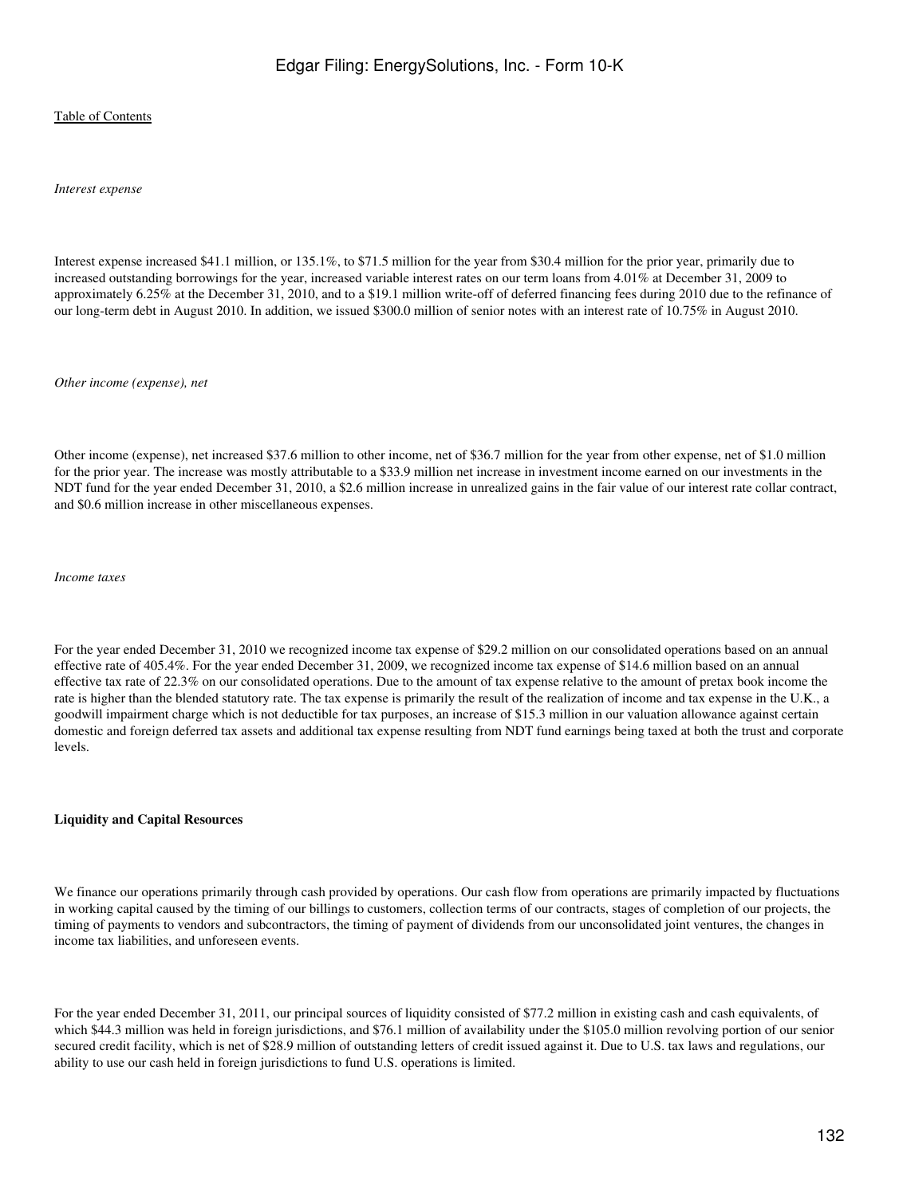*Interest expense*

Interest expense increased $41.1 million, or 135.1%, to $71.5 million for the year from $30.4 million for the prior year, primarily due to increased outstanding borrowings for the year, increased variable interest rates on our term loans from 4.01% at December 31, 2009 to approximately 6.25% at the December 31, 2010, and to a $19.1 million write-off of deferred financing fees during 2010 due to the refinance of our long-term debt in August 2010. In addition, we issued $300.0 million of senior notes with an interest rate of 10.75% in August 2010.

*Other income (expense), net*

Other income (expense), net increased $37.6 million to other income, net of $36.7 million for the year from other expense, net of $1.0 million for the prior year. The increase was mostly attributable to a $33.9 million net increase in investment income earned on our investments in the NDT fund for the year ended December 31, 2010, a $2.6 million increase in unrealized gains in the fair value of our interest rate collar contract, and $0.6 million increase in other miscellaneous expenses.

*Income taxes*

For the year ended December 31, 2010 we recognized income tax expense of $29.2 million on our consolidated operations based on an annual effective rate of 405.4%. For the year ended December 31, 2009, we recognized income tax expense of $14.6 million based on an annual effective tax rate of 22.3% on our consolidated operations. Due to the amount of tax expense relative to the amount of pretax book income the rate is higher than the blended statutory rate. The tax expense is primarily the result of the realization of income and tax expense in the U.K., a goodwill impairment charge which is not deductible for tax purposes, an increase of $15.3 million in our valuation allowance against certain domestic and foreign deferred tax assets and additional tax expense resulting from NDT fund earnings being taxed at both the trust and corporate levels.

**Liquidity and Capital Resources**

We finance our operations primarily through cash provided by operations. Our cash flow from operations are primarily impacted by fluctuations in working capital caused by the timing of our billings to customers, collection terms of our contracts, stages of completion of our projects, the timing of payments to vendors and subcontractors, the timing of payment of dividends from our unconsolidated joint ventures, the changes in income tax liabilities, and unforeseen events.

For the year ended December 31, 2011, our principal sources of liquidity consisted of $77.2 million in existing cash and cash equivalents, of which $44.3 million was held in foreign jurisdictions, and $76.1 million of availability under the $105.0 million revolving portion of our senior secured credit facility, which is net of $28.9 million of outstanding letters of credit issued against it. Due to U.S. tax laws and regulations, our ability to use our cash held in foreign jurisdictions to fund U.S. operations is limited.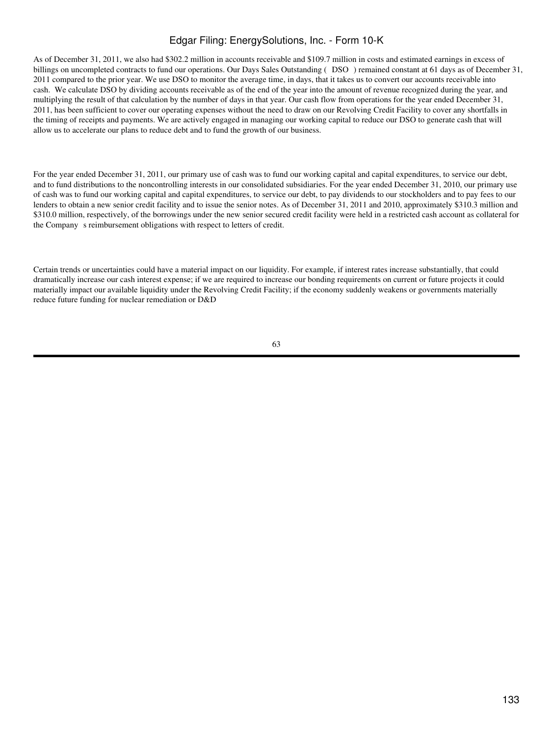As of December 31, 2011, we also had $302.2 million in accounts receivable and $109.7 million in costs and estimated earnings in excess of billings on uncompleted contracts to fund our operations. Our Days Sales Outstanding ( DSO ) remained constant at 61 days as of December 31, 2011 compared to the prior year. We use DSO to monitor the average time, in days, that it takes us to convert our accounts receivable into cash. We calculate DSO by dividing accounts receivable as of the end of the year into the amount of revenue recognized during the year, and multiplying the result of that calculation by the number of days in that year. Our cash flow from operations for the year ended December 31, 2011, has been sufficient to cover our operating expenses without the need to draw on our Revolving Credit Facility to cover any shortfalls in the timing of receipts and payments. We are actively engaged in managing our working capital to reduce our DSO to generate cash that will allow us to accelerate our plans to reduce debt and to fund the growth of our business.

For the year ended December 31, 2011, our primary use of cash was to fund our working capital and capital expenditures, to service our debt, and to fund distributions to the noncontrolling interests in our consolidated subsidiaries. For the year ended December 31, 2010, our primary use of cash was to fund our working capital and capital expenditures, to service our debt, to pay dividends to our stockholders and to pay fees to our lenders to obtain a new senior credit facility and to issue the senior notes. As of December 31, 2011 and 2010, approximately $310.3 million and $310.0 million, respectively, of the borrowings under the new senior secured credit facility were held in a restricted cash account as collateral for the Company s reimbursement obligations with respect to letters of credit.

Certain trends or uncertainties could have a material impact on our liquidity. For example, if interest rates increase substantially, that could dramatically increase our cash interest expense; if we are required to increase our bonding requirements on current or future projects it could materially impact our available liquidity under the Revolving Credit Facility; if the economy suddenly weakens or governments materially reduce future funding for nuclear remediation or D&D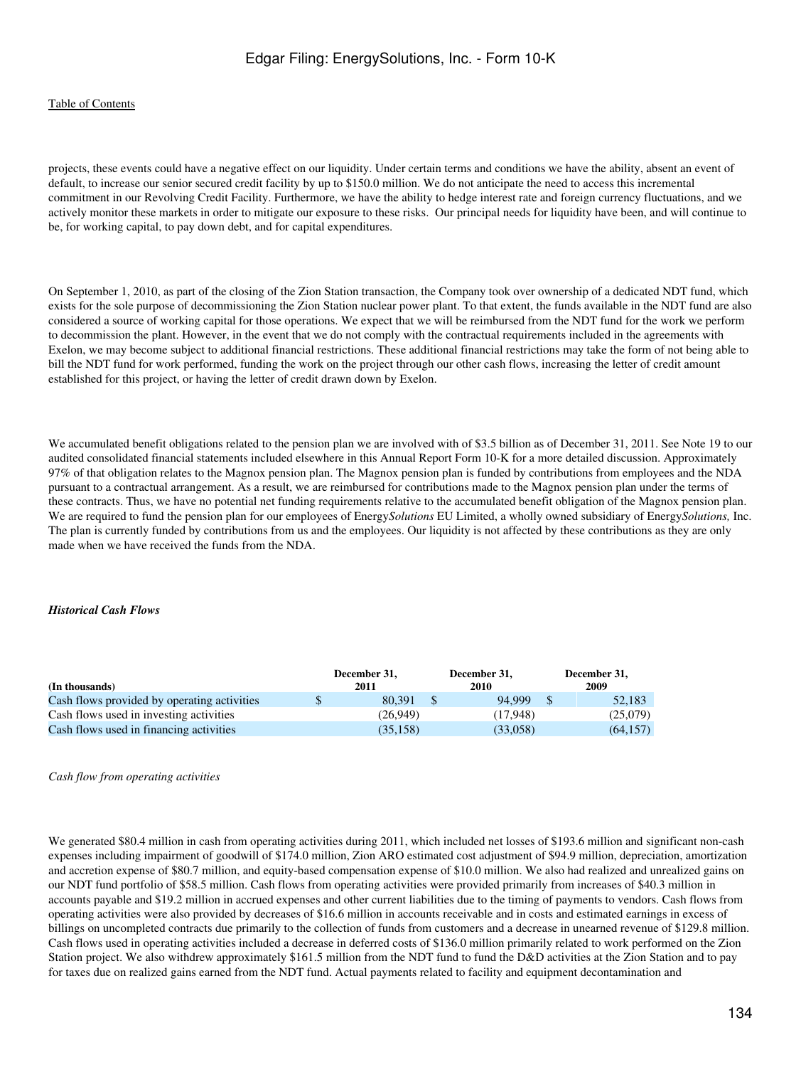projects, these events could have a negative effect on our liquidity. Under certain terms and conditions we have the ability, absent an event of default, to increase our senior secured credit facility by up to $150.0 million. We do not anticipate the need to access this incremental commitment in our Revolving Credit Facility. Furthermore, we have the ability to hedge interest rate and foreign currency fluctuations, and we actively monitor these markets in order to mitigate our exposure to these risks. Our principal needs for liquidity have been, and will continue to be, for working capital, to pay down debt, and for capital expenditures.

On September 1, 2010, as part of the closing of the Zion Station transaction, the Company took over ownership of a dedicated NDT fund, which exists for the sole purpose of decommissioning the Zion Station nuclear power plant. To that extent, the funds available in the NDT fund are also considered a source of working capital for those operations. We expect that we will be reimbursed from the NDT fund for the work we perform to decommission the plant. However, in the event that we do not comply with the contractual requirements included in the agreements with Exelon, we may become subject to additional financial restrictions. These additional financial restrictions may take the form of not being able to bill the NDT fund for work performed, funding the work on the project through our other cash flows, increasing the letter of credit amount established for this project, or having the letter of credit drawn down by Exelon.

We accumulated benefit obligations related to the pension plan we are involved with of $3.5 billion as of December 31, 2011. See Note 19 to our audited consolidated financial statements included elsewhere in this Annual Report Form 10-K for a more detailed discussion. Approximately 97% of that obligation relates to the Magnox pension plan. The Magnox pension plan is funded by contributions from employees and the NDA pursuant to a contractual arrangement. As a result, we are reimbursed for contributions made to the Magnox pension plan under the terms of these contracts. Thus, we have no potential net funding requirements relative to the accumulated benefit obligation of the Magnox pension plan. We are required to fund the pension plan for our employees of Energy*Solutions* EU Limited, a wholly owned subsidiary of Energy*Solutions,* Inc. The plan is currently funded by contributions from us and the employees. Our liquidity is not affected by these contributions as they are only made when we have received the funds from the NDA.

***Historical Cash Flows***

| (In thousands) | December 31, 2011 | December 31, 2010 | December 31, 2009 |
|---|---|---|---|
| Cash flows provided by operating activities | $ 80,391 | $ 94,999 | $ 52,183 |
| Cash flows used in investing activities | (26,949) | (17,948) | (25,079) |
| Cash flows used in financing activities | (35,158) | (33,058) | (64,157) |

*Cash flow from operating activities*

We generated $80.4 million in cash from operating activities during 2011, which included net losses of $193.6 million and significant non-cash expenses including impairment of goodwill of $174.0 million, Zion ARO estimated cost adjustment of $94.9 million, depreciation, amortization and accretion expense of $80.7 million, and equity-based compensation expense of $10.0 million. We also had realized and unrealized gains on our NDT fund portfolio of $58.5 million. Cash flows from operating activities were provided primarily from increases of $40.3 million in accounts payable and $19.2 million in accrued expenses and other current liabilities due to the timing of payments to vendors. Cash flows from operating activities were also provided by decreases of $16.6 million in accounts receivable and in costs and estimated earnings in excess of billings on uncompleted contracts due primarily to the collection of funds from customers and a decrease in unearned revenue of $129.8 million. Cash flows used in operating activities included a decrease in deferred costs of $136.0 million primarily related to work performed on the Zion Station project. We also withdrew approximately $161.5 million from the NDT fund to fund the D&D activities at the Zion Station and to pay for taxes due on realized gains earned from the NDT fund. Actual payments related to facility and equipment decontamination and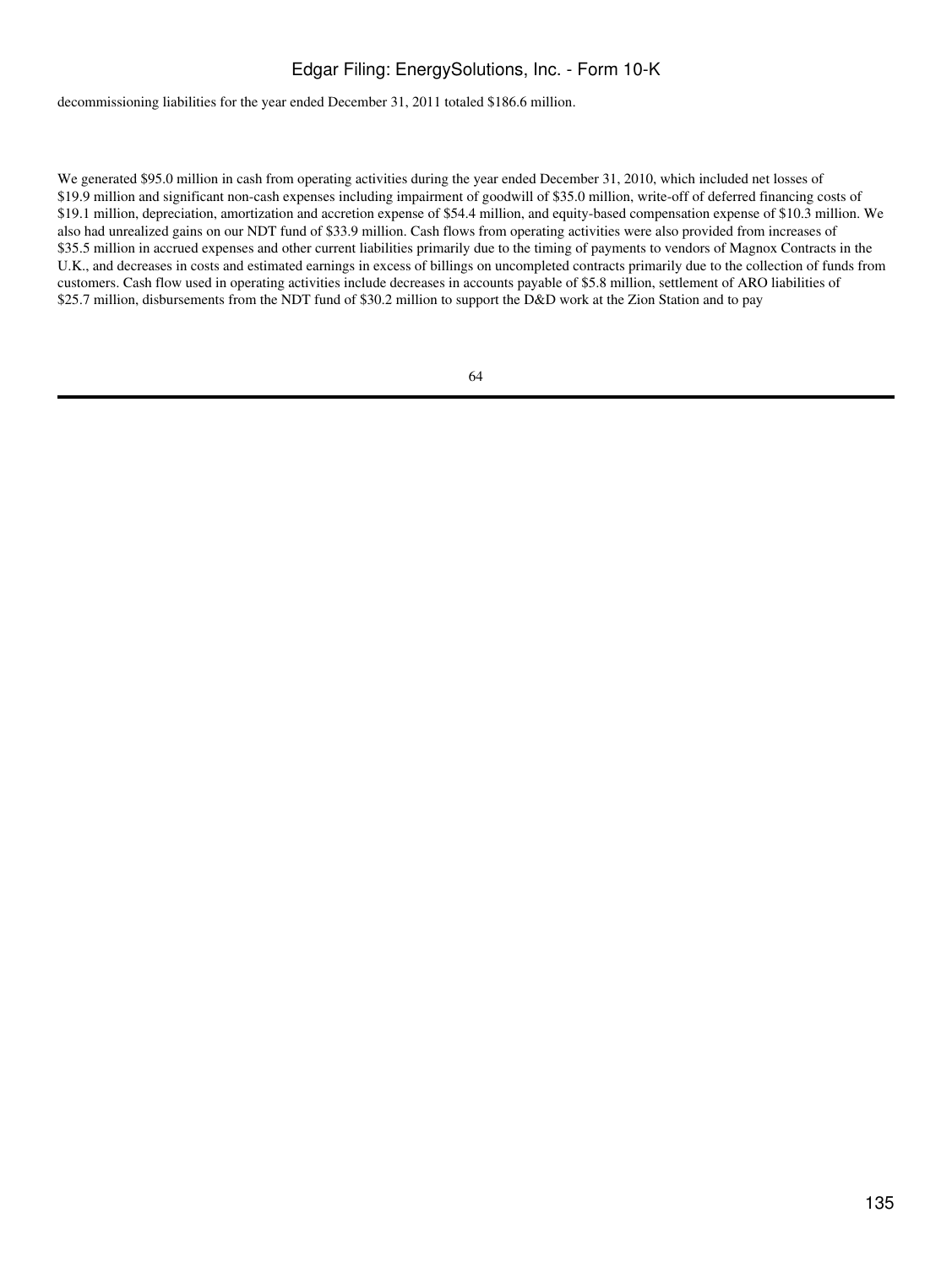decommissioning liabilities for the year ended December 31, 2011 totaled $186.6 million.

We generated $95.0 million in cash from operating activities during the year ended December 31, 2010, which included net losses of $19.9 million and significant non-cash expenses including impairment of goodwill of $35.0 million, write-off of deferred financing costs of $19.1 million, depreciation, amortization and accretion expense of $54.4 million, and equity-based compensation expense of $10.3 million. We also had unrealized gains on our NDT fund of $33.9 million. Cash flows from operating activities were also provided from increases of $35.5 million in accrued expenses and other current liabilities primarily due to the timing of payments to vendors of Magnox Contracts in the U.K., and decreases in costs and estimated earnings in excess of billings on uncompleted contracts primarily due to the collection of funds from customers. Cash flow used in operating activities include decreases in accounts payable of $5.8 million, settlement of ARO liabilities of $25.7 million, disbursements from the NDT fund of $30.2 million to support the D&D work at the Zion Station and to pay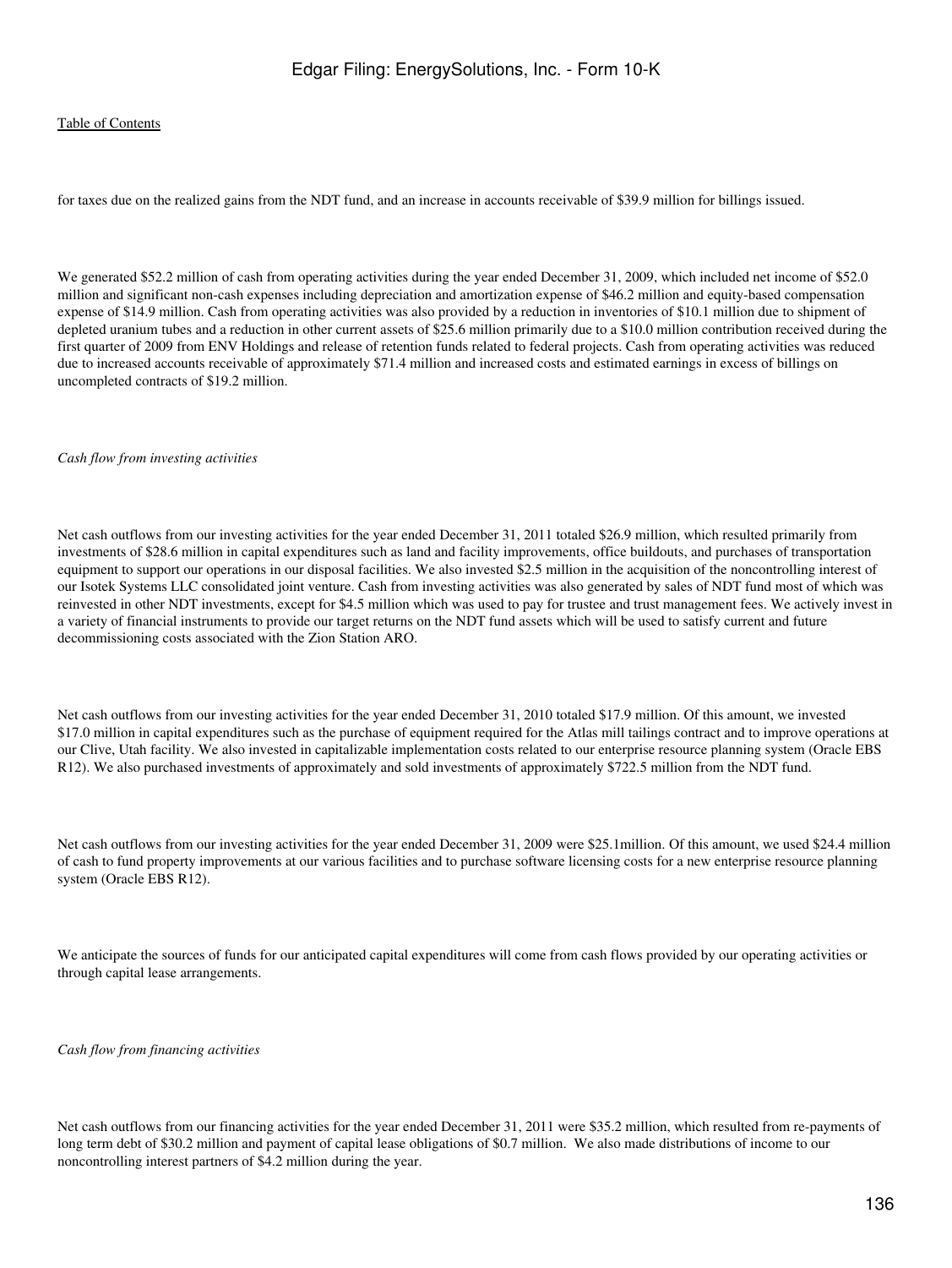for taxes due on the realized gains from the NDT fund, and an increase in accounts receivable of $39.9 million for billings issued.

We generated $52.2 million of cash from operating activities during the year ended December 31, 2009, which included net income of $52.0 million and significant non-cash expenses including depreciation and amortization expense of $46.2 million and equity-based compensation expense of $14.9 million. Cash from operating activities was also provided by a reduction in inventories of $10.1 million due to shipment of depleted uranium tubes and a reduction in other current assets of $25.6 million primarily due to a $10.0 million contribution received during the first quarter of 2009 from ENV Holdings and release of retention funds related to federal projects. Cash from operating activities was reduced due to increased accounts receivable of approximately $71.4 million and increased costs and estimated earnings in excess of billings on uncompleted contracts of $19.2 million.

*Cash flow from investing activities*

Net cash outflows from our investing activities for the year ended December 31, 2011 totaled $26.9 million, which resulted primarily from investments of $28.6 million in capital expenditures such as land and facility improvements, office buildouts, and purchases of transportation equipment to support our operations in our disposal facilities. We also invested $2.5 million in the acquisition of the noncontrolling interest of our Isotek Systems LLC consolidated joint venture. Cash from investing activities was also generated by sales of NDT fund most of which was reinvested in other NDT investments, except for $4.5 million which was used to pay for trustee and trust management fees. We actively invest in a variety of financial instruments to provide our target returns on the NDT fund assets which will be used to satisfy current and future decommissioning costs associated with the Zion Station ARO.

Net cash outflows from our investing activities for the year ended December 31, 2010 totaled $17.9 million. Of this amount, we invested $17.0 million in capital expenditures such as the purchase of equipment required for the Atlas mill tailings contract and to improve operations at our Clive, Utah facility. We also invested in capitalizable implementation costs related to our enterprise resource planning system (Oracle EBS R12). We also purchased investments of approximately and sold investments of approximately $722.5 million from the NDT fund.

Net cash outflows from our investing activities for the year ended December 31, 2009 were $25.1million. Of this amount, we used $24.4 million of cash to fund property improvements at our various facilities and to purchase software licensing costs for a new enterprise resource planning system (Oracle EBS R12).

We anticipate the sources of funds for our anticipated capital expenditures will come from cash flows provided by our operating activities or through capital lease arrangements.

*Cash flow from financing activities*

Net cash outflows from our financing activities for the year ended December 31, 2011 were $35.2 million, which resulted from re-payments of long term debt of $30.2 million and payment of capital lease obligations of $0.7 million. We also made distributions of income to our noncontrolling interest partners of $4.2 million during the year.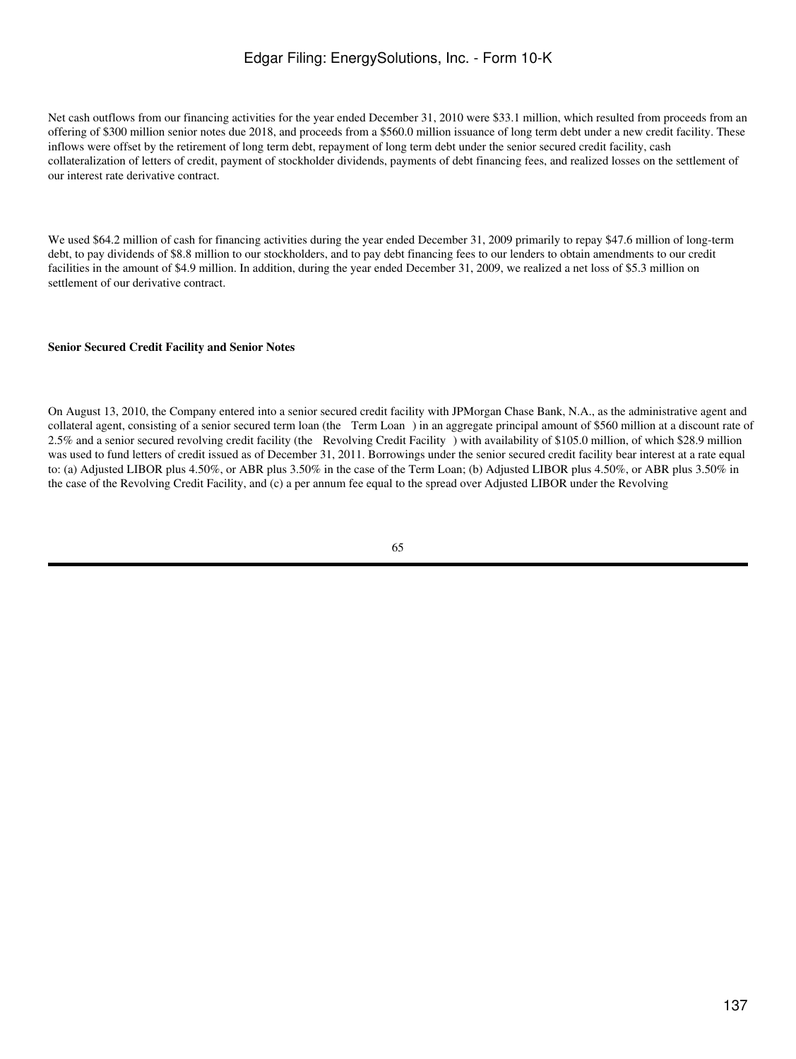Net cash outflows from our financing activities for the year ended December 31, 2010 were $33.1 million, which resulted from proceeds from an offering of $300 million senior notes due 2018, and proceeds from a $560.0 million issuance of long term debt under a new credit facility. These inflows were offset by the retirement of long term debt, repayment of long term debt under the senior secured credit facility, cash collateralization of letters of credit, payment of stockholder dividends, payments of debt financing fees, and realized losses on the settlement of our interest rate derivative contract.

We used $64.2 million of cash for financing activities during the year ended December 31, 2009 primarily to repay $47.6 million of long-term debt, to pay dividends of $8.8 million to our stockholders, and to pay debt financing fees to our lenders to obtain amendments to our credit facilities in the amount of $4.9 million. In addition, during the year ended December 31, 2009, we realized a net loss of $5.3 million on settlement of our derivative contract.

**Senior Secured Credit Facility and Senior Notes**

On August 13, 2010, the Company entered into a senior secured credit facility with JPMorgan Chase Bank, N.A., as the administrative agent and collateral agent, consisting of a senior secured term loan (the Term Loan ) in an aggregate principal amount of $560 million at a discount rate of 2.5% and a senior secured revolving credit facility (the Revolving Credit Facility ) with availability of $105.0 million, of which $28.9 million was used to fund letters of credit issued as of December 31, 2011. Borrowings under the senior secured credit facility bear interest at a rate equal to: (a) Adjusted LIBOR plus 4.50%, or ABR plus 3.50% in the case of the Term Loan; (b) Adjusted LIBOR plus 4.50%, or ABR plus 3.50% in the case of the Revolving Credit Facility, and (c) a per annum fee equal to the spread over Adjusted LIBOR under the Revolving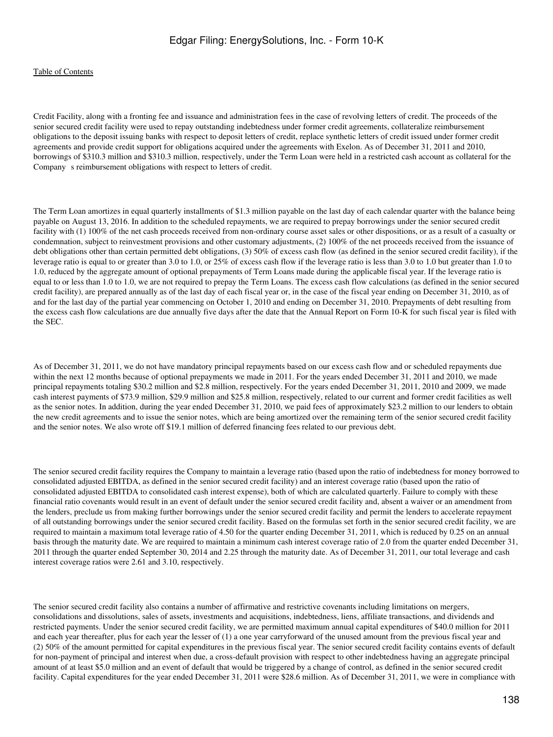Credit Facility, along with a fronting fee and issuance and administration fees in the case of revolving letters of credit. The proceeds of the senior secured credit facility were used to repay outstanding indebtedness under former credit agreements, collateralize reimbursement obligations to the deposit issuing banks with respect to deposit letters of credit, replace synthetic letters of credit issued under former credit agreements and provide credit support for obligations acquired under the agreements with Exelon. As of December 31, 2011 and 2010, borrowings of $310.3 million and $310.3 million, respectively, under the Term Loan were held in a restricted cash account as collateral for the Company s reimbursement obligations with respect to letters of credit.

The Term Loan amortizes in equal quarterly installments of $1.3 million payable on the last day of each calendar quarter with the balance being payable on August 13, 2016. In addition to the scheduled repayments, we are required to prepay borrowings under the senior secured credit facility with (1) 100% of the net cash proceeds received from non-ordinary course asset sales or other dispositions, or as a result of a casualty or condemnation, subject to reinvestment provisions and other customary adjustments, (2) 100% of the net proceeds received from the issuance of debt obligations other than certain permitted debt obligations, (3) 50% of excess cash flow (as defined in the senior secured credit facility), if the leverage ratio is equal to or greater than 3.0 to 1.0, or 25% of excess cash flow if the leverage ratio is less than 3.0 to 1.0 but greater than 1.0 to 1.0, reduced by the aggregate amount of optional prepayments of Term Loans made during the applicable fiscal year. If the leverage ratio is equal to or less than 1.0 to 1.0, we are not required to prepay the Term Loans. The excess cash flow calculations (as defined in the senior secured credit facility), are prepared annually as of the last day of each fiscal year or, in the case of the fiscal year ending on December 31, 2010, as of and for the last day of the partial year commencing on October 1, 2010 and ending on December 31, 2010. Prepayments of debt resulting from the excess cash flow calculations are due annually five days after the date that the Annual Report on Form 10-K for such fiscal year is filed with the SEC.

As of December 31, 2011, we do not have mandatory principal repayments based on our excess cash flow and or scheduled repayments due within the next 12 months because of optional prepayments we made in 2011. For the years ended December 31, 2011 and 2010, we made principal repayments totaling $30.2 million and $2.8 million, respectively. For the years ended December 31, 2011, 2010 and 2009, we made cash interest payments of $73.9 million, $29.9 million and $25.8 million, respectively, related to our current and former credit facilities as well as the senior notes. In addition, during the year ended December 31, 2010, we paid fees of approximately $23.2 million to our lenders to obtain the new credit agreements and to issue the senior notes, which are being amortized over the remaining term of the senior secured credit facility and the senior notes. We also wrote off $19.1 million of deferred financing fees related to our previous debt.

The senior secured credit facility requires the Company to maintain a leverage ratio (based upon the ratio of indebtedness for money borrowed to consolidated adjusted EBITDA, as defined in the senior secured credit facility) and an interest coverage ratio (based upon the ratio of consolidated adjusted EBITDA to consolidated cash interest expense), both of which are calculated quarterly. Failure to comply with these financial ratio covenants would result in an event of default under the senior secured credit facility and, absent a waiver or an amendment from the lenders, preclude us from making further borrowings under the senior secured credit facility and permit the lenders to accelerate repayment of all outstanding borrowings under the senior secured credit facility. Based on the formulas set forth in the senior secured credit facility, we are required to maintain a maximum total leverage ratio of 4.50 for the quarter ending December 31, 2011, which is reduced by 0.25 on an annual basis through the maturity date. We are required to maintain a minimum cash interest coverage ratio of 2.0 from the quarter ended December 31, 2011 through the quarter ended September 30, 2014 and 2.25 through the maturity date. As of December 31, 2011, our total leverage and cash interest coverage ratios were 2.61 and 3.10, respectively.

The senior secured credit facility also contains a number of affirmative and restrictive covenants including limitations on mergers, consolidations and dissolutions, sales of assets, investments and acquisitions, indebtedness, liens, affiliate transactions, and dividends and restricted payments. Under the senior secured credit facility, we are permitted maximum annual capital expenditures of $40.0 million for 2011 and each year thereafter, plus for each year the lesser of (1) a one year carryforward of the unused amount from the previous fiscal year and (2) 50% of the amount permitted for capital expenditures in the previous fiscal year. The senior secured credit facility contains events of default for non-payment of principal and interest when due, a cross-default provision with respect to other indebtedness having an aggregate principal amount of at least $5.0 million and an event of default that would be triggered by a change of control, as defined in the senior secured credit facility. Capital expenditures for the year ended December 31, 2011 were $28.6 million. As of December 31, 2011, we were in compliance with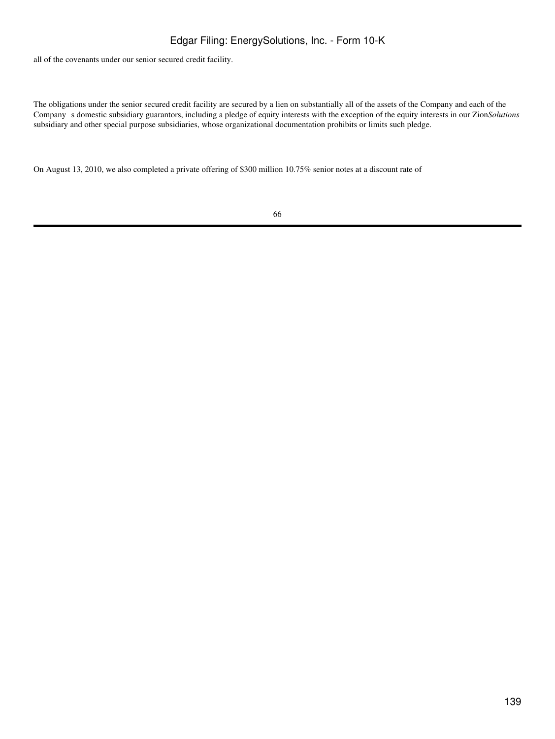all of the covenants under our senior secured credit facility.

The obligations under the senior secured credit facility are secured by a lien on substantially all of the assets of the Company and each of the Company s domestic subsidiary guarantors, including a pledge of equity interests with the exception of the equity interests in our Zion*Solutions* subsidiary and other special purpose subsidiaries, whose organizational documentation prohibits or limits such pledge.

On August 13, 2010, we also completed a private offering of $300 million 10.75% senior notes at a discount rate of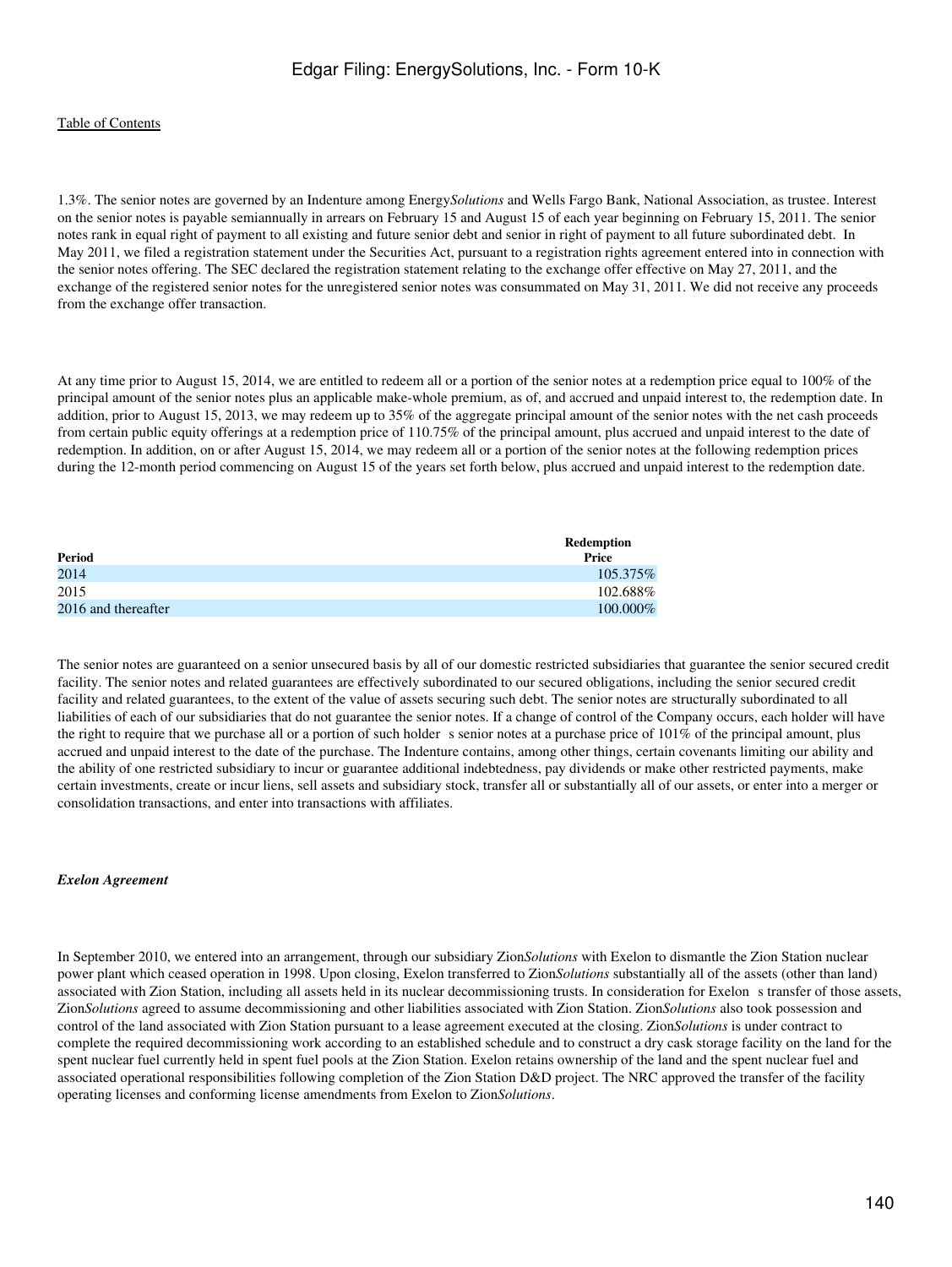1.3%. The senior notes are governed by an Indenture among Energy*Solutions* and Wells Fargo Bank, National Association, as trustee. Interest on the senior notes is payable semiannually in arrears on February 15 and August 15 of each year beginning on February 15, 2011. The senior notes rank in equal right of payment to all existing and future senior debt and senior in right of payment to all future subordinated debt. In May 2011, we filed a registration statement under the Securities Act, pursuant to a registration rights agreement entered into in connection with the senior notes offering. The SEC declared the registration statement relating to the exchange offer effective on May 27, 2011, and the exchange of the registered senior notes for the unregistered senior notes was consummated on May 31, 2011. We did not receive any proceeds from the exchange offer transaction.

At any time prior to August 15, 2014, we are entitled to redeem all or a portion of the senior notes at a redemption price equal to 100% of the principal amount of the senior notes plus an applicable make-whole premium, as of, and accrued and unpaid interest to, the redemption date. In addition, prior to August 15, 2013, we may redeem up to 35% of the aggregate principal amount of the senior notes with the net cash proceeds from certain public equity offerings at a redemption price of 110.75% of the principal amount, plus accrued and unpaid interest to the date of redemption. In addition, on or after August 15, 2014, we may redeem all or a portion of the senior notes at the following redemption prices during the 12-month period commencing on August 15 of the years set forth below, plus accrued and unpaid interest to the redemption date.

| Period | Redemption Price |
|---|---|
| 2014 | 105.375% |
| 2015 | 102.688% |
| 2016 and thereafter | 100.000% |

The senior notes are guaranteed on a senior unsecured basis by all of our domestic restricted subsidiaries that guarantee the senior secured credit facility. The senior notes and related guarantees are effectively subordinated to our secured obligations, including the senior secured credit facility and related guarantees, to the extent of the value of assets securing such debt. The senior notes are structurally subordinated to all liabilities of each of our subsidiaries that do not guarantee the senior notes. If a change of control of the Company occurs, each holder will have the right to require that we purchase all or a portion of such holder s senior notes at a purchase price of 101% of the principal amount, plus accrued and unpaid interest to the date of the purchase. The Indenture contains, among other things, certain covenants limiting our ability and the ability of one restricted subsidiary to incur or guarantee additional indebtedness, pay dividends or make other restricted payments, make certain investments, create or incur liens, sell assets and subsidiary stock, transfer all or substantially all of our assets, or enter into a merger or consolidation transactions, and enter into transactions with affiliates.

***Exelon Agreement***

In September 2010, we entered into an arrangement, through our subsidiary Zion*Solutions* with Exelon to dismantle the Zion Station nuclear power plant which ceased operation in 1998. Upon closing, Exelon transferred to Zion*Solutions* substantially all of the assets (other than land) associated with Zion Station, including all assets held in its nuclear decommissioning trusts. In consideration for Exelon s transfer of those assets, Zion*Solutions* agreed to assume decommissioning and other liabilities associated with Zion Station. Zion*Solutions* also took possession and control of the land associated with Zion Station pursuant to a lease agreement executed at the closing. Zion*Solutions* is under contract to complete the required decommissioning work according to an established schedule and to construct a dry cask storage facility on the land for the spent nuclear fuel currently held in spent fuel pools at the Zion Station. Exelon retains ownership of the land and the spent nuclear fuel and associated operational responsibilities following completion of the Zion Station D&D project. The NRC approved the transfer of the facility operating licenses and conforming license amendments from Exelon to Zion*Solutions*.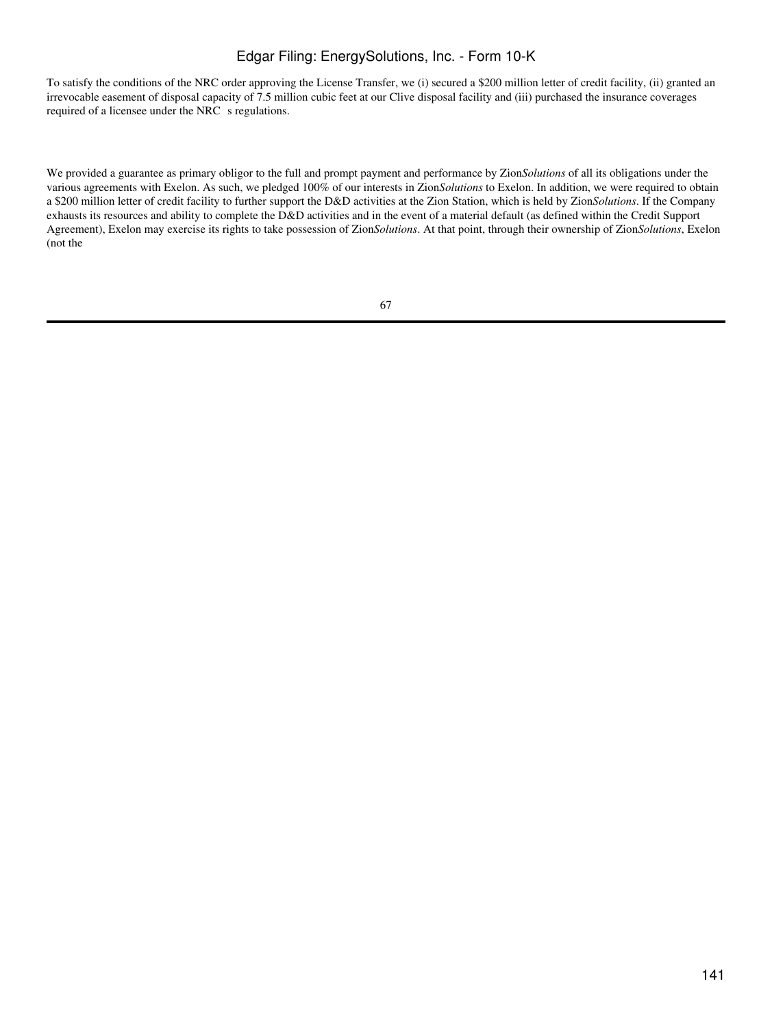To satisfy the conditions of the NRC order approving the License Transfer, we (i) secured a $200 million letter of credit facility, (ii) granted an irrevocable easement of disposal capacity of 7.5 million cubic feet at our Clive disposal facility and (iii) purchased the insurance coverages required of a licensee under the NRC s regulations.

We provided a guarantee as primary obligor to the full and prompt payment and performance by Zion*Solutions* of all its obligations under the various agreements with Exelon. As such, we pledged 100% of our interests in Zion*Solutions* to Exelon. In addition, we were required to obtain a $200 million letter of credit facility to further support the D&D activities at the Zion Station, which is held by Zion*Solutions*. If the Company exhausts its resources and ability to complete the D&D activities and in the event of a material default (as defined within the Credit Support Agreement), Exelon may exercise its rights to take possession of Zion*Solutions*. At that point, through their ownership of Zion*Solutions*, Exelon (not the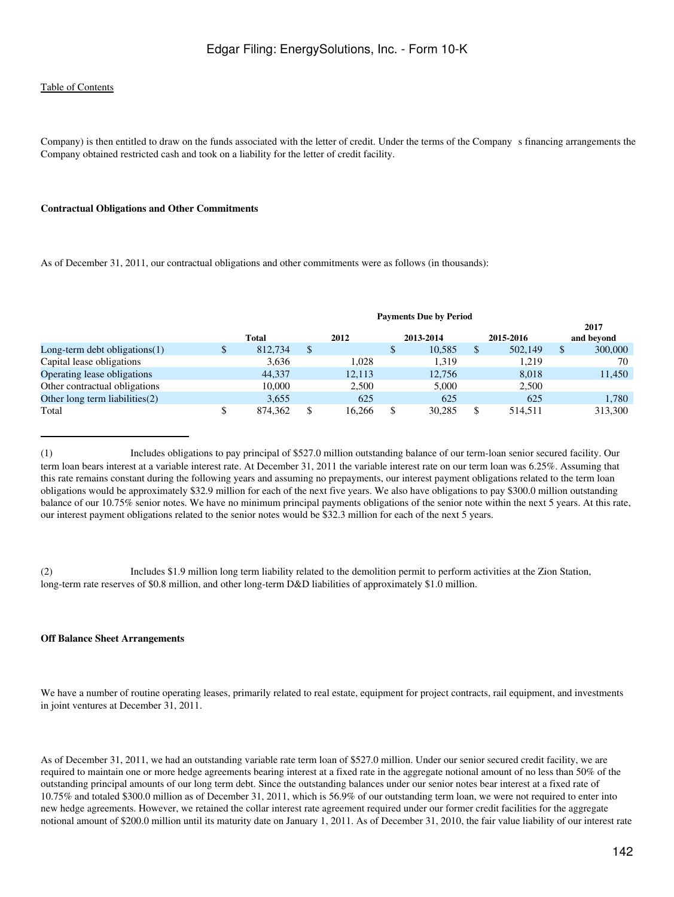Company) is then entitled to draw on the funds associated with the letter of credit. Under the terms of the Company s financing arrangements the Company obtained restricted cash and took on a liability for the letter of credit facility.

**Contractual Obligations and Other Commitments**

As of December 31, 2011, our contractual obligations and other commitments were as follows (in thousands):

| | Payments Due by Period | | | | |
|---|---|---|---|---|---|
| | Total | 2012 | 2013-2014 | 2015-2016 | 2017 and beyond |
| Long-term debt obligations(1) | $ 812,734 | $ | $ 10,585 | $ 502,149 | $ 300,000 |
| Capital lease obligations | 3,636 | 1,028 | 1,319 | 1,219 | 70 |
| Operating lease obligations | 44,337 | 12,113 | 12,756 | 8,018 | 11,450 |
| Other contractual obligations | 10,000 | 2,500 | 5,000 | 2,500 | |
| Other long term liabilities(2) | 3,655 | 625 | 625 | 625 | 1,780 |
| Total | $ 874,362 | $ 16,266 | $ 30,285 | $ 514,511 | 313,300 |

(1) Includes obligations to pay principal of $527.0 million outstanding balance of our term-loan senior secured facility. Our term loan bears interest at a variable interest rate. At December 31, 2011 the variable interest rate on our term loan was 6.25%. Assuming that this rate remains constant during the following years and assuming no prepayments, our interest payment obligations related to the term loan obligations would be approximately $32.9 million for each of the next five years. We also have obligations to pay $300.0 million outstanding balance of our 10.75% senior notes. We have no minimum principal payments obligations of the senior note within the next 5 years. At this rate, our interest payment obligations related to the senior notes would be $32.3 million for each of the next 5 years.

(2) Includes $1.9 million long term liability related to the demolition permit to perform activities at the Zion Station, long-term rate reserves of $0.8 million, and other long-term D&D liabilities of approximately $1.0 million.

**Off Balance Sheet Arrangements**

We have a number of routine operating leases, primarily related to real estate, equipment for project contracts, rail equipment, and investments in joint ventures at December 31, 2011.

As of December 31, 2011, we had an outstanding variable rate term loan of $527.0 million. Under our senior secured credit facility, we are required to maintain one or more hedge agreements bearing interest at a fixed rate in the aggregate notional amount of no less than 50% of the outstanding principal amounts of our long term debt. Since the outstanding balances under our senior notes bear interest at a fixed rate of 10.75% and totaled $300.0 million as of December 31, 2011, which is 56.9% of our outstanding term loan, we were not required to enter into new hedge agreements. However, we retained the collar interest rate agreement required under our former credit facilities for the aggregate notional amount of $200.0 million until its maturity date on January 1, 2011. As of December 31, 2010, the fair value liability of our interest rate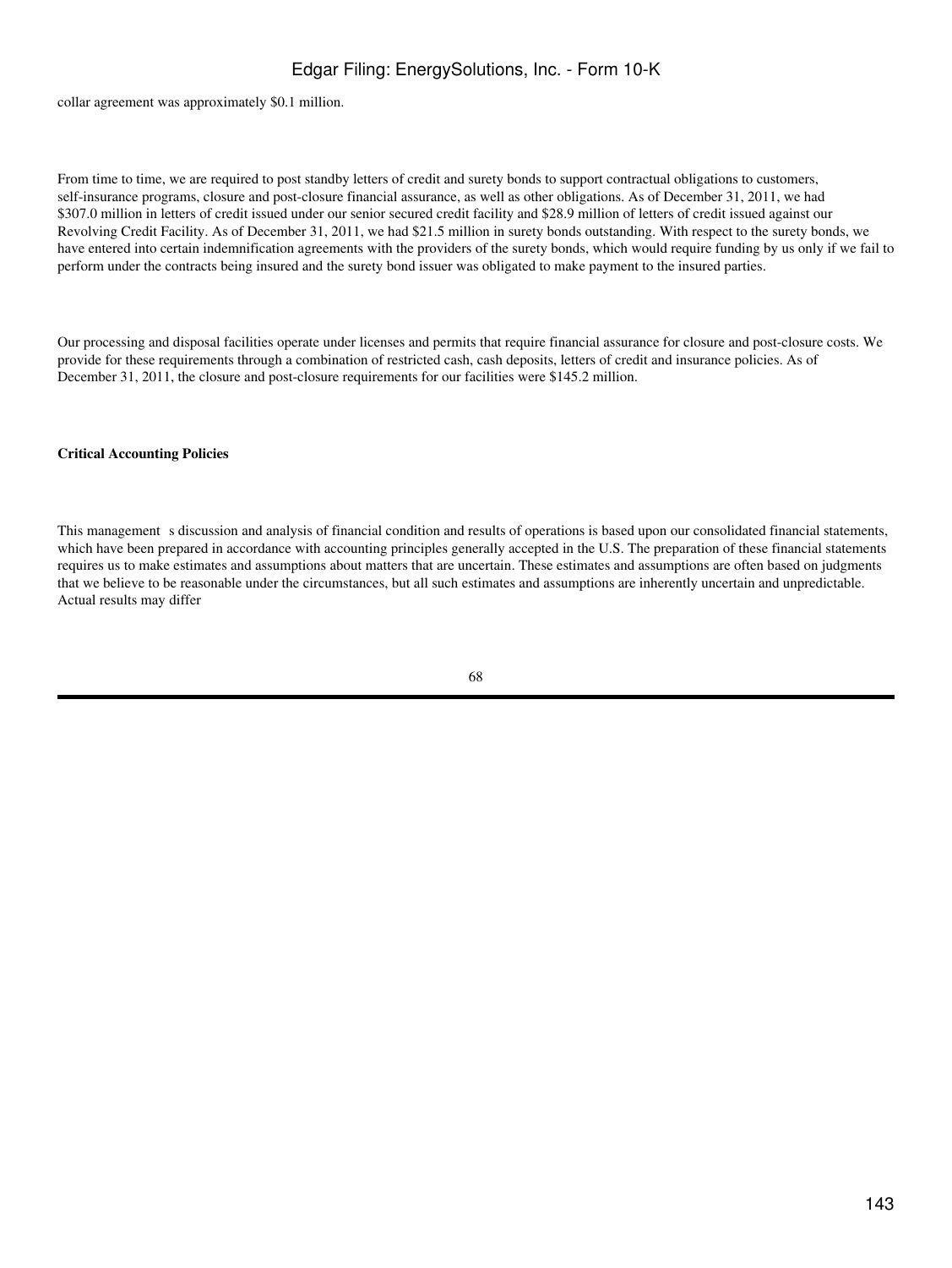collar agreement was approximately $0.1 million.

From time to time, we are required to post standby letters of credit and surety bonds to support contractual obligations to customers, self-insurance programs, closure and post-closure financial assurance, as well as other obligations. As of December 31, 2011, we had $307.0 million in letters of credit issued under our senior secured credit facility and $28.9 million of letters of credit issued against our Revolving Credit Facility. As of December 31, 2011, we had $21.5 million in surety bonds outstanding. With respect to the surety bonds, we have entered into certain indemnification agreements with the providers of the surety bonds, which would require funding by us only if we fail to perform under the contracts being insured and the surety bond issuer was obligated to make payment to the insured parties.

Our processing and disposal facilities operate under licenses and permits that require financial assurance for closure and post-closure costs. We provide for these requirements through a combination of restricted cash, cash deposits, letters of credit and insurance policies. As of December 31, 2011, the closure and post-closure requirements for our facilities were $145.2 million.

**Critical Accounting Policies**

This management s discussion and analysis of financial condition and results of operations is based upon our consolidated financial statements, which have been prepared in accordance with accounting principles generally accepted in the U.S. The preparation of these financial statements requires us to make estimates and assumptions about matters that are uncertain. These estimates and assumptions are often based on judgments that we believe to be reasonable under the circumstances, but all such estimates and assumptions are inherently uncertain and unpredictable. Actual results may differ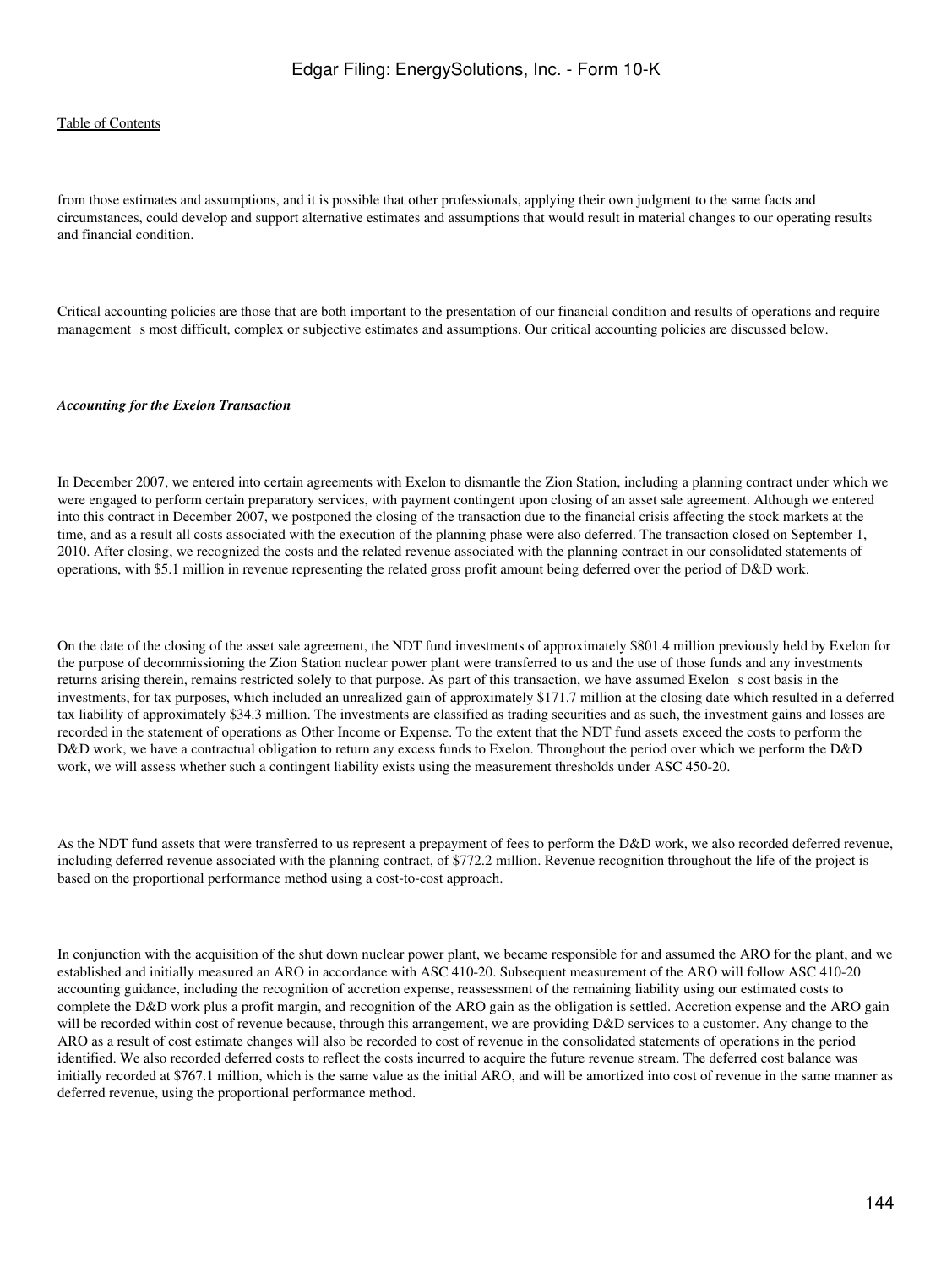from those estimates and assumptions, and it is possible that other professionals, applying their own judgment to the same facts and circumstances, could develop and support alternative estimates and assumptions that would result in material changes to our operating results and financial condition.

Critical accounting policies are those that are both important to the presentation of our financial condition and results of operations and require management s most difficult, complex or subjective estimates and assumptions. Our critical accounting policies are discussed below.

***Accounting for the Exelon Transaction***

In December 2007, we entered into certain agreements with Exelon to dismantle the Zion Station, including a planning contract under which we were engaged to perform certain preparatory services, with payment contingent upon closing of an asset sale agreement. Although we entered into this contract in December 2007, we postponed the closing of the transaction due to the financial crisis affecting the stock markets at the time, and as a result all costs associated with the execution of the planning phase were also deferred. The transaction closed on September 1, 2010. After closing, we recognized the costs and the related revenue associated with the planning contract in our consolidated statements of operations, with $5.1 million in revenue representing the related gross profit amount being deferred over the period of D&D work.

On the date of the closing of the asset sale agreement, the NDT fund investments of approximately $801.4 million previously held by Exelon for the purpose of decommissioning the Zion Station nuclear power plant were transferred to us and the use of those funds and any investments returns arising therein, remains restricted solely to that purpose. As part of this transaction, we have assumed Exelon s cost basis in the investments, for tax purposes, which included an unrealized gain of approximately $171.7 million at the closing date which resulted in a deferred tax liability of approximately $34.3 million. The investments are classified as trading securities and as such, the investment gains and losses are recorded in the statement of operations as Other Income or Expense. To the extent that the NDT fund assets exceed the costs to perform the D&D work, we have a contractual obligation to return any excess funds to Exelon. Throughout the period over which we perform the D&D work, we will assess whether such a contingent liability exists using the measurement thresholds under ASC 450-20.

As the NDT fund assets that were transferred to us represent a prepayment of fees to perform the D&D work, we also recorded deferred revenue, including deferred revenue associated with the planning contract, of $772.2 million. Revenue recognition throughout the life of the project is based on the proportional performance method using a cost-to-cost approach.

In conjunction with the acquisition of the shut down nuclear power plant, we became responsible for and assumed the ARO for the plant, and we established and initially measured an ARO in accordance with ASC 410-20. Subsequent measurement of the ARO will follow ASC 410-20 accounting guidance, including the recognition of accretion expense, reassessment of the remaining liability using our estimated costs to complete the D&D work plus a profit margin, and recognition of the ARO gain as the obligation is settled. Accretion expense and the ARO gain will be recorded within cost of revenue because, through this arrangement, we are providing D&D services to a customer. Any change to the ARO as a result of cost estimate changes will also be recorded to cost of revenue in the consolidated statements of operations in the period identified. We also recorded deferred costs to reflect the costs incurred to acquire the future revenue stream. The deferred cost balance was initially recorded at $767.1 million, which is the same value as the initial ARO, and will be amortized into cost of revenue in the same manner as deferred revenue, using the proportional performance method.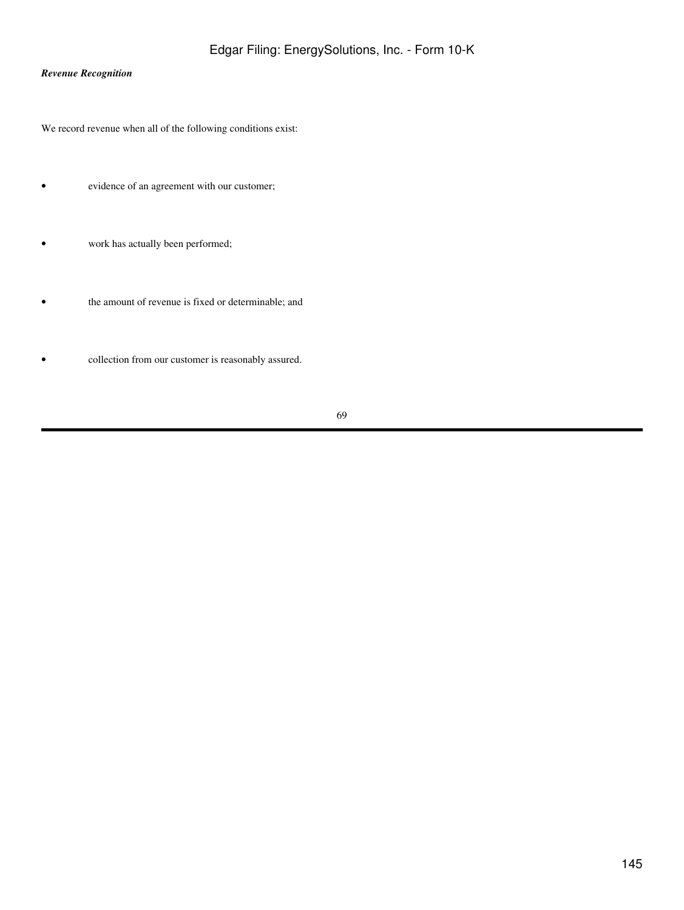***Revenue Recognition***

We record revenue when all of the following conditions exist:

- evidence of an agreement with our customer;
- work has actually been performed;
- the amount of revenue is fixed or determinable; and
- collection from our customer is reasonably assured.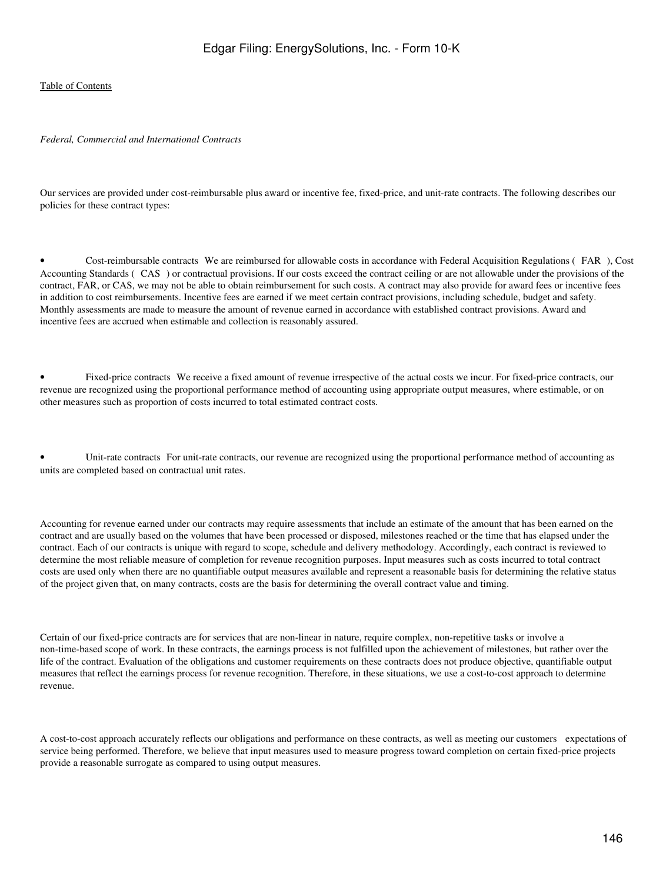*Federal, Commercial and International Contracts*

Our services are provided under cost-reimbursable plus award or incentive fee, fixed-price, and unit-rate contracts. The following describes our policies for these contract types:

- Cost-reimbursable contracts  We are reimbursed for allowable costs in accordance with Federal Acquisition Regulations ( FAR ), Cost Accounting Standards ( CAS ) or contractual provisions. If our costs exceed the contract ceiling or are not allowable under the provisions of the contract, FAR, or CAS, we may not be able to obtain reimbursement for such costs. A contract may also provide for award fees or incentive fees in addition to cost reimbursements. Incentive fees are earned if we meet certain contract provisions, including schedule, budget and safety. Monthly assessments are made to measure the amount of revenue earned in accordance with established contract provisions. Award and incentive fees are accrued when estimable and collection is reasonably assured.

- Fixed-price contracts  We receive a fixed amount of revenue irrespective of the actual costs we incur. For fixed-price contracts, our revenue are recognized using the proportional performance method of accounting using appropriate output measures, where estimable, or on other measures such as proportion of costs incurred to total estimated contract costs.

- Unit-rate contracts  For unit-rate contracts, our revenue are recognized using the proportional performance method of accounting as units are completed based on contractual unit rates.

Accounting for revenue earned under our contracts may require assessments that include an estimate of the amount that has been earned on the contract and are usually based on the volumes that have been processed or disposed, milestones reached or the time that has elapsed under the contract. Each of our contracts is unique with regard to scope, schedule and delivery methodology. Accordingly, each contract is reviewed to determine the most reliable measure of completion for revenue recognition purposes. Input measures such as costs incurred to total contract costs are used only when there are no quantifiable output measures available and represent a reasonable basis for determining the relative status of the project given that, on many contracts, costs are the basis for determining the overall contract value and timing.

Certain of our fixed-price contracts are for services that are non-linear in nature, require complex, non-repetitive tasks or involve a non-time-based scope of work. In these contracts, the earnings process is not fulfilled upon the achievement of milestones, but rather over the life of the contract. Evaluation of the obligations and customer requirements on these contracts does not produce objective, quantifiable output measures that reflect the earnings process for revenue recognition. Therefore, in these situations, we use a cost-to-cost approach to determine revenue.

A cost-to-cost approach accurately reflects our obligations and performance on these contracts, as well as meeting our customers expectations of service being performed. Therefore, we believe that input measures used to measure progress toward completion on certain fixed-price projects provide a reasonable surrogate as compared to using output measures.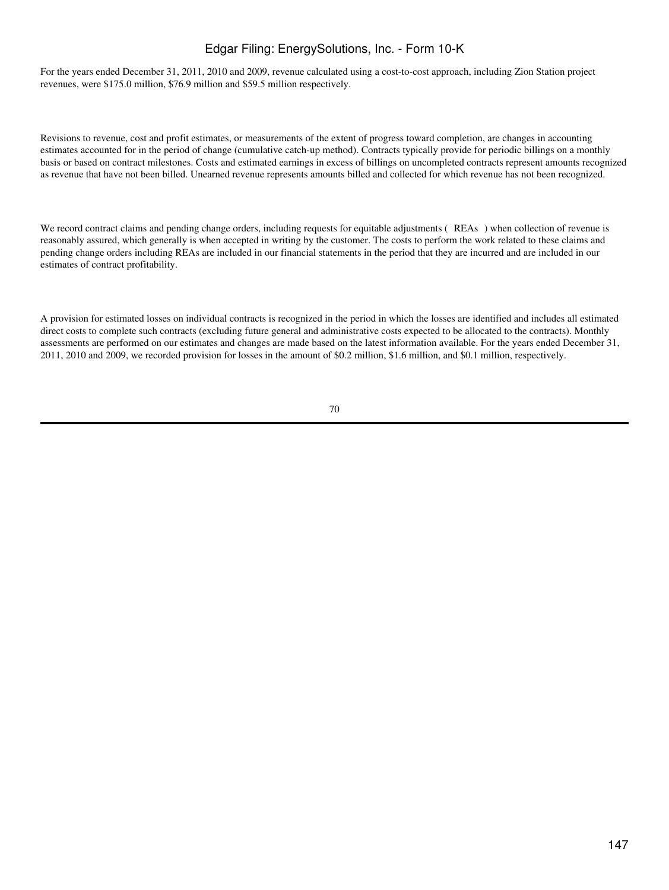For the years ended December 31, 2011, 2010 and 2009, revenue calculated using a cost-to-cost approach, including Zion Station project revenues, were $175.0 million, $76.9 million and $59.5 million respectively.

Revisions to revenue, cost and profit estimates, or measurements of the extent of progress toward completion, are changes in accounting estimates accounted for in the period of change (cumulative catch-up method). Contracts typically provide for periodic billings on a monthly basis or based on contract milestones. Costs and estimated earnings in excess of billings on uncompleted contracts represent amounts recognized as revenue that have not been billed. Unearned revenue represents amounts billed and collected for which revenue has not been recognized.

We record contract claims and pending change orders, including requests for equitable adjustments ( REAs ) when collection of revenue is reasonably assured, which generally is when accepted in writing by the customer. The costs to perform the work related to these claims and pending change orders including REAs are included in our financial statements in the period that they are incurred and are included in our estimates of contract profitability.

A provision for estimated losses on individual contracts is recognized in the period in which the losses are identified and includes all estimated direct costs to complete such contracts (excluding future general and administrative costs expected to be allocated to the contracts). Monthly assessments are performed on our estimates and changes are made based on the latest information available. For the years ended December 31, 2011, 2010 and 2009, we recorded provision for losses in the amount of $0.2 million, $1.6 million, and $0.1 million, respectively.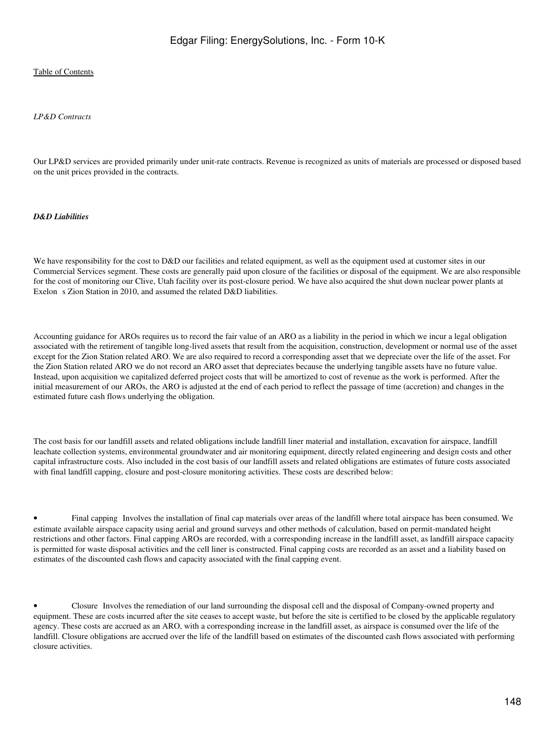[Table of Contents](#)

*LP&D Contracts*

Our LP&D services are provided primarily under unit-rate contracts. Revenue is recognized as units of materials are processed or disposed based on the unit prices provided in the contracts.

***D&D Liabilities***

We have responsibility for the cost to D&D our facilities and related equipment, as well as the equipment used at customer sites in our Commercial Services segment. These costs are generally paid upon closure of the facilities or disposal of the equipment. We are also responsible for the cost of monitoring our Clive, Utah facility over its post-closure period. We have also acquired the shut down nuclear power plants at Exelon s Zion Station in 2010, and assumed the related D&D liabilities.

Accounting guidance for AROs requires us to record the fair value of an ARO as a liability in the period in which we incur a legal obligation associated with the retirement of tangible long-lived assets that result from the acquisition, construction, development or normal use of the asset except for the Zion Station related ARO. We are also required to record a corresponding asset that we depreciate over the life of the asset. For the Zion Station related ARO we do not record an ARO asset that depreciates because the underlying tangible assets have no future value. Instead, upon acquisition we capitalized deferred project costs that will be amortized to cost of revenue as the work is performed. After the initial measurement of our AROs, the ARO is adjusted at the end of each period to reflect the passage of time (accretion) and changes in the estimated future cash flows underlying the obligation.

The cost basis for our landfill assets and related obligations include landfill liner material and installation, excavation for airspace, landfill leachate collection systems, environmental groundwater and air monitoring equipment, directly related engineering and design costs and other capital infrastructure costs. Also included in the cost basis of our landfill assets and related obligations are estimates of future costs associated with final landfill capping, closure and post-closure monitoring activities. These costs are described below:

- Final capping Involves the installation of final cap materials over areas of the landfill where total airspace has been consumed. We estimate available airspace capacity using aerial and ground surveys and other methods of calculation, based on permit-mandated height restrictions and other factors. Final capping AROs are recorded, with a corresponding increase in the landfill asset, as landfill airspace capacity is permitted for waste disposal activities and the cell liner is constructed. Final capping costs are recorded as an asset and a liability based on estimates of the discounted cash flows and capacity associated with the final capping event.

- Closure Involves the remediation of our land surrounding the disposal cell and the disposal of Company-owned property and equipment. These are costs incurred after the site ceases to accept waste, but before the site is certified to be closed by the applicable regulatory agency. These costs are accrued as an ARO, with a corresponding increase in the landfill asset, as airspace is consumed over the life of the landfill. Closure obligations are accrued over the life of the landfill based on estimates of the discounted cash flows associated with performing closure activities.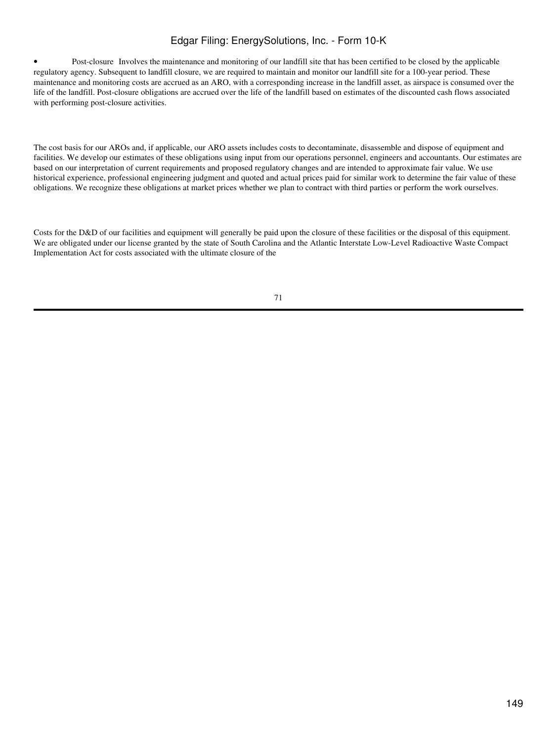- Post-closure Involves the maintenance and monitoring of our landfill site that has been certified to be closed by the applicable regulatory agency. Subsequent to landfill closure, we are required to maintain and monitor our landfill site for a 100-year period. These maintenance and monitoring costs are accrued as an ARO, with a corresponding increase in the landfill asset, as airspace is consumed over the life of the landfill. Post-closure obligations are accrued over the life of the landfill based on estimates of the discounted cash flows associated with performing post-closure activities.

The cost basis for our AROs and, if applicable, our ARO assets includes costs to decontaminate, disassemble and dispose of equipment and facilities. We develop our estimates of these obligations using input from our operations personnel, engineers and accountants. Our estimates are based on our interpretation of current requirements and proposed regulatory changes and are intended to approximate fair value. We use historical experience, professional engineering judgment and quoted and actual prices paid for similar work to determine the fair value of these obligations. We recognize these obligations at market prices whether we plan to contract with third parties or perform the work ourselves.

Costs for the D&D of our facilities and equipment will generally be paid upon the closure of these facilities or the disposal of this equipment. We are obligated under our license granted by the state of South Carolina and the Atlantic Interstate Low-Level Radioactive Waste Compact Implementation Act for costs associated with the ultimate closure of the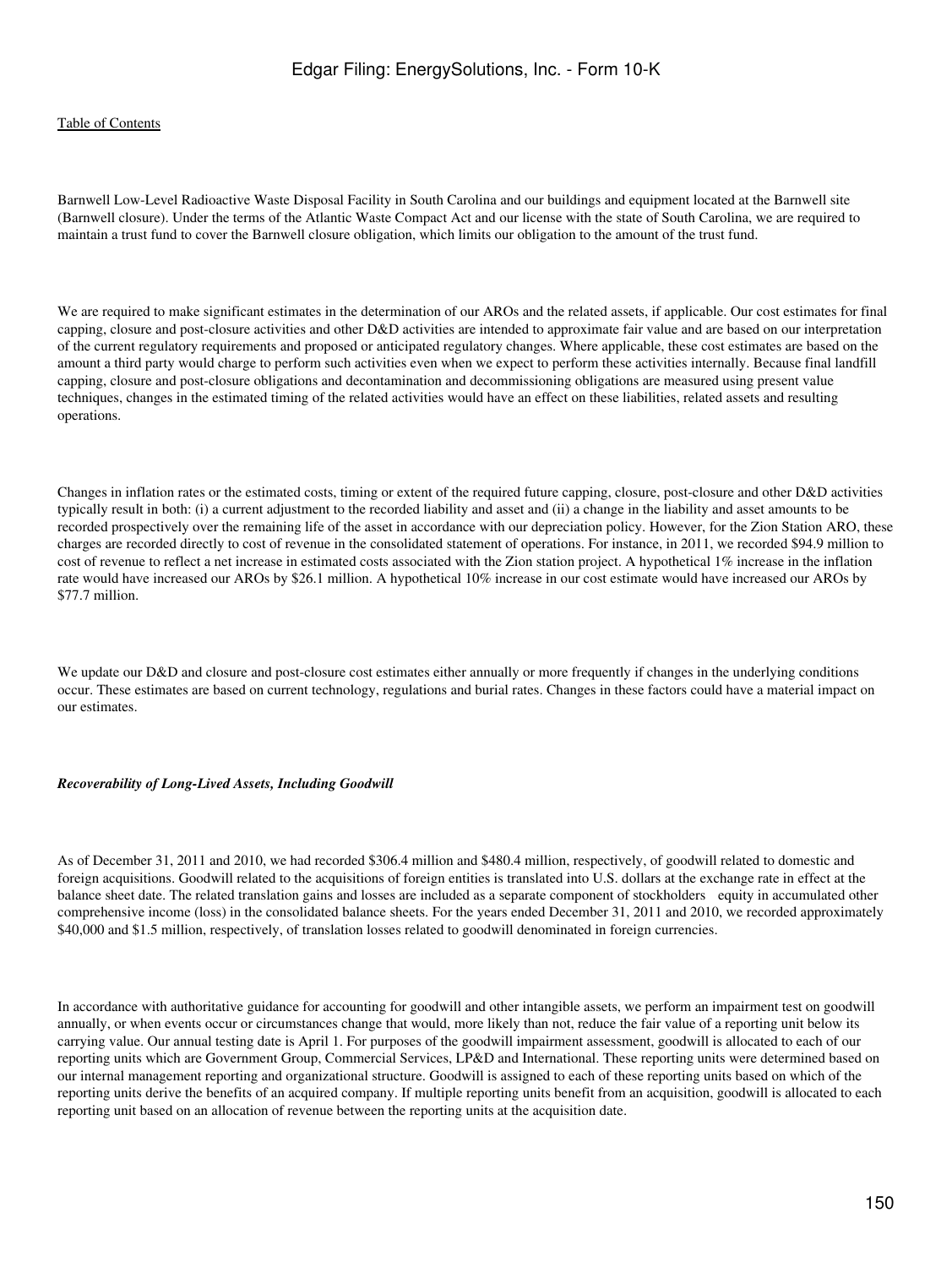Barnwell Low-Level Radioactive Waste Disposal Facility in South Carolina and our buildings and equipment located at the Barnwell site (Barnwell closure). Under the terms of the Atlantic Waste Compact Act and our license with the state of South Carolina, we are required to maintain a trust fund to cover the Barnwell closure obligation, which limits our obligation to the amount of the trust fund.

We are required to make significant estimates in the determination of our AROs and the related assets, if applicable. Our cost estimates for final capping, closure and post-closure activities and other D&D activities are intended to approximate fair value and are based on our interpretation of the current regulatory requirements and proposed or anticipated regulatory changes. Where applicable, these cost estimates are based on the amount a third party would charge to perform such activities even when we expect to perform these activities internally. Because final landfill capping, closure and post-closure obligations and decontamination and decommissioning obligations are measured using present value techniques, changes in the estimated timing of the related activities would have an effect on these liabilities, related assets and resulting operations.

Changes in inflation rates or the estimated costs, timing or extent of the required future capping, closure, post-closure and other D&D activities typically result in both: (i) a current adjustment to the recorded liability and asset and (ii) a change in the liability and asset amounts to be recorded prospectively over the remaining life of the asset in accordance with our depreciation policy. However, for the Zion Station ARO, these charges are recorded directly to cost of revenue in the consolidated statement of operations. For instance, in 2011, we recorded $94.9 million to cost of revenue to reflect a net increase in estimated costs associated with the Zion station project. A hypothetical 1% increase in the inflation rate would have increased our AROs by $26.1 million. A hypothetical 10% increase in our cost estimate would have increased our AROs by $77.7 million.

We update our D&D and closure and post-closure cost estimates either annually or more frequently if changes in the underlying conditions occur. These estimates are based on current technology, regulations and burial rates. Changes in these factors could have a material impact on our estimates.

***Recoverability of Long-Lived Assets, Including Goodwill***

As of December 31, 2011 and 2010, we had recorded $306.4 million and $480.4 million, respectively, of goodwill related to domestic and foreign acquisitions. Goodwill related to the acquisitions of foreign entities is translated into U.S. dollars at the exchange rate in effect at the balance sheet date. The related translation gains and losses are included as a separate component of stockholders equity in accumulated other comprehensive income (loss) in the consolidated balance sheets. For the years ended December 31, 2011 and 2010, we recorded approximately $40,000 and $1.5 million, respectively, of translation losses related to goodwill denominated in foreign currencies.

In accordance with authoritative guidance for accounting for goodwill and other intangible assets, we perform an impairment test on goodwill annually, or when events occur or circumstances change that would, more likely than not, reduce the fair value of a reporting unit below its carrying value. Our annual testing date is April 1. For purposes of the goodwill impairment assessment, goodwill is allocated to each of our reporting units which are Government Group, Commercial Services, LP&D and International. These reporting units were determined based on our internal management reporting and organizational structure. Goodwill is assigned to each of these reporting units based on which of the reporting units derive the benefits of an acquired company. If multiple reporting units benefit from an acquisition, goodwill is allocated to each reporting unit based on an allocation of revenue between the reporting units at the acquisition date.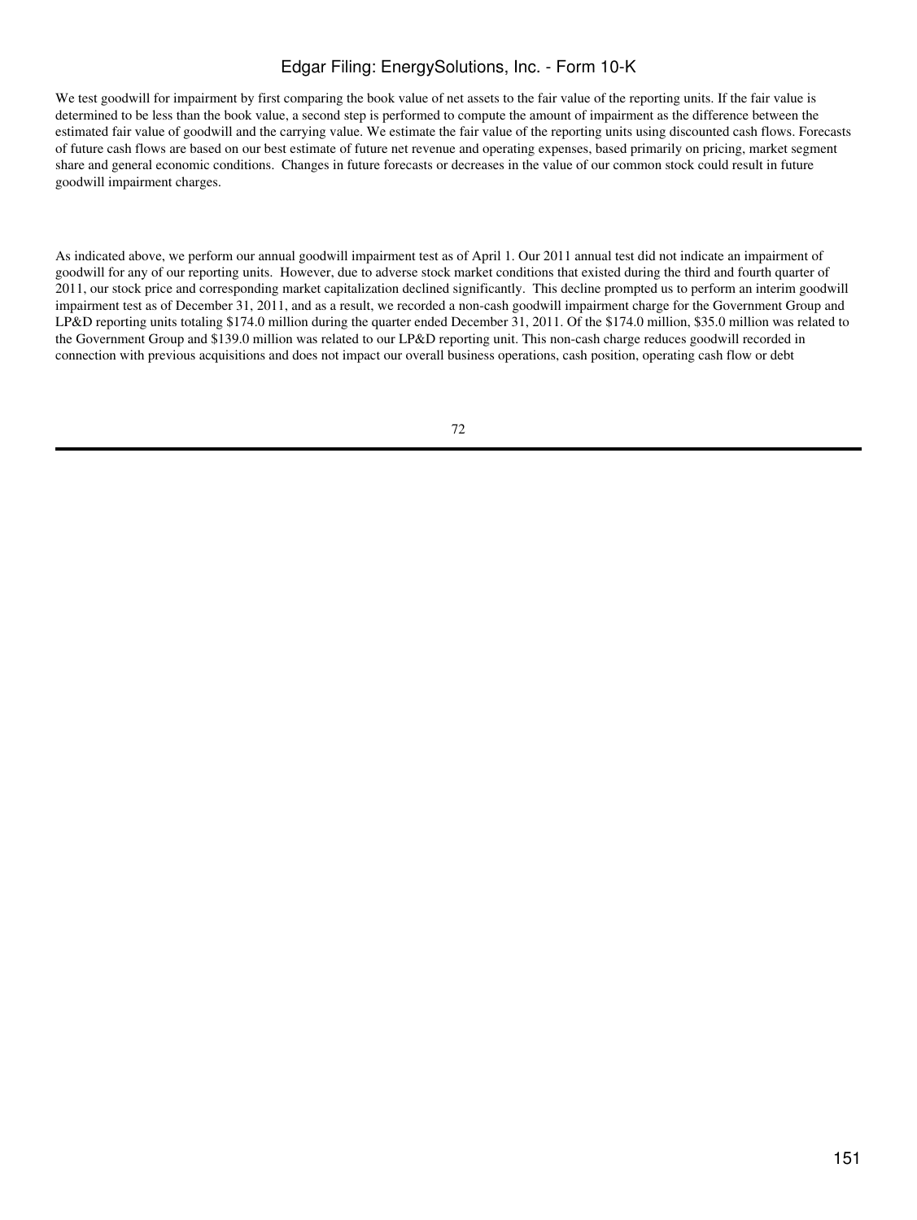We test goodwill for impairment by first comparing the book value of net assets to the fair value of the reporting units. If the fair value is determined to be less than the book value, a second step is performed to compute the amount of impairment as the difference between the estimated fair value of goodwill and the carrying value. We estimate the fair value of the reporting units using discounted cash flows. Forecasts of future cash flows are based on our best estimate of future net revenue and operating expenses, based primarily on pricing, market segment share and general economic conditions. Changes in future forecasts or decreases in the value of our common stock could result in future goodwill impairment charges.

As indicated above, we perform our annual goodwill impairment test as of April 1. Our 2011 annual test did not indicate an impairment of goodwill for any of our reporting units. However, due to adverse stock market conditions that existed during the third and fourth quarter of 2011, our stock price and corresponding market capitalization declined significantly. This decline prompted us to perform an interim goodwill impairment test as of December 31, 2011, and as a result, we recorded a non-cash goodwill impairment charge for the Government Group and LP&D reporting units totaling $174.0 million during the quarter ended December 31, 2011. Of the $174.0 million, $35.0 million was related to the Government Group and $139.0 million was related to our LP&D reporting unit. This non-cash charge reduces goodwill recorded in connection with previous acquisitions and does not impact our overall business operations, cash position, operating cash flow or debt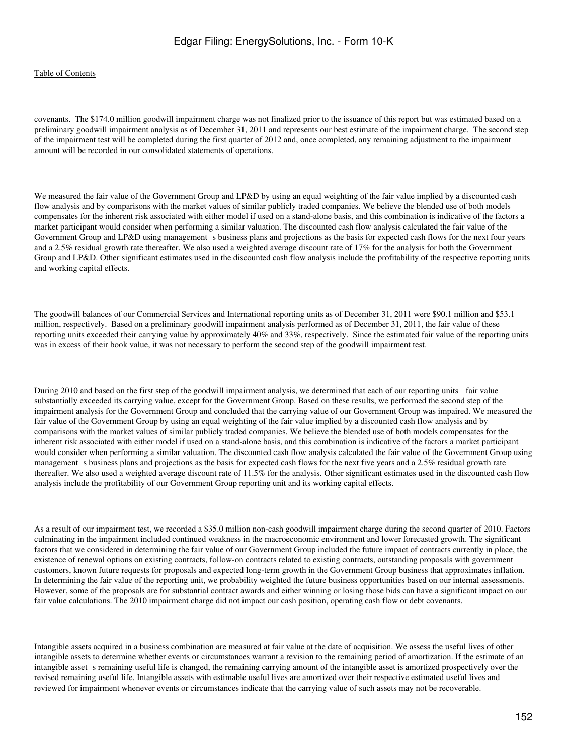covenants. The $174.0 million goodwill impairment charge was not finalized prior to the issuance of this report but was estimated based on a preliminary goodwill impairment analysis as of December 31, 2011 and represents our best estimate of the impairment charge. The second step of the impairment test will be completed during the first quarter of 2012 and, once completed, any remaining adjustment to the impairment amount will be recorded in our consolidated statements of operations.

We measured the fair value of the Government Group and LP&D by using an equal weighting of the fair value implied by a discounted cash flow analysis and by comparisons with the market values of similar publicly traded companies. We believe the blended use of both models compensates for the inherent risk associated with either model if used on a stand-alone basis, and this combination is indicative of the factors a market participant would consider when performing a similar valuation. The discounted cash flow analysis calculated the fair value of the Government Group and LP&D using management s business plans and projections as the basis for expected cash flows for the next four years and a 2.5% residual growth rate thereafter. We also used a weighted average discount rate of 17% for the analysis for both the Government Group and LP&D. Other significant estimates used in the discounted cash flow analysis include the profitability of the respective reporting units and working capital effects.

The goodwill balances of our Commercial Services and International reporting units as of December 31, 2011 were $90.1 million and $53.1 million, respectively. Based on a preliminary goodwill impairment analysis performed as of December 31, 2011, the fair value of these reporting units exceeded their carrying value by approximately 40% and 33%, respectively. Since the estimated fair value of the reporting units was in excess of their book value, it was not necessary to perform the second step of the goodwill impairment test.

During 2010 and based on the first step of the goodwill impairment analysis, we determined that each of our reporting units fair value substantially exceeded its carrying value, except for the Government Group. Based on these results, we performed the second step of the impairment analysis for the Government Group and concluded that the carrying value of our Government Group was impaired. We measured the fair value of the Government Group by using an equal weighting of the fair value implied by a discounted cash flow analysis and by comparisons with the market values of similar publicly traded companies. We believe the blended use of both models compensates for the inherent risk associated with either model if used on a stand-alone basis, and this combination is indicative of the factors a market participant would consider when performing a similar valuation. The discounted cash flow analysis calculated the fair value of the Government Group using management s business plans and projections as the basis for expected cash flows for the next five years and a 2.5% residual growth rate thereafter. We also used a weighted average discount rate of 11.5% for the analysis. Other significant estimates used in the discounted cash flow analysis include the profitability of our Government Group reporting unit and its working capital effects.

As a result of our impairment test, we recorded a $35.0 million non-cash goodwill impairment charge during the second quarter of 2010. Factors culminating in the impairment included continued weakness in the macroeconomic environment and lower forecasted growth. The significant factors that we considered in determining the fair value of our Government Group included the future impact of contracts currently in place, the existence of renewal options on existing contracts, follow-on contracts related to existing contracts, outstanding proposals with government customers, known future requests for proposals and expected long-term growth in the Government Group business that approximates inflation. In determining the fair value of the reporting unit, we probability weighted the future business opportunities based on our internal assessments. However, some of the proposals are for substantial contract awards and either winning or losing those bids can have a significant impact on our fair value calculations. The 2010 impairment charge did not impact our cash position, operating cash flow or debt covenants.

Intangible assets acquired in a business combination are measured at fair value at the date of acquisition. We assess the useful lives of other intangible assets to determine whether events or circumstances warrant a revision to the remaining period of amortization. If the estimate of an intangible asset s remaining useful life is changed, the remaining carrying amount of the intangible asset is amortized prospectively over the revised remaining useful life. Intangible assets with estimable useful lives are amortized over their respective estimated useful lives and reviewed for impairment whenever events or circumstances indicate that the carrying value of such assets may not be recoverable.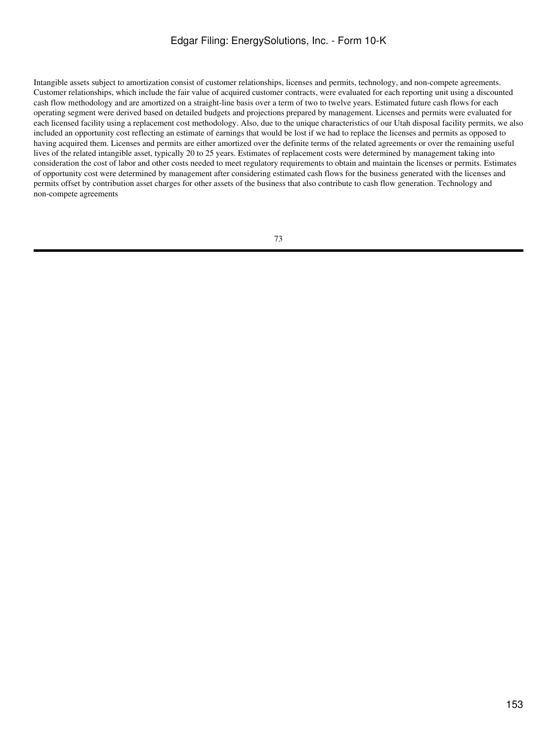Intangible assets subject to amortization consist of customer relationships, licenses and permits, technology, and non-compete agreements. Customer relationships, which include the fair value of acquired customer contracts, were evaluated for each reporting unit using a discounted cash flow methodology and are amortized on a straight-line basis over a term of two to twelve years. Estimated future cash flows for each operating segment were derived based on detailed budgets and projections prepared by management. Licenses and permits were evaluated for each licensed facility using a replacement cost methodology. Also, due to the unique characteristics of our Utah disposal facility permits, we also included an opportunity cost reflecting an estimate of earnings that would be lost if we had to replace the licenses and permits as opposed to having acquired them. Licenses and permits are either amortized over the definite terms of the related agreements or over the remaining useful lives of the related intangible asset, typically 20 to 25 years. Estimates of replacement costs were determined by management taking into consideration the cost of labor and other costs needed to meet regulatory requirements to obtain and maintain the licenses or permits. Estimates of opportunity cost were determined by management after considering estimated cash flows for the business generated with the licenses and permits offset by contribution asset charges for other assets of the business that also contribute to cash flow generation. Technology and non-compete agreements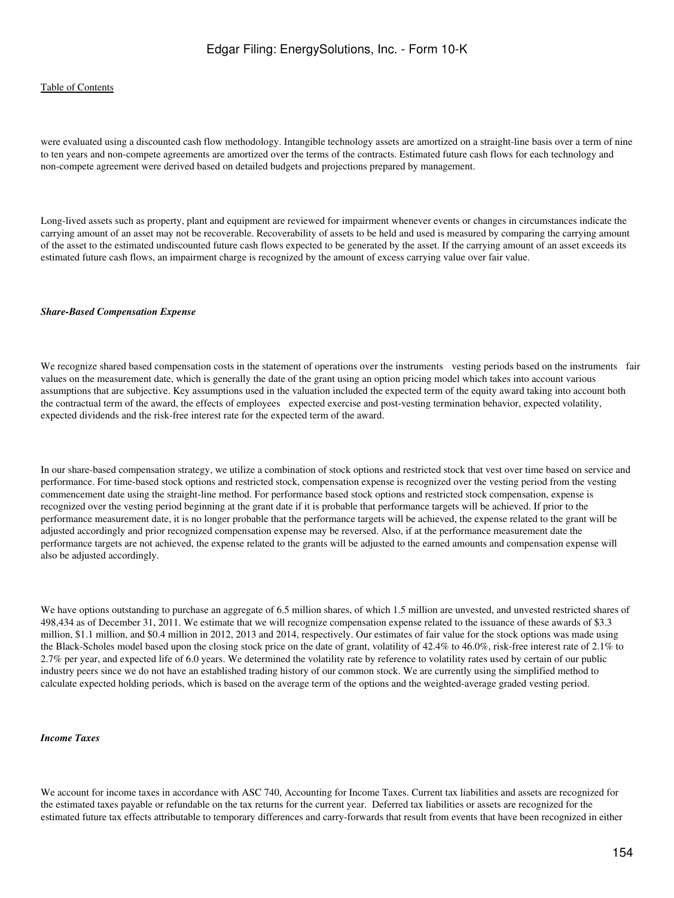were evaluated using a discounted cash flow methodology. Intangible technology assets are amortized on a straight-line basis over a term of nine to ten years and non-compete agreements are amortized over the terms of the contracts. Estimated future cash flows for each technology and non-compete agreement were derived based on detailed budgets and projections prepared by management.

Long-lived assets such as property, plant and equipment are reviewed for impairment whenever events or changes in circumstances indicate the carrying amount of an asset may not be recoverable. Recoverability of assets to be held and used is measured by comparing the carrying amount of the asset to the estimated undiscounted future cash flows expected to be generated by the asset. If the carrying amount of an asset exceeds its estimated future cash flows, an impairment charge is recognized by the amount of excess carrying value over fair value.

***Share-Based Compensation Expense***

We recognize shared based compensation costs in the statement of operations over the instruments vesting periods based on the instruments fair values on the measurement date, which is generally the date of the grant using an option pricing model which takes into account various assumptions that are subjective. Key assumptions used in the valuation included the expected term of the equity award taking into account both the contractual term of the award, the effects of employees expected exercise and post-vesting termination behavior, expected volatility, expected dividends and the risk-free interest rate for the expected term of the award.

In our share-based compensation strategy, we utilize a combination of stock options and restricted stock that vest over time based on service and performance. For time-based stock options and restricted stock, compensation expense is recognized over the vesting period from the vesting commencement date using the straight-line method. For performance based stock options and restricted stock compensation, expense is recognized over the vesting period beginning at the grant date if it is probable that performance targets will be achieved. If prior to the performance measurement date, it is no longer probable that the performance targets will be achieved, the expense related to the grant will be adjusted accordingly and prior recognized compensation expense may be reversed. Also, if at the performance measurement date the performance targets are not achieved, the expense related to the grants will be adjusted to the earned amounts and compensation expense will also be adjusted accordingly.

We have options outstanding to purchase an aggregate of 6.5 million shares, of which 1.5 million are unvested, and unvested restricted shares of 498,434 as of December 31, 2011. We estimate that we will recognize compensation expense related to the issuance of these awards of $3.3 million, $1.1 million, and $0.4 million in 2012, 2013 and 2014, respectively. Our estimates of fair value for the stock options was made using the Black-Scholes model based upon the closing stock price on the date of grant, volatility of 42.4% to 46.0%, risk-free interest rate of 2.1% to 2.7% per year, and expected life of 6.0 years. We determined the volatility rate by reference to volatility rates used by certain of our public industry peers since we do not have an established trading history of our common stock. We are currently using the simplified method to calculate expected holding periods, which is based on the average term of the options and the weighted-average graded vesting period.

***Income Taxes***

We account for income taxes in accordance with ASC 740, Accounting for Income Taxes. Current tax liabilities and assets are recognized for the estimated taxes payable or refundable on the tax returns for the current year. Deferred tax liabilities or assets are recognized for the estimated future tax effects attributable to temporary differences and carry-forwards that result from events that have been recognized in either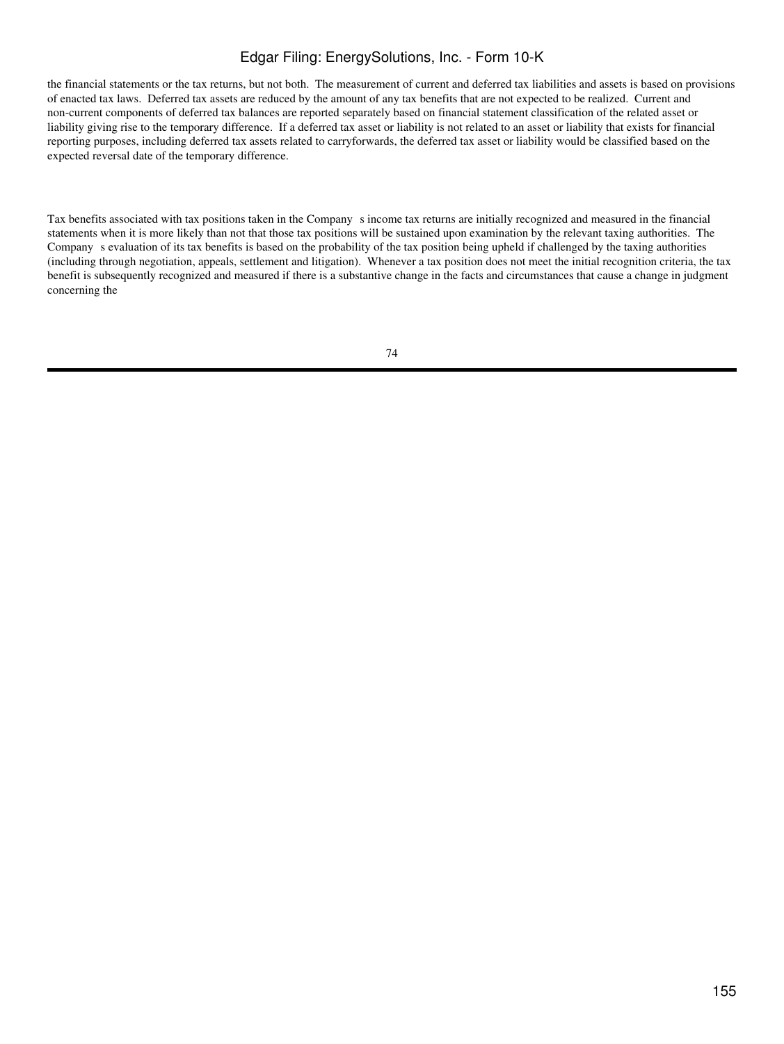the financial statements or the tax returns, but not both. The measurement of current and deferred tax liabilities and assets is based on provisions of enacted tax laws. Deferred tax assets are reduced by the amount of any tax benefits that are not expected to be realized. Current and non-current components of deferred tax balances are reported separately based on financial statement classification of the related asset or liability giving rise to the temporary difference. If a deferred tax asset or liability is not related to an asset or liability that exists for financial reporting purposes, including deferred tax assets related to carryforwards, the deferred tax asset or liability would be classified based on the expected reversal date of the temporary difference.

Tax benefits associated with tax positions taken in the Company s income tax returns are initially recognized and measured in the financial statements when it is more likely than not that those tax positions will be sustained upon examination by the relevant taxing authorities. The Company s evaluation of its tax benefits is based on the probability of the tax position being upheld if challenged by the taxing authorities (including through negotiation, appeals, settlement and litigation). Whenever a tax position does not meet the initial recognition criteria, the tax benefit is subsequently recognized and measured if there is a substantive change in the facts and circumstances that cause a change in judgment concerning the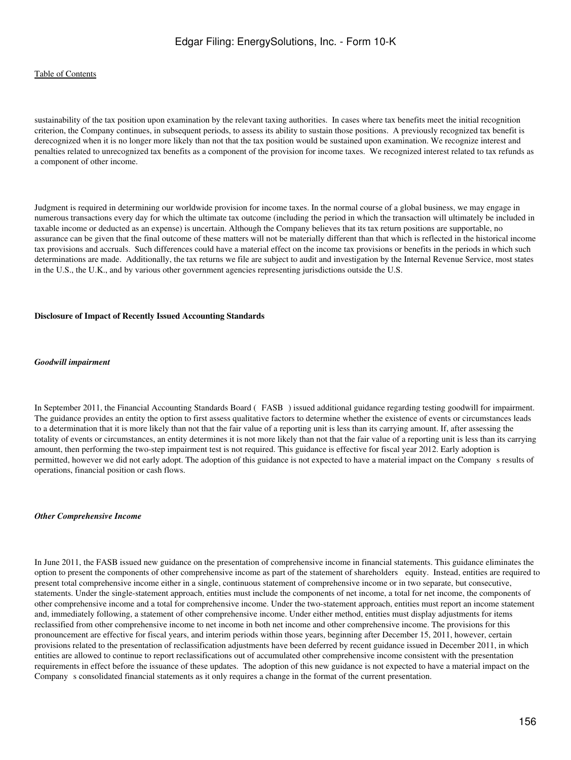sustainability of the tax position upon examination by the relevant taxing authorities. In cases where tax benefits meet the initial recognition criterion, the Company continues, in subsequent periods, to assess its ability to sustain those positions. A previously recognized tax benefit is derecognized when it is no longer more likely than not that the tax position would be sustained upon examination. We recognize interest and penalties related to unrecognized tax benefits as a component of the provision for income taxes. We recognized interest related to tax refunds as a component of other income.

Judgment is required in determining our worldwide provision for income taxes. In the normal course of a global business, we may engage in numerous transactions every day for which the ultimate tax outcome (including the period in which the transaction will ultimately be included in taxable income or deducted as an expense) is uncertain. Although the Company believes that its tax return positions are supportable, no assurance can be given that the final outcome of these matters will not be materially different than that which is reflected in the historical income tax provisions and accruals. Such differences could have a material effect on the income tax provisions or benefits in the periods in which such determinations are made. Additionally, the tax returns we file are subject to audit and investigation by the Internal Revenue Service, most states in the U.S., the U.K., and by various other government agencies representing jurisdictions outside the U.S.

**Disclosure of Impact of Recently Issued Accounting Standards**

***Goodwill impairment***

In September 2011, the Financial Accounting Standards Board ( FASB ) issued additional guidance regarding testing goodwill for impairment. The guidance provides an entity the option to first assess qualitative factors to determine whether the existence of events or circumstances leads to a determination that it is more likely than not that the fair value of a reporting unit is less than its carrying amount. If, after assessing the totality of events or circumstances, an entity determines it is not more likely than not that the fair value of a reporting unit is less than its carrying amount, then performing the two-step impairment test is not required. This guidance is effective for fiscal year 2012. Early adoption is permitted, however we did not early adopt. The adoption of this guidance is not expected to have a material impact on the Company s results of operations, financial position or cash flows.

***Other Comprehensive Income***

In June 2011, the FASB issued new guidance on the presentation of comprehensive income in financial statements. This guidance eliminates the option to present the components of other comprehensive income as part of the statement of shareholders equity. Instead, entities are required to present total comprehensive income either in a single, continuous statement of comprehensive income or in two separate, but consecutive, statements. Under the single-statement approach, entities must include the components of net income, a total for net income, the components of other comprehensive income and a total for comprehensive income. Under the two-statement approach, entities must report an income statement and, immediately following, a statement of other comprehensive income. Under either method, entities must display adjustments for items reclassified from other comprehensive income to net income in both net income and other comprehensive income. The provisions for this pronouncement are effective for fiscal years, and interim periods within those years, beginning after December 15, 2011, however, certain provisions related to the presentation of reclassification adjustments have been deferred by recent guidance issued in December 2011, in which entities are allowed to continue to report reclassifications out of accumulated other comprehensive income consistent with the presentation requirements in effect before the issuance of these updates. The adoption of this new guidance is not expected to have a material impact on the Company s consolidated financial statements as it only requires a change in the format of the current presentation.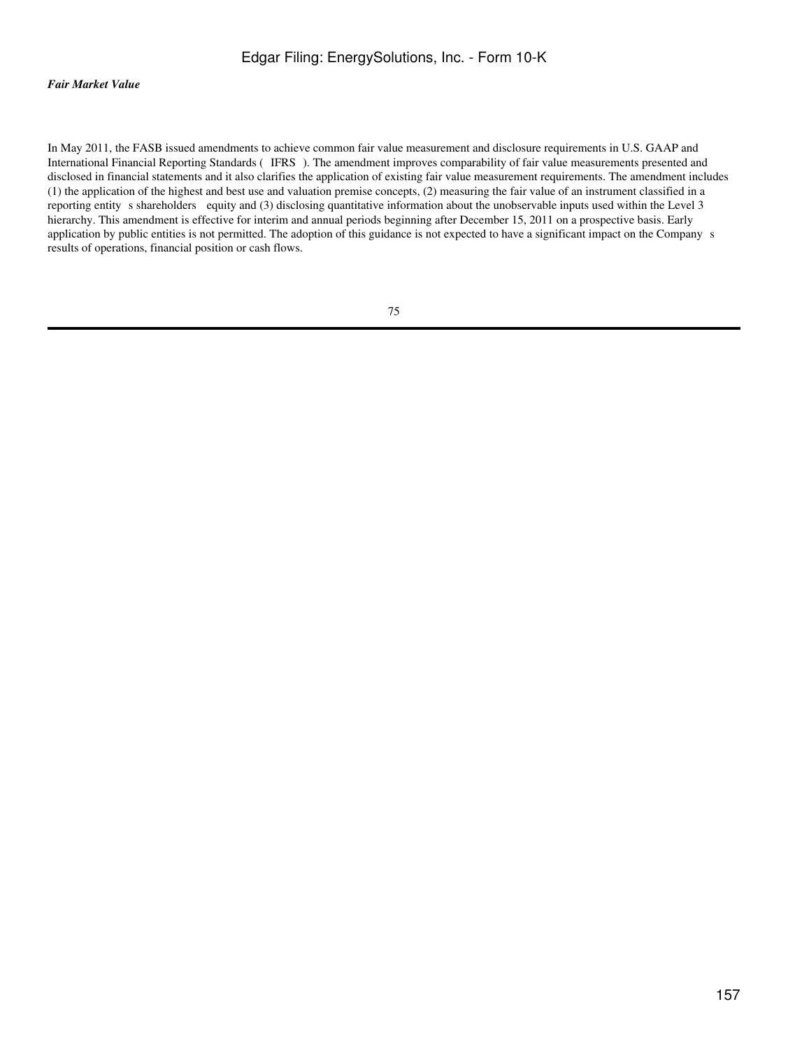*Fair Market Value*

In May 2011, the FASB issued amendments to achieve common fair value measurement and disclosure requirements in U.S. GAAP and International Financial Reporting Standards ( IFRS ). The amendment improves comparability of fair value measurements presented and disclosed in financial statements and it also clarifies the application of existing fair value measurement requirements. The amendment includes (1) the application of the highest and best use and valuation premise concepts, (2) measuring the fair value of an instrument classified in a reporting entity s shareholders equity and (3) disclosing quantitative information about the unobservable inputs used within the Level 3 hierarchy. This amendment is effective for interim and annual periods beginning after December 15, 2011 on a prospective basis. Early application by public entities is not permitted. The adoption of this guidance is not expected to have a significant impact on the Company s results of operations, financial position or cash flows.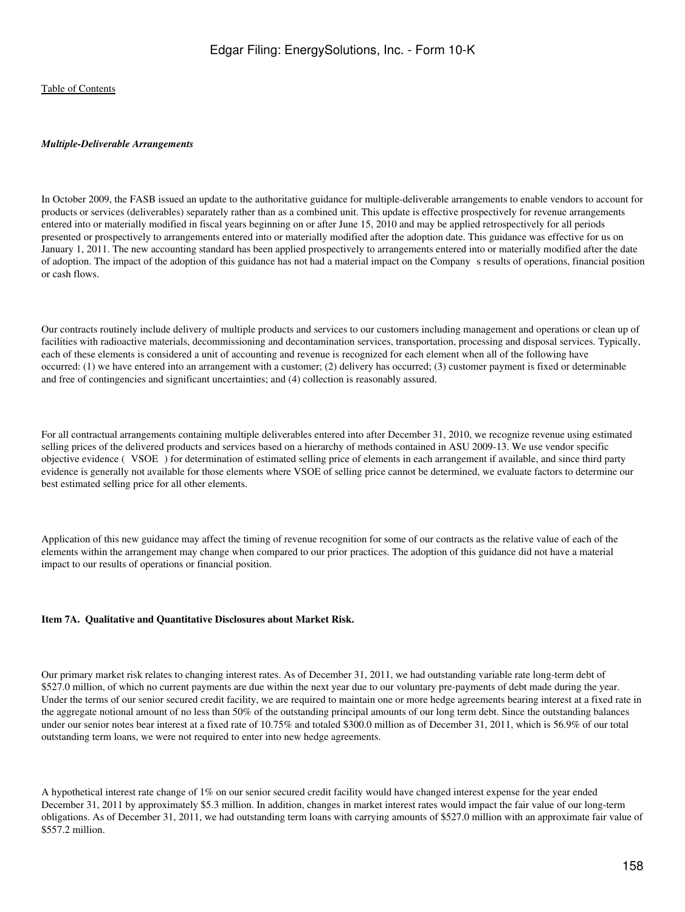*Multiple-Deliverable Arrangements*

In October 2009, the FASB issued an update to the authoritative guidance for multiple-deliverable arrangements to enable vendors to account for products or services (deliverables) separately rather than as a combined unit. This update is effective prospectively for revenue arrangements entered into or materially modified in fiscal years beginning on or after June 15, 2010 and may be applied retrospectively for all periods presented or prospectively to arrangements entered into or materially modified after the adoption date. This guidance was effective for us on January 1, 2011. The new accounting standard has been applied prospectively to arrangements entered into or materially modified after the date of adoption. The impact of the adoption of this guidance has not had a material impact on the Company s results of operations, financial position or cash flows.

Our contracts routinely include delivery of multiple products and services to our customers including management and operations or clean up of facilities with radioactive materials, decommissioning and decontamination services, transportation, processing and disposal services. Typically, each of these elements is considered a unit of accounting and revenue is recognized for each element when all of the following have occurred: (1) we have entered into an arrangement with a customer; (2) delivery has occurred; (3) customer payment is fixed or determinable and free of contingencies and significant uncertainties; and (4) collection is reasonably assured.

For all contractual arrangements containing multiple deliverables entered into after December 31, 2010, we recognize revenue using estimated selling prices of the delivered products and services based on a hierarchy of methods contained in ASU 2009-13. We use vendor specific objective evidence ( VSOE ) for determination of estimated selling price of elements in each arrangement if available, and since third party evidence is generally not available for those elements where VSOE of selling price cannot be determined, we evaluate factors to determine our best estimated selling price for all other elements.

Application of this new guidance may affect the timing of revenue recognition for some of our contracts as the relative value of each of the elements within the arrangement may change when compared to our prior practices. The adoption of this guidance did not have a material impact to our results of operations or financial position.

**Item 7A. Qualitative and Quantitative Disclosures about Market Risk.**

Our primary market risk relates to changing interest rates. As of December 31, 2011, we had outstanding variable rate long-term debt of $527.0 million, of which no current payments are due within the next year due to our voluntary pre-payments of debt made during the year. Under the terms of our senior secured credit facility, we are required to maintain one or more hedge agreements bearing interest at a fixed rate in the aggregate notional amount of no less than 50% of the outstanding principal amounts of our long term debt. Since the outstanding balances under our senior notes bear interest at a fixed rate of 10.75% and totaled $300.0 million as of December 31, 2011, which is 56.9% of our total outstanding term loans, we were not required to enter into new hedge agreements.

A hypothetical interest rate change of 1% on our senior secured credit facility would have changed interest expense for the year ended December 31, 2011 by approximately $5.3 million. In addition, changes in market interest rates would impact the fair value of our long-term obligations. As of December 31, 2011, we had outstanding term loans with carrying amounts of $527.0 million with an approximate fair value of $557.2 million.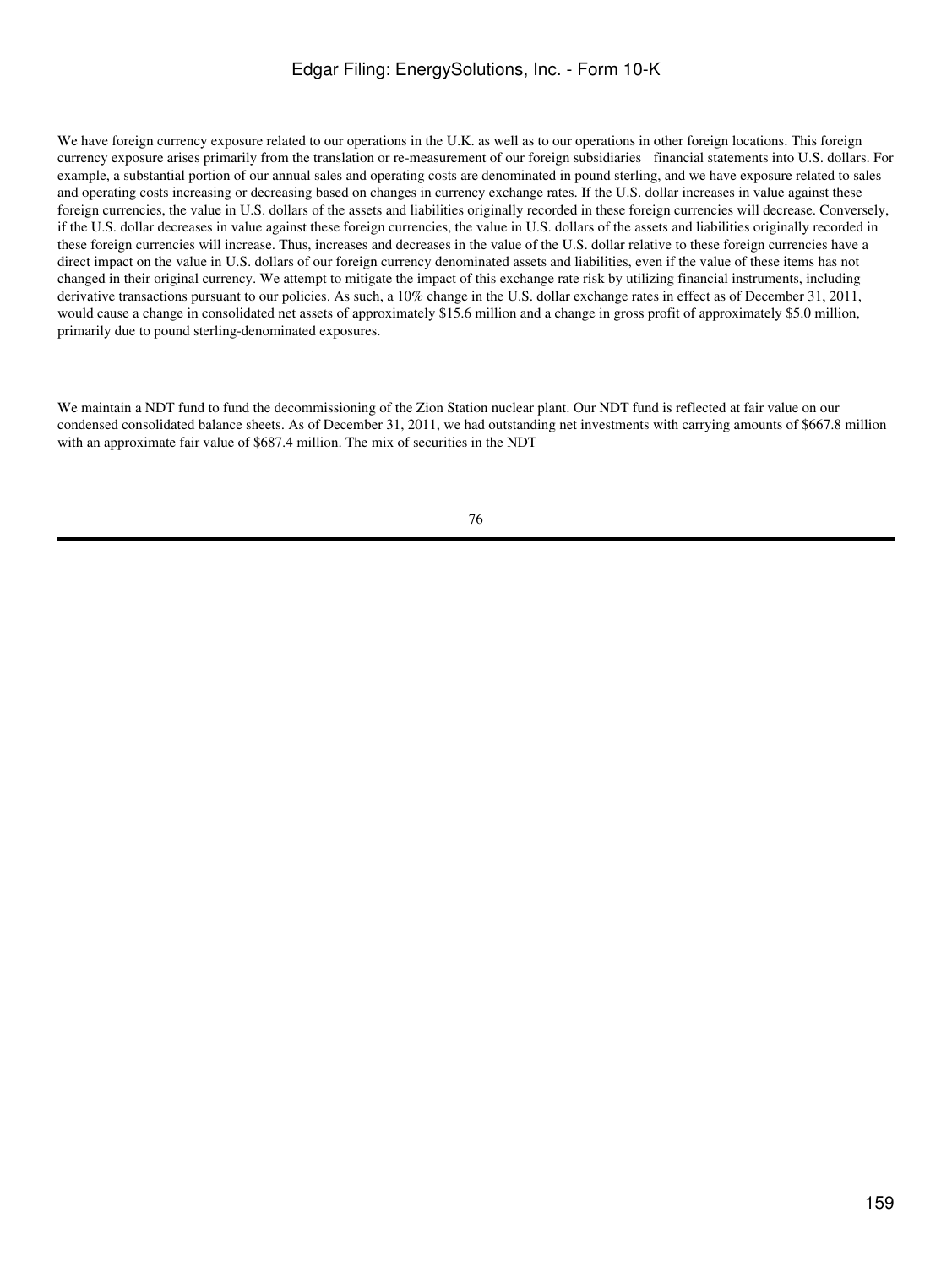We have foreign currency exposure related to our operations in the U.K. as well as to our operations in other foreign locations. This foreign currency exposure arises primarily from the translation or re-measurement of our foreign subsidiaries financial statements into U.S. dollars. For example, a substantial portion of our annual sales and operating costs are denominated in pound sterling, and we have exposure related to sales and operating costs increasing or decreasing based on changes in currency exchange rates. If the U.S. dollar increases in value against these foreign currencies, the value in U.S. dollars of the assets and liabilities originally recorded in these foreign currencies will decrease. Conversely, if the U.S. dollar decreases in value against these foreign currencies, the value in U.S. dollars of the assets and liabilities originally recorded in these foreign currencies will increase. Thus, increases and decreases in the value of the U.S. dollar relative to these foreign currencies have a direct impact on the value in U.S. dollars of our foreign currency denominated assets and liabilities, even if the value of these items has not changed in their original currency. We attempt to mitigate the impact of this exchange rate risk by utilizing financial instruments, including derivative transactions pursuant to our policies. As such, a 10% change in the U.S. dollar exchange rates in effect as of December 31, 2011, would cause a change in consolidated net assets of approximately $15.6 million and a change in gross profit of approximately $5.0 million, primarily due to pound sterling-denominated exposures.

We maintain a NDT fund to fund the decommissioning of the Zion Station nuclear plant. Our NDT fund is reflected at fair value on our condensed consolidated balance sheets. As of December 31, 2011, we had outstanding net investments with carrying amounts of $667.8 million with an approximate fair value of $687.4 million. The mix of securities in the NDT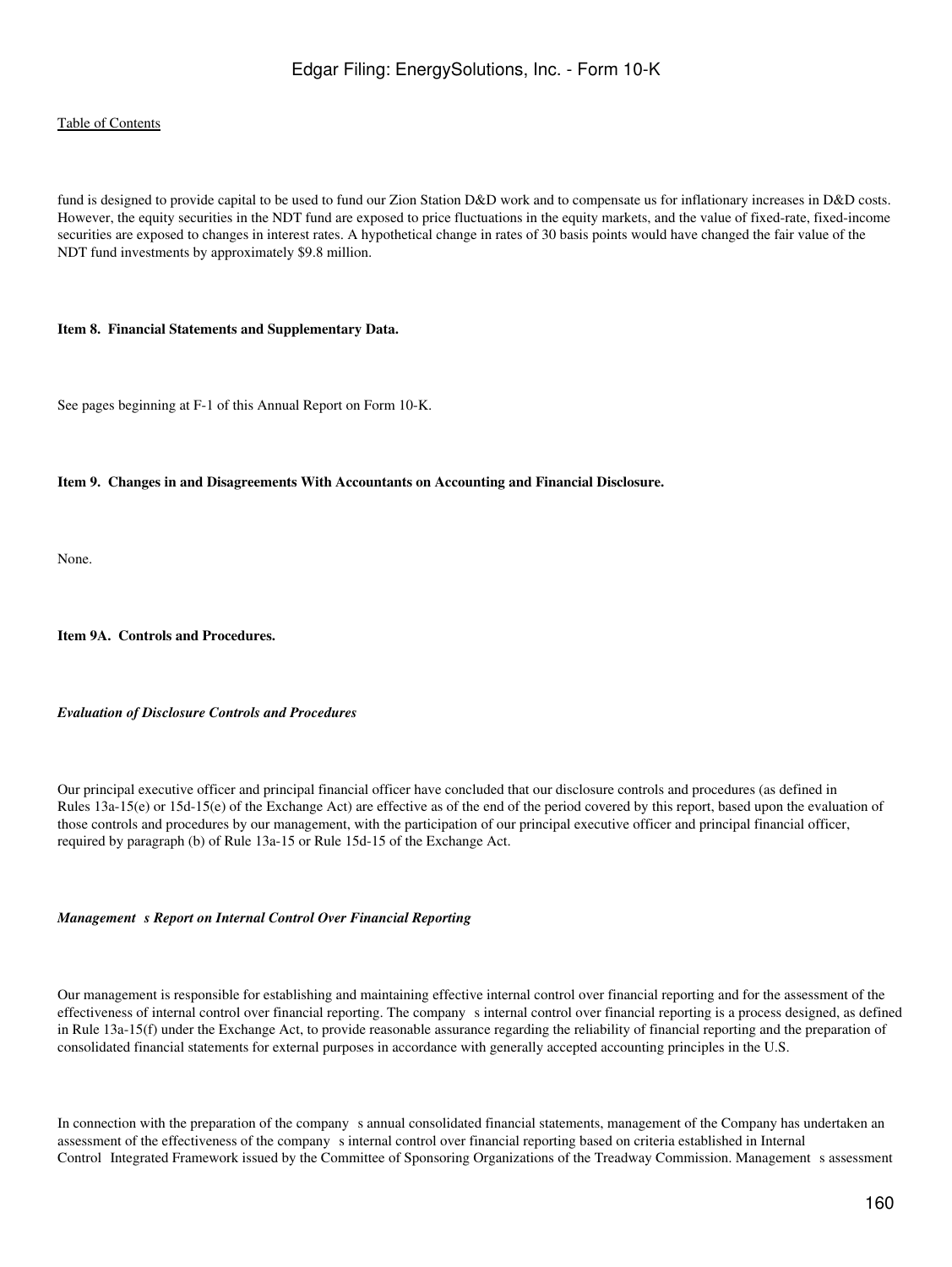fund is designed to provide capital to be used to fund our Zion Station D&D work and to compensate us for inflationary increases in D&D costs. However, the equity securities in the NDT fund are exposed to price fluctuations in the equity markets, and the value of fixed-rate, fixed-income securities are exposed to changes in interest rates. A hypothetical change in rates of 30 basis points would have changed the fair value of the NDT fund investments by approximately $9.8 million.

**Item 8. Financial Statements and Supplementary Data.**

See pages beginning at F-1 of this Annual Report on Form 10-K.

**Item 9. Changes in and Disagreements With Accountants on Accounting and Financial Disclosure.**

None.

**Item 9A. Controls and Procedures.**

***Evaluation of Disclosure Controls and Procedures***

Our principal executive officer and principal financial officer have concluded that our disclosure controls and procedures (as defined in Rules 13a-15(e) or 15d-15(e) of the Exchange Act) are effective as of the end of the period covered by this report, based upon the evaluation of those controls and procedures by our management, with the participation of our principal executive officer and principal financial officer, required by paragraph (b) of Rule 13a-15 or Rule 15d-15 of the Exchange Act.

***Management s Report on Internal Control Over Financial Reporting***

Our management is responsible for establishing and maintaining effective internal control over financial reporting and for the assessment of the effectiveness of internal control over financial reporting. The company s internal control over financial reporting is a process designed, as defined in Rule 13a-15(f) under the Exchange Act, to provide reasonable assurance regarding the reliability of financial reporting and the preparation of consolidated financial statements for external purposes in accordance with generally accepted accounting principles in the U.S.

In connection with the preparation of the company s annual consolidated financial statements, management of the Company has undertaken an assessment of the effectiveness of the company s internal control over financial reporting based on criteria established in Internal Control Integrated Framework issued by the Committee of Sponsoring Organizations of the Treadway Commission. Management s assessment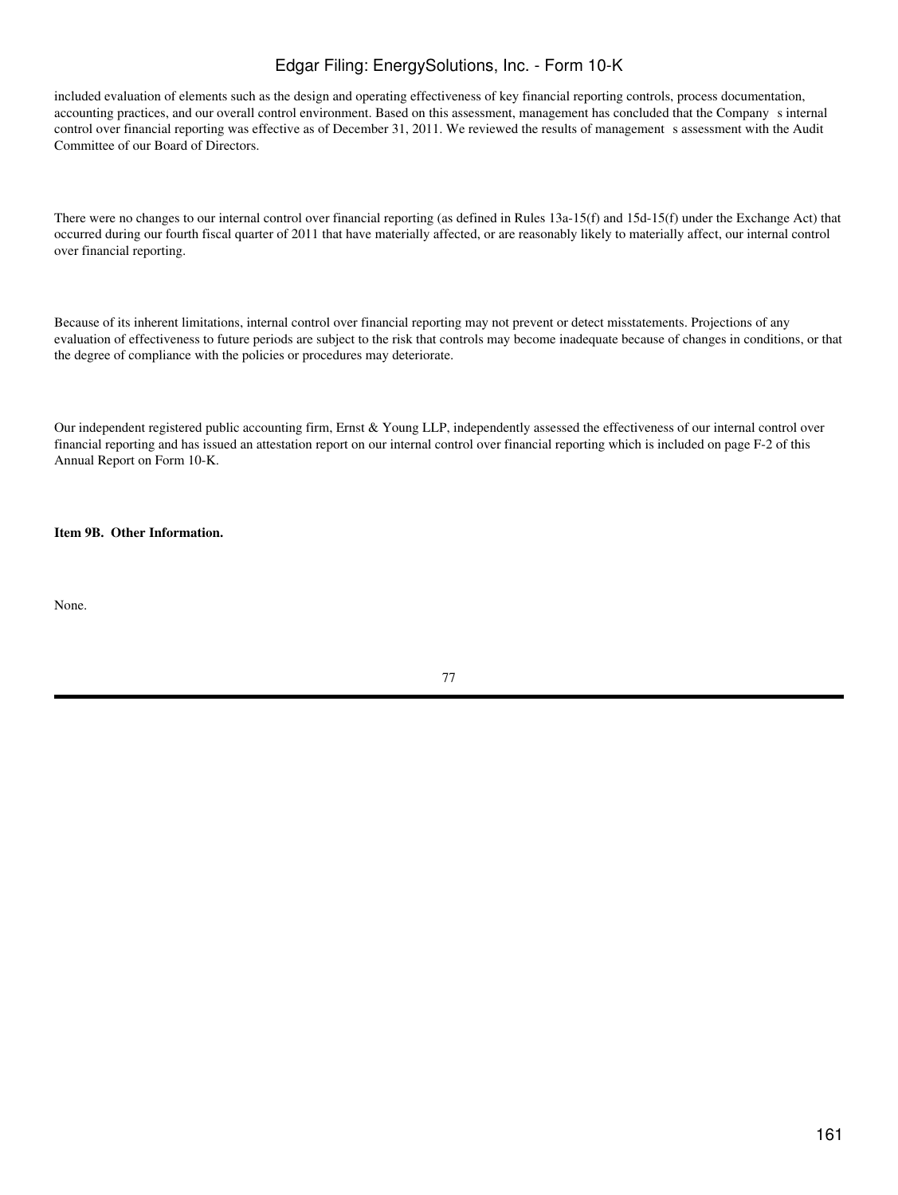included evaluation of elements such as the design and operating effectiveness of key financial reporting controls, process documentation, accounting practices, and our overall control environment. Based on this assessment, management has concluded that the Company s internal control over financial reporting was effective as of December 31, 2011. We reviewed the results of management s assessment with the Audit Committee of our Board of Directors.

There were no changes to our internal control over financial reporting (as defined in Rules 13a-15(f) and 15d-15(f) under the Exchange Act) that occurred during our fourth fiscal quarter of 2011 that have materially affected, or are reasonably likely to materially affect, our internal control over financial reporting.

Because of its inherent limitations, internal control over financial reporting may not prevent or detect misstatements. Projections of any evaluation of effectiveness to future periods are subject to the risk that controls may become inadequate because of changes in conditions, or that the degree of compliance with the policies or procedures may deteriorate.

Our independent registered public accounting firm, Ernst & Young LLP, independently assessed the effectiveness of our internal control over financial reporting and has issued an attestation report on our internal control over financial reporting which is included on page F-2 of this Annual Report on Form 10-K.

**Item 9B. Other Information.**

None.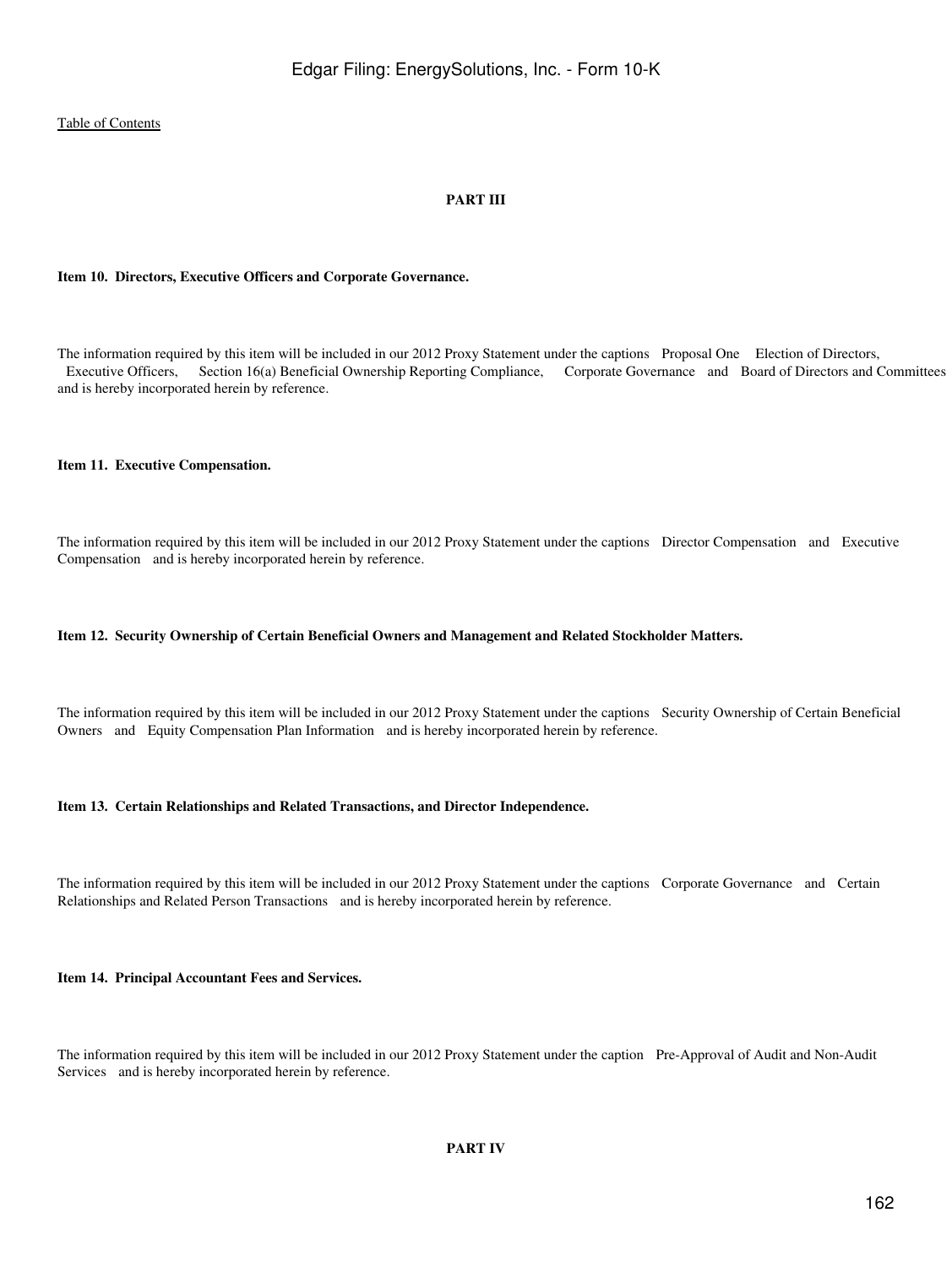## PART III

### Item 10. Directors, Executive Officers and Corporate Governance.

The information required by this item will be included in our 2012 Proxy Statement under the captions Proposal One Election of Directors, Executive Officers, Section 16(a) Beneficial Ownership Reporting Compliance, Corporate Governance and Board of Directors and Committees and is hereby incorporated herein by reference.

### Item 11. Executive Compensation.

The information required by this item will be included in our 2012 Proxy Statement under the captions Director Compensation and Executive Compensation and is hereby incorporated herein by reference.

### Item 12. Security Ownership of Certain Beneficial Owners and Management and Related Stockholder Matters.

The information required by this item will be included in our 2012 Proxy Statement under the captions Security Ownership of Certain Beneficial Owners and Equity Compensation Plan Information and is hereby incorporated herein by reference.

### Item 13. Certain Relationships and Related Transactions, and Director Independence.

The information required by this item will be included in our 2012 Proxy Statement under the captions Corporate Governance and Certain Relationships and Related Person Transactions and is hereby incorporated herein by reference.

### Item 14. Principal Accountant Fees and Services.

The information required by this item will be included in our 2012 Proxy Statement under the caption Pre-Approval of Audit and Non-Audit Services and is hereby incorporated herein by reference.

## PART IV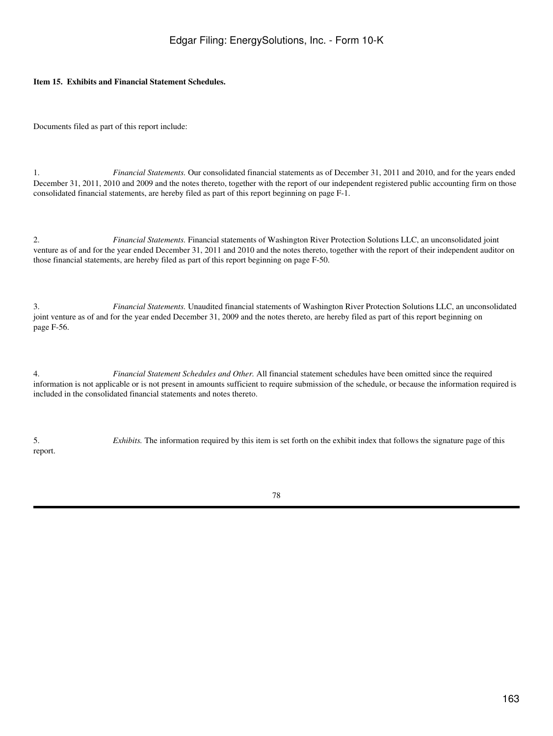**Item 15. Exhibits and Financial Statement Schedules.**

Documents filed as part of this report include:

1. *Financial Statements.* Our consolidated financial statements as of December 31, 2011 and 2010, and for the years ended December 31, 2011, 2010 and 2009 and the notes thereto, together with the report of our independent registered public accounting firm on those consolidated financial statements, are hereby filed as part of this report beginning on page F-1.

2. *Financial Statements.* Financial statements of Washington River Protection Solutions LLC, an unconsolidated joint venture as of and for the year ended December 31, 2011 and 2010 and the notes thereto, together with the report of their independent auditor on those financial statements, are hereby filed as part of this report beginning on page F-50.

3. *Financial Statements.* Unaudited financial statements of Washington River Protection Solutions LLC, an unconsolidated joint venture as of and for the year ended December 31, 2009 and the notes thereto, are hereby filed as part of this report beginning on page F-56.

4. *Financial Statement Schedules and Other.* All financial statement schedules have been omitted since the required information is not applicable or is not present in amounts sufficient to require submission of the schedule, or because the information required is included in the consolidated financial statements and notes thereto.

5. *Exhibits.* The information required by this item is set forth on the exhibit index that follows the signature page of this report.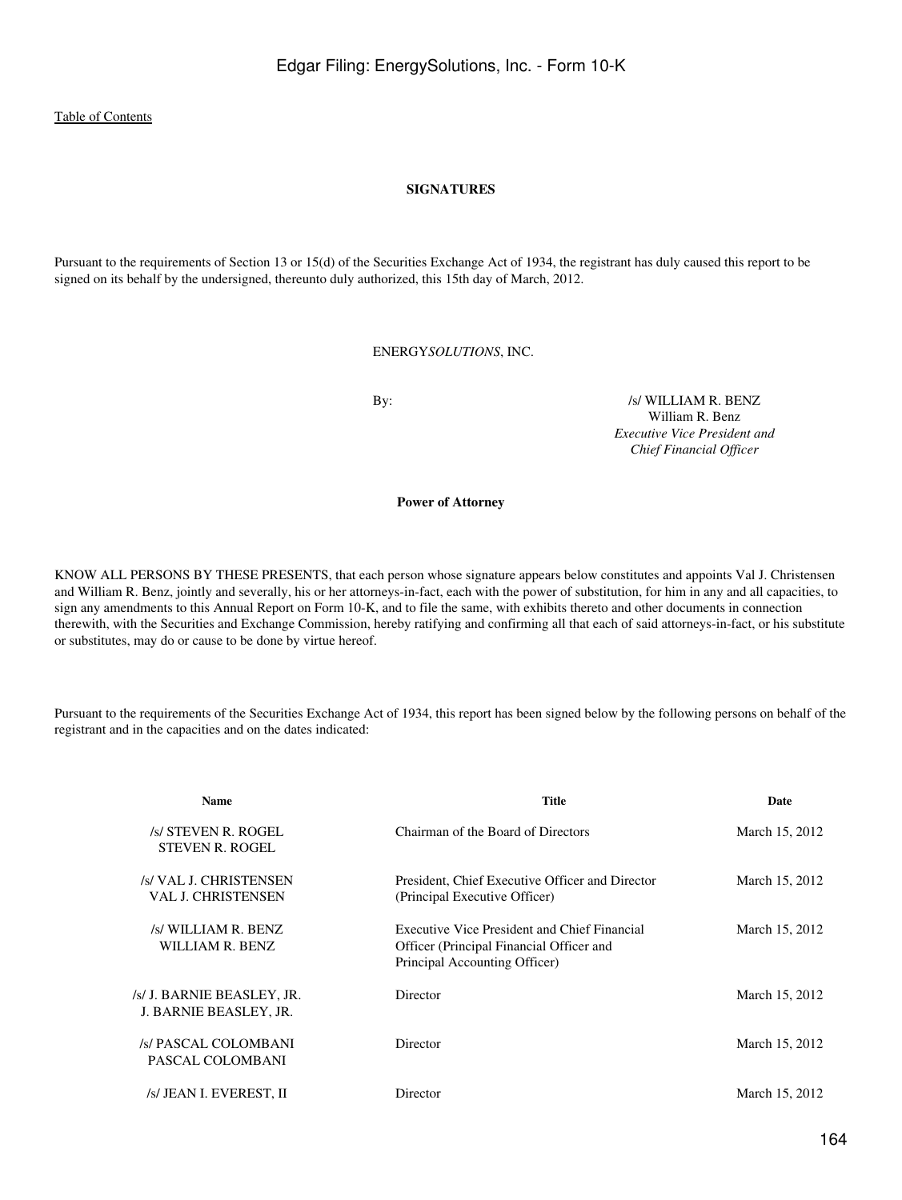## SIGNATURES

Pursuant to the requirements of Section 13 or 15(d) of the Securities Exchange Act of 1934, the registrant has duly caused this report to be signed on its behalf by the undersigned, thereunto duly authorized, this 15th day of March, 2012.

ENERGY*SOLUTIONS*, INC.

By: /s/ WILLIAM R. BENZ
William R. Benz
*Executive Vice President and Chief Financial Officer*

**Power of Attorney**

KNOW ALL PERSONS BY THESE PRESENTS, that each person whose signature appears below constitutes and appoints Val J. Christensen and William R. Benz, jointly and severally, his or her attorneys-in-fact, each with the power of substitution, for him in any and all capacities, to sign any amendments to this Annual Report on Form 10-K, and to file the same, with exhibits thereto and other documents in connection therewith, with the Securities and Exchange Commission, hereby ratifying and confirming all that each of said attorneys-in-fact, or his substitute or substitutes, may do or cause to be done by virtue hereof.

Pursuant to the requirements of the Securities Exchange Act of 1934, this report has been signed below by the following persons on behalf of the registrant and in the capacities and on the dates indicated:

| Name | Title | Date |
|---|---|---|
| /s/ STEVEN R. ROGEL<br>STEVEN R. ROGEL | Chairman of the Board of Directors | March 15, 2012 |
| /s/ VAL J. CHRISTENSEN<br>VAL J. CHRISTENSEN | President, Chief Executive Officer and Director (Principal Executive Officer) | March 15, 2012 |
| /s/ WILLIAM R. BENZ<br>WILLIAM R. BENZ | Executive Vice President and Chief Financial Officer (Principal Financial Officer and Principal Accounting Officer) | March 15, 2012 |
| /s/ J. BARNIE BEASLEY, JR.<br>J. BARNIE BEASLEY, JR. | Director | March 15, 2012 |
| /s/ PASCAL COLOMBANI<br>PASCAL COLOMBANI | Director | March 15, 2012 |
| /s/ JEAN I. EVEREST, II | Director | March 15, 2012 |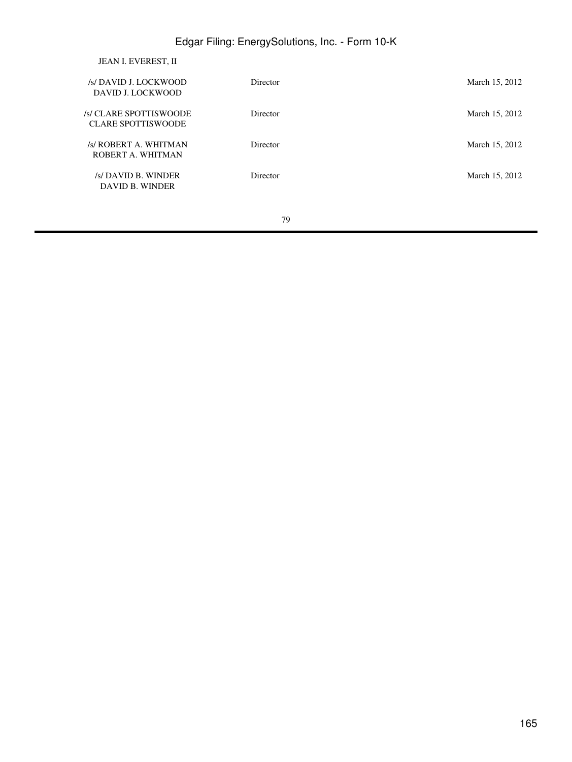JEAN I. EVEREST, II

| | | |
|---|---|---|
| /s/ DAVID J. LOCKWOOD<br>DAVID J. LOCKWOOD | Director | March 15, 2012 |
| /s/ CLARE SPOTTISWOODE<br>CLARE SPOTTISWOODE | Director | March 15, 2012 |
| /s/ ROBERT A. WHITMAN<br>ROBERT A. WHITMAN | Director | March 15, 2012 |
| /s/ DAVID B. WINDER<br>DAVID B. WINDER | Director | March 15, 2012 |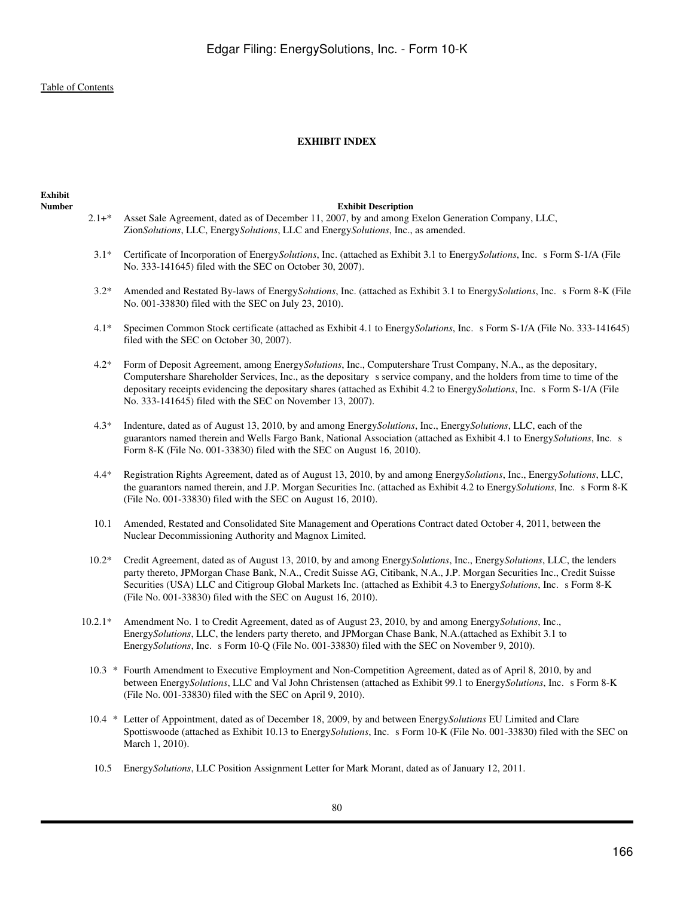## EXHIBIT INDEX

| Exhibit Number | Exhibit Description |
|---|---|
| 2.1+* | Asset Sale Agreement, dated as of December 11, 2007, by and among Exelon Generation Company, LLC, Zion*Solutions*, LLC, Energy*Solutions*, LLC and Energy*Solutions*, Inc., as amended. |
| 3.1* | Certificate of Incorporation of Energy*Solutions*, Inc. (attached as Exhibit 3.1 to Energy*Solutions*, Inc. s Form S-1/A (File No. 333-141645) filed with the SEC on October 30, 2007). |
| 3.2* | Amended and Restated By-laws of Energy*Solutions*, Inc. (attached as Exhibit 3.1 to Energy*Solutions*, Inc. s Form 8-K (File No. 001-33830) filed with the SEC on July 23, 2010). |
| 4.1* | Specimen Common Stock certificate (attached as Exhibit 4.1 to Energy*Solutions*, Inc. s Form S-1/A (File No. 333-141645) filed with the SEC on October 30, 2007). |
| 4.2* | Form of Deposit Agreement, among Energy*Solutions*, Inc., Computershare Trust Company, N.A., as the depositary, Computershare Shareholder Services, Inc., as the depositary s service company, and the holders from time to time of the depositary receipts evidencing the depositary shares (attached as Exhibit 4.2 to Energy*Solutions*, Inc. s Form S-1/A (File No. 333-141645) filed with the SEC on November 13, 2007). |
| 4.3* | Indenture, dated as of August 13, 2010, by and among Energy*Solutions*, Inc., Energy*Solutions*, LLC, each of the guarantors named therein and Wells Fargo Bank, National Association (attached as Exhibit 4.1 to Energy*Solutions*, Inc. s Form 8-K (File No. 001-33830) filed with the SEC on August 16, 2010). |
| 4.4* | Registration Rights Agreement, dated as of August 13, 2010, by and among Energy*Solutions*, Inc., Energy*Solutions*, LLC, the guarantors named therein, and J.P. Morgan Securities Inc. (attached as Exhibit 4.2 to Energy*Solutions*, Inc. s Form 8-K (File No. 001-33830) filed with the SEC on August 16, 2010). |
| 10.1 | Amended, Restated and Consolidated Site Management and Operations Contract dated October 4, 2011, between the Nuclear Decommissioning Authority and Magnox Limited. |
| 10.2* | Credit Agreement, dated as of August 13, 2010, by and among Energy*Solutions*, Inc., Energy*Solutions*, LLC, the lenders party thereto, JPMorgan Chase Bank, N.A., Credit Suisse AG, Citibank, N.A., J.P. Morgan Securities Inc., Credit Suisse Securities (USA) LLC and Citigroup Global Markets Inc. (attached as Exhibit 4.3 to Energy*Solutions*, Inc. s Form 8-K (File No. 001-33830) filed with the SEC on August 16, 2010). |
| 10.2.1* | Amendment No. 1 to Credit Agreement, dated as of August 23, 2010, by and among Energy*Solutions*, Inc., Energy*Solutions*, LLC, the lenders party thereto, and JPMorgan Chase Bank, N.A.(attached as Exhibit 3.1 to Energy*Solutions*, Inc. s Form 10-Q (File No. 001-33830) filed with the SEC on November 9, 2010). |
| 10.3 * | Fourth Amendment to Executive Employment and Non-Competition Agreement, dated as of April 8, 2010, by and between Energy*Solutions*, LLC and Val John Christensen (attached as Exhibit 99.1 to Energy*Solutions*, Inc. s Form 8-K (File No. 001-33830) filed with the SEC on April 9, 2010). |
| 10.4 * | Letter of Appointment, dated as of December 18, 2009, by and between Energy*Solutions* EU Limited and Clare Spottiswoode (attached as Exhibit 10.13 to Energy*Solutions*, Inc. s Form 10-K (File No. 001-33830) filed with the SEC on March 1, 2010). |
| 10.5 | Energy*Solutions*, LLC Position Assignment Letter for Mark Morant, dated as of January 12, 2011. |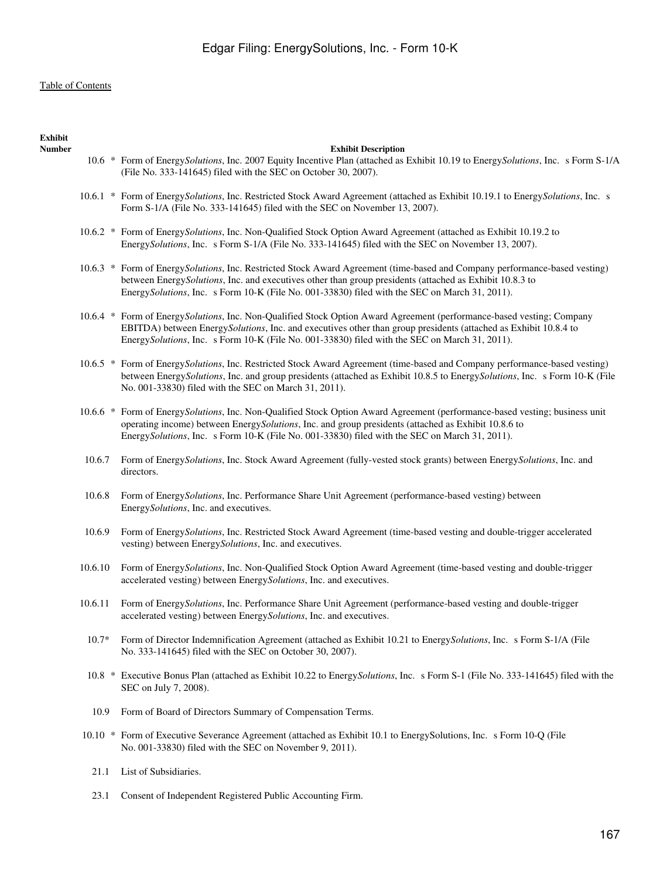Edgar Filing: EnergySolutions, Inc. - Form 10-K

[Table of Contents](#)

| Exhibit Number | Exhibit Description |
| --- | --- |
| 10.6 * | Form of Energy*Solutions*, Inc. 2007 Equity Incentive Plan (attached as Exhibit 10.19 to Energy*Solutions*, Inc. s Form S-1/A (File No. 333-141645) filed with the SEC on October 30, 2007). |
| 10.6.1 * | Form of Energy*Solutions*, Inc. Restricted Stock Award Agreement (attached as Exhibit 10.19.1 to Energy*Solutions*, Inc. s Form S-1/A (File No. 333-141645) filed with the SEC on November 13, 2007). |
| 10.6.2 * | Form of Energy*Solutions*, Inc. Non-Qualified Stock Option Award Agreement (attached as Exhibit 10.19.2 to Energy*Solutions*, Inc. s Form S-1/A (File No. 333-141645) filed with the SEC on November 13, 2007). |
| 10.6.3 * | Form of Energy*Solutions*, Inc. Restricted Stock Award Agreement (time-based and Company performance-based vesting) between Energy*Solutions*, Inc. and executives other than group presidents (attached as Exhibit 10.8.3 to Energy*Solutions*, Inc. s Form 10-K (File No. 001-33830) filed with the SEC on March 31, 2011). |
| 10.6.4 * | Form of Energy*Solutions*, Inc. Non-Qualified Stock Option Award Agreement (performance-based vesting; Company EBITDA) between Energy*Solutions*, Inc. and executives other than group presidents (attached as Exhibit 10.8.4 to Energy*Solutions*, Inc. s Form 10-K (File No. 001-33830) filed with the SEC on March 31, 2011). |
| 10.6.5 * | Form of Energy*Solutions*, Inc. Restricted Stock Award Agreement (time-based and Company performance-based vesting) between Energy*Solutions*, Inc. and group presidents (attached as Exhibit 10.8.5 to Energy*Solutions*, Inc. s Form 10-K (File No. 001-33830) filed with the SEC on March 31, 2011). |
| 10.6.6 * | Form of Energy*Solutions*, Inc. Non-Qualified Stock Option Award Agreement (performance-based vesting; business unit operating income) between Energy*Solutions*, Inc. and group presidents (attached as Exhibit 10.8.6 to Energy*Solutions*, Inc. s Form 10-K (File No. 001-33830) filed with the SEC on March 31, 2011). |
| 10.6.7 | Form of Energy*Solutions*, Inc. Stock Award Agreement (fully-vested stock grants) between Energy*Solutions*, Inc. and directors. |
| 10.6.8 | Form of Energy*Solutions*, Inc. Performance Share Unit Agreement (performance-based vesting) between Energy*Solutions*, Inc. and executives. |
| 10.6.9 | Form of Energy*Solutions*, Inc. Restricted Stock Award Agreement (time-based vesting and double-trigger accelerated vesting) between Energy*Solutions*, Inc. and executives. |
| 10.6.10 | Form of Energy*Solutions*, Inc. Non-Qualified Stock Option Award Agreement (time-based vesting and double-trigger accelerated vesting) between Energy*Solutions*, Inc. and executives. |
| 10.6.11 | Form of Energy*Solutions*, Inc. Performance Share Unit Agreement (performance-based vesting and double-trigger accelerated vesting) between Energy*Solutions*, Inc. and executives. |
| 10.7* | Form of Director Indemnification Agreement (attached as Exhibit 10.21 to Energy*Solutions*, Inc. s Form S-1/A (File No. 333-141645) filed with the SEC on October 30, 2007). |
| 10.8 * | Executive Bonus Plan (attached as Exhibit 10.22 to Energy*Solutions*, Inc. s Form S-1 (File No. 333-141645) filed with the SEC on July 7, 2008). |
| 10.9 | Form of Board of Directors Summary of Compensation Terms. |
| 10.10 * | Form of Executive Severance Agreement (attached as Exhibit 10.1 to EnergySolutions, Inc. s Form 10-Q (File No. 001-33830) filed with the SEC on November 9, 2011). |
| 21.1 | List of Subsidiaries. |
| 23.1 | Consent of Independent Registered Public Accounting Firm. |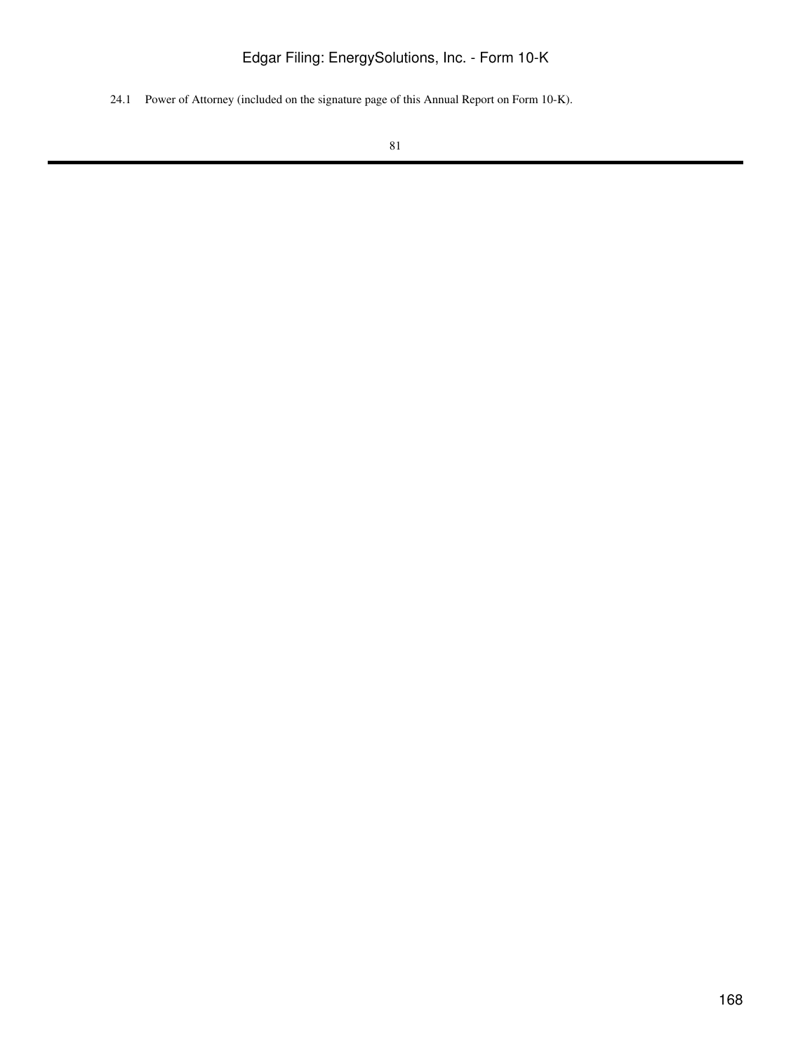24.1 Power of Attorney (included on the signature page of this Annual Report on Form 10-K).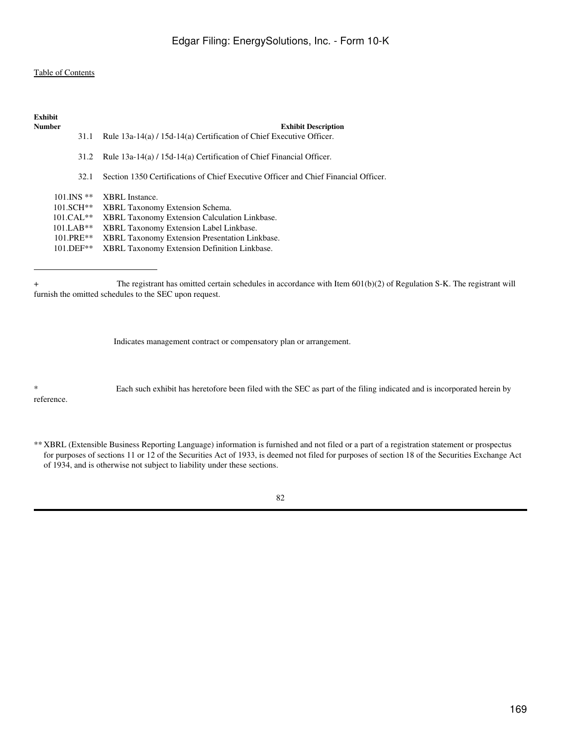[Table of Contents](#)

| Exhibit Number | Exhibit Description |
|---|---|
| 31.1 | Rule 13a-14(a) / 15d-14(a) Certification of Chief Executive Officer. |
| 31.2 | Rule 13a-14(a) / 15d-14(a) Certification of Chief Financial Officer. |
| 32.1 | Section 1350 Certifications of Chief Executive Officer and Chief Financial Officer. |
| 101.INS ** | XBRL Instance. |
| 101.SCH** | XBRL Taxonomy Extension Schema. |
| 101.CAL** | XBRL Taxonomy Extension Calculation Linkbase. |
| 101.LAB** | XBRL Taxonomy Extension Label Linkbase. |
| 101.PRE** | XBRL Taxonomy Extension Presentation Linkbase. |
| 101.DEF** | XBRL Taxonomy Extension Definition Linkbase. |

---

+ The registrant has omitted certain schedules in accordance with Item 601(b)(2) of Regulation S-K. The registrant will furnish the omitted schedules to the SEC upon request.

Indicates management contract or compensatory plan or arrangement.

* Each such exhibit has heretofore been filed with the SEC as part of the filing indicated and is incorporated herein by reference.

** XBRL (Extensible Business Reporting Language) information is furnished and not filed or a part of a registration statement or prospectus for purposes of sections 11 or 12 of the Securities Act of 1933, is deemed not filed for purposes of section 18 of the Securities Exchange Act of 1934, and is otherwise not subject to liability under these sections.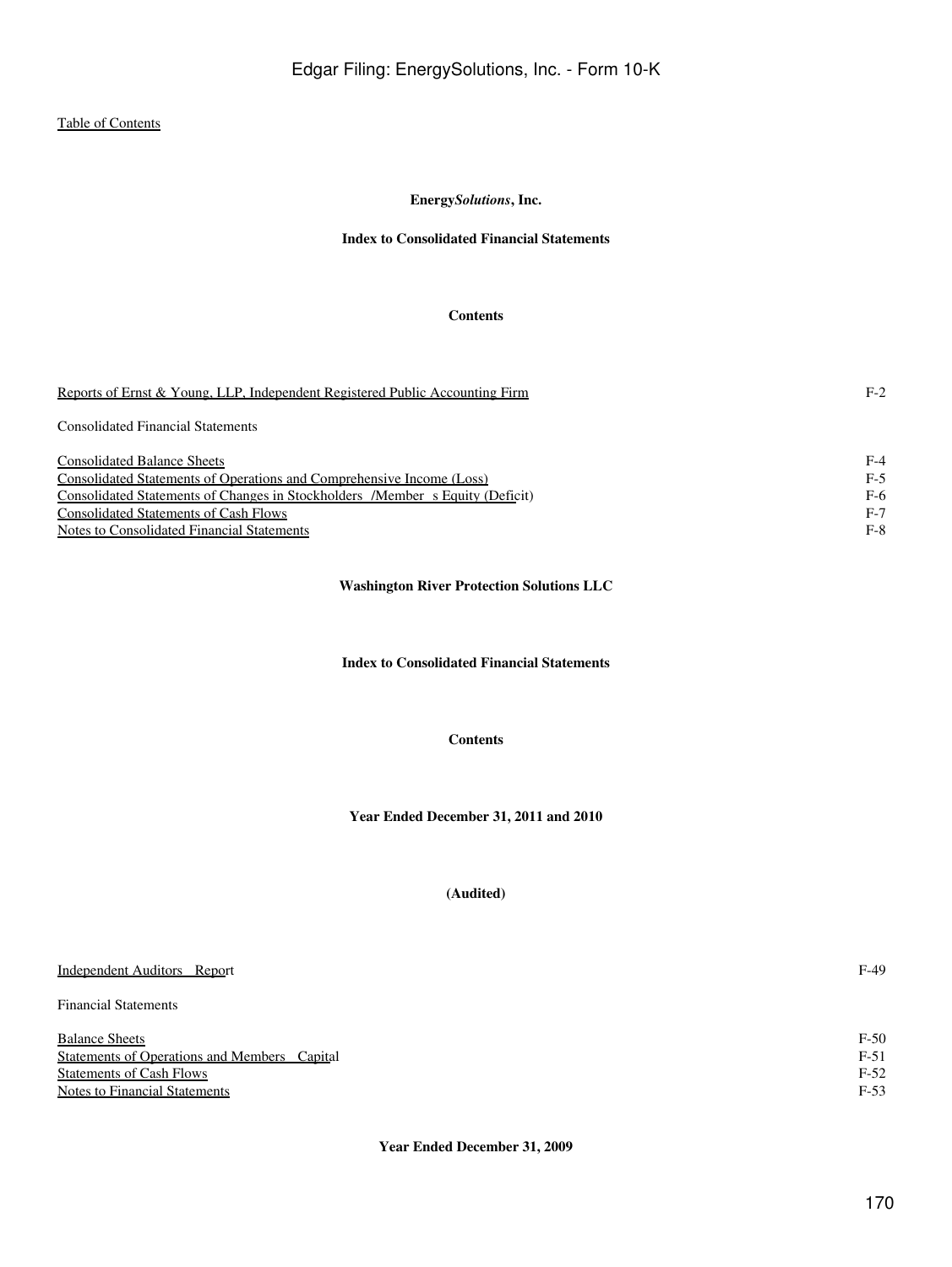Table of Contents

**Energy*Solutions*, Inc.**

**Index to Consolidated Financial Statements**

**Contents**

| | |
|---|---|
| Reports of Ernst & Young, LLP, Independent Registered Public Accounting Firm | F-2 |
| Consolidated Financial Statements | |
| Consolidated Balance Sheets | F-4 |
| Consolidated Statements of Operations and Comprehensive Income (Loss) | F-5 |
| Consolidated Statements of Changes in Stockholders /Member s Equity (Deficit) | F-6 |
| Consolidated Statements of Cash Flows | F-7 |
| Notes to Consolidated Financial Statements | F-8 |

**Washington River Protection Solutions LLC**

**Index to Consolidated Financial Statements**

**Contents**

**Year Ended December 31, 2011 and 2010**

**(Audited)**

| | |
|---|---|
| Independent Auditors Report | F-49 |
| Financial Statements | |
| Balance Sheets | F-50 |
| Statements of Operations and Members Capital | F-51 |
| Statements of Cash Flows | F-52 |
| Notes to Financial Statements | F-53 |

**Year Ended December 31, 2009**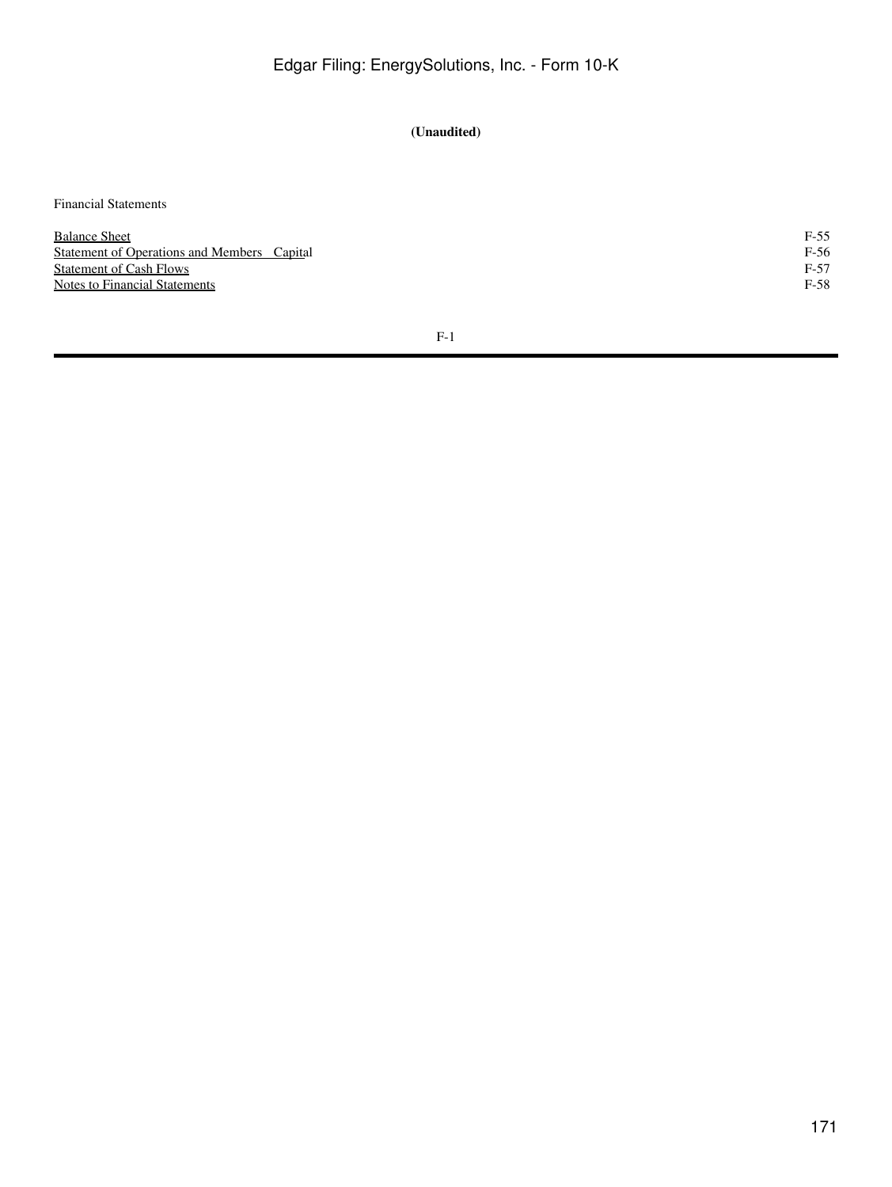**(Unaudited)**

Financial Statements

| | |
|---|---|
| Balance Sheet | F-55 |
| Statement of Operations and Members Capital | F-56 |
| Statement of Cash Flows | F-57 |
| Notes to Financial Statements | F-58 |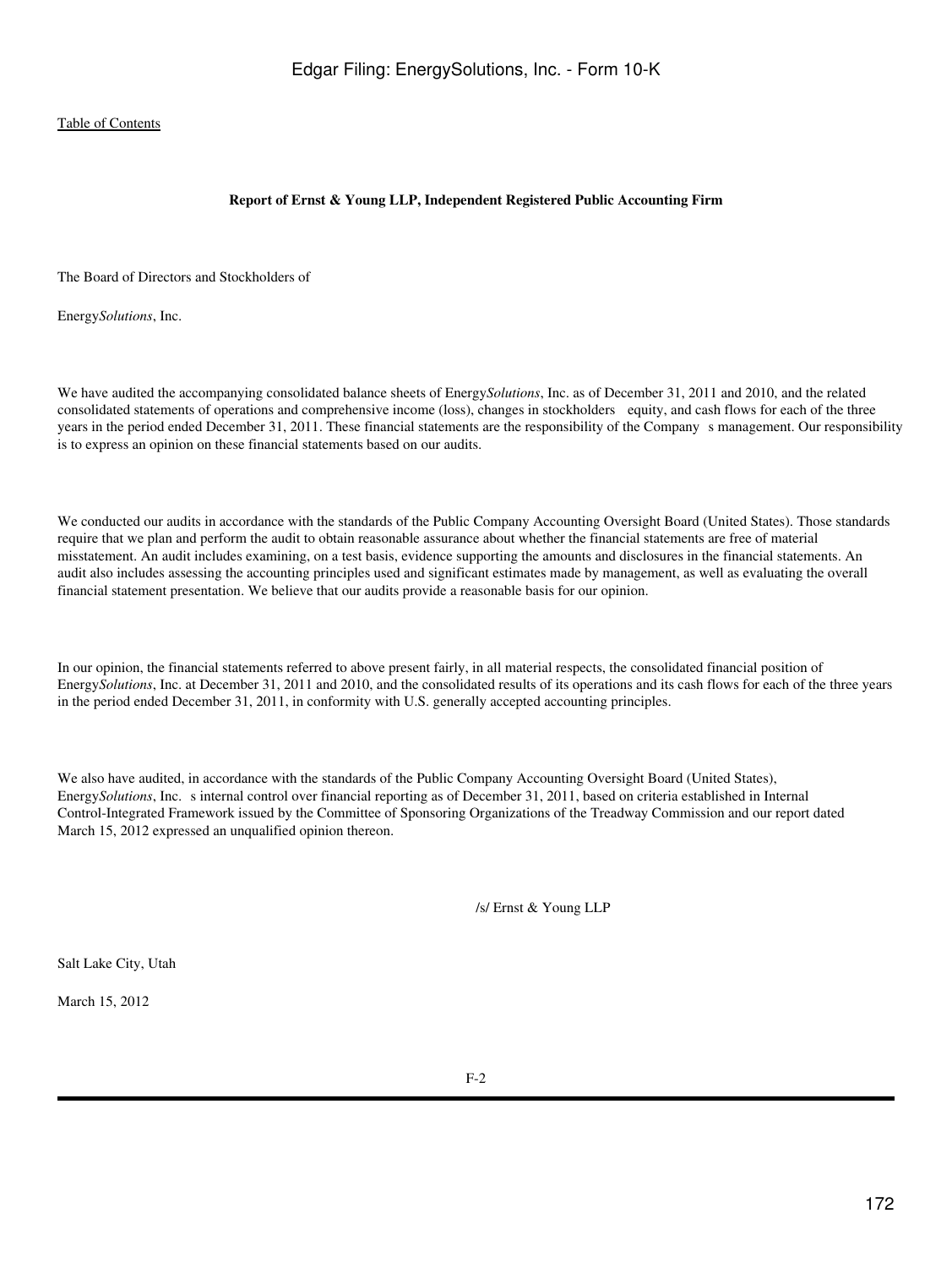[Table of Contents](#)

**Report of Ernst & Young LLP, Independent Registered Public Accounting Firm**

The Board of Directors and Stockholders of

Energy*Solutions*, Inc.

We have audited the accompanying consolidated balance sheets of Energy*Solutions*, Inc. as of December 31, 2011 and 2010, and the related consolidated statements of operations and comprehensive income (loss), changes in stockholders equity, and cash flows for each of the three years in the period ended December 31, 2011. These financial statements are the responsibility of the Company s management. Our responsibility is to express an opinion on these financial statements based on our audits.

We conducted our audits in accordance with the standards of the Public Company Accounting Oversight Board (United States). Those standards require that we plan and perform the audit to obtain reasonable assurance about whether the financial statements are free of material misstatement. An audit includes examining, on a test basis, evidence supporting the amounts and disclosures in the financial statements. An audit also includes assessing the accounting principles used and significant estimates made by management, as well as evaluating the overall financial statement presentation. We believe that our audits provide a reasonable basis for our opinion.

In our opinion, the financial statements referred to above present fairly, in all material respects, the consolidated financial position of Energy*Solutions*, Inc. at December 31, 2011 and 2010, and the consolidated results of its operations and its cash flows for each of the three years in the period ended December 31, 2011, in conformity with U.S. generally accepted accounting principles.

We also have audited, in accordance with the standards of the Public Company Accounting Oversight Board (United States), Energy*Solutions*, Inc. s internal control over financial reporting as of December 31, 2011, based on criteria established in Internal Control-Integrated Framework issued by the Committee of Sponsoring Organizations of the Treadway Commission and our report dated March 15, 2012 expressed an unqualified opinion thereon.

/s/ Ernst & Young LLP

Salt Lake City, Utah

March 15, 2012

F-2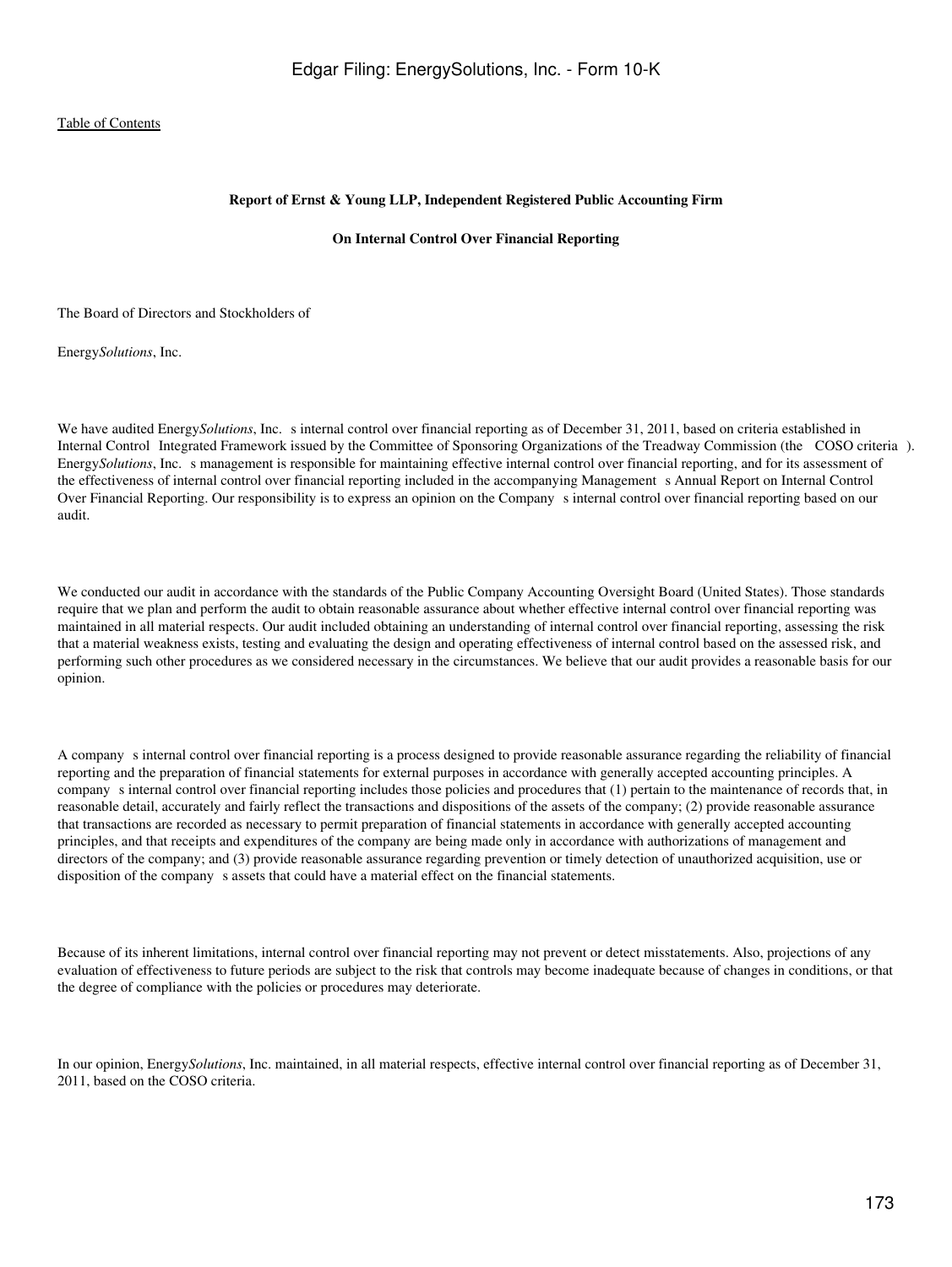[Table of Contents](#)

**Report of Ernst & Young LLP, Independent Registered Public Accounting Firm**

**On Internal Control Over Financial Reporting**

The Board of Directors and Stockholders of

Energy*Solutions*, Inc.

We have audited Energy*Solutions*, Inc. s internal control over financial reporting as of December 31, 2011, based on criteria established in Internal Control Integrated Framework issued by the Committee of Sponsoring Organizations of the Treadway Commission (the COSO criteria ). Energy*Solutions*, Inc. s management is responsible for maintaining effective internal control over financial reporting, and for its assessment of the effectiveness of internal control over financial reporting included in the accompanying Management s Annual Report on Internal Control Over Financial Reporting. Our responsibility is to express an opinion on the Company s internal control over financial reporting based on our audit.

We conducted our audit in accordance with the standards of the Public Company Accounting Oversight Board (United States). Those standards require that we plan and perform the audit to obtain reasonable assurance about whether effective internal control over financial reporting was maintained in all material respects. Our audit included obtaining an understanding of internal control over financial reporting, assessing the risk that a material weakness exists, testing and evaluating the design and operating effectiveness of internal control based on the assessed risk, and performing such other procedures as we considered necessary in the circumstances. We believe that our audit provides a reasonable basis for our opinion.

A company s internal control over financial reporting is a process designed to provide reasonable assurance regarding the reliability of financial reporting and the preparation of financial statements for external purposes in accordance with generally accepted accounting principles. A company s internal control over financial reporting includes those policies and procedures that (1) pertain to the maintenance of records that, in reasonable detail, accurately and fairly reflect the transactions and dispositions of the assets of the company; (2) provide reasonable assurance that transactions are recorded as necessary to permit preparation of financial statements in accordance with generally accepted accounting principles, and that receipts and expenditures of the company are being made only in accordance with authorizations of management and directors of the company; and (3) provide reasonable assurance regarding prevention or timely detection of unauthorized acquisition, use or disposition of the company s assets that could have a material effect on the financial statements.

Because of its inherent limitations, internal control over financial reporting may not prevent or detect misstatements. Also, projections of any evaluation of effectiveness to future periods are subject to the risk that controls may become inadequate because of changes in conditions, or that the degree of compliance with the policies or procedures may deteriorate.

In our opinion, Energy*Solutions*, Inc. maintained, in all material respects, effective internal control over financial reporting as of December 31, 2011, based on the COSO criteria.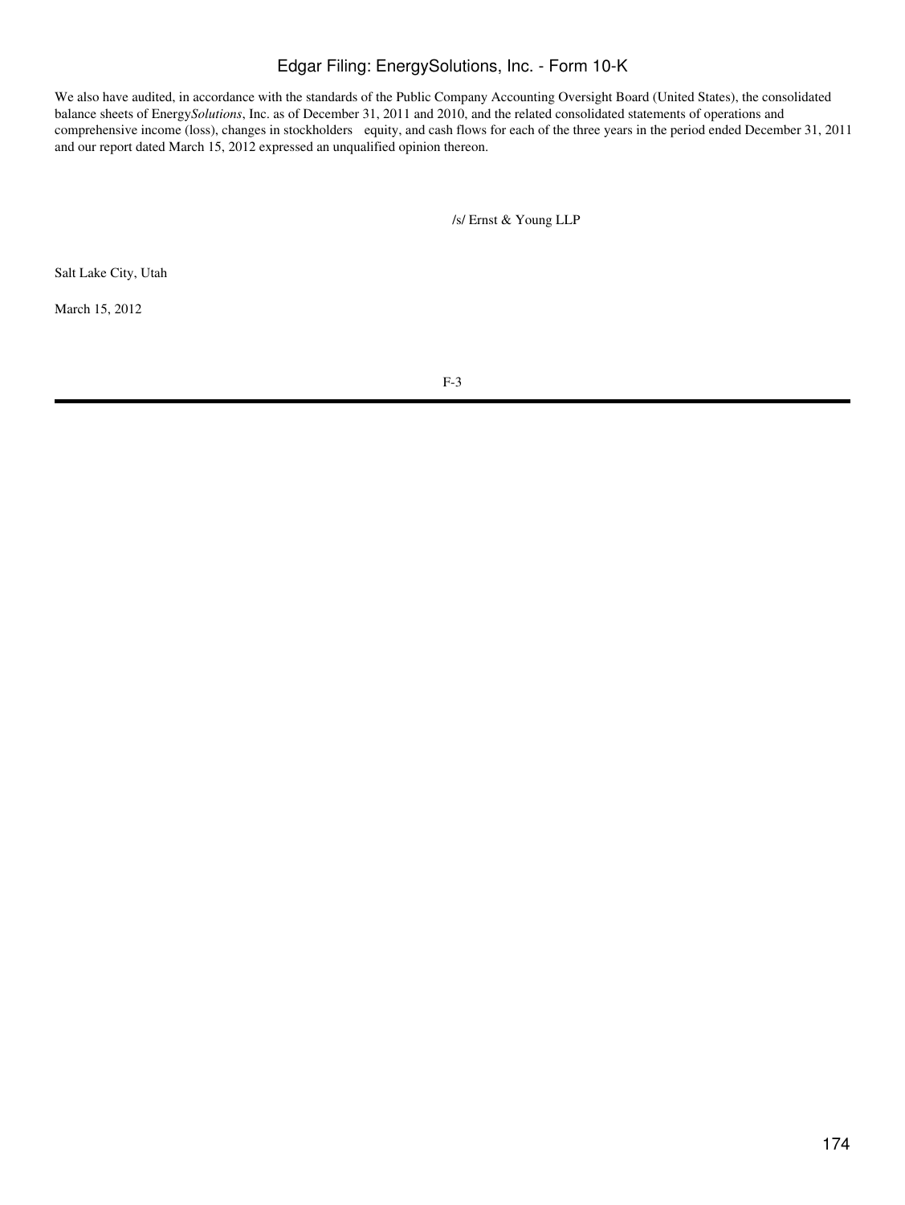We also have audited, in accordance with the standards of the Public Company Accounting Oversight Board (United States), the consolidated balance sheets of Energy*Solutions*, Inc. as of December 31, 2011 and 2010, and the related consolidated statements of operations and comprehensive income (loss), changes in stockholders equity, and cash flows for each of the three years in the period ended December 31, 2011 and our report dated March 15, 2012 expressed an unqualified opinion thereon.

/s/ Ernst & Young LLP

Salt Lake City, Utah

March 15, 2012

F-3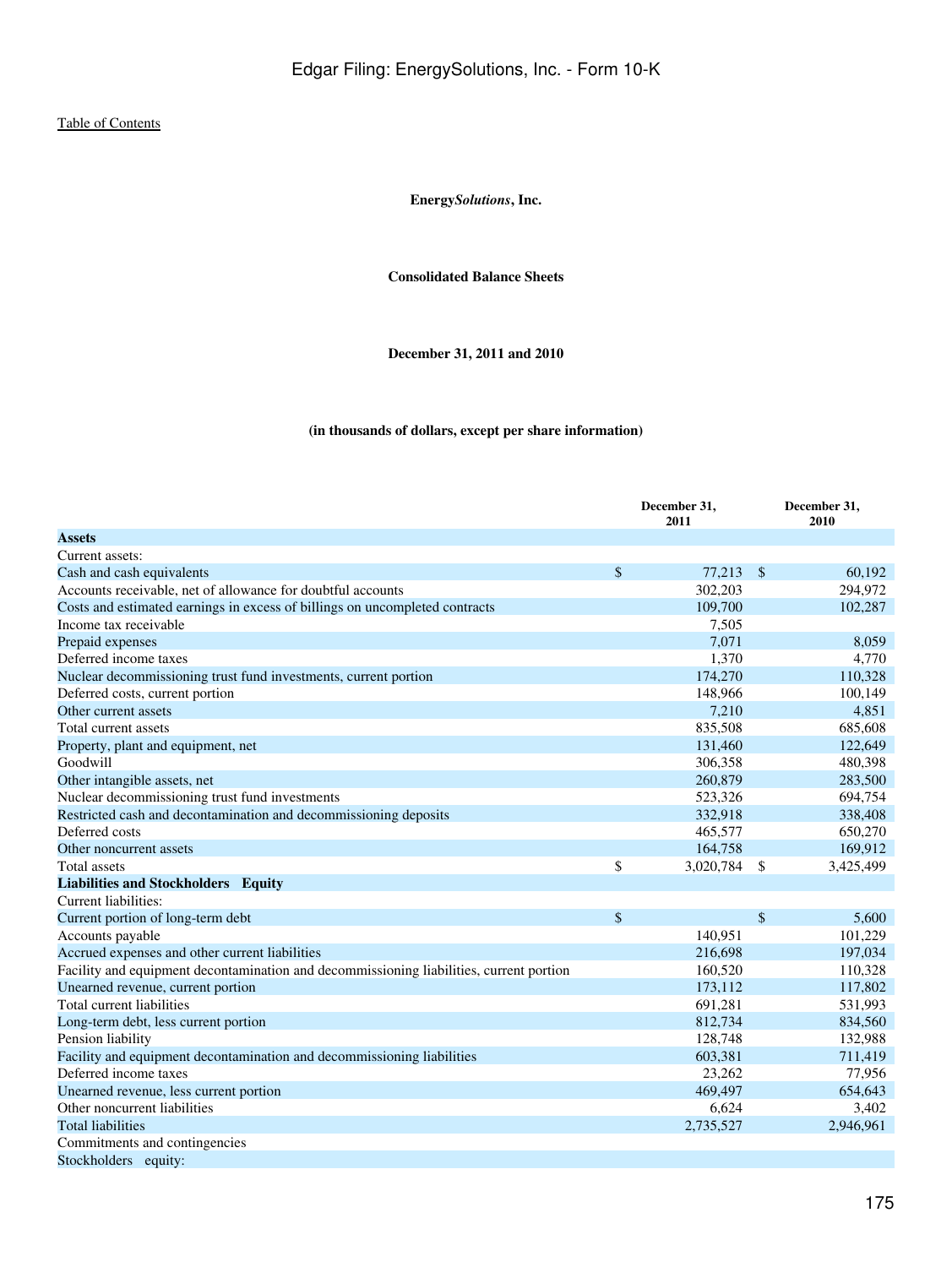Table of Contents

**Energy*Solutions*, Inc.**

**Consolidated Balance Sheets**

**December 31, 2011 and 2010**

**(in thousands of dollars, except per share information)**

| | December 31, 2011 | December 31, 2010 |
|---|---|---|
| **Assets** | | |
| Current assets: | | |
| Cash and cash equivalents | $ 77,213 | $ 60,192 |
| Accounts receivable, net of allowance for doubtful accounts | 302,203 | 294,972 |
| Costs and estimated earnings in excess of billings on uncompleted contracts | 109,700 | 102,287 |
| Income tax receivable | 7,505 | |
| Prepaid expenses | 7,071 | 8,059 |
| Deferred income taxes | 1,370 | 4,770 |
| Nuclear decommissioning trust fund investments, current portion | 174,270 | 110,328 |
| Deferred costs, current portion | 148,966 | 100,149 |
| Other current assets | 7,210 | 4,851 |
| Total current assets | 835,508 | 685,608 |
| Property, plant and equipment, net | 131,460 | 122,649 |
| Goodwill | 306,358 | 480,398 |
| Other intangible assets, net | 260,879 | 283,500 |
| Nuclear decommissioning trust fund investments | 523,326 | 694,754 |
| Restricted cash and decontamination and decommissioning deposits | 332,918 | 338,408 |
| Deferred costs | 465,577 | 650,270 |
| Other noncurrent assets | 164,758 | 169,912 |
| Total assets | $ 3,020,784 | $ 3,425,499 |
| **Liabilities and Stockholders Equity** | | |
| Current liabilities: | | |
| Current portion of long-term debt | $ | $ 5,600 |
| Accounts payable | 140,951 | 101,229 |
| Accrued expenses and other current liabilities | 216,698 | 197,034 |
| Facility and equipment decontamination and decommissioning liabilities, current portion | 160,520 | 110,328 |
| Unearned revenue, current portion | 173,112 | 117,802 |
| Total current liabilities | 691,281 | 531,993 |
| Long-term debt, less current portion | 812,734 | 834,560 |
| Pension liability | 128,748 | 132,988 |
| Facility and equipment decontamination and decommissioning liabilities | 603,381 | 711,419 |
| Deferred income taxes | 23,262 | 77,956 |
| Unearned revenue, less current portion | 469,497 | 654,643 |
| Other noncurrent liabilities | 6,624 | 3,402 |
| Total liabilities | 2,735,527 | 2,946,961 |
| Commitments and contingencies | | |
| Stockholders equity: | | |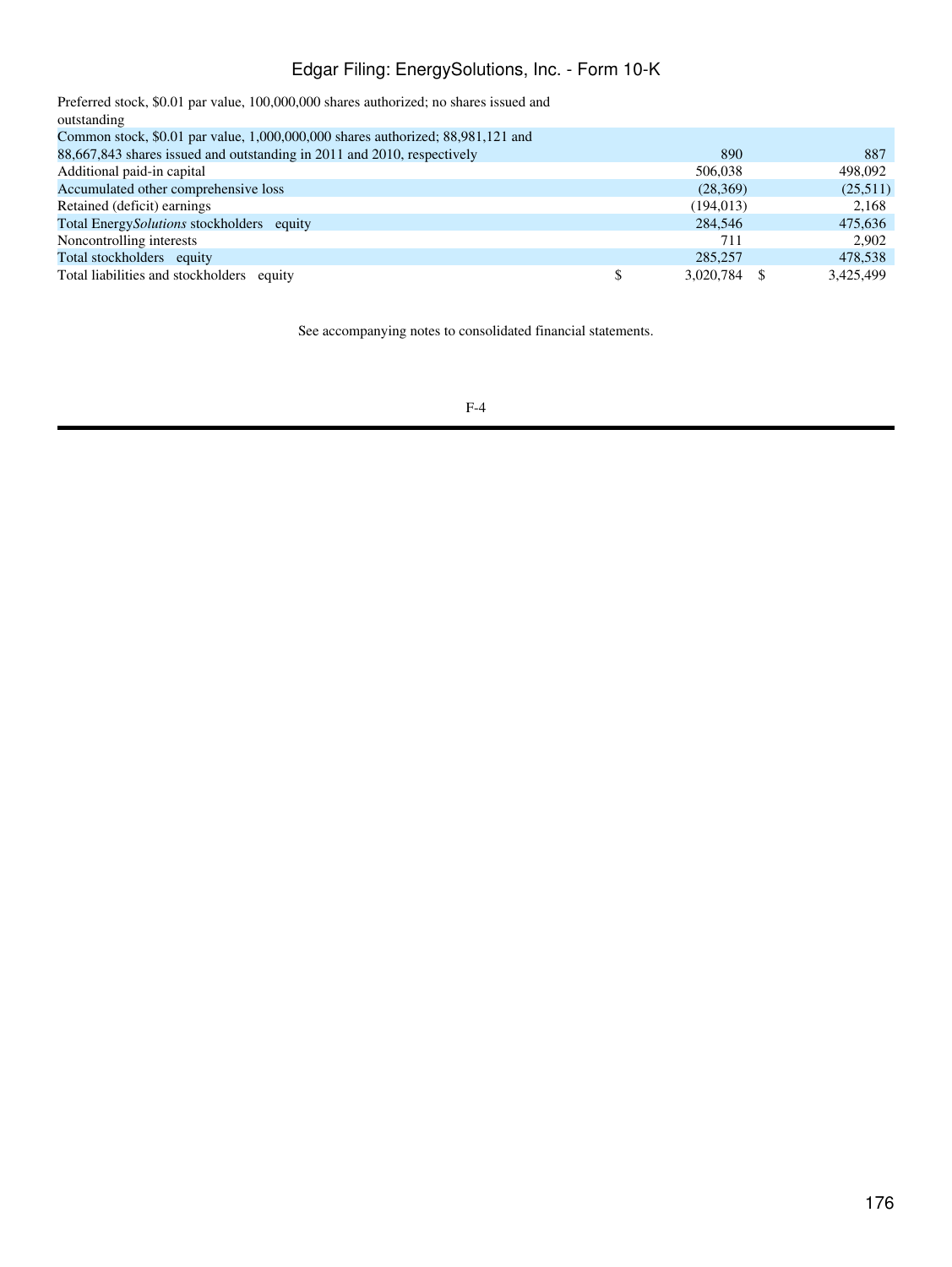| | 2011 | 2010 |
|---|---|---|
| Preferred stock, $0.01 par value, 100,000,000 shares authorized; no shares issued and outstanding | | |
| Common stock, $0.01 par value, 1,000,000,000 shares authorized; 88,981,121 and 88,667,843 shares issued and outstanding in 2011 and 2010, respectively | 890 | 887 |
| Additional paid-in capital | 506,038 | 498,092 |
| Accumulated other comprehensive loss | (28,369) | (25,511) |
| Retained (deficit) earnings | (194,013) | 2,168 |
| Total Energy*Solutions* stockholders equity | 284,546 | 475,636 |
| Noncontrolling interests | 711 | 2,902 |
| Total stockholders equity | 285,257 | 478,538 |
| Total liabilities and stockholders equity | $ 3,020,784 | $ 3,425,499 |

See accompanying notes to consolidated financial statements.

F-4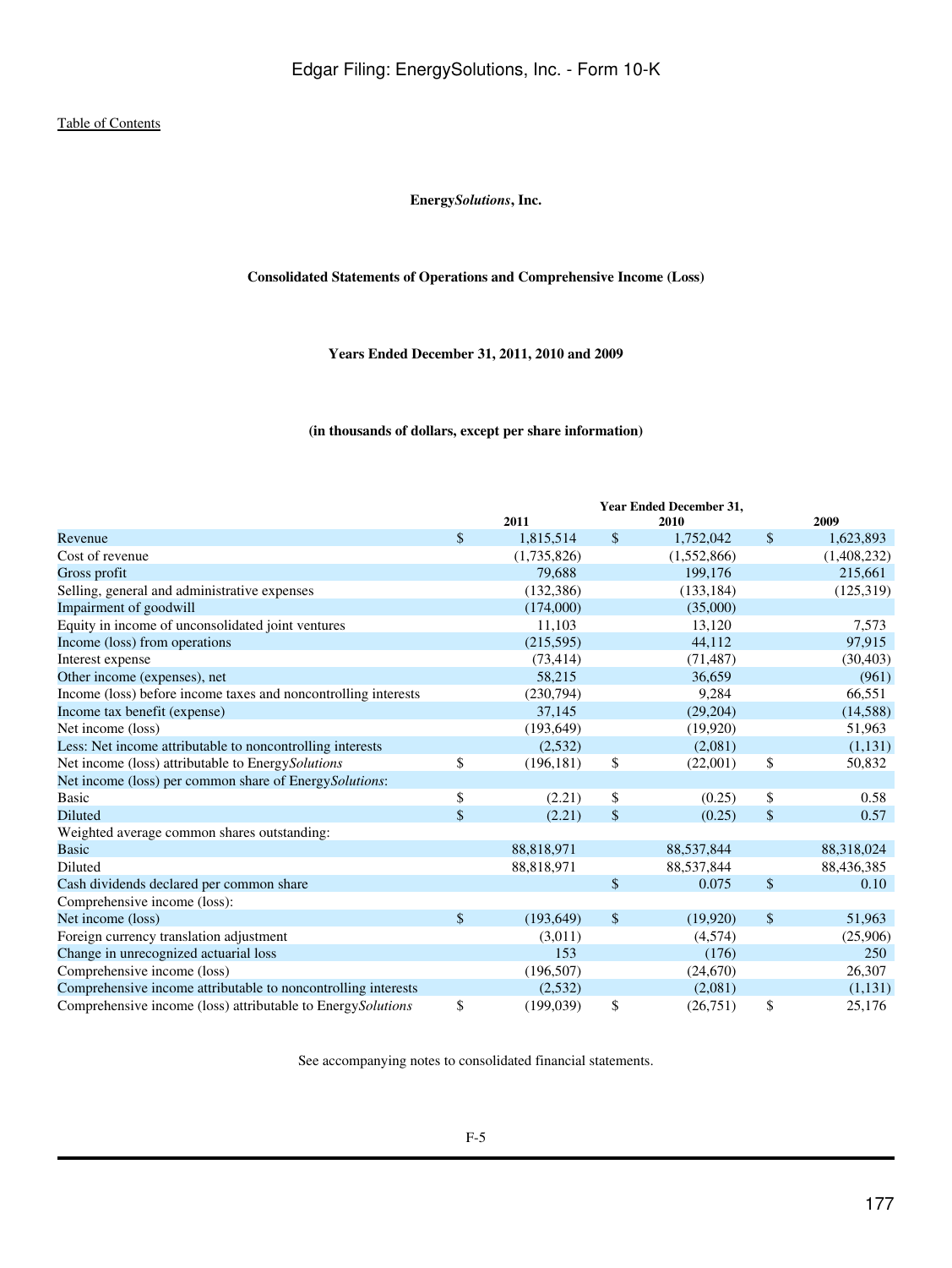**Energy*Solutions*, Inc.**

**Consolidated Statements of Operations and Comprehensive Income (Loss)**

**Years Ended December 31, 2011, 2010 and 2009**

**(in thousands of dollars, except per share information)**

| | Year Ended December 31, 2011 | 2010 | 2009 |
|---|---|---|---|
| Revenue | $ 1,815,514 | $ 1,752,042 | $ 1,623,893 |
| Cost of revenue | (1,735,826) | (1,552,866) | (1,408,232) |
| Gross profit | 79,688 | 199,176 | 215,661 |
| Selling, general and administrative expenses | (132,386) | (133,184) | (125,319) |
| Impairment of goodwill | (174,000) | (35,000) | |
| Equity in income of unconsolidated joint ventures | 11,103 | 13,120 | 7,573 |
| Income (loss) from operations | (215,595) | 44,112 | 97,915 |
| Interest expense | (73,414) | (71,487) | (30,403) |
| Other income (expenses), net | 58,215 | 36,659 | (961) |
| Income (loss) before income taxes and noncontrolling interests | (230,794) | 9,284 | 66,551 |
| Income tax benefit (expense) | 37,145 | (29,204) | (14,588) |
| Net income (loss) | (193,649) | (19,920) | 51,963 |
| Less: Net income attributable to noncontrolling interests | (2,532) | (2,081) | (1,131) |
| Net income (loss) attributable to Energy*Solutions* | $ (196,181) | $ (22,001) | $ 50,832 |
| Net income (loss) per common share of Energy*Solutions*: | | | |
| Basic | $ (2.21) | $ (0.25) | $ 0.58 |
| Diluted | $ (2.21) | $ (0.25) | $ 0.57 |
| Weighted average common shares outstanding: | | | |
| Basic | 88,818,971 | 88,537,844 | 88,318,024 |
| Diluted | 88,818,971 | 88,537,844 | 88,436,385 |
| Cash dividends declared per common share | | $ 0.075 | $ 0.10 |
| Comprehensive income (loss): | | | |
| Net income (loss) | $ (193,649) | $ (19,920) | $ 51,963 |
| Foreign currency translation adjustment | (3,011) | (4,574) | (25,906) |
| Change in unrecognized actuarial loss | 153 | (176) | 250 |
| Comprehensive income (loss) | (196,507) | (24,670) | 26,307 |
| Comprehensive income attributable to noncontrolling interests | (2,532) | (2,081) | (1,131) |
| Comprehensive income (loss) attributable to Energy*Solutions* | $ (199,039) | $ (26,751) | $ 25,176 |

See accompanying notes to consolidated financial statements.

F-5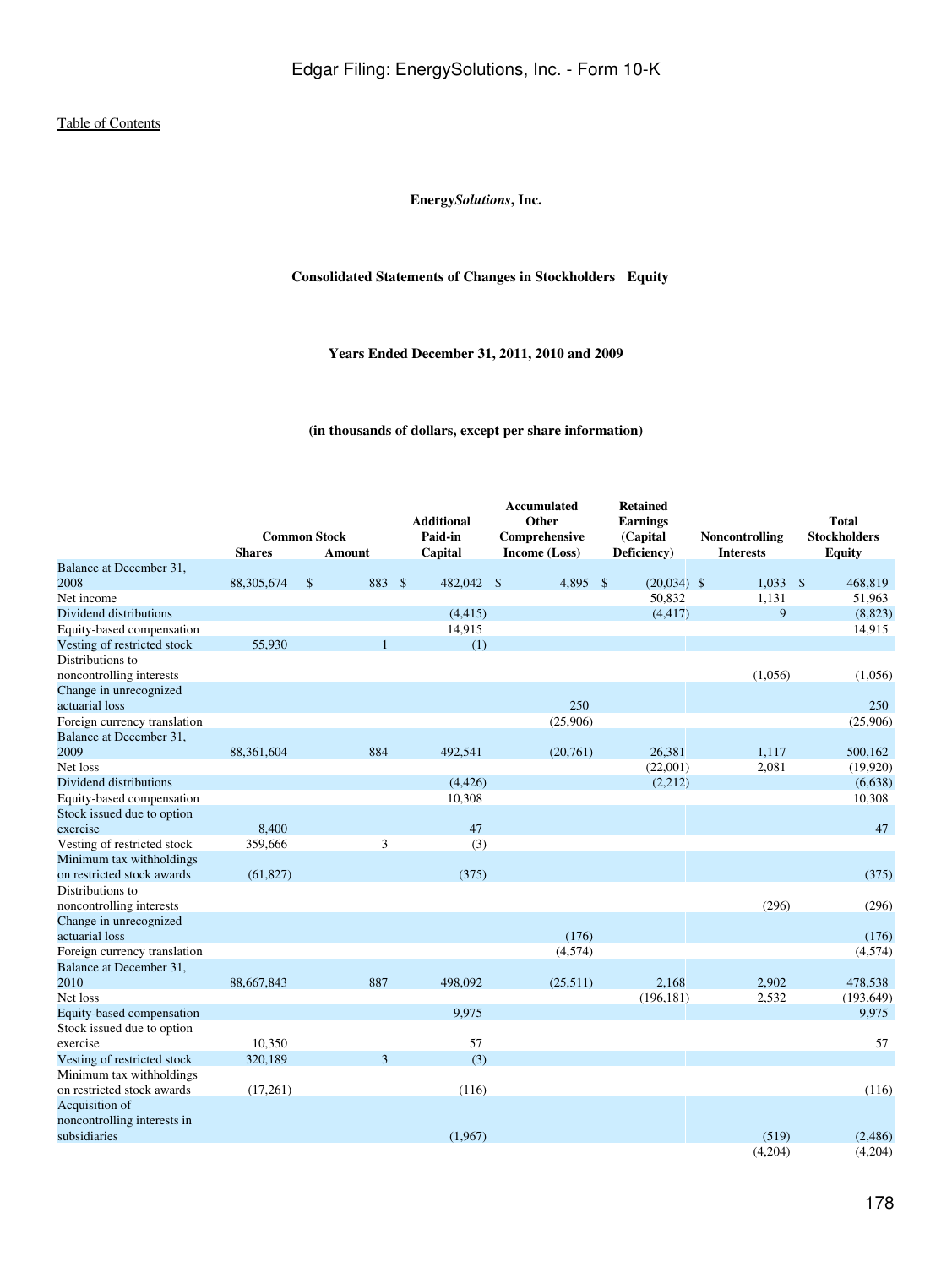Table of Contents

**Energy*Solutions*, Inc.**

**Consolidated Statements of Changes in Stockholders Equity**

**Years Ended December 31, 2011, 2010 and 2009**

**(in thousands of dollars, except per share information)**

| | Common Stock | | Additional Paid-in Capital | Accumulated Other Comprehensive Income (Loss) | Retained Earnings (Capital Deficiency) | Noncontrolling Interests | Total Stockholders Equity |
|---|---|---|---|---|---|---|---|
| | Shares | Amount | | | | | |
| Balance at December 31, 2008 | 88,305,674 | $ 883 | $ 482,042 | $ 4,895 | $ (20,034) | $ 1,033 | $ 468,819 |
| Net income | | | | | 50,832 | 1,131 | 51,963 |
| Dividend distributions | | | (4,415) | | (4,417) | 9 | (8,823) |
| Equity-based compensation | | | 14,915 | | | | 14,915 |
| Vesting of restricted stock | 55,930 | 1 | (1) | | | | |
| Distributions to noncontrolling interests | | | | | | (1,056) | (1,056) |
| Change in unrecognized actuarial loss | | | | 250 | | | 250 |
| Foreign currency translation | | | | (25,906) | | | (25,906) |
| Balance at December 31, 2009 | 88,361,604 | 884 | 492,541 | (20,761) | 26,381 | 1,117 | 500,162 |
| Net loss | | | | | (22,001) | 2,081 | (19,920) |
| Dividend distributions | | | (4,426) | | (2,212) | | (6,638) |
| Equity-based compensation | | | 10,308 | | | | 10,308 |
| Stock issued due to option exercise | 8,400 | | 47 | | | | 47 |
| Vesting of restricted stock | 359,666 | 3 | (3) | | | | |
| Minimum tax withholdings on restricted stock awards | (61,827) | | (375) | | | | (375) |
| Distributions to noncontrolling interests | | | | | | (296) | (296) |
| Change in unrecognized actuarial loss | | | | (176) | | | (176) |
| Foreign currency translation | | | | (4,574) | | | (4,574) |
| Balance at December 31, 2010 | 88,667,843 | 887 | 498,092 | (25,511) | 2,168 | 2,902 | 478,538 |
| Net loss | | | | | (196,181) | 2,532 | (193,649) |
| Equity-based compensation | | | 9,975 | | | | 9,975 |
| Stock issued due to option exercise | 10,350 | | 57 | | | | 57 |
| Vesting of restricted stock | 320,189 | 3 | (3) | | | | |
| Minimum tax withholdings on restricted stock awards | (17,261) | | (116) | | | | (116) |
| Acquisition of noncontrolling interests in subsidiaries | | | (1,967) | | | (519) | (2,486) |
| | | | | | | (4,204) | (4,204) |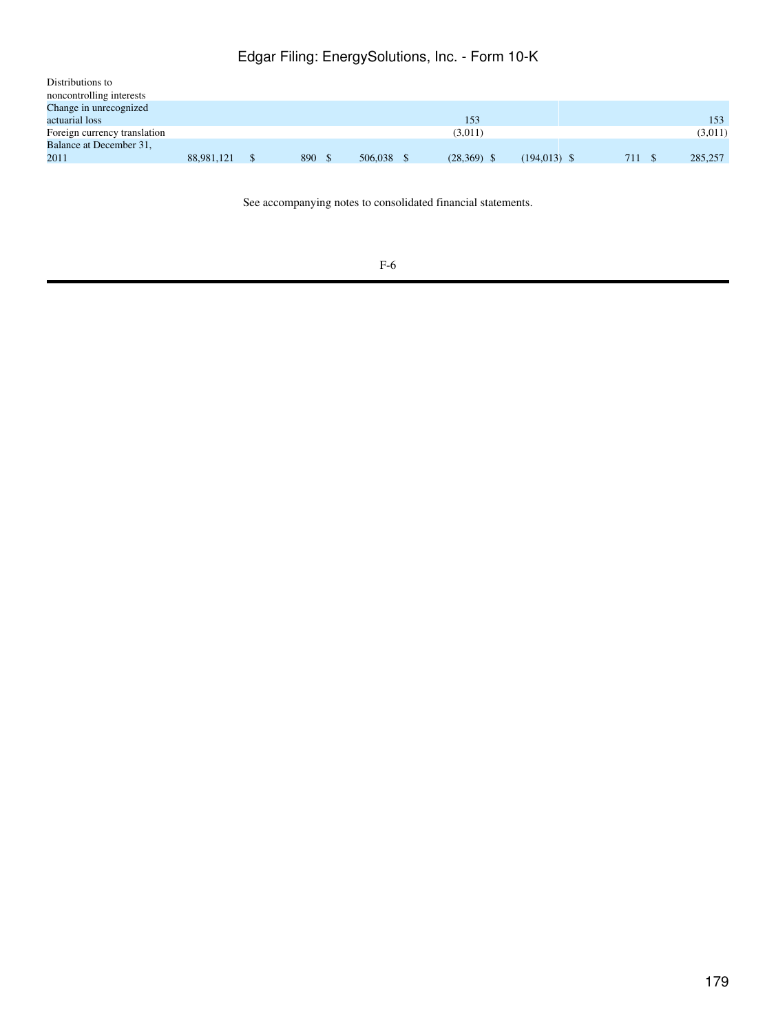| | | | | | | | |
|---|---|---|---|---|---|---|---|
| Distributions to noncontrolling interests | | | | | | | |
| Change in unrecognized actuarial loss | | | | 153 | | | 153 |
| Foreign currency translation | | | | (3,011) | | | (3,011) |
| Balance at December 31, 2011 | 88,981,121 | $ 890 | $ 506,038 | $ (28,369) | $ (194,013) | $ 711 | $ 285,257 |

See accompanying notes to consolidated financial statements.

F-6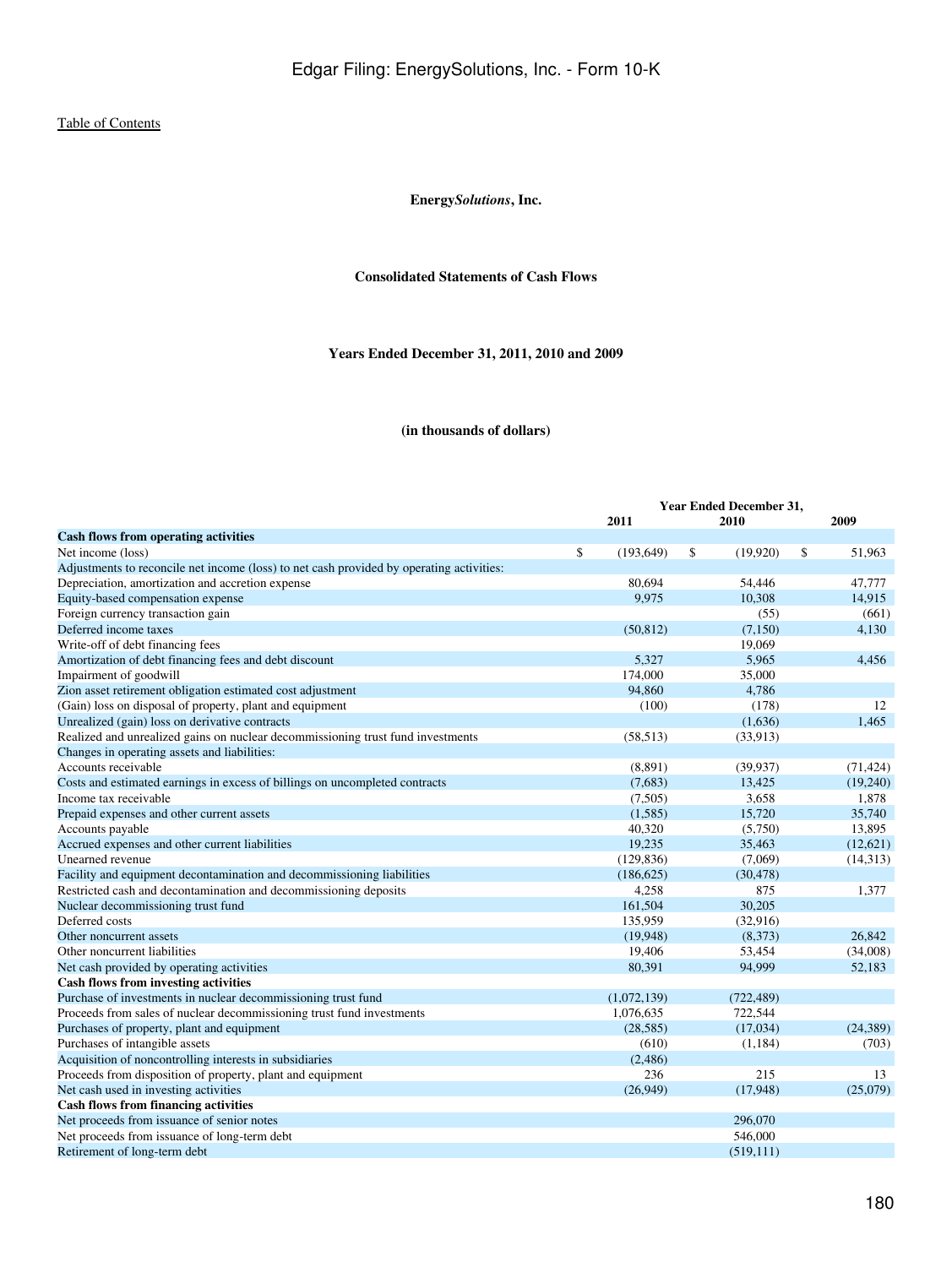Table of Contents

**Energy*Solutions*, Inc.**

**Consolidated Statements of Cash Flows**

**Years Ended December 31, 2011, 2010 and 2009**

**(in thousands of dollars)**

| | Year Ended December 31, | | |
|---|---|---|---|
| | 2011 | 2010 | 2009 |
| **Cash flows from operating activities** | | | |
| Net income (loss) | $ (193,649) | $ (19,920) | $ 51,963 |
| Adjustments to reconcile net income (loss) to net cash provided by operating activities: | | | |
| Depreciation, amortization and accretion expense | 80,694 | 54,446 | 47,777 |
| Equity-based compensation expense | 9,975 | 10,308 | 14,915 |
| Foreign currency transaction gain | | (55) | (661) |
| Deferred income taxes | (50,812) | (7,150) | 4,130 |
| Write-off of debt financing fees | | 19,069 | |
| Amortization of debt financing fees and debt discount | 5,327 | 5,965 | 4,456 |
| Impairment of goodwill | 174,000 | 35,000 | |
| Zion asset retirement obligation estimated cost adjustment | 94,860 | 4,786 | |
| (Gain) loss on disposal of property, plant and equipment | (100) | (178) | 12 |
| Unrealized (gain) loss on derivative contracts | | (1,636) | 1,465 |
| Realized and unrealized gains on nuclear decommissioning trust fund investments | (58,513) | (33,913) | |
| Changes in operating assets and liabilities: | | | |
| Accounts receivable | (8,891) | (39,937) | (71,424) |
| Costs and estimated earnings in excess of billings on uncompleted contracts | (7,683) | 13,425 | (19,240) |
| Income tax receivable | (7,505) | 3,658 | 1,878 |
| Prepaid expenses and other current assets | (1,585) | 15,720 | 35,740 |
| Accounts payable | 40,320 | (5,750) | 13,895 |
| Accrued expenses and other current liabilities | 19,235 | 35,463 | (12,621) |
| Unearned revenue | (129,836) | (7,069) | (14,313) |
| Facility and equipment decontamination and decommissioning liabilities | (186,625) | (30,478) | |
| Restricted cash and decontamination and decommissioning deposits | 4,258 | 875 | 1,377 |
| Nuclear decommissioning trust fund | 161,504 | 30,205 | |
| Deferred costs | 135,959 | (32,916) | |
| Other noncurrent assets | (19,948) | (8,373) | 26,842 |
| Other noncurrent liabilities | 19,406 | 53,454 | (34,008) |
| Net cash provided by operating activities | 80,391 | 94,999 | 52,183 |
| **Cash flows from investing activities** | | | |
| Purchase of investments in nuclear decommissioning trust fund | (1,072,139) | (722,489) | |
| Proceeds from sales of nuclear decommissioning trust fund investments | 1,076,635 | 722,544 | |
| Purchases of property, plant and equipment | (28,585) | (17,034) | (24,389) |
| Purchases of intangible assets | (610) | (1,184) | (703) |
| Acquisition of noncontrolling interests in subsidiaries | (2,486) | | |
| Proceeds from disposition of property, plant and equipment | 236 | 215 | 13 |
| Net cash used in investing activities | (26,949) | (17,948) | (25,079) |
| **Cash flows from financing activities** | | | |
| Net proceeds from issuance of senior notes | | 296,070 | |
| Net proceeds from issuance of long-term debt | | 546,000 | |
| Retirement of long-term debt | | (519,111) | |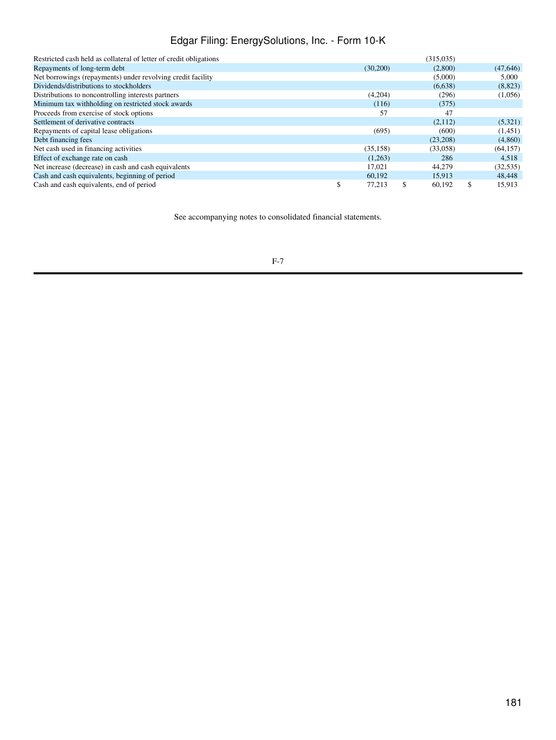| | | | |
|---|---|---|---|
| Restricted cash held as collateral of letter of credit obligations | | (315,035) | |
| Repayments of long-term debt | (30,200) | (2,800) | (47,646) |
| Net borrowings (repayments) under revolving credit facility | | (5,000) | 5,000 |
| Dividends/distributions to stockholders | | (6,638) | (8,823) |
| Distributions to noncontrolling interests partners | (4,204) | (296) | (1,056) |
| Minimum tax withholding on restricted stock awards | (116) | (375) | |
| Proceeds from exercise of stock options | 57 | 47 | |
| Settlement of derivative contracts | | (2,112) | (5,321) |
| Repayments of capital lease obligations | (695) | (600) | (1,451) |
| Debt financing fees | | (23,208) | (4,860) |
| Net cash used in financing activities | (35,158) | (33,058) | (64,157) |
| Effect of exchange rate on cash | (1,263) | 286 | 4,518 |
| Net increase (decrease) in cash and cash equivalents | 17,021 | 44,279 | (32,535) |
| Cash and cash equivalents, beginning of period | 60,192 | 15,913 | 48,448 |
| Cash and cash equivalents, end of period | $ 77,213 | $ 60,192 | $ 15,913 |

See accompanying notes to consolidated financial statements.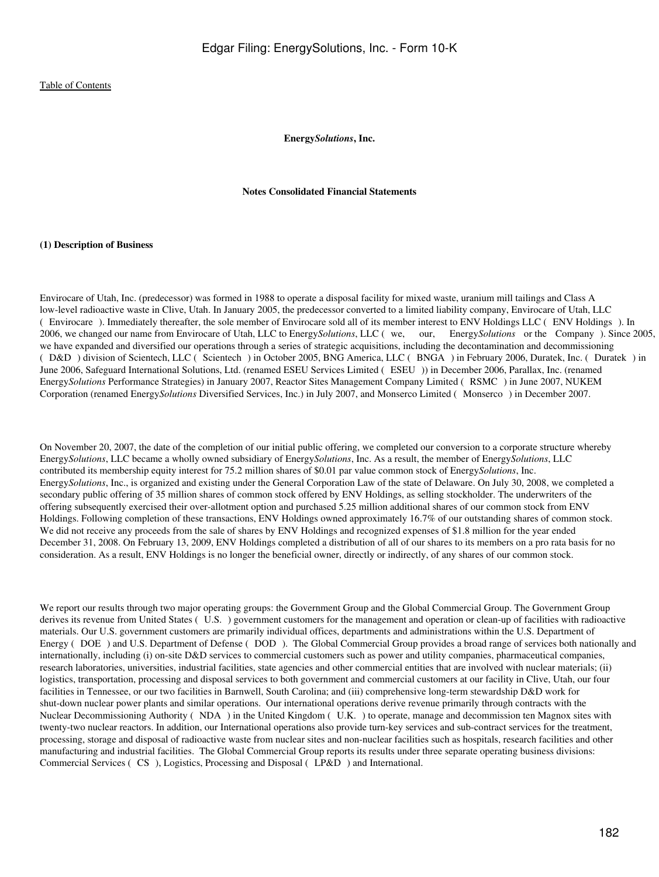[Table of Contents]

**Energy*Solutions*, Inc.**

**Notes Consolidated Financial Statements**

**(1) Description of Business**

Envirocare of Utah, Inc. (predecessor) was formed in 1988 to operate a disposal facility for mixed waste, uranium mill tailings and Class A low-level radioactive waste in Clive, Utah. In January 2005, the predecessor converted to a limited liability company, Envirocare of Utah, LLC ( Envirocare ). Immediately thereafter, the sole member of Envirocare sold all of its member interest to ENV Holdings LLC ( ENV Holdings ). In 2006, we changed our name from Envirocare of Utah, LLC to Energy*Solutions*, LLC ( we, our, Energy*Solutions* or the Company ). Since 2005, we have expanded and diversified our operations through a series of strategic acquisitions, including the decontamination and decommissioning ( D&D ) division of Scientech, LLC ( Scientech ) in October 2005, BNG America, LLC ( BNGA ) in February 2006, Duratek, Inc. ( Duratek ) in June 2006, Safeguard International Solutions, Ltd. (renamed ESEU Services Limited ( ESEU )) in December 2006, Parallax, Inc. (renamed Energy*Solutions* Performance Strategies) in January 2007, Reactor Sites Management Company Limited ( RSMC ) in June 2007, NUKEM Corporation (renamed Energy*Solutions* Diversified Services, Inc.) in July 2007, and Monserco Limited ( Monserco ) in December 2007.

On November 20, 2007, the date of the completion of our initial public offering, we completed our conversion to a corporate structure whereby Energy*Solutions*, LLC became a wholly owned subsidiary of Energy*Solutions*, Inc. As a result, the member of Energy*Solutions*, LLC contributed its membership equity interest for 75.2 million shares of $0.01 par value common stock of Energy*Solutions*, Inc. Energy*Solutions*, Inc., is organized and existing under the General Corporation Law of the state of Delaware. On July 30, 2008, we completed a secondary public offering of 35 million shares of common stock offered by ENV Holdings, as selling stockholder. The underwriters of the offering subsequently exercised their over-allotment option and purchased 5.25 million additional shares of our common stock from ENV Holdings. Following completion of these transactions, ENV Holdings owned approximately 16.7% of our outstanding shares of common stock. We did not receive any proceeds from the sale of shares by ENV Holdings and recognized expenses of $1.8 million for the year ended December 31, 2008. On February 13, 2009, ENV Holdings completed a distribution of all of our shares to its members on a pro rata basis for no consideration. As a result, ENV Holdings is no longer the beneficial owner, directly or indirectly, of any shares of our common stock.

We report our results through two major operating groups: the Government Group and the Global Commercial Group. The Government Group derives its revenue from United States ( U.S. ) government customers for the management and operation or clean-up of facilities with radioactive materials. Our U.S. government customers are primarily individual offices, departments and administrations within the U.S. Department of Energy ( DOE ) and U.S. Department of Defense ( DOD ). The Global Commercial Group provides a broad range of services both nationally and internationally, including (i) on-site D&D services to commercial customers such as power and utility companies, pharmaceutical companies, research laboratories, universities, industrial facilities, state agencies and other commercial entities that are involved with nuclear materials; (ii) logistics, transportation, processing and disposal services to both government and commercial customers at our facility in Clive, Utah, our four facilities in Tennessee, or our two facilities in Barnwell, South Carolina; and (iii) comprehensive long-term stewardship D&D work for shut-down nuclear power plants and similar operations. Our international operations derive revenue primarily through contracts with the Nuclear Decommissioning Authority ( NDA ) in the United Kingdom ( U.K. ) to operate, manage and decommission ten Magnox sites with twenty-two nuclear reactors. In addition, our International operations also provide turn-key services and sub-contract services for the treatment, processing, storage and disposal of radioactive waste from nuclear sites and non-nuclear facilities such as hospitals, research facilities and other manufacturing and industrial facilities. The Global Commercial Group reports its results under three separate operating business divisions: Commercial Services ( CS ), Logistics, Processing and Disposal ( LP&D ) and International.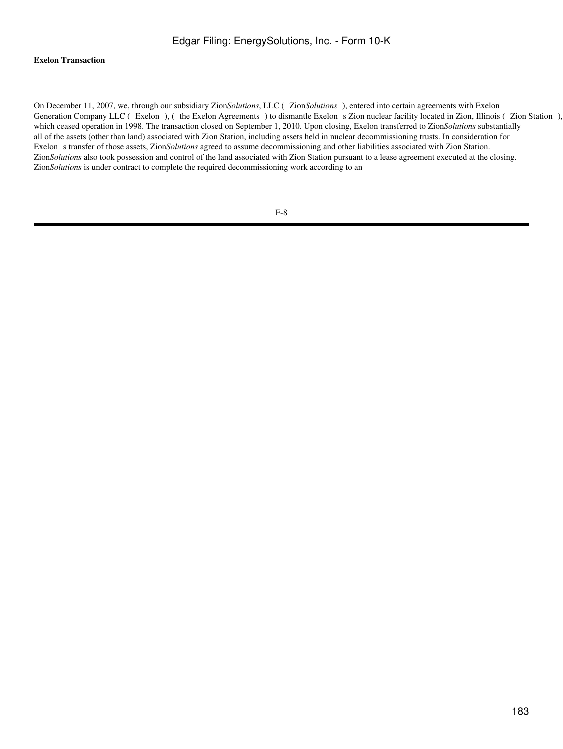**Exelon Transaction**

On December 11, 2007, we, through our subsidiary Zion*Solutions*, LLC ( Zion*Solutions* ), entered into certain agreements with Exelon Generation Company LLC ( Exelon ), ( the Exelon Agreements ) to dismantle Exelon s Zion nuclear facility located in Zion, Illinois ( Zion Station ), which ceased operation in 1998. The transaction closed on September 1, 2010. Upon closing, Exelon transferred to Zion*Solutions* substantially all of the assets (other than land) associated with Zion Station, including assets held in nuclear decommissioning trusts. In consideration for Exelon s transfer of those assets, Zion*Solutions* agreed to assume decommissioning and other liabilities associated with Zion Station. Zion*Solutions* also took possession and control of the land associated with Zion Station pursuant to a lease agreement executed at the closing. Zion*Solutions* is under contract to complete the required decommissioning work according to an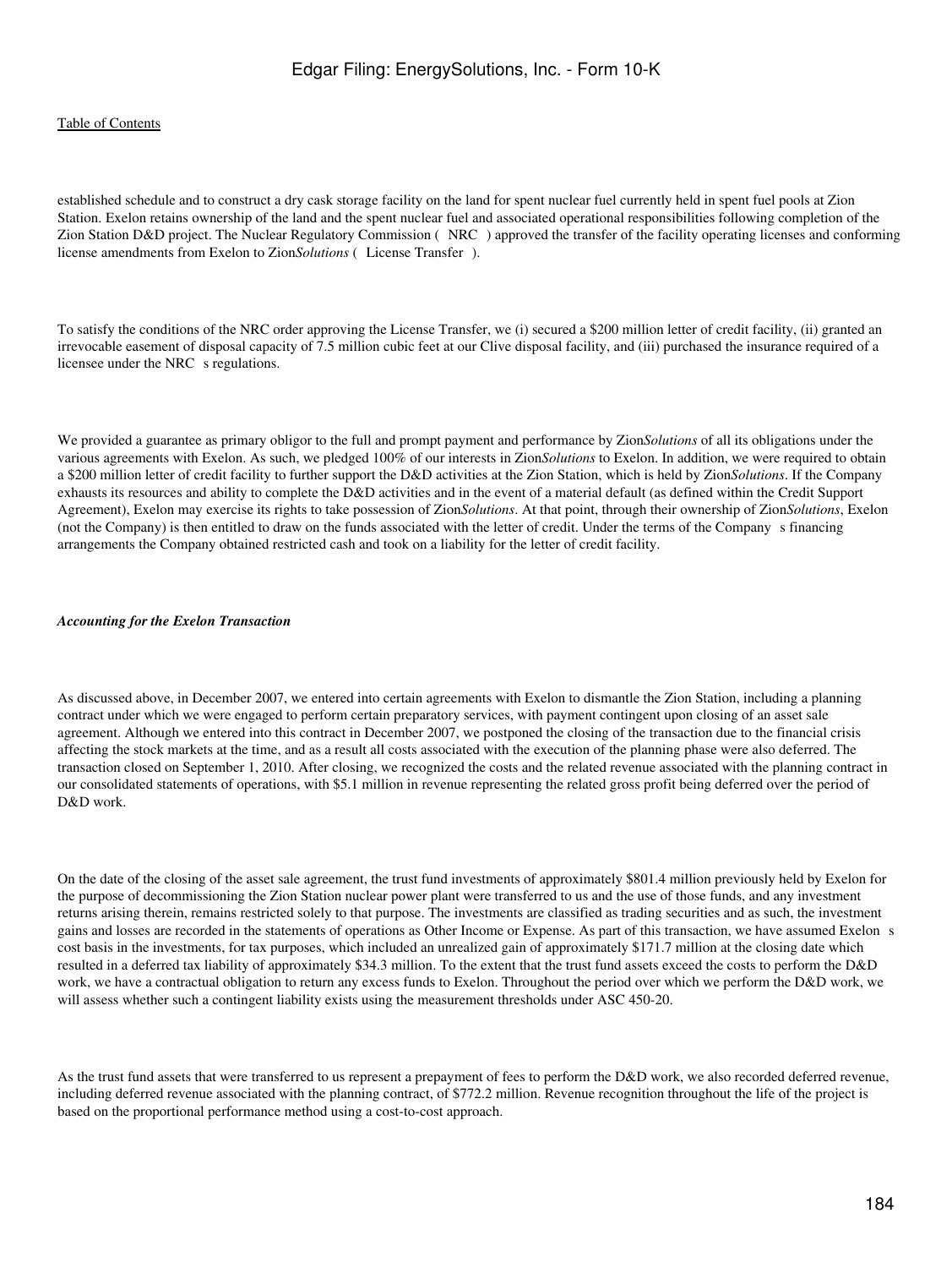established schedule and to construct a dry cask storage facility on the land for spent nuclear fuel currently held in spent fuel pools at Zion Station. Exelon retains ownership of the land and the spent nuclear fuel and associated operational responsibilities following completion of the Zion Station D&D project. The Nuclear Regulatory Commission ( NRC ) approved the transfer of the facility operating licenses and conforming license amendments from Exelon to Zion*Solutions* ( License Transfer ).

To satisfy the conditions of the NRC order approving the License Transfer, we (i) secured a $200 million letter of credit facility, (ii) granted an irrevocable easement of disposal capacity of 7.5 million cubic feet at our Clive disposal facility, and (iii) purchased the insurance required of a licensee under the NRC s regulations.

We provided a guarantee as primary obligor to the full and prompt payment and performance by Zion*Solutions* of all its obligations under the various agreements with Exelon. As such, we pledged 100% of our interests in Zion*Solutions* to Exelon. In addition, we were required to obtain a $200 million letter of credit facility to further support the D&D activities at the Zion Station, which is held by Zion*Solutions*. If the Company exhausts its resources and ability to complete the D&D activities and in the event of a material default (as defined within the Credit Support Agreement), Exelon may exercise its rights to take possession of Zion*Solutions*. At that point, through their ownership of Zion*Solutions*, Exelon (not the Company) is then entitled to draw on the funds associated with the letter of credit. Under the terms of the Company s financing arrangements the Company obtained restricted cash and took on a liability for the letter of credit facility.

***Accounting for the Exelon Transaction***

As discussed above, in December 2007, we entered into certain agreements with Exelon to dismantle the Zion Station, including a planning contract under which we were engaged to perform certain preparatory services, with payment contingent upon closing of an asset sale agreement. Although we entered into this contract in December 2007, we postponed the closing of the transaction due to the financial crisis affecting the stock markets at the time, and as a result all costs associated with the execution of the planning phase were also deferred. The transaction closed on September 1, 2010. After closing, we recognized the costs and the related revenue associated with the planning contract in our consolidated statements of operations, with $5.1 million in revenue representing the related gross profit being deferred over the period of D&D work.

On the date of the closing of the asset sale agreement, the trust fund investments of approximately $801.4 million previously held by Exelon for the purpose of decommissioning the Zion Station nuclear power plant were transferred to us and the use of those funds, and any investment returns arising therein, remains restricted solely to that purpose. The investments are classified as trading securities and as such, the investment gains and losses are recorded in the statements of operations as Other Income or Expense. As part of this transaction, we have assumed Exelon s cost basis in the investments, for tax purposes, which included an unrealized gain of approximately $171.7 million at the closing date which resulted in a deferred tax liability of approximately $34.3 million. To the extent that the trust fund assets exceed the costs to perform the D&D work, we have a contractual obligation to return any excess funds to Exelon. Throughout the period over which we perform the D&D work, we will assess whether such a contingent liability exists using the measurement thresholds under ASC 450-20.

As the trust fund assets that were transferred to us represent a prepayment of fees to perform the D&D work, we also recorded deferred revenue, including deferred revenue associated with the planning contract, of $772.2 million. Revenue recognition throughout the life of the project is based on the proportional performance method using a cost-to-cost approach.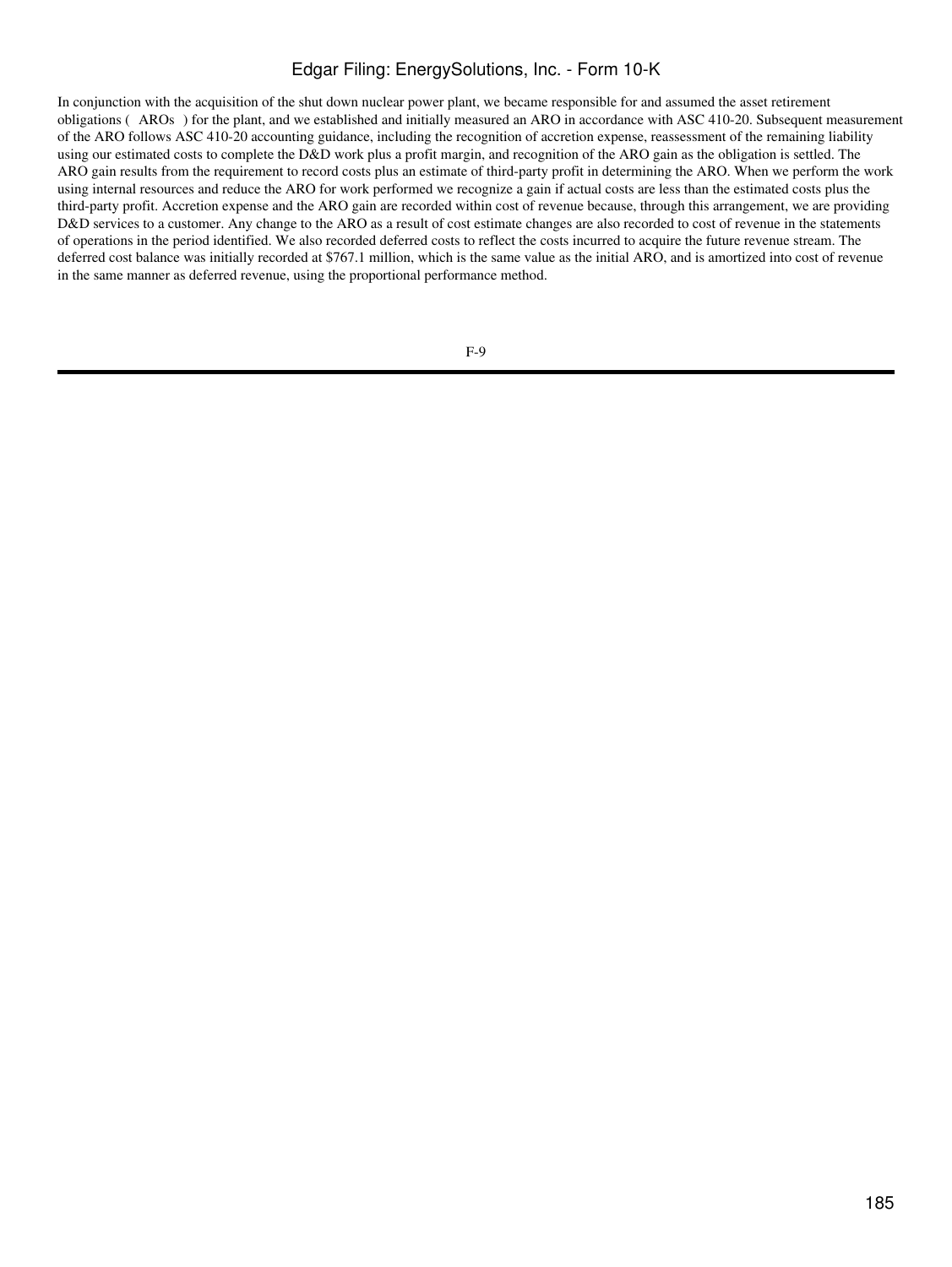In conjunction with the acquisition of the shut down nuclear power plant, we became responsible for and assumed the asset retirement obligations ( AROs ) for the plant, and we established and initially measured an ARO in accordance with ASC 410-20. Subsequent measurement of the ARO follows ASC 410-20 accounting guidance, including the recognition of accretion expense, reassessment of the remaining liability using our estimated costs to complete the D&D work plus a profit margin, and recognition of the ARO gain as the obligation is settled. The ARO gain results from the requirement to record costs plus an estimate of third-party profit in determining the ARO. When we perform the work using internal resources and reduce the ARO for work performed we recognize a gain if actual costs are less than the estimated costs plus the third-party profit. Accretion expense and the ARO gain are recorded within cost of revenue because, through this arrangement, we are providing D&D services to a customer. Any change to the ARO as a result of cost estimate changes are also recorded to cost of revenue in the statements of operations in the period identified. We also recorded deferred costs to reflect the costs incurred to acquire the future revenue stream. The deferred cost balance was initially recorded at $767.1 million, which is the same value as the initial ARO, and is amortized into cost of revenue in the same manner as deferred revenue, using the proportional performance method.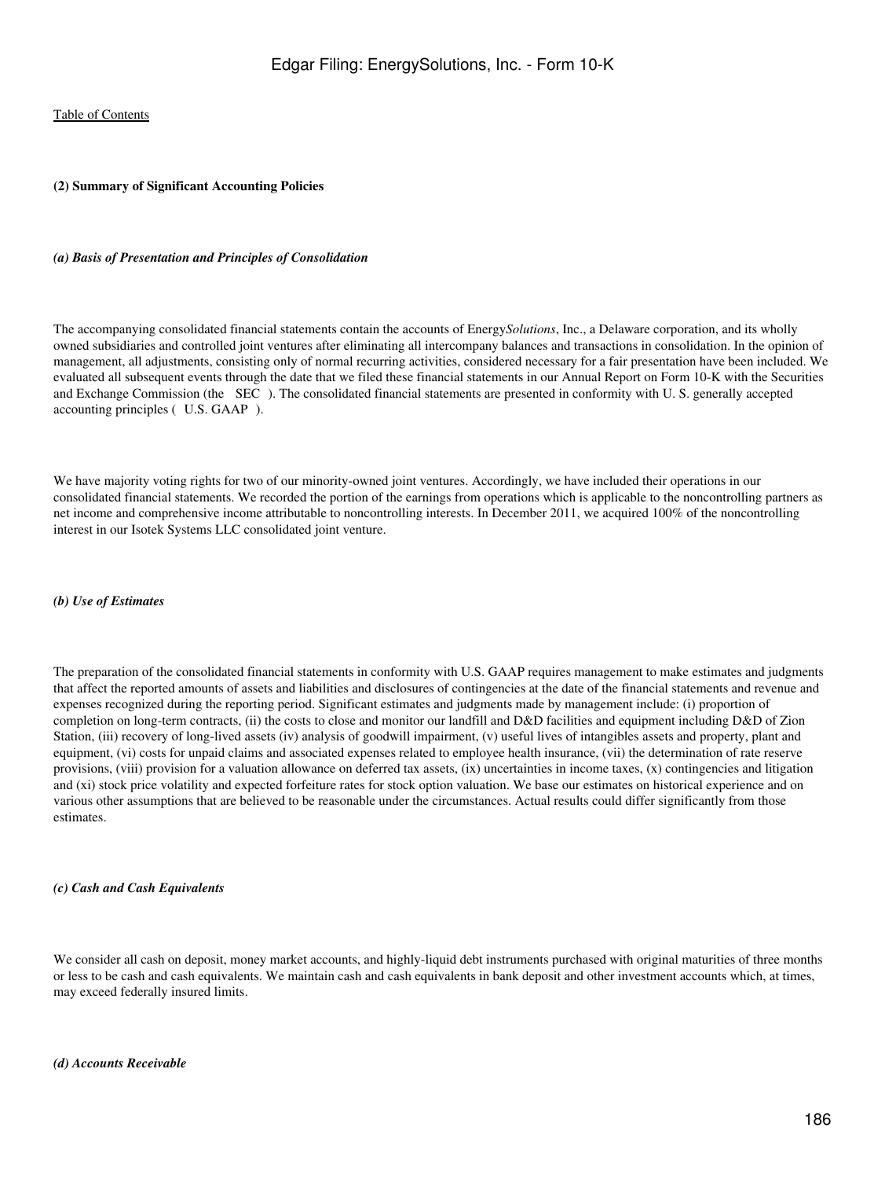### (2) Summary of Significant Accounting Policies

#### *(a) Basis of Presentation and Principles of Consolidation*

The accompanying consolidated financial statements contain the accounts of Energy*Solutions*, Inc., a Delaware corporation, and its wholly owned subsidiaries and controlled joint ventures after eliminating all intercompany balances and transactions in consolidation. In the opinion of management, all adjustments, consisting only of normal recurring activities, considered necessary for a fair presentation have been included. We evaluated all subsequent events through the date that we filed these financial statements in our Annual Report on Form 10-K with the Securities and Exchange Commission (the SEC). The consolidated financial statements are presented in conformity with U. S. generally accepted accounting principles ( U.S. GAAP ).

We have majority voting rights for two of our minority-owned joint ventures. Accordingly, we have included their operations in our consolidated financial statements. We recorded the portion of the earnings from operations which is applicable to the noncontrolling partners as net income and comprehensive income attributable to noncontrolling interests. In December 2011, we acquired 100% of the noncontrolling interest in our Isotek Systems LLC consolidated joint venture.

#### *(b) Use of Estimates*

The preparation of the consolidated financial statements in conformity with U.S. GAAP requires management to make estimates and judgments that affect the reported amounts of assets and liabilities and disclosures of contingencies at the date of the financial statements and revenue and expenses recognized during the reporting period. Significant estimates and judgments made by management include: (i) proportion of completion on long-term contracts, (ii) the costs to close and monitor our landfill and D&D facilities and equipment including D&D of Zion Station, (iii) recovery of long-lived assets (iv) analysis of goodwill impairment, (v) useful lives of intangibles assets and property, plant and equipment, (vi) costs for unpaid claims and associated expenses related to employee health insurance, (vii) the determination of rate reserve provisions, (viii) provision for a valuation allowance on deferred tax assets, (ix) uncertainties in income taxes, (x) contingencies and litigation and (xi) stock price volatility and expected forfeiture rates for stock option valuation. We base our estimates on historical experience and on various other assumptions that are believed to be reasonable under the circumstances. Actual results could differ significantly from those estimates.

#### *(c) Cash and Cash Equivalents*

We consider all cash on deposit, money market accounts, and highly-liquid debt instruments purchased with original maturities of three months or less to be cash and cash equivalents. We maintain cash and cash equivalents in bank deposit and other investment accounts which, at times, may exceed federally insured limits.

#### *(d) Accounts Receivable*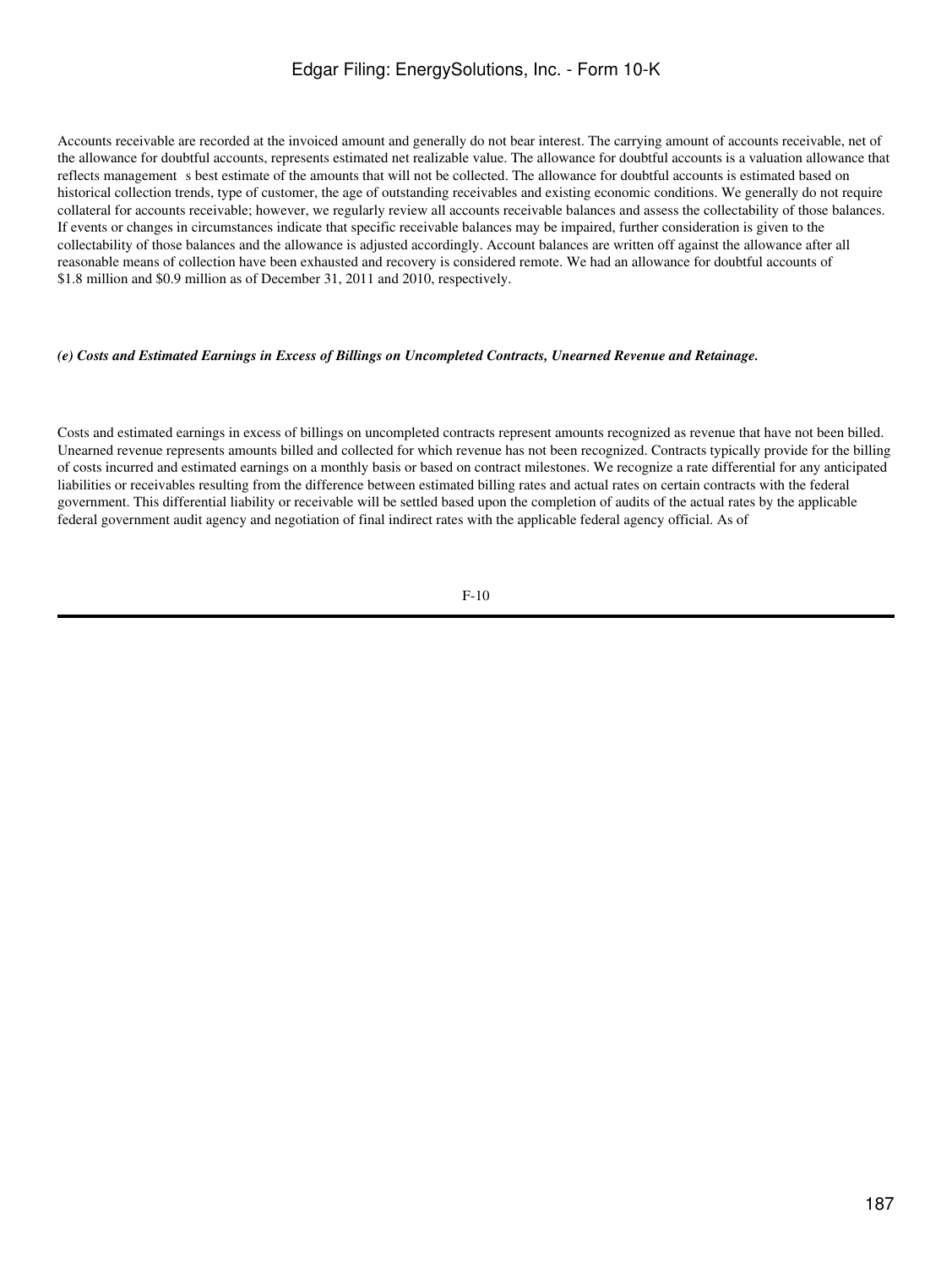Accounts receivable are recorded at the invoiced amount and generally do not bear interest. The carrying amount of accounts receivable, net of the allowance for doubtful accounts, represents estimated net realizable value. The allowance for doubtful accounts is a valuation allowance that reflects management s best estimate of the amounts that will not be collected. The allowance for doubtful accounts is estimated based on historical collection trends, type of customer, the age of outstanding receivables and existing economic conditions. We generally do not require collateral for accounts receivable; however, we regularly review all accounts receivable balances and assess the collectability of those balances. If events or changes in circumstances indicate that specific receivable balances may be impaired, further consideration is given to the collectability of those balances and the allowance is adjusted accordingly. Account balances are written off against the allowance after all reasonable means of collection have been exhausted and recovery is considered remote. We had an allowance for doubtful accounts of $1.8 million and $0.9 million as of December 31, 2011 and 2010, respectively.

***(e) Costs and Estimated Earnings in Excess of Billings on Uncompleted Contracts, Unearned Revenue and Retainage.***

Costs and estimated earnings in excess of billings on uncompleted contracts represent amounts recognized as revenue that have not been billed. Unearned revenue represents amounts billed and collected for which revenue has not been recognized. Contracts typically provide for the billing of costs incurred and estimated earnings on a monthly basis or based on contract milestones. We recognize a rate differential for any anticipated liabilities or receivables resulting from the difference between estimated billing rates and actual rates on certain contracts with the federal government. This differential liability or receivable will be settled based upon the completion of audits of the actual rates by the applicable federal government audit agency and negotiation of final indirect rates with the applicable federal agency official. As of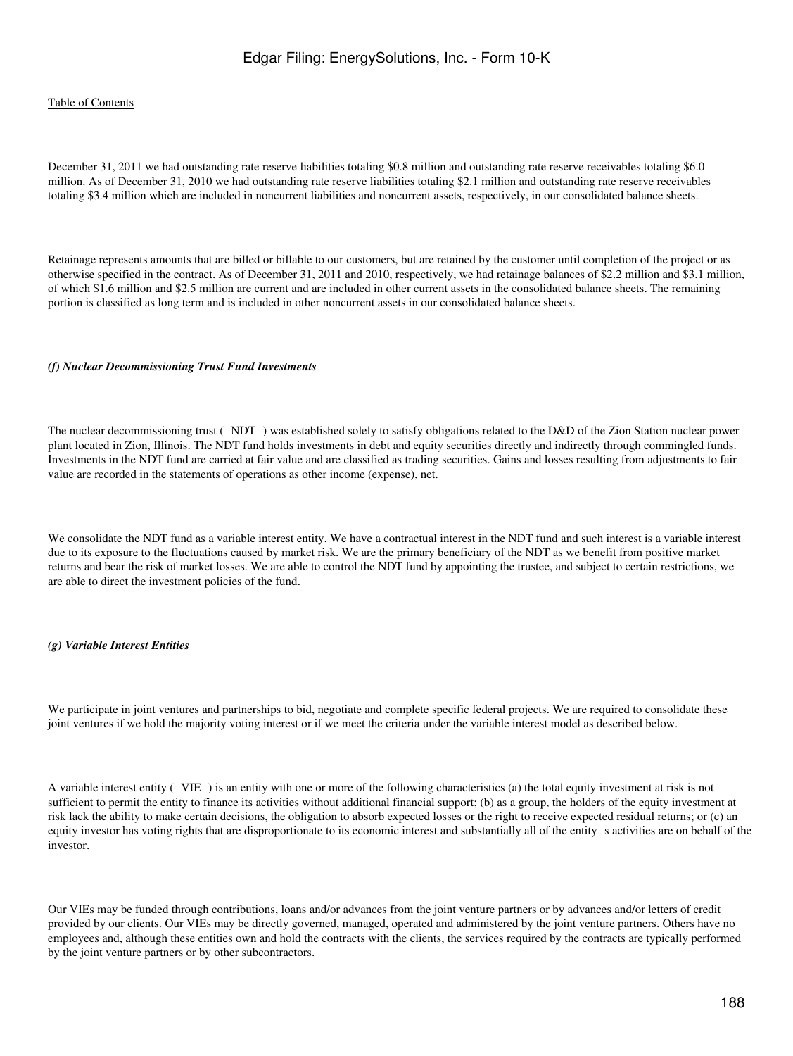December 31, 2011 we had outstanding rate reserve liabilities totaling $0.8 million and outstanding rate reserve receivables totaling $6.0 million. As of December 31, 2010 we had outstanding rate reserve liabilities totaling $2.1 million and outstanding rate reserve receivables totaling $3.4 million which are included in noncurrent liabilities and noncurrent assets, respectively, in our consolidated balance sheets.

Retainage represents amounts that are billed or billable to our customers, but are retained by the customer until completion of the project or as otherwise specified in the contract. As of December 31, 2011 and 2010, respectively, we had retainage balances of $2.2 million and $3.1 million, of which $1.6 million and $2.5 million are current and are included in other current assets in the consolidated balance sheets. The remaining portion is classified as long term and is included in other noncurrent assets in our consolidated balance sheets.

***(f) Nuclear Decommissioning Trust Fund Investments***

The nuclear decommissioning trust ( NDT ) was established solely to satisfy obligations related to the D&D of the Zion Station nuclear power plant located in Zion, Illinois. The NDT fund holds investments in debt and equity securities directly and indirectly through commingled funds. Investments in the NDT fund are carried at fair value and are classified as trading securities. Gains and losses resulting from adjustments to fair value are recorded in the statements of operations as other income (expense), net.

We consolidate the NDT fund as a variable interest entity. We have a contractual interest in the NDT fund and such interest is a variable interest due to its exposure to the fluctuations caused by market risk. We are the primary beneficiary of the NDT as we benefit from positive market returns and bear the risk of market losses. We are able to control the NDT fund by appointing the trustee, and subject to certain restrictions, we are able to direct the investment policies of the fund.

***(g) Variable Interest Entities***

We participate in joint ventures and partnerships to bid, negotiate and complete specific federal projects. We are required to consolidate these joint ventures if we hold the majority voting interest or if we meet the criteria under the variable interest model as described below.

A variable interest entity ( VIE ) is an entity with one or more of the following characteristics (a) the total equity investment at risk is not sufficient to permit the entity to finance its activities without additional financial support; (b) as a group, the holders of the equity investment at risk lack the ability to make certain decisions, the obligation to absorb expected losses or the right to receive expected residual returns; or (c) an equity investor has voting rights that are disproportionate to its economic interest and substantially all of the entity s activities are on behalf of the investor.

Our VIEs may be funded through contributions, loans and/or advances from the joint venture partners or by advances and/or letters of credit provided by our clients. Our VIEs may be directly governed, managed, operated and administered by the joint venture partners. Others have no employees and, although these entities own and hold the contracts with the clients, the services required by the contracts are typically performed by the joint venture partners or by other subcontractors.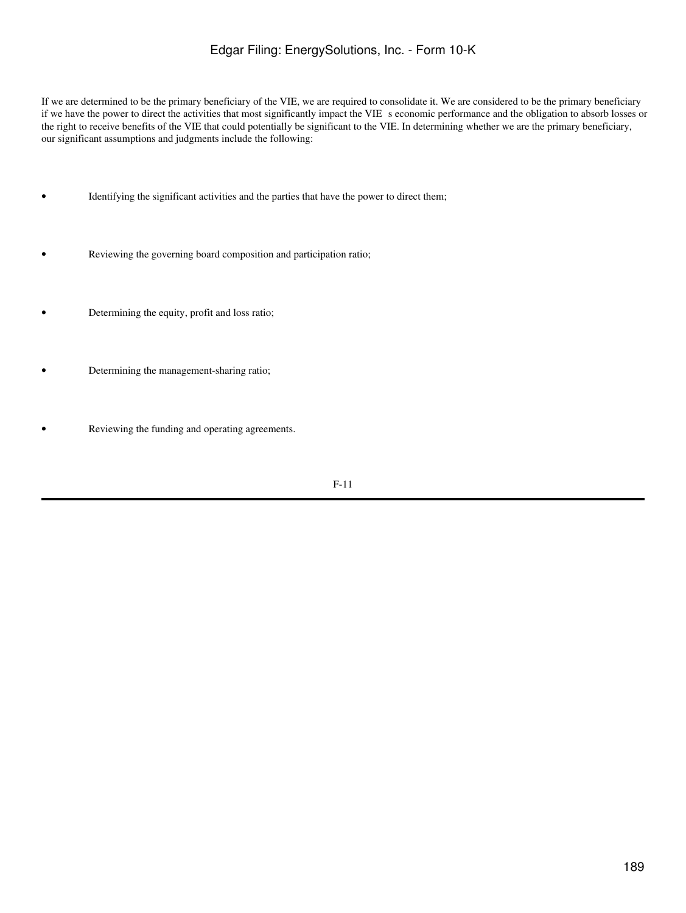If we are determined to be the primary beneficiary of the VIE, we are required to consolidate it. We are considered to be the primary beneficiary if we have the power to direct the activities that most significantly impact the VIE s economic performance and the obligation to absorb losses or the right to receive benefits of the VIE that could potentially be significant to the VIE. In determining whether we are the primary beneficiary, our significant assumptions and judgments include the following:

- Identifying the significant activities and the parties that have the power to direct them;
- Reviewing the governing board composition and participation ratio;
- Determining the equity, profit and loss ratio;
- Determining the management-sharing ratio;
- Reviewing the funding and operating agreements.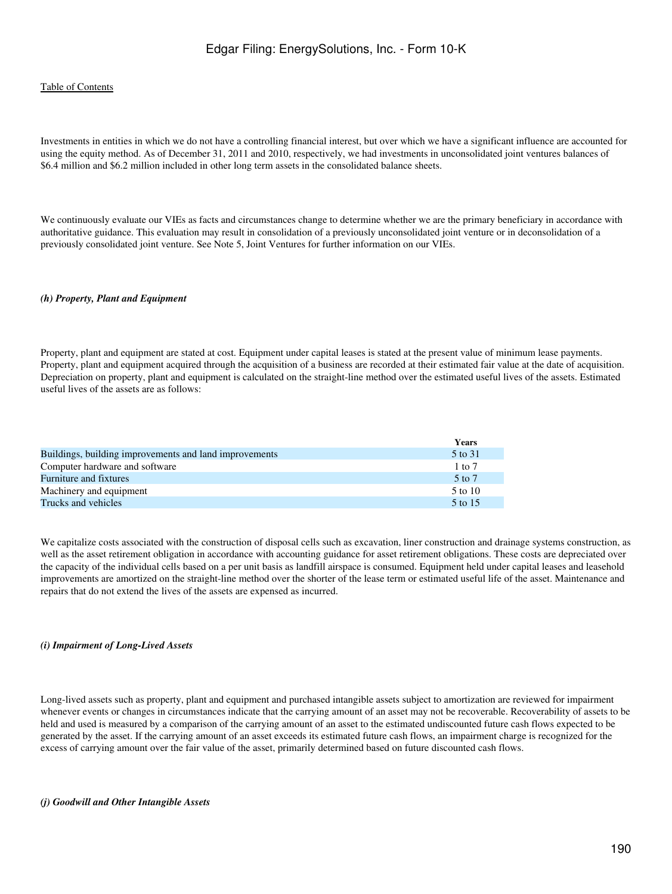Investments in entities in which we do not have a controlling financial interest, but over which we have a significant influence are accounted for using the equity method. As of December 31, 2011 and 2010, respectively, we had investments in unconsolidated joint ventures balances of $6.4 million and $6.2 million included in other long term assets in the consolidated balance sheets.

We continuously evaluate our VIEs as facts and circumstances change to determine whether we are the primary beneficiary in accordance with authoritative guidance. This evaluation may result in consolidation of a previously unconsolidated joint venture or in deconsolidation of a previously consolidated joint venture. See Note 5, Joint Ventures for further information on our VIEs.

***(h) Property, Plant and Equipment***

Property, plant and equipment are stated at cost. Equipment under capital leases is stated at the present value of minimum lease payments. Property, plant and equipment acquired through the acquisition of a business are recorded at their estimated fair value at the date of acquisition. Depreciation on property, plant and equipment is calculated on the straight-line method over the estimated useful lives of the assets. Estimated useful lives of the assets are as follows:

| | Years |
|---|---|
| Buildings, building improvements and land improvements | 5 to 31 |
| Computer hardware and software | 1 to 7 |
| Furniture and fixtures | 5 to 7 |
| Machinery and equipment | 5 to 10 |
| Trucks and vehicles | 5 to 15 |

We capitalize costs associated with the construction of disposal cells such as excavation, liner construction and drainage systems construction, as well as the asset retirement obligation in accordance with accounting guidance for asset retirement obligations. These costs are depreciated over the capacity of the individual cells based on a per unit basis as landfill airspace is consumed. Equipment held under capital leases and leasehold improvements are amortized on the straight-line method over the shorter of the lease term or estimated useful life of the asset. Maintenance and repairs that do not extend the lives of the assets are expensed as incurred.

***(i) Impairment of Long-Lived Assets***

Long-lived assets such as property, plant and equipment and purchased intangible assets subject to amortization are reviewed for impairment whenever events or changes in circumstances indicate that the carrying amount of an asset may not be recoverable. Recoverability of assets to be held and used is measured by a comparison of the carrying amount of an asset to the estimated undiscounted future cash flows expected to be generated by the asset. If the carrying amount of an asset exceeds its estimated future cash flows, an impairment charge is recognized for the excess of carrying amount over the fair value of the asset, primarily determined based on future discounted cash flows.

***(j) Goodwill and Other Intangible Assets***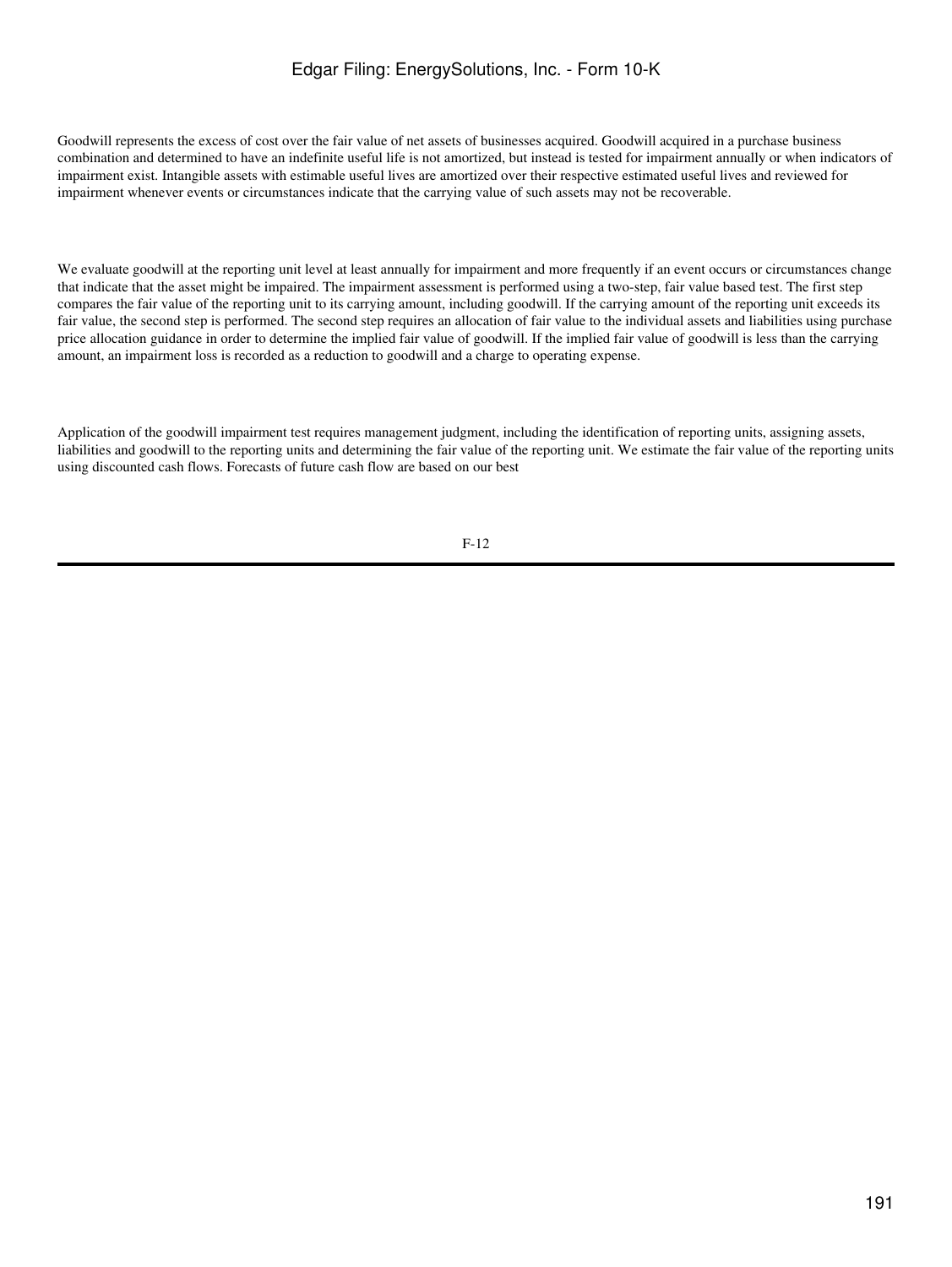Goodwill represents the excess of cost over the fair value of net assets of businesses acquired. Goodwill acquired in a purchase business combination and determined to have an indefinite useful life is not amortized, but instead is tested for impairment annually or when indicators of impairment exist. Intangible assets with estimable useful lives are amortized over their respective estimated useful lives and reviewed for impairment whenever events or circumstances indicate that the carrying value of such assets may not be recoverable.

We evaluate goodwill at the reporting unit level at least annually for impairment and more frequently if an event occurs or circumstances change that indicate that the asset might be impaired. The impairment assessment is performed using a two-step, fair value based test. The first step compares the fair value of the reporting unit to its carrying amount, including goodwill. If the carrying amount of the reporting unit exceeds its fair value, the second step is performed. The second step requires an allocation of fair value to the individual assets and liabilities using purchase price allocation guidance in order to determine the implied fair value of goodwill. If the implied fair value of goodwill is less than the carrying amount, an impairment loss is recorded as a reduction to goodwill and a charge to operating expense.

Application of the goodwill impairment test requires management judgment, including the identification of reporting units, assigning assets, liabilities and goodwill to the reporting units and determining the fair value of the reporting unit. We estimate the fair value of the reporting units using discounted cash flows. Forecasts of future cash flow are based on our best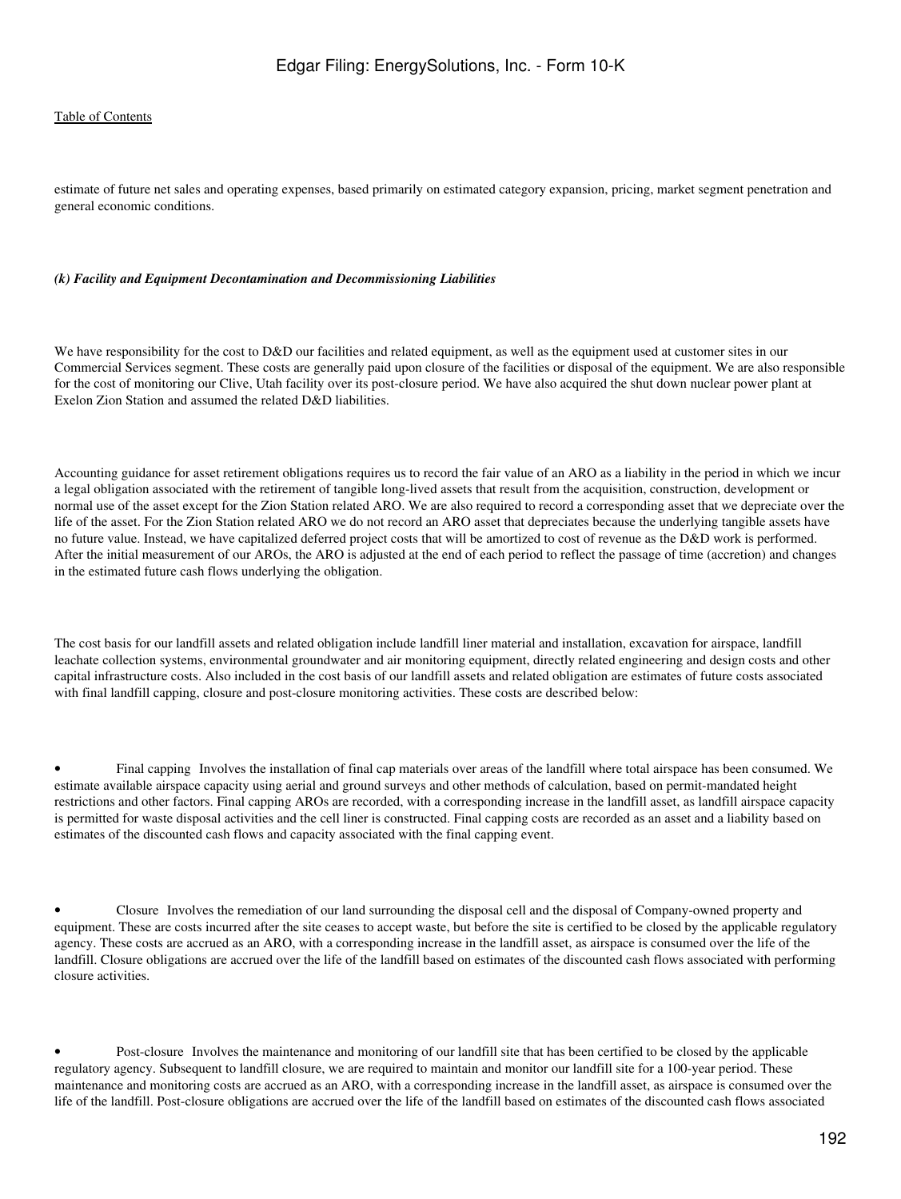estimate of future net sales and operating expenses, based primarily on estimated category expansion, pricing, market segment penetration and general economic conditions.

### *(k) Facility and Equipment Decontamination and Decommissioning Liabilities*

We have responsibility for the cost to D&D our facilities and related equipment, as well as the equipment used at customer sites in our Commercial Services segment. These costs are generally paid upon closure of the facilities or disposal of the equipment. We are also responsible for the cost of monitoring our Clive, Utah facility over its post-closure period. We have also acquired the shut down nuclear power plant at Exelon Zion Station and assumed the related D&D liabilities.

Accounting guidance for asset retirement obligations requires us to record the fair value of an ARO as a liability in the period in which we incur a legal obligation associated with the retirement of tangible long-lived assets that result from the acquisition, construction, development or normal use of the asset except for the Zion Station related ARO. We are also required to record a corresponding asset that we depreciate over the life of the asset. For the Zion Station related ARO we do not record an ARO asset that depreciates because the underlying tangible assets have no future value. Instead, we have capitalized deferred project costs that will be amortized to cost of revenue as the D&D work is performed. After the initial measurement of our AROs, the ARO is adjusted at the end of each period to reflect the passage of time (accretion) and changes in the estimated future cash flows underlying the obligation.

The cost basis for our landfill assets and related obligation include landfill liner material and installation, excavation for airspace, landfill leachate collection systems, environmental groundwater and air monitoring equipment, directly related engineering and design costs and other capital infrastructure costs. Also included in the cost basis of our landfill assets and related obligation are estimates of future costs associated with final landfill capping, closure and post-closure monitoring activities. These costs are described below:

- Final capping Involves the installation of final cap materials over areas of the landfill where total airspace has been consumed. We estimate available airspace capacity using aerial and ground surveys and other methods of calculation, based on permit-mandated height restrictions and other factors. Final capping AROs are recorded, with a corresponding increase in the landfill asset, as landfill airspace capacity is permitted for waste disposal activities and the cell liner is constructed. Final capping costs are recorded as an asset and a liability based on estimates of the discounted cash flows and capacity associated with the final capping event.

- Closure Involves the remediation of our land surrounding the disposal cell and the disposal of Company-owned property and equipment. These are costs incurred after the site ceases to accept waste, but before the site is certified to be closed by the applicable regulatory agency. These costs are accrued as an ARO, with a corresponding increase in the landfill asset, as airspace is consumed over the life of the landfill. Closure obligations are accrued over the life of the landfill based on estimates of the discounted cash flows associated with performing closure activities.

- Post-closure Involves the maintenance and monitoring of our landfill site that has been certified to be closed by the applicable regulatory agency. Subsequent to landfill closure, we are required to maintain and monitor our landfill site for a 100-year period. These maintenance and monitoring costs are accrued as an ARO, with a corresponding increase in the landfill asset, as airspace is consumed over the life of the landfill. Post-closure obligations are accrued over the life of the landfill based on estimates of the discounted cash flows associated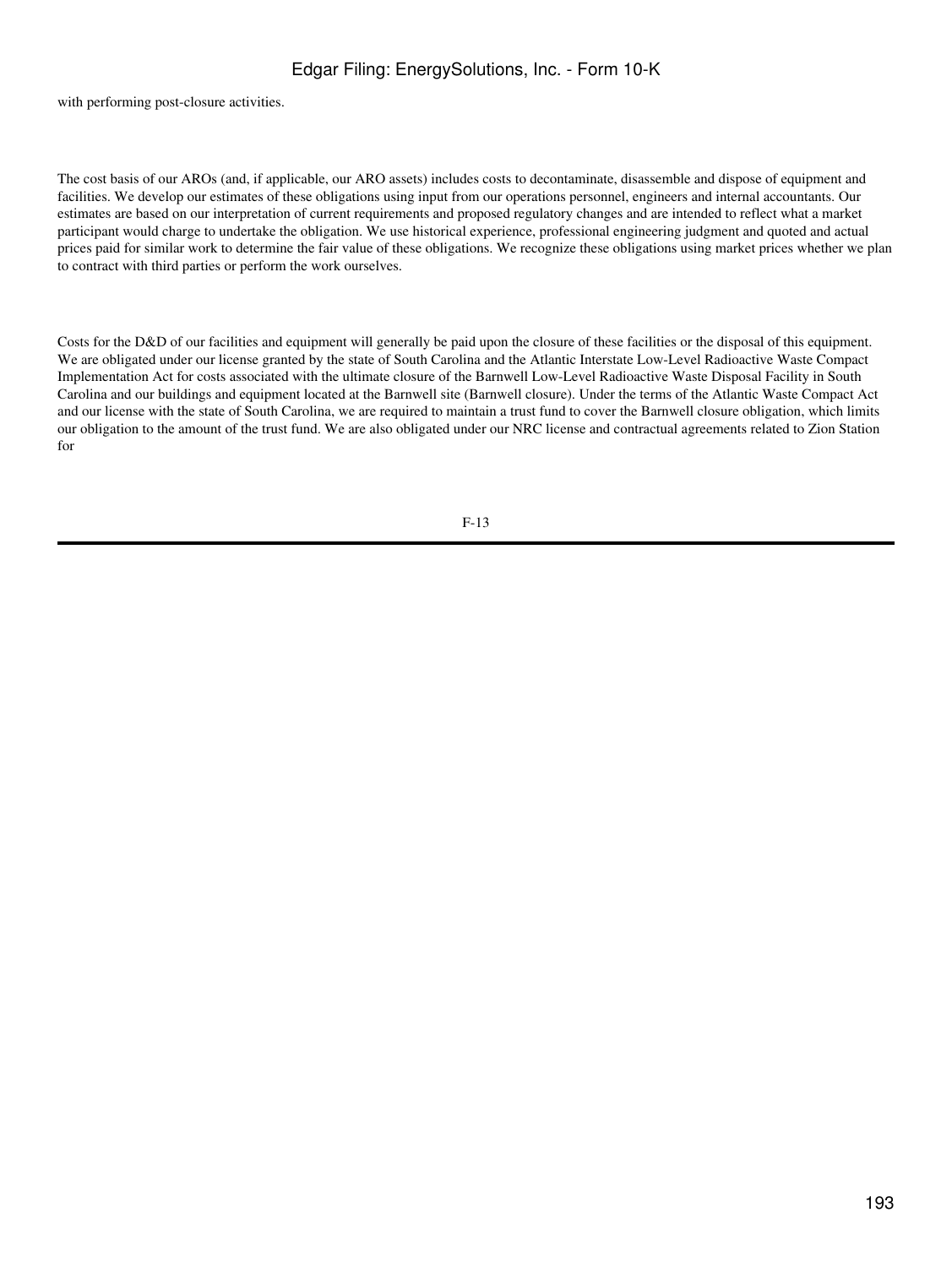with performing post-closure activities.

The cost basis of our AROs (and, if applicable, our ARO assets) includes costs to decontaminate, disassemble and dispose of equipment and facilities. We develop our estimates of these obligations using input from our operations personnel, engineers and internal accountants. Our estimates are based on our interpretation of current requirements and proposed regulatory changes and are intended to reflect what a market participant would charge to undertake the obligation. We use historical experience, professional engineering judgment and quoted and actual prices paid for similar work to determine the fair value of these obligations. We recognize these obligations using market prices whether we plan to contract with third parties or perform the work ourselves.

Costs for the D&D of our facilities and equipment will generally be paid upon the closure of these facilities or the disposal of this equipment. We are obligated under our license granted by the state of South Carolina and the Atlantic Interstate Low-Level Radioactive Waste Compact Implementation Act for costs associated with the ultimate closure of the Barnwell Low-Level Radioactive Waste Disposal Facility in South Carolina and our buildings and equipment located at the Barnwell site (Barnwell closure). Under the terms of the Atlantic Waste Compact Act and our license with the state of South Carolina, we are required to maintain a trust fund to cover the Barnwell closure obligation, which limits our obligation to the amount of the trust fund. We are also obligated under our NRC license and contractual agreements related to Zion Station for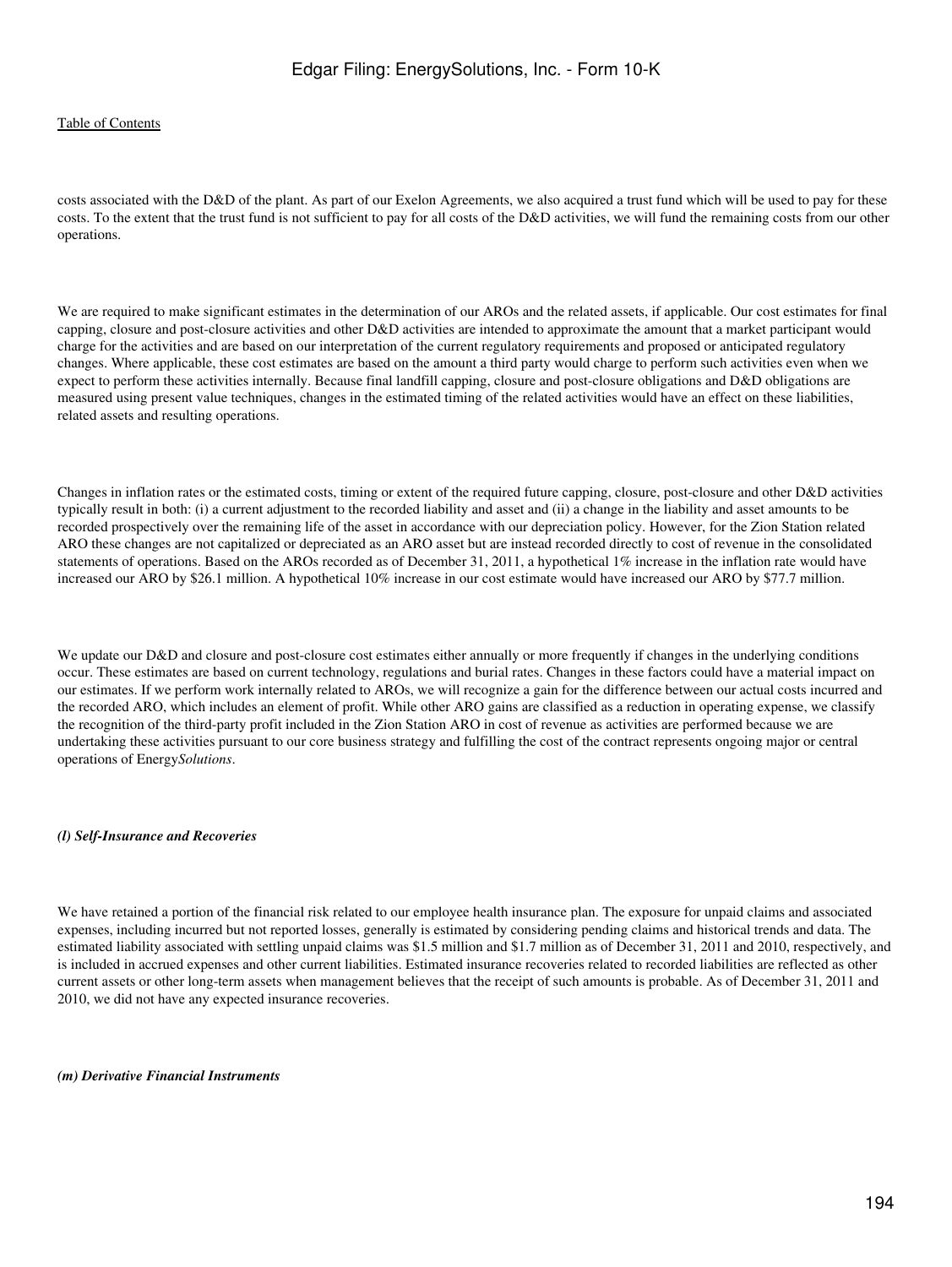costs associated with the D&D of the plant. As part of our Exelon Agreements, we also acquired a trust fund which will be used to pay for these costs. To the extent that the trust fund is not sufficient to pay for all costs of the D&D activities, we will fund the remaining costs from our other operations.

We are required to make significant estimates in the determination of our AROs and the related assets, if applicable. Our cost estimates for final capping, closure and post-closure activities and other D&D activities are intended to approximate the amount that a market participant would charge for the activities and are based on our interpretation of the current regulatory requirements and proposed or anticipated regulatory changes. Where applicable, these cost estimates are based on the amount a third party would charge to perform such activities even when we expect to perform these activities internally. Because final landfill capping, closure and post-closure obligations and D&D obligations are measured using present value techniques, changes in the estimated timing of the related activities would have an effect on these liabilities, related assets and resulting operations.

Changes in inflation rates or the estimated costs, timing or extent of the required future capping, closure, post-closure and other D&D activities typically result in both: (i) a current adjustment to the recorded liability and asset and (ii) a change in the liability and asset amounts to be recorded prospectively over the remaining life of the asset in accordance with our depreciation policy. However, for the Zion Station related ARO these changes are not capitalized or depreciated as an ARO asset but are instead recorded directly to cost of revenue in the consolidated statements of operations. Based on the AROs recorded as of December 31, 2011, a hypothetical 1% increase in the inflation rate would have increased our ARO by $26.1 million. A hypothetical 10% increase in our cost estimate would have increased our ARO by $77.7 million.

We update our D&D and closure and post-closure cost estimates either annually or more frequently if changes in the underlying conditions occur. These estimates are based on current technology, regulations and burial rates. Changes in these factors could have a material impact on our estimates. If we perform work internally related to AROs, we will recognize a gain for the difference between our actual costs incurred and the recorded ARO, which includes an element of profit. While other ARO gains are classified as a reduction in operating expense, we classify the recognition of the third-party profit included in the Zion Station ARO in cost of revenue as activities are performed because we are undertaking these activities pursuant to our core business strategy and fulfilling the cost of the contract represents ongoing major or central operations of Energy*Solutions*.

***(l) Self-Insurance and Recoveries***

We have retained a portion of the financial risk related to our employee health insurance plan. The exposure for unpaid claims and associated expenses, including incurred but not reported losses, generally is estimated by considering pending claims and historical trends and data. The estimated liability associated with settling unpaid claims was $1.5 million and $1.7 million as of December 31, 2011 and 2010, respectively, and is included in accrued expenses and other current liabilities. Estimated insurance recoveries related to recorded liabilities are reflected as other current assets or other long-term assets when management believes that the receipt of such amounts is probable. As of December 31, 2011 and 2010, we did not have any expected insurance recoveries.

***(m) Derivative Financial Instruments***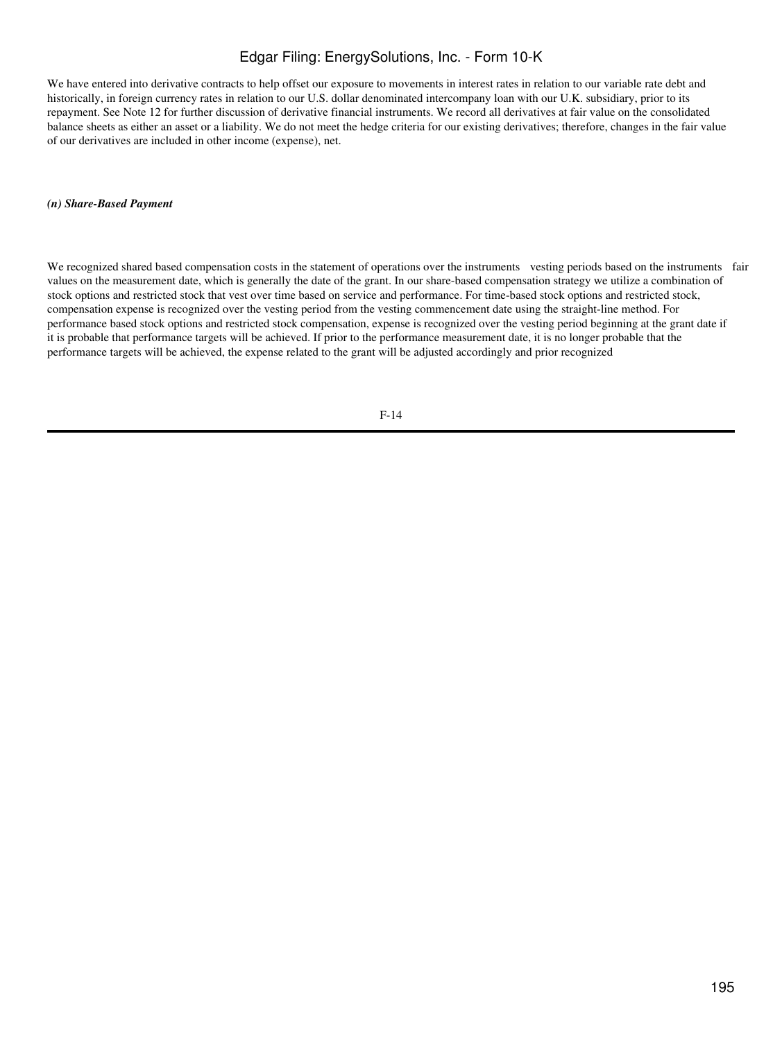We have entered into derivative contracts to help offset our exposure to movements in interest rates in relation to our variable rate debt and historically, in foreign currency rates in relation to our U.S. dollar denominated intercompany loan with our U.K. subsidiary, prior to its repayment. See Note 12 for further discussion of derivative financial instruments. We record all derivatives at fair value on the consolidated balance sheets as either an asset or a liability. We do not meet the hedge criteria for our existing derivatives; therefore, changes in the fair value of our derivatives are included in other income (expense), net.

***(n) Share-Based Payment***

We recognized shared based compensation costs in the statement of operations over the instruments vesting periods based on the instruments fair values on the measurement date, which is generally the date of the grant. In our share-based compensation strategy we utilize a combination of stock options and restricted stock that vest over time based on service and performance. For time-based stock options and restricted stock, compensation expense is recognized over the vesting period from the vesting commencement date using the straight-line method. For performance based stock options and restricted stock compensation, expense is recognized over the vesting period beginning at the grant date if it is probable that performance targets will be achieved. If prior to the performance measurement date, it is no longer probable that the performance targets will be achieved, the expense related to the grant will be adjusted accordingly and prior recognized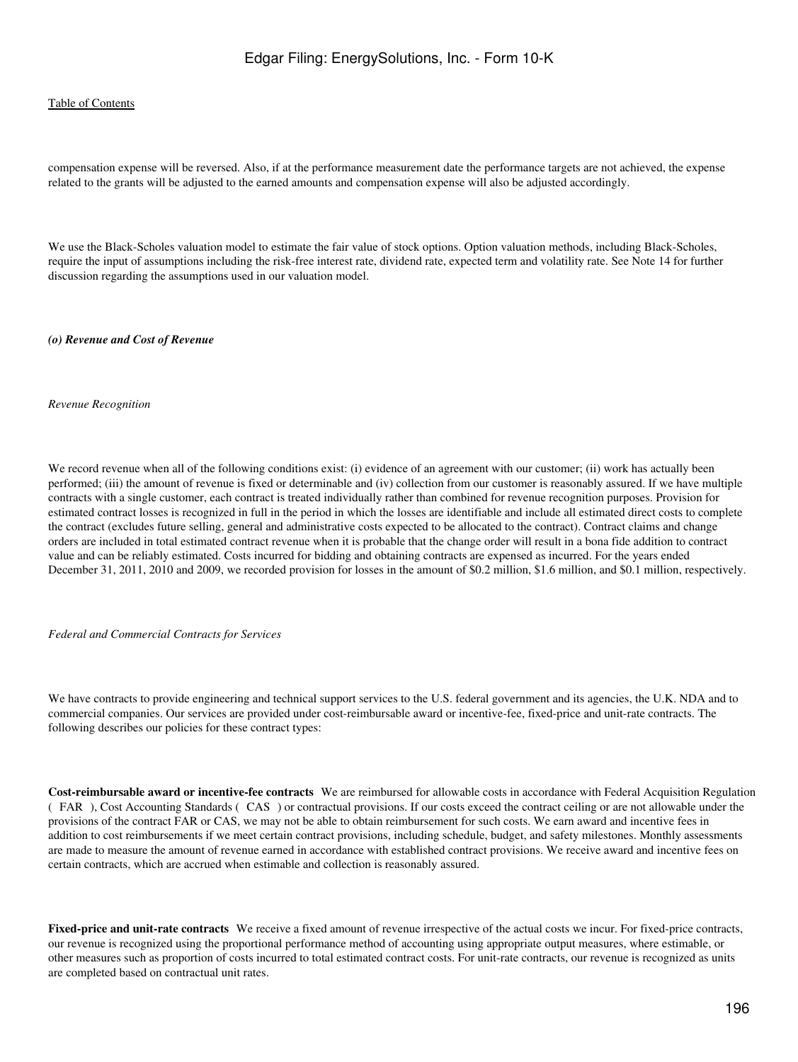compensation expense will be reversed. Also, if at the performance measurement date the performance targets are not achieved, the expense related to the grants will be adjusted to the earned amounts and compensation expense will also be adjusted accordingly.

We use the Black-Scholes valuation model to estimate the fair value of stock options. Option valuation methods, including Black-Scholes, require the input of assumptions including the risk-free interest rate, dividend rate, expected term and volatility rate. See Note 14 for further discussion regarding the assumptions used in our valuation model.

***(o) Revenue and Cost of Revenue***

*Revenue Recognition*

We record revenue when all of the following conditions exist: (i) evidence of an agreement with our customer; (ii) work has actually been performed; (iii) the amount of revenue is fixed or determinable and (iv) collection from our customer is reasonably assured. If we have multiple contracts with a single customer, each contract is treated individually rather than combined for revenue recognition purposes. Provision for estimated contract losses is recognized in full in the period in which the losses are identifiable and include all estimated direct costs to complete the contract (excludes future selling, general and administrative costs expected to be allocated to the contract). Contract claims and change orders are included in total estimated contract revenue when it is probable that the change order will result in a bona fide addition to contract value and can be reliably estimated. Costs incurred for bidding and obtaining contracts are expensed as incurred. For the years ended December 31, 2011, 2010 and 2009, we recorded provision for losses in the amount of $0.2 million, $1.6 million, and $0.1 million, respectively.

*Federal and Commercial Contracts for Services*

We have contracts to provide engineering and technical support services to the U.S. federal government and its agencies, the U.K. NDA and to commercial companies. Our services are provided under cost-reimbursable award or incentive-fee, fixed-price and unit-rate contracts. The following describes our policies for these contract types:

**Cost-reimbursable award or incentive-fee contracts** We are reimbursed for allowable costs in accordance with Federal Acquisition Regulation ( FAR ), Cost Accounting Standards ( CAS ) or contractual provisions. If our costs exceed the contract ceiling or are not allowable under the provisions of the contract FAR or CAS, we may not be able to obtain reimbursement for such costs. We earn award and incentive fees in addition to cost reimbursements if we meet certain contract provisions, including schedule, budget, and safety milestones. Monthly assessments are made to measure the amount of revenue earned in accordance with established contract provisions. We receive award and incentive fees on certain contracts, which are accrued when estimable and collection is reasonably assured.

**Fixed-price and unit-rate contracts** We receive a fixed amount of revenue irrespective of the actual costs we incur. For fixed-price contracts, our revenue is recognized using the proportional performance method of accounting using appropriate output measures, where estimable, or other measures such as proportion of costs incurred to total estimated contract costs. For unit-rate contracts, our revenue is recognized as units are completed based on contractual unit rates.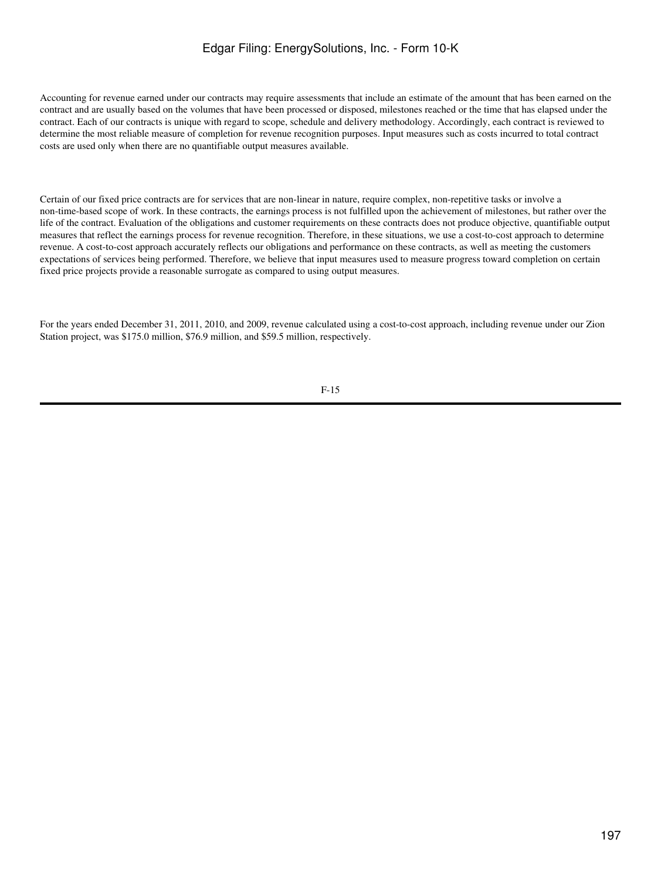Accounting for revenue earned under our contracts may require assessments that include an estimate of the amount that has been earned on the contract and are usually based on the volumes that have been processed or disposed, milestones reached or the time that has elapsed under the contract. Each of our contracts is unique with regard to scope, schedule and delivery methodology. Accordingly, each contract is reviewed to determine the most reliable measure of completion for revenue recognition purposes. Input measures such as costs incurred to total contract costs are used only when there are no quantifiable output measures available.

Certain of our fixed price contracts are for services that are non-linear in nature, require complex, non-repetitive tasks or involve a non-time-based scope of work. In these contracts, the earnings process is not fulfilled upon the achievement of milestones, but rather over the life of the contract. Evaluation of the obligations and customer requirements on these contracts does not produce objective, quantifiable output measures that reflect the earnings process for revenue recognition. Therefore, in these situations, we use a cost-to-cost approach to determine revenue. A cost-to-cost approach accurately reflects our obligations and performance on these contracts, as well as meeting the customers expectations of services being performed. Therefore, we believe that input measures used to measure progress toward completion on certain fixed price projects provide a reasonable surrogate as compared to using output measures.

For the years ended December 31, 2011, 2010, and 2009, revenue calculated using a cost-to-cost approach, including revenue under our Zion Station project, was $175.0 million, $76.9 million, and $59.5 million, respectively.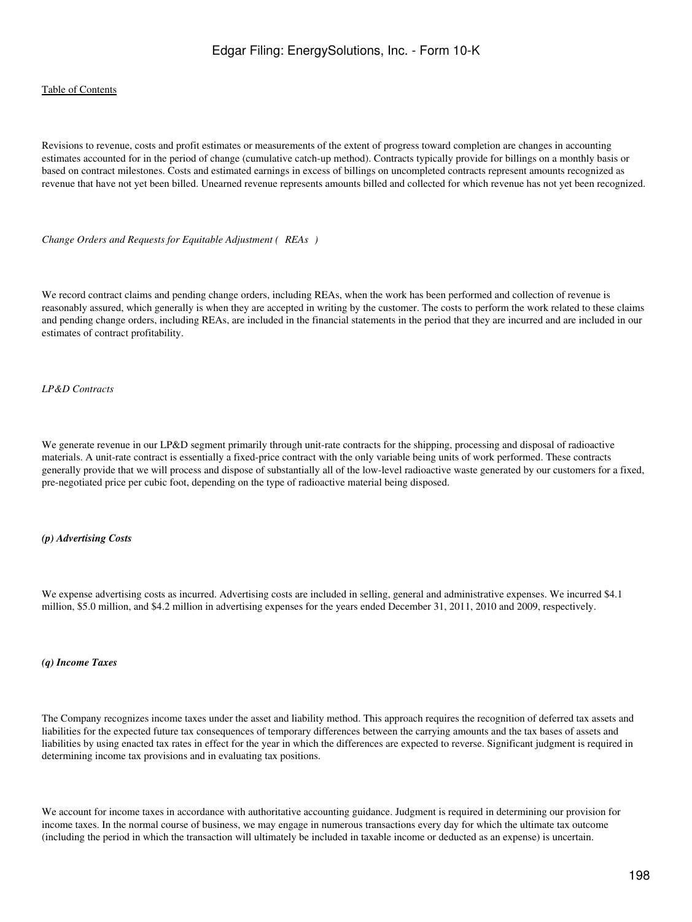Revisions to revenue, costs and profit estimates or measurements of the extent of progress toward completion are changes in accounting estimates accounted for in the period of change (cumulative catch-up method). Contracts typically provide for billings on a monthly basis or based on contract milestones. Costs and estimated earnings in excess of billings on uncompleted contracts represent amounts recognized as revenue that have not yet been billed. Unearned revenue represents amounts billed and collected for which revenue has not yet been recognized.

*Change Orders and Requests for Equitable Adjustment ( REAs )*

We record contract claims and pending change orders, including REAs, when the work has been performed and collection of revenue is reasonably assured, which generally is when they are accepted in writing by the customer. The costs to perform the work related to these claims and pending change orders, including REAs, are included in the financial statements in the period that they are incurred and are included in our estimates of contract profitability.

*LP&D Contracts*

We generate revenue in our LP&D segment primarily through unit-rate contracts for the shipping, processing and disposal of radioactive materials. A unit-rate contract is essentially a fixed-price contract with the only variable being units of work performed. These contracts generally provide that we will process and dispose of substantially all of the low-level radioactive waste generated by our customers for a fixed, pre-negotiated price per cubic foot, depending on the type of radioactive material being disposed.

***(p) Advertising Costs***

We expense advertising costs as incurred. Advertising costs are included in selling, general and administrative expenses. We incurred $4.1 million, $5.0 million, and $4.2 million in advertising expenses for the years ended December 31, 2011, 2010 and 2009, respectively.

***(q) Income Taxes***

The Company recognizes income taxes under the asset and liability method. This approach requires the recognition of deferred tax assets and liabilities for the expected future tax consequences of temporary differences between the carrying amounts and the tax bases of assets and liabilities by using enacted tax rates in effect for the year in which the differences are expected to reverse. Significant judgment is required in determining income tax provisions and in evaluating tax positions.

We account for income taxes in accordance with authoritative accounting guidance. Judgment is required in determining our provision for income taxes. In the normal course of business, we may engage in numerous transactions every day for which the ultimate tax outcome (including the period in which the transaction will ultimately be included in taxable income or deducted as an expense) is uncertain.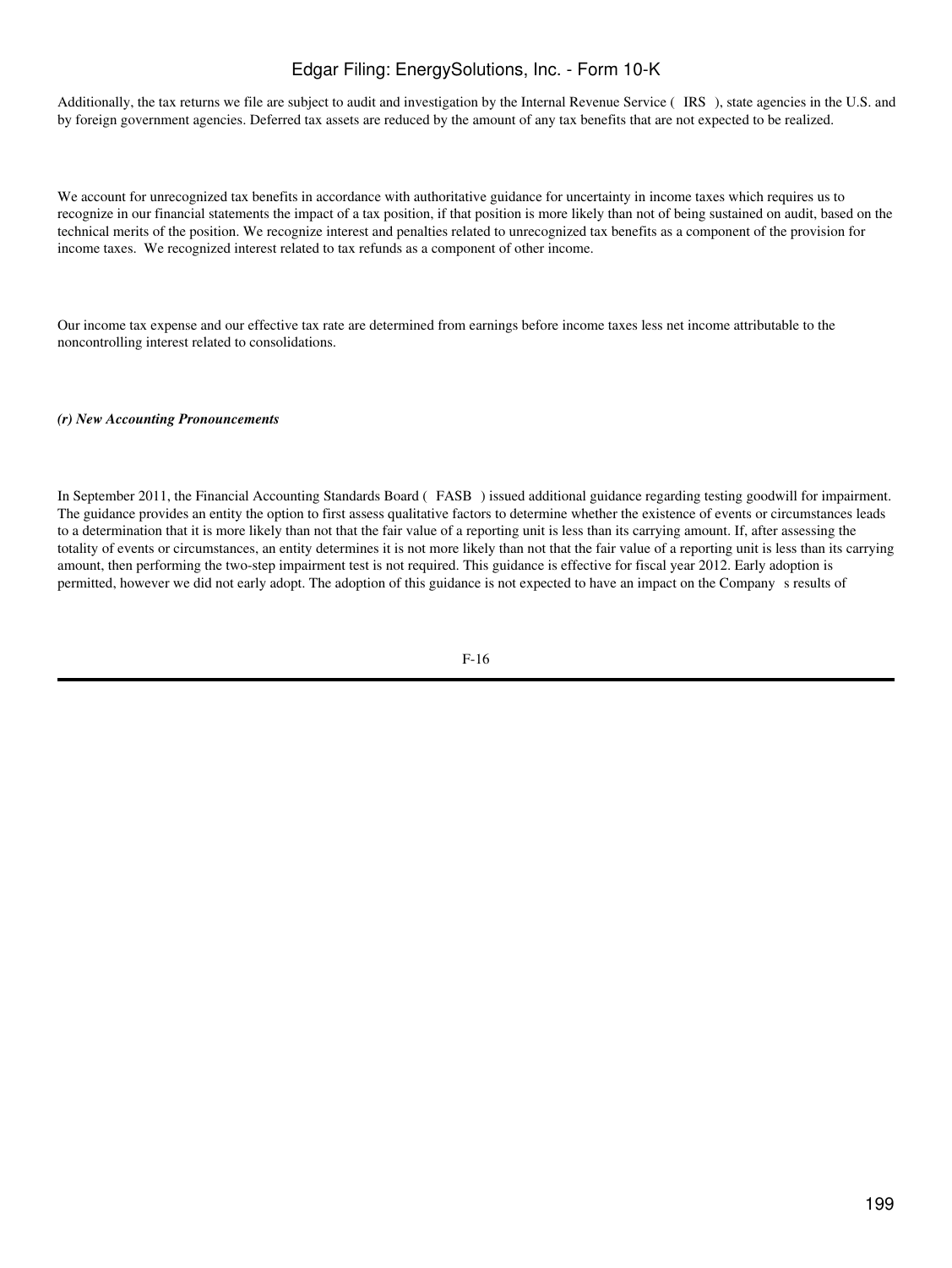Additionally, the tax returns we file are subject to audit and investigation by the Internal Revenue Service ( IRS ), state agencies in the U.S. and by foreign government agencies. Deferred tax assets are reduced by the amount of any tax benefits that are not expected to be realized.

We account for unrecognized tax benefits in accordance with authoritative guidance for uncertainty in income taxes which requires us to recognize in our financial statements the impact of a tax position, if that position is more likely than not of being sustained on audit, based on the technical merits of the position. We recognize interest and penalties related to unrecognized tax benefits as a component of the provision for income taxes. We recognized interest related to tax refunds as a component of other income.

Our income tax expense and our effective tax rate are determined from earnings before income taxes less net income attributable to the noncontrolling interest related to consolidations.

***(r) New Accounting Pronouncements***

In September 2011, the Financial Accounting Standards Board ( FASB ) issued additional guidance regarding testing goodwill for impairment. The guidance provides an entity the option to first assess qualitative factors to determine whether the existence of events or circumstances leads to a determination that it is more likely than not that the fair value of a reporting unit is less than its carrying amount. If, after assessing the totality of events or circumstances, an entity determines it is not more likely than not that the fair value of a reporting unit is less than its carrying amount, then performing the two-step impairment test is not required. This guidance is effective for fiscal year 2012. Early adoption is permitted, however we did not early adopt. The adoption of this guidance is not expected to have an impact on the Company s results of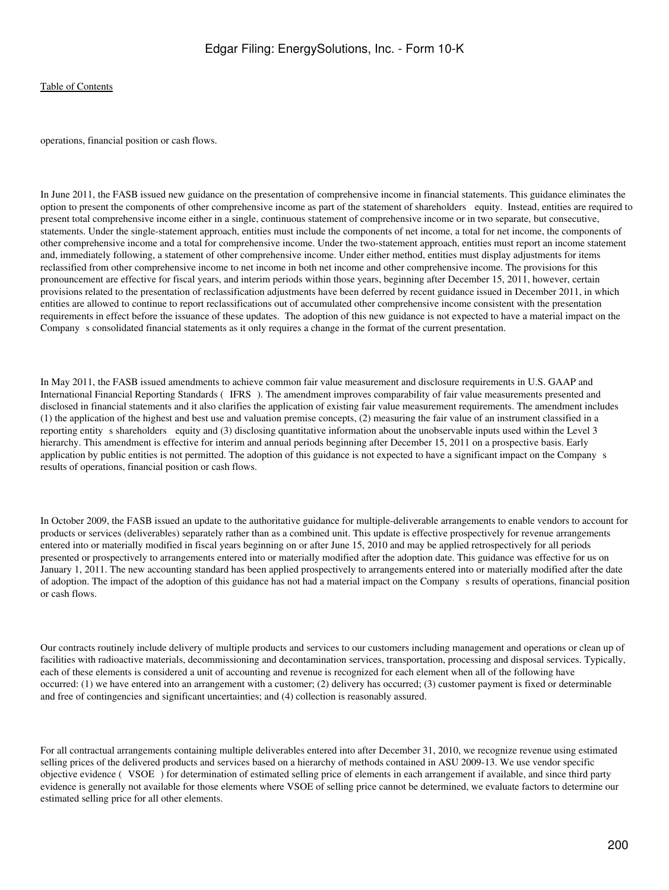operations, financial position or cash flows.

In June 2011, the FASB issued new guidance on the presentation of comprehensive income in financial statements. This guidance eliminates the option to present the components of other comprehensive income as part of the statement of shareholders equity. Instead, entities are required to present total comprehensive income either in a single, continuous statement of comprehensive income or in two separate, but consecutive, statements. Under the single-statement approach, entities must include the components of net income, a total for net income, the components of other comprehensive income and a total for comprehensive income. Under the two-statement approach, entities must report an income statement and, immediately following, a statement of other comprehensive income. Under either method, entities must display adjustments for items reclassified from other comprehensive income to net income in both net income and other comprehensive income. The provisions for this pronouncement are effective for fiscal years, and interim periods within those years, beginning after December 15, 2011, however, certain provisions related to the presentation of reclassification adjustments have been deferred by recent guidance issued in December 2011, in which entities are allowed to continue to report reclassifications out of accumulated other comprehensive income consistent with the presentation requirements in effect before the issuance of these updates. The adoption of this new guidance is not expected to have a material impact on the Company s consolidated financial statements as it only requires a change in the format of the current presentation.

In May 2011, the FASB issued amendments to achieve common fair value measurement and disclosure requirements in U.S. GAAP and International Financial Reporting Standards ( IFRS ). The amendment improves comparability of fair value measurements presented and disclosed in financial statements and it also clarifies the application of existing fair value measurement requirements. The amendment includes (1) the application of the highest and best use and valuation premise concepts, (2) measuring the fair value of an instrument classified in a reporting entity s shareholders equity and (3) disclosing quantitative information about the unobservable inputs used within the Level 3 hierarchy. This amendment is effective for interim and annual periods beginning after December 15, 2011 on a prospective basis. Early application by public entities is not permitted. The adoption of this guidance is not expected to have a significant impact on the Company s results of operations, financial position or cash flows.

In October 2009, the FASB issued an update to the authoritative guidance for multiple-deliverable arrangements to enable vendors to account for products or services (deliverables) separately rather than as a combined unit. This update is effective prospectively for revenue arrangements entered into or materially modified in fiscal years beginning on or after June 15, 2010 and may be applied retrospectively for all periods presented or prospectively to arrangements entered into or materially modified after the adoption date. This guidance was effective for us on January 1, 2011. The new accounting standard has been applied prospectively to arrangements entered into or materially modified after the date of adoption. The impact of the adoption of this guidance has not had a material impact on the Company s results of operations, financial position or cash flows.

Our contracts routinely include delivery of multiple products and services to our customers including management and operations or clean up of facilities with radioactive materials, decommissioning and decontamination services, transportation, processing and disposal services. Typically, each of these elements is considered a unit of accounting and revenue is recognized for each element when all of the following have occurred: (1) we have entered into an arrangement with a customer; (2) delivery has occurred; (3) customer payment is fixed or determinable and free of contingencies and significant uncertainties; and (4) collection is reasonably assured.

For all contractual arrangements containing multiple deliverables entered into after December 31, 2010, we recognize revenue using estimated selling prices of the delivered products and services based on a hierarchy of methods contained in ASU 2009-13. We use vendor specific objective evidence ( VSOE ) for determination of estimated selling price of elements in each arrangement if available, and since third party evidence is generally not available for those elements where VSOE of selling price cannot be determined, we evaluate factors to determine our estimated selling price for all other elements.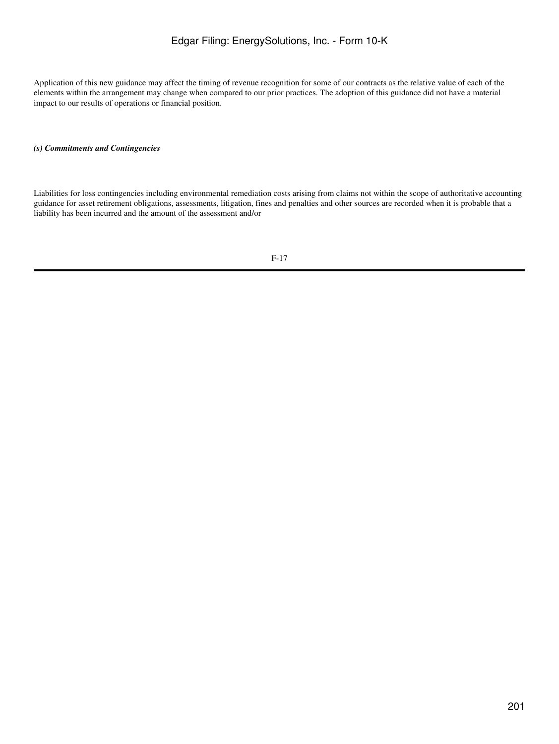Application of this new guidance may affect the timing of revenue recognition for some of our contracts as the relative value of each of the elements within the arrangement may change when compared to our prior practices. The adoption of this guidance did not have a material impact to our results of operations or financial position.

***(s) Commitments and Contingencies***

Liabilities for loss contingencies including environmental remediation costs arising from claims not within the scope of authoritative accounting guidance for asset retirement obligations, assessments, litigation, fines and penalties and other sources are recorded when it is probable that a liability has been incurred and the amount of the assessment and/or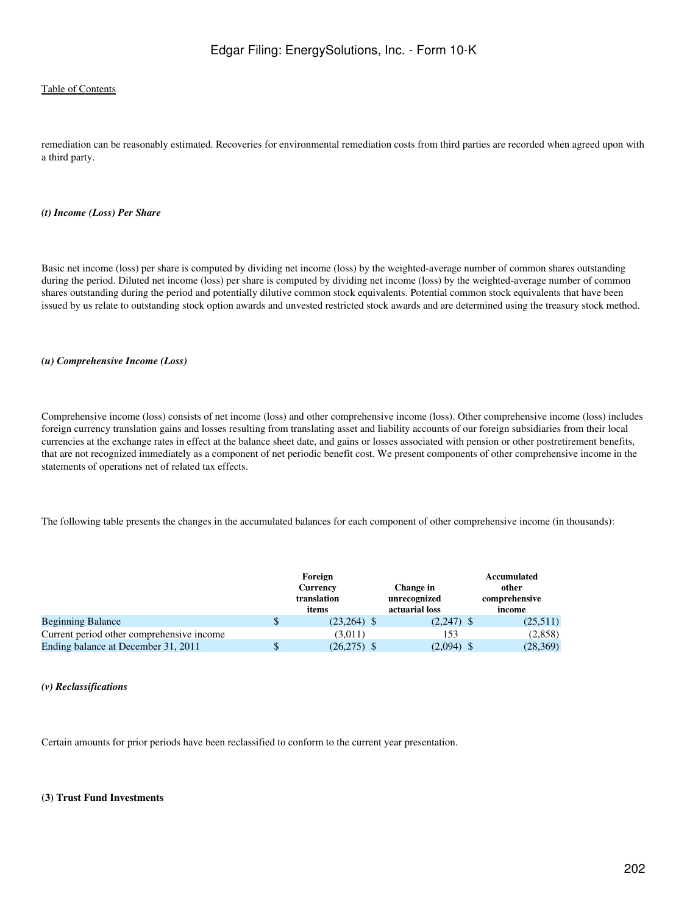remediation can be reasonably estimated. Recoveries for environmental remediation costs from third parties are recorded when agreed upon with a third party.

*(t) Income (Loss) Per Share*

Basic net income (loss) per share is computed by dividing net income (loss) by the weighted-average number of common shares outstanding during the period. Diluted net income (loss) per share is computed by dividing net income (loss) by the weighted-average number of common shares outstanding during the period and potentially dilutive common stock equivalents. Potential common stock equivalents that have been issued by us relate to outstanding stock option awards and unvested restricted stock awards and are determined using the treasury stock method.

*(u) Comprehensive Income (Loss)*

Comprehensive income (loss) consists of net income (loss) and other comprehensive income (loss). Other comprehensive income (loss) includes foreign currency translation gains and losses resulting from translating asset and liability accounts of our foreign subsidiaries from their local currencies at the exchange rates in effect at the balance sheet date, and gains or losses associated with pension or other postretirement benefits, that are not recognized immediately as a component of net periodic benefit cost. We present components of other comprehensive income in the statements of operations net of related tax effects.

The following table presents the changes in the accumulated balances for each component of other comprehensive income (in thousands):

| | Foreign Currency translation items | Change in unrecognized actuarial loss | Accumulated other comprehensive income |
|---|---|---|---|
| Beginning Balance | $ (23,264) | $ (2,247) | $ (25,511) |
| Current period other comprehensive income | (3,011) | 153 | (2,858) |
| Ending balance at December 31, 2011 | $ (26,275) | $ (2,094) | $ (28,369) |

*(v) Reclassifications*

Certain amounts for prior periods have been reclassified to conform to the current year presentation.

**(3) Trust Fund Investments**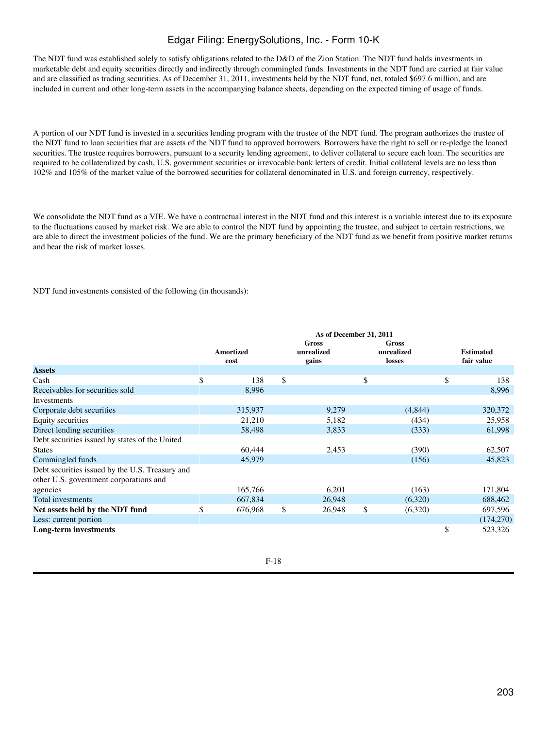The NDT fund was established solely to satisfy obligations related to the D&D of the Zion Station. The NDT fund holds investments in marketable debt and equity securities directly and indirectly through commingled funds. Investments in the NDT fund are carried at fair value and are classified as trading securities. As of December 31, 2011, investments held by the NDT fund, net, totaled $697.6 million, and are included in current and other long-term assets in the accompanying balance sheets, depending on the expected timing of usage of funds.

A portion of our NDT fund is invested in a securities lending program with the trustee of the NDT fund. The program authorizes the trustee of the NDT fund to loan securities that are assets of the NDT fund to approved borrowers. Borrowers have the right to sell or re-pledge the loaned securities. The trustee requires borrowers, pursuant to a security lending agreement, to deliver collateral to secure each loan. The securities are required to be collateralized by cash, U.S. government securities or irrevocable bank letters of credit. Initial collateral levels are no less than 102% and 105% of the market value of the borrowed securities for collateral denominated in U.S. and foreign currency, respectively.

We consolidate the NDT fund as a VIE. We have a contractual interest in the NDT fund and this interest is a variable interest due to its exposure to the fluctuations caused by market risk. We are able to control the NDT fund by appointing the trustee, and subject to certain restrictions, we are able to direct the investment policies of the fund. We are the primary beneficiary of the NDT fund as we benefit from positive market returns and bear the risk of market losses.

NDT fund investments consisted of the following (in thousands):

| | As of December 31, 2011 | | | |
|---|---|---|---|---|
| | Amortized cost | Gross unrealized gains | Gross unrealized losses | Estimated fair value |
| **Assets** | | | | |
| Cash | $ 138 | $ | $ | $ 138 |
| Receivables for securities sold | 8,996 | | | 8,996 |
| Investments | | | | |
| Corporate debt securities | 315,937 | 9,279 | (4,844) | 320,372 |
| Equity securities | 21,210 | 5,182 | (434) | 25,958 |
| Direct lending securities | 58,498 | 3,833 | (333) | 61,998 |
| Debt securities issued by states of the United States | 60,444 | 2,453 | (390) | 62,507 |
| Commingled funds | 45,979 | | (156) | 45,823 |
| Debt securities issued by the U.S. Treasury and other U.S. government corporations and agencies | 165,766 | 6,201 | (163) | 171,804 |
| Total investments | 667,834 | 26,948 | (6,320) | 688,462 |
| **Net assets held by the NDT fund** | $ 676,968 | $ 26,948 | $ (6,320) | 697,596 |
| Less: current portion | | | | (174,270) |
| **Long-term investments** | | | | $ 523,326 |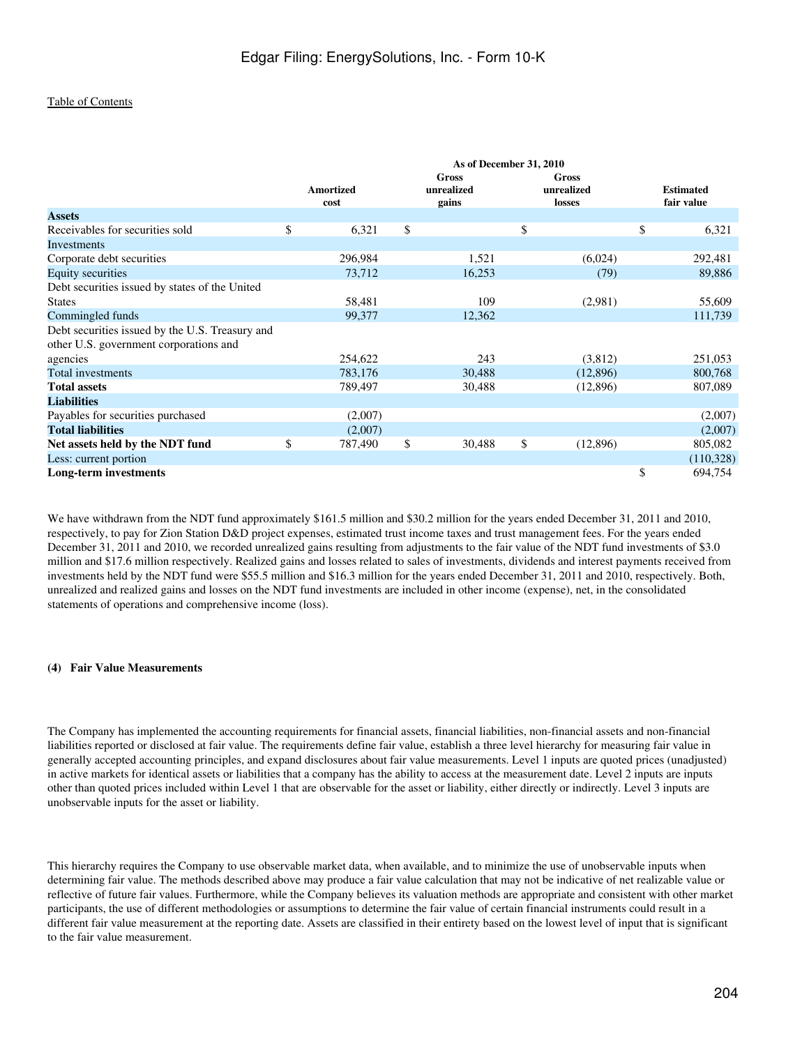Table of Contents

| | As of December 31, 2010 | | | |
|---|---|---|---|---|
| | Amortized cost | Gross unrealized gains | Gross unrealized losses | Estimated fair value |
| **Assets** | | | | |
| Receivables for securities sold | $ 6,321 | $ | $ | $ 6,321 |
| Investments | | | | |
| Corporate debt securities | 296,984 | 1,521 | (6,024) | 292,481 |
| Equity securities | 73,712 | 16,253 | (79) | 89,886 |
| Debt securities issued by states of the United States | 58,481 | 109 | (2,981) | 55,609 |
| Commingled funds | 99,377 | 12,362 | | 111,739 |
| Debt securities issued by the U.S. Treasury and other U.S. government corporations and agencies | 254,622 | 243 | (3,812) | 251,053 |
| Total investments | 783,176 | 30,488 | (12,896) | 800,768 |
| **Total assets** | 789,497 | 30,488 | (12,896) | 807,089 |
| **Liabilities** | | | | |
| Payables for securities purchased | (2,007) | | | (2,007) |
| **Total liabilities** | (2,007) | | | (2,007) |
| **Net assets held by the NDT fund** | $ 787,490 | $ 30,488 | $ (12,896) | 805,082 |
| Less: current portion | | | | (110,328) |
| **Long-term investments** | | | | $ 694,754 |

We have withdrawn from the NDT fund approximately $161.5 million and $30.2 million for the years ended December 31, 2011 and 2010, respectively, to pay for Zion Station D&D project expenses, estimated trust income taxes and trust management fees. For the years ended December 31, 2011 and 2010, we recorded unrealized gains resulting from adjustments to the fair value of the NDT fund investments of $3.0 million and $17.6 million respectively. Realized gains and losses related to sales of investments, dividends and interest payments received from investments held by the NDT fund were $55.5 million and $16.3 million for the years ended December 31, 2011 and 2010, respectively. Both, unrealized and realized gains and losses on the NDT fund investments are included in other income (expense), net, in the consolidated statements of operations and comprehensive income (loss).

#### (4) Fair Value Measurements

The Company has implemented the accounting requirements for financial assets, financial liabilities, non-financial assets and non-financial liabilities reported or disclosed at fair value. The requirements define fair value, establish a three level hierarchy for measuring fair value in generally accepted accounting principles, and expand disclosures about fair value measurements. Level 1 inputs are quoted prices (unadjusted) in active markets for identical assets or liabilities that a company has the ability to access at the measurement date. Level 2 inputs are inputs other than quoted prices included within Level 1 that are observable for the asset or liability, either directly or indirectly. Level 3 inputs are unobservable inputs for the asset or liability.

This hierarchy requires the Company to use observable market data, when available, and to minimize the use of unobservable inputs when determining fair value. The methods described above may produce a fair value calculation that may not be indicative of net realizable value or reflective of future fair values. Furthermore, while the Company believes its valuation methods are appropriate and consistent with other market participants, the use of different methodologies or assumptions to determine the fair value of certain financial instruments could result in a different fair value measurement at the reporting date. Assets are classified in their entirety based on the lowest level of input that is significant to the fair value measurement.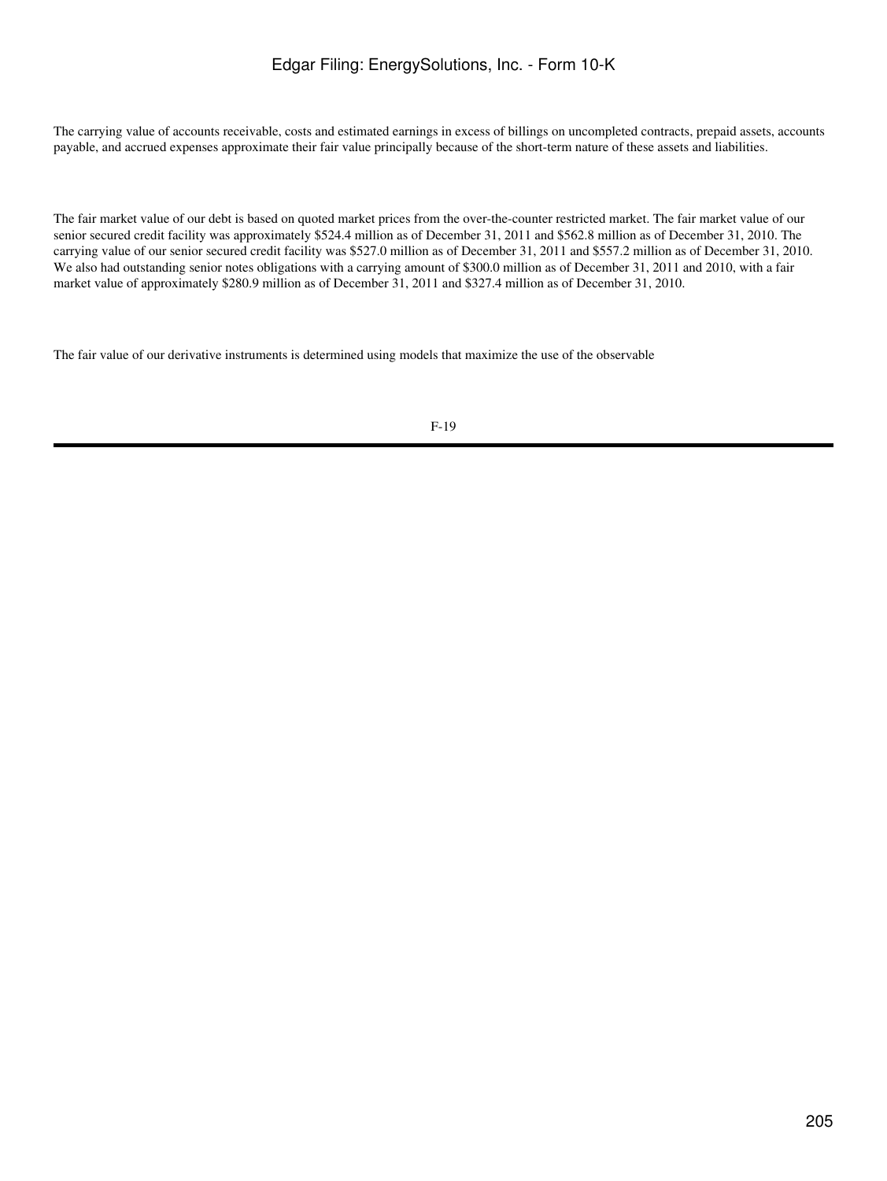The carrying value of accounts receivable, costs and estimated earnings in excess of billings on uncompleted contracts, prepaid assets, accounts payable, and accrued expenses approximate their fair value principally because of the short-term nature of these assets and liabilities.

The fair market value of our debt is based on quoted market prices from the over-the-counter restricted market. The fair market value of our senior secured credit facility was approximately $524.4 million as of December 31, 2011 and $562.8 million as of December 31, 2010. The carrying value of our senior secured credit facility was $527.0 million as of December 31, 2011 and $557.2 million as of December 31, 2010. We also had outstanding senior notes obligations with a carrying amount of $300.0 million as of December 31, 2011 and 2010, with a fair market value of approximately $280.9 million as of December 31, 2011 and $327.4 million as of December 31, 2010.

The fair value of our derivative instruments is determined using models that maximize the use of the observable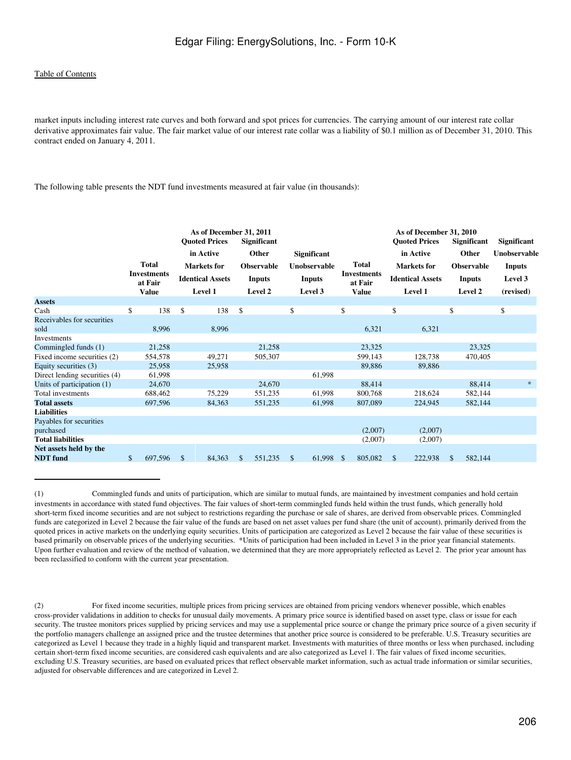market inputs including interest rate curves and both forward and spot prices for currencies. The carrying amount of our interest rate collar derivative approximates fair value. The fair market value of our interest rate collar was a liability of $0.1 million as of December 31, 2010. This contract ended on January 4, 2011.

The following table presents the NDT fund investments measured at fair value (in thousands):

| | As of December 31, 2011 | | | | As of December 31, 2010 | | | |
|---|---|---|---|---|---|---|---|---|
| | Total Investments at Fair Value | Quoted Prices in Active Markets for Identical Assets Level 1 | Significant Other Observable Inputs Level 2 | Significant Unobservable Inputs Level 3 | Total Investments at Fair Value | Quoted Prices in Active Markets for Identical Assets Level 1 | Significant Other Observable Inputs Level 2 | Significant Unobservable Inputs Level 3 (revised) |
| **Assets** | | | | | | | | |
| Cash | $ 138 | $ 138 | $ | $ | $ | $ | $ | $ |
| Receivables for securities sold | 8,996 | 8,996 | | | 6,321 | 6,321 | | |
| Investments | | | | | | | | |
| Commingled funds (1) | 21,258 | | 21,258 | | 23,325 | | 23,325 | |
| Fixed income securities (2) | 554,578 | 49,271 | 505,307 | | 599,143 | 128,738 | 470,405 | |
| Equity securities (3) | 25,958 | 25,958 | | | 89,886 | 89,886 | | |
| Direct lending securities (4) | 61,998 | | | 61,998 | | | | |
| Units of participation (1) | 24,670 | | 24,670 | | 88,414 | | 88,414 | * |
| Total investments | 688,462 | 75,229 | 551,235 | 61,998 | 800,768 | 218,624 | 582,144 | |
| **Total assets** | 697,596 | 84,363 | 551,235 | 61,998 | 807,089 | 224,945 | 582,144 | |
| **Liabilities** | | | | | | | | |
| Payables for securities purchased | | | | | (2,007) | (2,007) | | |
| **Total liabilities** | | | | | (2,007) | (2,007) | | |
| **Net assets held by the NDT fund** | $ 697,596 | $ 84,363 | $ 551,235 | $ 61,998 | $ 805,082 | $ 222,938 | $ 582,144 | |

(1) Commingled funds and units of participation, which are similar to mutual funds, are maintained by investment companies and hold certain investments in accordance with stated fund objectives. The fair values of short-term commingled funds held within the trust funds, which generally hold short-term fixed income securities and are not subject to restrictions regarding the purchase or sale of shares, are derived from observable prices. Commingled funds are categorized in Level 2 because the fair value of the funds are based on net asset values per fund share (the unit of account), primarily derived from the quoted prices in active markets on the underlying equity securities. Units of participation are categorized as Level 2 because the fair value of these securities is based primarily on observable prices of the underlying securities. *Units of participation had been included in Level 3 in the prior year financial statements. Upon further evaluation and review of the method of valuation, we determined that they are more appropriately reflected as Level 2. The prior year amount has been reclassified to conform with the current year presentation.

(2) For fixed income securities, multiple prices from pricing services are obtained from pricing vendors whenever possible, which enables cross-provider validations in addition to checks for unusual daily movements. A primary price source is identified based on asset type, class or issue for each security. The trustee monitors prices supplied by pricing services and may use a supplemental price source or change the primary price source of a given security if the portfolio managers challenge an assigned price and the trustee determines that another price source is considered to be preferable. U.S. Treasury securities are categorized as Level 1 because they trade in a highly liquid and transparent market. Investments with maturities of three months or less when purchased, including certain short-term fixed income securities, are considered cash equivalents and are also categorized as Level 1. The fair values of fixed income securities, excluding U.S. Treasury securities, are based on evaluated prices that reflect observable market information, such as actual trade information or similar securities, adjusted for observable differences and are categorized in Level 2.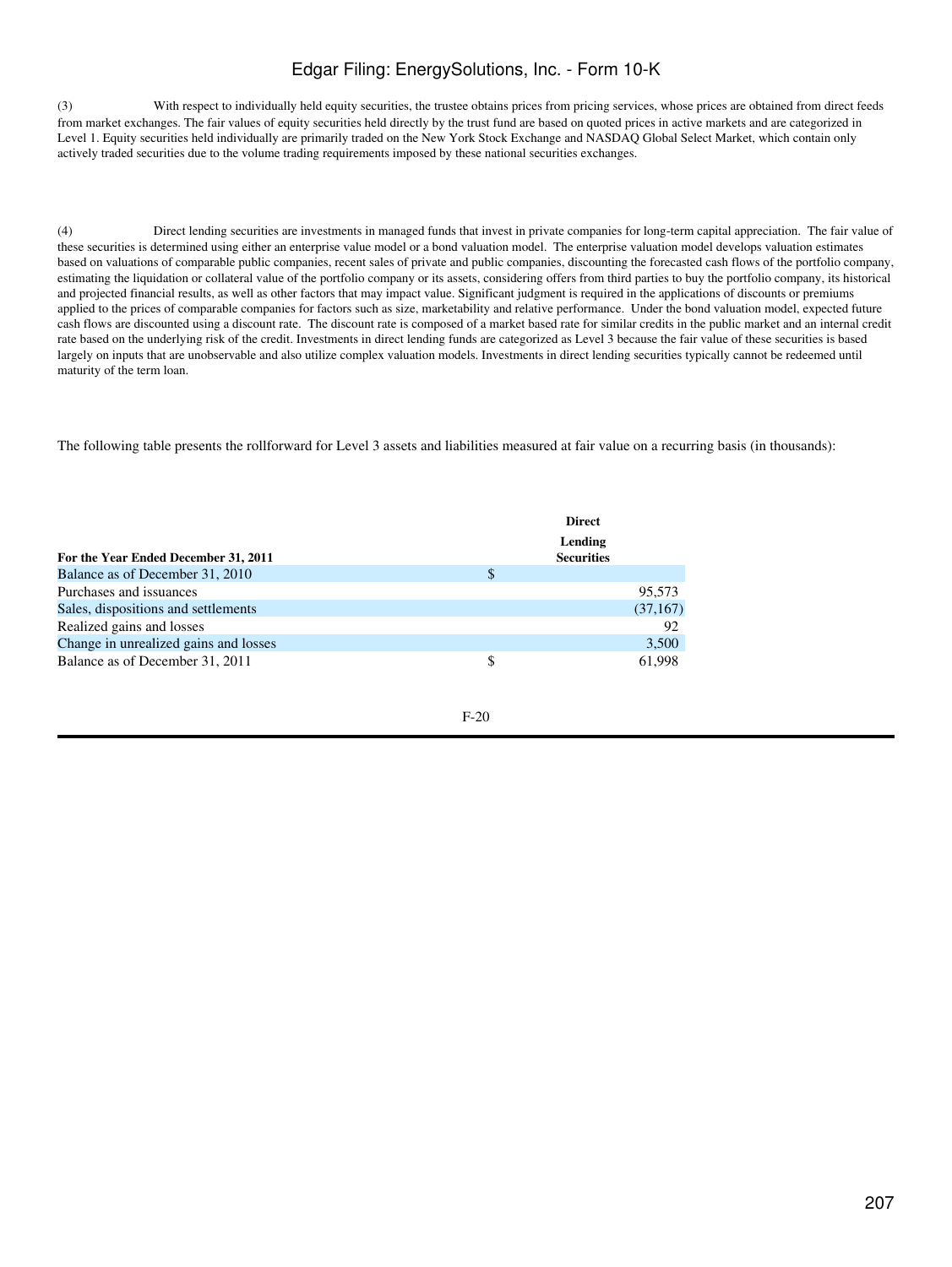(3) With respect to individually held equity securities, the trustee obtains prices from pricing services, whose prices are obtained from direct feeds from market exchanges. The fair values of equity securities held directly by the trust fund are based on quoted prices in active markets and are categorized in Level 1. Equity securities held individually are primarily traded on the New York Stock Exchange and NASDAQ Global Select Market, which contain only actively traded securities due to the volume trading requirements imposed by these national securities exchanges.

(4) Direct lending securities are investments in managed funds that invest in private companies for long-term capital appreciation. The fair value of these securities is determined using either an enterprise value model or a bond valuation model. The enterprise valuation model develops valuation estimates based on valuations of comparable public companies, recent sales of private and public companies, discounting the forecasted cash flows of the portfolio company, estimating the liquidation or collateral value of the portfolio company or its assets, considering offers from third parties to buy the portfolio company, its historical and projected financial results, as well as other factors that may impact value. Significant judgment is required in the applications of discounts or premiums applied to the prices of comparable companies for factors such as size, marketability and relative performance. Under the bond valuation model, expected future cash flows are discounted using a discount rate. The discount rate is composed of a market based rate for similar credits in the public market and an internal credit rate based on the underlying risk of the credit. Investments in direct lending funds are categorized as Level 3 because the fair value of these securities is based largely on inputs that are unobservable and also utilize complex valuation models. Investments in direct lending securities typically cannot be redeemed until maturity of the term loan.

The following table presents the rollforward for Level 3 assets and liabilities measured at fair value on a recurring basis (in thousands):

| **For the Year Ended December 31, 2011** | **Direct Lending Securities** |
|---|---|
| Balance as of December 31, 2010 | $ |
| Purchases and issuances | 95,573 |
| Sales, dispositions and settlements | (37,167) |
| Realized gains and losses | 92 |
| Change in unrealized gains and losses | 3,500 |
| Balance as of December 31, 2011 | $ 61,998 |

F-20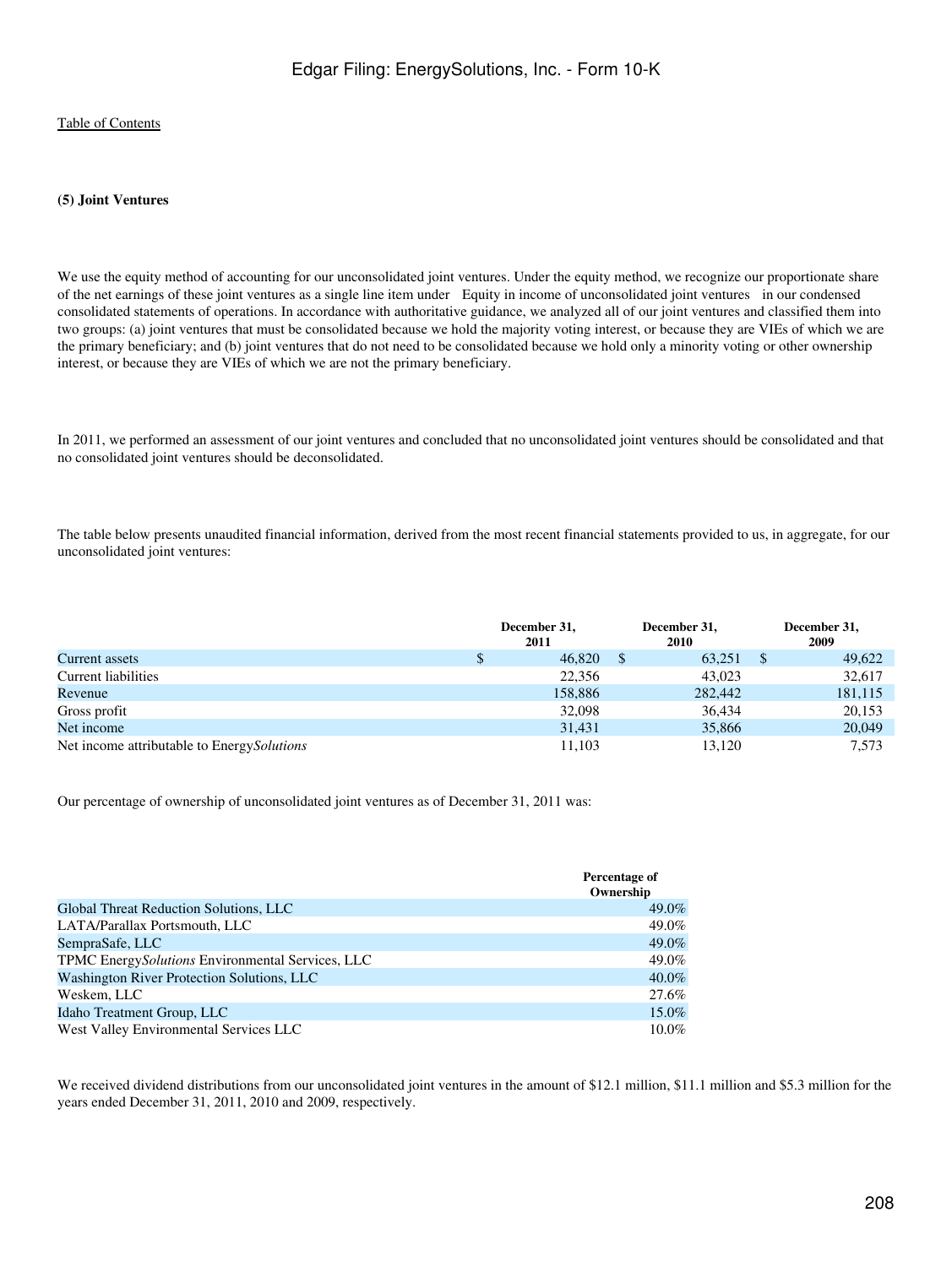### (5) Joint Ventures

We use the equity method of accounting for our unconsolidated joint ventures. Under the equity method, we recognize our proportionate share of the net earnings of these joint ventures as a single line item under Equity in income of unconsolidated joint ventures in our condensed consolidated statements of operations. In accordance with authoritative guidance, we analyzed all of our joint ventures and classified them into two groups: (a) joint ventures that must be consolidated because we hold the majority voting interest, or because they are VIEs of which we are the primary beneficiary; and (b) joint ventures that do not need to be consolidated because we hold only a minority voting or other ownership interest, or because they are VIEs of which we are not the primary beneficiary.

In 2011, we performed an assessment of our joint ventures and concluded that no unconsolidated joint ventures should be consolidated and that no consolidated joint ventures should be deconsolidated.

The table below presents unaudited financial information, derived from the most recent financial statements provided to us, in aggregate, for our unconsolidated joint ventures:

| | December 31, 2011 | December 31, 2010 | December 31, 2009 |
|---|---|---|---|
| Current assets | $ 46,820 | $ 63,251 | $ 49,622 |
| Current liabilities | 22,356 | 43,023 | 32,617 |
| Revenue | 158,886 | 282,442 | 181,115 |
| Gross profit | 32,098 | 36,434 | 20,153 |
| Net income | 31,431 | 35,866 | 20,049 |
| Net income attributable to Energy*Solutions* | 11,103 | 13,120 | 7,573 |

Our percentage of ownership of unconsolidated joint ventures as of December 31, 2011 was:

| | Percentage of Ownership |
|---|---|
| Global Threat Reduction Solutions, LLC | 49.0% |
| LATA/Parallax Portsmouth, LLC | 49.0% |
| SempraSafe, LLC | 49.0% |
| TPMC Energy*Solutions* Environmental Services, LLC | 49.0% |
| Washington River Protection Solutions, LLC | 40.0% |
| Weskem, LLC | 27.6% |
| Idaho Treatment Group, LLC | 15.0% |
| West Valley Environmental Services LLC | 10.0% |

We received dividend distributions from our unconsolidated joint ventures in the amount of $12.1 million, $11.1 million and $5.3 million for the years ended December 31, 2011, 2010 and 2009, respectively.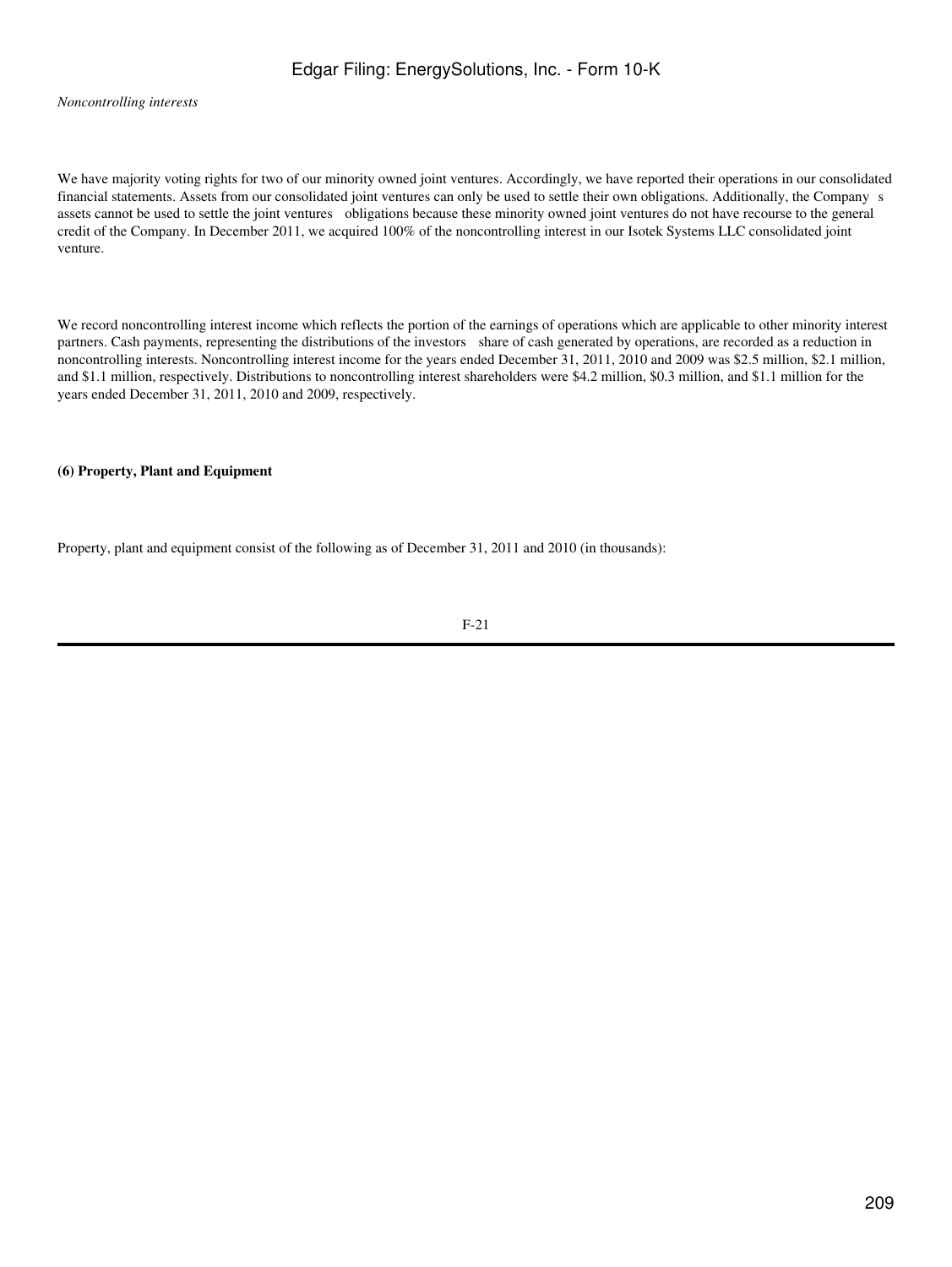*Noncontrolling interests*

We have majority voting rights for two of our minority owned joint ventures. Accordingly, we have reported their operations in our consolidated financial statements. Assets from our consolidated joint ventures can only be used to settle their own obligations. Additionally, the Company s assets cannot be used to settle the joint ventures obligations because these minority owned joint ventures do not have recourse to the general credit of the Company. In December 2011, we acquired 100% of the noncontrolling interest in our Isotek Systems LLC consolidated joint venture.

We record noncontrolling interest income which reflects the portion of the earnings of operations which are applicable to other minority interest partners. Cash payments, representing the distributions of the investors share of cash generated by operations, are recorded as a reduction in noncontrolling interests. Noncontrolling interest income for the years ended December 31, 2011, 2010 and 2009 was $2.5 million, $2.1 million, and $1.1 million, respectively. Distributions to noncontrolling interest shareholders were $4.2 million, $0.3 million, and $1.1 million for the years ended December 31, 2011, 2010 and 2009, respectively.

**(6) Property, Plant and Equipment**

Property, plant and equipment consist of the following as of December 31, 2011 and 2010 (in thousands):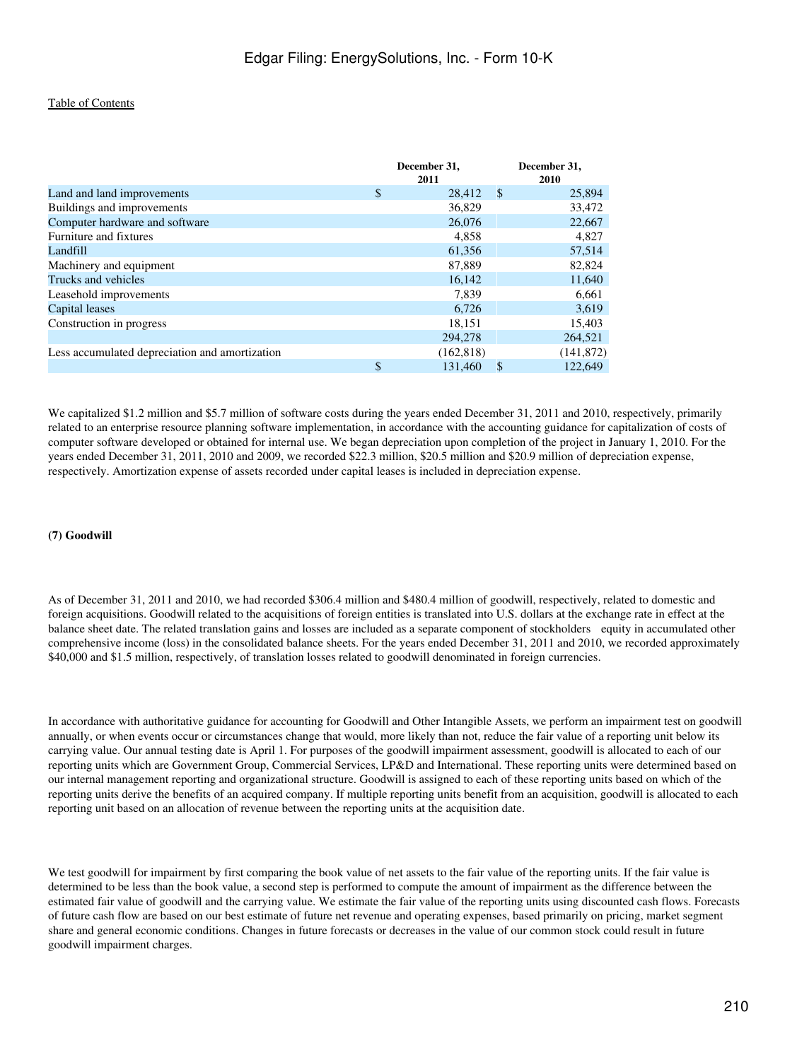|  | December 31, 2011 | December 31, 2010 |
|---|---|---|
| Land and land improvements | $ 28,412 | $ 25,894 |
| Buildings and improvements | 36,829 | 33,472 |
| Computer hardware and software | 26,076 | 22,667 |
| Furniture and fixtures | 4,858 | 4,827 |
| Landfill | 61,356 | 57,514 |
| Machinery and equipment | 87,889 | 82,824 |
| Trucks and vehicles | 16,142 | 11,640 |
| Leasehold improvements | 7,839 | 6,661 |
| Capital leases | 6,726 | 3,619 |
| Construction in progress | 18,151 | 15,403 |
|  | 294,278 | 264,521 |
| Less accumulated depreciation and amortization | (162,818) | (141,872) |
|  | $ 131,460 | $ 122,649 |

We capitalized $1.2 million and $5.7 million of software costs during the years ended December 31, 2011 and 2010, respectively, primarily related to an enterprise resource planning software implementation, in accordance with the accounting guidance for capitalization of costs of computer software developed or obtained for internal use. We began depreciation upon completion of the project in January 1, 2010. For the years ended December 31, 2011, 2010 and 2009, we recorded $22.3 million, $20.5 million and $20.9 million of depreciation expense, respectively. Amortization expense of assets recorded under capital leases is included in depreciation expense.

**(7) Goodwill**

As of December 31, 2011 and 2010, we had recorded $306.4 million and $480.4 million of goodwill, respectively, related to domestic and foreign acquisitions. Goodwill related to the acquisitions of foreign entities is translated into U.S. dollars at the exchange rate in effect at the balance sheet date. The related translation gains and losses are included as a separate component of stockholders equity in accumulated other comprehensive income (loss) in the consolidated balance sheets. For the years ended December 31, 2011 and 2010, we recorded approximately $40,000 and $1.5 million, respectively, of translation losses related to goodwill denominated in foreign currencies.

In accordance with authoritative guidance for accounting for Goodwill and Other Intangible Assets, we perform an impairment test on goodwill annually, or when events occur or circumstances change that would, more likely than not, reduce the fair value of a reporting unit below its carrying value. Our annual testing date is April 1. For purposes of the goodwill impairment assessment, goodwill is allocated to each of our reporting units which are Government Group, Commercial Services, LP&D and International. These reporting units were determined based on our internal management reporting and organizational structure. Goodwill is assigned to each of these reporting units based on which of the reporting units derive the benefits of an acquired company. If multiple reporting units benefit from an acquisition, goodwill is allocated to each reporting unit based on an allocation of revenue between the reporting units at the acquisition date.

We test goodwill for impairment by first comparing the book value of net assets to the fair value of the reporting units. If the fair value is determined to be less than the book value, a second step is performed to compute the amount of impairment as the difference between the estimated fair value of goodwill and the carrying value. We estimate the fair value of the reporting units using discounted cash flows. Forecasts of future cash flow are based on our best estimate of future net revenue and operating expenses, based primarily on pricing, market segment share and general economic conditions. Changes in future forecasts or decreases in the value of our common stock could result in future goodwill impairment charges.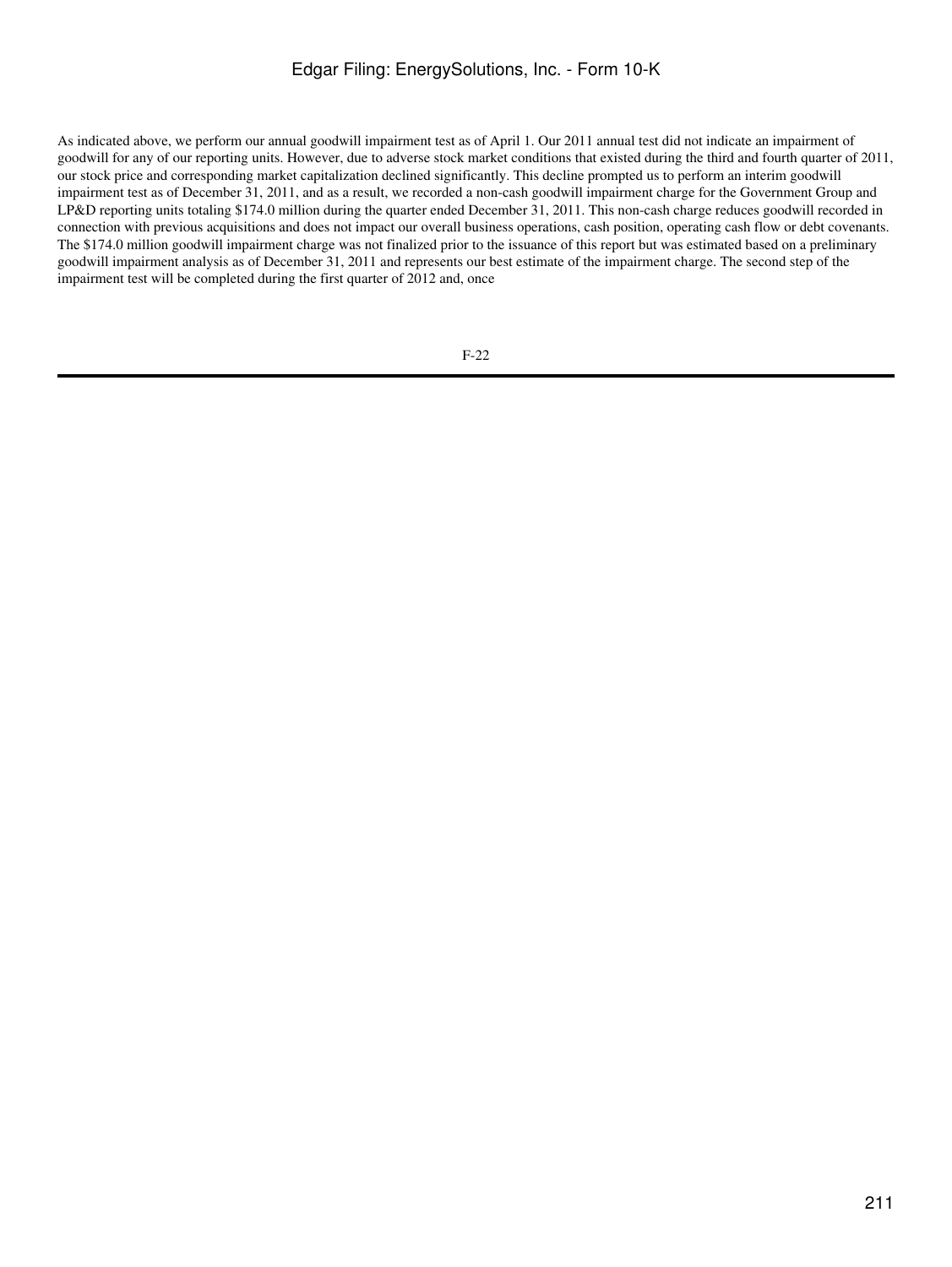As indicated above, we perform our annual goodwill impairment test as of April 1. Our 2011 annual test did not indicate an impairment of goodwill for any of our reporting units. However, due to adverse stock market conditions that existed during the third and fourth quarter of 2011, our stock price and corresponding market capitalization declined significantly. This decline prompted us to perform an interim goodwill impairment test as of December 31, 2011, and as a result, we recorded a non-cash goodwill impairment charge for the Government Group and LP&D reporting units totaling $174.0 million during the quarter ended December 31, 2011. This non-cash charge reduces goodwill recorded in connection with previous acquisitions and does not impact our overall business operations, cash position, operating cash flow or debt covenants. The $174.0 million goodwill impairment charge was not finalized prior to the issuance of this report but was estimated based on a preliminary goodwill impairment analysis as of December 31, 2011 and represents our best estimate of the impairment charge. The second step of the impairment test will be completed during the first quarter of 2012 and, once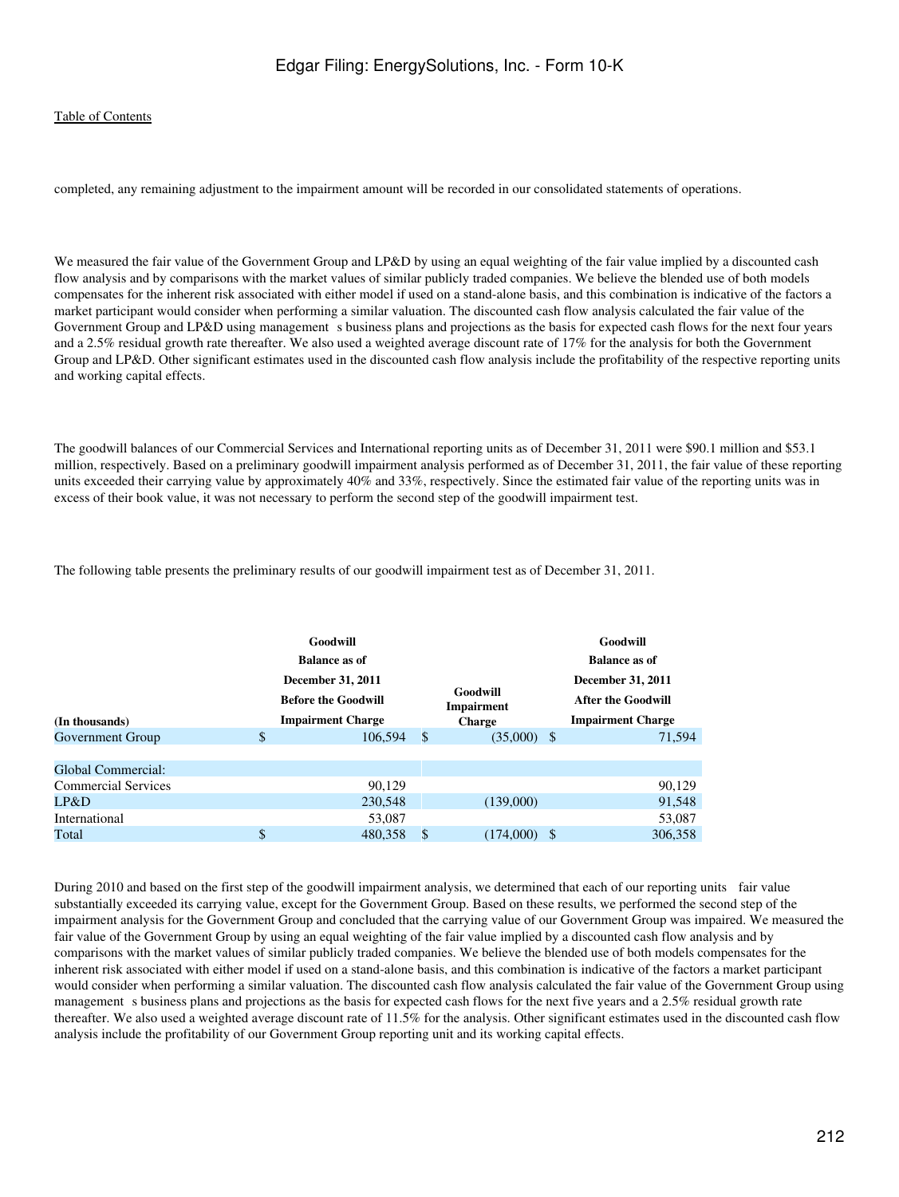completed, any remaining adjustment to the impairment amount will be recorded in our consolidated statements of operations.

We measured the fair value of the Government Group and LP&D by using an equal weighting of the fair value implied by a discounted cash flow analysis and by comparisons with the market values of similar publicly traded companies. We believe the blended use of both models compensates for the inherent risk associated with either model if used on a stand-alone basis, and this combination is indicative of the factors a market participant would consider when performing a similar valuation. The discounted cash flow analysis calculated the fair value of the Government Group and LP&D using management s business plans and projections as the basis for expected cash flows for the next four years and a 2.5% residual growth rate thereafter. We also used a weighted average discount rate of 17% for the analysis for both the Government Group and LP&D. Other significant estimates used in the discounted cash flow analysis include the profitability of the respective reporting units and working capital effects.

The goodwill balances of our Commercial Services and International reporting units as of December 31, 2011 were $90.1 million and $53.1 million, respectively. Based on a preliminary goodwill impairment analysis performed as of December 31, 2011, the fair value of these reporting units exceeded their carrying value by approximately 40% and 33%, respectively. Since the estimated fair value of the reporting units was in excess of their book value, it was not necessary to perform the second step of the goodwill impairment test.

The following table presents the preliminary results of our goodwill impairment test as of December 31, 2011.

| (In thousands) | Goodwill Balance as of December 31, 2011 Before the Goodwill Impairment Charge | Goodwill Impairment Charge | Goodwill Balance as of December 31, 2011 After the Goodwill Impairment Charge |
|---|---|---|---|
| Government Group | $ 106,594 | $ (35,000) | $ 71,594 |
| Global Commercial: | | | |
| Commercial Services | 90,129 | | 90,129 |
| LP&D | 230,548 | (139,000) | 91,548 |
| International | 53,087 | | 53,087 |
| Total | $ 480,358 | $ (174,000) | $ 306,358 |

During 2010 and based on the first step of the goodwill impairment analysis, we determined that each of our reporting units fair value substantially exceeded its carrying value, except for the Government Group. Based on these results, we performed the second step of the impairment analysis for the Government Group and concluded that the carrying value of our Government Group was impaired. We measured the fair value of the Government Group by using an equal weighting of the fair value implied by a discounted cash flow analysis and by comparisons with the market values of similar publicly traded companies. We believe the blended use of both models compensates for the inherent risk associated with either model if used on a stand-alone basis, and this combination is indicative of the factors a market participant would consider when performing a similar valuation. The discounted cash flow analysis calculated the fair value of the Government Group using management s business plans and projections as the basis for expected cash flows for the next five years and a 2.5% residual growth rate thereafter. We also used a weighted average discount rate of 11.5% for the analysis. Other significant estimates used in the discounted cash flow analysis include the profitability of our Government Group reporting unit and its working capital effects.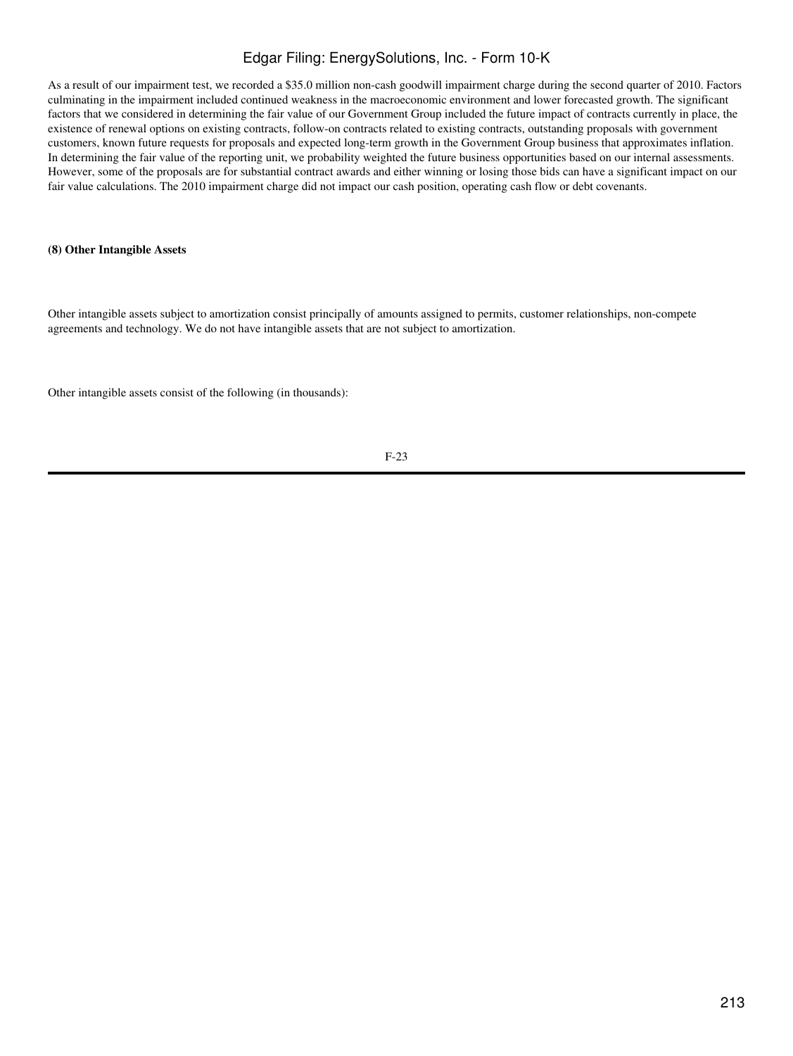As a result of our impairment test, we recorded a $35.0 million non-cash goodwill impairment charge during the second quarter of 2010. Factors culminating in the impairment included continued weakness in the macroeconomic environment and lower forecasted growth. The significant factors that we considered in determining the fair value of our Government Group included the future impact of contracts currently in place, the existence of renewal options on existing contracts, follow-on contracts related to existing contracts, outstanding proposals with government customers, known future requests for proposals and expected long-term growth in the Government Group business that approximates inflation. In determining the fair value of the reporting unit, we probability weighted the future business opportunities based on our internal assessments. However, some of the proposals are for substantial contract awards and either winning or losing those bids can have a significant impact on our fair value calculations. The 2010 impairment charge did not impact our cash position, operating cash flow or debt covenants.

**(8) Other Intangible Assets**

Other intangible assets subject to amortization consist principally of amounts assigned to permits, customer relationships, non-compete agreements and technology. We do not have intangible assets that are not subject to amortization.

Other intangible assets consist of the following (in thousands):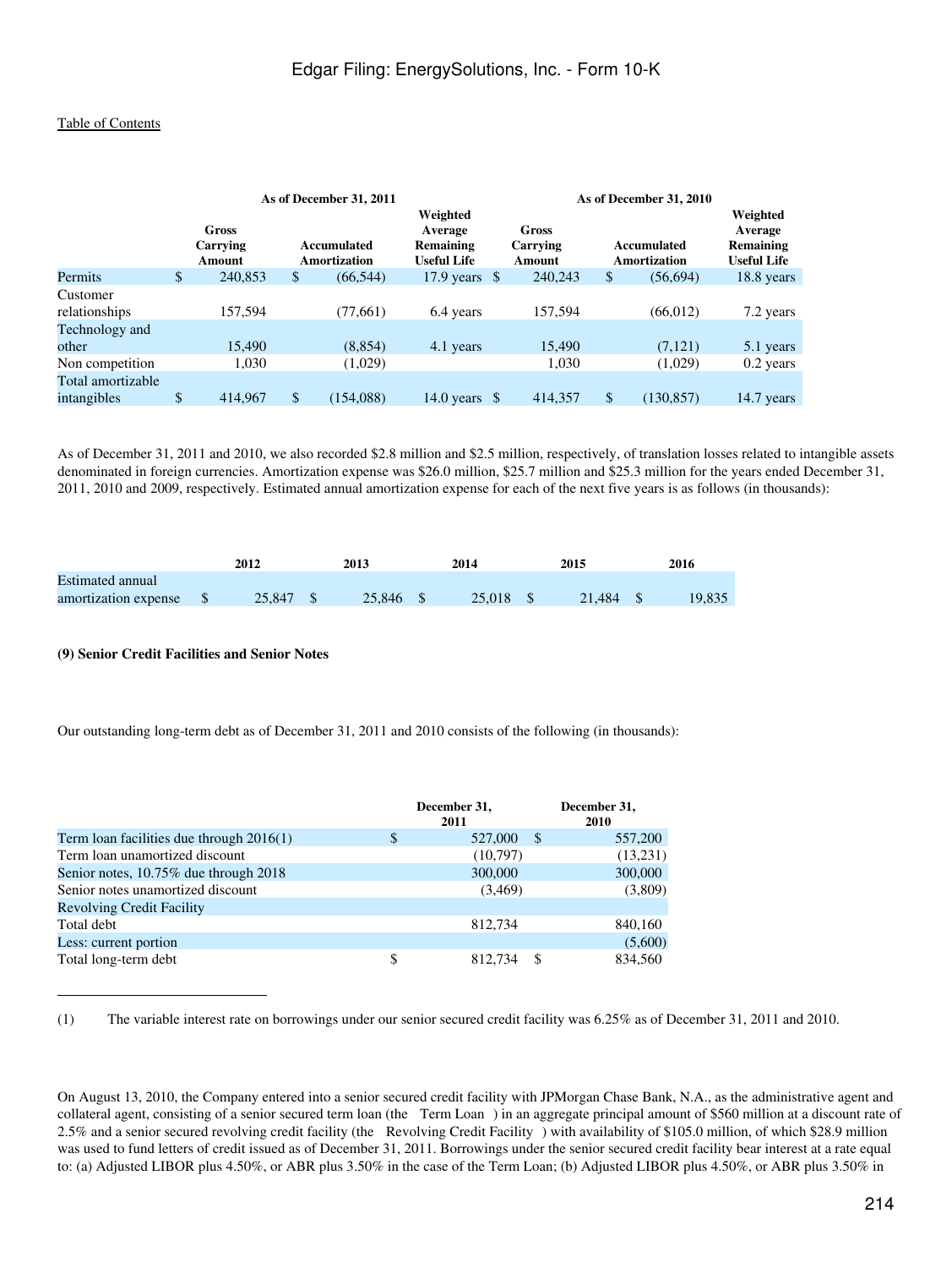Table of Contents

| | As of December 31, 2011 | | | As of December 31, 2010 | | |
|---|---|---|---|---|---|---|
| | Gross Carrying Amount | Accumulated Amortization | Weighted Average Remaining Useful Life | Gross Carrying Amount | Accumulated Amortization | Weighted Average Remaining Useful Life |
| Permits | $ 240,853 | $ (66,544) | 17.9 years | $ 240,243 | $ (56,694) | 18.8 years |
| Customer relationships | 157,594 | (77,661) | 6.4 years | 157,594 | (66,012) | 7.2 years |
| Technology and other | 15,490 | (8,854) | 4.1 years | 15,490 | (7,121) | 5.1 years |
| Non competition | 1,030 | (1,029) | | 1,030 | (1,029) | 0.2 years |
| Total amortizable intangibles | $ 414,967 | $ (154,088) | 14.0 years | $ 414,357 | $ (130,857) | 14.7 years |

As of December 31, 2011 and 2010, we also recorded $2.8 million and $2.5 million, respectively, of translation losses related to intangible assets denominated in foreign currencies. Amortization expense was $26.0 million, $25.7 million and $25.3 million for the years ended December 31, 2011, 2010 and 2009, respectively. Estimated annual amortization expense for each of the next five years is as follows (in thousands):

| | 2012 | 2013 | 2014 | 2015 | 2016 |
|---|---|---|---|---|---|
| Estimated annual amortization expense | $ 25,847 | $ 25,846 | $ 25,018 | $ 21,484 | $ 19,835 |

**(9) Senior Credit Facilities and Senior Notes**

Our outstanding long-term debt as of December 31, 2011 and 2010 consists of the following (in thousands):

| | December 31, 2011 | December 31, 2010 |
|---|---|---|
| Term loan facilities due through 2016(1) | $ 527,000 | $ 557,200 |
| Term loan unamortized discount | (10,797) | (13,231) |
| Senior notes, 10.75% due through 2018 | 300,000 | 300,000 |
| Senior notes unamortized discount | (3,469) | (3,809) |
| Revolving Credit Facility | | |
| Total debt | 812,734 | 840,160 |
| Less: current portion | | (5,600) |
| Total long-term debt | $ 812,734 | $ 834,560 |

(1) The variable interest rate on borrowings under our senior secured credit facility was 6.25% as of December 31, 2011 and 2010.

On August 13, 2010, the Company entered into a senior secured credit facility with JPMorgan Chase Bank, N.A., as the administrative agent and collateral agent, consisting of a senior secured term loan (the Term Loan ) in an aggregate principal amount of $560 million at a discount rate of 2.5% and a senior secured revolving credit facility (the Revolving Credit Facility ) with availability of $105.0 million, of which $28.9 million was used to fund letters of credit issued as of December 31, 2011. Borrowings under the senior secured credit facility bear interest at a rate equal to: (a) Adjusted LIBOR plus 4.50%, or ABR plus 3.50% in the case of the Term Loan; (b) Adjusted LIBOR plus 4.50%, or ABR plus 3.50% in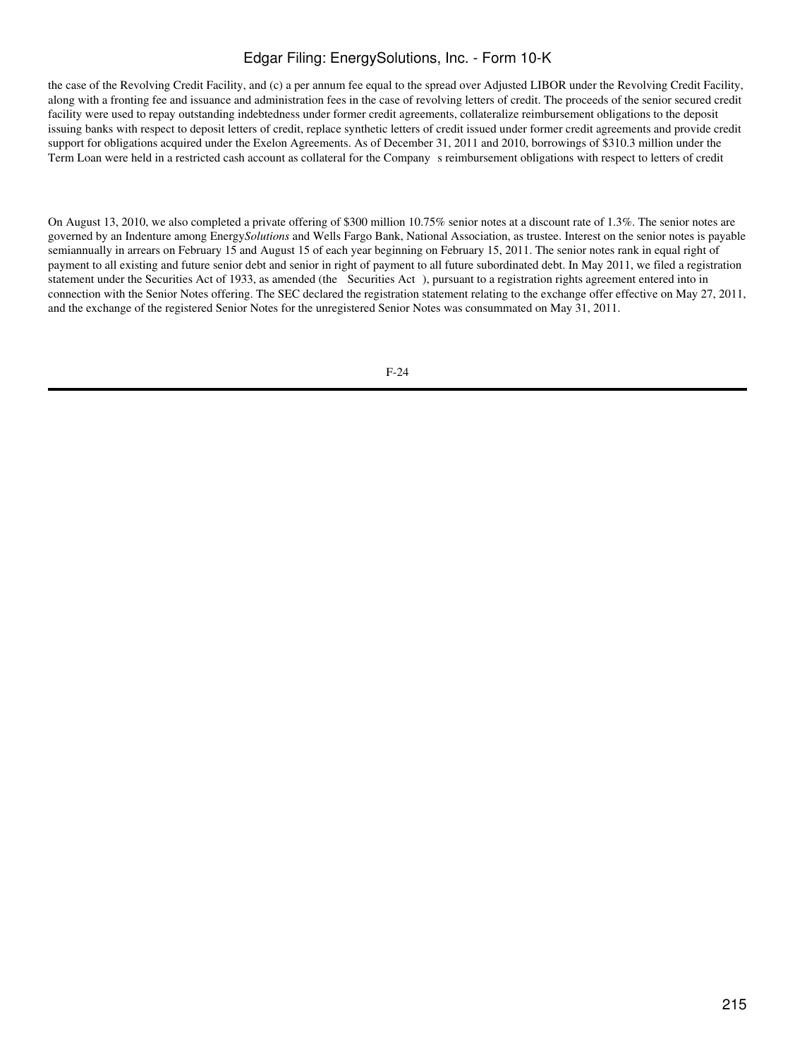the case of the Revolving Credit Facility, and (c) a per annum fee equal to the spread over Adjusted LIBOR under the Revolving Credit Facility, along with a fronting fee and issuance and administration fees in the case of revolving letters of credit. The proceeds of the senior secured credit facility were used to repay outstanding indebtedness under former credit agreements, collateralize reimbursement obligations to the deposit issuing banks with respect to deposit letters of credit, replace synthetic letters of credit issued under former credit agreements and provide credit support for obligations acquired under the Exelon Agreements. As of December 31, 2011 and 2010, borrowings of $310.3 million under the Term Loan were held in a restricted cash account as collateral for the Company s reimbursement obligations with respect to letters of credit

On August 13, 2010, we also completed a private offering of $300 million 10.75% senior notes at a discount rate of 1.3%. The senior notes are governed by an Indenture among Energy*Solutions* and Wells Fargo Bank, National Association, as trustee. Interest on the senior notes is payable semiannually in arrears on February 15 and August 15 of each year beginning on February 15, 2011. The senior notes rank in equal right of payment to all existing and future senior debt and senior in right of payment to all future subordinated debt. In May 2011, we filed a registration statement under the Securities Act of 1933, as amended (the Securities Act ), pursuant to a registration rights agreement entered into in connection with the Senior Notes offering. The SEC declared the registration statement relating to the exchange offer effective on May 27, 2011, and the exchange of the registered Senior Notes for the unregistered Senior Notes was consummated on May 31, 2011.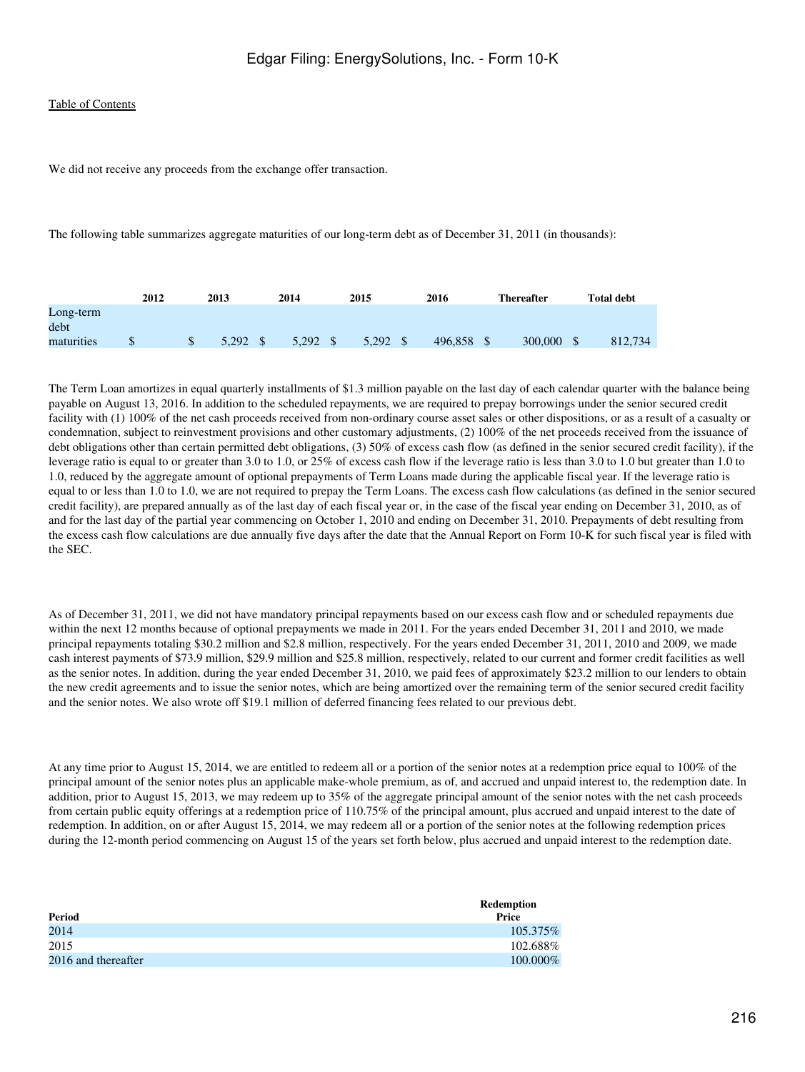[Table of Contents](#)

We did not receive any proceeds from the exchange offer transaction.

The following table summarizes aggregate maturities of our long-term debt as of December 31, 2011 (in thousands):

| | 2012 | 2013 | 2014 | 2015 | 2016 | Thereafter | Total debt |
|---|---|---|---|---|---|---|---|
| Long-term debt maturities | $ | $ 5,292 | $ 5,292 | $ 5,292 | $ 496,858 | $ 300,000 | $ 812,734 |

The Term Loan amortizes in equal quarterly installments of $1.3 million payable on the last day of each calendar quarter with the balance being payable on August 13, 2016. In addition to the scheduled repayments, we are required to prepay borrowings under the senior secured credit facility with (1) 100% of the net cash proceeds received from non-ordinary course asset sales or other dispositions, or as a result of a casualty or condemnation, subject to reinvestment provisions and other customary adjustments, (2) 100% of the net proceeds received from the issuance of debt obligations other than certain permitted debt obligations, (3) 50% of excess cash flow (as defined in the senior secured credit facility), if the leverage ratio is equal to or greater than 3.0 to 1.0, or 25% of excess cash flow if the leverage ratio is less than 3.0 to 1.0 but greater than 1.0 to 1.0, reduced by the aggregate amount of optional prepayments of Term Loans made during the applicable fiscal year. If the leverage ratio is equal to or less than 1.0 to 1.0, we are not required to prepay the Term Loans. The excess cash flow calculations (as defined in the senior secured credit facility), are prepared annually as of the last day of each fiscal year or, in the case of the fiscal year ending on December 31, 2010, as of and for the last day of the partial year commencing on October 1, 2010 and ending on December 31, 2010. Prepayments of debt resulting from the excess cash flow calculations are due annually five days after the date that the Annual Report on Form 10-K for such fiscal year is filed with the SEC.

As of December 31, 2011, we did not have mandatory principal repayments based on our excess cash flow and or scheduled repayments due within the next 12 months because of optional prepayments we made in 2011. For the years ended December 31, 2011 and 2010, we made principal repayments totaling $30.2 million and $2.8 million, respectively. For the years ended December 31, 2011, 2010 and 2009, we made cash interest payments of $73.9 million, $29.9 million and $25.8 million, respectively, related to our current and former credit facilities as well as the senior notes. In addition, during the year ended December 31, 2010, we paid fees of approximately $23.2 million to our lenders to obtain the new credit agreements and to issue the senior notes, which are being amortized over the remaining term of the senior secured credit facility and the senior notes. We also wrote off $19.1 million of deferred financing fees related to our previous debt.

At any time prior to August 15, 2014, we are entitled to redeem all or a portion of the senior notes at a redemption price equal to 100% of the principal amount of the senior notes plus an applicable make-whole premium, as of, and accrued and unpaid interest to, the redemption date. In addition, prior to August 15, 2013, we may redeem up to 35% of the aggregate principal amount of the senior notes with the net cash proceeds from certain public equity offerings at a redemption price of 110.75% of the principal amount, plus accrued and unpaid interest to the date of redemption. In addition, on or after August 15, 2014, we may redeem all or a portion of the senior notes at the following redemption prices during the 12-month period commencing on August 15 of the years set forth below, plus accrued and unpaid interest to the redemption date.

| Period | Redemption Price |
|---|---|
| 2014 | 105.375% |
| 2015 | 102.688% |
| 2016 and thereafter | 100.000% |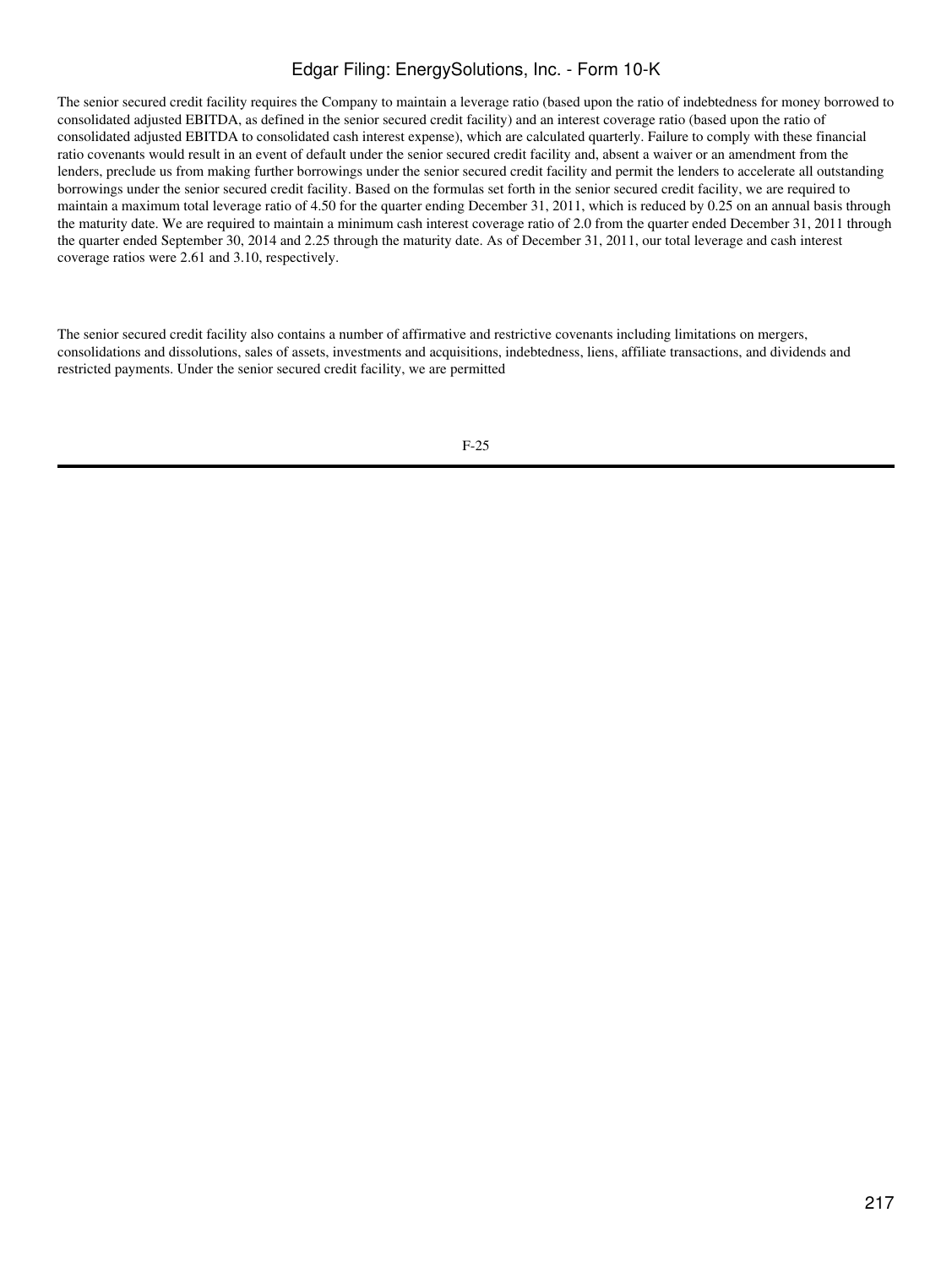The senior secured credit facility requires the Company to maintain a leverage ratio (based upon the ratio of indebtedness for money borrowed to consolidated adjusted EBITDA, as defined in the senior secured credit facility) and an interest coverage ratio (based upon the ratio of consolidated adjusted EBITDA to consolidated cash interest expense), which are calculated quarterly. Failure to comply with these financial ratio covenants would result in an event of default under the senior secured credit facility and, absent a waiver or an amendment from the lenders, preclude us from making further borrowings under the senior secured credit facility and permit the lenders to accelerate all outstanding borrowings under the senior secured credit facility. Based on the formulas set forth in the senior secured credit facility, we are required to maintain a maximum total leverage ratio of 4.50 for the quarter ending December 31, 2011, which is reduced by 0.25 on an annual basis through the maturity date. We are required to maintain a minimum cash interest coverage ratio of 2.0 from the quarter ended December 31, 2011 through the quarter ended September 30, 2014 and 2.25 through the maturity date. As of December 31, 2011, our total leverage and cash interest coverage ratios were 2.61 and 3.10, respectively.

The senior secured credit facility also contains a number of affirmative and restrictive covenants including limitations on mergers, consolidations and dissolutions, sales of assets, investments and acquisitions, indebtedness, liens, affiliate transactions, and dividends and restricted payments. Under the senior secured credit facility, we are permitted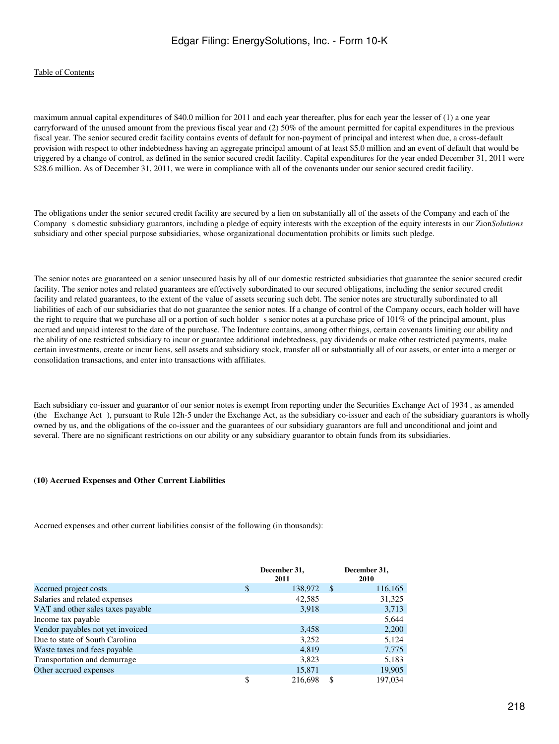maximum annual capital expenditures of $40.0 million for 2011 and each year thereafter, plus for each year the lesser of (1) a one year carryforward of the unused amount from the previous fiscal year and (2) 50% of the amount permitted for capital expenditures in the previous fiscal year. The senior secured credit facility contains events of default for non-payment of principal and interest when due, a cross-default provision with respect to other indebtedness having an aggregate principal amount of at least $5.0 million and an event of default that would be triggered by a change of control, as defined in the senior secured credit facility. Capital expenditures for the year ended December 31, 2011 were $28.6 million. As of December 31, 2011, we were in compliance with all of the covenants under our senior secured credit facility.

The obligations under the senior secured credit facility are secured by a lien on substantially all of the assets of the Company and each of the Company s domestic subsidiary guarantors, including a pledge of equity interests with the exception of the equity interests in our Zion*Solutions* subsidiary and other special purpose subsidiaries, whose organizational documentation prohibits or limits such pledge.

The senior notes are guaranteed on a senior unsecured basis by all of our domestic restricted subsidiaries that guarantee the senior secured credit facility. The senior notes and related guarantees are effectively subordinated to our secured obligations, including the senior secured credit facility and related guarantees, to the extent of the value of assets securing such debt. The senior notes are structurally subordinated to all liabilities of each of our subsidiaries that do not guarantee the senior notes. If a change of control of the Company occurs, each holder will have the right to require that we purchase all or a portion of such holder s senior notes at a purchase price of 101% of the principal amount, plus accrued and unpaid interest to the date of the purchase. The Indenture contains, among other things, certain covenants limiting our ability and the ability of one restricted subsidiary to incur or guarantee additional indebtedness, pay dividends or make other restricted payments, make certain investments, create or incur liens, sell assets and subsidiary stock, transfer all or substantially all of our assets, or enter into a merger or consolidation transactions, and enter into transactions with affiliates.

Each subsidiary co-issuer and guarantor of our senior notes is exempt from reporting under the Securities Exchange Act of 1934 , as amended (the Exchange Act ), pursuant to Rule 12h-5 under the Exchange Act, as the subsidiary co-issuer and each of the subsidiary guarantors is wholly owned by us, and the obligations of the co-issuer and the guarantees of our subsidiary guarantors are full and unconditional and joint and several. There are no significant restrictions on our ability or any subsidiary guarantor to obtain funds from its subsidiaries.

**(10) Accrued Expenses and Other Current Liabilities**

Accrued expenses and other current liabilities consist of the following (in thousands):

| | December 31, 2011 | December 31, 2010 |
|---|---|---|
| Accrued project costs | $ 138,972 | $ 116,165 |
| Salaries and related expenses | 42,585 | 31,325 |
| VAT and other sales taxes payable | 3,918 | 3,713 |
| Income tax payable | | 5,644 |
| Vendor payables not yet invoiced | 3,458 | 2,200 |
| Due to state of South Carolina | 3,252 | 5,124 |
| Waste taxes and fees payable | 4,819 | 7,775 |
| Transportation and demurrage | 3,823 | 5,183 |
| Other accrued expenses | 15,871 | 19,905 |
| | $ 216,698 | $ 197,034 |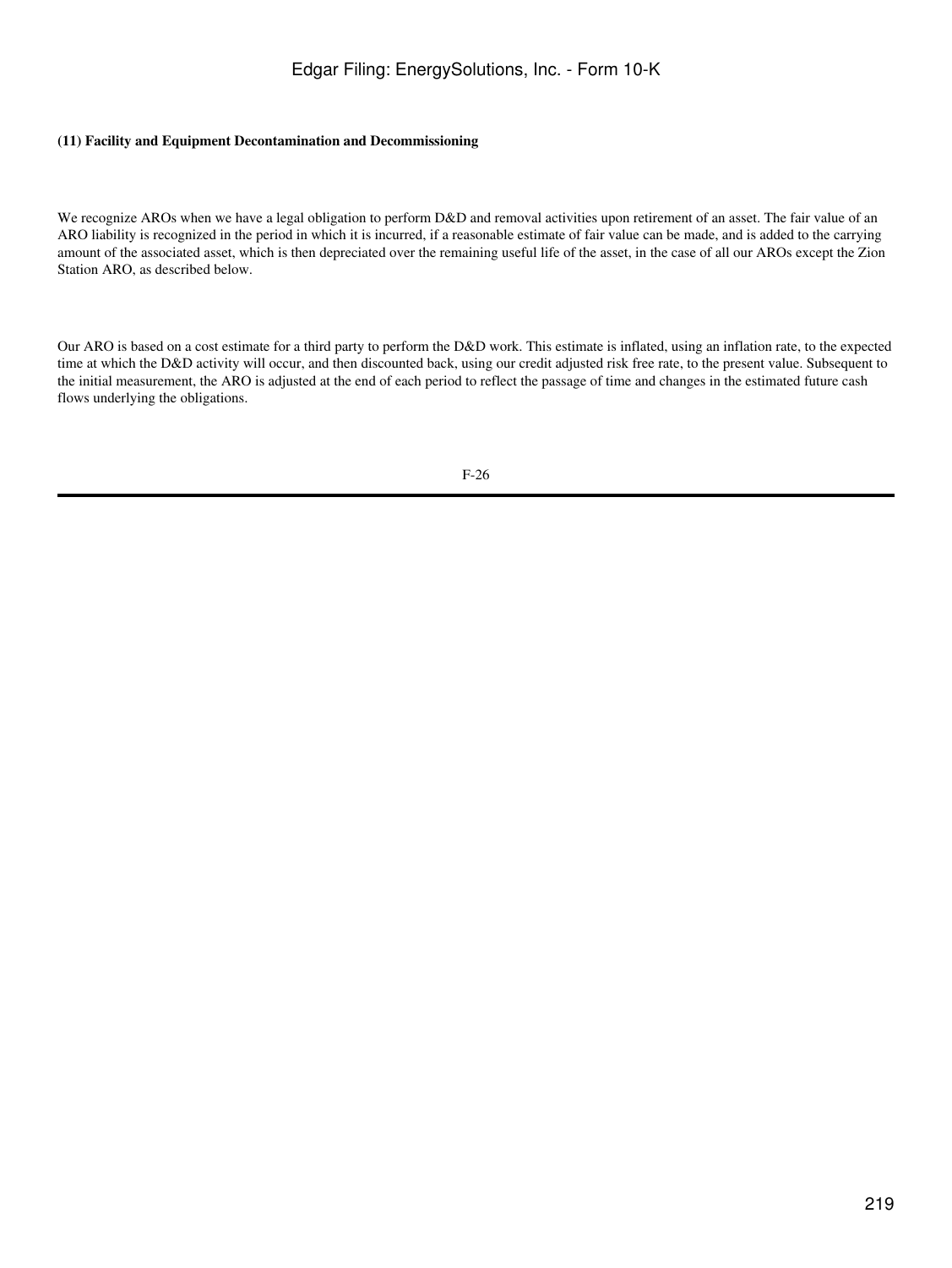**(11) Facility and Equipment Decontamination and Decommissioning**

We recognize AROs when we have a legal obligation to perform D&D and removal activities upon retirement of an asset. The fair value of an ARO liability is recognized in the period in which it is incurred, if a reasonable estimate of fair value can be made, and is added to the carrying amount of the associated asset, which is then depreciated over the remaining useful life of the asset, in the case of all our AROs except the Zion Station ARO, as described below.

Our ARO is based on a cost estimate for a third party to perform the D&D work. This estimate is inflated, using an inflation rate, to the expected time at which the D&D activity will occur, and then discounted back, using our credit adjusted risk free rate, to the present value. Subsequent to the initial measurement, the ARO is adjusted at the end of each period to reflect the passage of time and changes in the estimated future cash flows underlying the obligations.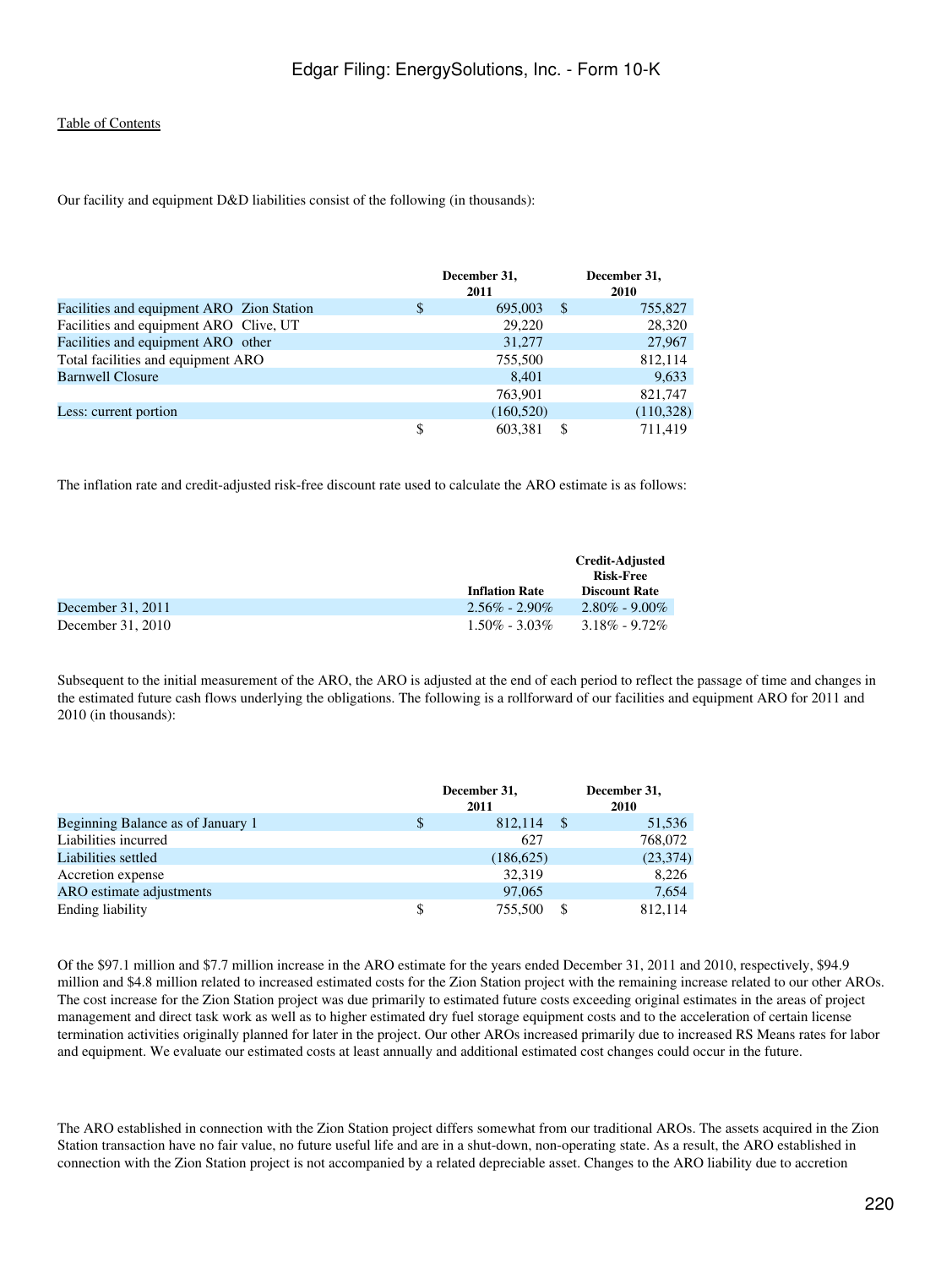Our facility and equipment D&D liabilities consist of the following (in thousands):

| | December 31, 2011 | December 31, 2010 |
|---|---|---|
| Facilities and equipment ARO Zion Station | $ 695,003 | $ 755,827 |
| Facilities and equipment ARO Clive, UT | 29,220 | 28,320 |
| Facilities and equipment ARO other | 31,277 | 27,967 |
| Total facilities and equipment ARO | 755,500 | 812,114 |
| Barnwell Closure | 8,401 | 9,633 |
| | 763,901 | 821,747 |
| Less: current portion | (160,520) | (110,328) |
| | $ 603,381 | $ 711,419 |

The inflation rate and credit-adjusted risk-free discount rate used to calculate the ARO estimate is as follows:

| | Inflation Rate | Credit-Adjusted Risk-Free Discount Rate |
|---|---|---|
| December 31, 2011 | 2.56% - 2.90% | 2.80% - 9.00% |
| December 31, 2010 | 1.50% - 3.03% | 3.18% - 9.72% |

Subsequent to the initial measurement of the ARO, the ARO is adjusted at the end of each period to reflect the passage of time and changes in the estimated future cash flows underlying the obligations. The following is a rollforward of our facilities and equipment ARO for 2011 and 2010 (in thousands):

| | December 31, 2011 | December 31, 2010 |
|---|---|---|
| Beginning Balance as of January 1 | $ 812,114 | $ 51,536 |
| Liabilities incurred | 627 | 768,072 |
| Liabilities settled | (186,625) | (23,374) |
| Accretion expense | 32,319 | 8,226 |
| ARO estimate adjustments | 97,065 | 7,654 |
| Ending liability | $ 755,500 | $ 812,114 |

Of the $97.1 million and $7.7 million increase in the ARO estimate for the years ended December 31, 2011 and 2010, respectively, $94.9 million and $4.8 million related to increased estimated costs for the Zion Station project with the remaining increase related to our other AROs. The cost increase for the Zion Station project was due primarily to estimated future costs exceeding original estimates in the areas of project management and direct task work as well as to higher estimated dry fuel storage equipment costs and to the acceleration of certain license termination activities originally planned for later in the project. Our other AROs increased primarily due to increased RS Means rates for labor and equipment. We evaluate our estimated costs at least annually and additional estimated cost changes could occur in the future.

The ARO established in connection with the Zion Station project differs somewhat from our traditional AROs. The assets acquired in the Zion Station transaction have no fair value, no future useful life and are in a shut-down, non-operating state. As a result, the ARO established in connection with the Zion Station project is not accompanied by a related depreciable asset. Changes to the ARO liability due to accretion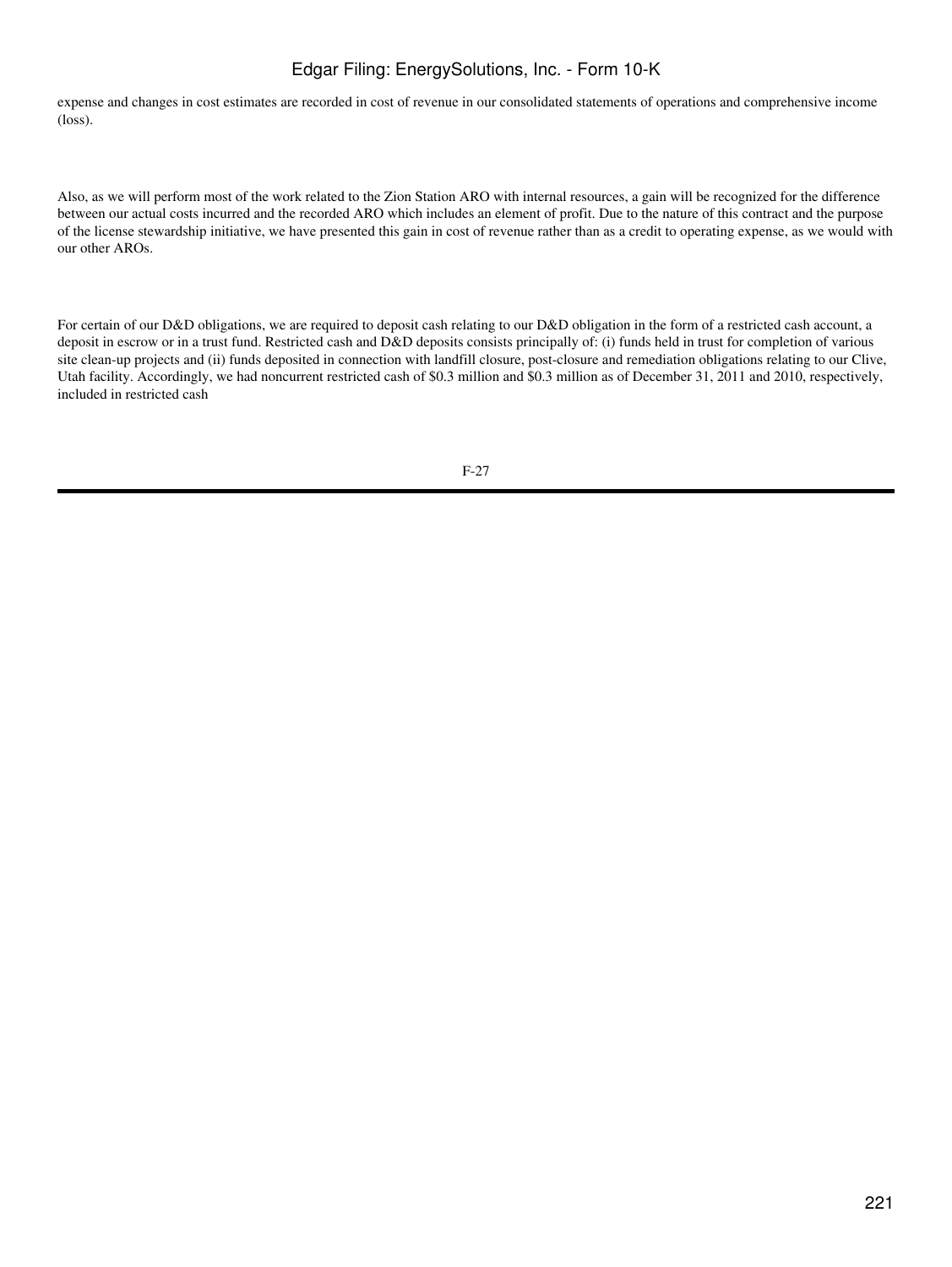expense and changes in cost estimates are recorded in cost of revenue in our consolidated statements of operations and comprehensive income (loss).

Also, as we will perform most of the work related to the Zion Station ARO with internal resources, a gain will be recognized for the difference between our actual costs incurred and the recorded ARO which includes an element of profit. Due to the nature of this contract and the purpose of the license stewardship initiative, we have presented this gain in cost of revenue rather than as a credit to operating expense, as we would with our other AROs.

For certain of our D&D obligations, we are required to deposit cash relating to our D&D obligation in the form of a restricted cash account, a deposit in escrow or in a trust fund. Restricted cash and D&D deposits consists principally of: (i) funds held in trust for completion of various site clean-up projects and (ii) funds deposited in connection with landfill closure, post-closure and remediation obligations relating to our Clive, Utah facility. Accordingly, we had noncurrent restricted cash of $0.3 million and $0.3 million as of December 31, 2011 and 2010, respectively, included in restricted cash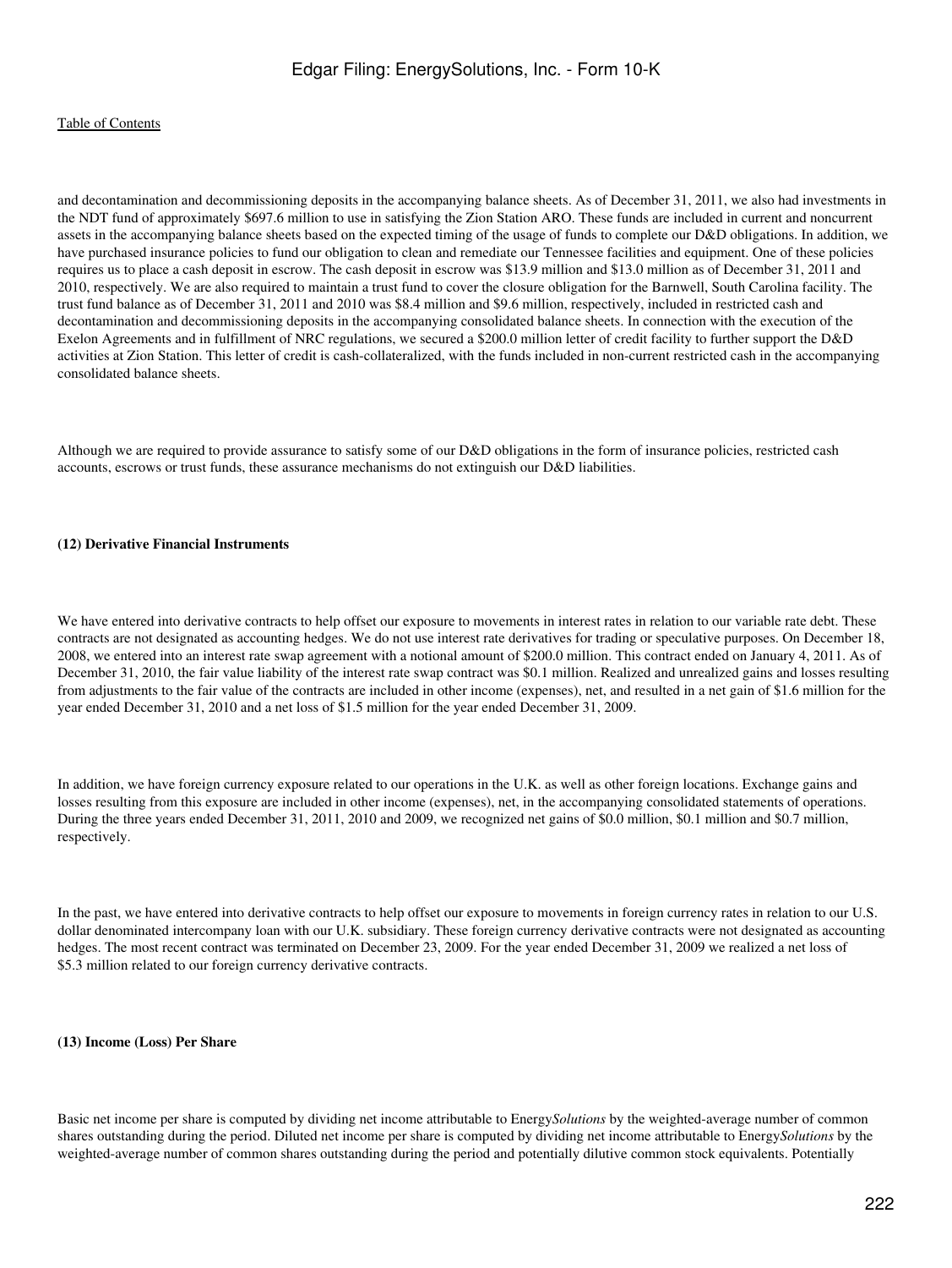and decontamination and decommissioning deposits in the accompanying balance sheets. As of December 31, 2011, we also had investments in the NDT fund of approximately $697.6 million to use in satisfying the Zion Station ARO. These funds are included in current and noncurrent assets in the accompanying balance sheets based on the expected timing of the usage of funds to complete our D&D obligations. In addition, we have purchased insurance policies to fund our obligation to clean and remediate our Tennessee facilities and equipment. One of these policies requires us to place a cash deposit in escrow. The cash deposit in escrow was $13.9 million and $13.0 million as of December 31, 2011 and 2010, respectively. We are also required to maintain a trust fund to cover the closure obligation for the Barnwell, South Carolina facility. The trust fund balance as of December 31, 2011 and 2010 was $8.4 million and $9.6 million, respectively, included in restricted cash and decontamination and decommissioning deposits in the accompanying consolidated balance sheets. In connection with the execution of the Exelon Agreements and in fulfillment of NRC regulations, we secured a $200.0 million letter of credit facility to further support the D&D activities at Zion Station. This letter of credit is cash-collateralized, with the funds included in non-current restricted cash in the accompanying consolidated balance sheets.

Although we are required to provide assurance to satisfy some of our D&D obligations in the form of insurance policies, restricted cash accounts, escrows or trust funds, these assurance mechanisms do not extinguish our D&D liabilities.

**(12) Derivative Financial Instruments**

We have entered into derivative contracts to help offset our exposure to movements in interest rates in relation to our variable rate debt. These contracts are not designated as accounting hedges. We do not use interest rate derivatives for trading or speculative purposes. On December 18, 2008, we entered into an interest rate swap agreement with a notional amount of $200.0 million. This contract ended on January 4, 2011. As of December 31, 2010, the fair value liability of the interest rate swap contract was $0.1 million. Realized and unrealized gains and losses resulting from adjustments to the fair value of the contracts are included in other income (expenses), net, and resulted in a net gain of $1.6 million for the year ended December 31, 2010 and a net loss of $1.5 million for the year ended December 31, 2009.

In addition, we have foreign currency exposure related to our operations in the U.K. as well as other foreign locations. Exchange gains and losses resulting from this exposure are included in other income (expenses), net, in the accompanying consolidated statements of operations. During the three years ended December 31, 2011, 2010 and 2009, we recognized net gains of $0.0 million, $0.1 million and $0.7 million, respectively.

In the past, we have entered into derivative contracts to help offset our exposure to movements in foreign currency rates in relation to our U.S. dollar denominated intercompany loan with our U.K. subsidiary. These foreign currency derivative contracts were not designated as accounting hedges. The most recent contract was terminated on December 23, 2009. For the year ended December 31, 2009 we realized a net loss of $5.3 million related to our foreign currency derivative contracts.

**(13) Income (Loss) Per Share**

Basic net income per share is computed by dividing net income attributable to Energy*Solutions* by the weighted-average number of common shares outstanding during the period. Diluted net income per share is computed by dividing net income attributable to Energy*Solutions* by the weighted-average number of common shares outstanding during the period and potentially dilutive common stock equivalents. Potentially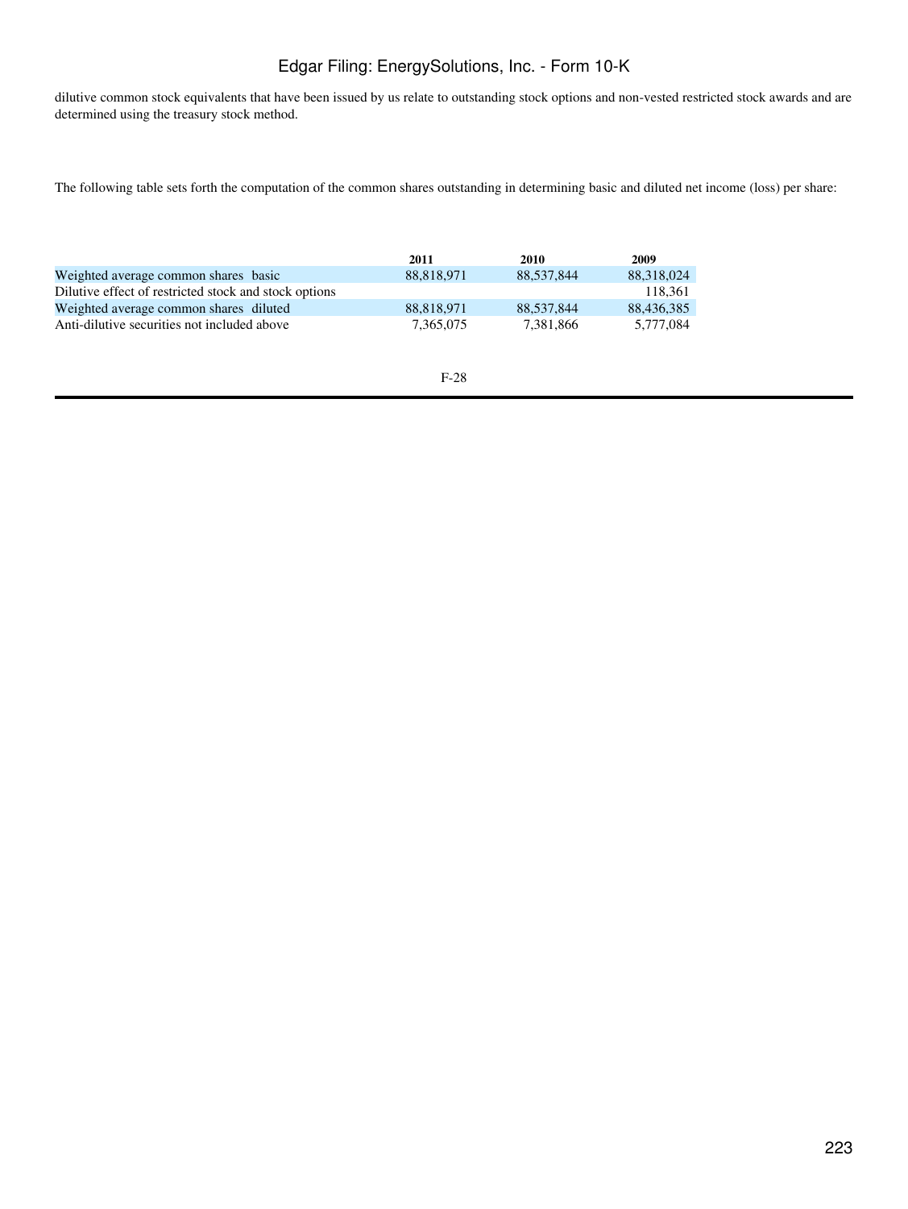dilutive common stock equivalents that have been issued by us relate to outstanding stock options and non-vested restricted stock awards and are determined using the treasury stock method.

The following table sets forth the computation of the common shares outstanding in determining basic and diluted net income (loss) per share:

| | 2011 | 2010 | 2009 |
|---|---|---|---|
| Weighted average common shares basic | 88,818,971 | 88,537,844 | 88,318,024 |
| Dilutive effect of restricted stock and stock options | | | 118,361 |
| Weighted average common shares diluted | 88,818,971 | 88,537,844 | 88,436,385 |
| Anti-dilutive securities not included above | 7,365,075 | 7,381,866 | 5,777,084 |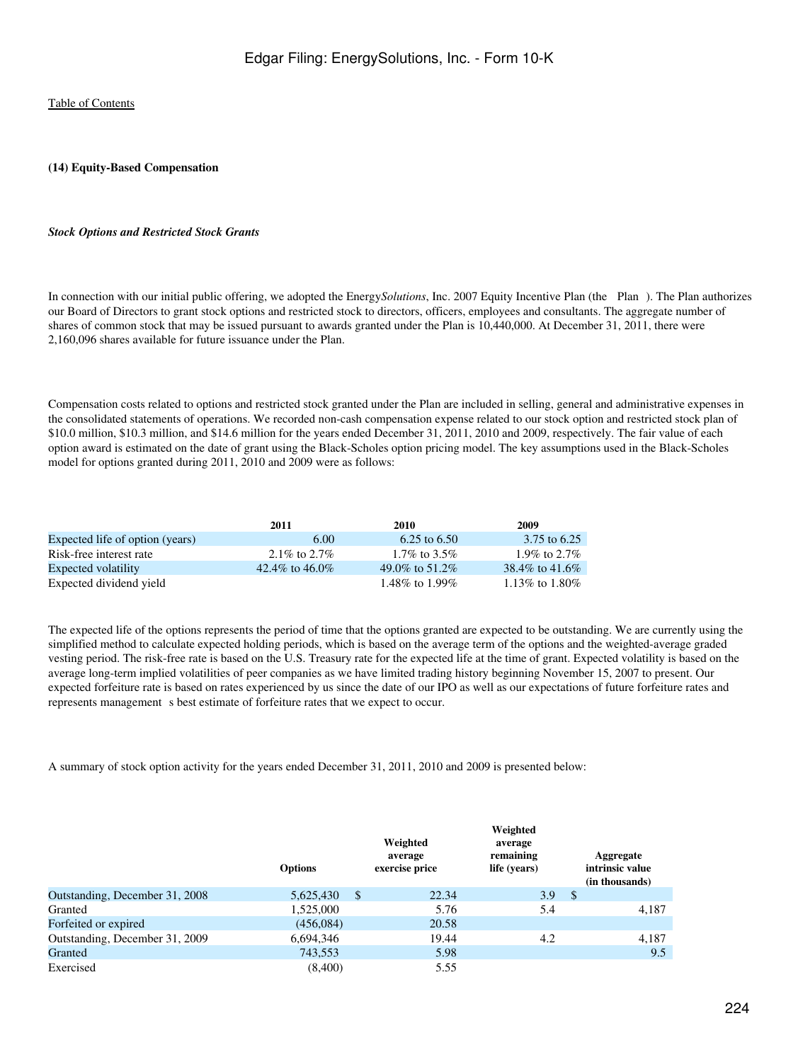Table of Contents

### (14) Equity-Based Compensation

***Stock Options and Restricted Stock Grants***

In connection with our initial public offering, we adopted the Energy*Solutions*, Inc. 2007 Equity Incentive Plan (the Plan ). The Plan authorizes our Board of Directors to grant stock options and restricted stock to directors, officers, employees and consultants. The aggregate number of shares of common stock that may be issued pursuant to awards granted under the Plan is 10,440,000. At December 31, 2011, there were 2,160,096 shares available for future issuance under the Plan.

Compensation costs related to options and restricted stock granted under the Plan are included in selling, general and administrative expenses in the consolidated statements of operations. We recorded non-cash compensation expense related to our stock option and restricted stock plan of $10.0 million, $10.3 million, and $14.6 million for the years ended December 31, 2011, 2010 and 2009, respectively. The fair value of each option award is estimated on the date of grant using the Black-Scholes option pricing model. The key assumptions used in the Black-Scholes model for options granted during 2011, 2010 and 2009 were as follows:

| | 2011 | 2010 | 2009 |
|---|---|---|---|
| Expected life of option (years) | 6.00 | 6.25 to 6.50 | 3.75 to 6.25 |
| Risk-free interest rate | 2.1% to 2.7% | 1.7% to 3.5% | 1.9% to 2.7% |
| Expected volatility | 42.4% to 46.0% | 49.0% to 51.2% | 38.4% to 41.6% |
| Expected dividend yield | | 1.48% to 1.99% | 1.13% to 1.80% |

The expected life of the options represents the period of time that the options granted are expected to be outstanding. We are currently using the simplified method to calculate expected holding periods, which is based on the average term of the options and the weighted-average graded vesting period. The risk-free rate is based on the U.S. Treasury rate for the expected life at the time of grant. Expected volatility is based on the average long-term implied volatilities of peer companies as we have limited trading history beginning November 15, 2007 to present. Our expected forfeiture rate is based on rates experienced by us since the date of our IPO as well as our expectations of future forfeiture rates and represents management s best estimate of forfeiture rates that we expect to occur.

A summary of stock option activity for the years ended December 31, 2011, 2010 and 2009 is presented below:

| | Options | Weighted average exercise price | Weighted average remaining life (years) | Aggregate intrinsic value (in thousands) |
|---|---|---|---|---|
| Outstanding, December 31, 2008 | 5,625,430 | $ 22.34 | 3.9 | $ |
| Granted | 1,525,000 | 5.76 | 5.4 | 4,187 |
| Forfeited or expired | (456,084) | 20.58 | | |
| Outstanding, December 31, 2009 | 6,694,346 | 19.44 | 4.2 | 4,187 |
| Granted | 743,553 | 5.98 | | 9.5 |
| Exercised | (8,400) | 5.55 | | |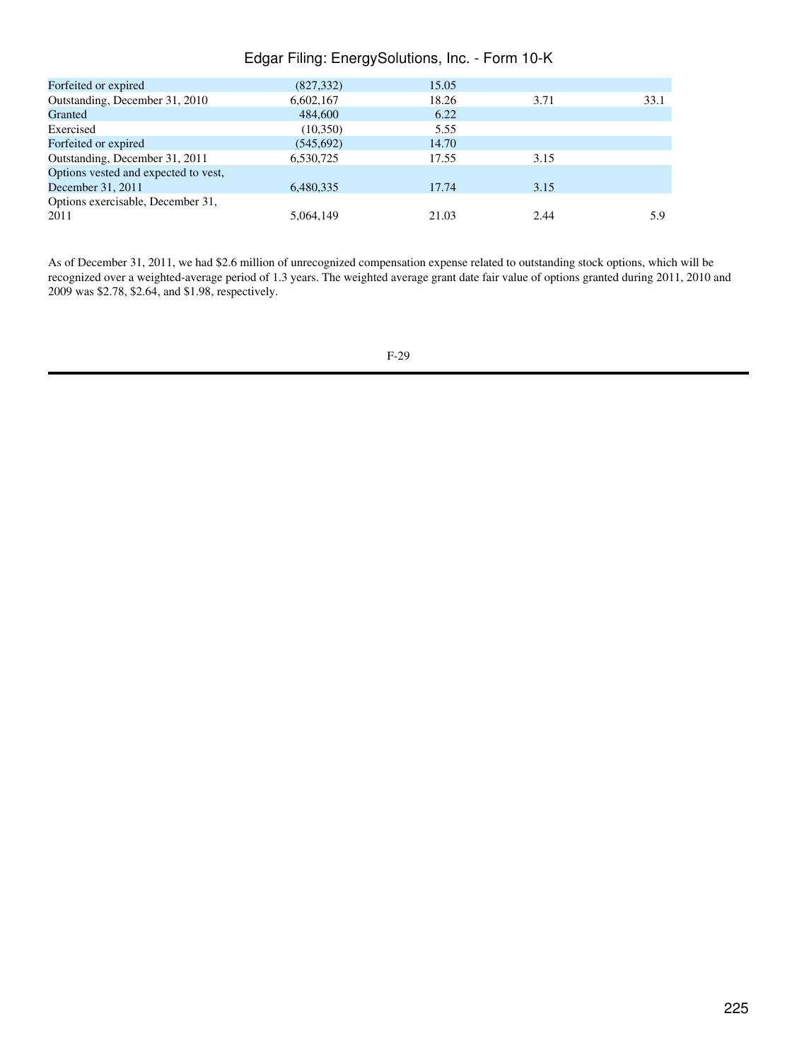| | | | | |
|---|---|---|---|---|
| Forfeited or expired | (827,332) | 15.05 | | |
| Outstanding, December 31, 2010 | 6,602,167 | 18.26 | 3.71 | 33.1 |
| Granted | 484,600 | 6.22 | | |
| Exercised | (10,350) | 5.55 | | |
| Forfeited or expired | (545,692) | 14.70 | | |
| Outstanding, December 31, 2011 | 6,530,725 | 17.55 | 3.15 | |
| Options vested and expected to vest, December 31, 2011 | 6,480,335 | 17.74 | 3.15 | |
| Options exercisable, December 31, 2011 | 5,064,149 | 21.03 | 2.44 | 5.9 |

As of December 31, 2011, we had $2.6 million of unrecognized compensation expense related to outstanding stock options, which will be recognized over a weighted-average period of 1.3 years. The weighted average grant date fair value of options granted during 2011, 2010 and 2009 was $2.78, $2.64, and $1.98, respectively.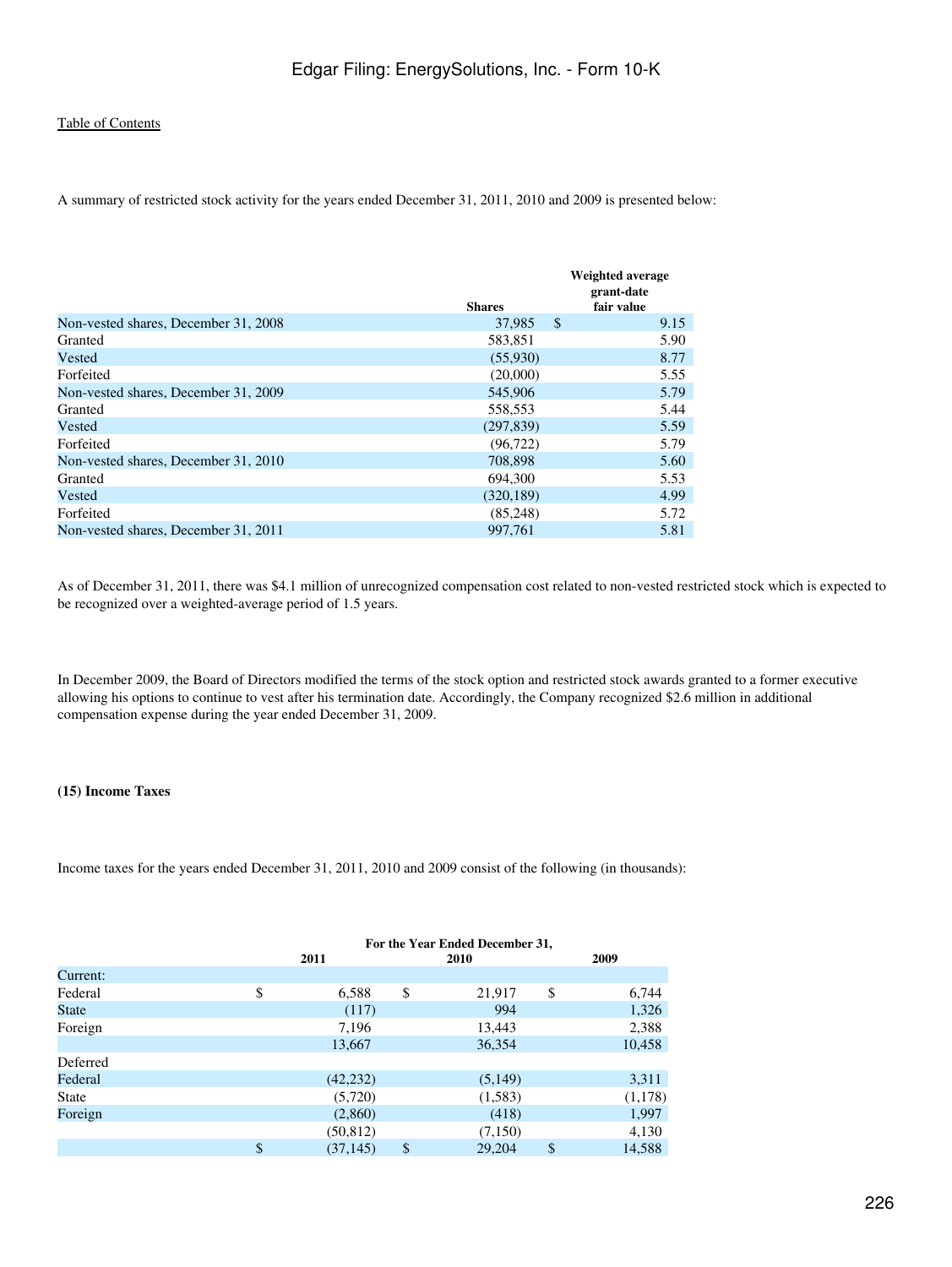A summary of restricted stock activity for the years ended December 31, 2011, 2010 and 2009 is presented below:

| | Shares | Weighted average grant-date fair value |
|---|---|---|
| Non-vested shares, December 31, 2008 | 37,985 | $ 9.15 |
| Granted | 583,851 | 5.90 |
| Vested | (55,930) | 8.77 |
| Forfeited | (20,000) | 5.55 |
| Non-vested shares, December 31, 2009 | 545,906 | 5.79 |
| Granted | 558,553 | 5.44 |
| Vested | (297,839) | 5.59 |
| Forfeited | (96,722) | 5.79 |
| Non-vested shares, December 31, 2010 | 708,898 | 5.60 |
| Granted | 694,300 | 5.53 |
| Vested | (320,189) | 4.99 |
| Forfeited | (85,248) | 5.72 |
| Non-vested shares, December 31, 2011 | 997,761 | 5.81 |

As of December 31, 2011, there was $4.1 million of unrecognized compensation cost related to non-vested restricted stock which is expected to be recognized over a weighted-average period of 1.5 years.

In December 2009, the Board of Directors modified the terms of the stock option and restricted stock awards granted to a former executive allowing his options to continue to vest after his termination date. Accordingly, the Company recognized $2.6 million in additional compensation expense during the year ended December 31, 2009.

**(15) Income Taxes**

Income taxes for the years ended December 31, 2011, 2010 and 2009 consist of the following (in thousands):

| | For the Year Ended December 31, | | |
|---|---|---|---|
| | 2011 | 2010 | 2009 |
| Current: | | | |
| Federal | $ 6,588 | $ 21,917 | $ 6,744 |
| State | (117) | 994 | 1,326 |
| Foreign | 7,196 | 13,443 | 2,388 |
| | 13,667 | 36,354 | 10,458 |
| Deferred | | | |
| Federal | (42,232) | (5,149) | 3,311 |
| State | (5,720) | (1,583) | (1,178) |
| Foreign | (2,860) | (418) | 1,997 |
| | (50,812) | (7,150) | 4,130 |
| | $ (37,145) | $ 29,204 | $ 14,588 |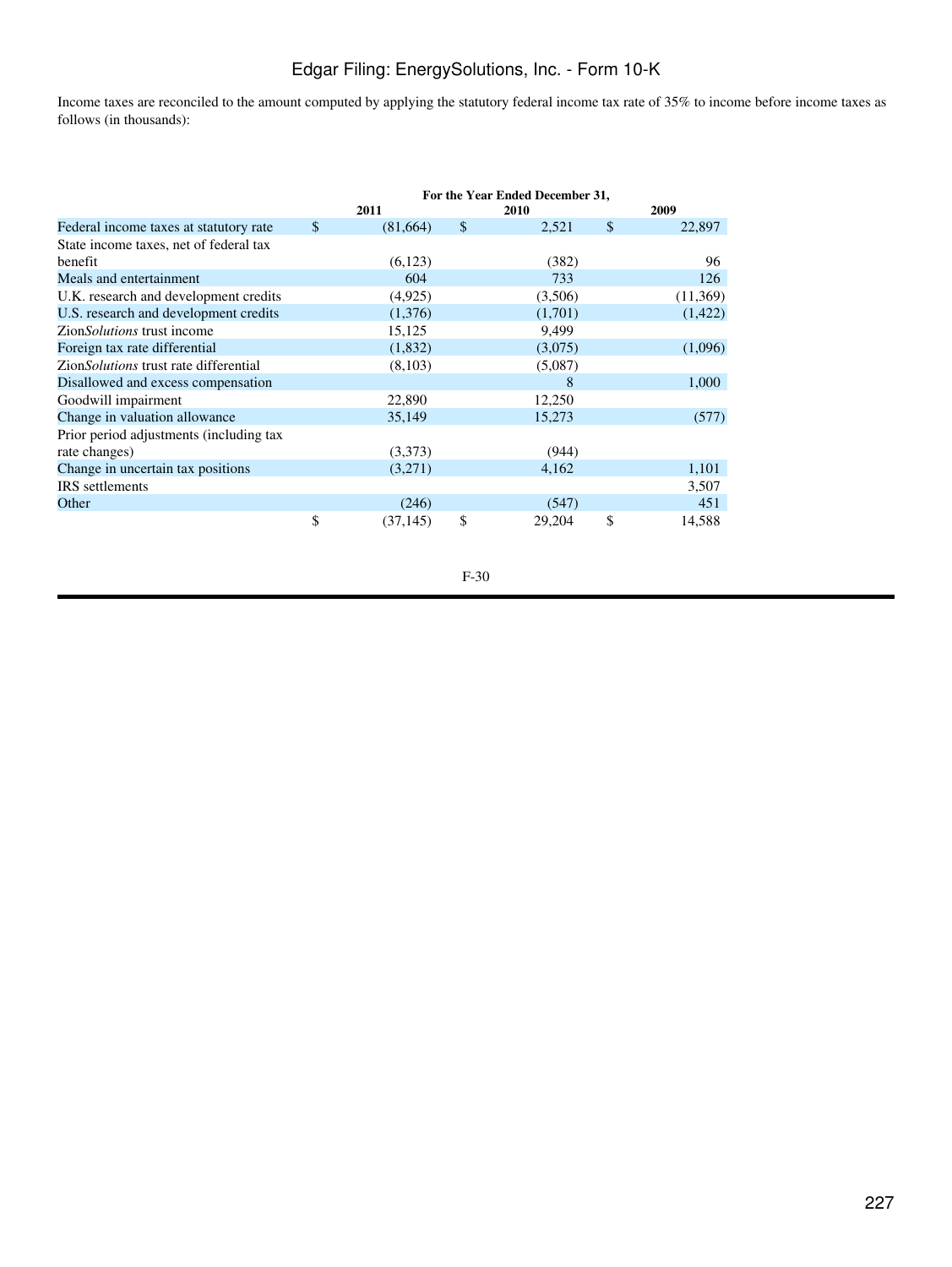Income taxes are reconciled to the amount computed by applying the statutory federal income tax rate of 35% to income before income taxes as follows (in thousands):

| | For the Year Ended December 31, | | |
|---|---|---|---|
| | 2011 | 2010 | 2009 |
| Federal income taxes at statutory rate | $ (81,664) | $ 2,521 | $ 22,897 |
| State income taxes, net of federal tax benefit | (6,123) | (382) | 96 |
| Meals and entertainment | 604 | 733 | 126 |
| U.K. research and development credits | (4,925) | (3,506) | (11,369) |
| U.S. research and development credits | (1,376) | (1,701) | (1,422) |
| Zion*Solutions* trust income | 15,125 | 9,499 | |
| Foreign tax rate differential | (1,832) | (3,075) | (1,096) |
| Zion*Solutions* trust rate differential | (8,103) | (5,087) | |
| Disallowed and excess compensation | | 8 | 1,000 |
| Goodwill impairment | 22,890 | 12,250 | |
| Change in valuation allowance | 35,149 | 15,273 | (577) |
| Prior period adjustments (including tax rate changes) | (3,373) | (944) | |
| Change in uncertain tax positions | (3,271) | 4,162 | 1,101 |
| IRS settlements | | | 3,507 |
| Other | (246) | (547) | 451 |
| | $ (37,145) | $ 29,204 | $ 14,588 |

F-30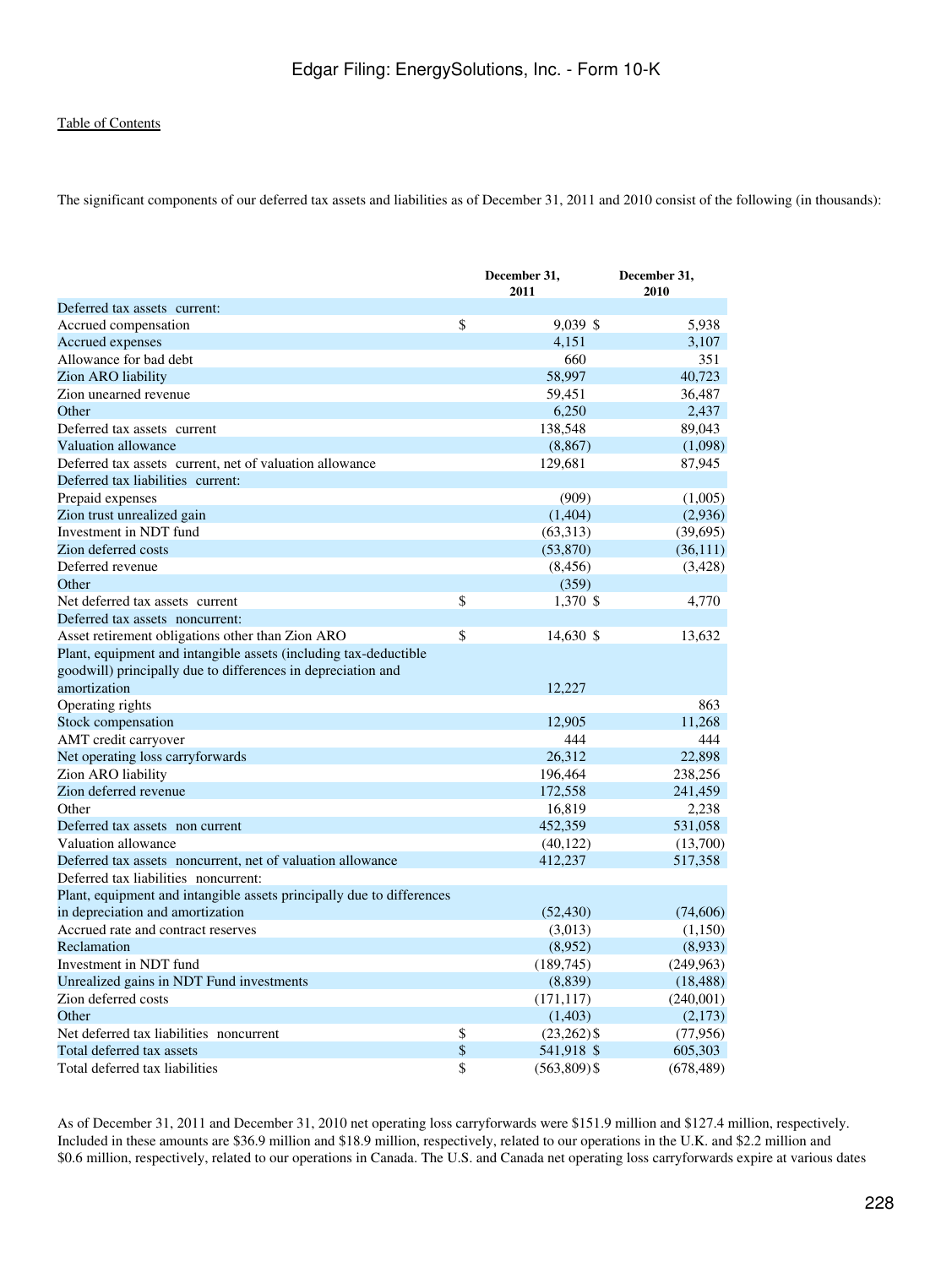The significant components of our deferred tax assets and liabilities as of December 31, 2011 and 2010 consist of the following (in thousands):

| | December 31, 2011 | December 31, 2010 |
|---|---|---|
| Deferred tax assets current: | | |
| Accrued compensation | $ 9,039 | $ 5,938 |
| Accrued expenses | 4,151 | 3,107 |
| Allowance for bad debt | 660 | 351 |
| Zion ARO liability | 58,997 | 40,723 |
| Zion unearned revenue | 59,451 | 36,487 |
| Other | 6,250 | 2,437 |
| Deferred tax assets current | 138,548 | 89,043 |
| Valuation allowance | (8,867) | (1,098) |
| Deferred tax assets current, net of valuation allowance | 129,681 | 87,945 |
| Deferred tax liabilities current: | | |
| Prepaid expenses | (909) | (1,005) |
| Zion trust unrealized gain | (1,404) | (2,936) |
| Investment in NDT fund | (63,313) | (39,695) |
| Zion deferred costs | (53,870) | (36,111) |
| Deferred revenue | (8,456) | (3,428) |
| Other | (359) | |
| Net deferred tax assets current | $ 1,370 | $ 4,770 |
| Deferred tax assets noncurrent: | | |
| Asset retirement obligations other than Zion ARO | $ 14,630 | $ 13,632 |
| Plant, equipment and intangible assets (including tax-deductible goodwill) principally due to differences in depreciation and amortization | 12,227 | |
| Operating rights | | 863 |
| Stock compensation | 12,905 | 11,268 |
| AMT credit carryover | 444 | 444 |
| Net operating loss carryforwards | 26,312 | 22,898 |
| Zion ARO liability | 196,464 | 238,256 |
| Zion deferred revenue | 172,558 | 241,459 |
| Other | 16,819 | 2,238 |
| Deferred tax assets non current | 452,359 | 531,058 |
| Valuation allowance | (40,122) | (13,700) |
| Deferred tax assets noncurrent, net of valuation allowance | 412,237 | 517,358 |
| Deferred tax liabilities noncurrent: | | |
| Plant, equipment and intangible assets principally due to differences in depreciation and amortization | (52,430) | (74,606) |
| Accrued rate and contract reserves | (3,013) | (1,150) |
| Reclamation | (8,952) | (8,933) |
| Investment in NDT fund | (189,745) | (249,963) |
| Unrealized gains in NDT Fund investments | (8,839) | (18,488) |
| Zion deferred costs | (171,117) | (240,001) |
| Other | (1,403) | (2,173) |
| Net deferred tax liabilities noncurrent | $ (23,262) | $ (77,956) |
| Total deferred tax assets | $ 541,918 | $ 605,303 |
| Total deferred tax liabilities | $ (563,809) | $ (678,489) |

As of December 31, 2011 and December 31, 2010 net operating loss carryforwards were $151.9 million and $127.4 million, respectively. Included in these amounts are $36.9 million and $18.9 million, respectively, related to our operations in the U.K. and $2.2 million and $0.6 million, respectively, related to our operations in Canada. The U.S. and Canada net operating loss carryforwards expire at various dates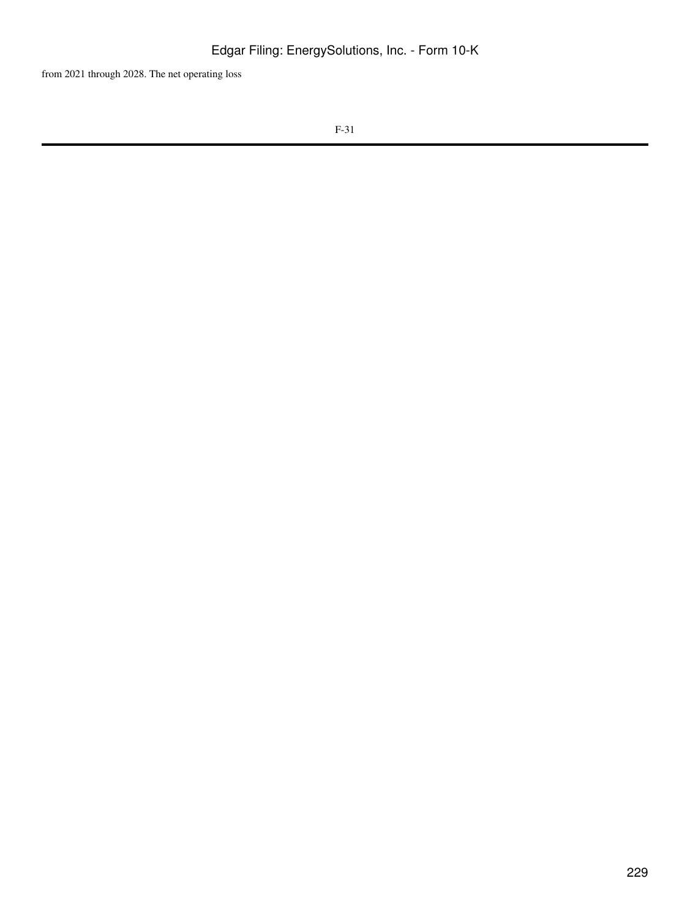from 2021 through 2028. The net operating loss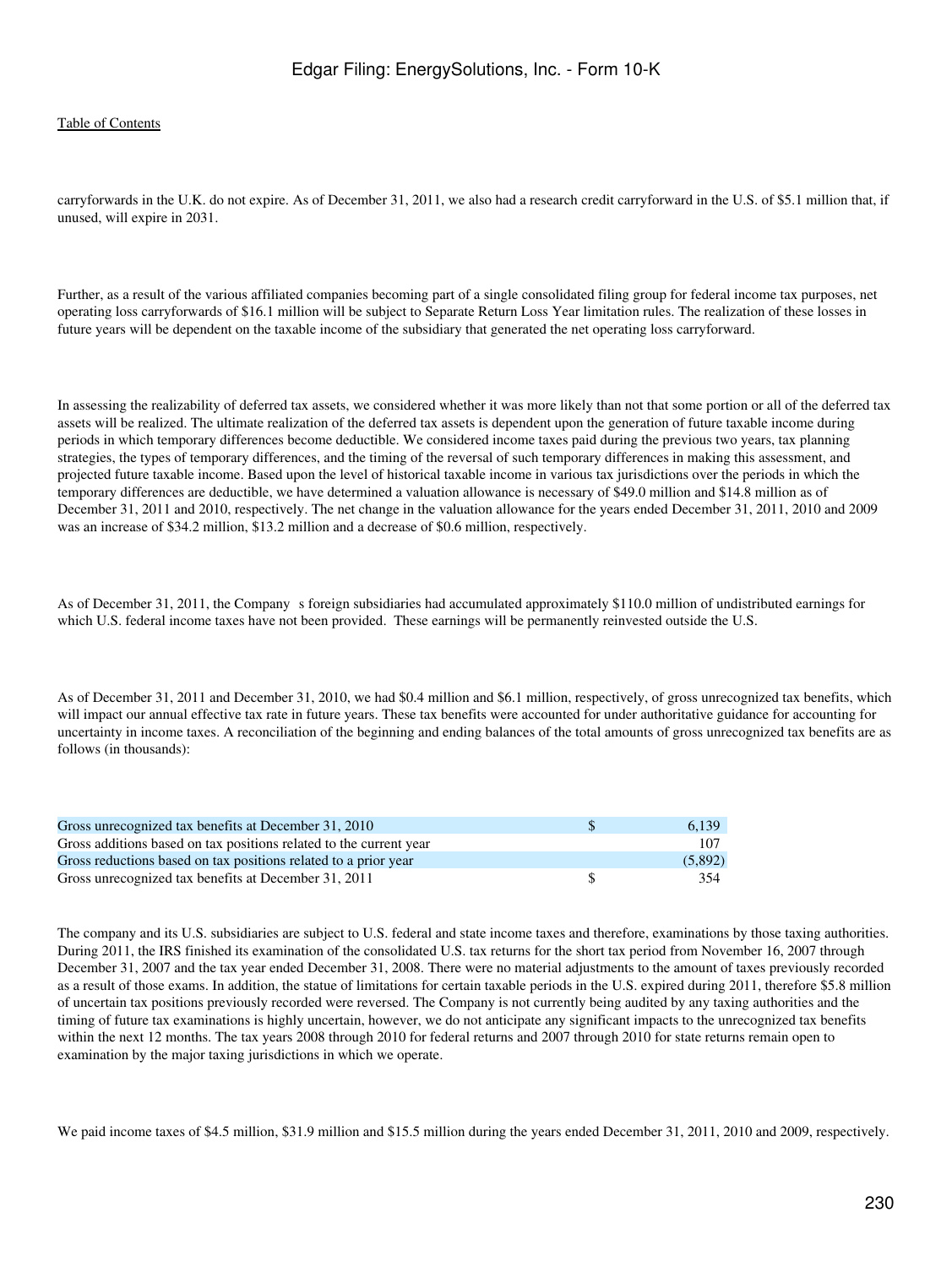carryforwards in the U.K. do not expire. As of December 31, 2011, we also had a research credit carryforward in the U.S. of $5.1 million that, if unused, will expire in 2031.

Further, as a result of the various affiliated companies becoming part of a single consolidated filing group for federal income tax purposes, net operating loss carryforwards of $16.1 million will be subject to Separate Return Loss Year limitation rules. The realization of these losses in future years will be dependent on the taxable income of the subsidiary that generated the net operating loss carryforward.

In assessing the realizability of deferred tax assets, we considered whether it was more likely than not that some portion or all of the deferred tax assets will be realized. The ultimate realization of the deferred tax assets is dependent upon the generation of future taxable income during periods in which temporary differences become deductible. We considered income taxes paid during the previous two years, tax planning strategies, the types of temporary differences, and the timing of the reversal of such temporary differences in making this assessment, and projected future taxable income. Based upon the level of historical taxable income in various tax jurisdictions over the periods in which the temporary differences are deductible, we have determined a valuation allowance is necessary of $49.0 million and $14.8 million as of December 31, 2011 and 2010, respectively. The net change in the valuation allowance for the years ended December 31, 2011, 2010 and 2009 was an increase of $34.2 million, $13.2 million and a decrease of $0.6 million, respectively.

As of December 31, 2011, the Company s foreign subsidiaries had accumulated approximately $110.0 million of undistributed earnings for which U.S. federal income taxes have not been provided. These earnings will be permanently reinvested outside the U.S.

As of December 31, 2011 and December 31, 2010, we had $0.4 million and $6.1 million, respectively, of gross unrecognized tax benefits, which will impact our annual effective tax rate in future years. These tax benefits were accounted for under authoritative guidance for accounting for uncertainty in income taxes. A reconciliation of the beginning and ending balances of the total amounts of gross unrecognized tax benefits are as follows (in thousands):

| | | |
|---|---|---|
| Gross unrecognized tax benefits at December 31, 2010 | $ | 6,139 |
| Gross additions based on tax positions related to the current year | | 107 |
| Gross reductions based on tax positions related to a prior year | | (5,892) |
| Gross unrecognized tax benefits at December 31, 2011 | $ | 354 |

The company and its U.S. subsidiaries are subject to U.S. federal and state income taxes and therefore, examinations by those taxing authorities. During 2011, the IRS finished its examination of the consolidated U.S. tax returns for the short tax period from November 16, 2007 through December 31, 2007 and the tax year ended December 31, 2008. There were no material adjustments to the amount of taxes previously recorded as a result of those exams. In addition, the statue of limitations for certain taxable periods in the U.S. expired during 2011, therefore $5.8 million of uncertain tax positions previously recorded were reversed. The Company is not currently being audited by any taxing authorities and the timing of future tax examinations is highly uncertain, however, we do not anticipate any significant impacts to the unrecognized tax benefits within the next 12 months. The tax years 2008 through 2010 for federal returns and 2007 through 2010 for state returns remain open to examination by the major taxing jurisdictions in which we operate.

We paid income taxes of $4.5 million, $31.9 million and $15.5 million during the years ended December 31, 2011, 2010 and 2009, respectively.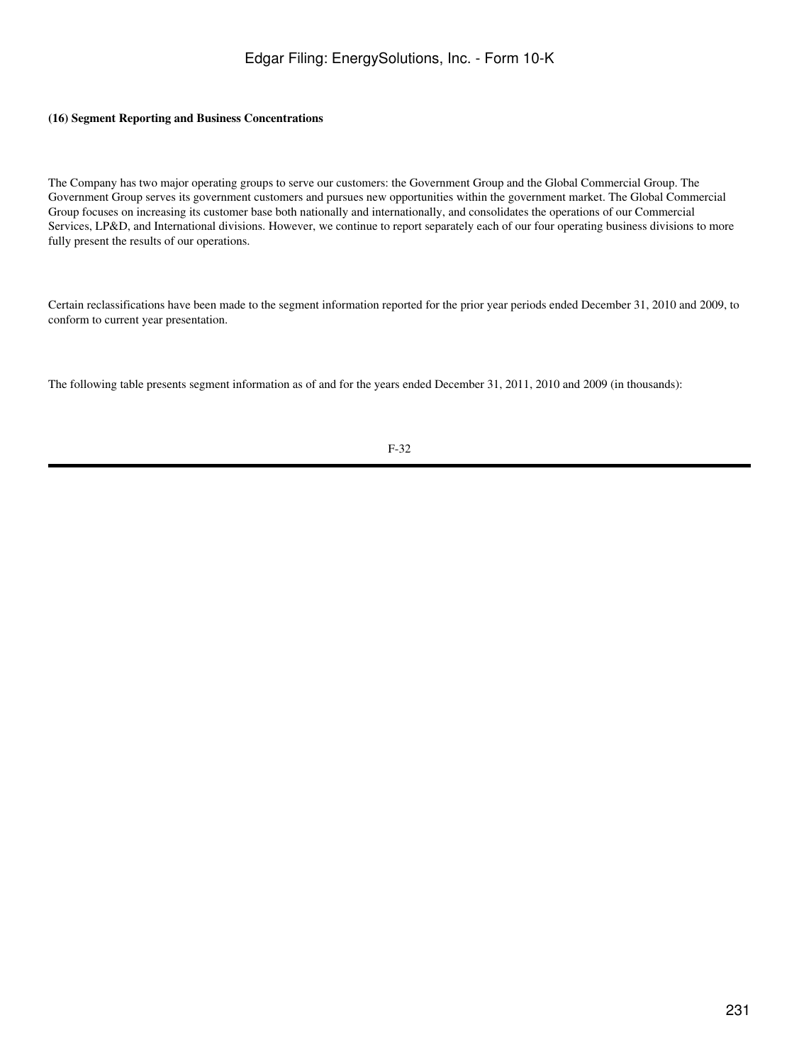**(16) Segment Reporting and Business Concentrations**

The Company has two major operating groups to serve our customers: the Government Group and the Global Commercial Group. The Government Group serves its government customers and pursues new opportunities within the government market. The Global Commercial Group focuses on increasing its customer base both nationally and internationally, and consolidates the operations of our Commercial Services, LP&D, and International divisions. However, we continue to report separately each of our four operating business divisions to more fully present the results of our operations.

Certain reclassifications have been made to the segment information reported for the prior year periods ended December 31, 2010 and 2009, to conform to current year presentation.

The following table presents segment information as of and for the years ended December 31, 2011, 2010 and 2009 (in thousands):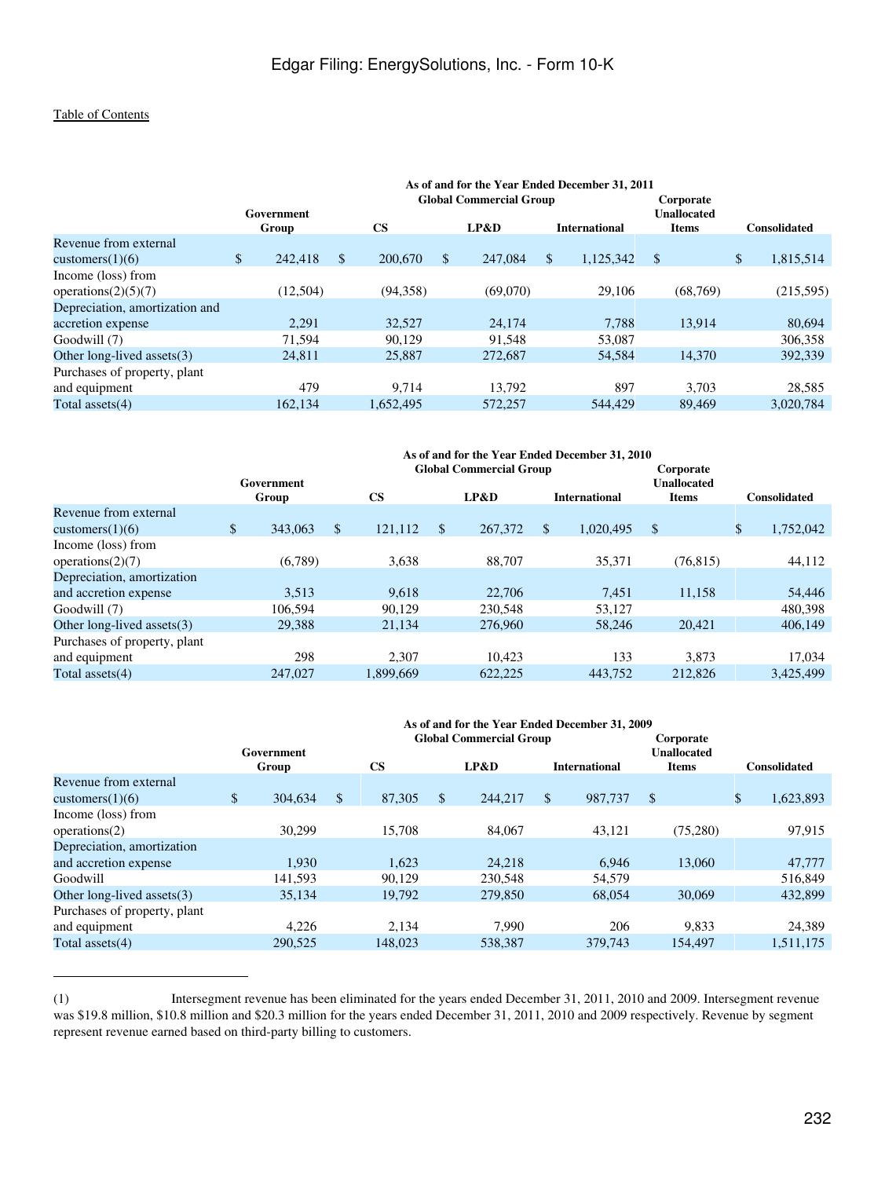Table of Contents

| | As of and for the Year Ended December 31, 2011 | | | | | |
|---|---|---|---|---|---|---|
| | | Global Commercial Group | | | | |
| | Government Group | CS | LP&D | International | Corporate Unallocated Items | Consolidated |
| Revenue from external customers(1)(6) | $ 242,418 | $ 200,670 | $ 247,084 | $ 1,125,342 | $ | $ 1,815,514 |
| Income (loss) from operations(2)(5)(7) | (12,504) | (94,358) | (69,070) | 29,106 | (68,769) | (215,595) |
| Depreciation, amortization and accretion expense | 2,291 | 32,527 | 24,174 | 7,788 | 13,914 | 80,694 |
| Goodwill (7) | 71,594 | 90,129 | 91,548 | 53,087 | | 306,358 |
| Other long-lived assets(3) | 24,811 | 25,887 | 272,687 | 54,584 | 14,370 | 392,339 |
| Purchases of property, plant and equipment | 479 | 9,714 | 13,792 | 897 | 3,703 | 28,585 |
| Total assets(4) | 162,134 | 1,652,495 | 572,257 | 544,429 | 89,469 | 3,020,784 |

| | As of and for the Year Ended December 31, 2010 | | | | | |
|---|---|---|---|---|---|---|
| | | Global Commercial Group | | | | |
| | Government Group | CS | LP&D | International | Corporate Unallocated Items | Consolidated |
| Revenue from external customers(1)(6) | $ 343,063 | $ 121,112 | $ 267,372 | $ 1,020,495 | $ | $ 1,752,042 |
| Income (loss) from operations(2)(7) | (6,789) | 3,638 | 88,707 | 35,371 | (76,815) | 44,112 |
| Depreciation, amortization and accretion expense | 3,513 | 9,618 | 22,706 | 7,451 | 11,158 | 54,446 |
| Goodwill (7) | 106,594 | 90,129 | 230,548 | 53,127 | | 480,398 |
| Other long-lived assets(3) | 29,388 | 21,134 | 276,960 | 58,246 | 20,421 | 406,149 |
| Purchases of property, plant and equipment | 298 | 2,307 | 10,423 | 133 | 3,873 | 17,034 |
| Total assets(4) | 247,027 | 1,899,669 | 622,225 | 443,752 | 212,826 | 3,425,499 |

| | As of and for the Year Ended December 31, 2009 | | | | | |
|---|---|---|---|---|---|---|
| | | Global Commercial Group | | | | |
| | Government Group | CS | LP&D | International | Corporate Unallocated Items | Consolidated |
| Revenue from external customers(1)(6) | $ 304,634 | $ 87,305 | $ 244,217 | $ 987,737 | $ | $ 1,623,893 |
| Income (loss) from operations(2) | 30,299 | 15,708 | 84,067 | 43,121 | (75,280) | 97,915 |
| Depreciation, amortization and accretion expense | 1,930 | 1,623 | 24,218 | 6,946 | 13,060 | 47,777 |
| Goodwill | 141,593 | 90,129 | 230,548 | 54,579 | | 516,849 |
| Other long-lived assets(3) | 35,134 | 19,792 | 279,850 | 68,054 | 30,069 | 432,899 |
| Purchases of property, plant and equipment | 4,226 | 2,134 | 7,990 | 206 | 9,833 | 24,389 |
| Total assets(4) | 290,525 | 148,023 | 538,387 | 379,743 | 154,497 | 1,511,175 |

(1) Intersegment revenue has been eliminated for the years ended December 31, 2011, 2010 and 2009. Intersegment revenue was $19.8 million, $10.8 million and $20.3 million for the years ended December 31, 2011, 2010 and 2009 respectively. Revenue by segment represent revenue earned based on third-party billing to customers.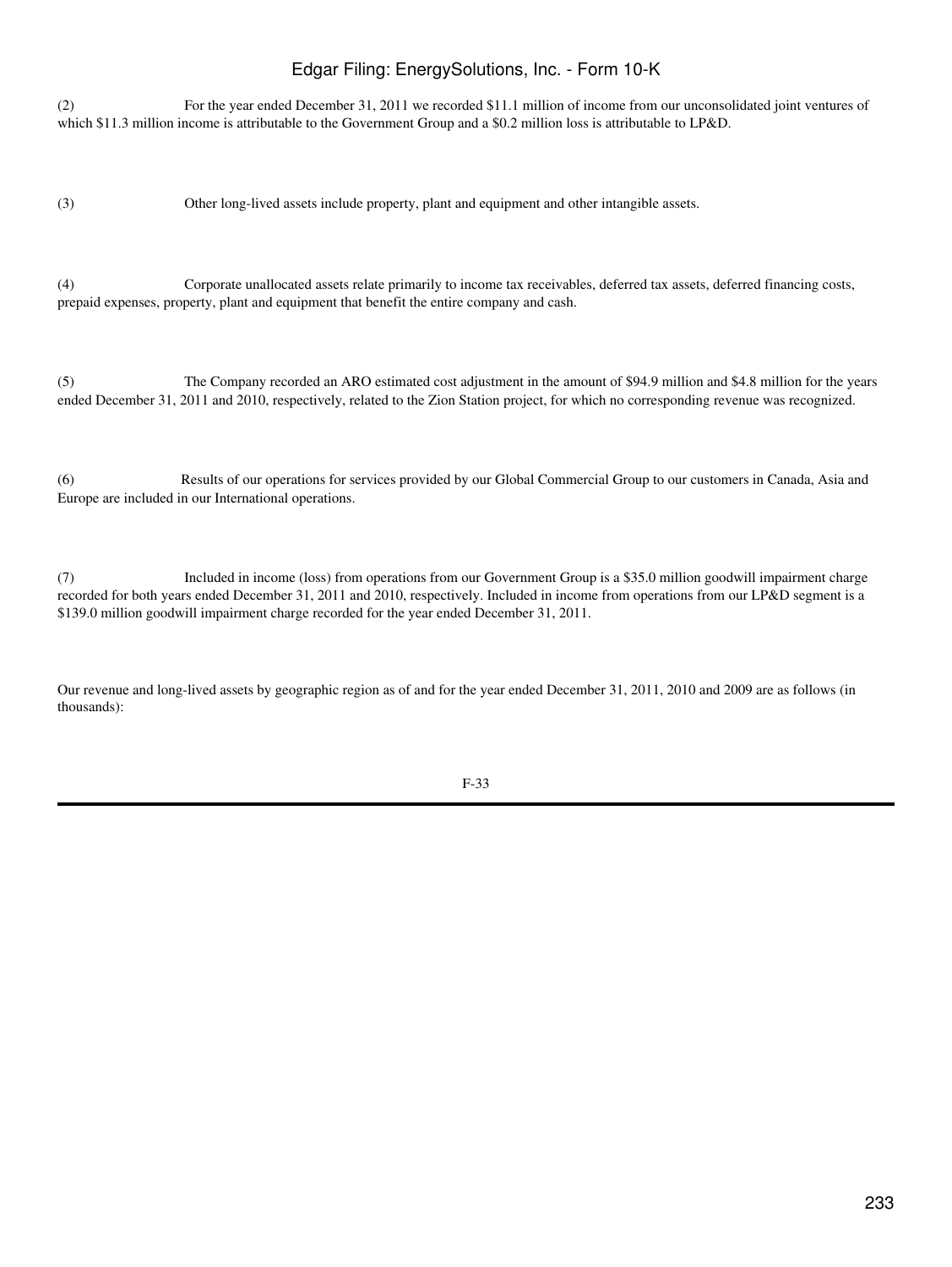(2) For the year ended December 31, 2011 we recorded $11.1 million of income from our unconsolidated joint ventures of which $11.3 million income is attributable to the Government Group and a $0.2 million loss is attributable to LP&D.

(3) Other long-lived assets include property, plant and equipment and other intangible assets.

(4) Corporate unallocated assets relate primarily to income tax receivables, deferred tax assets, deferred financing costs, prepaid expenses, property, plant and equipment that benefit the entire company and cash.

(5) The Company recorded an ARO estimated cost adjustment in the amount of $94.9 million and $4.8 million for the years ended December 31, 2011 and 2010, respectively, related to the Zion Station project, for which no corresponding revenue was recognized.

(6) Results of our operations for services provided by our Global Commercial Group to our customers in Canada, Asia and Europe are included in our International operations.

(7) Included in income (loss) from operations from our Government Group is a $35.0 million goodwill impairment charge recorded for both years ended December 31, 2011 and 2010, respectively. Included in income from operations from our LP&D segment is a $139.0 million goodwill impairment charge recorded for the year ended December 31, 2011.

Our revenue and long-lived assets by geographic region as of and for the year ended December 31, 2011, 2010 and 2009 are as follows (in thousands):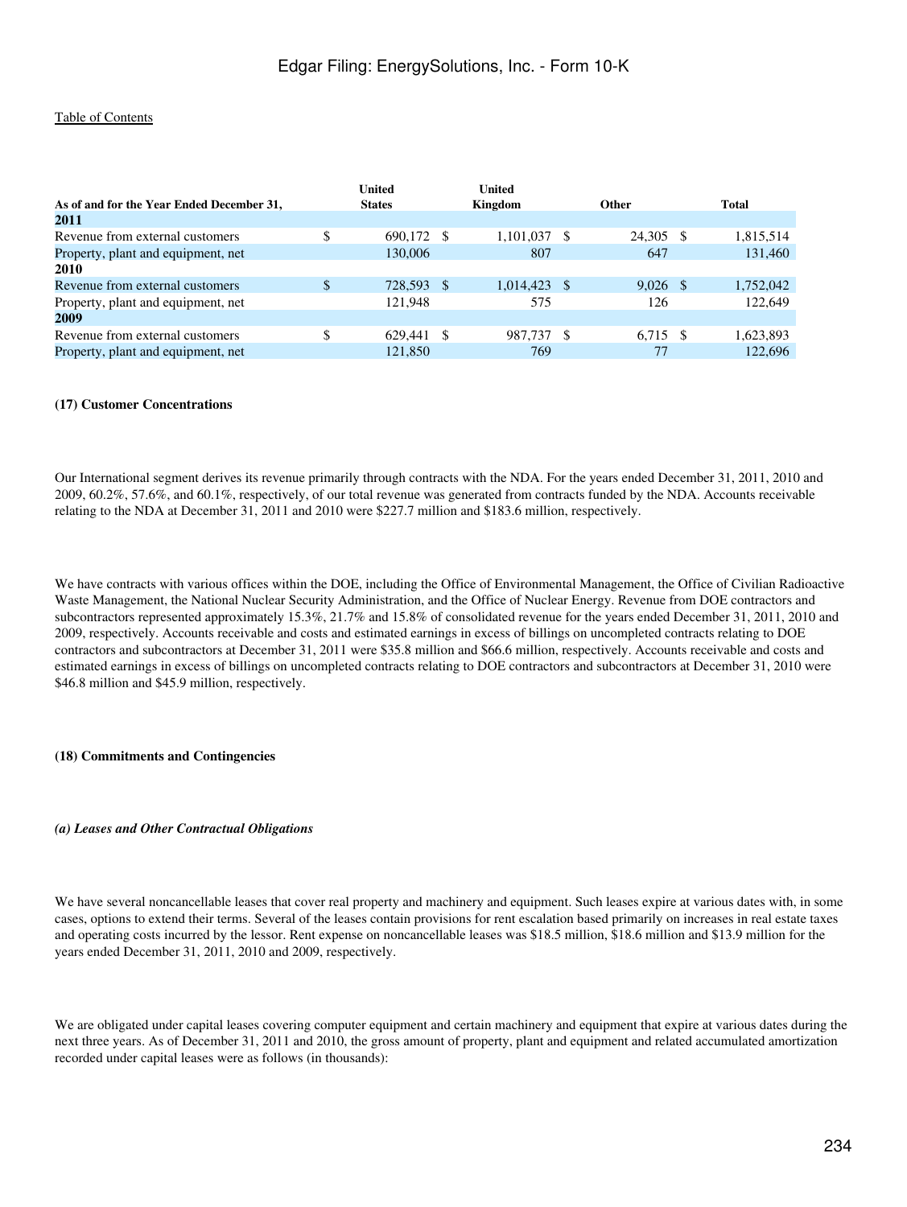| As of and for the Year Ended December 31, | United States | United Kingdom | Other | Total |
|---|---|---|---|---|
| **2011** | | | | |
| Revenue from external customers | $ 690,172 | $ 1,101,037 | $ 24,305 | $ 1,815,514 |
| Property, plant and equipment, net | 130,006 | 807 | 647 | 131,460 |
| **2010** | | | | |
| Revenue from external customers | $ 728,593 | $ 1,014,423 | $ 9,026 | $ 1,752,042 |
| Property, plant and equipment, net | 121,948 | 575 | 126 | 122,649 |
| **2009** | | | | |
| Revenue from external customers | $ 629,441 | $ 987,737 | $ 6,715 | $ 1,623,893 |
| Property, plant and equipment, net | 121,850 | 769 | 77 | 122,696 |

**(17) Customer Concentrations**

Our International segment derives its revenue primarily through contracts with the NDA. For the years ended December 31, 2011, 2010 and 2009, 60.2%, 57.6%, and 60.1%, respectively, of our total revenue was generated from contracts funded by the NDA. Accounts receivable relating to the NDA at December 31, 2011 and 2010 were $227.7 million and $183.6 million, respectively.

We have contracts with various offices within the DOE, including the Office of Environmental Management, the Office of Civilian Radioactive Waste Management, the National Nuclear Security Administration, and the Office of Nuclear Energy. Revenue from DOE contractors and subcontractors represented approximately 15.3%, 21.7% and 15.8% of consolidated revenue for the years ended December 31, 2011, 2010 and 2009, respectively. Accounts receivable and costs and estimated earnings in excess of billings on uncompleted contracts relating to DOE contractors and subcontractors at December 31, 2011 were $35.8 million and $66.6 million, respectively. Accounts receivable and costs and estimated earnings in excess of billings on uncompleted contracts relating to DOE contractors and subcontractors at December 31, 2010 were $46.8 million and $45.9 million, respectively.

**(18) Commitments and Contingencies**

***(a) Leases and Other Contractual Obligations***

We have several noncancellable leases that cover real property and machinery and equipment. Such leases expire at various dates with, in some cases, options to extend their terms. Several of the leases contain provisions for rent escalation based primarily on increases in real estate taxes and operating costs incurred by the lessor. Rent expense on noncancellable leases was $18.5 million, $18.6 million and $13.9 million for the years ended December 31, 2011, 2010 and 2009, respectively.

We are obligated under capital leases covering computer equipment and certain machinery and equipment that expire at various dates during the next three years. As of December 31, 2011 and 2010, the gross amount of property, plant and equipment and related accumulated amortization recorded under capital leases were as follows (in thousands):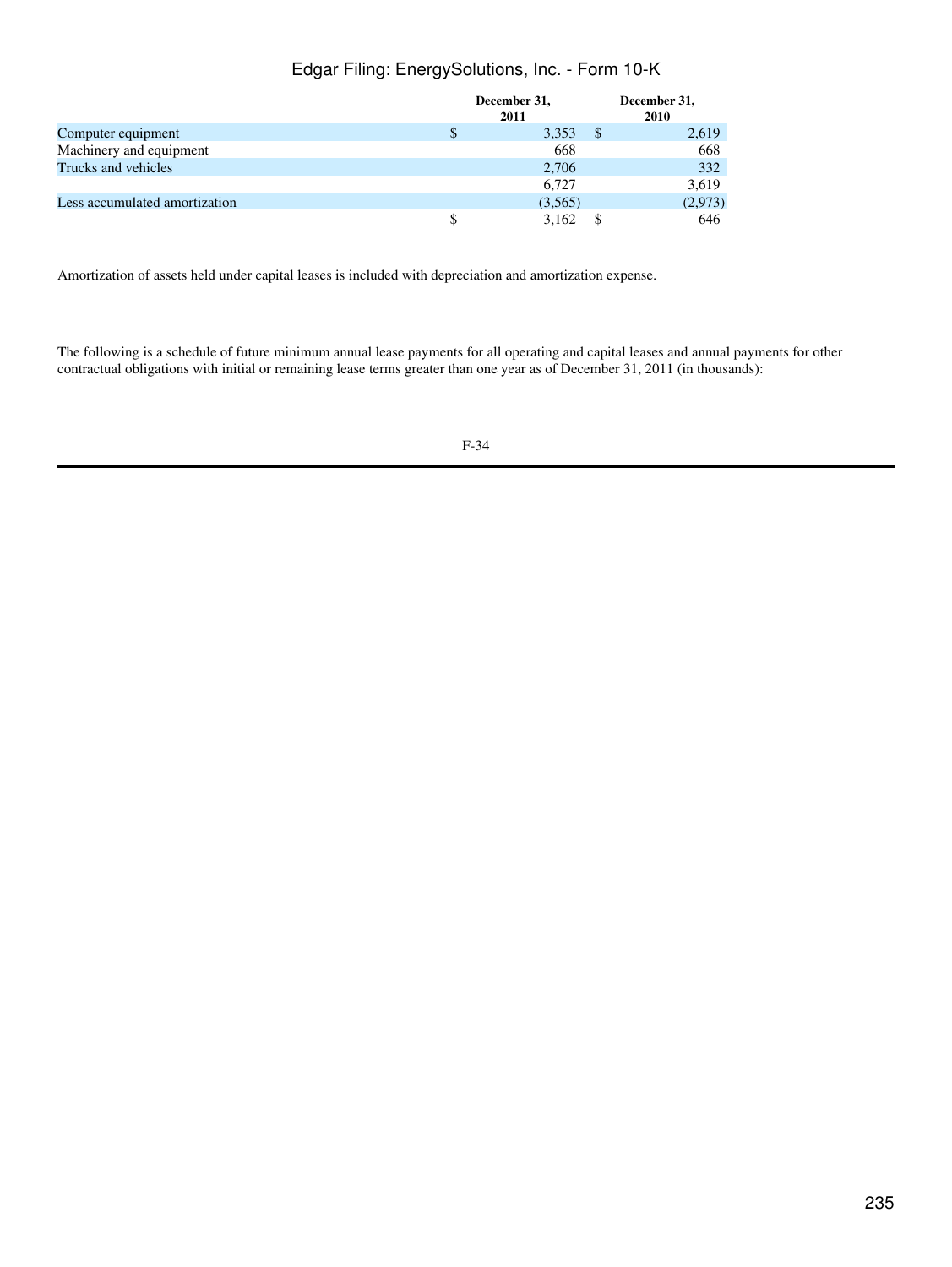|  | December 31, 2011 | December 31, 2010 |
| --- | --- | --- |
| Computer equipment | $ 3,353 | $ 2,619 |
| Machinery and equipment | 668 | 668 |
| Trucks and vehicles | 2,706 | 332 |
|  | 6,727 | 3,619 |
| Less accumulated amortization | (3,565) | (2,973) |
|  | $ 3,162 | $ 646 |

Amortization of assets held under capital leases is included with depreciation and amortization expense.

The following is a schedule of future minimum annual lease payments for all operating and capital leases and annual payments for other contractual obligations with initial or remaining lease terms greater than one year as of December 31, 2011 (in thousands):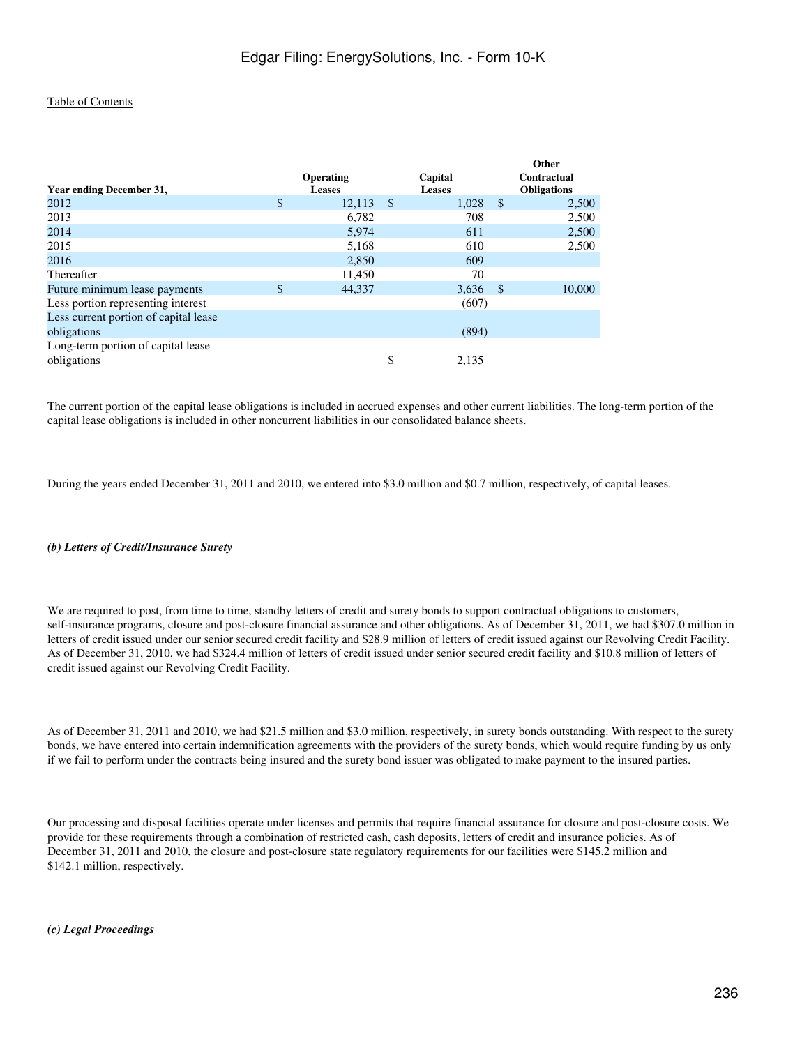| Year ending December 31, | Operating Leases | Capital Leases | Other Contractual Obligations |
|---|---|---|---|
| 2012 | $ 12,113 | $ 1,028 | $ 2,500 |
| 2013 | 6,782 | 708 | 2,500 |
| 2014 | 5,974 | 611 | 2,500 |
| 2015 | 5,168 | 610 | 2,500 |
| 2016 | 2,850 | 609 | |
| Thereafter | 11,450 | 70 | |
| Future minimum lease payments | $ 44,337 | 3,636 | $ 10,000 |
| Less portion representing interest | | (607) | |
| Less current portion of capital lease obligations | | (894) | |
| Long-term portion of capital lease obligations | | $ 2,135 | |

The current portion of the capital lease obligations is included in accrued expenses and other current liabilities. The long-term portion of the capital lease obligations is included in other noncurrent liabilities in our consolidated balance sheets.

During the years ended December 31, 2011 and 2010, we entered into $3.0 million and $0.7 million, respectively, of capital leases.

***(b) Letters of Credit/Insurance Surety***

We are required to post, from time to time, standby letters of credit and surety bonds to support contractual obligations to customers, self-insurance programs, closure and post-closure financial assurance and other obligations. As of December 31, 2011, we had $307.0 million in letters of credit issued under our senior secured credit facility and $28.9 million of letters of credit issued against our Revolving Credit Facility. As of December 31, 2010, we had $324.4 million of letters of credit issued under senior secured credit facility and $10.8 million of letters of credit issued against our Revolving Credit Facility.

As of December 31, 2011 and 2010, we had $21.5 million and $3.0 million, respectively, in surety bonds outstanding. With respect to the surety bonds, we have entered into certain indemnification agreements with the providers of the surety bonds, which would require funding by us only if we fail to perform under the contracts being insured and the surety bond issuer was obligated to make payment to the insured parties.

Our processing and disposal facilities operate under licenses and permits that require financial assurance for closure and post-closure costs. We provide for these requirements through a combination of restricted cash, cash deposits, letters of credit and insurance policies. As of December 31, 2011 and 2010, the closure and post-closure state regulatory requirements for our facilities were $145.2 million and $142.1 million, respectively.

***(c) Legal Proceedings***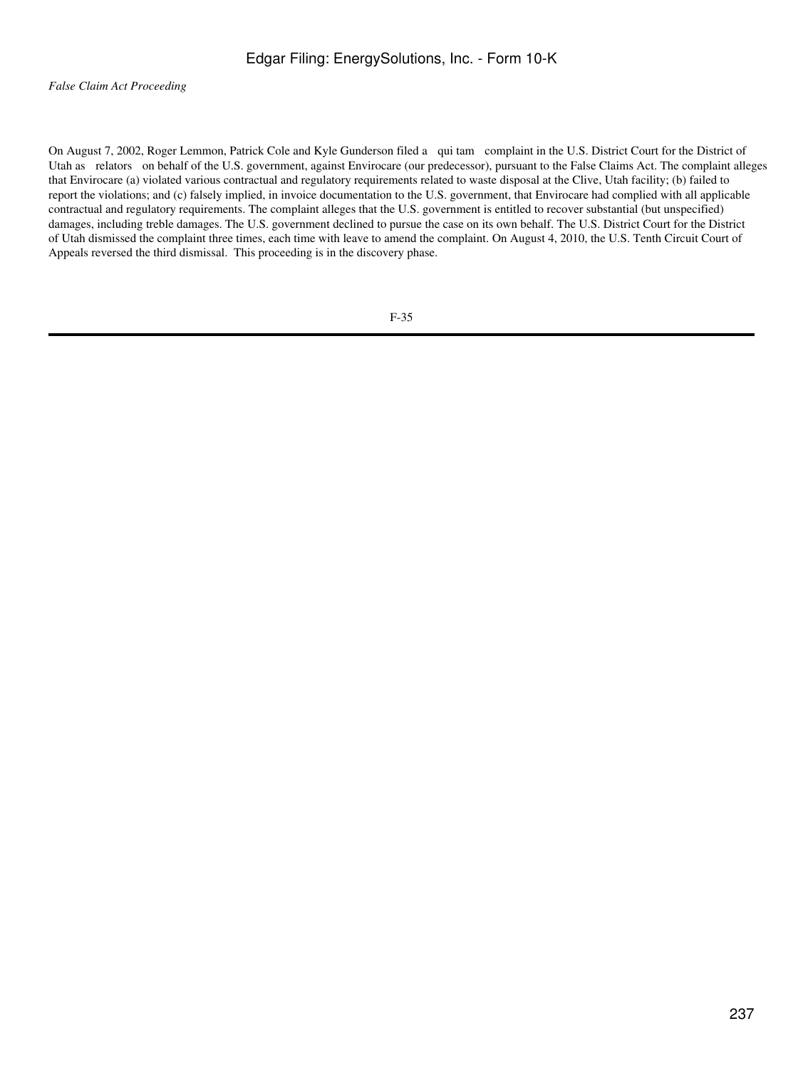*False Claim Act Proceeding*

On August 7, 2002, Roger Lemmon, Patrick Cole and Kyle Gunderson filed a qui tam complaint in the U.S. District Court for the District of Utah as relators on behalf of the U.S. government, against Envirocare (our predecessor), pursuant to the False Claims Act. The complaint alleges that Envirocare (a) violated various contractual and regulatory requirements related to waste disposal at the Clive, Utah facility; (b) failed to report the violations; and (c) falsely implied, in invoice documentation to the U.S. government, that Envirocare had complied with all applicable contractual and regulatory requirements. The complaint alleges that the U.S. government is entitled to recover substantial (but unspecified) damages, including treble damages. The U.S. government declined to pursue the case on its own behalf. The U.S. District Court for the District of Utah dismissed the complaint three times, each time with leave to amend the complaint. On August 4, 2010, the U.S. Tenth Circuit Court of Appeals reversed the third dismissal. This proceeding is in the discovery phase.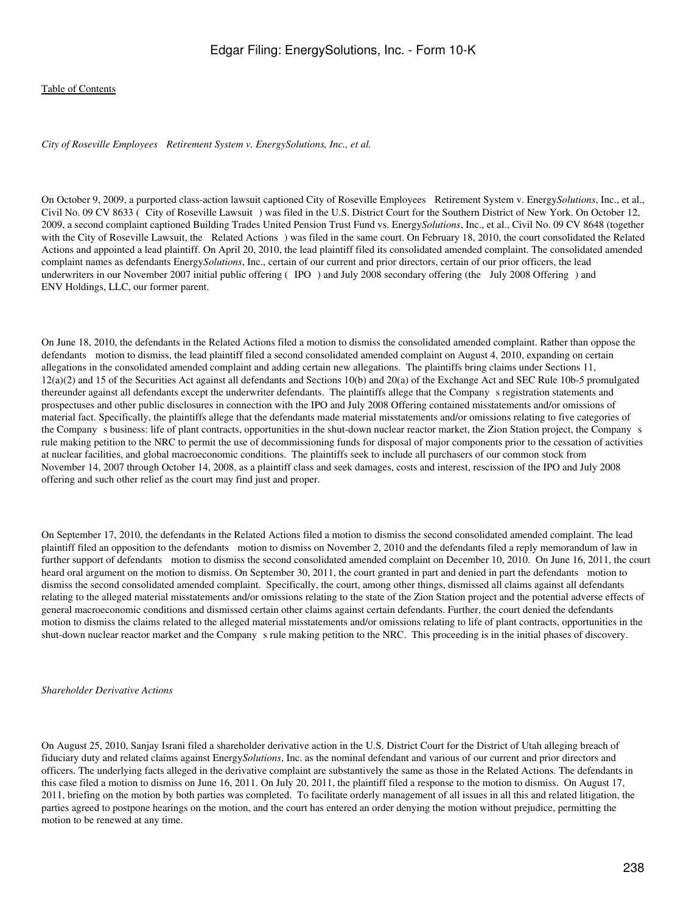*City of Roseville Employees Retirement System v. EnergySolutions, Inc., et al.*

On October 9, 2009, a purported class-action lawsuit captioned City of Roseville Employees Retirement System v. Energy*Solutions*, Inc., et al., Civil No. 09 CV 8633 ( City of Roseville Lawsuit ) was filed in the U.S. District Court for the Southern District of New York. On October 12, 2009, a second complaint captioned Building Trades United Pension Trust Fund vs. Energy*Solutions*, Inc., et al., Civil No. 09 CV 8648 (together with the City of Roseville Lawsuit, the Related Actions ) was filed in the same court. On February 18, 2010, the court consolidated the Related Actions and appointed a lead plaintiff. On April 20, 2010, the lead plaintiff filed its consolidated amended complaint. The consolidated amended complaint names as defendants Energy*Solutions*, Inc., certain of our current and prior directors, certain of our prior officers, the lead underwriters in our November 2007 initial public offering ( IPO ) and July 2008 secondary offering (the July 2008 Offering ) and ENV Holdings, LLC, our former parent.

On June 18, 2010, the defendants in the Related Actions filed a motion to dismiss the consolidated amended complaint. Rather than oppose the defendants motion to dismiss, the lead plaintiff filed a second consolidated amended complaint on August 4, 2010, expanding on certain allegations in the consolidated amended complaint and adding certain new allegations. The plaintiffs bring claims under Sections 11, 12(a)(2) and 15 of the Securities Act against all defendants and Sections 10(b) and 20(a) of the Exchange Act and SEC Rule 10b-5 promulgated thereunder against all defendants except the underwriter defendants. The plaintiffs allege that the Company s registration statements and prospectuses and other public disclosures in connection with the IPO and July 2008 Offering contained misstatements and/or omissions of material fact. Specifically, the plaintiffs allege that the defendants made material misstatements and/or omissions relating to five categories of the Company s business: life of plant contracts, opportunities in the shut-down nuclear reactor market, the Zion Station project, the Company s rule making petition to the NRC to permit the use of decommissioning funds for disposal of major components prior to the cessation of activities at nuclear facilities, and global macroeconomic conditions. The plaintiffs seek to include all purchasers of our common stock from November 14, 2007 through October 14, 2008, as a plaintiff class and seek damages, costs and interest, rescission of the IPO and July 2008 offering and such other relief as the court may find just and proper.

On September 17, 2010, the defendants in the Related Actions filed a motion to dismiss the second consolidated amended complaint. The lead plaintiff filed an opposition to the defendants motion to dismiss on November 2, 2010 and the defendants filed a reply memorandum of law in further support of defendants motion to dismiss the second consolidated amended complaint on December 10, 2010. On June 16, 2011, the court heard oral argument on the motion to dismiss. On September 30, 2011, the court granted in part and denied in part the defendants motion to dismiss the second consolidated amended complaint. Specifically, the court, among other things, dismissed all claims against all defendants relating to the alleged material misstatements and/or omissions relating to the state of the Zion Station project and the potential adverse effects of general macroeconomic conditions and dismissed certain other claims against certain defendants. Further, the court denied the defendants motion to dismiss the claims related to the alleged material misstatements and/or omissions relating to life of plant contracts, opportunities in the shut-down nuclear reactor market and the Company s rule making petition to the NRC. This proceeding is in the initial phases of discovery.

*Shareholder Derivative Actions*

On August 25, 2010, Sanjay Israni filed a shareholder derivative action in the U.S. District Court for the District of Utah alleging breach of fiduciary duty and related claims against Energy*Solutions*, Inc. as the nominal defendant and various of our current and prior directors and officers. The underlying facts alleged in the derivative complaint are substantively the same as those in the Related Actions. The defendants in this case filed a motion to dismiss on June 16, 2011. On July 20, 2011, the plaintiff filed a response to the motion to dismiss. On August 17, 2011, briefing on the motion by both parties was completed. To facilitate orderly management of all issues in all this and related litigation, the parties agreed to postpone hearings on the motion, and the court has entered an order denying the motion without prejudice, permitting the motion to be renewed at any time.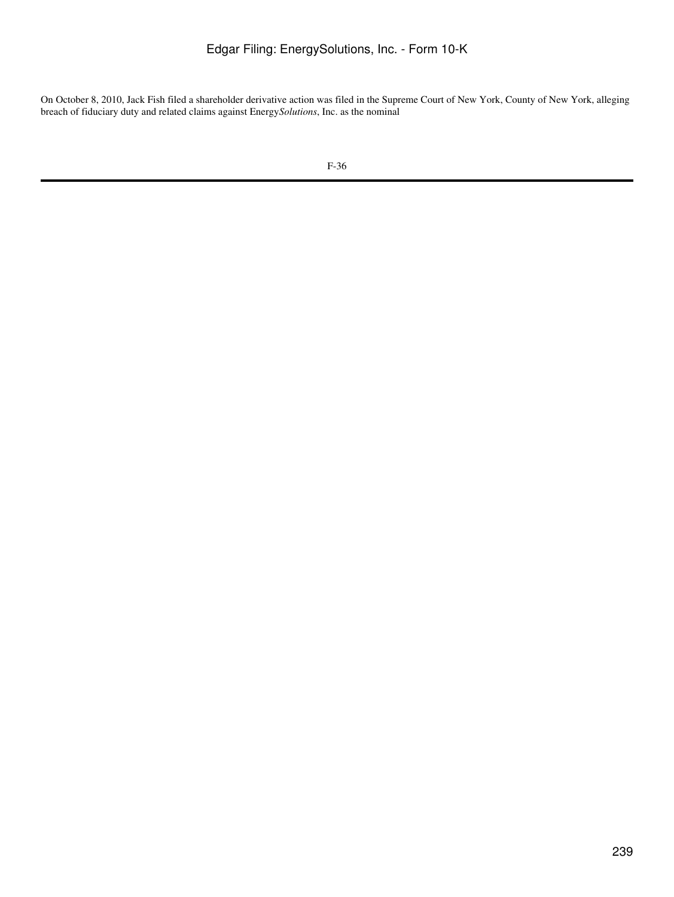On October 8, 2010, Jack Fish filed a shareholder derivative action was filed in the Supreme Court of New York, County of New York, alleging breach of fiduciary duty and related claims against Energy*Solutions*, Inc. as the nominal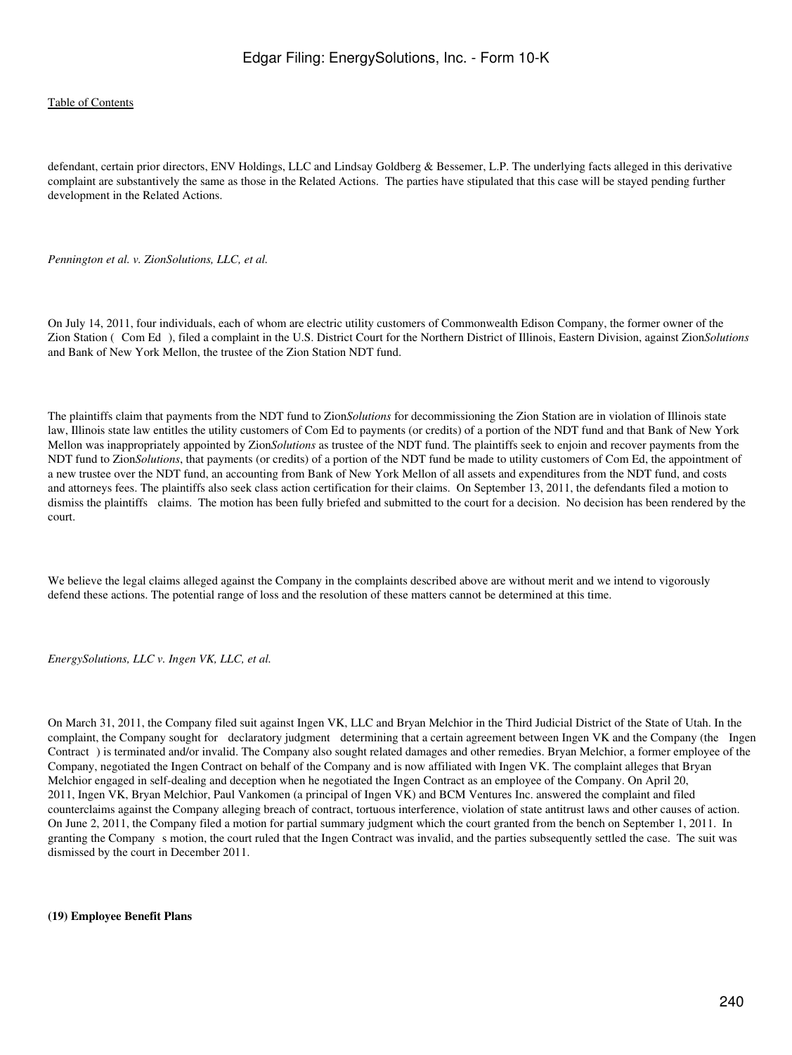defendant, certain prior directors, ENV Holdings, LLC and Lindsay Goldberg & Bessemer, L.P. The underlying facts alleged in this derivative complaint are substantively the same as those in the Related Actions. The parties have stipulated that this case will be stayed pending further development in the Related Actions.

*Pennington et al. v. ZionSolutions, LLC, et al.*

On July 14, 2011, four individuals, each of whom are electric utility customers of Commonwealth Edison Company, the former owner of the Zion Station ( Com Ed ), filed a complaint in the U.S. District Court for the Northern District of Illinois, Eastern Division, against Zion*Solutions* and Bank of New York Mellon, the trustee of the Zion Station NDT fund.

The plaintiffs claim that payments from the NDT fund to Zion*Solutions* for decommissioning the Zion Station are in violation of Illinois state law, Illinois state law entitles the utility customers of Com Ed to payments (or credits) of a portion of the NDT fund and that Bank of New York Mellon was inappropriately appointed by Zion*Solutions* as trustee of the NDT fund. The plaintiffs seek to enjoin and recover payments from the NDT fund to Zion*Solutions*, that payments (or credits) of a portion of the NDT fund be made to utility customers of Com Ed, the appointment of a new trustee over the NDT fund, an accounting from Bank of New York Mellon of all assets and expenditures from the NDT fund, and costs and attorneys fees. The plaintiffs also seek class action certification for their claims. On September 13, 2011, the defendants filed a motion to dismiss the plaintiffs claims. The motion has been fully briefed and submitted to the court for a decision. No decision has been rendered by the court.

We believe the legal claims alleged against the Company in the complaints described above are without merit and we intend to vigorously defend these actions. The potential range of loss and the resolution of these matters cannot be determined at this time.

*EnergySolutions, LLC v. Ingen VK, LLC, et al.*

On March 31, 2011, the Company filed suit against Ingen VK, LLC and Bryan Melchior in the Third Judicial District of the State of Utah. In the complaint, the Company sought for declaratory judgment determining that a certain agreement between Ingen VK and the Company (the Ingen Contract ) is terminated and/or invalid. The Company also sought related damages and other remedies. Bryan Melchior, a former employee of the Company, negotiated the Ingen Contract on behalf of the Company and is now affiliated with Ingen VK. The complaint alleges that Bryan Melchior engaged in self-dealing and deception when he negotiated the Ingen Contract as an employee of the Company. On April 20, 2011, Ingen VK, Bryan Melchior, Paul Vankomen (a principal of Ingen VK) and BCM Ventures Inc. answered the complaint and filed counterclaims against the Company alleging breach of contract, tortuous interference, violation of state antitrust laws and other causes of action. On June 2, 2011, the Company filed a motion for partial summary judgment which the court granted from the bench on September 1, 2011. In granting the Company s motion, the court ruled that the Ingen Contract was invalid, and the parties subsequently settled the case. The suit was dismissed by the court in December 2011.

**(19) Employee Benefit Plans**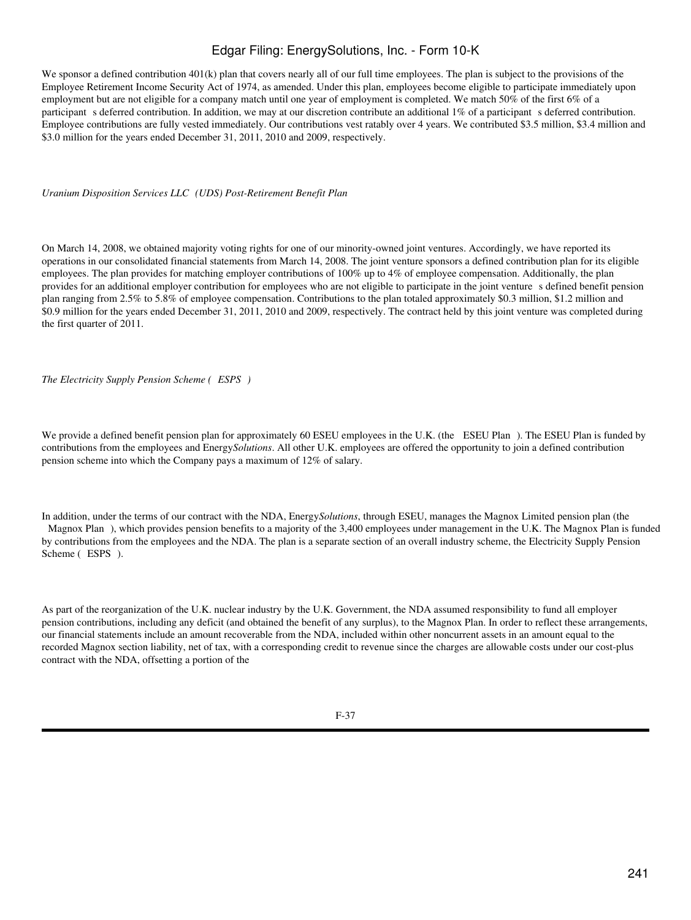We sponsor a defined contribution 401(k) plan that covers nearly all of our full time employees. The plan is subject to the provisions of the Employee Retirement Income Security Act of 1974, as amended. Under this plan, employees become eligible to participate immediately upon employment but are not eligible for a company match until one year of employment is completed. We match 50% of the first 6% of a participant s deferred contribution. In addition, we may at our discretion contribute an additional 1% of a participant s deferred contribution. Employee contributions are fully vested immediately. Our contributions vest ratably over 4 years. We contributed \$3.5 million, \$3.4 million and \$3.0 million for the years ended December 31, 2011, 2010 and 2009, respectively.

*Uranium Disposition Services LLC (UDS) Post-Retirement Benefit Plan*

On March 14, 2008, we obtained majority voting rights for one of our minority-owned joint ventures. Accordingly, we have reported its operations in our consolidated financial statements from March 14, 2008. The joint venture sponsors a defined contribution plan for its eligible employees. The plan provides for matching employer contributions of 100% up to 4% of employee compensation. Additionally, the plan provides for an additional employer contribution for employees who are not eligible to participate in the joint venture s defined benefit pension plan ranging from 2.5% to 5.8% of employee compensation. Contributions to the plan totaled approximately \$0.3 million, \$1.2 million and \$0.9 million for the years ended December 31, 2011, 2010 and 2009, respectively. The contract held by this joint venture was completed during the first quarter of 2011.

*The Electricity Supply Pension Scheme ( ESPS )*

We provide a defined benefit pension plan for approximately 60 ESEU employees in the U.K. (the ESEU Plan ). The ESEU Plan is funded by contributions from the employees and Energy*Solutions*. All other U.K. employees are offered the opportunity to join a defined contribution pension scheme into which the Company pays a maximum of 12% of salary.

In addition, under the terms of our contract with the NDA, Energy*Solutions*, through ESEU, manages the Magnox Limited pension plan (the Magnox Plan ), which provides pension benefits to a majority of the 3,400 employees under management in the U.K. The Magnox Plan is funded by contributions from the employees and the NDA. The plan is a separate section of an overall industry scheme, the Electricity Supply Pension Scheme ( ESPS ).

As part of the reorganization of the U.K. nuclear industry by the U.K. Government, the NDA assumed responsibility to fund all employer pension contributions, including any deficit (and obtained the benefit of any surplus), to the Magnox Plan. In order to reflect these arrangements, our financial statements include an amount recoverable from the NDA, included within other noncurrent assets in an amount equal to the recorded Magnox section liability, net of tax, with a corresponding credit to revenue since the charges are allowable costs under our cost-plus contract with the NDA, offsetting a portion of the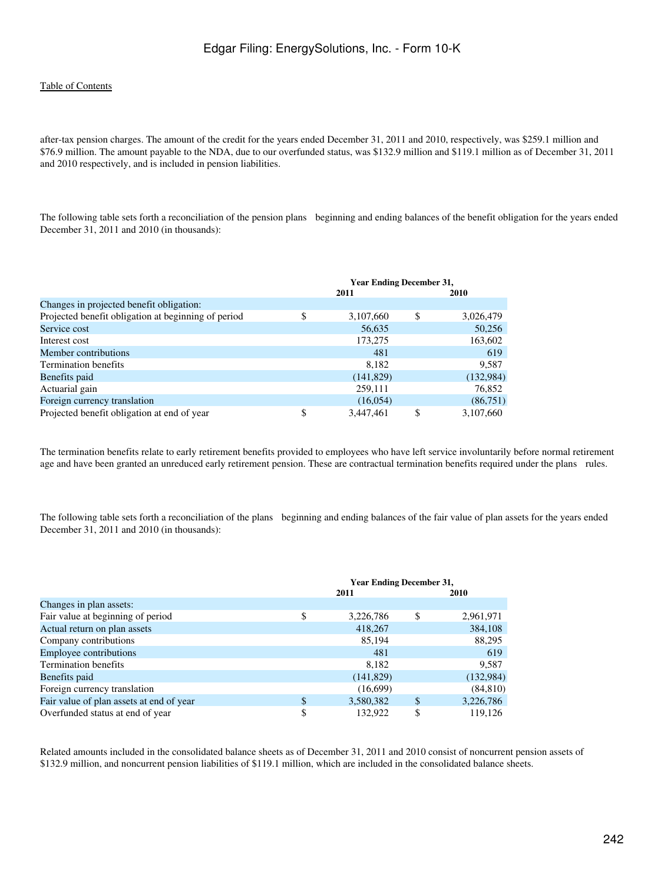after-tax pension charges. The amount of the credit for the years ended December 31, 2011 and 2010, respectively, was $259.1 million and $76.9 million. The amount payable to the NDA, due to our overfunded status, was $132.9 million and $119.1 million as of December 31, 2011 and 2010 respectively, and is included in pension liabilities.

The following table sets forth a reconciliation of the pension plans beginning and ending balances of the benefit obligation for the years ended December 31, 2011 and 2010 (in thousands):

| | Year Ending December 31, 2011 | Year Ending December 31, 2010 |
|---|---|---|
| Changes in projected benefit obligation: | | |
| Projected benefit obligation at beginning of period | $ 3,107,660 | $ 3,026,479 |
| Service cost | 56,635 | 50,256 |
| Interest cost | 173,275 | 163,602 |
| Member contributions | 481 | 619 |
| Termination benefits | 8,182 | 9,587 |
| Benefits paid | (141,829) | (132,984) |
| Actuarial gain | 259,111 | 76,852 |
| Foreign currency translation | (16,054) | (86,751) |
| Projected benefit obligation at end of year | $ 3,447,461 | $ 3,107,660 |

The termination benefits relate to early retirement benefits provided to employees who have left service involuntarily before normal retirement age and have been granted an unreduced early retirement pension. These are contractual termination benefits required under the plans rules.

The following table sets forth a reconciliation of the plans beginning and ending balances of the fair value of plan assets for the years ended December 31, 2011 and 2010 (in thousands):

| | Year Ending December 31, 2011 | Year Ending December 31, 2010 |
|---|---|---|
| Changes in plan assets: | | |
| Fair value at beginning of period | $ 3,226,786 | $ 2,961,971 |
| Actual return on plan assets | 418,267 | 384,108 |
| Company contributions | 85,194 | 88,295 |
| Employee contributions | 481 | 619 |
| Termination benefits | 8,182 | 9,587 |
| Benefits paid | (141,829) | (132,984) |
| Foreign currency translation | (16,699) | (84,810) |
| Fair value of plan assets at end of year | $ 3,580,382 | $ 3,226,786 |
| Overfunded status at end of year | $ 132,922 | $ 119,126 |

Related amounts included in the consolidated balance sheets as of December 31, 2011 and 2010 consist of noncurrent pension assets of $132.9 million, and noncurrent pension liabilities of $119.1 million, which are included in the consolidated balance sheets.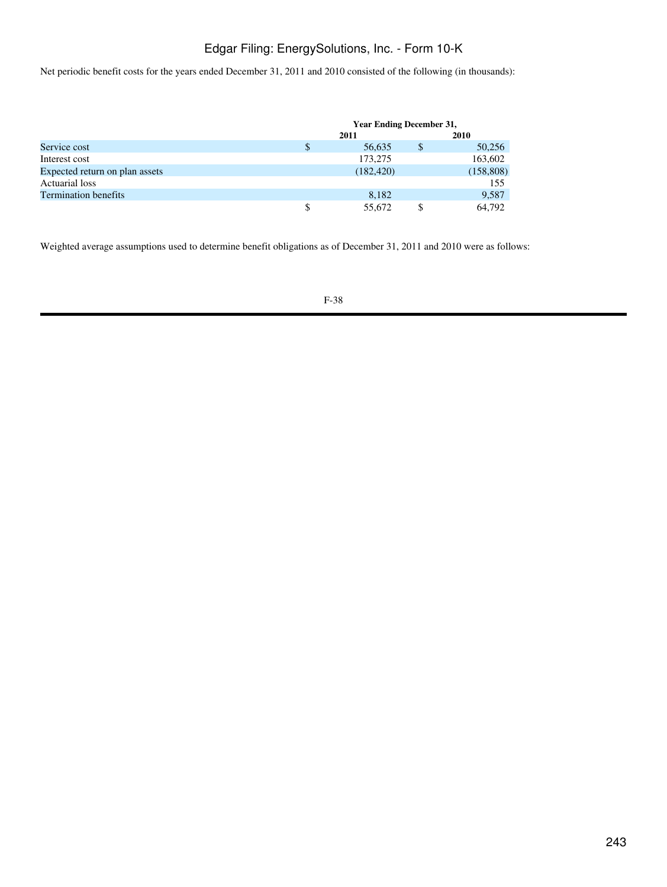Net periodic benefit costs for the years ended December 31, 2011 and 2010 consisted of the following (in thousands):

| | Year Ending December 31, | |
|---|---|---|
| | 2011 | 2010 |
| Service cost | $ 56,635 | $ 50,256 |
| Interest cost | 173,275 | 163,602 |
| Expected return on plan assets | (182,420) | (158,808) |
| Actuarial loss | | 155 |
| Termination benefits | 8,182 | 9,587 |
| | $ 55,672 | $ 64,792 |

Weighted average assumptions used to determine benefit obligations as of December 31, 2011 and 2010 were as follows: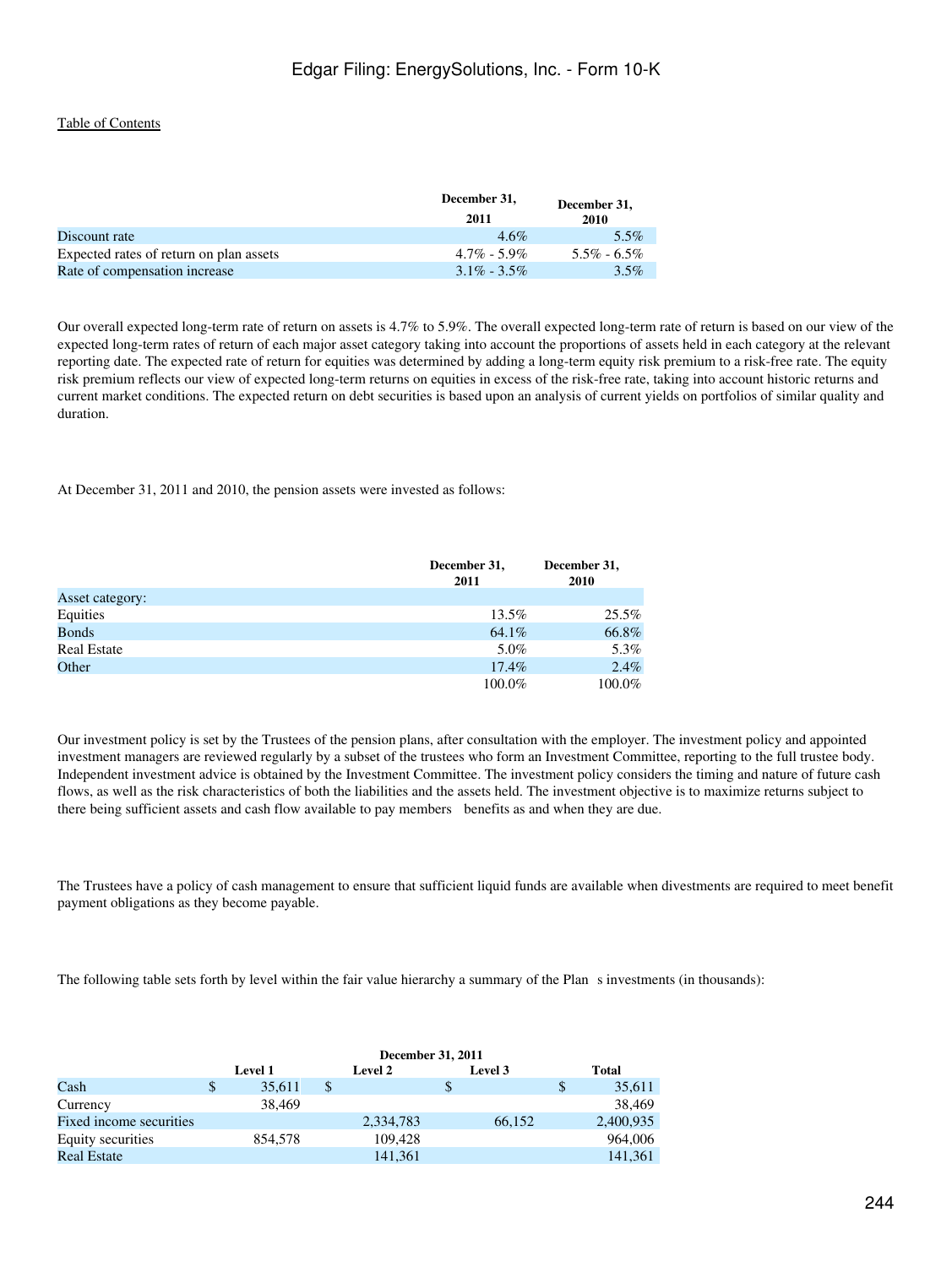[Table of Contents](#)

| | December 31, 2011 | December 31, 2010 |
|---|---|---|
| Discount rate | 4.6% | 5.5% |
| Expected rates of return on plan assets | 4.7% - 5.9% | 5.5% - 6.5% |
| Rate of compensation increase | 3.1% - 3.5% | 3.5% |

Our overall expected long-term rate of return on assets is 4.7% to 5.9%. The overall expected long-term rate of return is based on our view of the expected long-term rates of return of each major asset category taking into account the proportions of assets held in each category at the relevant reporting date. The expected rate of return for equities was determined by adding a long-term equity risk premium to a risk-free rate. The equity risk premium reflects our view of expected long-term returns on equities in excess of the risk-free rate, taking into account historic returns and current market conditions. The expected return on debt securities is based upon an analysis of current yields on portfolios of similar quality and duration.

At December 31, 2011 and 2010, the pension assets were invested as follows:

| | December 31, 2011 | December 31, 2010 |
|---|---|---|
| Asset category: | | |
| Equities | 13.5% | 25.5% |
| Bonds | 64.1% | 66.8% |
| Real Estate | 5.0% | 5.3% |
| Other | 17.4% | 2.4% |
| | 100.0% | 100.0% |

Our investment policy is set by the Trustees of the pension plans, after consultation with the employer. The investment policy and appointed investment managers are reviewed regularly by a subset of the trustees who form an Investment Committee, reporting to the full trustee body. Independent investment advice is obtained by the Investment Committee. The investment policy considers the timing and nature of future cash flows, as well as the risk characteristics of both the liabilities and the assets held. The investment objective is to maximize returns subject to there being sufficient assets and cash flow available to pay members benefits as and when they are due.

The Trustees have a policy of cash management to ensure that sufficient liquid funds are available when divestments are required to meet benefit payment obligations as they become payable.

The following table sets forth by level within the fair value hierarchy a summary of the Plan s investments (in thousands):

| | December 31, 2011 | | | |
|---|---|---|---|---|
| | Level 1 | Level 2 | Level 3 | Total |
| Cash | $ 35,611 | $ | $ | $ 35,611 |
| Currency | 38,469 | | | 38,469 |
| Fixed income securities | | 2,334,783 | 66,152 | 2,400,935 |
| Equity securities | 854,578 | 109,428 | | 964,006 |
| Real Estate | | 141,361 | | 141,361 |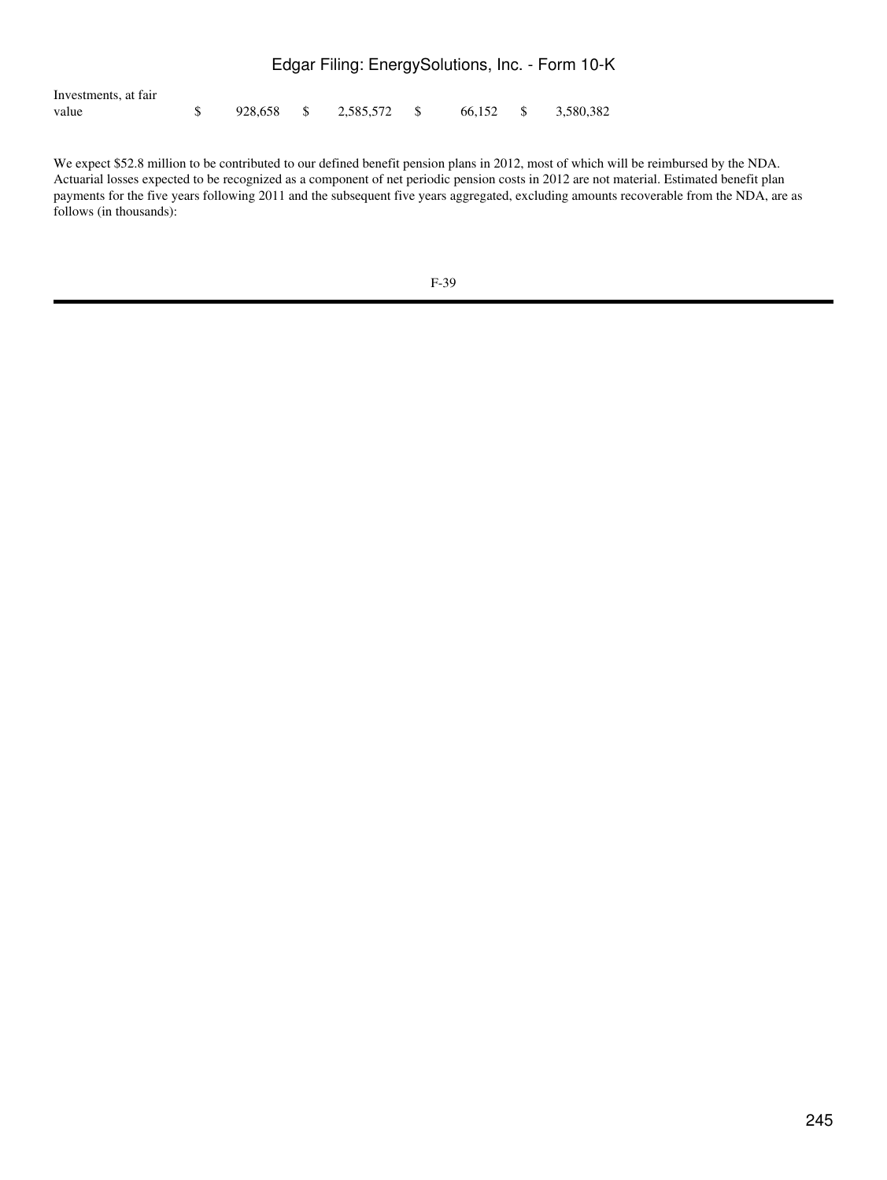| Investments, at fair value | $ | 928,658 | $ | 2,585,572 | $ | 66,152 | $ | 3,580,382 |
|---|---|---|---|---|---|---|---|---|

We expect $52.8 million to be contributed to our defined benefit pension plans in 2012, most of which will be reimbursed by the NDA. Actuarial losses expected to be recognized as a component of net periodic pension costs in 2012 are not material. Estimated benefit plan payments for the five years following 2011 and the subsequent five years aggregated, excluding amounts recoverable from the NDA, are as follows (in thousands):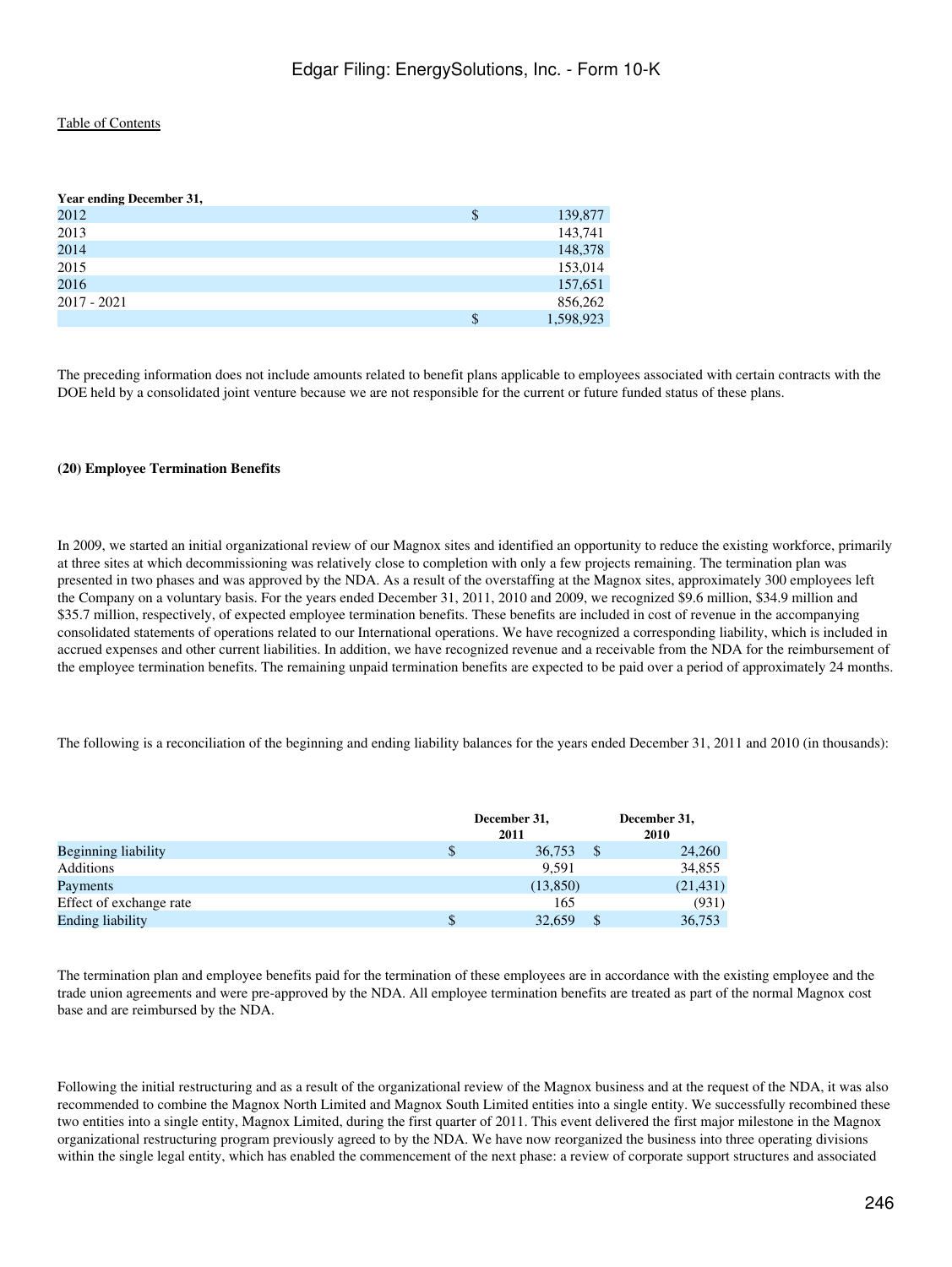| Year ending December 31, | | |
|---|---|---|
| 2012 | $ | 139,877 |
| 2013 | | 143,741 |
| 2014 | | 148,378 |
| 2015 | | 153,014 |
| 2016 | | 157,651 |
| 2017 - 2021 | | 856,262 |
| | $ | 1,598,923 |

The preceding information does not include amounts related to benefit plans applicable to employees associated with certain contracts with the DOE held by a consolidated joint venture because we are not responsible for the current or future funded status of these plans.

**(20) Employee Termination Benefits**

In 2009, we started an initial organizational review of our Magnox sites and identified an opportunity to reduce the existing workforce, primarily at three sites at which decommissioning was relatively close to completion with only a few projects remaining. The termination plan was presented in two phases and was approved by the NDA. As a result of the overstaffing at the Magnox sites, approximately 300 employees left the Company on a voluntary basis. For the years ended December 31, 2011, 2010 and 2009, we recognized $9.6 million, $34.9 million and $35.7 million, respectively, of expected employee termination benefits. These benefits are included in cost of revenue in the accompanying consolidated statements of operations related to our International operations. We have recognized a corresponding liability, which is included in accrued expenses and other current liabilities. In addition, we have recognized revenue and a receivable from the NDA for the reimbursement of the employee termination benefits. The remaining unpaid termination benefits are expected to be paid over a period of approximately 24 months.

The following is a reconciliation of the beginning and ending liability balances for the years ended December 31, 2011 and 2010 (in thousands):

| | December 31, 2011 | December 31, 2010 |
|---|---|---|
| Beginning liability | $ 36,753 | $ 24,260 |
| Additions | 9,591 | 34,855 |
| Payments | (13,850) | (21,431) |
| Effect of exchange rate | 165 | (931) |
| Ending liability | $ 32,659 | $ 36,753 |

The termination plan and employee benefits paid for the termination of these employees are in accordance with the existing employee and the trade union agreements and were pre-approved by the NDA. All employee termination benefits are treated as part of the normal Magnox cost base and are reimbursed by the NDA.

Following the initial restructuring and as a result of the organizational review of the Magnox business and at the request of the NDA, it was also recommended to combine the Magnox North Limited and Magnox South Limited entities into a single entity. We successfully recombined these two entities into a single entity, Magnox Limited, during the first quarter of 2011. This event delivered the first major milestone in the Magnox organizational restructuring program previously agreed to by the NDA. We have now reorganized the business into three operating divisions within the single legal entity, which has enabled the commencement of the next phase: a review of corporate support structures and associated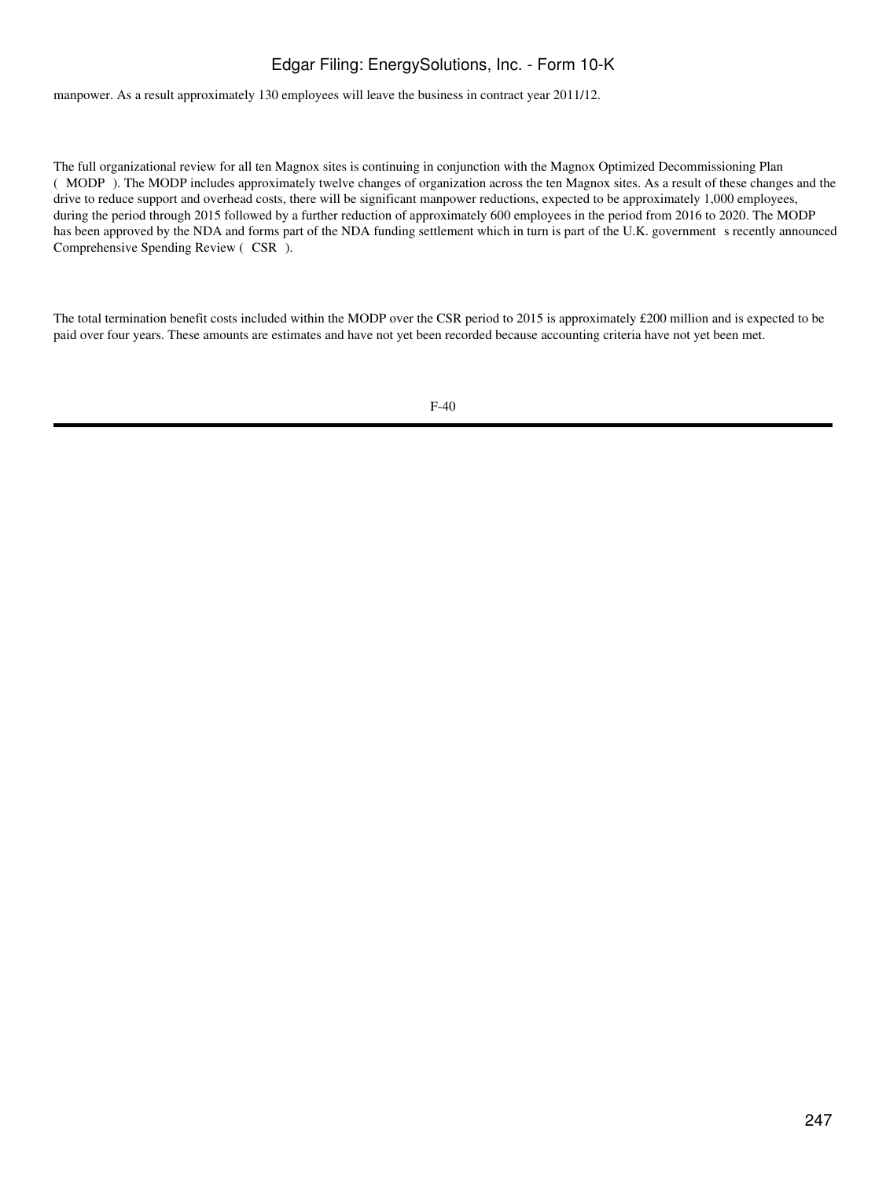manpower. As a result approximately 130 employees will leave the business in contract year 2011/12.

The full organizational review for all ten Magnox sites is continuing in conjunction with the Magnox Optimized Decommissioning Plan ( MODP ). The MODP includes approximately twelve changes of organization across the ten Magnox sites. As a result of these changes and the drive to reduce support and overhead costs, there will be significant manpower reductions, expected to be approximately 1,000 employees, during the period through 2015 followed by a further reduction of approximately 600 employees in the period from 2016 to 2020. The MODP has been approved by the NDA and forms part of the NDA funding settlement which in turn is part of the U.K. government s recently announced Comprehensive Spending Review ( CSR ).

The total termination benefit costs included within the MODP over the CSR period to 2015 is approximately £200 million and is expected to be paid over four years. These amounts are estimates and have not yet been recorded because accounting criteria have not yet been met.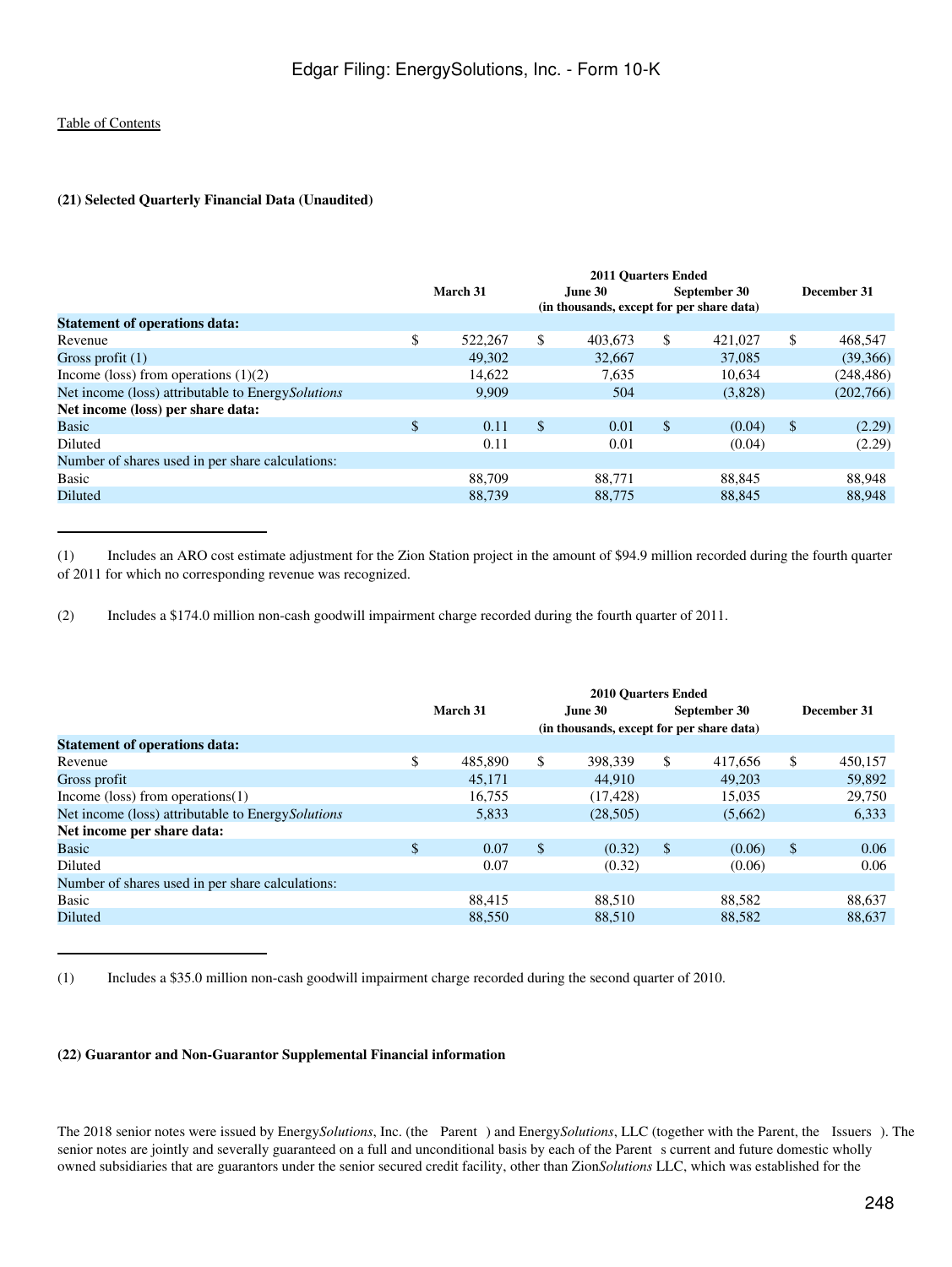Table of Contents

**(21) Selected Quarterly Financial Data (Unaudited)**

| | 2011 Quarters Ended | | | |
|---|---|---|---|---|
| | March 31 | June 30 | September 30 | December 31 |
| | (in thousands, except for per share data) | | | |
| **Statement of operations data:** | | | | |
| Revenue | $ 522,267 | $ 403,673 | $ 421,027 | $ 468,547 |
| Gross profit (1) | 49,302 | 32,667 | 37,085 | (39,366) |
| Income (loss) from operations (1)(2) | 14,622 | 7,635 | 10,634 | (248,486) |
| Net income (loss) attributable to Energy*Solutions* | 9,909 | 504 | (3,828) | (202,766) |
| **Net income (loss) per share data:** | | | | |
| Basic | $ 0.11 | $ 0.01 | $ (0.04) | $ (2.29) |
| Diluted | 0.11 | 0.01 | (0.04) | (2.29) |
| Number of shares used in per share calculations: | | | | |
| Basic | 88,709 | 88,771 | 88,845 | 88,948 |
| Diluted | 88,739 | 88,775 | 88,845 | 88,948 |

(1) Includes an ARO cost estimate adjustment for the Zion Station project in the amount of $94.9 million recorded during the fourth quarter of 2011 for which no corresponding revenue was recognized.

(2) Includes a $174.0 million non-cash goodwill impairment charge recorded during the fourth quarter of 2011.

| | 2010 Quarters Ended | | | |
|---|---|---|---|---|
| | March 31 | June 30 | September 30 | December 31 |
| | (in thousands, except for per share data) | | | |
| **Statement of operations data:** | | | | |
| Revenue | $ 485,890 | $ 398,339 | $ 417,656 | $ 450,157 |
| Gross profit | 45,171 | 44,910 | 49,203 | 59,892 |
| Income (loss) from operations(1) | 16,755 | (17,428) | 15,035 | 29,750 |
| Net income (loss) attributable to Energy*Solutions* | 5,833 | (28,505) | (5,662) | 6,333 |
| **Net income per share data:** | | | | |
| Basic | $ 0.07 | $ (0.32) | $ (0.06) | $ 0.06 |
| Diluted | 0.07 | (0.32) | (0.06) | 0.06 |
| Number of shares used in per share calculations: | | | | |
| Basic | 88,415 | 88,510 | 88,582 | 88,637 |
| Diluted | 88,550 | 88,510 | 88,582 | 88,637 |

(1) Includes a $35.0 million non-cash goodwill impairment charge recorded during the second quarter of 2010.

**(22) Guarantor and Non-Guarantor Supplemental Financial information**

The 2018 senior notes were issued by Energy*Solutions*, Inc. (the Parent) and Energy*Solutions*, LLC (together with the Parent, the Issuers). The senior notes are jointly and severally guaranteed on a full and unconditional basis by each of the Parent s current and future domestic wholly owned subsidiaries that are guarantors under the senior secured credit facility, other than Zion*Solutions* LLC, which was established for the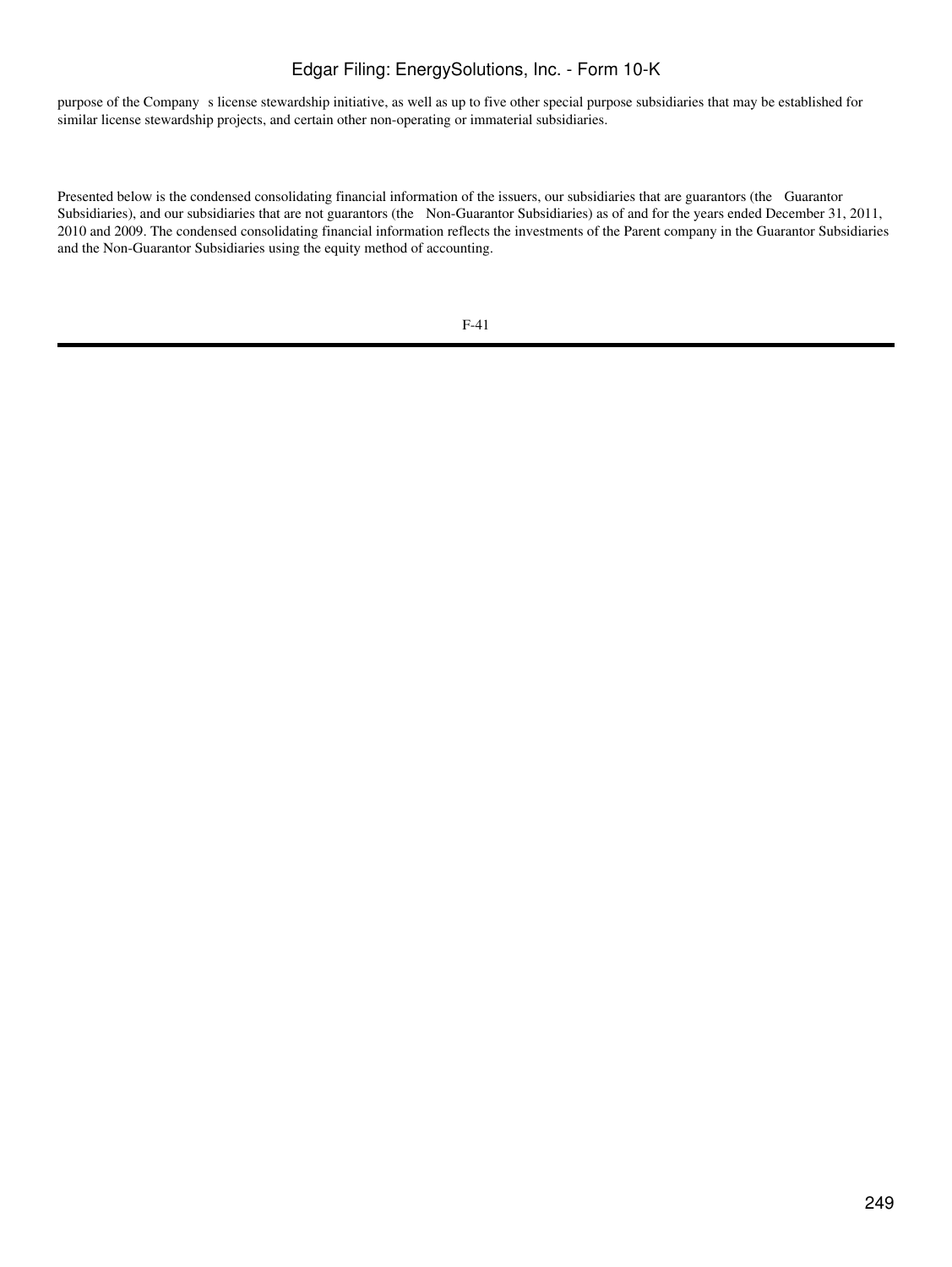purpose of the Company s license stewardship initiative, as well as up to five other special purpose subsidiaries that may be established for similar license stewardship projects, and certain other non-operating or immaterial subsidiaries.

Presented below is the condensed consolidating financial information of the issuers, our subsidiaries that are guarantors (the Guarantor Subsidiaries), and our subsidiaries that are not guarantors (the Non-Guarantor Subsidiaries) as of and for the years ended December 31, 2011, 2010 and 2009. The condensed consolidating financial information reflects the investments of the Parent company in the Guarantor Subsidiaries and the Non-Guarantor Subsidiaries using the equity method of accounting.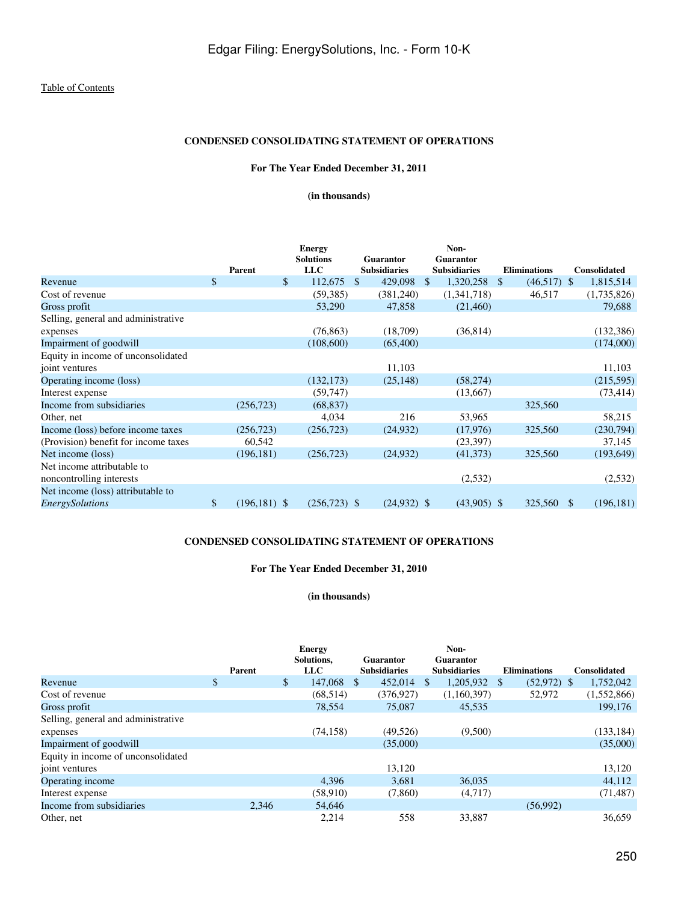[Table of Contents](#)

**CONDENSED CONSOLIDATING STATEMENT OF OPERATIONS**

**For The Year Ended December 31, 2011**

**(in thousands)**

| | Parent | Energy Solutions LLC | Guarantor Subsidiaries | Non-Guarantor Subsidiaries | Eliminations | Consolidated |
|---|---|---|---|---|---|---|
| Revenue | $ | $ 112,675 | $ 429,098 | $ 1,320,258 | $ (46,517) | $ 1,815,514 |
| Cost of revenue | | (59,385) | (381,240) | (1,341,718) | 46,517 | (1,735,826) |
| Gross profit | | 53,290 | 47,858 | (21,460) | | 79,688 |
| Selling, general and administrative expenses | | (76,863) | (18,709) | (36,814) | | (132,386) |
| Impairment of goodwill | | (108,600) | (65,400) | | | (174,000) |
| Equity in income of unconsolidated joint ventures | | | 11,103 | | | 11,103 |
| Operating income (loss) | | (132,173) | (25,148) | (58,274) | | (215,595) |
| Interest expense | | (59,747) | | (13,667) | | (73,414) |
| Income from subsidiaries | (256,723) | (68,837) | | | 325,560 | |
| Other, net | | 4,034 | 216 | 53,965 | | 58,215 |
| Income (loss) before income taxes | (256,723) | (256,723) | (24,932) | (17,976) | 325,560 | (230,794) |
| (Provision) benefit for income taxes | 60,542 | | | (23,397) | | 37,145 |
| Net income (loss) | (196,181) | (256,723) | (24,932) | (41,373) | 325,560 | (193,649) |
| Net income attributable to noncontrolling interests | | | | (2,532) | | (2,532) |
| Net income (loss) attributable to *EnergySolutions* | $ (196,181) | $ (256,723) | $ (24,932) | $ (43,905) | $ 325,560 | $ (196,181) |

**CONDENSED CONSOLIDATING STATEMENT OF OPERATIONS**

**For The Year Ended December 31, 2010**

**(in thousands)**

| | Parent | Energy Solutions, LLC | Guarantor Subsidiaries | Non-Guarantor Subsidiaries | Eliminations | Consolidated |
|---|---|---|---|---|---|---|
| Revenue | $ | $ 147,068 | $ 452,014 | $ 1,205,932 | $ (52,972) | $ 1,752,042 |
| Cost of revenue | | (68,514) | (376,927) | (1,160,397) | 52,972 | (1,552,866) |
| Gross profit | | 78,554 | 75,087 | 45,535 | | 199,176 |
| Selling, general and administrative expenses | | (74,158) | (49,526) | (9,500) | | (133,184) |
| Impairment of goodwill | | | (35,000) | | | (35,000) |
| Equity in income of unconsolidated joint ventures | | | 13,120 | | | 13,120 |
| Operating income | | 4,396 | 3,681 | 36,035 | | 44,112 |
| Interest expense | | (58,910) | (7,860) | (4,717) | | (71,487) |
| Income from subsidiaries | 2,346 | 54,646 | | | (56,992) | |
| Other, net | | 2,214 | 558 | 33,887 | | 36,659 |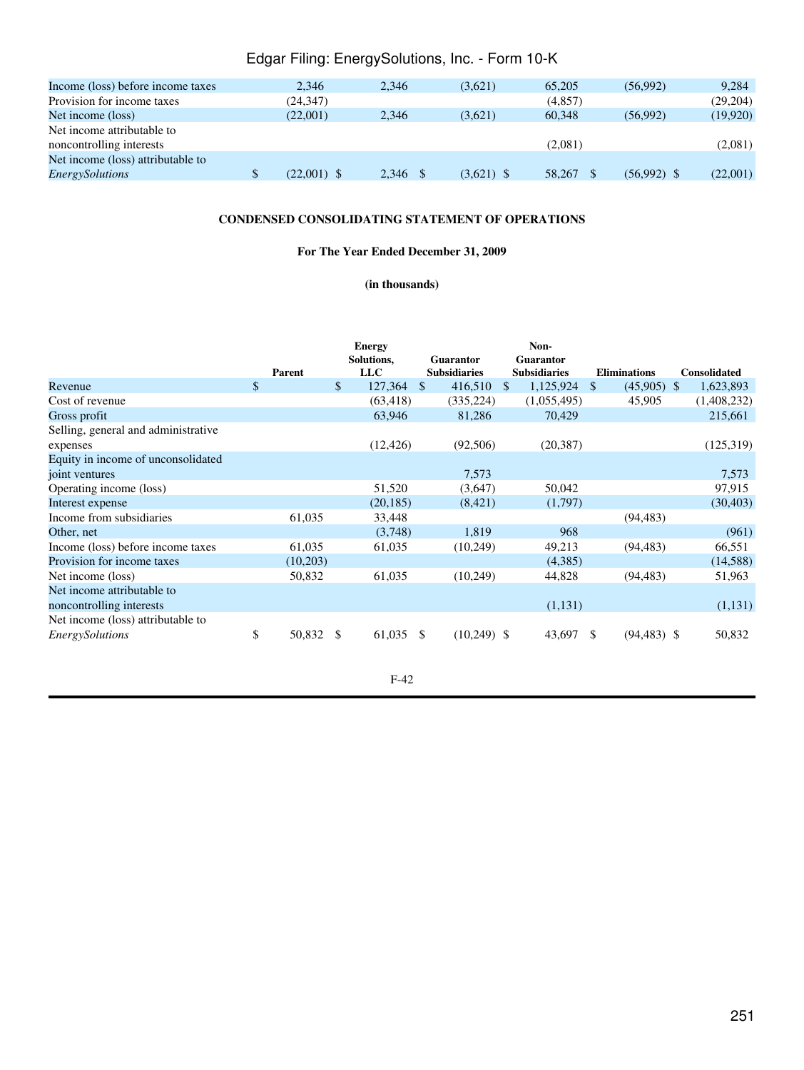| | Parent | Energy Solutions, LLC | Guarantor Subsidiaries | Non-Guarantor Subsidiaries | Eliminations | Consolidated |
|---|---|---|---|---|---|---|
| Income (loss) before income taxes | 2,346 | 2,346 | (3,621) | 65,205 | (56,992) | 9,284 |
| Provision for income taxes | (24,347) | | | (4,857) | | (29,204) |
| Net income (loss) | (22,001) | 2,346 | (3,621) | 60,348 | (56,992) | (19,920) |
| Net income attributable to noncontrolling interests | | | | (2,081) | | (2,081) |
| Net income (loss) attributable to *EnergySolutions* | $ (22,001) | $ 2,346 | $ (3,621) | $ 58,267 | $ (56,992) | $ (22,001) |

**CONDENSED CONSOLIDATING STATEMENT OF OPERATIONS**

**For The Year Ended December 31, 2009**

**(in thousands)**

| | Parent | Energy Solutions, LLC | Guarantor Subsidiaries | Non-Guarantor Subsidiaries | Eliminations | Consolidated |
|---|---|---|---|---|---|---|
| Revenue | $ | $ 127,364 | $ 416,510 | $ 1,125,924 | $ (45,905) | $ 1,623,893 |
| Cost of revenue | | (63,418) | (335,224) | (1,055,495) | 45,905 | (1,408,232) |
| Gross profit | | 63,946 | 81,286 | 70,429 | | 215,661 |
| Selling, general and administrative expenses | | (12,426) | (92,506) | (20,387) | | (125,319) |
| Equity in income of unconsolidated joint ventures | | | 7,573 | | | 7,573 |
| Operating income (loss) | | 51,520 | (3,647) | 50,042 | | 97,915 |
| Interest expense | | (20,185) | (8,421) | (1,797) | | (30,403) |
| Income from subsidiaries | 61,035 | 33,448 | | | (94,483) | |
| Other, net | | (3,748) | 1,819 | 968 | | (961) |
| Income (loss) before income taxes | 61,035 | 61,035 | (10,249) | 49,213 | (94,483) | 66,551 |
| Provision for income taxes | (10,203) | | | (4,385) | | (14,588) |
| Net income (loss) | 50,832 | 61,035 | (10,249) | 44,828 | (94,483) | 51,963 |
| Net income attributable to noncontrolling interests | | | | (1,131) | | (1,131) |
| Net income (loss) attributable to *EnergySolutions* | $ 50,832 | $ 61,035 | $ (10,249) | $ 43,697 | $ (94,483) | $ 50,832 |

F-42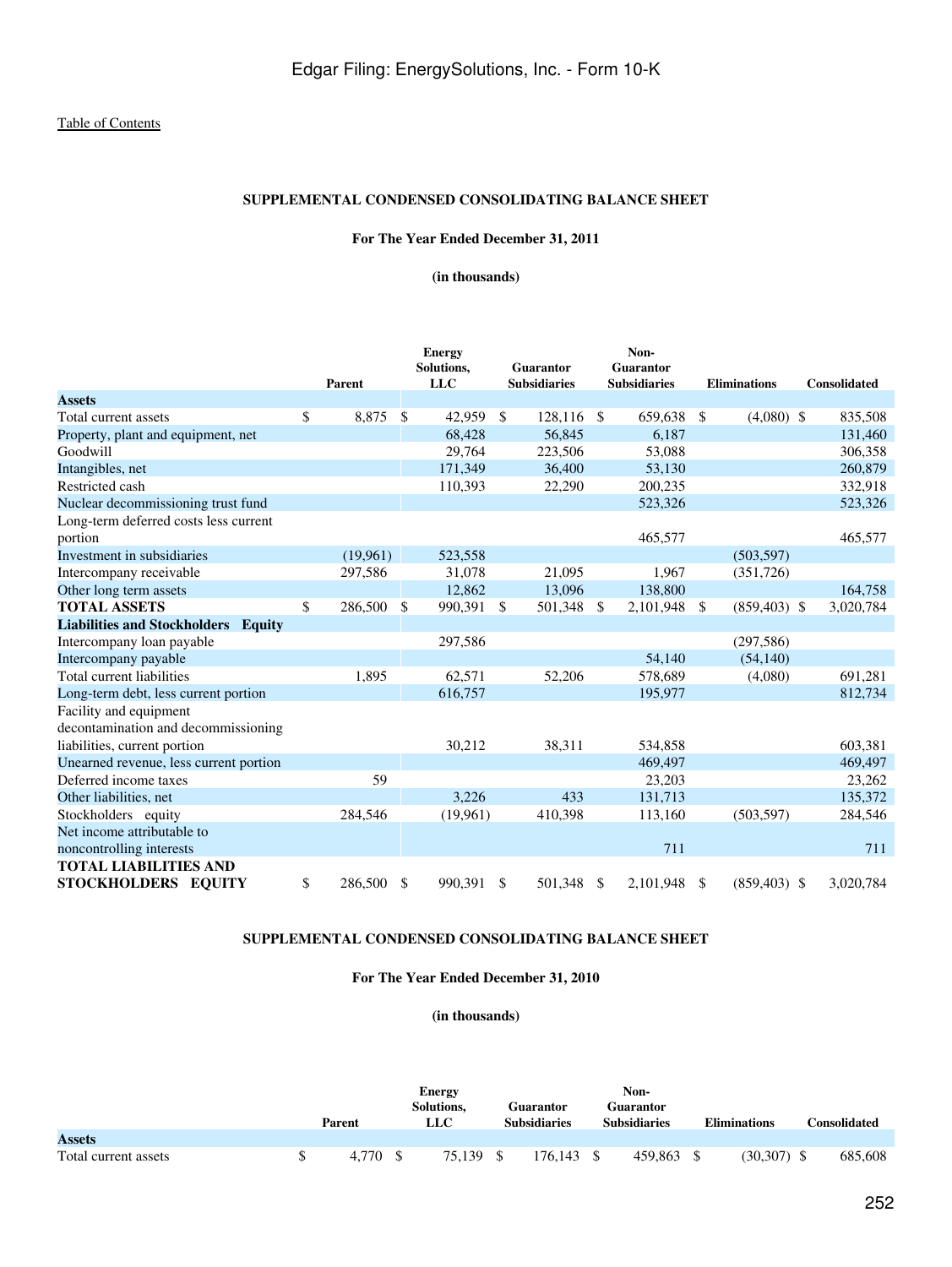Table of Contents

**SUPPLEMENTAL CONDENSED CONSOLIDATING BALANCE SHEET**

**For The Year Ended December 31, 2011**

**(in thousands)**

| | Parent | Energy Solutions, LLC | Guarantor Subsidiaries | Non-Guarantor Subsidiaries | Eliminations | Consolidated |
|---|---|---|---|---|---|---|
| **Assets** | | | | | | |
| Total current assets | $ 8,875 | $ 42,959 | $ 128,116 | $ 659,638 | $ (4,080) | $ 835,508 |
| Property, plant and equipment, net | | 68,428 | 56,845 | 6,187 | | 131,460 |
| Goodwill | | 29,764 | 223,506 | 53,088 | | 306,358 |
| Intangibles, net | | 171,349 | 36,400 | 53,130 | | 260,879 |
| Restricted cash | | 110,393 | 22,290 | 200,235 | | 332,918 |
| Nuclear decommissioning trust fund | | | | 523,326 | | 523,326 |
| Long-term deferred costs less current portion | | | | 465,577 | | 465,577 |
| Investment in subsidiaries | (19,961) | 523,558 | | | (503,597) | |
| Intercompany receivable | 297,586 | 31,078 | 21,095 | 1,967 | (351,726) | |
| Other long term assets | | 12,862 | 13,096 | 138,800 | | 164,758 |
| **TOTAL ASSETS** | $ 286,500 | $ 990,391 | $ 501,348 | $ 2,101,948 | $ (859,403) | $ 3,020,784 |
| **Liabilities and Stockholders Equity** | | | | | | |
| Intercompany loan payable | | 297,586 | | | (297,586) | |
| Intercompany payable | | | | 54,140 | (54,140) | |
| Total current liabilities | 1,895 | 62,571 | 52,206 | 578,689 | (4,080) | 691,281 |
| Long-term debt, less current portion | | 616,757 | | 195,977 | | 812,734 |
| Facility and equipment decontamination and decommissioning liabilities, current portion | | 30,212 | 38,311 | 534,858 | | 603,381 |
| Unearned revenue, less current portion | | | | 469,497 | | 469,497 |
| Deferred income taxes | 59 | | | 23,203 | | 23,262 |
| Other liabilities, net | | 3,226 | 433 | 131,713 | | 135,372 |
| Stockholders equity | 284,546 | (19,961) | 410,398 | 113,160 | (503,597) | 284,546 |
| Net income attributable to noncontrolling interests | | | | 711 | | 711 |
| **TOTAL LIABILITIES AND STOCKHOLDERS EQUITY** | $ 286,500 | $ 990,391 | $ 501,348 | $ 2,101,948 | $ (859,403) | $ 3,020,784 |

**SUPPLEMENTAL CONDENSED CONSOLIDATING BALANCE SHEET**

**For The Year Ended December 31, 2010**

**(in thousands)**

| | Parent | Energy Solutions, LLC | Guarantor Subsidiaries | Non-Guarantor Subsidiaries | Eliminations | Consolidated |
|---|---|---|---|---|---|---|
| **Assets** | | | | | | |
| Total current assets | $ 4,770 | $ 75,139 | $ 176,143 | $ 459,863 | $ (30,307) | $ 685,608 |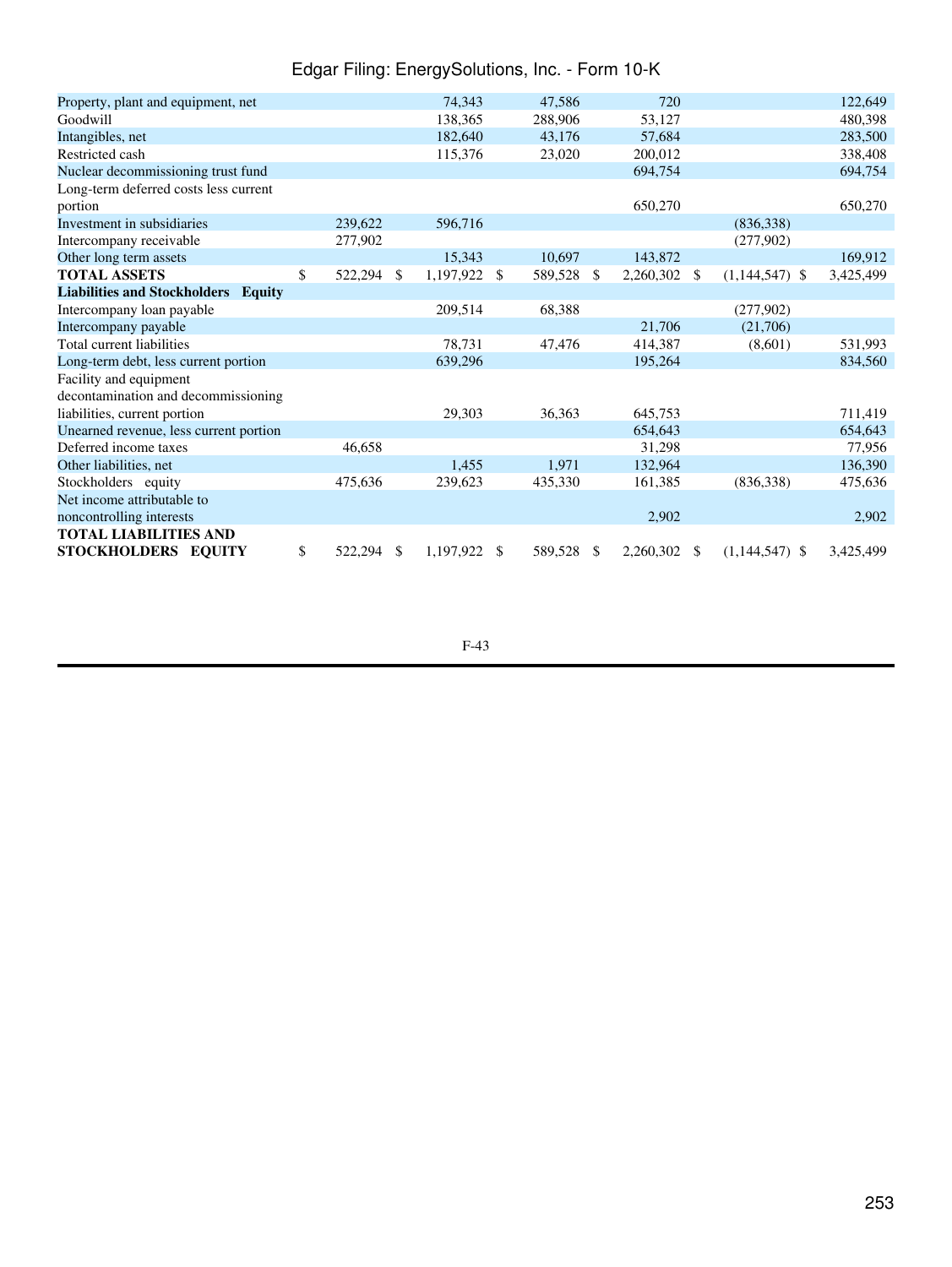| | | | | | |
|---|---|---|---|---|---|
| Property, plant and equipment, net | | 74,343 | 47,586 | 720 | | 122,649 |
| Goodwill | | 138,365 | 288,906 | 53,127 | | 480,398 |
| Intangibles, net | | 182,640 | 43,176 | 57,684 | | 283,500 |
| Restricted cash | | 115,376 | 23,020 | 200,012 | | 338,408 |
| Nuclear decommissioning trust fund | | | | 694,754 | | 694,754 |
| Long-term deferred costs less current portion | | | | 650,270 | | 650,270 |
| Investment in subsidiaries | 239,622 | 596,716 | | | (836,338) | |
| Intercompany receivable | 277,902 | | | | (277,902) | |
| Other long term assets | | 15,343 | 10,697 | 143,872 | | 169,912 |
| **TOTAL ASSETS** | $ 522,294 | $ 1,197,922 | $ 589,528 | $ 2,260,302 | $ (1,144,547) | $ 3,425,499 |
| **Liabilities and Stockholders Equity** | | | | | | |
| Intercompany loan payable | | 209,514 | 68,388 | | (277,902) | |
| Intercompany payable | | | | 21,706 | (21,706) | |
| Total current liabilities | | 78,731 | 47,476 | 414,387 | (8,601) | 531,993 |
| Long-term debt, less current portion | | 639,296 | | 195,264 | | 834,560 |
| Facility and equipment decontamination and decommissioning liabilities, current portion | | 29,303 | 36,363 | 645,753 | | 711,419 |
| Unearned revenue, less current portion | | | | 654,643 | | 654,643 |
| Deferred income taxes | 46,658 | | | 31,298 | | 77,956 |
| Other liabilities, net | | 1,455 | 1,971 | 132,964 | | 136,390 |
| Stockholders equity | 475,636 | 239,623 | 435,330 | 161,385 | (836,338) | 475,636 |
| Net income attributable to noncontrolling interests | | | | 2,902 | | 2,902 |
| **TOTAL LIABILITIES AND STOCKHOLDERS EQUITY** | $ 522,294 | $ 1,197,922 | $ 589,528 | $ 2,260,302 | $ (1,144,547) | $ 3,425,499 |

F-43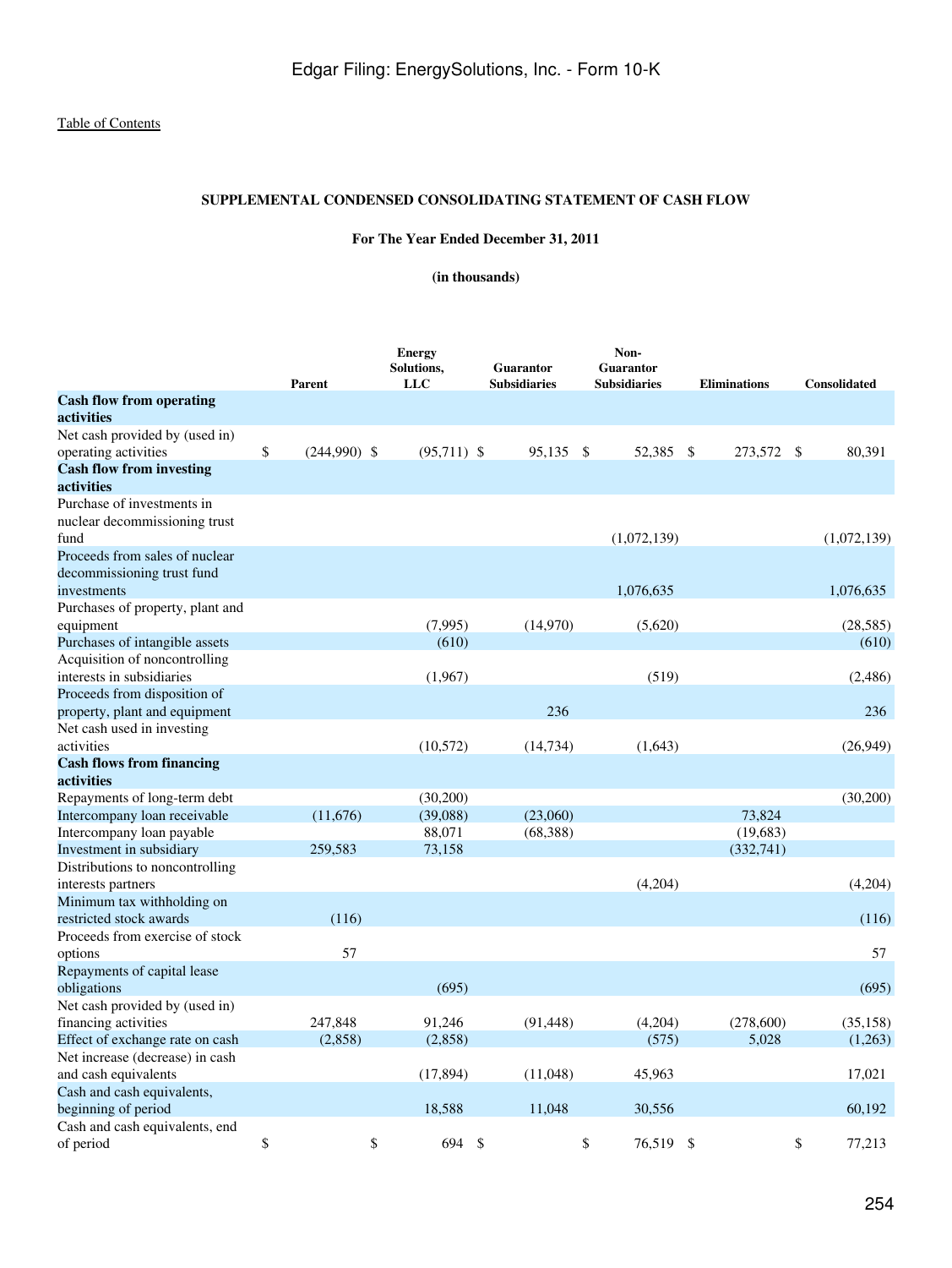Edgar Filing: EnergySolutions, Inc. - Form 10-K

Table of Contents

**SUPPLEMENTAL CONDENSED CONSOLIDATING STATEMENT OF CASH FLOW**

**For The Year Ended December 31, 2011**

**(in thousands)**

| | Parent | Energy Solutions, LLC | Guarantor Subsidiaries | Non-Guarantor Subsidiaries | Eliminations | Consolidated |
|---|---|---|---|---|---|---|
| **Cash flow from operating activities** | | | | | | |
| Net cash provided by (used in) operating activities | $ (244,990) | $ (95,711) | $ 95,135 | $ 52,385 | $ 273,572 | $ 80,391 |
| **Cash flow from investing activities** | | | | | | |
| Purchase of investments in nuclear decommissioning trust fund | | | | (1,072,139) | | (1,072,139) |
| Proceeds from sales of nuclear decommissioning trust fund investments | | | | 1,076,635 | | 1,076,635 |
| Purchases of property, plant and equipment | | (7,995) | (14,970) | (5,620) | | (28,585) |
| Purchases of intangible assets | | (610) | | | | (610) |
| Acquisition of noncontrolling interests in subsidiaries | | (1,967) | | (519) | | (2,486) |
| Proceeds from disposition of property, plant and equipment | | | 236 | | | 236 |
| Net cash used in investing activities | | (10,572) | (14,734) | (1,643) | | (26,949) |
| **Cash flows from financing activities** | | | | | | |
| Repayments of long-term debt | | (30,200) | | | | (30,200) |
| Intercompany loan receivable | (11,676) | (39,088) | (23,060) | | 73,824 | |
| Intercompany loan payable | | 88,071 | (68,388) | | (19,683) | |
| Investment in subsidiary | 259,583 | 73,158 | | | (332,741) | |
| Distributions to noncontrolling interests partners | | | | (4,204) | | (4,204) |
| Minimum tax withholding on restricted stock awards | (116) | | | | | (116) |
| Proceeds from exercise of stock options | 57 | | | | | 57 |
| Repayments of capital lease obligations | | (695) | | | | (695) |
| Net cash provided by (used in) financing activities | 247,848 | 91,246 | (91,448) | (4,204) | (278,600) | (35,158) |
| Effect of exchange rate on cash | (2,858) | (2,858) | | (575) | 5,028 | (1,263) |
| Net increase (decrease) in cash and cash equivalents | | (17,894) | (11,048) | 45,963 | | 17,021 |
| Cash and cash equivalents, beginning of period | | 18,588 | 11,048 | 30,556 | | 60,192 |
| Cash and cash equivalents, end of period | $ | $ 694 | $ | $ 76,519 | $ | $ 77,213 |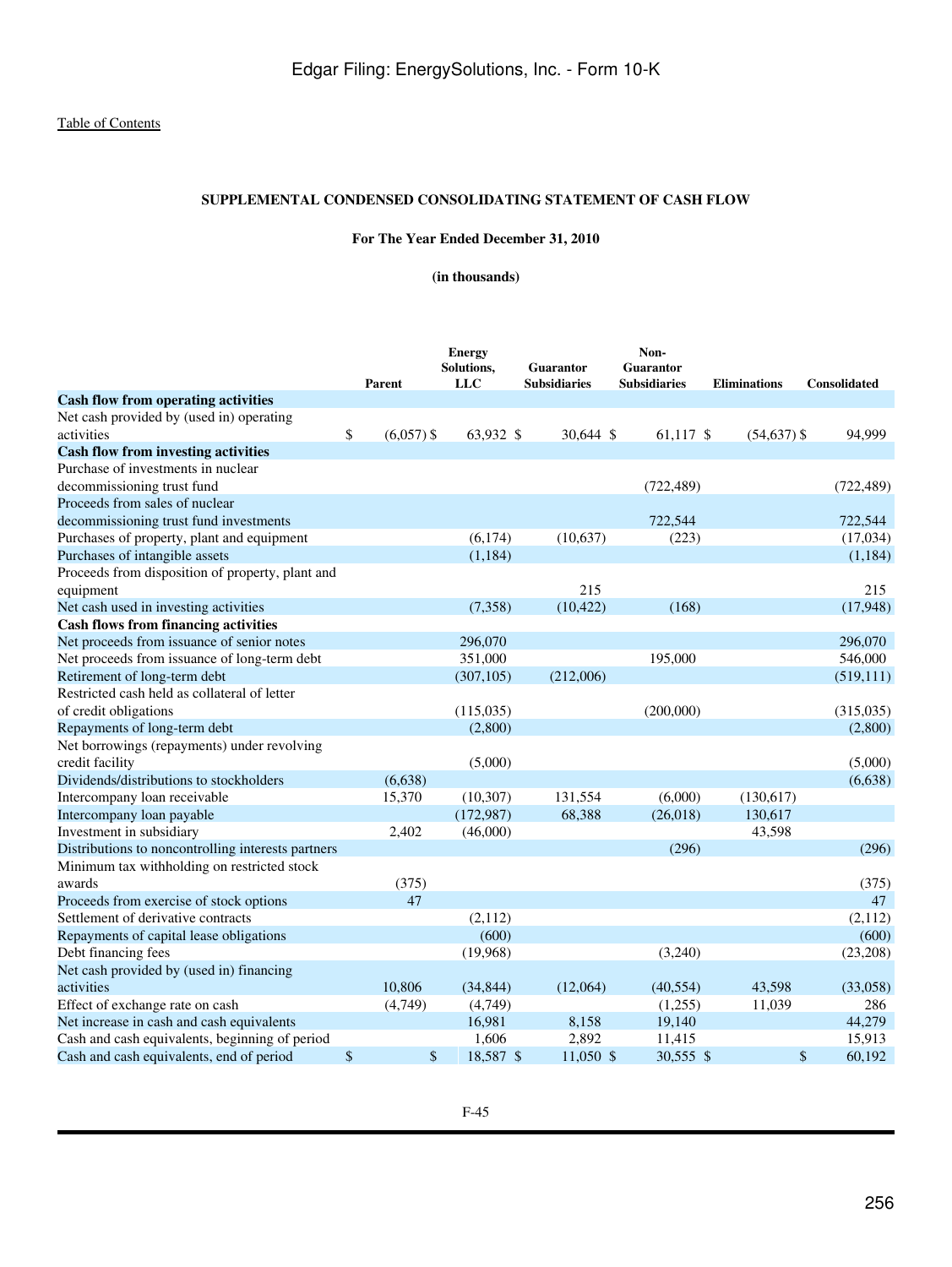Table of Contents

## SUPPLEMENTAL CONDENSED CONSOLIDATING STATEMENT OF CASH FLOW

### For The Year Ended December 31, 2010

### (in thousands)

| | Parent | Energy Solutions, LLC | Guarantor Subsidiaries | Non-Guarantor Subsidiaries | Eliminations | Consolidated |
|---|---|---|---|---|---|---|
| **Cash flow from operating activities** | | | | | | |
| Net cash provided by (used in) operating activities | $ (6,057) | $ 63,932 | $ 30,644 | $ 61,117 | $ (54,637) | $ 94,999 |
| **Cash flow from investing activities** | | | | | | |
| Purchase of investments in nuclear decommissioning trust fund | | | | (722,489) | | (722,489) |
| Proceeds from sales of nuclear decommissioning trust fund investments | | | | 722,544 | | 722,544 |
| Purchases of property, plant and equipment | | (6,174) | (10,637) | (223) | | (17,034) |
| Purchases of intangible assets | | (1,184) | | | | (1,184) |
| Proceeds from disposition of property, plant and equipment | | | 215 | | | 215 |
| Net cash used in investing activities | | (7,358) | (10,422) | (168) | | (17,948) |
| **Cash flows from financing activities** | | | | | | |
| Net proceeds from issuance of senior notes | | 296,070 | | | | 296,070 |
| Net proceeds from issuance of long-term debt | | 351,000 | | 195,000 | | 546,000 |
| Retirement of long-term debt | | (307,105) | (212,006) | | | (519,111) |
| Restricted cash held as collateral of letter of credit obligations | | (115,035) | | (200,000) | | (315,035) |
| Repayments of long-term debt | | (2,800) | | | | (2,800) |
| Net borrowings (repayments) under revolving credit facility | | (5,000) | | | | (5,000) |
| Dividends/distributions to stockholders | (6,638) | | | | | (6,638) |
| Intercompany loan receivable | 15,370 | (10,307) | 131,554 | (6,000) | (130,617) | |
| Intercompany loan payable | | (172,987) | 68,388 | (26,018) | 130,617 | |
| Investment in subsidiary | 2,402 | (46,000) | | | 43,598 | |
| Distributions to noncontrolling interests partners | | | | (296) | | (296) |
| Minimum tax withholding on restricted stock awards | (375) | | | | | (375) |
| Proceeds from exercise of stock options | 47 | | | | | 47 |
| Settlement of derivative contracts | | (2,112) | | | | (2,112) |
| Repayments of capital lease obligations | | (600) | | | | (600) |
| Debt financing fees | | (19,968) | | (3,240) | | (23,208) |
| Net cash provided by (used in) financing activities | 10,806 | (34,844) | (12,064) | (40,554) | 43,598 | (33,058) |
| Effect of exchange rate on cash | (4,749) | (4,749) | | (1,255) | 11,039 | 286 |
| Net increase in cash and cash equivalents | | 16,981 | 8,158 | 19,140 | | 44,279 |
| Cash and cash equivalents, beginning of period | | 1,606 | 2,892 | 11,415 | | 15,913 |
| Cash and cash equivalents, end of period | $ | $ 18,587 | $ 11,050 | $ 30,555 | $ | $ 60,192 |

F-45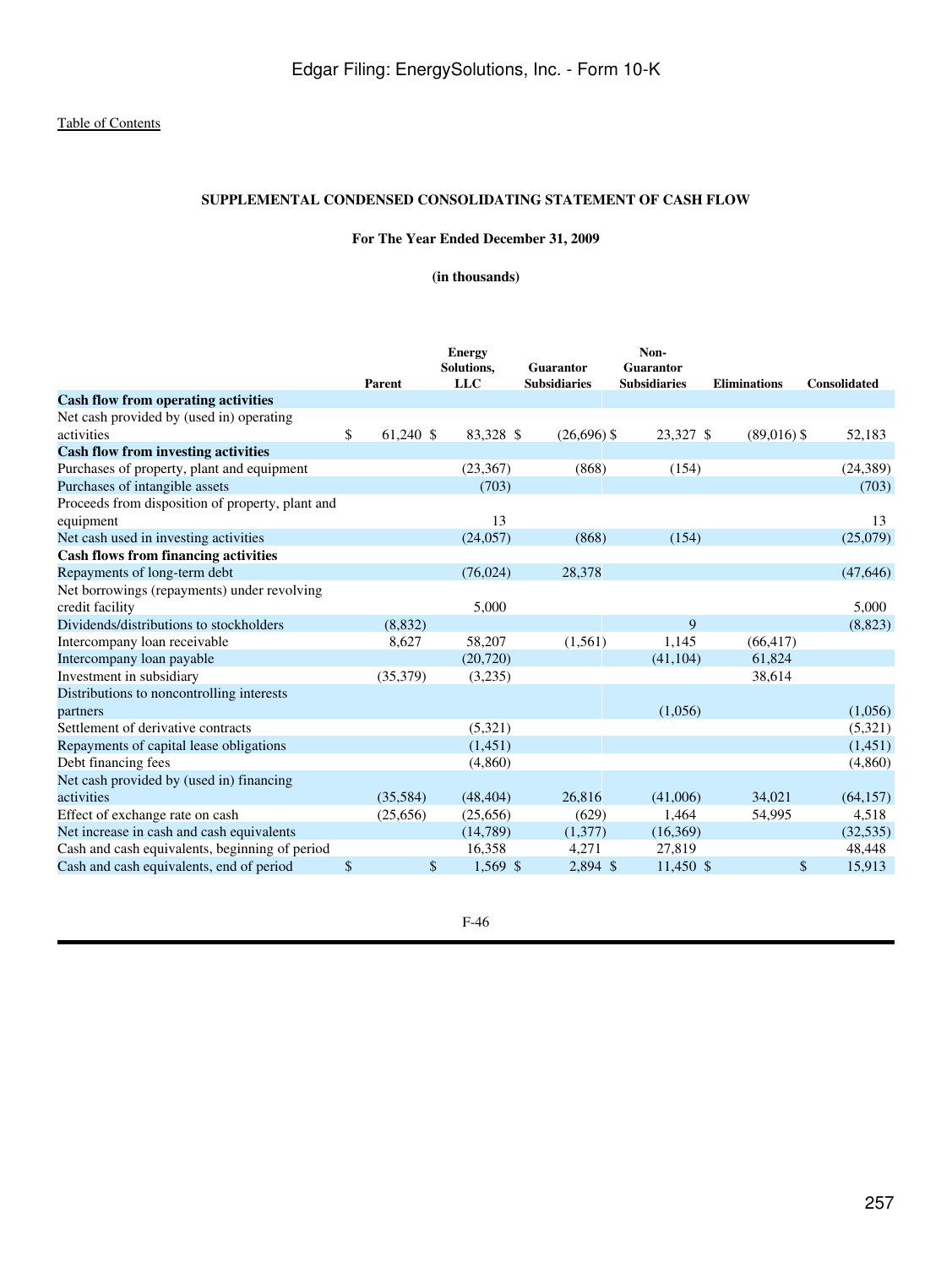Edgar Filing: EnergySolutions, Inc. - Form 10-K

Table of Contents

**SUPPLEMENTAL CONDENSED CONSOLIDATING STATEMENT OF CASH FLOW**

**For The Year Ended December 31, 2009**

**(in thousands)**

| | Parent | Energy Solutions, LLC | Guarantor Subsidiaries | Non-Guarantor Subsidiaries | Eliminations | Consolidated |
|---|---|---|---|---|---|---|
| **Cash flow from operating activities** | | | | | | |
| Net cash provided by (used in) operating activities | $ 61,240 | $ 83,328 | $ (26,696) | $ 23,327 | $ (89,016) | $ 52,183 |
| **Cash flow from investing activities** | | | | | | |
| Purchases of property, plant and equipment | | (23,367) | (868) | (154) | | (24,389) |
| Purchases of intangible assets | | (703) | | | | (703) |
| Proceeds from disposition of property, plant and equipment | | 13 | | | | 13 |
| Net cash used in investing activities | | (24,057) | (868) | (154) | | (25,079) |
| **Cash flows from financing activities** | | | | | | |
| Repayments of long-term debt | | (76,024) | 28,378 | | | (47,646) |
| Net borrowings (repayments) under revolving credit facility | | 5,000 | | | | 5,000 |
| Dividends/distributions to stockholders | (8,832) | | | 9 | | (8,823) |
| Intercompany loan receivable | 8,627 | 58,207 | (1,561) | 1,145 | (66,417) | |
| Intercompany loan payable | | (20,720) | | (41,104) | 61,824 | |
| Investment in subsidiary | (35,379) | (3,235) | | | 38,614 | |
| Distributions to noncontrolling interests partners | | | | (1,056) | | (1,056) |
| Settlement of derivative contracts | | (5,321) | | | | (5,321) |
| Repayments of capital lease obligations | | (1,451) | | | | (1,451) |
| Debt financing fees | | (4,860) | | | | (4,860) |
| Net cash provided by (used in) financing activities | (35,584) | (48,404) | 26,816 | (41,006) | 34,021 | (64,157) |
| Effect of exchange rate on cash | (25,656) | (25,656) | (629) | 1,464 | 54,995 | 4,518 |
| Net increase in cash and cash equivalents | | (14,789) | (1,377) | (16,369) | | (32,535) |
| Cash and cash equivalents, beginning of period | | 16,358 | 4,271 | 27,819 | | 48,448 |
| Cash and cash equivalents, end of period | $ | $ 1,569 | $ 2,894 | $ 11,450 | $ | $ 15,913 |

F-46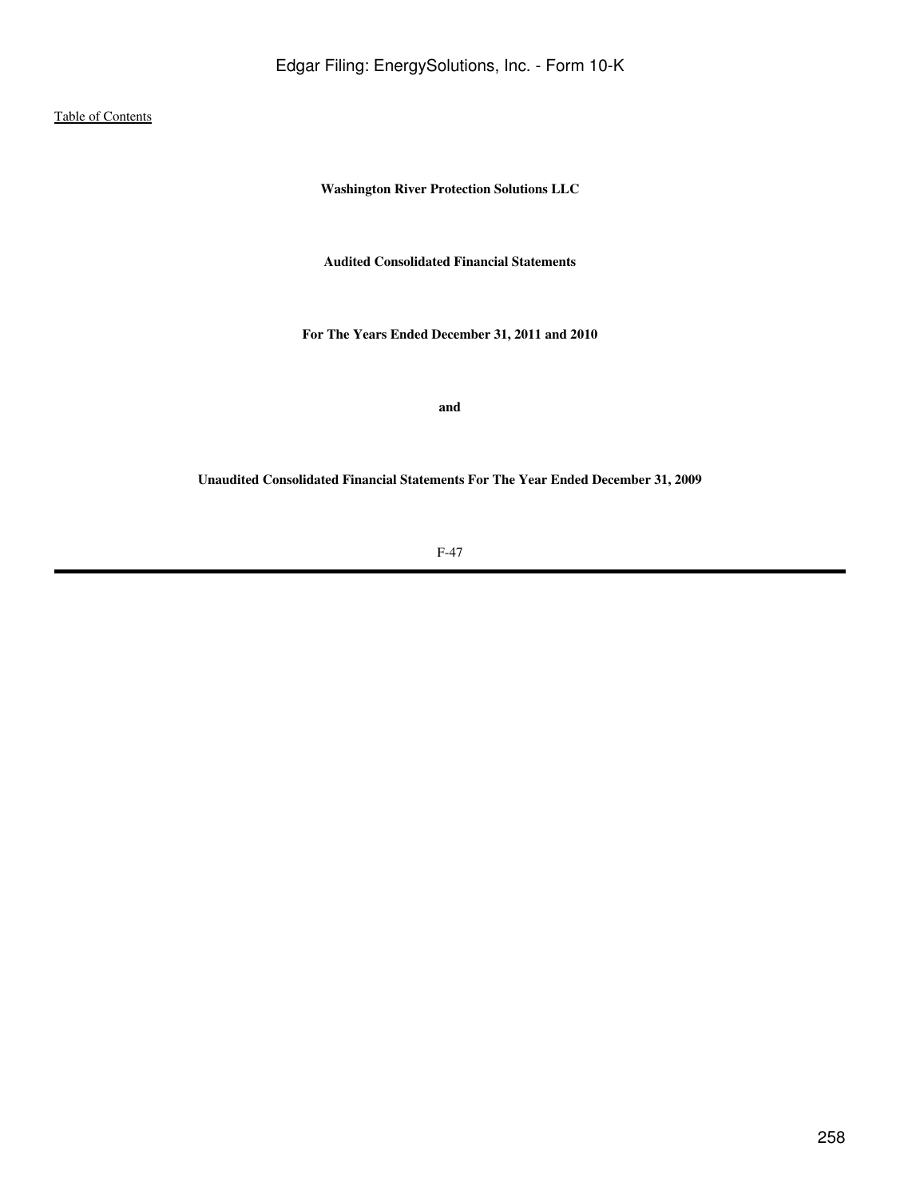**Washington River Protection Solutions LLC**

**Audited Consolidated Financial Statements**

**For The Years Ended December 31, 2011 and 2010**

**and**

**Unaudited Consolidated Financial Statements For The Year Ended December 31, 2009**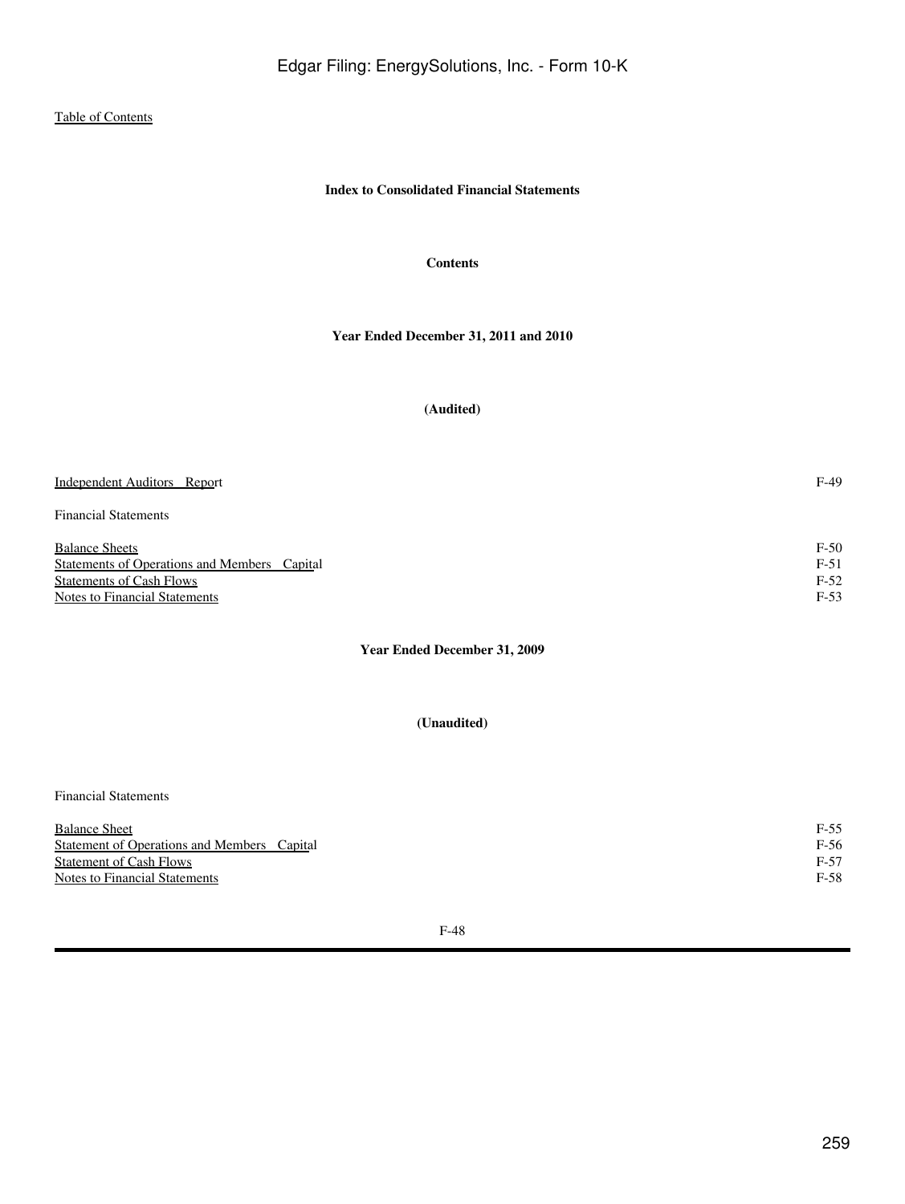Table of Contents

**Index to Consolidated Financial Statements**

**Contents**

**Year Ended December 31, 2011 and 2010**

**(Audited)**

| | |
|---|---|
| Independent Auditors Report | F-49 |
| Financial Statements | |
| Balance Sheets | F-50 |
| Statements of Operations and Members Capital | F-51 |
| Statements of Cash Flows | F-52 |
| Notes to Financial Statements | F-53 |

**Year Ended December 31, 2009**

**(Unaudited)**

| | |
|---|---|
| Financial Statements | |
| Balance Sheet | F-55 |
| Statement of Operations and Members Capital | F-56 |
| Statement of Cash Flows | F-57 |
| Notes to Financial Statements | F-58 |

F-48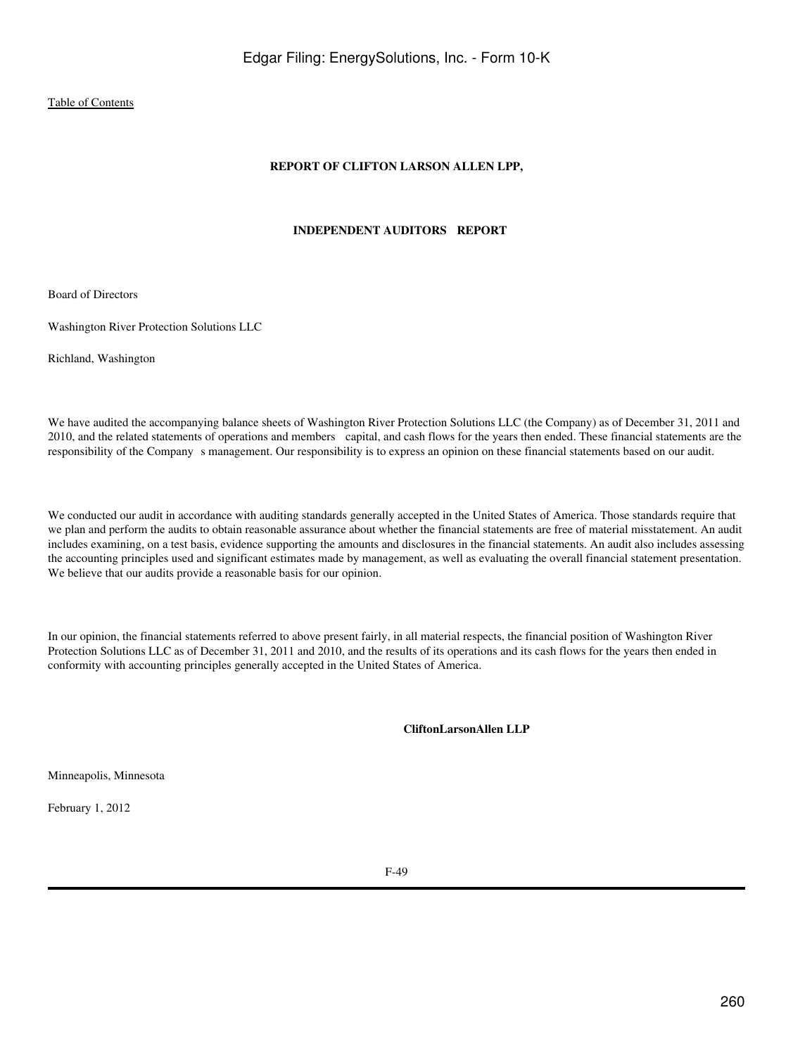**REPORT OF CLIFTON LARSON ALLEN LPP,**

**INDEPENDENT AUDITORS REPORT**

Board of Directors

Washington River Protection Solutions LLC

Richland, Washington

We have audited the accompanying balance sheets of Washington River Protection Solutions LLC (the Company) as of December 31, 2011 and 2010, and the related statements of operations and members capital, and cash flows for the years then ended. These financial statements are the responsibility of the Company s management. Our responsibility is to express an opinion on these financial statements based on our audit.

We conducted our audit in accordance with auditing standards generally accepted in the United States of America. Those standards require that we plan and perform the audits to obtain reasonable assurance about whether the financial statements are free of material misstatement. An audit includes examining, on a test basis, evidence supporting the amounts and disclosures in the financial statements. An audit also includes assessing the accounting principles used and significant estimates made by management, as well as evaluating the overall financial statement presentation. We believe that our audits provide a reasonable basis for our opinion.

In our opinion, the financial statements referred to above present fairly, in all material respects, the financial position of Washington River Protection Solutions LLC as of December 31, 2011 and 2010, and the results of its operations and its cash flows for the years then ended in conformity with accounting principles generally accepted in the United States of America.

**CliftonLarsonAllen LLP**

Minneapolis, Minnesota

February 1, 2012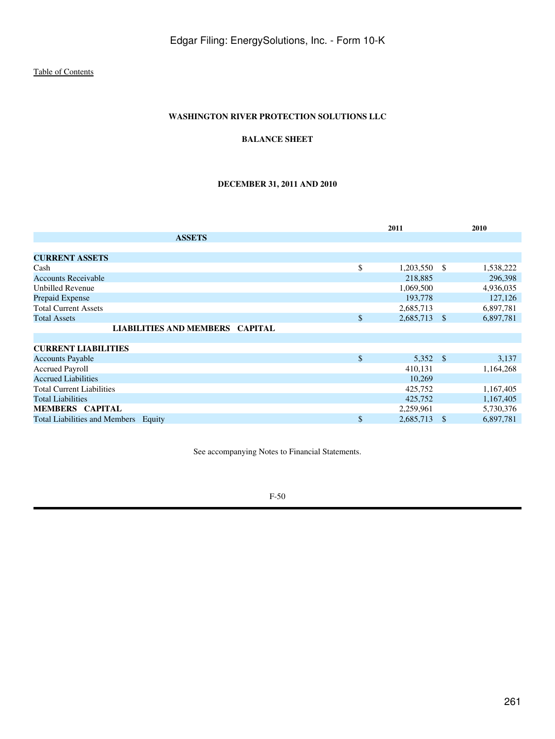Table of Contents

**WASHINGTON RIVER PROTECTION SOLUTIONS LLC**

**BALANCE SHEET**

**DECEMBER 31, 2011 AND 2010**

| | 2011 | 2010 |
|---|---|---|
| **ASSETS** | | |
| **CURRENT ASSETS** | | |
| Cash | $ 1,203,550 | $ 1,538,222 |
| Accounts Receivable | 218,885 | 296,398 |
| Unbilled Revenue | 1,069,500 | 4,936,035 |
| Prepaid Expense | 193,778 | 127,126 |
| Total Current Assets | 2,685,713 | 6,897,781 |
| Total Assets | $ 2,685,713 | $ 6,897,781 |
| **LIABILITIES AND MEMBERS CAPITAL** | | |
| **CURRENT LIABILITIES** | | |
| Accounts Payable | $ 5,352 | $ 3,137 |
| Accrued Payroll | 410,131 | 1,164,268 |
| Accrued Liabilities | 10,269 | |
| Total Current Liabilities | 425,752 | 1,167,405 |
| Total Liabilities | 425,752 | 1,167,405 |
| **MEMBERS CAPITAL** | 2,259,961 | 5,730,376 |
| Total Liabilities and Members Equity | $ 2,685,713 | $ 6,897,781 |

See accompanying Notes to Financial Statements.

F-50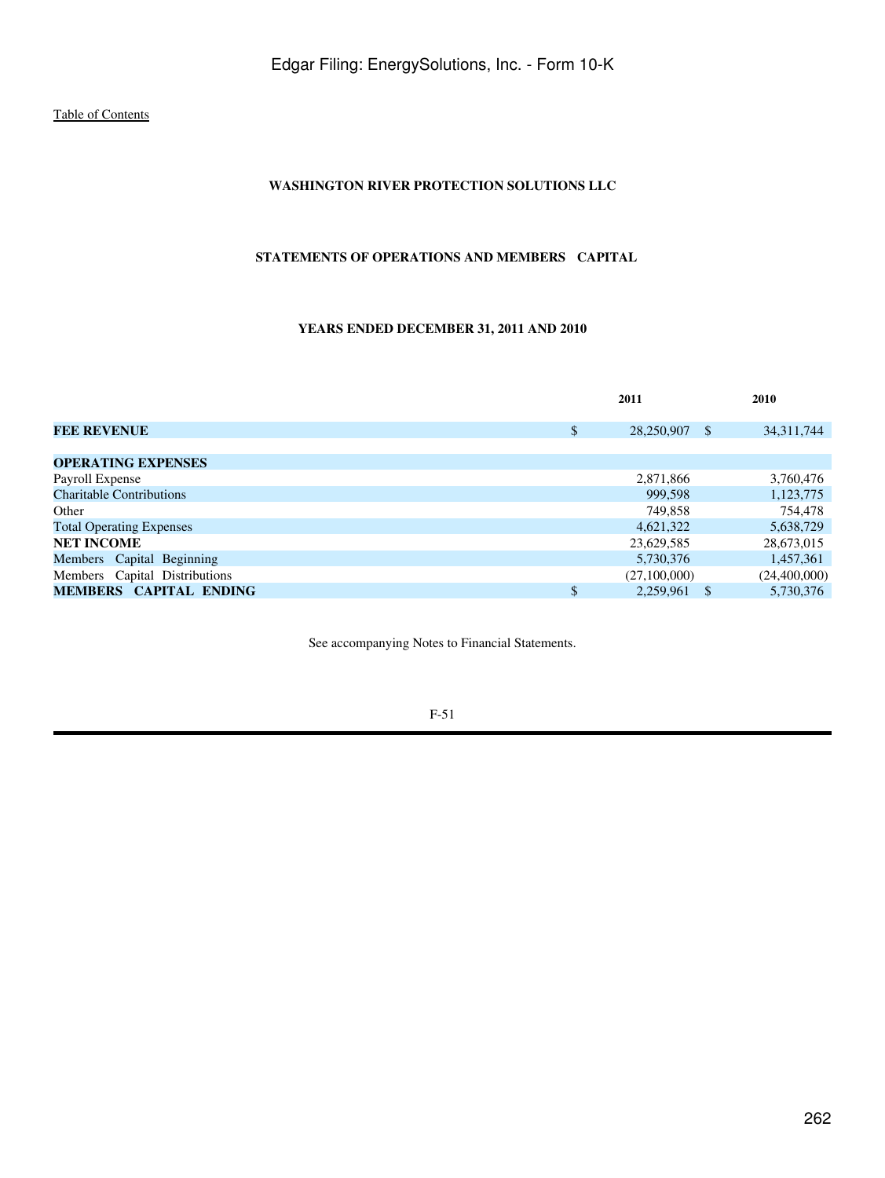Table of Contents

**WASHINGTON RIVER PROTECTION SOLUTIONS LLC**

**STATEMENTS OF OPERATIONS AND MEMBERS CAPITAL**

**YEARS ENDED DECEMBER 31, 2011 AND 2010**

| | 2011 | 2010 |
|---|---|---|
| **FEE REVENUE** | $ 28,250,907 | $ 34,311,744 |
| | | |
| **OPERATING EXPENSES** | | |
| Payroll Expense | 2,871,866 | 3,760,476 |
| Charitable Contributions | 999,598 | 1,123,775 |
| Other | 749,858 | 754,478 |
| Total Operating Expenses | 4,621,322 | 5,638,729 |
| **NET INCOME** | 23,629,585 | 28,673,015 |
| Members Capital Beginning | 5,730,376 | 1,457,361 |
| Members Capital Distributions | (27,100,000) | (24,400,000) |
| **MEMBERS CAPITAL ENDING** | $ 2,259,961 | $ 5,730,376 |

See accompanying Notes to Financial Statements.

F-51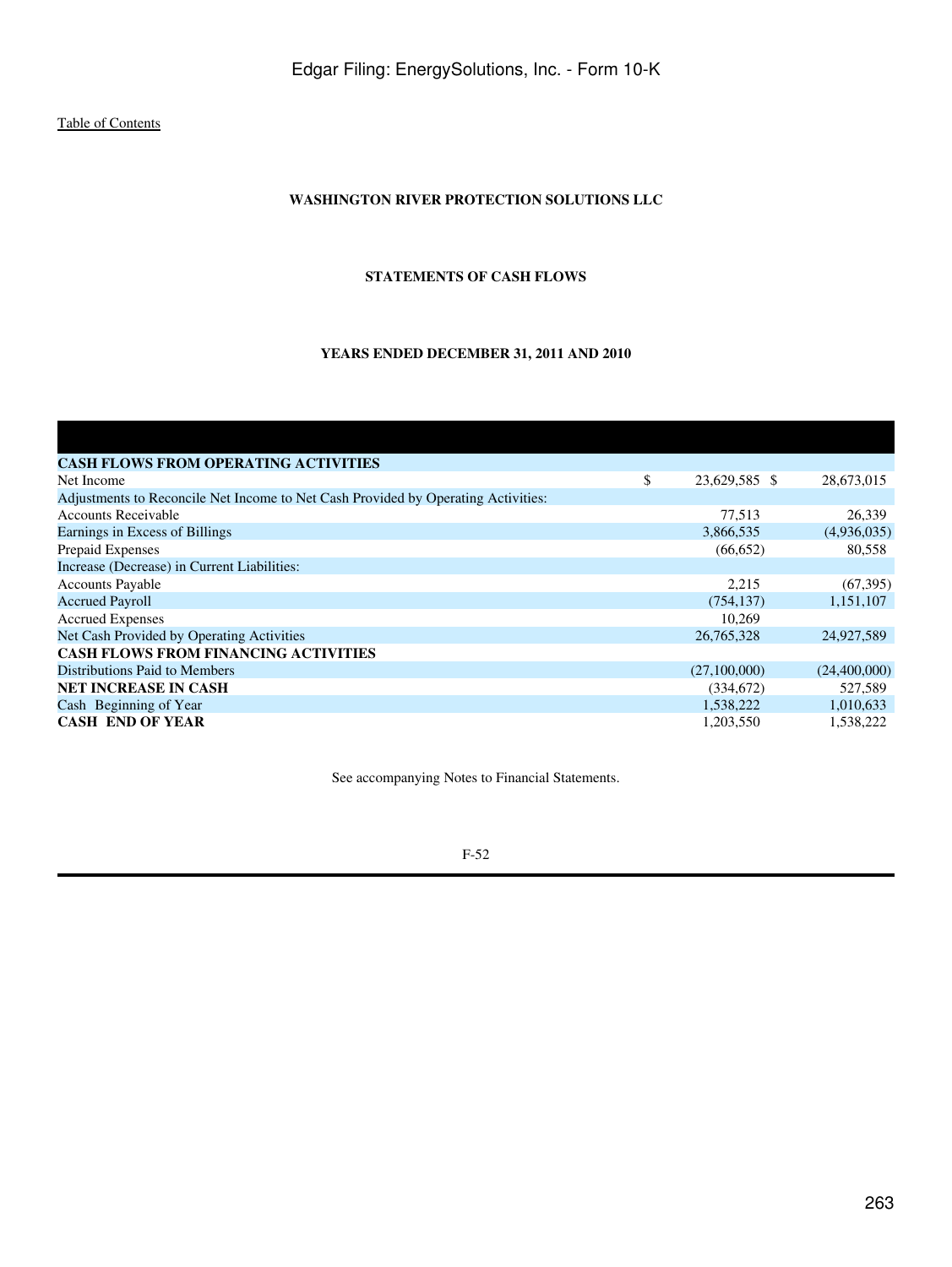[Table of Contents](#)

**WASHINGTON RIVER PROTECTION SOLUTIONS LLC**

**STATEMENTS OF CASH FLOWS**

**YEARS ENDED DECEMBER 31, 2011 AND 2010**

| | 2011 | 2010 |
|---|---|---|
| **CASH FLOWS FROM OPERATING ACTIVITIES** | | |
| Net Income | $ 23,629,585 | $ 28,673,015 |
| Adjustments to Reconcile Net Income to Net Cash Provided by Operating Activities: | | |
| Accounts Receivable | 77,513 | 26,339 |
| Earnings in Excess of Billings | 3,866,535 | (4,936,035) |
| Prepaid Expenses | (66,652) | 80,558 |
| Increase (Decrease) in Current Liabilities: | | |
| Accounts Payable | 2,215 | (67,395) |
| Accrued Payroll | (754,137) | 1,151,107 |
| Accrued Expenses | 10,269 | |
| Net Cash Provided by Operating Activities | 26,765,328 | 24,927,589 |
| **CASH FLOWS FROM FINANCING ACTIVITIES** | | |
| Distributions Paid to Members | (27,100,000) | (24,400,000) |
| **NET INCREASE IN CASH** | (334,672) | 527,589 |
| Cash Beginning of Year | 1,538,222 | 1,010,633 |
| **CASH END OF YEAR** | 1,203,550 | 1,538,222 |

See accompanying Notes to Financial Statements.

F-52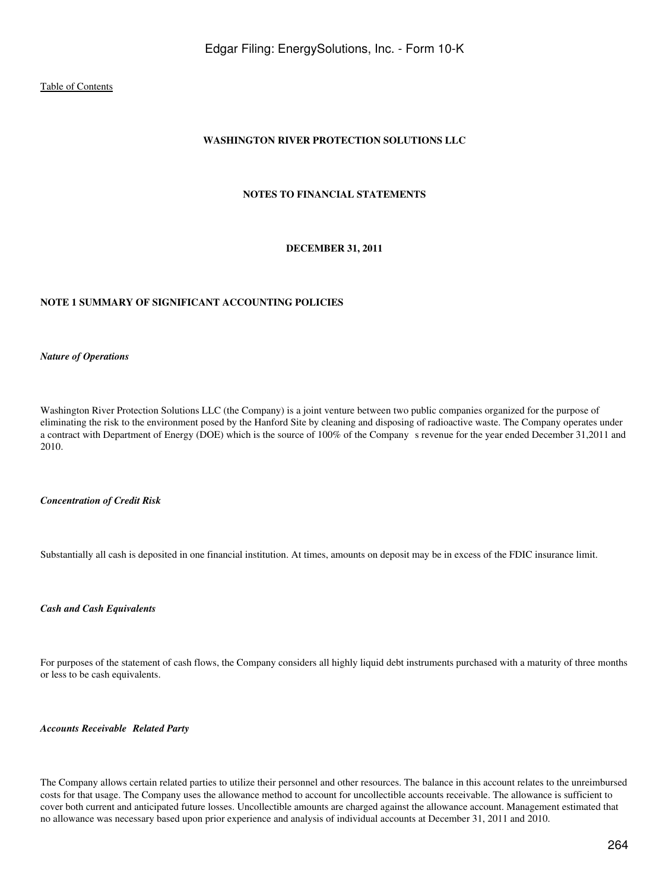[Table of Contents](#)

**WASHINGTON RIVER PROTECTION SOLUTIONS LLC**

**NOTES TO FINANCIAL STATEMENTS**

**DECEMBER 31, 2011**

**NOTE 1 SUMMARY OF SIGNIFICANT ACCOUNTING POLICIES**

***Nature of Operations***

Washington River Protection Solutions LLC (the Company) is a joint venture between two public companies organized for the purpose of eliminating the risk to the environment posed by the Hanford Site by cleaning and disposing of radioactive waste. The Company operates under a contract with Department of Energy (DOE) which is the source of 100% of the Company s revenue for the year ended December 31,2011 and 2010.

***Concentration of Credit Risk***

Substantially all cash is deposited in one financial institution. At times, amounts on deposit may be in excess of the FDIC insurance limit.

***Cash and Cash Equivalents***

For purposes of the statement of cash flows, the Company considers all highly liquid debt instruments purchased with a maturity of three months or less to be cash equivalents.

***Accounts Receivable Related Party***

The Company allows certain related parties to utilize their personnel and other resources. The balance in this account relates to the unreimbursed costs for that usage. The Company uses the allowance method to account for uncollectible accounts receivable. The allowance is sufficient to cover both current and anticipated future losses. Uncollectible amounts are charged against the allowance account. Management estimated that no allowance was necessary based upon prior experience and analysis of individual accounts at December 31, 2011 and 2010.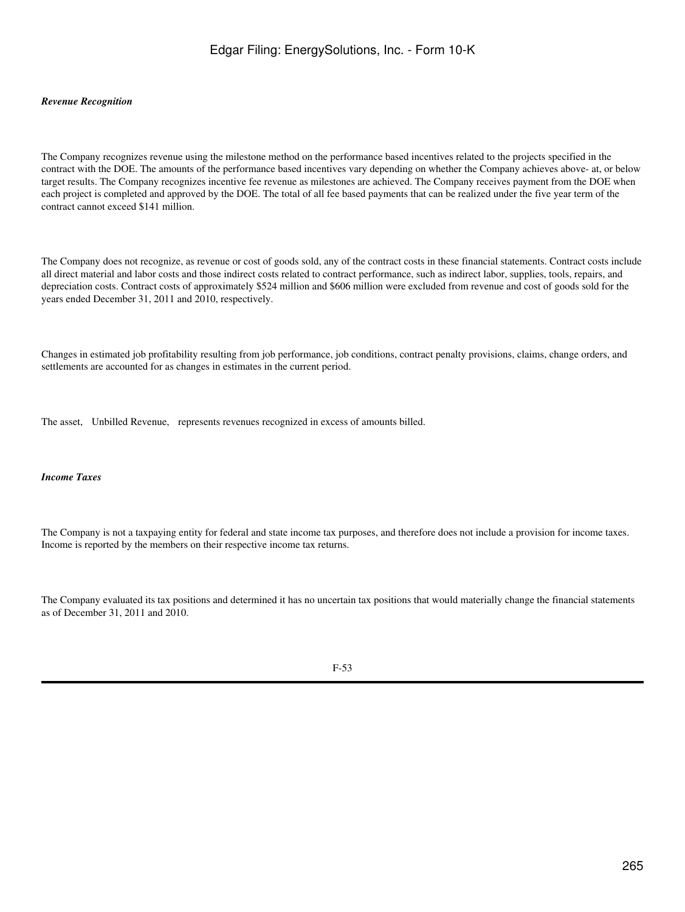*Revenue Recognition*

The Company recognizes revenue using the milestone method on the performance based incentives related to the projects specified in the contract with the DOE. The amounts of the performance based incentives vary depending on whether the Company achieves above- at, or below target results. The Company recognizes incentive fee revenue as milestones are achieved. The Company receives payment from the DOE when each project is completed and approved by the DOE. The total of all fee based payments that can be realized under the five year term of the contract cannot exceed $141 million.

The Company does not recognize, as revenue or cost of goods sold, any of the contract costs in these financial statements. Contract costs include all direct material and labor costs and those indirect costs related to contract performance, such as indirect labor, supplies, tools, repairs, and depreciation costs. Contract costs of approximately $524 million and $606 million were excluded from revenue and cost of goods sold for the years ended December 31, 2011 and 2010, respectively.

Changes in estimated job profitability resulting from job performance, job conditions, contract penalty provisions, claims, change orders, and settlements are accounted for as changes in estimates in the current period.

The asset, Unbilled Revenue, represents revenues recognized in excess of amounts billed.

*Income Taxes*

The Company is not a taxpaying entity for federal and state income tax purposes, and therefore does not include a provision for income taxes. Income is reported by the members on their respective income tax returns.

The Company evaluated its tax positions and determined it has no uncertain tax positions that would materially change the financial statements as of December 31, 2011 and 2010.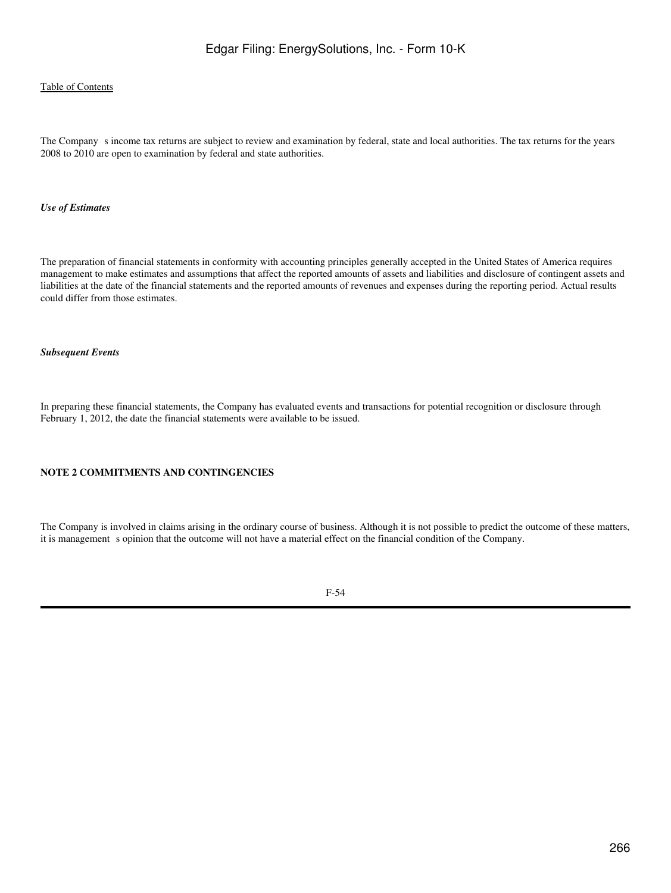The Company s income tax returns are subject to review and examination by federal, state and local authorities. The tax returns for the years 2008 to 2010 are open to examination by federal and state authorities.

*Use of Estimates*

The preparation of financial statements in conformity with accounting principles generally accepted in the United States of America requires management to make estimates and assumptions that affect the reported amounts of assets and liabilities and disclosure of contingent assets and liabilities at the date of the financial statements and the reported amounts of revenues and expenses during the reporting period. Actual results could differ from those estimates.

*Subsequent Events*

In preparing these financial statements, the Company has evaluated events and transactions for potential recognition or disclosure through February 1, 2012, the date the financial statements were available to be issued.

**NOTE 2 COMMITMENTS AND CONTINGENCIES**

The Company is involved in claims arising in the ordinary course of business. Although it is not possible to predict the outcome of these matters, it is management s opinion that the outcome will not have a material effect on the financial condition of the Company.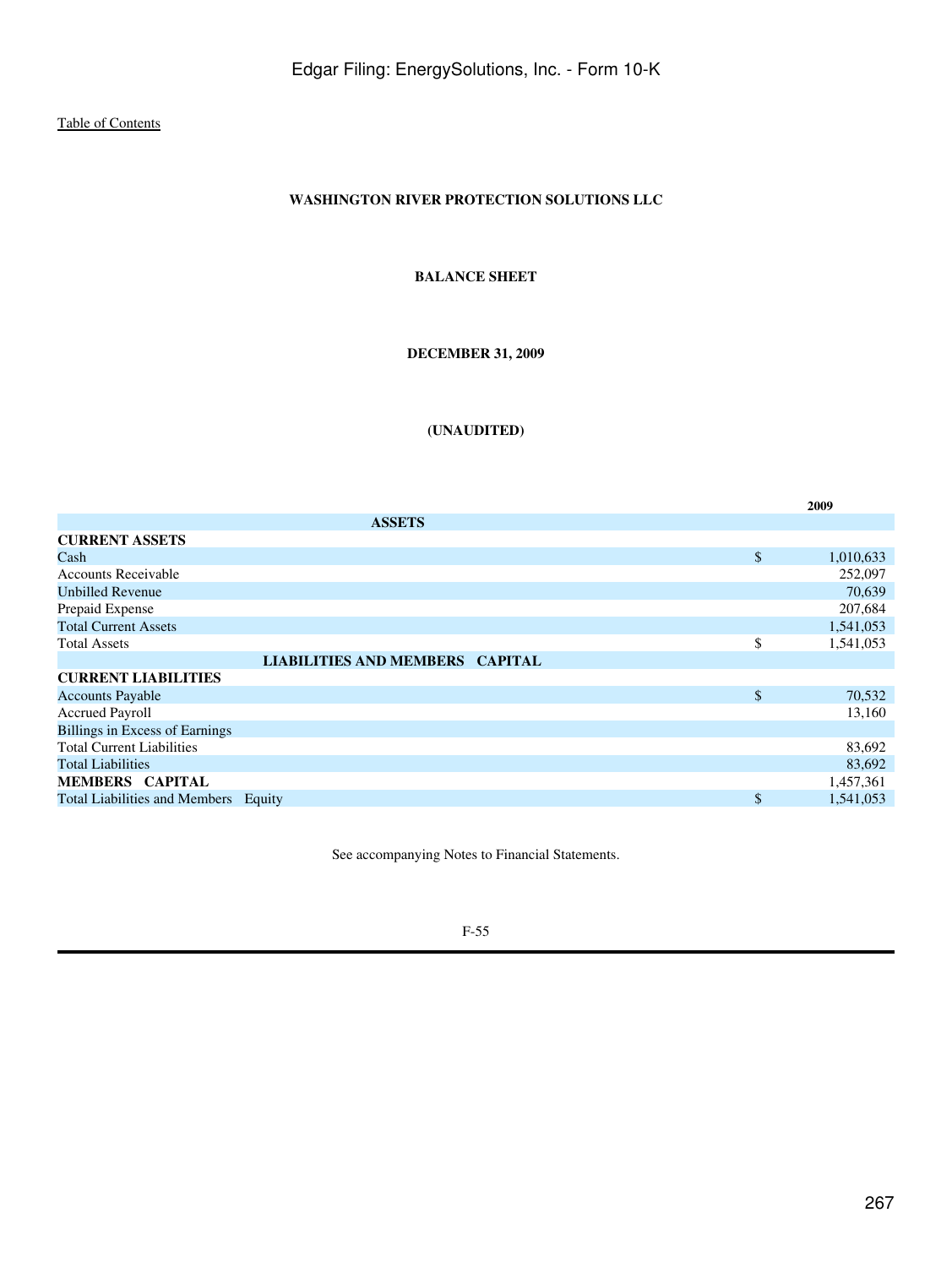Table of Contents

**WASHINGTON RIVER PROTECTION SOLUTIONS LLC**

**BALANCE SHEET**

**DECEMBER 31, 2009**

**(UNAUDITED)**

| | | 2009 |
|---|---|---|
| **ASSETS** | | |
| **CURRENT ASSETS** | | |
| Cash | $ | 1,010,633 |
| Accounts Receivable | | 252,097 |
| Unbilled Revenue | | 70,639 |
| Prepaid Expense | | 207,684 |
| Total Current Assets | | 1,541,053 |
| Total Assets | $ | 1,541,053 |
| **LIABILITIES AND MEMBERS CAPITAL** | | |
| **CURRENT LIABILITIES** | | |
| Accounts Payable | $ | 70,532 |
| Accrued Payroll | | 13,160 |
| Billings in Excess of Earnings | | |
| Total Current Liabilities | | 83,692 |
| Total Liabilities | | 83,692 |
| **MEMBERS CAPITAL** | | 1,457,361 |
| Total Liabilities and Members Equity | $ | 1,541,053 |

See accompanying Notes to Financial Statements.

F-55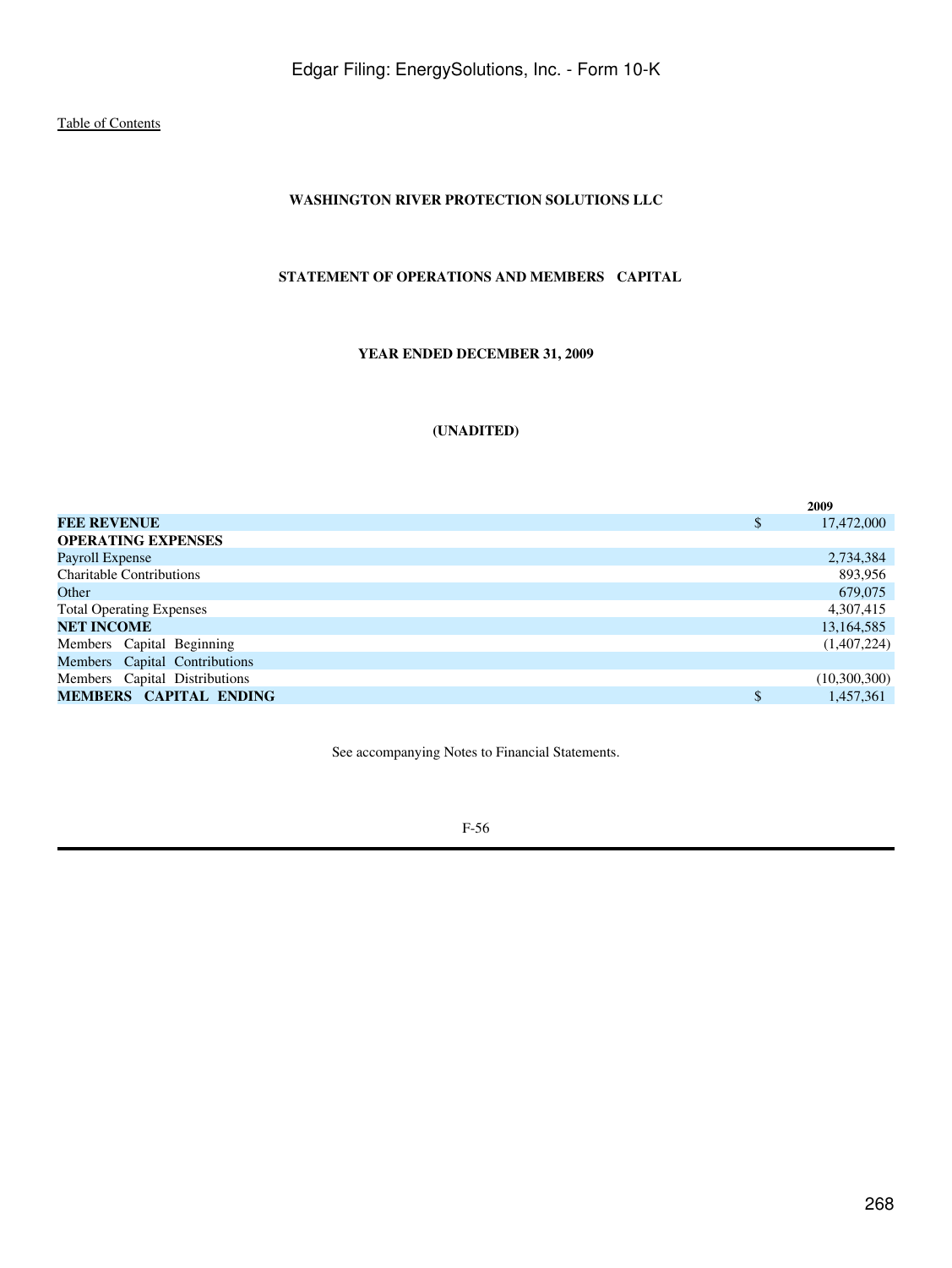Table of Contents

**WASHINGTON RIVER PROTECTION SOLUTIONS LLC**

**STATEMENT OF OPERATIONS AND MEMBERS CAPITAL**

**YEAR ENDED DECEMBER 31, 2009**

**(UNADITED)**

| | | 2009 |
|---|---|---|
| **FEE REVENUE** | $ | 17,472,000 |
| **OPERATING EXPENSES** | | |
| Payroll Expense | | 2,734,384 |
| Charitable Contributions | | 893,956 |
| Other | | 679,075 |
| Total Operating Expenses | | 4,307,415 |
| **NET INCOME** | | 13,164,585 |
| Members Capital Beginning | | (1,407,224) |
| Members Capital Contributions | | |
| Members Capital Distributions | | (10,300,300) |
| **MEMBERS CAPITAL ENDING** | $ | 1,457,361 |

See accompanying Notes to Financial Statements.

F-56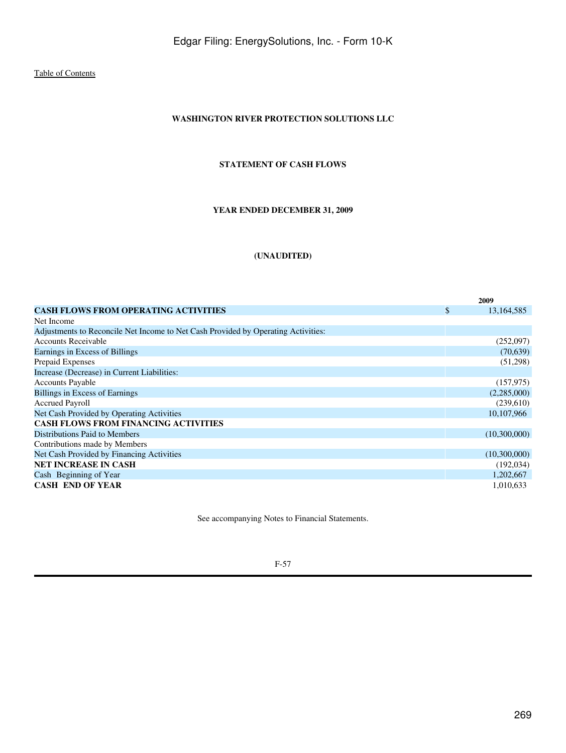Table of Contents

**WASHINGTON RIVER PROTECTION SOLUTIONS LLC**

**STATEMENT OF CASH FLOWS**

**YEAR ENDED DECEMBER 31, 2009**

**(UNAUDITED)**

| | | **2009** |
|---|---|---|
| **CASH FLOWS FROM OPERATING ACTIVITIES** | $ | 13,164,585 |
| Net Income | | |
| Adjustments to Reconcile Net Income to Net Cash Provided by Operating Activities: | | |
| Accounts Receivable | | (252,097) |
| Earnings in Excess of Billings | | (70,639) |
| Prepaid Expenses | | (51,298) |
| Increase (Decrease) in Current Liabilities: | | |
| Accounts Payable | | (157,975) |
| Billings in Excess of Earnings | | (2,285,000) |
| Accrued Payroll | | (239,610) |
| Net Cash Provided by Operating Activities | | 10,107,966 |
| **CASH FLOWS FROM FINANCING ACTIVITIES** | | |
| Distributions Paid to Members | | (10,300,000) |
| Contributions made by Members | | |
| Net Cash Provided by Financing Activities | | (10,300,000) |
| **NET INCREASE IN CASH** | | (192,034) |
| Cash Beginning of Year | | 1,202,667 |
| **CASH END OF YEAR** | | 1,010,633 |

See accompanying Notes to Financial Statements.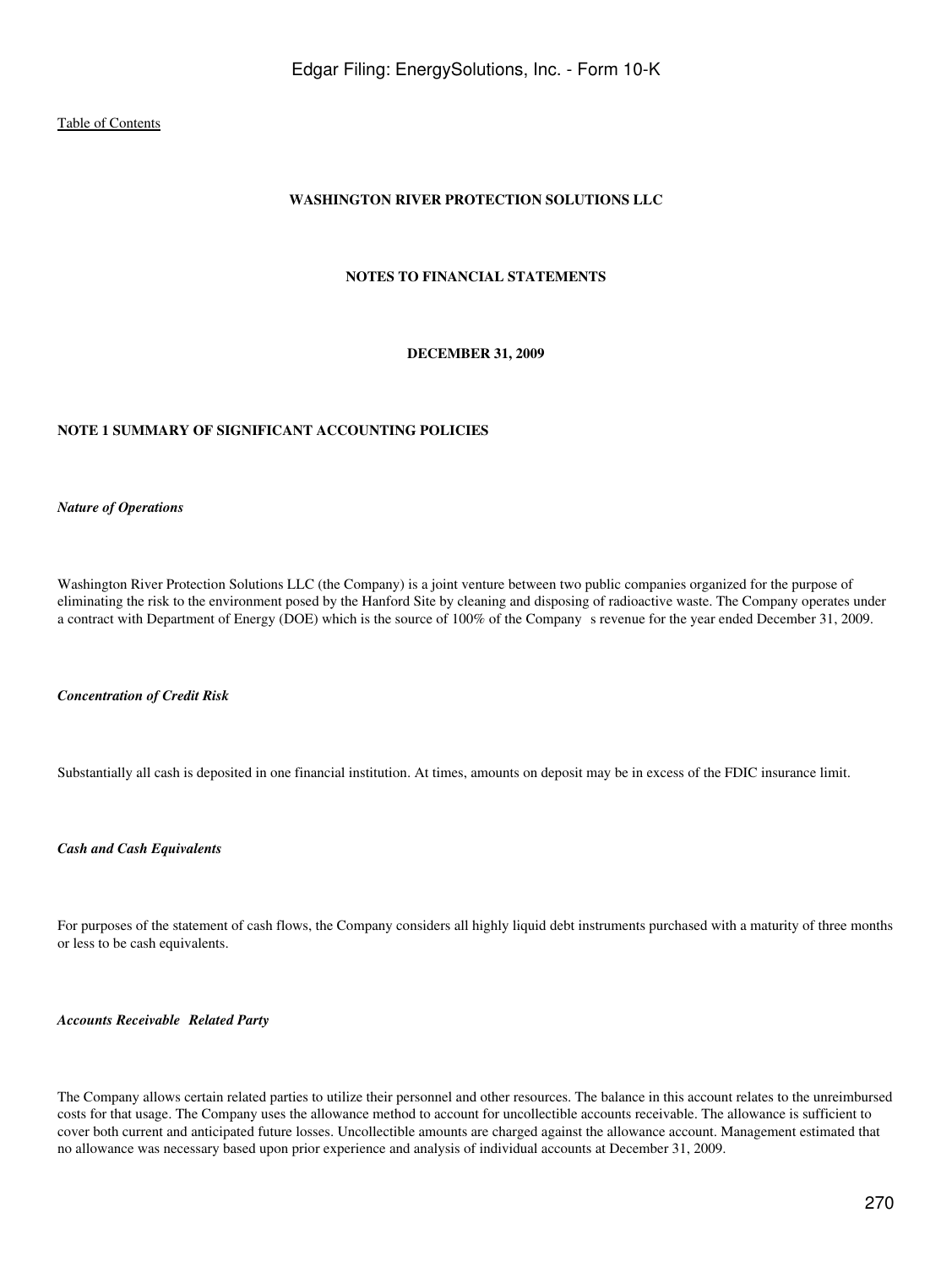**WASHINGTON RIVER PROTECTION SOLUTIONS LLC**

**NOTES TO FINANCIAL STATEMENTS**

**DECEMBER 31, 2009**

**NOTE 1 SUMMARY OF SIGNIFICANT ACCOUNTING POLICIES**

***Nature of Operations***

Washington River Protection Solutions LLC (the Company) is a joint venture between two public companies organized for the purpose of eliminating the risk to the environment posed by the Hanford Site by cleaning and disposing of radioactive waste. The Company operates under a contract with Department of Energy (DOE) which is the source of 100% of the Company s revenue for the year ended December 31, 2009.

***Concentration of Credit Risk***

Substantially all cash is deposited in one financial institution. At times, amounts on deposit may be in excess of the FDIC insurance limit.

***Cash and Cash Equivalents***

For purposes of the statement of cash flows, the Company considers all highly liquid debt instruments purchased with a maturity of three months or less to be cash equivalents.

***Accounts Receivable Related Party***

The Company allows certain related parties to utilize their personnel and other resources. The balance in this account relates to the unreimbursed costs for that usage. The Company uses the allowance method to account for uncollectible accounts receivable. The allowance is sufficient to cover both current and anticipated future losses. Uncollectible amounts are charged against the allowance account. Management estimated that no allowance was necessary based upon prior experience and analysis of individual accounts at December 31, 2009.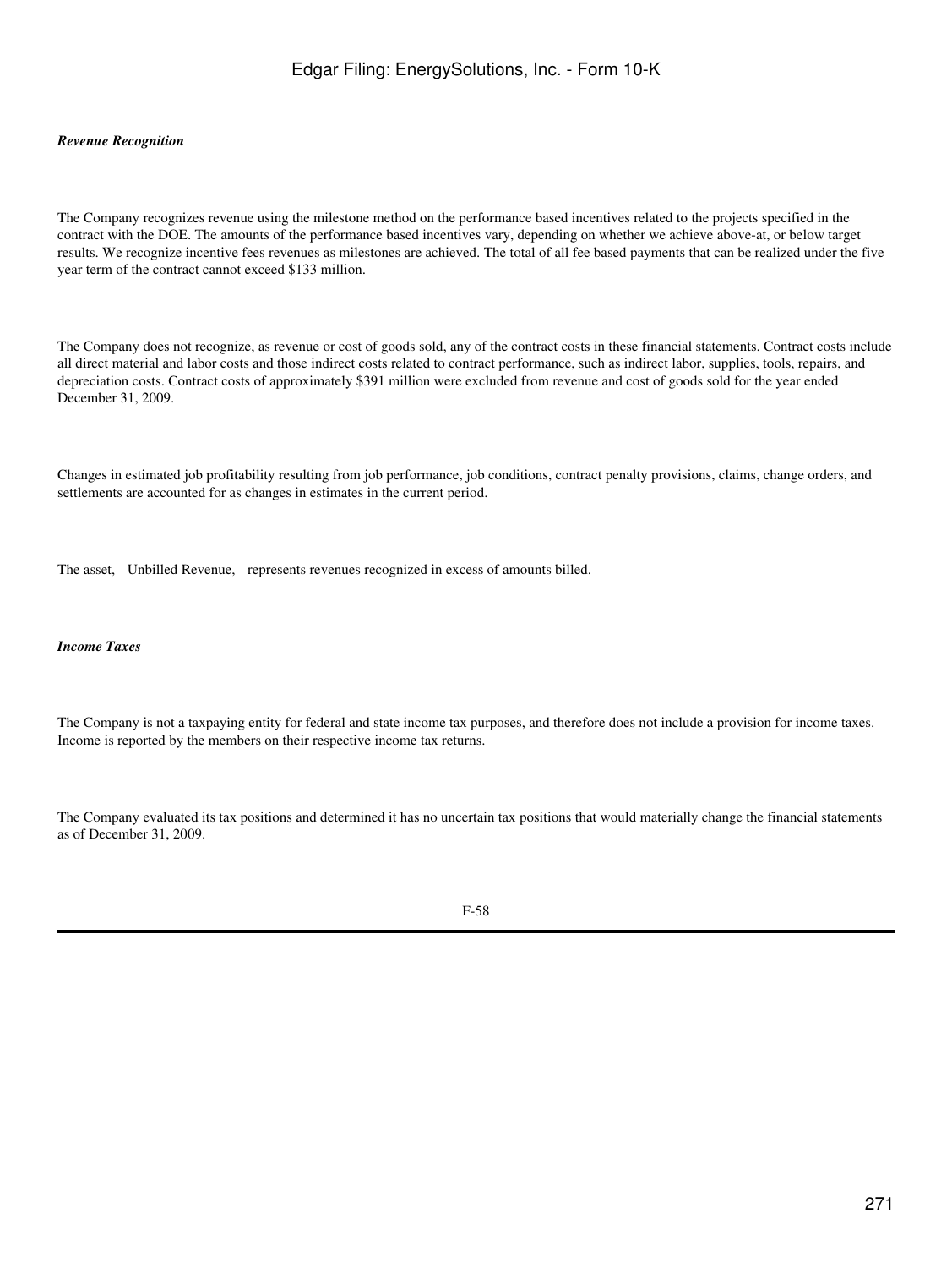***Revenue Recognition***

The Company recognizes revenue using the milestone method on the performance based incentives related to the projects specified in the contract with the DOE. The amounts of the performance based incentives vary, depending on whether we achieve above-at, or below target results. We recognize incentive fees revenues as milestones are achieved. The total of all fee based payments that can be realized under the five year term of the contract cannot exceed $133 million.

The Company does not recognize, as revenue or cost of goods sold, any of the contract costs in these financial statements. Contract costs include all direct material and labor costs and those indirect costs related to contract performance, such as indirect labor, supplies, tools, repairs, and depreciation costs. Contract costs of approximately $391 million were excluded from revenue and cost of goods sold for the year ended December 31, 2009.

Changes in estimated job profitability resulting from job performance, job conditions, contract penalty provisions, claims, change orders, and settlements are accounted for as changes in estimates in the current period.

The asset, Unbilled Revenue, represents revenues recognized in excess of amounts billed.

***Income Taxes***

The Company is not a taxpaying entity for federal and state income tax purposes, and therefore does not include a provision for income taxes. Income is reported by the members on their respective income tax returns.

The Company evaluated its tax positions and determined it has no uncertain tax positions that would materially change the financial statements as of December 31, 2009.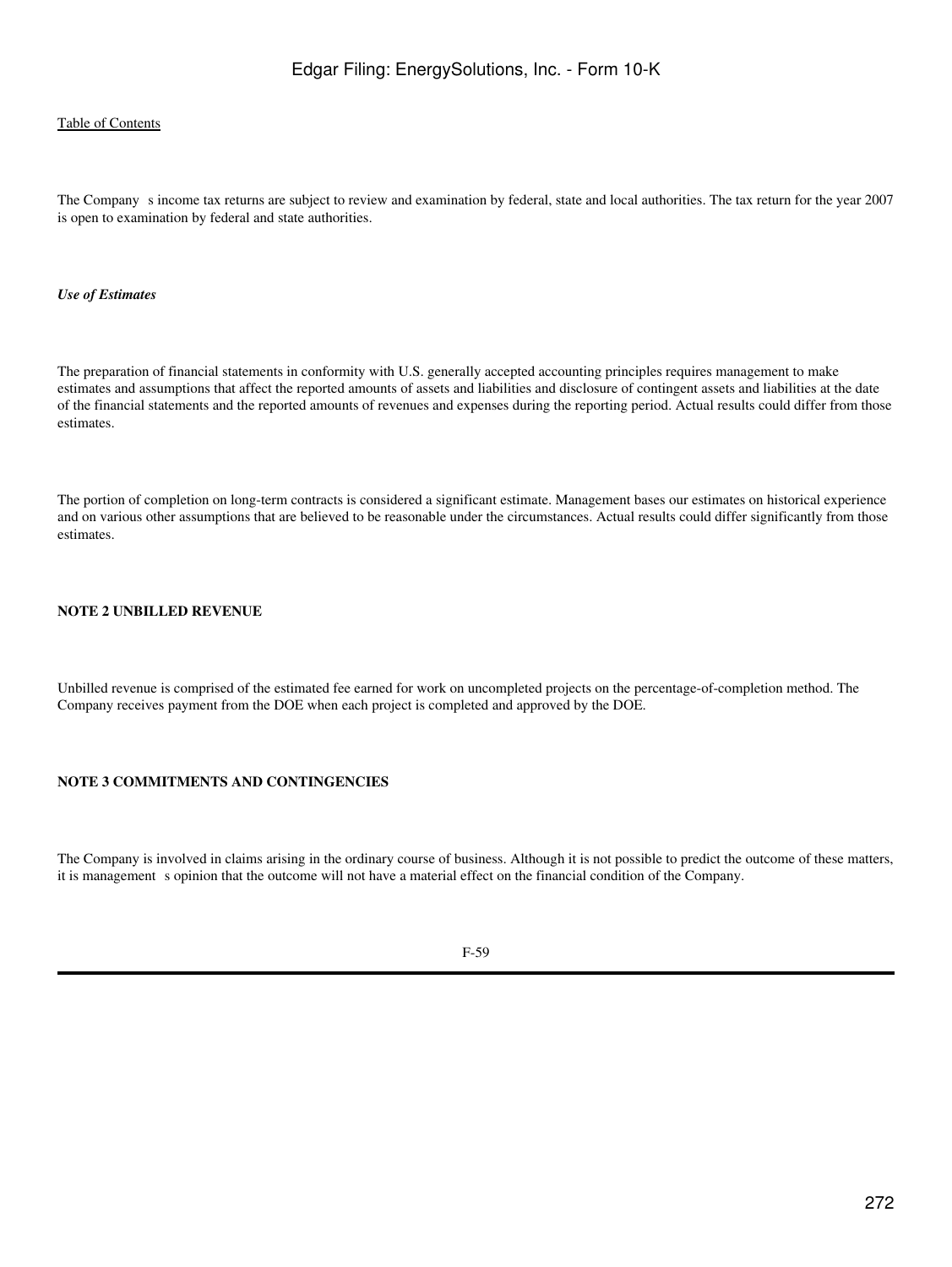The Company s income tax returns are subject to review and examination by federal, state and local authorities. The tax return for the year 2007 is open to examination by federal and state authorities.

*Use of Estimates*

The preparation of financial statements in conformity with U.S. generally accepted accounting principles requires management to make estimates and assumptions that affect the reported amounts of assets and liabilities and disclosure of contingent assets and liabilities at the date of the financial statements and the reported amounts of revenues and expenses during the reporting period. Actual results could differ from those estimates.

The portion of completion on long-term contracts is considered a significant estimate. Management bases our estimates on historical experience and on various other assumptions that are believed to be reasonable under the circumstances. Actual results could differ significantly from those estimates.

**NOTE 2 UNBILLED REVENUE**

Unbilled revenue is comprised of the estimated fee earned for work on uncompleted projects on the percentage-of-completion method. The Company receives payment from the DOE when each project is completed and approved by the DOE.

**NOTE 3 COMMITMENTS AND CONTINGENCIES**

The Company is involved in claims arising in the ordinary course of business. Although it is not possible to predict the outcome of these matters, it is management s opinion that the outcome will not have a material effect on the financial condition of the Company.